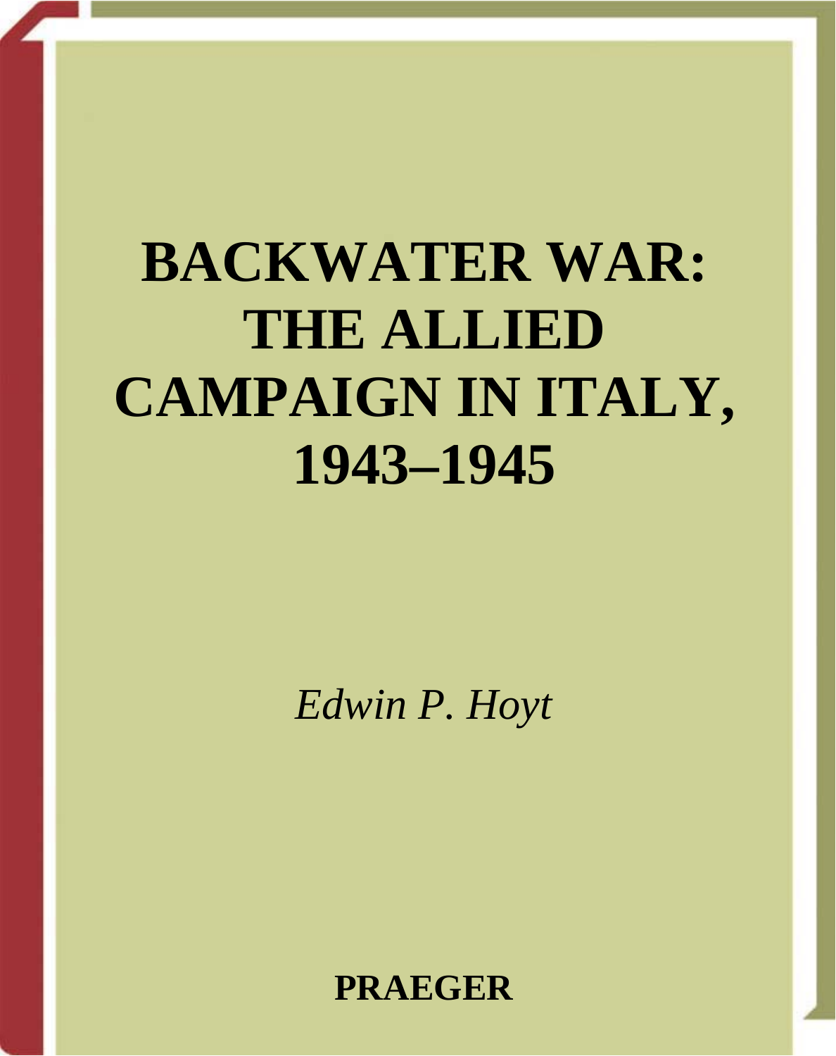# BACKWATER WAR: THE ALLIED CAMPAIGN IN ITALY, 1943–1945

*Edwin P. Hoyt*

**PRAEGER**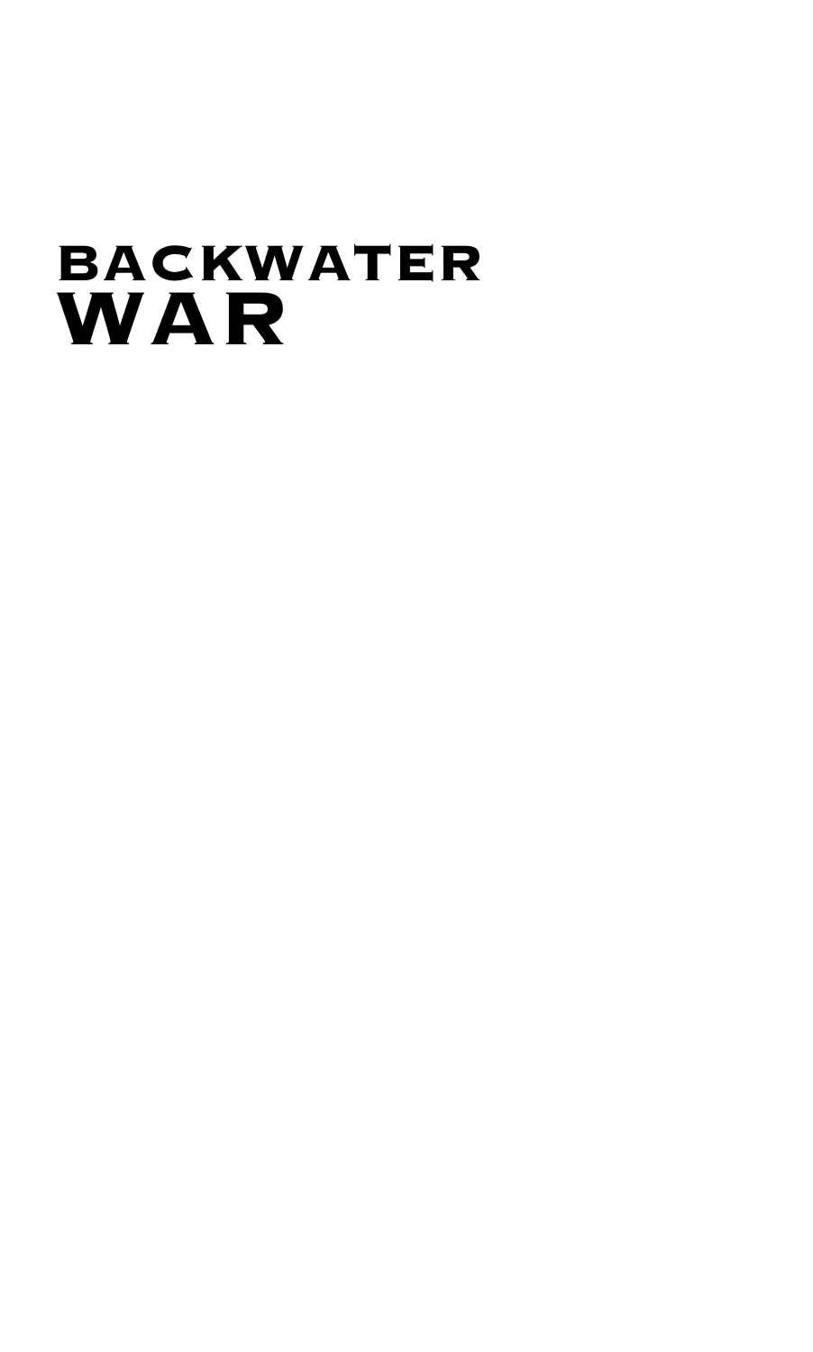# BACKWATER WAR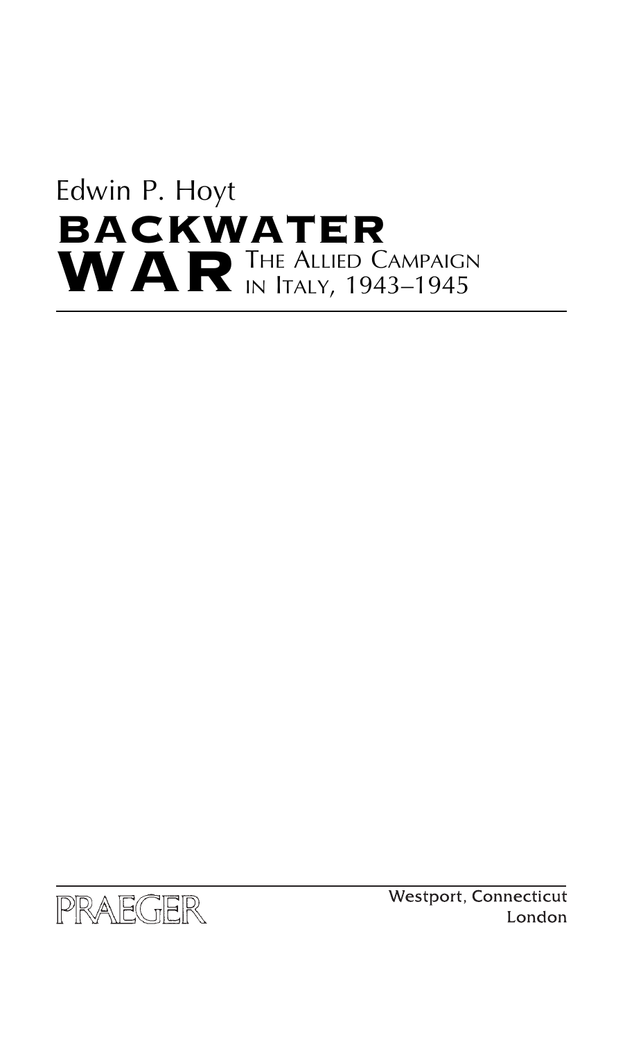Edwin P. Hoyt

# BACKWATER WAR

## The Allied Campaign in Italy, 1943–1945

PRAEGER

Westport, Connecticut
London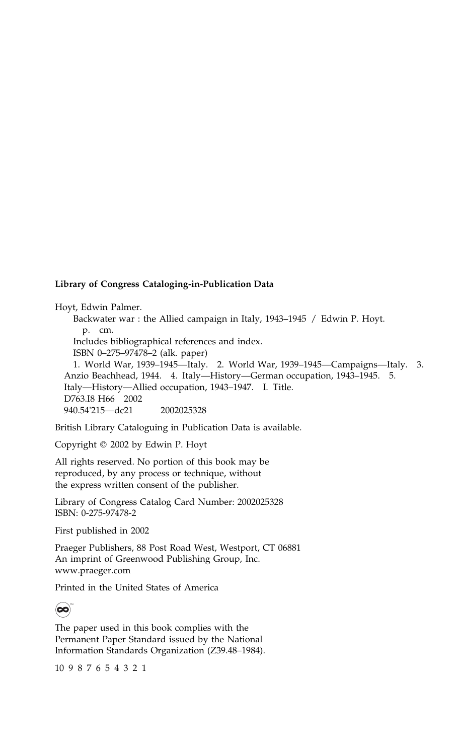**Library of Congress Cataloging-in-Publication Data**

Hoyt, Edwin Palmer.

Backwater war : the Allied campaign in Italy, 1943–1945 / Edwin P. Hoyt.

p. cm.

Includes bibliographical references and index.

ISBN 0–275–97478–2 (alk. paper)

1. World War, 1939–1945—Italy. 2. World War, 1939–1945—Campaigns—Italy. 3. Anzio Beachhead, 1944. 4. Italy—History—German occupation, 1943–1945. 5. Italy—History—Allied occupation, 1943–1947. I. Title.

D763.I8 H66 2002

940.54'215—dc21 2002025328

British Library Cataloguing in Publication Data is available.

Copyright © 2002 by Edwin P. Hoyt

All rights reserved. No portion of this book may be reproduced, by any process or technique, without the express written consent of the publisher.

Library of Congress Catalog Card Number: 2002025328
ISBN: 0-275-97478-2

First published in 2002

Praeger Publishers, 88 Post Road West, Westport, CT 06881
An imprint of Greenwood Publishing Group, Inc.
www.praeger.com

Printed in the United States of America

The paper used in this book complies with the Permanent Paper Standard issued by the National Information Standards Organization (Z39.48–1984).

10 9 8 7 6 5 4 3 2 1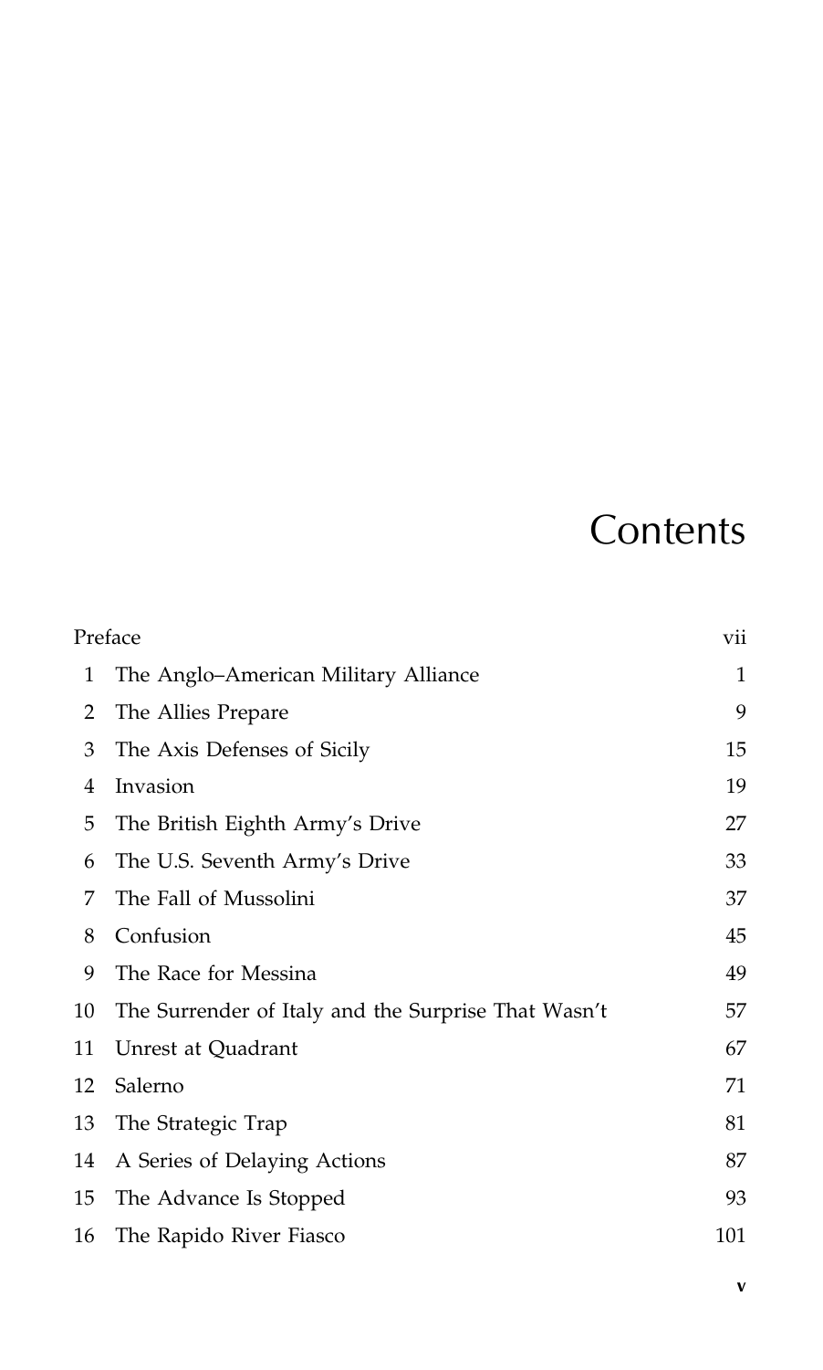# Contents

| | | |
|---|---|---|
| Preface | | vii |
| 1 | The Anglo–American Military Alliance | 1 |
| 2 | The Allies Prepare | 9 |
| 3 | The Axis Defenses of Sicily | 15 |
| 4 | Invasion | 19 |
| 5 | The British Eighth Army's Drive | 27 |
| 6 | The U.S. Seventh Army's Drive | 33 |
| 7 | The Fall of Mussolini | 37 |
| 8 | Confusion | 45 |
| 9 | The Race for Messina | 49 |
| 10 | The Surrender of Italy and the Surprise That Wasn't | 57 |
| 11 | Unrest at Quadrant | 67 |
| 12 | Salerno | 71 |
| 13 | The Strategic Trap | 81 |
| 14 | A Series of Delaying Actions | 87 |
| 15 | The Advance Is Stopped | 93 |
| 16 | The Rapido River Fiasco | 101 |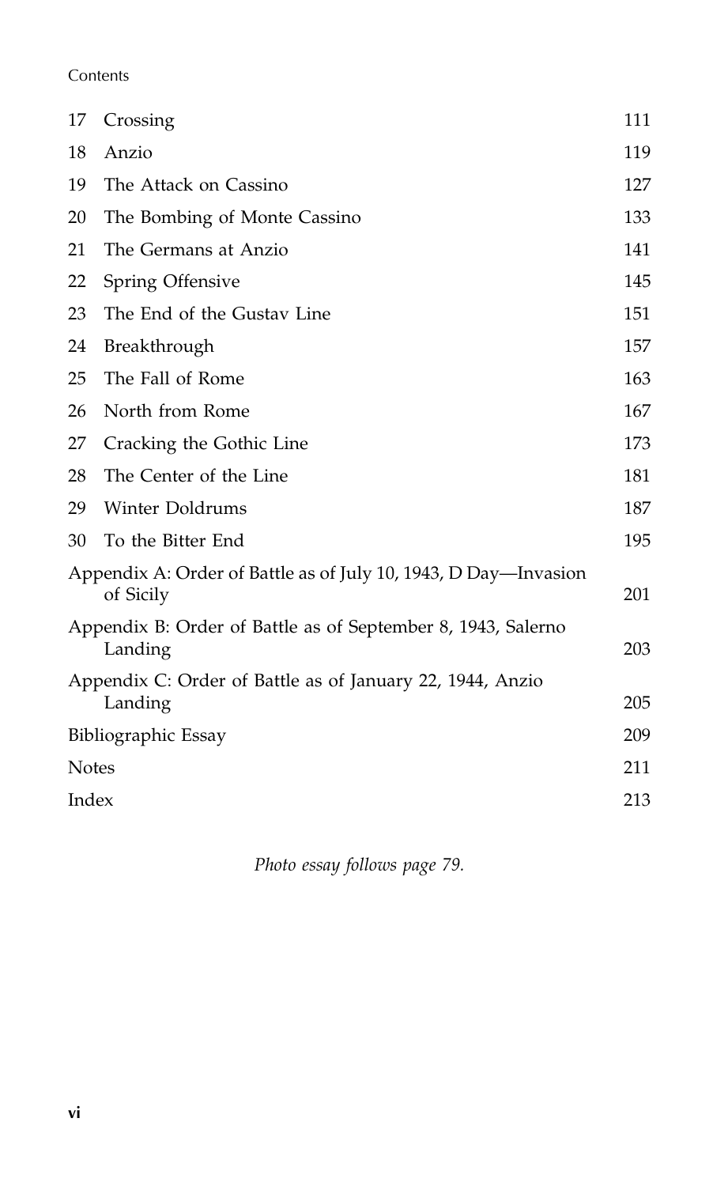| | | |
|---|---|---|
| 17 | Crossing | 111 |
| 18 | Anzio | 119 |
| 19 | The Attack on Cassino | 127 |
| 20 | The Bombing of Monte Cassino | 133 |
| 21 | The Germans at Anzio | 141 |
| 22 | Spring Offensive | 145 |
| 23 | The End of the Gustav Line | 151 |
| 24 | Breakthrough | 157 |
| 25 | The Fall of Rome | 163 |
| 26 | North from Rome | 167 |
| 27 | Cracking the Gothic Line | 173 |
| 28 | The Center of the Line | 181 |
| 29 | Winter Doldrums | 187 |
| 30 | To the Bitter End | 195 |
| | Appendix A: Order of Battle as of July 10, 1943, D Day—Invasion of Sicily | 201 |
| | Appendix B: Order of Battle as of September 8, 1943, Salerno Landing | 203 |
| | Appendix C: Order of Battle as of January 22, 1944, Anzio Landing | 205 |
| | Bibliographic Essay | 209 |
| | Notes | 211 |
| | Index | 213 |

*Photo essay follows page 79.*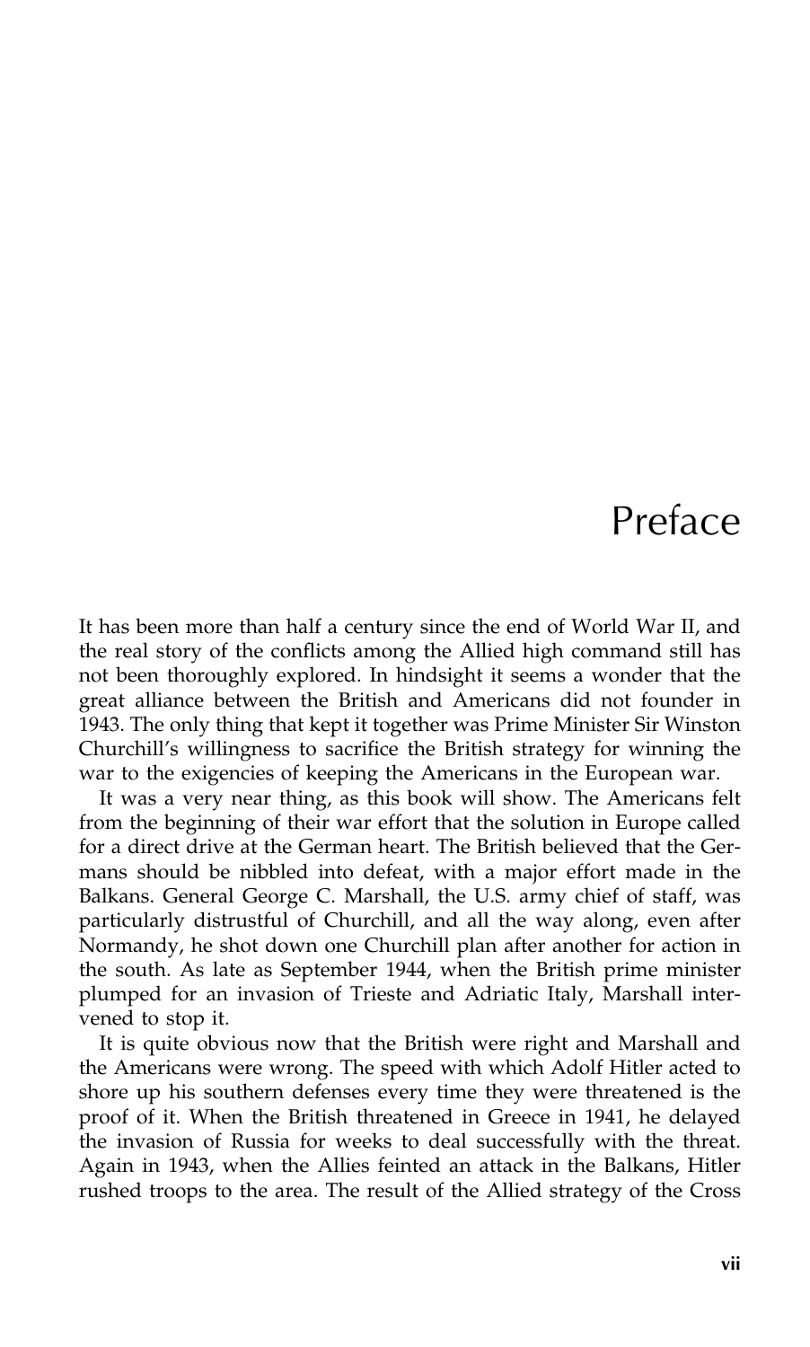# Preface

It has been more than half a century since the end of World War II, and the real story of the conflicts among the Allied high command still has not been thoroughly explored. In hindsight it seems a wonder that the great alliance between the British and Americans did not founder in 1943. The only thing that kept it together was Prime Minister Sir Winston Churchill's willingness to sacrifice the British strategy for winning the war to the exigencies of keeping the Americans in the European war.

It was a very near thing, as this book will show. The Americans felt from the beginning of their war effort that the solution in Europe called for a direct drive at the German heart. The British believed that the Germans should be nibbled into defeat, with a major effort made in the Balkans. General George C. Marshall, the U.S. army chief of staff, was particularly distrustful of Churchill, and all the way along, even after Normandy, he shot down one Churchill plan after another for action in the south. As late as September 1944, when the British prime minister plumped for an invasion of Trieste and Adriatic Italy, Marshall intervened to stop it.

It is quite obvious now that the British were right and Marshall and the Americans were wrong. The speed with which Adolf Hitler acted to shore up his southern defenses every time they were threatened is the proof of it. When the British threatened in Greece in 1941, he delayed the invasion of Russia for weeks to deal successfully with the threat. Again in 1943, when the Allies feinted an attack in the Balkans, Hitler rushed troops to the area. The result of the Allied strategy of the Cross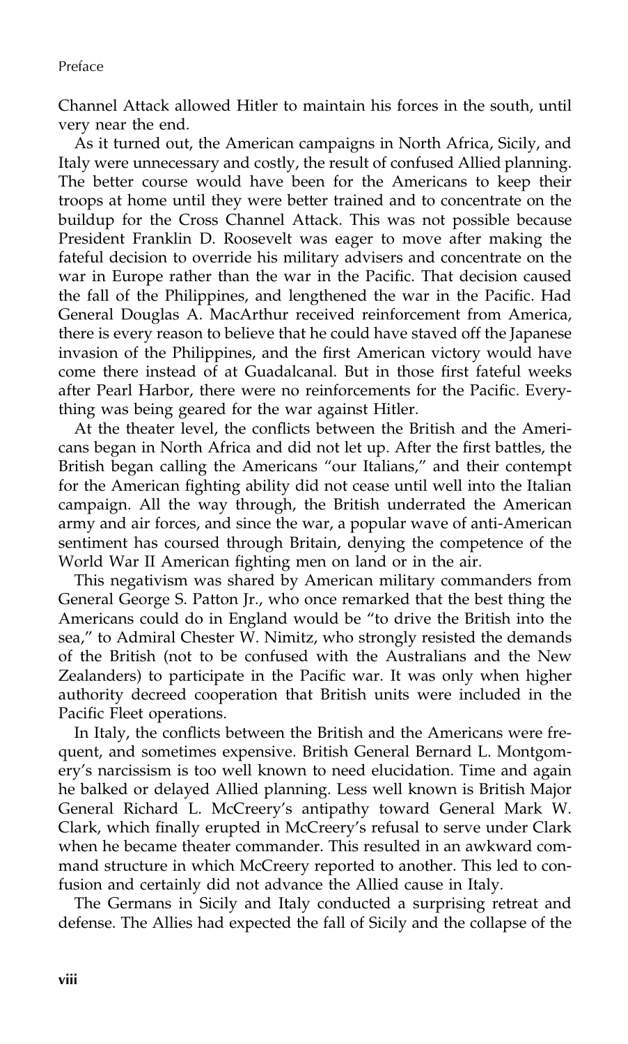Channel Attack allowed Hitler to maintain his forces in the south, until very near the end.

As it turned out, the American campaigns in North Africa, Sicily, and Italy were unnecessary and costly, the result of confused Allied planning. The better course would have been for the Americans to keep their troops at home until they were better trained and to concentrate on the buildup for the Cross Channel Attack. This was not possible because President Franklin D. Roosevelt was eager to move after making the fateful decision to override his military advisers and concentrate on the war in Europe rather than the war in the Pacific. That decision caused the fall of the Philippines, and lengthened the war in the Pacific. Had General Douglas A. MacArthur received reinforcement from America, there is every reason to believe that he could have staved off the Japanese invasion of the Philippines, and the first American victory would have come there instead of at Guadalcanal. But in those first fateful weeks after Pearl Harbor, there were no reinforcements for the Pacific. Everything was being geared for the war against Hitler.

At the theater level, the conflicts between the British and the Americans began in North Africa and did not let up. After the first battles, the British began calling the Americans "our Italians," and their contempt for the American fighting ability did not cease until well into the Italian campaign. All the way through, the British underrated the American army and air forces, and since the war, a popular wave of anti-American sentiment has coursed through Britain, denying the competence of the World War II American fighting men on land or in the air.

This negativism was shared by American military commanders from General George S. Patton Jr., who once remarked that the best thing the Americans could do in England would be "to drive the British into the sea," to Admiral Chester W. Nimitz, who strongly resisted the demands of the British (not to be confused with the Australians and the New Zealanders) to participate in the Pacific war. It was only when higher authority decreed cooperation that British units were included in the Pacific Fleet operations.

In Italy, the conflicts between the British and the Americans were frequent, and sometimes expensive. British General Bernard L. Montgomery's narcissism is too well known to need elucidation. Time and again he balked or delayed Allied planning. Less well known is British Major General Richard L. McCreery's antipathy toward General Mark W. Clark, which finally erupted in McCreery's refusal to serve under Clark when he became theater commander. This resulted in an awkward command structure in which McCreery reported to another. This led to confusion and certainly did not advance the Allied cause in Italy.

The Germans in Sicily and Italy conducted a surprising retreat and defense. The Allies had expected the fall of Sicily and the collapse of the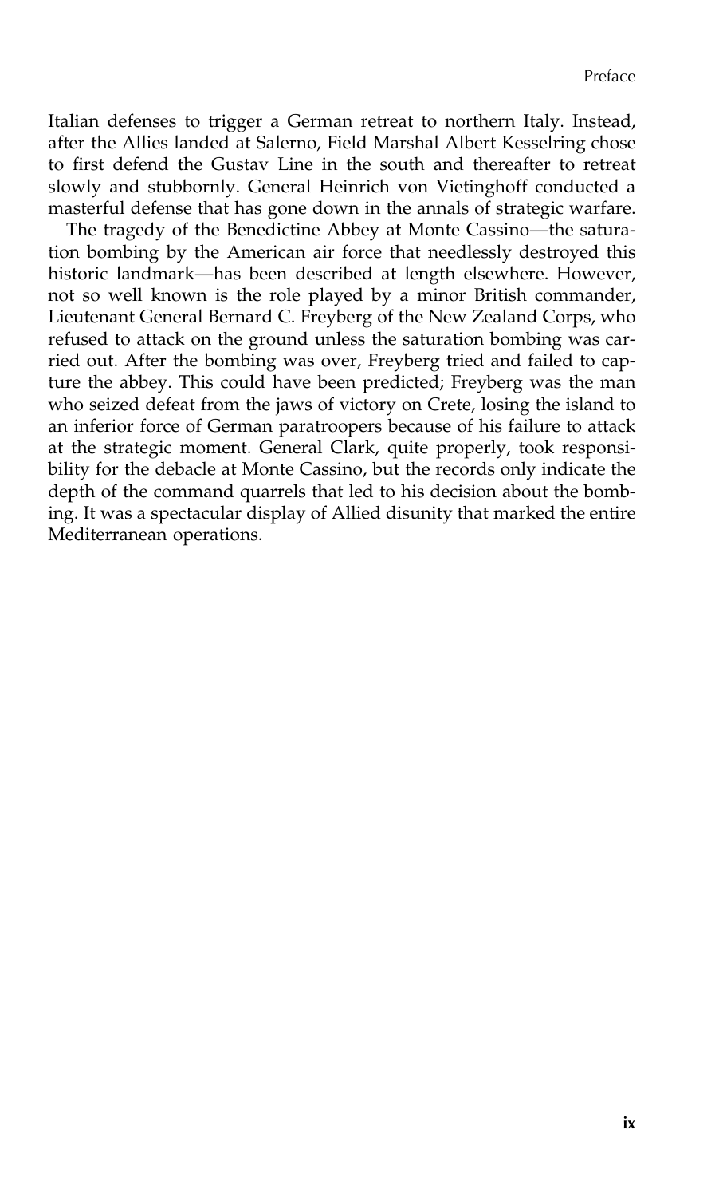Italian defenses to trigger a German retreat to northern Italy. Instead, after the Allies landed at Salerno, Field Marshal Albert Kesselring chose to first defend the Gustav Line in the south and thereafter to retreat slowly and stubbornly. General Heinrich von Vietinghoff conducted a masterful defense that has gone down in the annals of strategic warfare.

The tragedy of the Benedictine Abbey at Monte Cassino—the saturation bombing by the American air force that needlessly destroyed this historic landmark—has been described at length elsewhere. However, not so well known is the role played by a minor British commander, Lieutenant General Bernard C. Freyberg of the New Zealand Corps, who refused to attack on the ground unless the saturation bombing was carried out. After the bombing was over, Freyberg tried and failed to capture the abbey. This could have been predicted; Freyberg was the man who seized defeat from the jaws of victory on Crete, losing the island to an inferior force of German paratroopers because of his failure to attack at the strategic moment. General Clark, quite properly, took responsibility for the debacle at Monte Cassino, but the records only indicate the depth of the command quarrels that led to his decision about the bombing. It was a spectacular display of Allied disunity that marked the entire Mediterranean operations.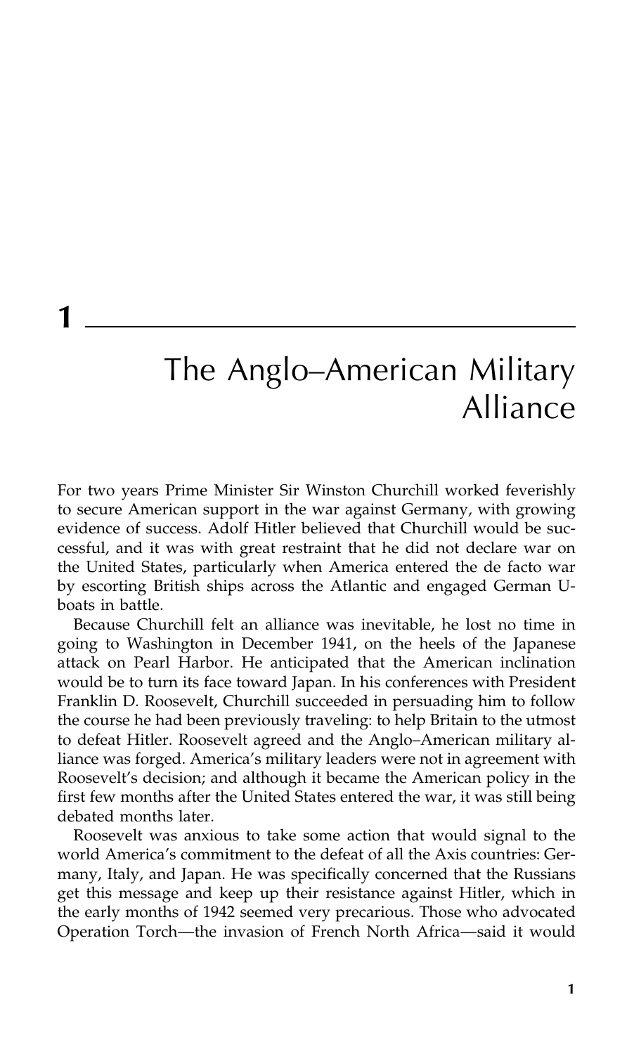# 1 The Anglo–American Military Alliance

For two years Prime Minister Sir Winston Churchill worked feverishly to secure American support in the war against Germany, with growing evidence of success. Adolf Hitler believed that Churchill would be successful, and it was with great restraint that he did not declare war on the United States, particularly when America entered the de facto war by escorting British ships across the Atlantic and engaged German U-boats in battle.

Because Churchill felt an alliance was inevitable, he lost no time in going to Washington in December 1941, on the heels of the Japanese attack on Pearl Harbor. He anticipated that the American inclination would be to turn its face toward Japan. In his conferences with President Franklin D. Roosevelt, Churchill succeeded in persuading him to follow the course he had been previously traveling: to help Britain to the utmost to defeat Hitler. Roosevelt agreed and the Anglo–American military alliance was forged. America's military leaders were not in agreement with Roosevelt's decision; and although it became the American policy in the first few months after the United States entered the war, it was still being debated months later.

Roosevelt was anxious to take some action that would signal to the world America's commitment to the defeat of all the Axis countries: Germany, Italy, and Japan. He was specifically concerned that the Russians get this message and keep up their resistance against Hitler, which in the early months of 1942 seemed very precarious. Those who advocated Operation Torch—the invasion of French North Africa—said it would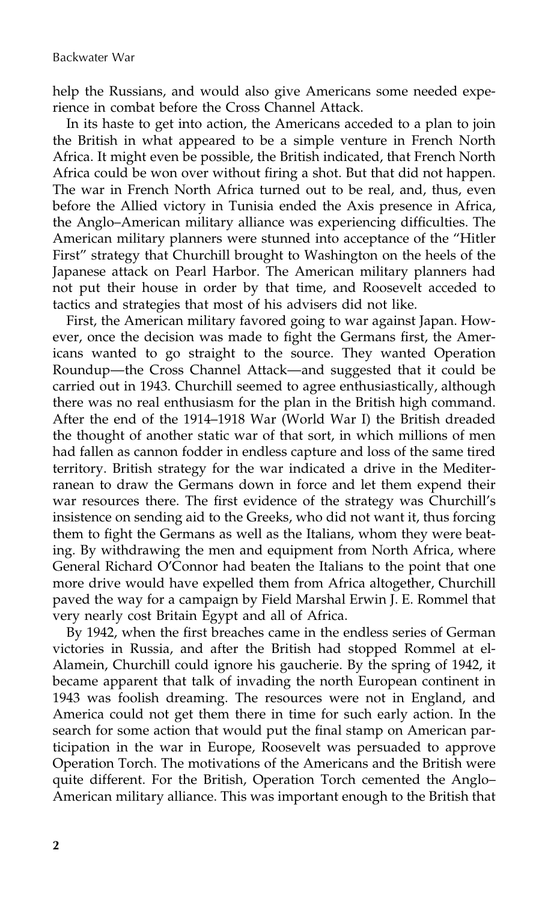help the Russians, and would also give Americans some needed experience in combat before the Cross Channel Attack.

In its haste to get into action, the Americans acceded to a plan to join the British in what appeared to be a simple venture in French North Africa. It might even be possible, the British indicated, that French North Africa could be won over without firing a shot. But that did not happen. The war in French North Africa turned out to be real, and, thus, even before the Allied victory in Tunisia ended the Axis presence in Africa, the Anglo–American military alliance was experiencing difficulties. The American military planners were stunned into acceptance of the "Hitler First" strategy that Churchill brought to Washington on the heels of the Japanese attack on Pearl Harbor. The American military planners had not put their house in order by that time, and Roosevelt acceded to tactics and strategies that most of his advisers did not like.

First, the American military favored going to war against Japan. However, once the decision was made to fight the Germans first, the Americans wanted to go straight to the source. They wanted Operation Roundup—the Cross Channel Attack—and suggested that it could be carried out in 1943. Churchill seemed to agree enthusiastically, although there was no real enthusiasm for the plan in the British high command. After the end of the 1914–1918 War (World War I) the British dreaded the thought of another static war of that sort, in which millions of men had fallen as cannon fodder in endless capture and loss of the same tired territory. British strategy for the war indicated a drive in the Mediterranean to draw the Germans down in force and let them expend their war resources there. The first evidence of the strategy was Churchill's insistence on sending aid to the Greeks, who did not want it, thus forcing them to fight the Germans as well as the Italians, whom they were beating. By withdrawing the men and equipment from North Africa, where General Richard O'Connor had beaten the Italians to the point that one more drive would have expelled them from Africa altogether, Churchill paved the way for a campaign by Field Marshal Erwin J. E. Rommel that very nearly cost Britain Egypt and all of Africa.

By 1942, when the first breaches came in the endless series of German victories in Russia, and after the British had stopped Rommel at el-Alamein, Churchill could ignore his gaucherie. By the spring of 1942, it became apparent that talk of invading the north European continent in 1943 was foolish dreaming. The resources were not in England, and America could not get them there in time for such early action. In the search for some action that would put the final stamp on American participation in the war in Europe, Roosevelt was persuaded to approve Operation Torch. The motivations of the Americans and the British were quite different. For the British, Operation Torch cemented the Anglo–American military alliance. This was important enough to the British that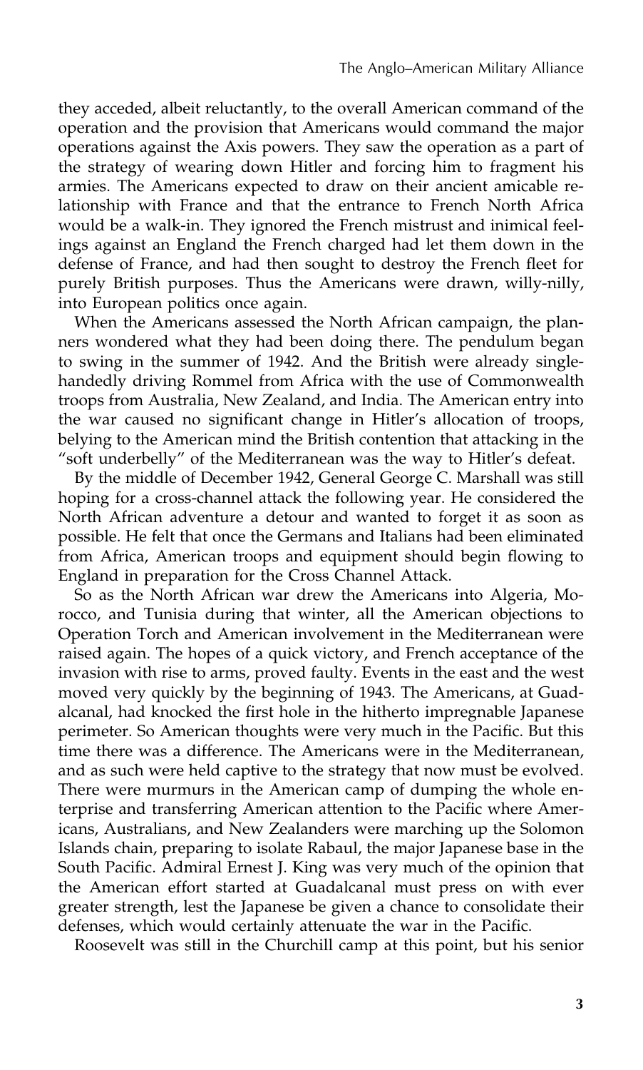they acceded, albeit reluctantly, to the overall American command of the operation and the provision that Americans would command the major operations against the Axis powers. They saw the operation as a part of the strategy of wearing down Hitler and forcing him to fragment his armies. The Americans expected to draw on their ancient amicable relationship with France and that the entrance to French North Africa would be a walk-in. They ignored the French mistrust and inimical feelings against an England the French charged had let them down in the defense of France, and had then sought to destroy the French fleet for purely British purposes. Thus the Americans were drawn, willy-nilly, into European politics once again.

When the Americans assessed the North African campaign, the planners wondered what they had been doing there. The pendulum began to swing in the summer of 1942. And the British were already singlehandedly driving Rommel from Africa with the use of Commonwealth troops from Australia, New Zealand, and India. The American entry into the war caused no significant change in Hitler's allocation of troops, belying to the American mind the British contention that attacking in the "soft underbelly" of the Mediterranean was the way to Hitler's defeat.

By the middle of December 1942, General George C. Marshall was still hoping for a cross-channel attack the following year. He considered the North African adventure a detour and wanted to forget it as soon as possible. He felt that once the Germans and Italians had been eliminated from Africa, American troops and equipment should begin flowing to England in preparation for the Cross Channel Attack.

So as the North African war drew the Americans into Algeria, Morocco, and Tunisia during that winter, all the American objections to Operation Torch and American involvement in the Mediterranean were raised again. The hopes of a quick victory, and French acceptance of the invasion with rise to arms, proved faulty. Events in the east and the west moved very quickly by the beginning of 1943. The Americans, at Guadalcanal, had knocked the first hole in the hitherto impregnable Japanese perimeter. So American thoughts were very much in the Pacific. But this time there was a difference. The Americans were in the Mediterranean, and as such were held captive to the strategy that now must be evolved. There were murmurs in the American camp of dumping the whole enterprise and transferring American attention to the Pacific where Americans, Australians, and New Zealanders were marching up the Solomon Islands chain, preparing to isolate Rabaul, the major Japanese base in the South Pacific. Admiral Ernest J. King was very much of the opinion that the American effort started at Guadalcanal must press on with ever greater strength, lest the Japanese be given a chance to consolidate their defenses, which would certainly attenuate the war in the Pacific.

Roosevelt was still in the Churchill camp at this point, but his senior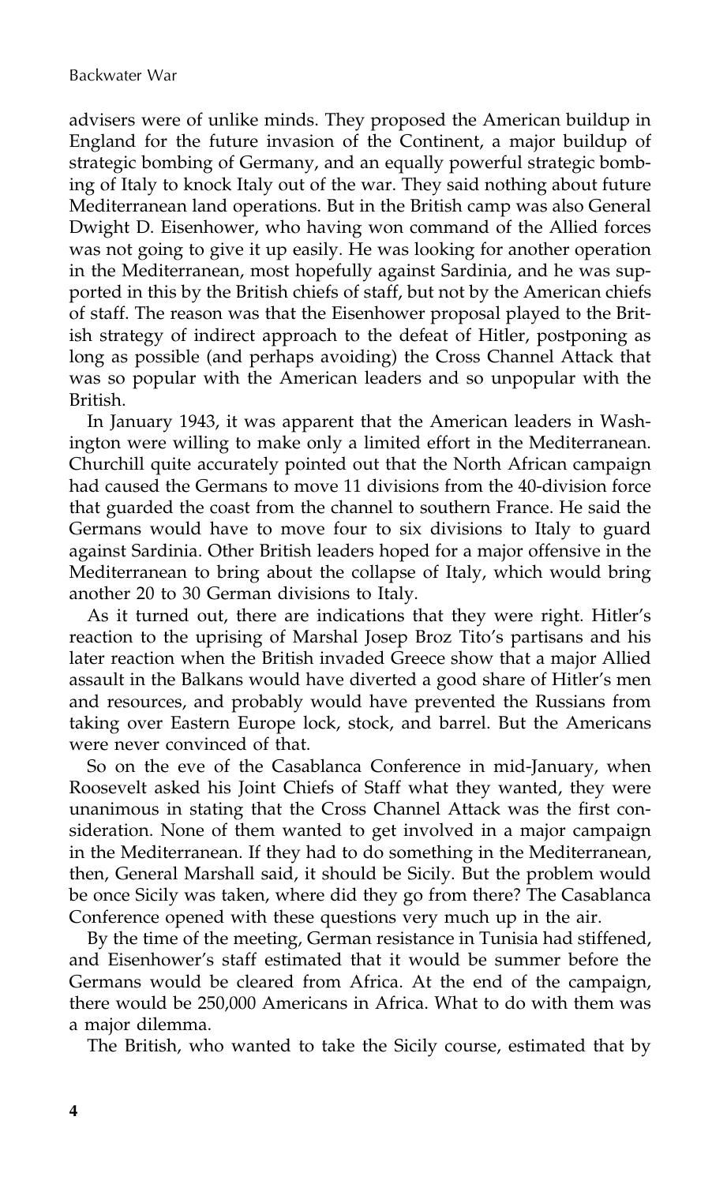advisers were of unlike minds. They proposed the American buildup in England for the future invasion of the Continent, a major buildup of strategic bombing of Germany, and an equally powerful strategic bombing of Italy to knock Italy out of the war. They said nothing about future Mediterranean land operations. But in the British camp was also General Dwight D. Eisenhower, who having won command of the Allied forces was not going to give it up easily. He was looking for another operation in the Mediterranean, most hopefully against Sardinia, and he was supported in this by the British chiefs of staff, but not by the American chiefs of staff. The reason was that the Eisenhower proposal played to the British strategy of indirect approach to the defeat of Hitler, postponing as long as possible (and perhaps avoiding) the Cross Channel Attack that was so popular with the American leaders and so unpopular with the British.

In January 1943, it was apparent that the American leaders in Washington were willing to make only a limited effort in the Mediterranean. Churchill quite accurately pointed out that the North African campaign had caused the Germans to move 11 divisions from the 40-division force that guarded the coast from the channel to southern France. He said the Germans would have to move four to six divisions to Italy to guard against Sardinia. Other British leaders hoped for a major offensive in the Mediterranean to bring about the collapse of Italy, which would bring another 20 to 30 German divisions to Italy.

As it turned out, there are indications that they were right. Hitler's reaction to the uprising of Marshal Josep Broz Tito's partisans and his later reaction when the British invaded Greece show that a major Allied assault in the Balkans would have diverted a good share of Hitler's men and resources, and probably would have prevented the Russians from taking over Eastern Europe lock, stock, and barrel. But the Americans were never convinced of that.

So on the eve of the Casablanca Conference in mid-January, when Roosevelt asked his Joint Chiefs of Staff what they wanted, they were unanimous in stating that the Cross Channel Attack was the first consideration. None of them wanted to get involved in a major campaign in the Mediterranean. If they had to do something in the Mediterranean, then, General Marshall said, it should be Sicily. But the problem would be once Sicily was taken, where did they go from there? The Casablanca Conference opened with these questions very much up in the air.

By the time of the meeting, German resistance in Tunisia had stiffened, and Eisenhower's staff estimated that it would be summer before the Germans would be cleared from Africa. At the end of the campaign, there would be 250,000 Americans in Africa. What to do with them was a major dilemma.

The British, who wanted to take the Sicily course, estimated that by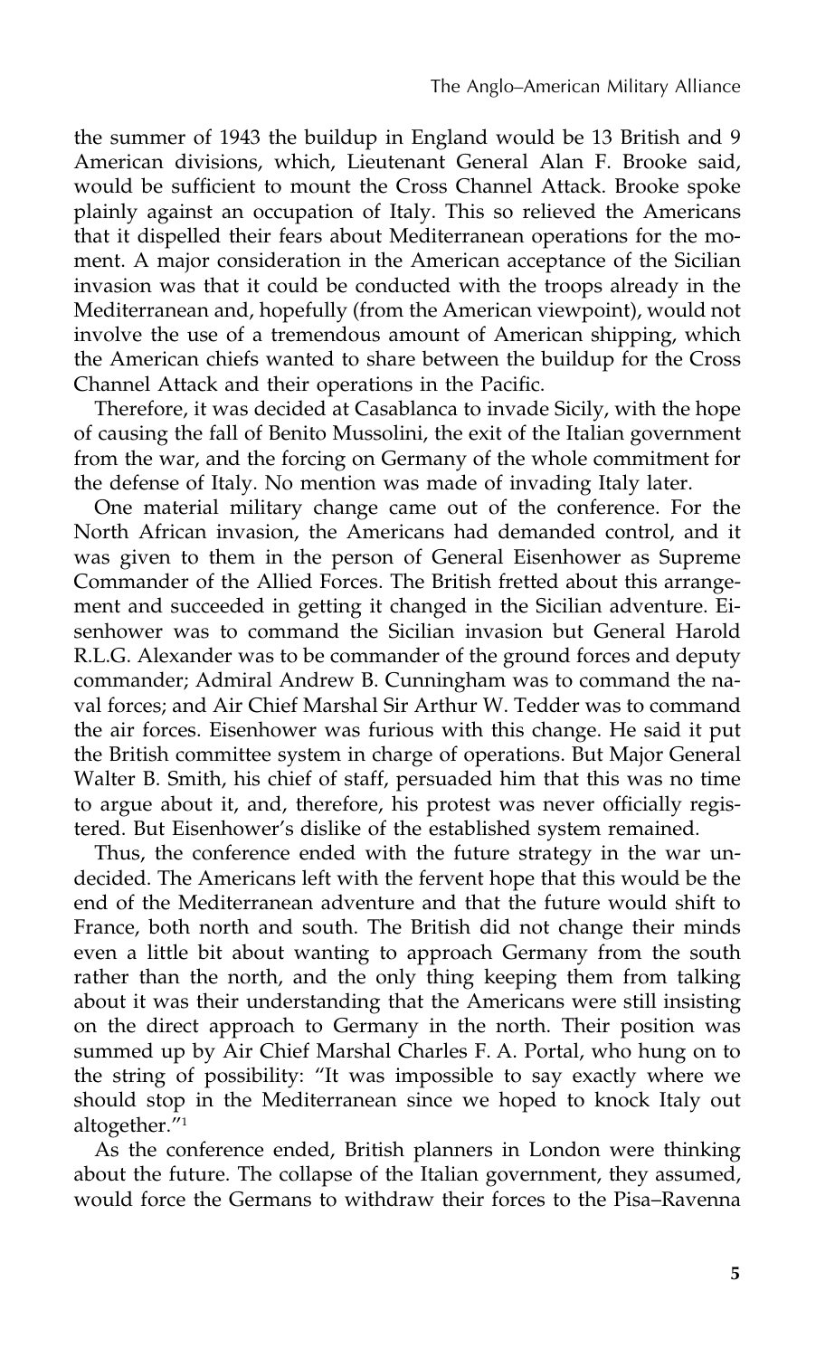the summer of 1943 the buildup in England would be 13 British and 9 American divisions, which, Lieutenant General Alan F. Brooke said, would be sufficient to mount the Cross Channel Attack. Brooke spoke plainly against an occupation of Italy. This so relieved the Americans that it dispelled their fears about Mediterranean operations for the moment. A major consideration in the American acceptance of the Sicilian invasion was that it could be conducted with the troops already in the Mediterranean and, hopefully (from the American viewpoint), would not involve the use of a tremendous amount of American shipping, which the American chiefs wanted to share between the buildup for the Cross Channel Attack and their operations in the Pacific.

Therefore, it was decided at Casablanca to invade Sicily, with the hope of causing the fall of Benito Mussolini, the exit of the Italian government from the war, and the forcing on Germany of the whole commitment for the defense of Italy. No mention was made of invading Italy later.

One material military change came out of the conference. For the North African invasion, the Americans had demanded control, and it was given to them in the person of General Eisenhower as Supreme Commander of the Allied Forces. The British fretted about this arrangement and succeeded in getting it changed in the Sicilian adventure. Eisenhower was to command the Sicilian invasion but General Harold R.L.G. Alexander was to be commander of the ground forces and deputy commander; Admiral Andrew B. Cunningham was to command the naval forces; and Air Chief Marshal Sir Arthur W. Tedder was to command the air forces. Eisenhower was furious with this change. He said it put the British committee system in charge of operations. But Major General Walter B. Smith, his chief of staff, persuaded him that this was no time to argue about it, and, therefore, his protest was never officially registered. But Eisenhower's dislike of the established system remained.

Thus, the conference ended with the future strategy in the war undecided. The Americans left with the fervent hope that this would be the end of the Mediterranean adventure and that the future would shift to France, both north and south. The British did not change their minds even a little bit about wanting to approach Germany from the south rather than the north, and the only thing keeping them from talking about it was their understanding that the Americans were still insisting on the direct approach to Germany in the north. Their position was summed up by Air Chief Marshal Charles F. A. Portal, who hung on to the string of possibility: "It was impossible to say exactly where we should stop in the Mediterranean since we hoped to knock Italy out altogether."[1]

As the conference ended, British planners in London were thinking about the future. The collapse of the Italian government, they assumed, would force the Germans to withdraw their forces to the Pisa–Ravenna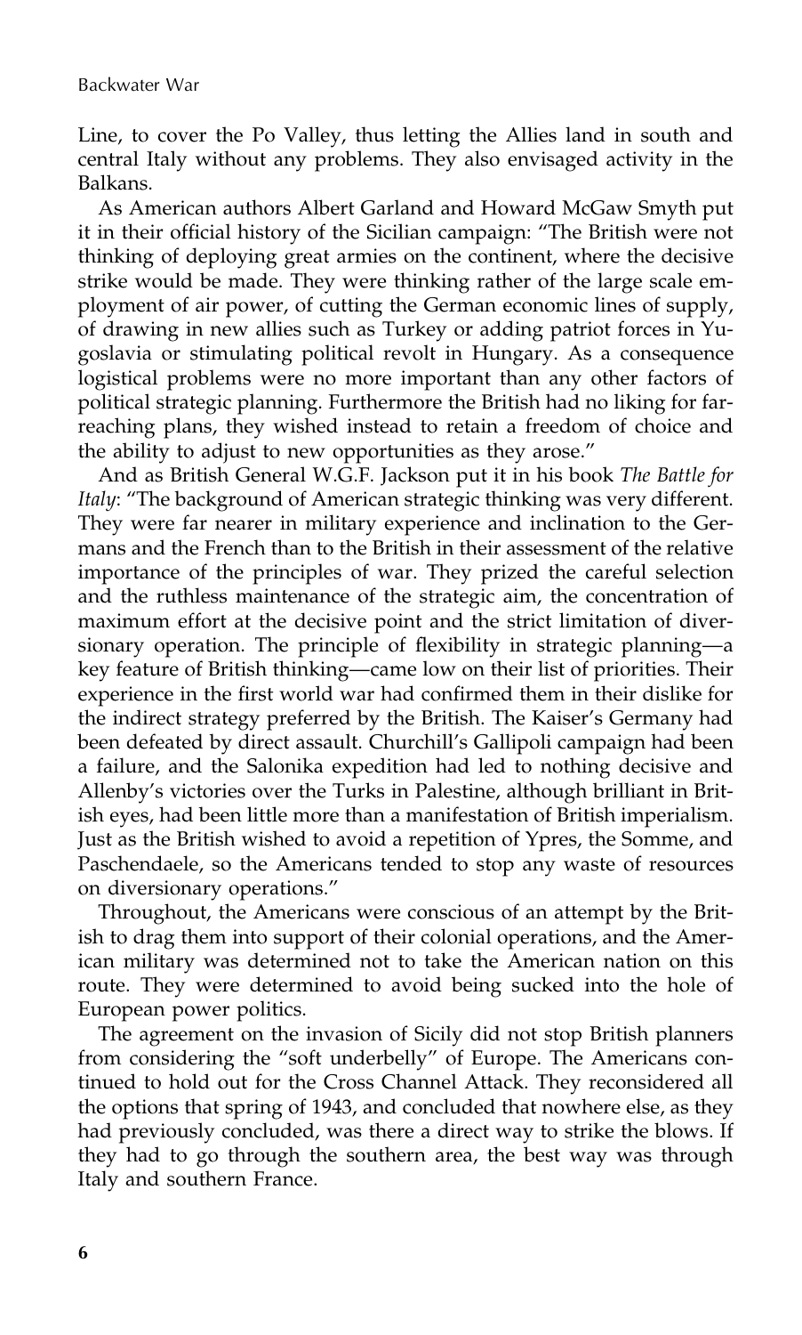Line, to cover the Po Valley, thus letting the Allies land in south and central Italy without any problems. They also envisaged activity in the Balkans.

As American authors Albert Garland and Howard McGaw Smyth put it in their official history of the Sicilian campaign: "The British were not thinking of deploying great armies on the continent, where the decisive strike would be made. They were thinking rather of the large scale employment of air power, of cutting the German economic lines of supply, of drawing in new allies such as Turkey or adding patriot forces in Yugoslavia or stimulating political revolt in Hungary. As a consequence logistical problems were no more important than any other factors of political strategic planning. Furthermore the British had no liking for far-reaching plans, they wished instead to retain a freedom of choice and the ability to adjust to new opportunities as they arose."

And as British General W.G.F. Jackson put it in his book *The Battle for Italy*: "The background of American strategic thinking was very different. They were far nearer in military experience and inclination to the Germans and the French than to the British in their assessment of the relative importance of the principles of war. They prized the careful selection and the ruthless maintenance of the strategic aim, the concentration of maximum effort at the decisive point and the strict limitation of diversionary operation. The principle of flexibility in strategic planning—a key feature of British thinking—came low on their list of priorities. Their experience in the first world war had confirmed them in their dislike for the indirect strategy preferred by the British. The Kaiser's Germany had been defeated by direct assault. Churchill's Gallipoli campaign had been a failure, and the Salonika expedition had led to nothing decisive and Allenby's victories over the Turks in Palestine, although brilliant in British eyes, had been little more than a manifestation of British imperialism. Just as the British wished to avoid a repetition of Ypres, the Somme, and Paschendaele, so the Americans tended to stop any waste of resources on diversionary operations."

Throughout, the Americans were conscious of an attempt by the British to drag them into support of their colonial operations, and the American military was determined not to take the American nation on this route. They were determined to avoid being sucked into the hole of European power politics.

The agreement on the invasion of Sicily did not stop British planners from considering the "soft underbelly" of Europe. The Americans continued to hold out for the Cross Channel Attack. They reconsidered all the options that spring of 1943, and concluded that nowhere else, as they had previously concluded, was there a direct way to strike the blows. If they had to go through the southern area, the best way was through Italy and southern France.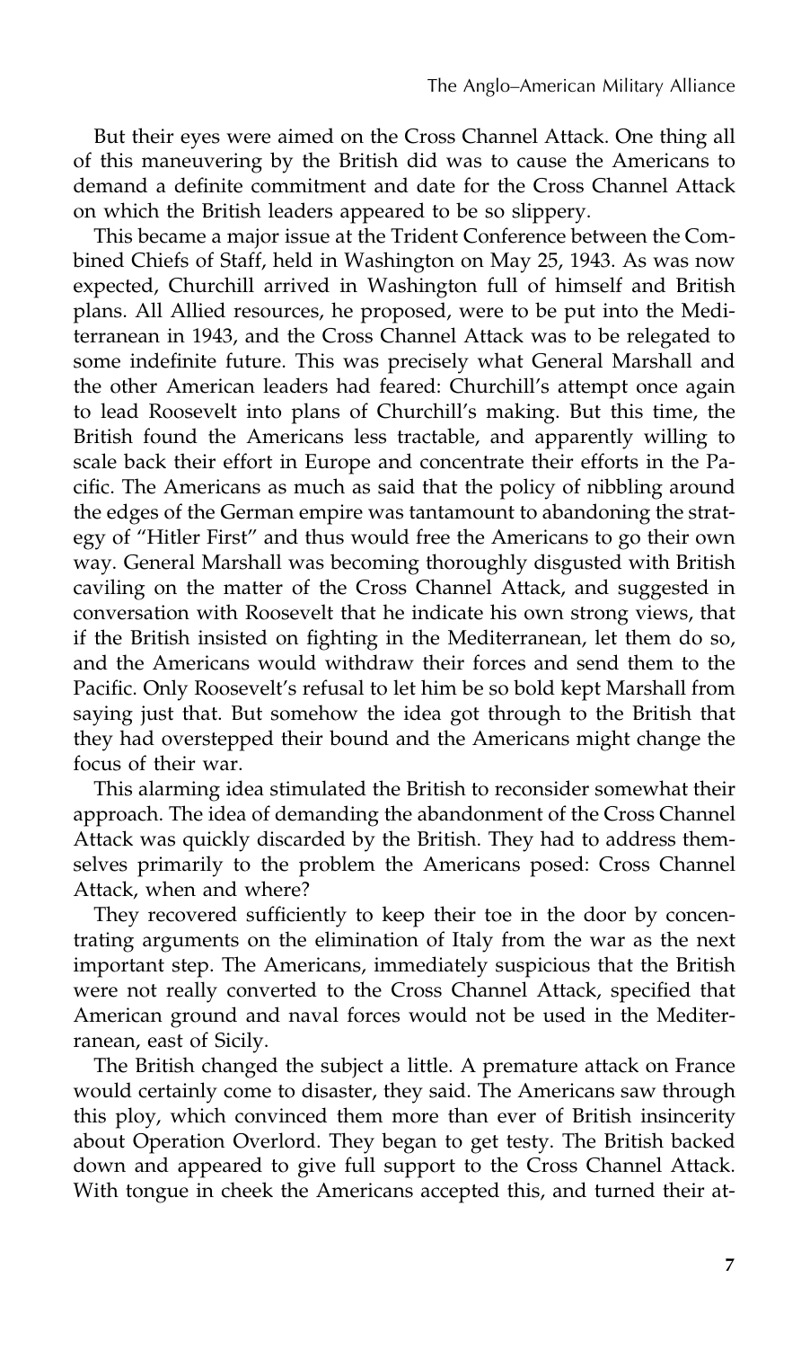But their eyes were aimed on the Cross Channel Attack. One thing all of this maneuvering by the British did was to cause the Americans to demand a definite commitment and date for the Cross Channel Attack on which the British leaders appeared to be so slippery.

This became a major issue at the Trident Conference between the Combined Chiefs of Staff, held in Washington on May 25, 1943. As was now expected, Churchill arrived in Washington full of himself and British plans. All Allied resources, he proposed, were to be put into the Mediterranean in 1943, and the Cross Channel Attack was to be relegated to some indefinite future. This was precisely what General Marshall and the other American leaders had feared: Churchill's attempt once again to lead Roosevelt into plans of Churchill's making. But this time, the British found the Americans less tractable, and apparently willing to scale back their effort in Europe and concentrate their efforts in the Pacific. The Americans as much as said that the policy of nibbling around the edges of the German empire was tantamount to abandoning the strategy of "Hitler First" and thus would free the Americans to go their own way. General Marshall was becoming thoroughly disgusted with British caviling on the matter of the Cross Channel Attack, and suggested in conversation with Roosevelt that he indicate his own strong views, that if the British insisted on fighting in the Mediterranean, let them do so, and the Americans would withdraw their forces and send them to the Pacific. Only Roosevelt's refusal to let him be so bold kept Marshall from saying just that. But somehow the idea got through to the British that they had overstepped their bound and the Americans might change the focus of their war.

This alarming idea stimulated the British to reconsider somewhat their approach. The idea of demanding the abandonment of the Cross Channel Attack was quickly discarded by the British. They had to address themselves primarily to the problem the Americans posed: Cross Channel Attack, when and where?

They recovered sufficiently to keep their toe in the door by concentrating arguments on the elimination of Italy from the war as the next important step. The Americans, immediately suspicious that the British were not really converted to the Cross Channel Attack, specified that American ground and naval forces would not be used in the Mediterranean, east of Sicily.

The British changed the subject a little. A premature attack on France would certainly come to disaster, they said. The Americans saw through this ploy, which convinced them more than ever of British insincerity about Operation Overlord. They began to get testy. The British backed down and appeared to give full support to the Cross Channel Attack. With tongue in cheek the Americans accepted this, and turned their at-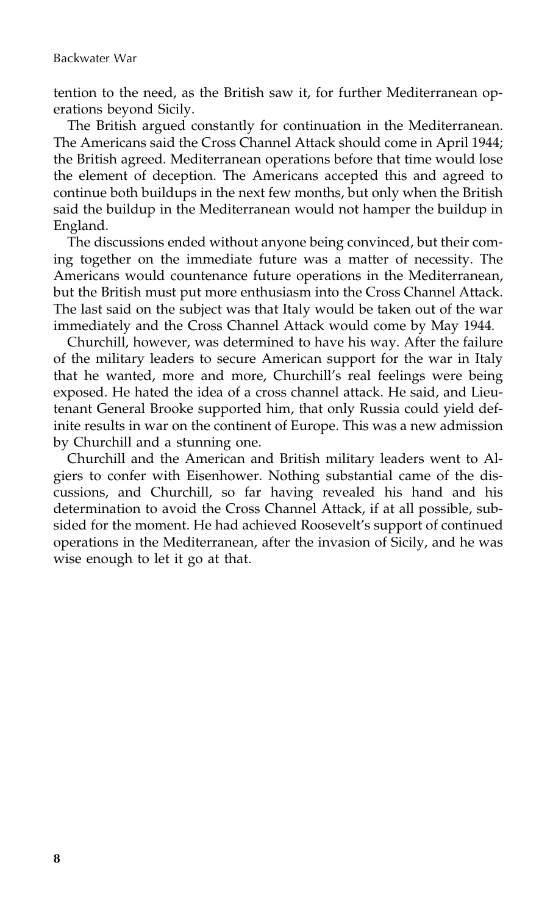tention to the need, as the British saw it, for further Mediterranean operations beyond Sicily.

The British argued constantly for continuation in the Mediterranean. The Americans said the Cross Channel Attack should come in April 1944; the British agreed. Mediterranean operations before that time would lose the element of deception. The Americans accepted this and agreed to continue both buildups in the next few months, but only when the British said the buildup in the Mediterranean would not hamper the buildup in England.

The discussions ended without anyone being convinced, but their coming together on the immediate future was a matter of necessity. The Americans would countenance future operations in the Mediterranean, but the British must put more enthusiasm into the Cross Channel Attack. The last said on the subject was that Italy would be taken out of the war immediately and the Cross Channel Attack would come by May 1944.

Churchill, however, was determined to have his way. After the failure of the military leaders to secure American support for the war in Italy that he wanted, more and more, Churchill's real feelings were being exposed. He hated the idea of a cross channel attack. He said, and Lieutenant General Brooke supported him, that only Russia could yield definite results in war on the continent of Europe. This was a new admission by Churchill and a stunning one.

Churchill and the American and British military leaders went to Algiers to confer with Eisenhower. Nothing substantial came of the discussions, and Churchill, so far having revealed his hand and his determination to avoid the Cross Channel Attack, if at all possible, subsided for the moment. He had achieved Roosevelt's support of continued operations in the Mediterranean, after the invasion of Sicily, and he was wise enough to let it go at that.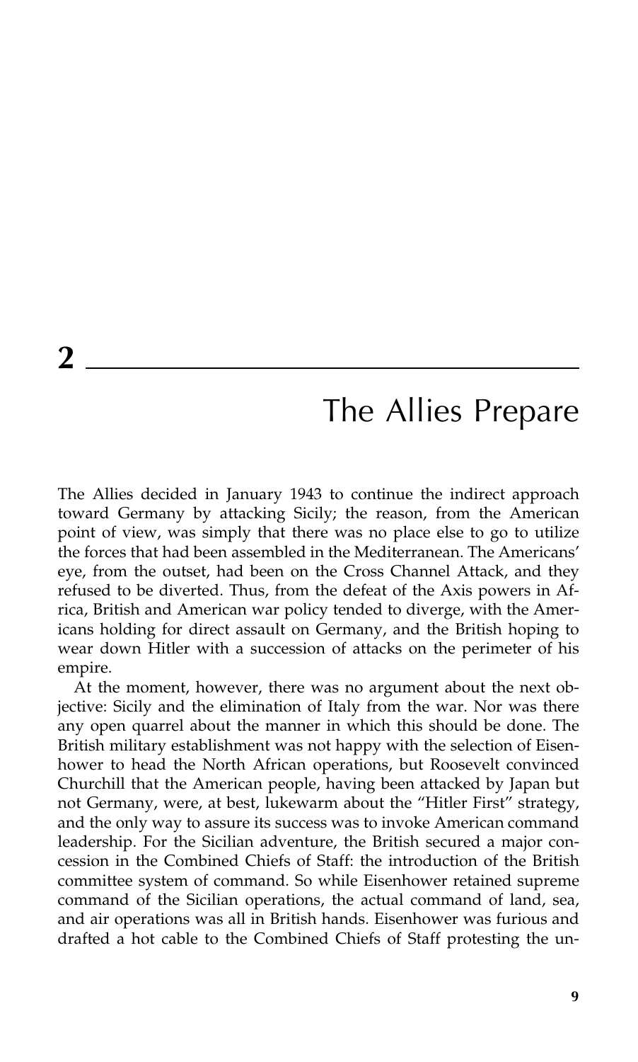# 2

# The Allies Prepare

The Allies decided in January 1943 to continue the indirect approach toward Germany by attacking Sicily; the reason, from the American point of view, was simply that there was no place else to go to utilize the forces that had been assembled in the Mediterranean. The Americans' eye, from the outset, had been on the Cross Channel Attack, and they refused to be diverted. Thus, from the defeat of the Axis powers in Africa, British and American war policy tended to diverge, with the Americans holding for direct assault on Germany, and the British hoping to wear down Hitler with a succession of attacks on the perimeter of his empire.

At the moment, however, there was no argument about the next objective: Sicily and the elimination of Italy from the war. Nor was there any open quarrel about the manner in which this should be done. The British military establishment was not happy with the selection of Eisenhower to head the North African operations, but Roosevelt convinced Churchill that the American people, having been attacked by Japan but not Germany, were, at best, lukewarm about the "Hitler First" strategy, and the only way to assure its success was to invoke American command leadership. For the Sicilian adventure, the British secured a major concession in the Combined Chiefs of Staff: the introduction of the British committee system of command. So while Eisenhower retained supreme command of the Sicilian operations, the actual command of land, sea, and air operations was all in British hands. Eisenhower was furious and drafted a hot cable to the Combined Chiefs of Staff protesting the un-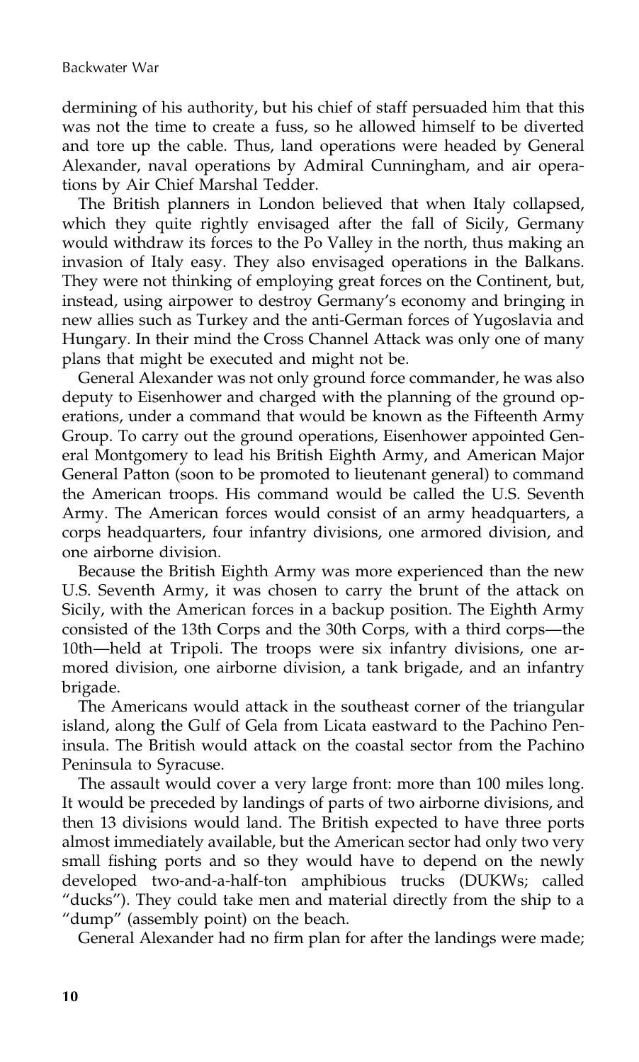dermining of his authority, but his chief of staff persuaded him that this was not the time to create a fuss, so he allowed himself to be diverted and tore up the cable. Thus, land operations were headed by General Alexander, naval operations by Admiral Cunningham, and air operations by Air Chief Marshal Tedder.

The British planners in London believed that when Italy collapsed, which they quite rightly envisaged after the fall of Sicily, Germany would withdraw its forces to the Po Valley in the north, thus making an invasion of Italy easy. They also envisaged operations in the Balkans. They were not thinking of employing great forces on the Continent, but, instead, using airpower to destroy Germany's economy and bringing in new allies such as Turkey and the anti-German forces of Yugoslavia and Hungary. In their mind the Cross Channel Attack was only one of many plans that might be executed and might not be.

General Alexander was not only ground force commander, he was also deputy to Eisenhower and charged with the planning of the ground operations, under a command that would be known as the Fifteenth Army Group. To carry out the ground operations, Eisenhower appointed General Montgomery to lead his British Eighth Army, and American Major General Patton (soon to be promoted to lieutenant general) to command the American troops. His command would be called the U.S. Seventh Army. The American forces would consist of an army headquarters, a corps headquarters, four infantry divisions, one armored division, and one airborne division.

Because the British Eighth Army was more experienced than the new U.S. Seventh Army, it was chosen to carry the brunt of the attack on Sicily, with the American forces in a backup position. The Eighth Army consisted of the 13th Corps and the 30th Corps, with a third corps—the 10th—held at Tripoli. The troops were six infantry divisions, one armored division, one airborne division, a tank brigade, and an infantry brigade.

The Americans would attack in the southeast corner of the triangular island, along the Gulf of Gela from Licata eastward to the Pachino Peninsula. The British would attack on the coastal sector from the Pachino Peninsula to Syracuse.

The assault would cover a very large front: more than 100 miles long. It would be preceded by landings of parts of two airborne divisions, and then 13 divisions would land. The British expected to have three ports almost immediately available, but the American sector had only two very small fishing ports and so they would have to depend on the newly developed two-and-a-half-ton amphibious trucks (DUKWs; called "ducks"). They could take men and material directly from the ship to a "dump" (assembly point) on the beach.

General Alexander had no firm plan for after the landings were made;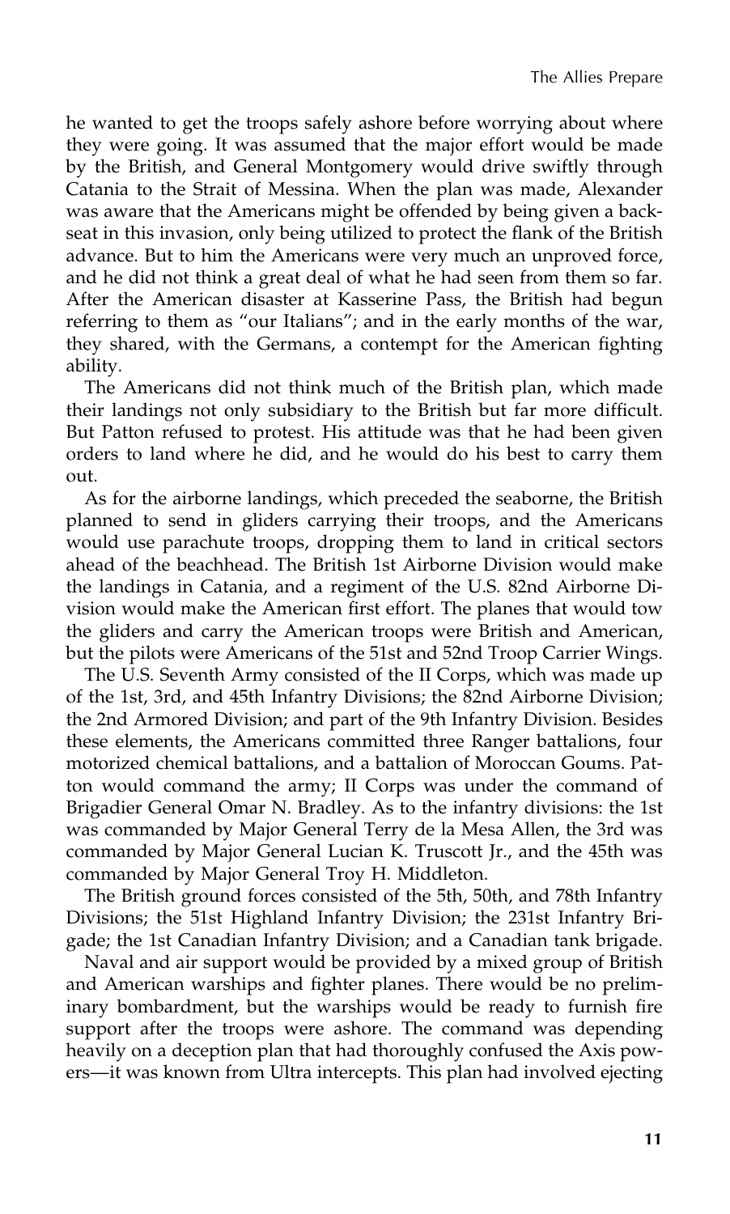he wanted to get the troops safely ashore before worrying about where they were going. It was assumed that the major effort would be made by the British, and General Montgomery would drive swiftly through Catania to the Strait of Messina. When the plan was made, Alexander was aware that the Americans might be offended by being given a backseat in this invasion, only being utilized to protect the flank of the British advance. But to him the Americans were very much an unproved force, and he did not think a great deal of what he had seen from them so far. After the American disaster at Kasserine Pass, the British had begun referring to them as "our Italians"; and in the early months of the war, they shared, with the Germans, a contempt for the American fighting ability.

The Americans did not think much of the British plan, which made their landings not only subsidiary to the British but far more difficult. But Patton refused to protest. His attitude was that he had been given orders to land where he did, and he would do his best to carry them out.

As for the airborne landings, which preceded the seaborne, the British planned to send in gliders carrying their troops, and the Americans would use parachute troops, dropping them to land in critical sectors ahead of the beachhead. The British 1st Airborne Division would make the landings in Catania, and a regiment of the U.S. 82nd Airborne Division would make the American first effort. The planes that would tow the gliders and carry the American troops were British and American, but the pilots were Americans of the 51st and 52nd Troop Carrier Wings.

The U.S. Seventh Army consisted of the II Corps, which was made up of the 1st, 3rd, and 45th Infantry Divisions; the 82nd Airborne Division; the 2nd Armored Division; and part of the 9th Infantry Division. Besides these elements, the Americans committed three Ranger battalions, four motorized chemical battalions, and a battalion of Moroccan Goums. Patton would command the army; II Corps was under the command of Brigadier General Omar N. Bradley. As to the infantry divisions: the 1st was commanded by Major General Terry de la Mesa Allen, the 3rd was commanded by Major General Lucian K. Truscott Jr., and the 45th was commanded by Major General Troy H. Middleton.

The British ground forces consisted of the 5th, 50th, and 78th Infantry Divisions; the 51st Highland Infantry Division; the 231st Infantry Brigade; the 1st Canadian Infantry Division; and a Canadian tank brigade.

Naval and air support would be provided by a mixed group of British and American warships and fighter planes. There would be no preliminary bombardment, but the warships would be ready to furnish fire support after the troops were ashore. The command was depending heavily on a deception plan that had thoroughly confused the Axis powers—it was known from Ultra intercepts. This plan had involved ejecting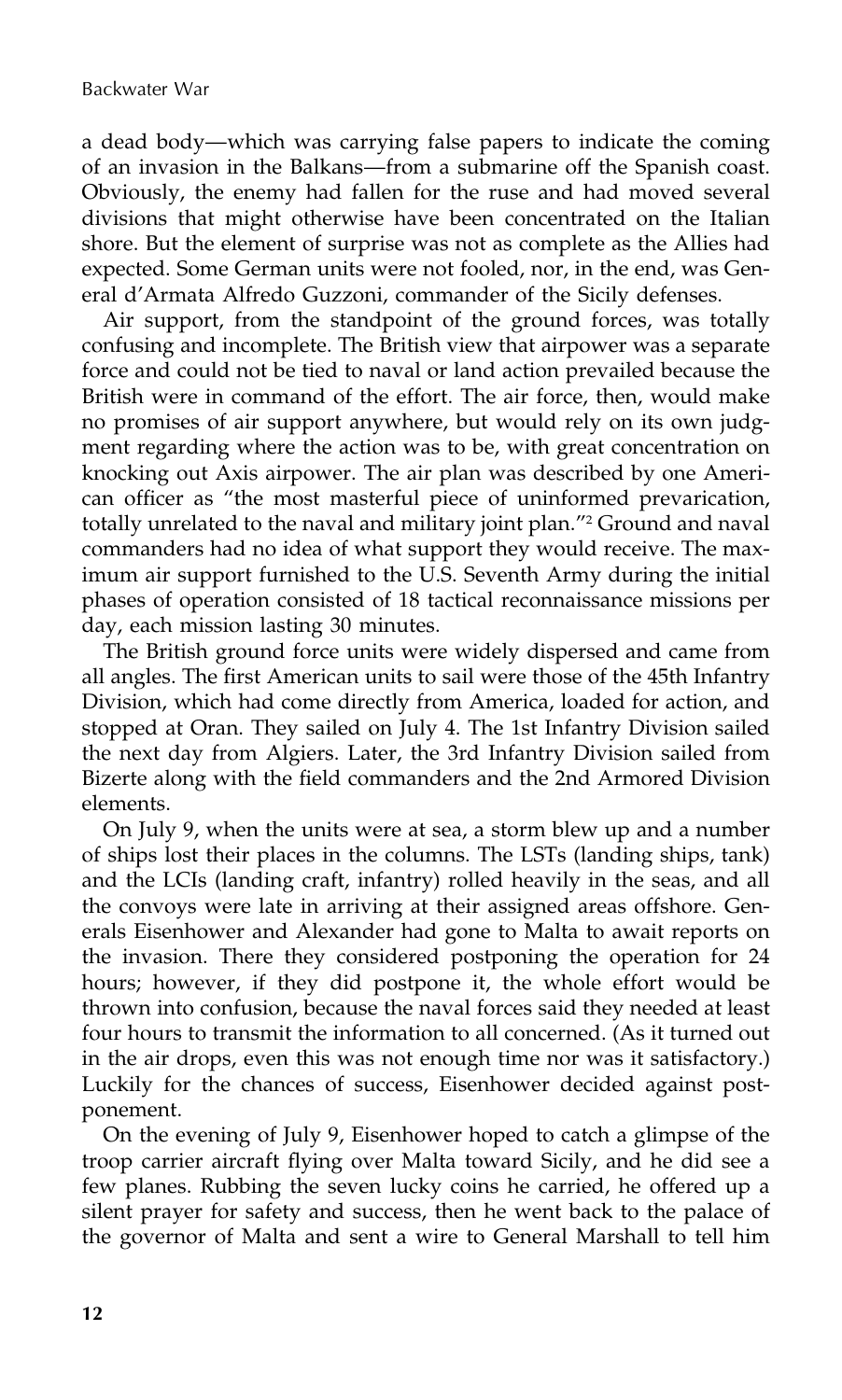a dead body—which was carrying false papers to indicate the coming of an invasion in the Balkans—from a submarine off the Spanish coast. Obviously, the enemy had fallen for the ruse and had moved several divisions that might otherwise have been concentrated on the Italian shore. But the element of surprise was not as complete as the Allies had expected. Some German units were not fooled, nor, in the end, was General d'Armata Alfredo Guzzoni, commander of the Sicily defenses.

Air support, from the standpoint of the ground forces, was totally confusing and incomplete. The British view that airpower was a separate force and could not be tied to naval or land action prevailed because the British were in command of the effort. The air force, then, would make no promises of air support anywhere, but would rely on its own judgment regarding where the action was to be, with great concentration on knocking out Axis airpower. The air plan was described by one American officer as "the most masterful piece of uninformed prevarication, totally unrelated to the naval and military joint plan."[2] Ground and naval commanders had no idea of what support they would receive. The maximum air support furnished to the U.S. Seventh Army during the initial phases of operation consisted of 18 tactical reconnaissance missions per day, each mission lasting 30 minutes.

The British ground force units were widely dispersed and came from all angles. The first American units to sail were those of the 45th Infantry Division, which had come directly from America, loaded for action, and stopped at Oran. They sailed on July 4. The 1st Infantry Division sailed the next day from Algiers. Later, the 3rd Infantry Division sailed from Bizerte along with the field commanders and the 2nd Armored Division elements.

On July 9, when the units were at sea, a storm blew up and a number of ships lost their places in the columns. The LSTs (landing ships, tank) and the LCIs (landing craft, infantry) rolled heavily in the seas, and all the convoys were late in arriving at their assigned areas offshore. Generals Eisenhower and Alexander had gone to Malta to await reports on the invasion. There they considered postponing the operation for 24 hours; however, if they did postpone it, the whole effort would be thrown into confusion, because the naval forces said they needed at least four hours to transmit the information to all concerned. (As it turned out in the air drops, even this was not enough time nor was it satisfactory.) Luckily for the chances of success, Eisenhower decided against postponement.

On the evening of July 9, Eisenhower hoped to catch a glimpse of the troop carrier aircraft flying over Malta toward Sicily, and he did see a few planes. Rubbing the seven lucky coins he carried, he offered up a silent prayer for safety and success, then he went back to the palace of the governor of Malta and sent a wire to General Marshall to tell him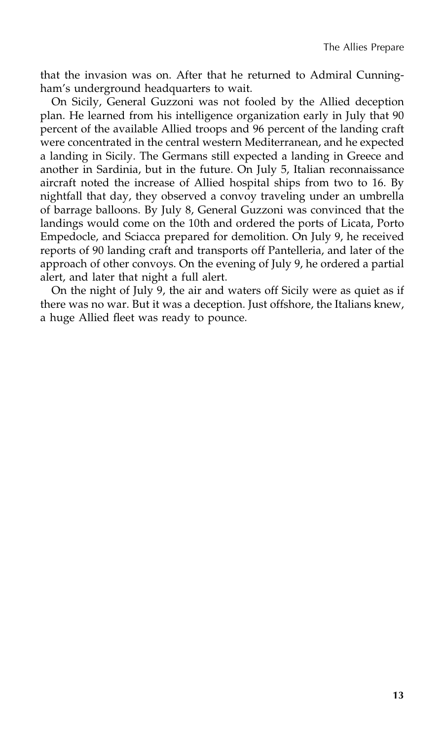that the invasion was on. After that he returned to Admiral Cunningham's underground headquarters to wait.

On Sicily, General Guzzoni was not fooled by the Allied deception plan. He learned from his intelligence organization early in July that 90 percent of the available Allied troops and 96 percent of the landing craft were concentrated in the central western Mediterranean, and he expected a landing in Sicily. The Germans still expected a landing in Greece and another in Sardinia, but in the future. On July 5, Italian reconnaissance aircraft noted the increase of Allied hospital ships from two to 16. By nightfall that day, they observed a convoy traveling under an umbrella of barrage balloons. By July 8, General Guzzoni was convinced that the landings would come on the 10th and ordered the ports of Licata, Porto Empedocle, and Sciacca prepared for demolition. On July 9, he received reports of 90 landing craft and transports off Pantelleria, and later of the approach of other convoys. On the evening of July 9, he ordered a partial alert, and later that night a full alert.

On the night of July 9, the air and waters off Sicily were as quiet as if there was no war. But it was a deception. Just offshore, the Italians knew, a huge Allied fleet was ready to pounce.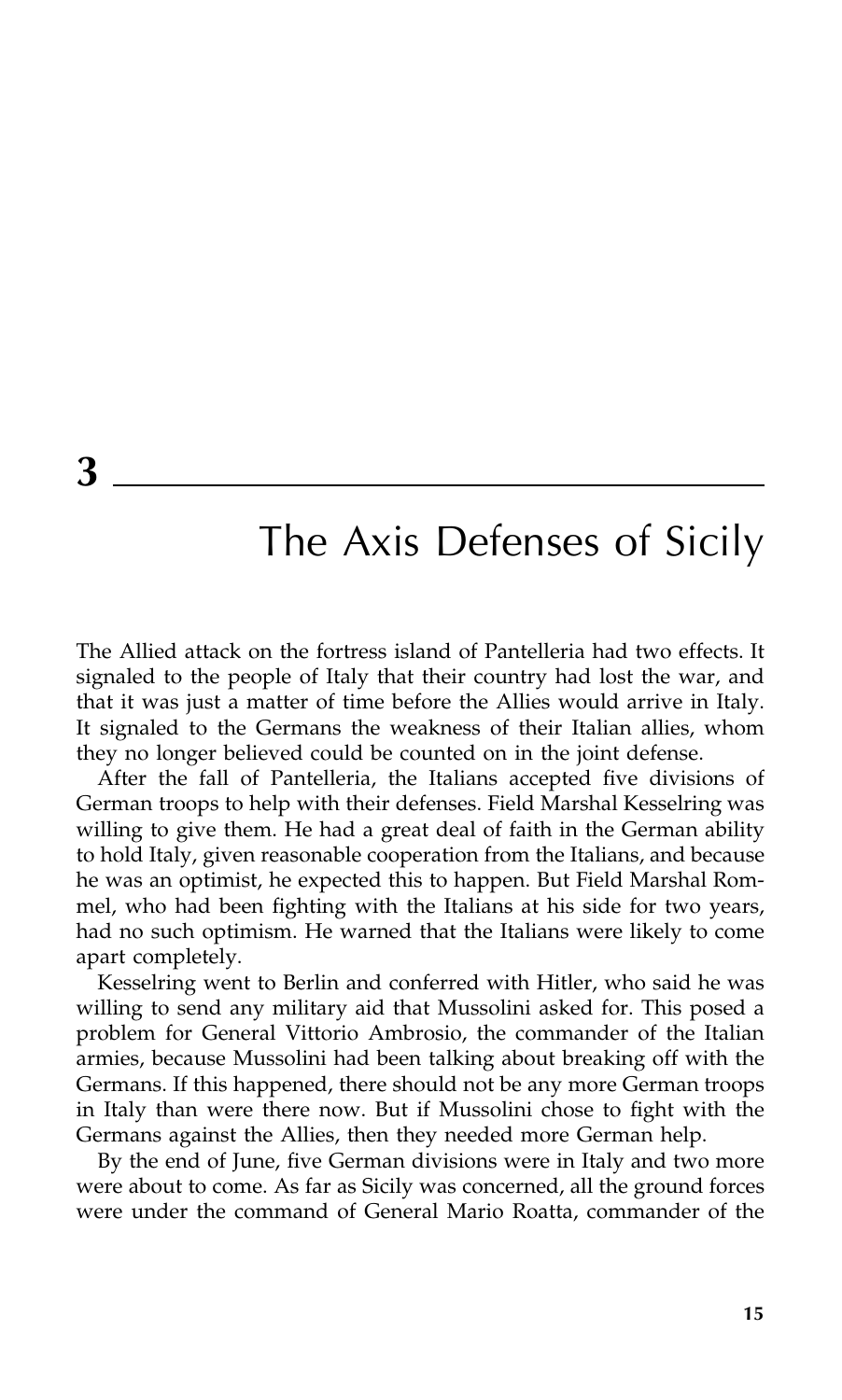# 3

## The Axis Defenses of Sicily

The Allied attack on the fortress island of Pantelleria had two effects. It signaled to the people of Italy that their country had lost the war, and that it was just a matter of time before the Allies would arrive in Italy. It signaled to the Germans the weakness of their Italian allies, whom they no longer believed could be counted on in the joint defense.

After the fall of Pantelleria, the Italians accepted five divisions of German troops to help with their defenses. Field Marshal Kesselring was willing to give them. He had a great deal of faith in the German ability to hold Italy, given reasonable cooperation from the Italians, and because he was an optimist, he expected this to happen. But Field Marshal Rommel, who had been fighting with the Italians at his side for two years, had no such optimism. He warned that the Italians were likely to come apart completely.

Kesselring went to Berlin and conferred with Hitler, who said he was willing to send any military aid that Mussolini asked for. This posed a problem for General Vittorio Ambrosio, the commander of the Italian armies, because Mussolini had been talking about breaking off with the Germans. If this happened, there should not be any more German troops in Italy than were there now. But if Mussolini chose to fight with the Germans against the Allies, then they needed more German help.

By the end of June, five German divisions were in Italy and two more were about to come. As far as Sicily was concerned, all the ground forces were under the command of General Mario Roatta, commander of the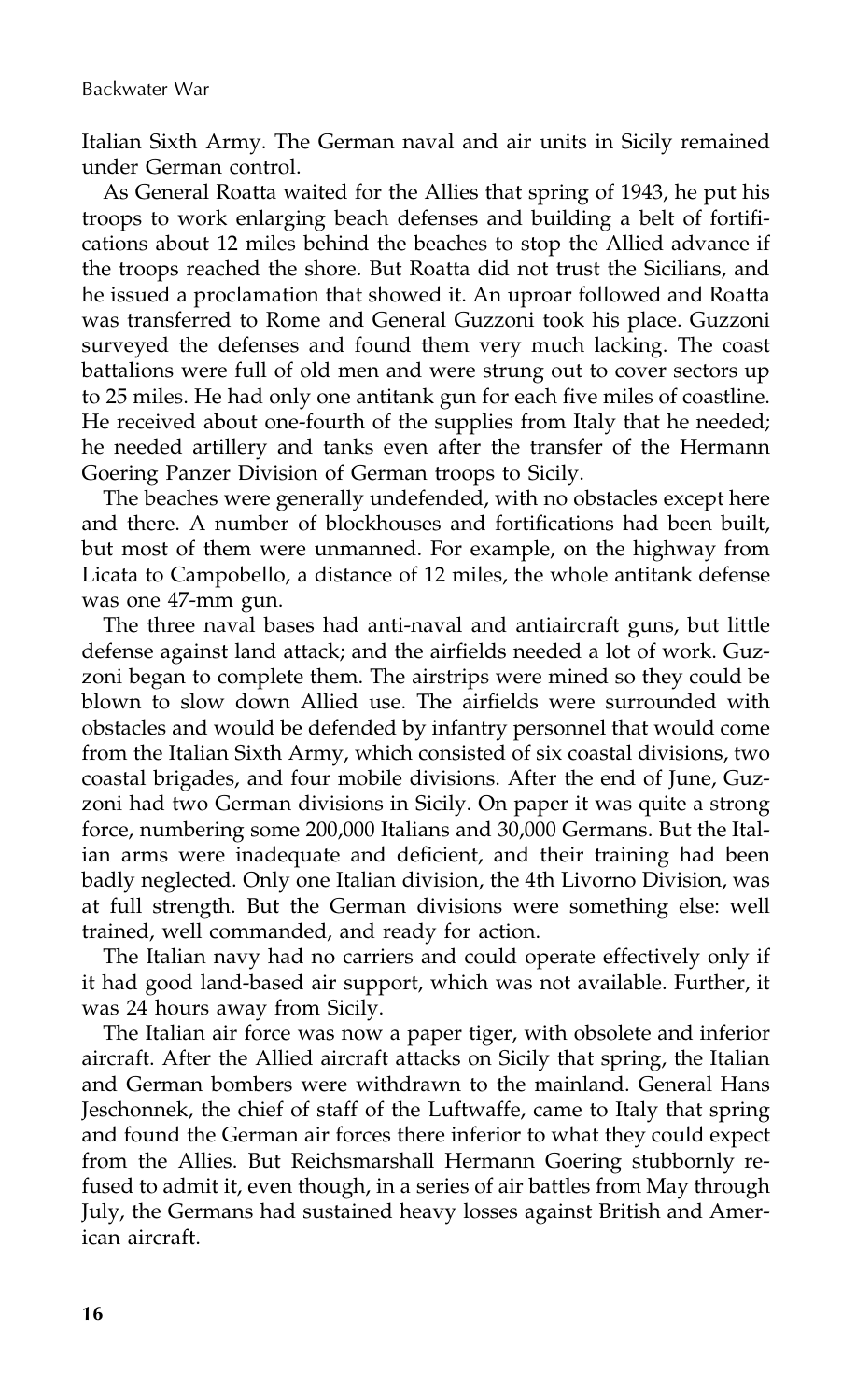Italian Sixth Army. The German naval and air units in Sicily remained under German control.

As General Roatta waited for the Allies that spring of 1943, he put his troops to work enlarging beach defenses and building a belt of fortifications about 12 miles behind the beaches to stop the Allied advance if the troops reached the shore. But Roatta did not trust the Sicilians, and he issued a proclamation that showed it. An uproar followed and Roatta was transferred to Rome and General Guzzoni took his place. Guzzoni surveyed the defenses and found them very much lacking. The coast battalions were full of old men and were strung out to cover sectors up to 25 miles. He had only one antitank gun for each five miles of coastline. He received about one-fourth of the supplies from Italy that he needed; he needed artillery and tanks even after the transfer of the Hermann Goering Panzer Division of German troops to Sicily.

The beaches were generally undefended, with no obstacles except here and there. A number of blockhouses and fortifications had been built, but most of them were unmanned. For example, on the highway from Licata to Campobello, a distance of 12 miles, the whole antitank defense was one 47-mm gun.

The three naval bases had anti-naval and antiaircraft guns, but little defense against land attack; and the airfields needed a lot of work. Guzzoni began to complete them. The airstrips were mined so they could be blown to slow down Allied use. The airfields were surrounded with obstacles and would be defended by infantry personnel that would come from the Italian Sixth Army, which consisted of six coastal divisions, two coastal brigades, and four mobile divisions. After the end of June, Guzzoni had two German divisions in Sicily. On paper it was quite a strong force, numbering some 200,000 Italians and 30,000 Germans. But the Italian arms were inadequate and deficient, and their training had been badly neglected. Only one Italian division, the 4th Livorno Division, was at full strength. But the German divisions were something else: well trained, well commanded, and ready for action.

The Italian navy had no carriers and could operate effectively only if it had good land-based air support, which was not available. Further, it was 24 hours away from Sicily.

The Italian air force was now a paper tiger, with obsolete and inferior aircraft. After the Allied aircraft attacks on Sicily that spring, the Italian and German bombers were withdrawn to the mainland. General Hans Jeschonnek, the chief of staff of the Luftwaffe, came to Italy that spring and found the German air forces there inferior to what they could expect from the Allies. But Reichsmarshall Hermann Goering stubbornly refused to admit it, even though, in a series of air battles from May through July, the Germans had sustained heavy losses against British and American aircraft.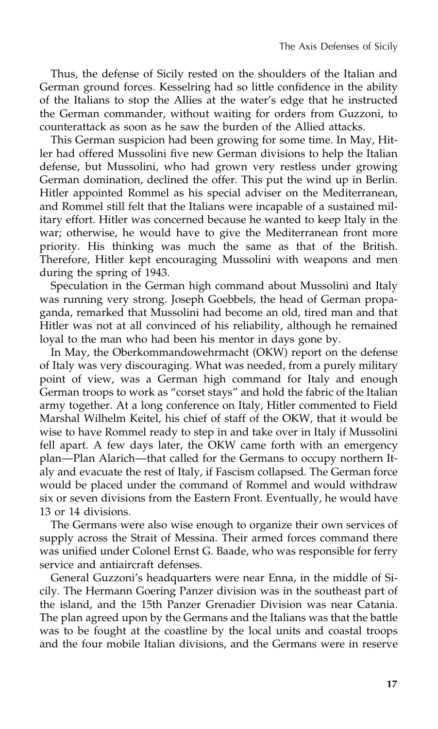Thus, the defense of Sicily rested on the shoulders of the Italian and German ground forces. Kesselring had so little confidence in the ability of the Italians to stop the Allies at the water's edge that he instructed the German commander, without waiting for orders from Guzzoni, to counterattack as soon as he saw the burden of the Allied attacks.

This German suspicion had been growing for some time. In May, Hitler had offered Mussolini five new German divisions to help the Italian defense, but Mussolini, who had grown very restless under growing German domination, declined the offer. This put the wind up in Berlin. Hitler appointed Rommel as his special adviser on the Mediterranean, and Rommel still felt that the Italians were incapable of a sustained military effort. Hitler was concerned because he wanted to keep Italy in the war; otherwise, he would have to give the Mediterranean front more priority. His thinking was much the same as that of the British. Therefore, Hitler kept encouraging Mussolini with weapons and men during the spring of 1943.

Speculation in the German high command about Mussolini and Italy was running very strong. Joseph Goebbels, the head of German propaganda, remarked that Mussolini had become an old, tired man and that Hitler was not at all convinced of his reliability, although he remained loyal to the man who had been his mentor in days gone by.

In May, the Oberkommandowehrmacht (OKW) report on the defense of Italy was very discouraging. What was needed, from a purely military point of view, was a German high command for Italy and enough German troops to work as "corset stays" and hold the fabric of the Italian army together. At a long conference on Italy, Hitler commented to Field Marshal Wilhelm Keitel, his chief of staff of the OKW, that it would be wise to have Rommel ready to step in and take over in Italy if Mussolini fell apart. A few days later, the OKW came forth with an emergency plan—Plan Alarich—that called for the Germans to occupy northern Italy and evacuate the rest of Italy, if Fascism collapsed. The German force would be placed under the command of Rommel and would withdraw six or seven divisions from the Eastern Front. Eventually, he would have 13 or 14 divisions.

The Germans were also wise enough to organize their own services of supply across the Strait of Messina. Their armed forces command there was unified under Colonel Ernst G. Baade, who was responsible for ferry service and antiaircraft defenses.

General Guzzoni's headquarters were near Enna, in the middle of Sicily. The Hermann Goering Panzer division was in the southeast part of the island, and the 15th Panzer Grenadier Division was near Catania. The plan agreed upon by the Germans and the Italians was that the battle was to be fought at the coastline by the local units and coastal troops and the four mobile Italian divisions, and the Germans were in reserve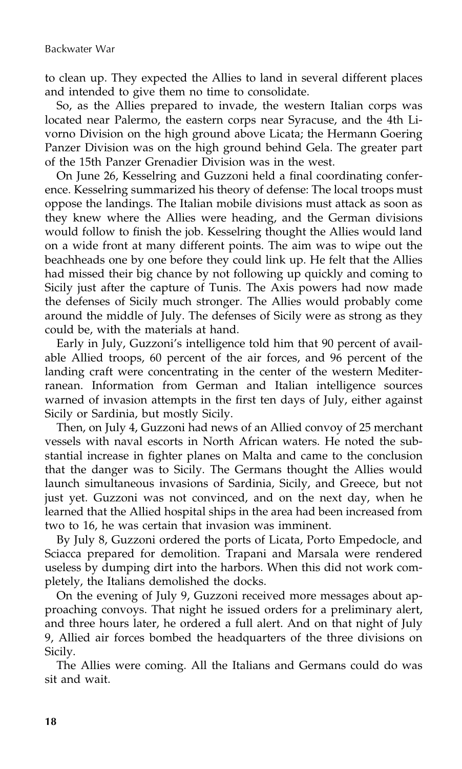to clean up. They expected the Allies to land in several different places and intended to give them no time to consolidate.

So, as the Allies prepared to invade, the western Italian corps was located near Palermo, the eastern corps near Syracuse, and the 4th Livorno Division on the high ground above Licata; the Hermann Goering Panzer Division was on the high ground behind Gela. The greater part of the 15th Panzer Grenadier Division was in the west.

On June 26, Kesselring and Guzzoni held a final coordinating conference. Kesselring summarized his theory of defense: The local troops must oppose the landings. The Italian mobile divisions must attack as soon as they knew where the Allies were heading, and the German divisions would follow to finish the job. Kesselring thought the Allies would land on a wide front at many different points. The aim was to wipe out the beachheads one by one before they could link up. He felt that the Allies had missed their big chance by not following up quickly and coming to Sicily just after the capture of Tunis. The Axis powers had now made the defenses of Sicily much stronger. The Allies would probably come around the middle of July. The defenses of Sicily were as strong as they could be, with the materials at hand.

Early in July, Guzzoni's intelligence told him that 90 percent of available Allied troops, 60 percent of the air forces, and 96 percent of the landing craft were concentrating in the center of the western Mediterranean. Information from German and Italian intelligence sources warned of invasion attempts in the first ten days of July, either against Sicily or Sardinia, but mostly Sicily.

Then, on July 4, Guzzoni had news of an Allied convoy of 25 merchant vessels with naval escorts in North African waters. He noted the substantial increase in fighter planes on Malta and came to the conclusion that the danger was to Sicily. The Germans thought the Allies would launch simultaneous invasions of Sardinia, Sicily, and Greece, but not just yet. Guzzoni was not convinced, and on the next day, when he learned that the Allied hospital ships in the area had been increased from two to 16, he was certain that invasion was imminent.

By July 8, Guzzoni ordered the ports of Licata, Porto Empedocle, and Sciacca prepared for demolition. Trapani and Marsala were rendered useless by dumping dirt into the harbors. When this did not work completely, the Italians demolished the docks.

On the evening of July 9, Guzzoni received more messages about approaching convoys. That night he issued orders for a preliminary alert, and three hours later, he ordered a full alert. And on that night of July 9, Allied air forces bombed the headquarters of the three divisions on Sicily.

The Allies were coming. All the Italians and Germans could do was sit and wait.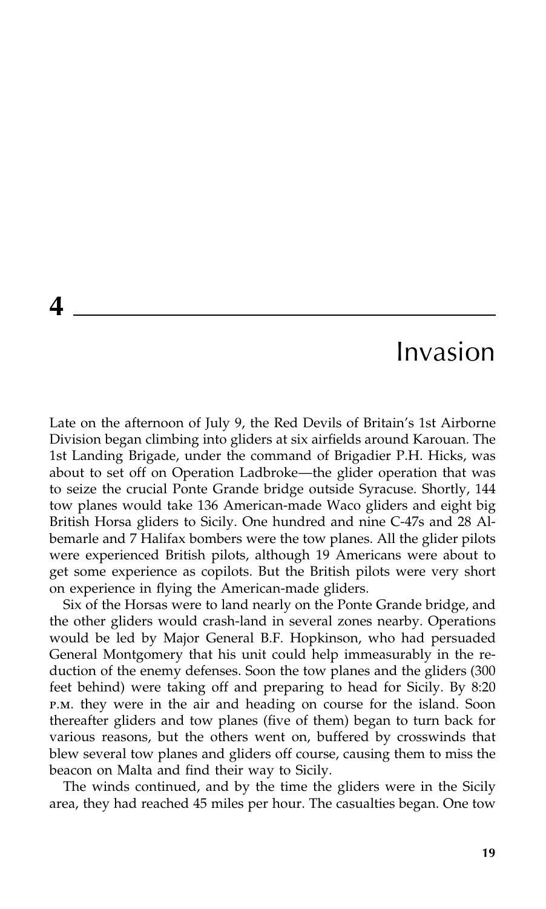# 4

# Invasion

Late on the afternoon of July 9, the Red Devils of Britain's 1st Airborne Division began climbing into gliders at six airfields around Karouan. The 1st Landing Brigade, under the command of Brigadier P.H. Hicks, was about to set off on Operation Ladbroke—the glider operation that was to seize the crucial Ponte Grande bridge outside Syracuse. Shortly, 144 tow planes would take 136 American-made Waco gliders and eight big British Horsa gliders to Sicily. One hundred and nine C-47s and 28 Albemarle and 7 Halifax bombers were the tow planes. All the glider pilots were experienced British pilots, although 19 Americans were about to get some experience as copilots. But the British pilots were very short on experience in flying the American-made gliders.

Six of the Horsas were to land nearly on the Ponte Grande bridge, and the other gliders would crash-land in several zones nearby. Operations would be led by Major General B.F. Hopkinson, who had persuaded General Montgomery that his unit could help immeasurably in the reduction of the enemy defenses. Soon the tow planes and the gliders (300 feet behind) were taking off and preparing to head for Sicily. By 8:20 P.M. they were in the air and heading on course for the island. Soon thereafter gliders and tow planes (five of them) began to turn back for various reasons, but the others went on, buffered by crosswinds that blew several tow planes and gliders off course, causing them to miss the beacon on Malta and find their way to Sicily.

The winds continued, and by the time the gliders were in the Sicily area, they had reached 45 miles per hour. The casualties began. One tow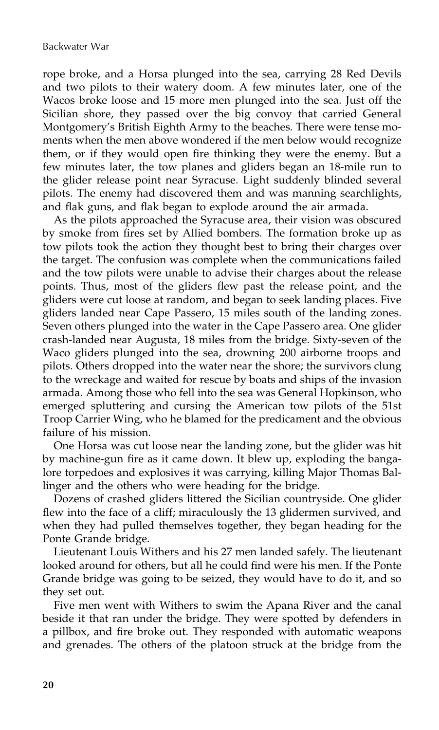rope broke, and a Horsa plunged into the sea, carrying 28 Red Devils and two pilots to their watery doom. A few minutes later, one of the Wacos broke loose and 15 more men plunged into the sea. Just off the Sicilian shore, they passed over the big convoy that carried General Montgomery's British Eighth Army to the beaches. There were tense moments when the men above wondered if the men below would recognize them, or if they would open fire thinking they were the enemy. But a few minutes later, the tow planes and gliders began an 18-mile run to the glider release point near Syracuse. Light suddenly blinded several pilots. The enemy had discovered them and was manning searchlights, and flak guns, and flak began to explode around the air armada.

As the pilots approached the Syracuse area, their vision was obscured by smoke from fires set by Allied bombers. The formation broke up as tow pilots took the action they thought best to bring their charges over the target. The confusion was complete when the communications failed and the tow pilots were unable to advise their charges about the release points. Thus, most of the gliders flew past the release point, and the gliders were cut loose at random, and began to seek landing places. Five gliders landed near Cape Passero, 15 miles south of the landing zones. Seven others plunged into the water in the Cape Passero area. One glider crash-landed near Augusta, 18 miles from the bridge. Sixty-seven of the Waco gliders plunged into the sea, drowning 200 airborne troops and pilots. Others dropped into the water near the shore; the survivors clung to the wreckage and waited for rescue by boats and ships of the invasion armada. Among those who fell into the sea was General Hopkinson, who emerged spluttering and cursing the American tow pilots of the 51st Troop Carrier Wing, who he blamed for the predicament and the obvious failure of his mission.

One Horsa was cut loose near the landing zone, but the glider was hit by machine-gun fire as it came down. It blew up, exploding the bangalore torpedoes and explosives it was carrying, killing Major Thomas Ballinger and the others who were heading for the bridge.

Dozens of crashed gliders littered the Sicilian countryside. One glider flew into the face of a cliff; miraculously the 13 glidermen survived, and when they had pulled themselves together, they began heading for the Ponte Grande bridge.

Lieutenant Louis Withers and his 27 men landed safely. The lieutenant looked around for others, but all he could find were his men. If the Ponte Grande bridge was going to be seized, they would have to do it, and so they set out.

Five men went with Withers to swim the Apana River and the canal beside it that ran under the bridge. They were spotted by defenders in a pillbox, and fire broke out. They responded with automatic weapons and grenades. The others of the platoon struck at the bridge from the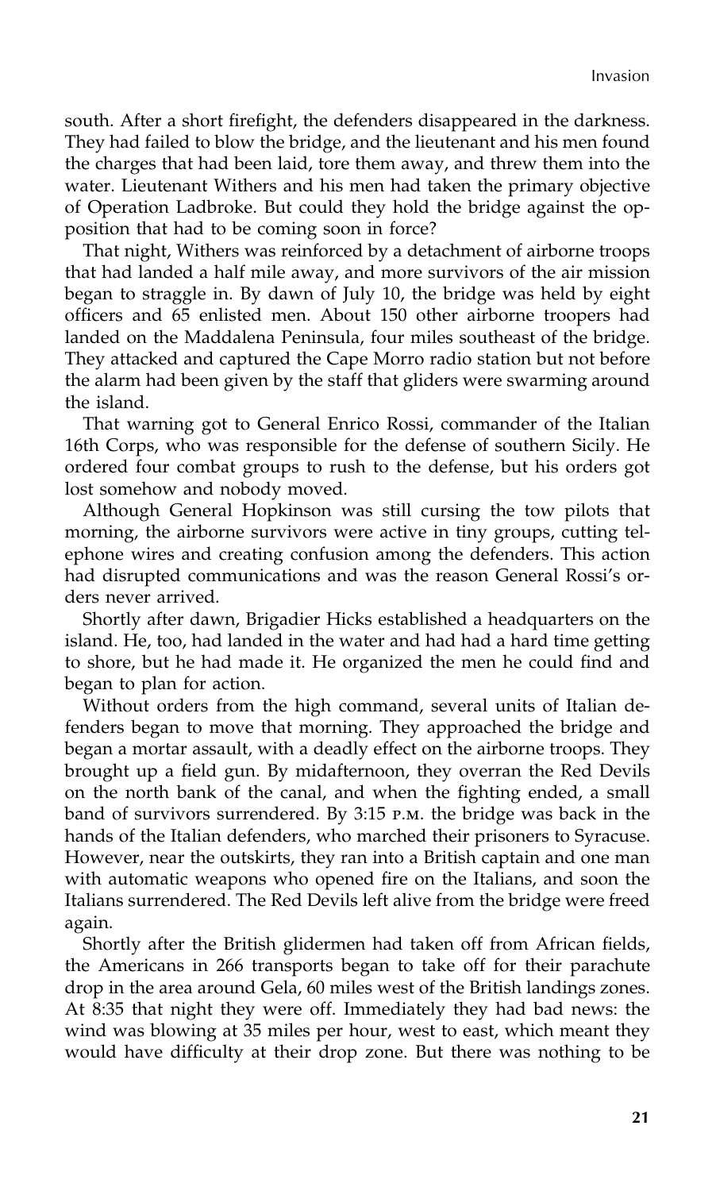south. After a short firefight, the defenders disappeared in the darkness. They had failed to blow the bridge, and the lieutenant and his men found the charges that had been laid, tore them away, and threw them into the water. Lieutenant Withers and his men had taken the primary objective of Operation Ladbroke. But could they hold the bridge against the opposition that had to be coming soon in force?

That night, Withers was reinforced by a detachment of airborne troops that had landed a half mile away, and more survivors of the air mission began to straggle in. By dawn of July 10, the bridge was held by eight officers and 65 enlisted men. About 150 other airborne troopers had landed on the Maddalena Peninsula, four miles southeast of the bridge. They attacked and captured the Cape Morro radio station but not before the alarm had been given by the staff that gliders were swarming around the island.

That warning got to General Enrico Rossi, commander of the Italian 16th Corps, who was responsible for the defense of southern Sicily. He ordered four combat groups to rush to the defense, but his orders got lost somehow and nobody moved.

Although General Hopkinson was still cursing the tow pilots that morning, the airborne survivors were active in tiny groups, cutting telephone wires and creating confusion among the defenders. This action had disrupted communications and was the reason General Rossi's orders never arrived.

Shortly after dawn, Brigadier Hicks established a headquarters on the island. He, too, had landed in the water and had had a hard time getting to shore, but he had made it. He organized the men he could find and began to plan for action.

Without orders from the high command, several units of Italian defenders began to move that morning. They approached the bridge and began a mortar assault, with a deadly effect on the airborne troops. They brought up a field gun. By midafternoon, they overran the Red Devils on the north bank of the canal, and when the fighting ended, a small band of survivors surrendered. By 3:15 P.M. the bridge was back in the hands of the Italian defenders, who marched their prisoners to Syracuse. However, near the outskirts, they ran into a British captain and one man with automatic weapons who opened fire on the Italians, and soon the Italians surrendered. The Red Devils left alive from the bridge were freed again.

Shortly after the British glidermen had taken off from African fields, the Americans in 266 transports began to take off for their parachute drop in the area around Gela, 60 miles west of the British landings zones. At 8:35 that night they were off. Immediately they had bad news: the wind was blowing at 35 miles per hour, west to east, which meant they would have difficulty at their drop zone. But there was nothing to be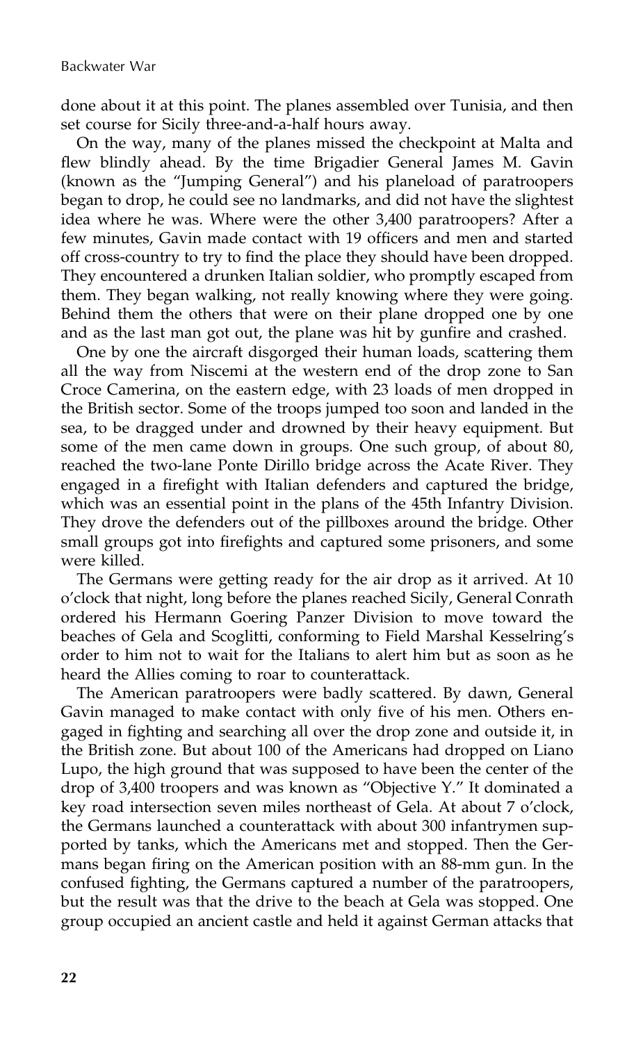done about it at this point. The planes assembled over Tunisia, and then set course for Sicily three-and-a-half hours away.

On the way, many of the planes missed the checkpoint at Malta and flew blindly ahead. By the time Brigadier General James M. Gavin (known as the "Jumping General") and his planeload of paratroopers began to drop, he could see no landmarks, and did not have the slightest idea where he was. Where were the other 3,400 paratroopers? After a few minutes, Gavin made contact with 19 officers and men and started off cross-country to try to find the place they should have been dropped. They encountered a drunken Italian soldier, who promptly escaped from them. They began walking, not really knowing where they were going. Behind them the others that were on their plane dropped one by one and as the last man got out, the plane was hit by gunfire and crashed.

One by one the aircraft disgorged their human loads, scattering them all the way from Niscemi at the western end of the drop zone to San Croce Camerina, on the eastern edge, with 23 loads of men dropped in the British sector. Some of the troops jumped too soon and landed in the sea, to be dragged under and drowned by their heavy equipment. But some of the men came down in groups. One such group, of about 80, reached the two-lane Ponte Dirillo bridge across the Acate River. They engaged in a firefight with Italian defenders and captured the bridge, which was an essential point in the plans of the 45th Infantry Division. They drove the defenders out of the pillboxes around the bridge. Other small groups got into firefights and captured some prisoners, and some were killed.

The Germans were getting ready for the air drop as it arrived. At 10 o'clock that night, long before the planes reached Sicily, General Conrath ordered his Hermann Goering Panzer Division to move toward the beaches of Gela and Scoglitti, conforming to Field Marshal Kesselring's order to him not to wait for the Italians to alert him but as soon as he heard the Allies coming to roar to counterattack.

The American paratroopers were badly scattered. By dawn, General Gavin managed to make contact with only five of his men. Others engaged in fighting and searching all over the drop zone and outside it, in the British zone. But about 100 of the Americans had dropped on Liano Lupo, the high ground that was supposed to have been the center of the drop of 3,400 troopers and was known as "Objective Y." It dominated a key road intersection seven miles northeast of Gela. At about 7 o'clock, the Germans launched a counterattack with about 300 infantrymen supported by tanks, which the Americans met and stopped. Then the Germans began firing on the American position with an 88-mm gun. In the confused fighting, the Germans captured a number of the paratroopers, but the result was that the drive to the beach at Gela was stopped. One group occupied an ancient castle and held it against German attacks that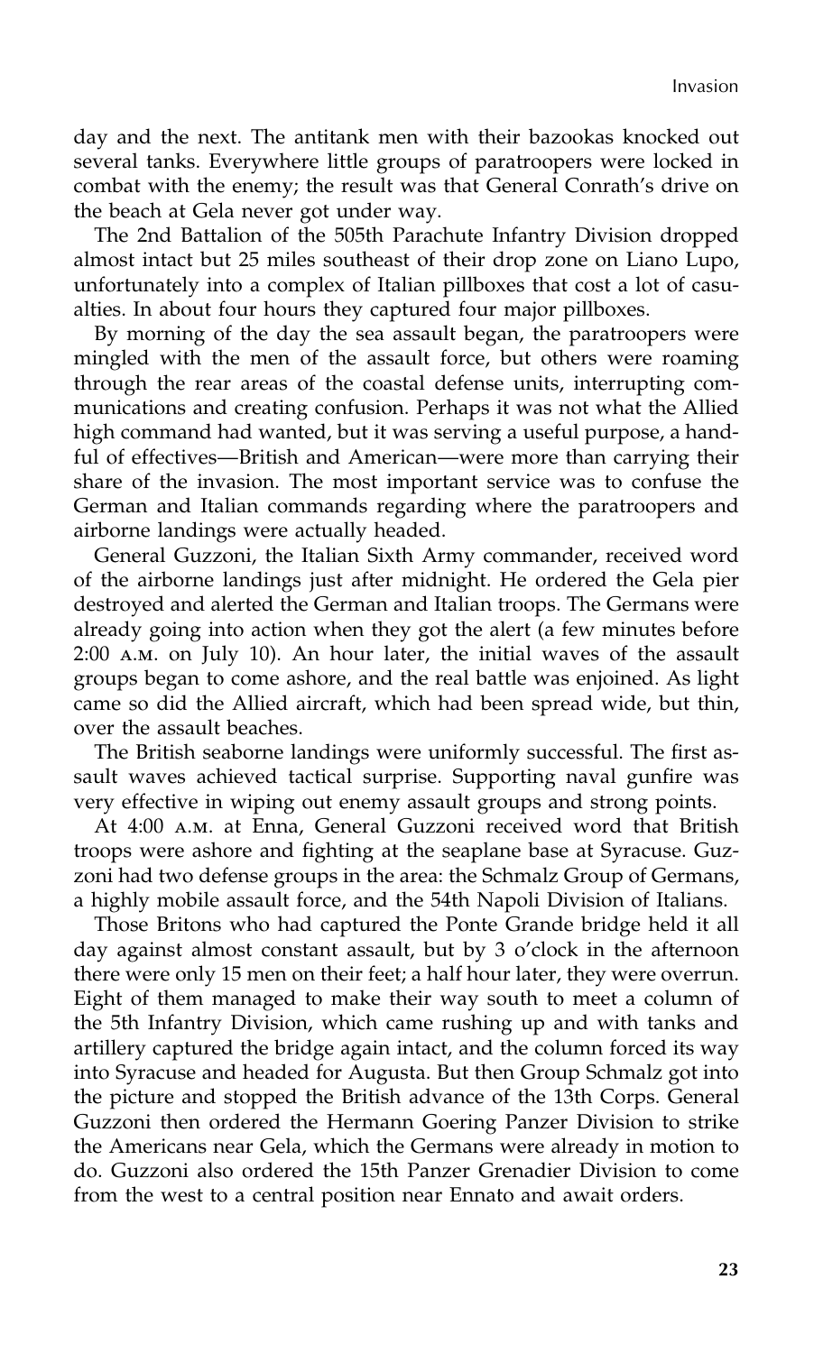day and the next. The antitank men with their bazookas knocked out several tanks. Everywhere little groups of paratroopers were locked in combat with the enemy; the result was that General Conrath's drive on the beach at Gela never got under way.

The 2nd Battalion of the 505th Parachute Infantry Division dropped almost intact but 25 miles southeast of their drop zone on Liano Lupo, unfortunately into a complex of Italian pillboxes that cost a lot of casualties. In about four hours they captured four major pillboxes.

By morning of the day the sea assault began, the paratroopers were mingled with the men of the assault force, but others were roaming through the rear areas of the coastal defense units, interrupting communications and creating confusion. Perhaps it was not what the Allied high command had wanted, but it was serving a useful purpose, a handful of effectives—British and American—were more than carrying their share of the invasion. The most important service was to confuse the German and Italian commands regarding where the paratroopers and airborne landings were actually headed.

General Guzzoni, the Italian Sixth Army commander, received word of the airborne landings just after midnight. He ordered the Gela pier destroyed and alerted the German and Italian troops. The Germans were already going into action when they got the alert (a few minutes before 2:00 A.M. on July 10). An hour later, the initial waves of the assault groups began to come ashore, and the real battle was enjoined. As light came so did the Allied aircraft, which had been spread wide, but thin, over the assault beaches.

The British seaborne landings were uniformly successful. The first assault waves achieved tactical surprise. Supporting naval gunfire was very effective in wiping out enemy assault groups and strong points.

At 4:00 A.M. at Enna, General Guzzoni received word that British troops were ashore and fighting at the seaplane base at Syracuse. Guzzoni had two defense groups in the area: the Schmalz Group of Germans, a highly mobile assault force, and the 54th Napoli Division of Italians.

Those Britons who had captured the Ponte Grande bridge held it all day against almost constant assault, but by 3 o'clock in the afternoon there were only 15 men on their feet; a half hour later, they were overrun. Eight of them managed to make their way south to meet a column of the 5th Infantry Division, which came rushing up and with tanks and artillery captured the bridge again intact, and the column forced its way into Syracuse and headed for Augusta. But then Group Schmalz got into the picture and stopped the British advance of the 13th Corps. General Guzzoni then ordered the Hermann Goering Panzer Division to strike the Americans near Gela, which the Germans were already in motion to do. Guzzoni also ordered the 15th Panzer Grenadier Division to come from the west to a central position near Ennato and await orders.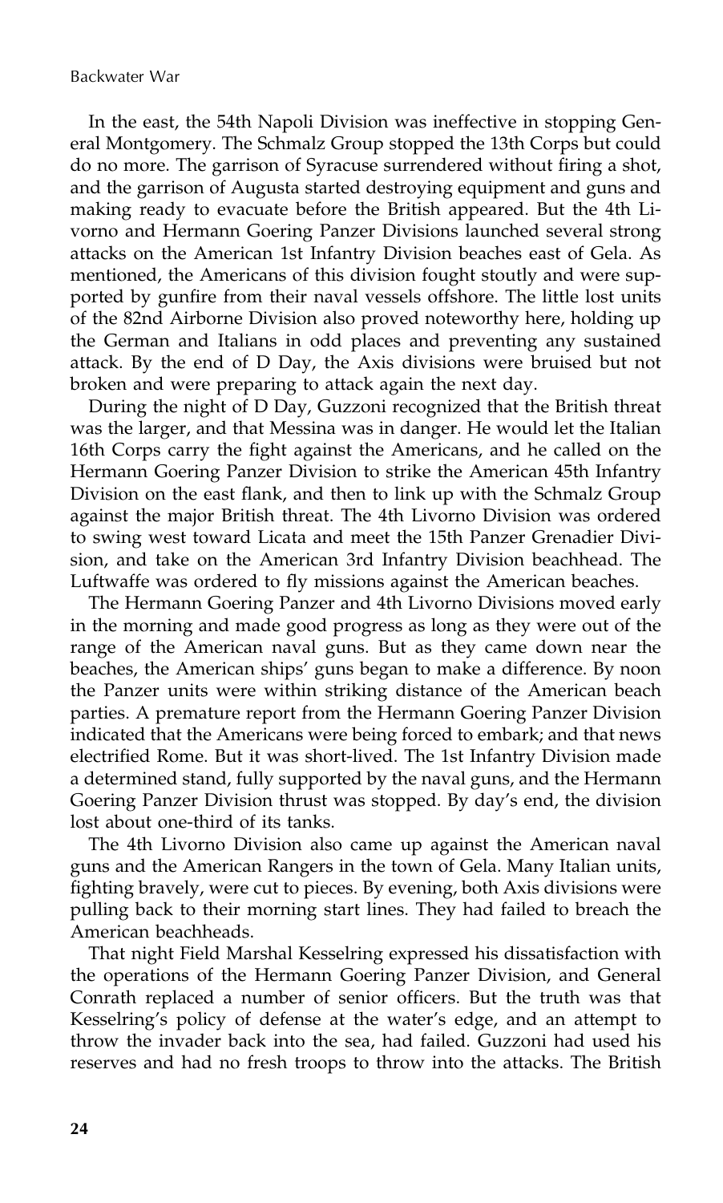In the east, the 54th Napoli Division was ineffective in stopping General Montgomery. The Schmalz Group stopped the 13th Corps but could do no more. The garrison of Syracuse surrendered without firing a shot, and the garrison of Augusta started destroying equipment and guns and making ready to evacuate before the British appeared. But the 4th Livorno and Hermann Goering Panzer Divisions launched several strong attacks on the American 1st Infantry Division beaches east of Gela. As mentioned, the Americans of this division fought stoutly and were supported by gunfire from their naval vessels offshore. The little lost units of the 82nd Airborne Division also proved noteworthy here, holding up the German and Italians in odd places and preventing any sustained attack. By the end of D Day, the Axis divisions were bruised but not broken and were preparing to attack again the next day.

During the night of D Day, Guzzoni recognized that the British threat was the larger, and that Messina was in danger. He would let the Italian 16th Corps carry the fight against the Americans, and he called on the Hermann Goering Panzer Division to strike the American 45th Infantry Division on the east flank, and then to link up with the Schmalz Group against the major British threat. The 4th Livorno Division was ordered to swing west toward Licata and meet the 15th Panzer Grenadier Division, and take on the American 3rd Infantry Division beachhead. The Luftwaffe was ordered to fly missions against the American beaches.

The Hermann Goering Panzer and 4th Livorno Divisions moved early in the morning and made good progress as long as they were out of the range of the American naval guns. But as they came down near the beaches, the American ships' guns began to make a difference. By noon the Panzer units were within striking distance of the American beach parties. A premature report from the Hermann Goering Panzer Division indicated that the Americans were being forced to embark; and that news electrified Rome. But it was short-lived. The 1st Infantry Division made a determined stand, fully supported by the naval guns, and the Hermann Goering Panzer Division thrust was stopped. By day's end, the division lost about one-third of its tanks.

The 4th Livorno Division also came up against the American naval guns and the American Rangers in the town of Gela. Many Italian units, fighting bravely, were cut to pieces. By evening, both Axis divisions were pulling back to their morning start lines. They had failed to breach the American beachheads.

That night Field Marshal Kesselring expressed his dissatisfaction with the operations of the Hermann Goering Panzer Division, and General Conrath replaced a number of senior officers. But the truth was that Kesselring's policy of defense at the water's edge, and an attempt to throw the invader back into the sea, had failed. Guzzoni had used his reserves and had no fresh troops to throw into the attacks. The British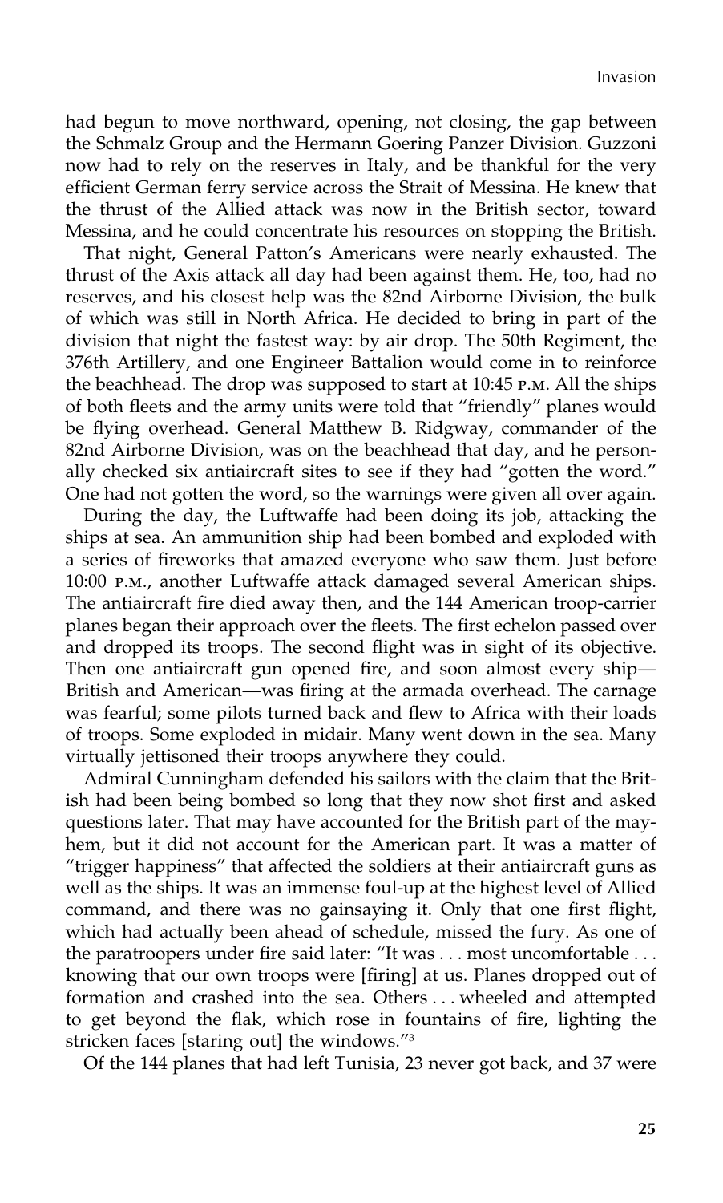had begun to move northward, opening, not closing, the gap between the Schmalz Group and the Hermann Goering Panzer Division. Guzzoni now had to rely on the reserves in Italy, and be thankful for the very efficient German ferry service across the Strait of Messina. He knew that the thrust of the Allied attack was now in the British sector, toward Messina, and he could concentrate his resources on stopping the British.

That night, General Patton's Americans were nearly exhausted. The thrust of the Axis attack all day had been against them. He, too, had no reserves, and his closest help was the 82nd Airborne Division, the bulk of which was still in North Africa. He decided to bring in part of the division that night the fastest way: by air drop. The 50th Regiment, the 376th Artillery, and one Engineer Battalion would come in to reinforce the beachhead. The drop was supposed to start at 10:45 P.M. All the ships of both fleets and the army units were told that "friendly" planes would be flying overhead. General Matthew B. Ridgway, commander of the 82nd Airborne Division, was on the beachhead that day, and he personally checked six antiaircraft sites to see if they had "gotten the word." One had not gotten the word, so the warnings were given all over again.

During the day, the Luftwaffe had been doing its job, attacking the ships at sea. An ammunition ship had been bombed and exploded with a series of fireworks that amazed everyone who saw them. Just before 10:00 P.M., another Luftwaffe attack damaged several American ships. The antiaircraft fire died away then, and the 144 American troop-carrier planes began their approach over the fleets. The first echelon passed over and dropped its troops. The second flight was in sight of its objective. Then one antiaircraft gun opened fire, and soon almost every ship—British and American—was firing at the armada overhead. The carnage was fearful; some pilots turned back and flew to Africa with their loads of troops. Some exploded in midair. Many went down in the sea. Many virtually jettisoned their troops anywhere they could.

Admiral Cunningham defended his sailors with the claim that the British had been being bombed so long that they now shot first and asked questions later. That may have accounted for the British part of the mayhem, but it did not account for the American part. It was a matter of "trigger happiness" that affected the soldiers at their antiaircraft guns as well as the ships. It was an immense foul-up at the highest level of Allied command, and there was no gainsaying it. Only that one first flight, which had actually been ahead of schedule, missed the fury. As one of the paratroopers under fire said later: "It was . . . most uncomfortable . . . knowing that our own troops were [firing] at us. Planes dropped out of formation and crashed into the sea. Others . . . wheeled and attempted to get beyond the flak, which rose in fountains of fire, lighting the stricken faces [staring out] the windows."[3]

Of the 144 planes that had left Tunisia, 23 never got back, and 37 were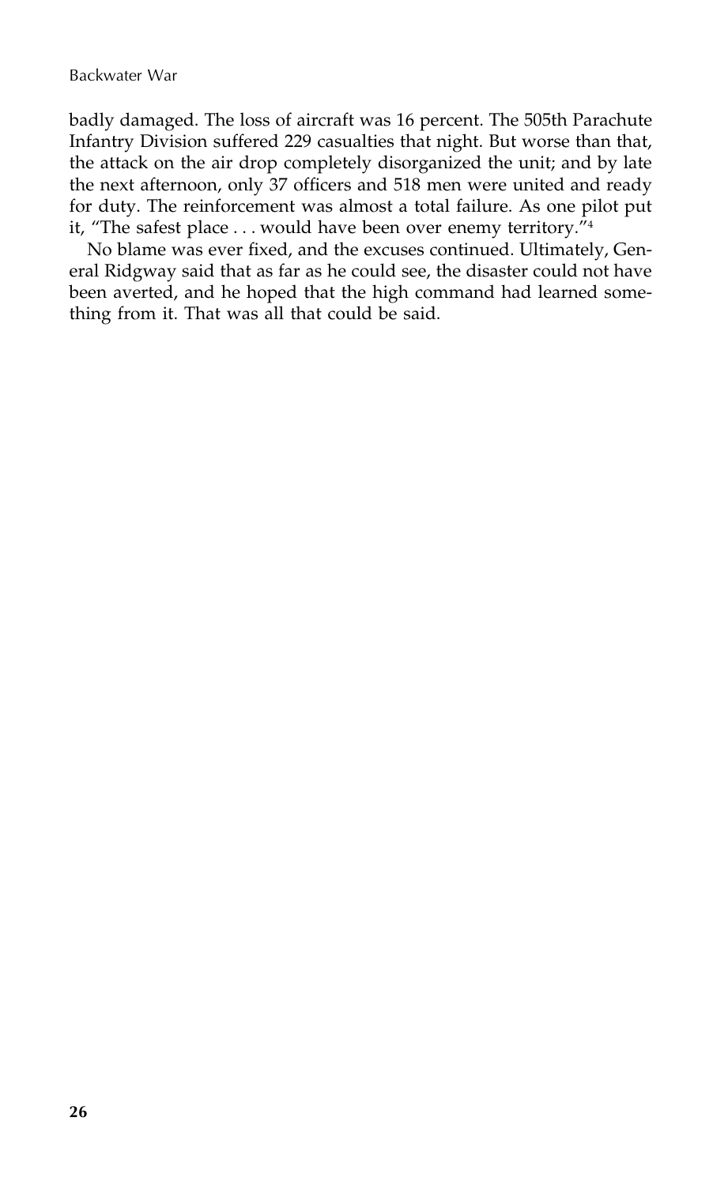badly damaged. The loss of aircraft was 16 percent. The 505th Parachute Infantry Division suffered 229 casualties that night. But worse than that, the attack on the air drop completely disorganized the unit; and by late the next afternoon, only 37 officers and 518 men were united and ready for duty. The reinforcement was almost a total failure. As one pilot put it, "The safest place . . . would have been over enemy territory."[4]

No blame was ever fixed, and the excuses continued. Ultimately, General Ridgway said that as far as he could see, the disaster could not have been averted, and he hoped that the high command had learned something from it. That was all that could be said.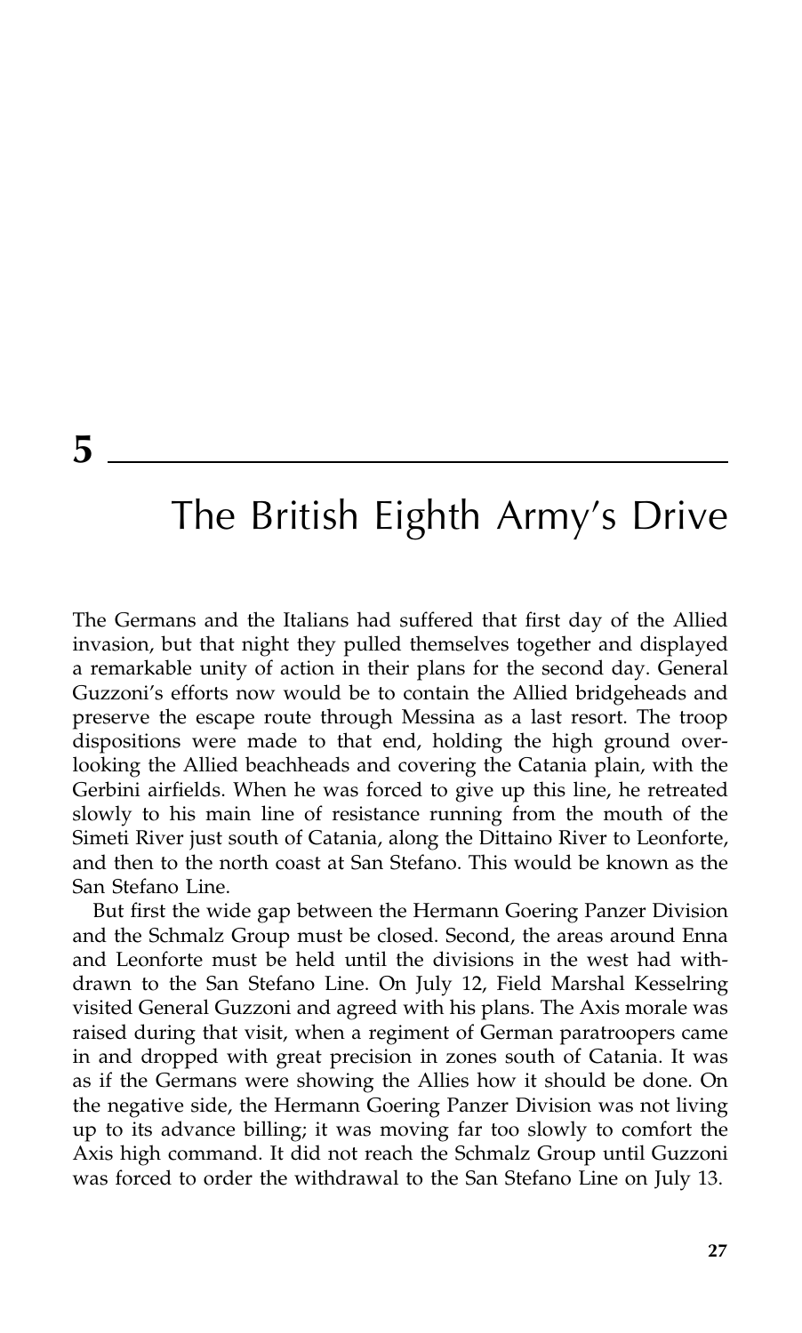# 5

## The British Eighth Army's Drive

The Germans and the Italians had suffered that first day of the Allied invasion, but that night they pulled themselves together and displayed a remarkable unity of action in their plans for the second day. General Guzzoni's efforts now would be to contain the Allied bridgeheads and preserve the escape route through Messina as a last resort. The troop dispositions were made to that end, holding the high ground overlooking the Allied beachheads and covering the Catania plain, with the Gerbini airfields. When he was forced to give up this line, he retreated slowly to his main line of resistance running from the mouth of the Simeti River just south of Catania, along the Dittaino River to Leonforte, and then to the north coast at San Stefano. This would be known as the San Stefano Line.

But first the wide gap between the Hermann Goering Panzer Division and the Schmalz Group must be closed. Second, the areas around Enna and Leonforte must be held until the divisions in the west had withdrawn to the San Stefano Line. On July 12, Field Marshal Kesselring visited General Guzzoni and agreed with his plans. The Axis morale was raised during that visit, when a regiment of German paratroopers came in and dropped with great precision in zones south of Catania. It was as if the Germans were showing the Allies how it should be done. On the negative side, the Hermann Goering Panzer Division was not living up to its advance billing; it was moving far too slowly to comfort the Axis high command. It did not reach the Schmalz Group until Guzzoni was forced to order the withdrawal to the San Stefano Line on July 13.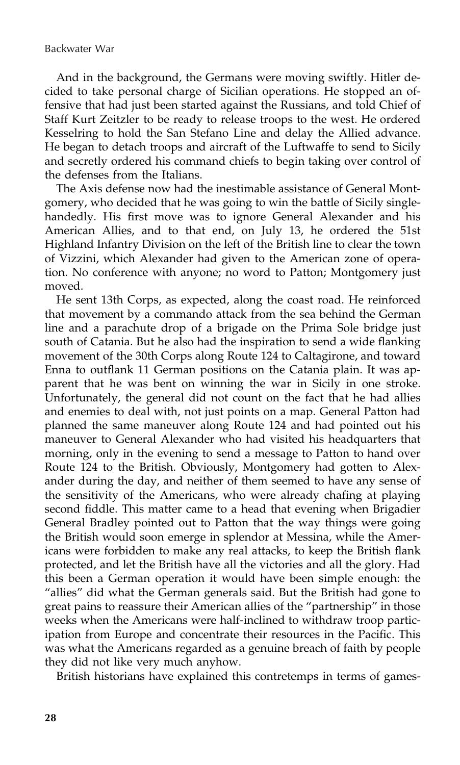And in the background, the Germans were moving swiftly. Hitler decided to take personal charge of Sicilian operations. He stopped an offensive that had just been started against the Russians, and told Chief of Staff Kurt Zeitzler to be ready to release troops to the west. He ordered Kesselring to hold the San Stefano Line and delay the Allied advance. He began to detach troops and aircraft of the Luftwaffe to send to Sicily and secretly ordered his command chiefs to begin taking over control of the defenses from the Italians.

The Axis defense now had the inestimable assistance of General Montgomery, who decided that he was going to win the battle of Sicily single-handedly. His first move was to ignore General Alexander and his American Allies, and to that end, on July 13, he ordered the 51st Highland Infantry Division on the left of the British line to clear the town of Vizzini, which Alexander had given to the American zone of operation. No conference with anyone; no word to Patton; Montgomery just moved.

He sent 13th Corps, as expected, along the coast road. He reinforced that movement by a commando attack from the sea behind the German line and a parachute drop of a brigade on the Prima Sole bridge just south of Catania. But he also had the inspiration to send a wide flanking movement of the 30th Corps along Route 124 to Caltagirone, and toward Enna to outflank 11 German positions on the Catania plain. It was apparent that he was bent on winning the war in Sicily in one stroke. Unfortunately, the general did not count on the fact that he had allies and enemies to deal with, not just points on a map. General Patton had planned the same maneuver along Route 124 and had pointed out his maneuver to General Alexander who had visited his headquarters that morning, only in the evening to send a message to Patton to hand over Route 124 to the British. Obviously, Montgomery had gotten to Alexander during the day, and neither of them seemed to have any sense of the sensitivity of the Americans, who were already chafing at playing second fiddle. This matter came to a head that evening when Brigadier General Bradley pointed out to Patton that the way things were going the British would soon emerge in splendor at Messina, while the Americans were forbidden to make any real attacks, to keep the British flank protected, and let the British have all the victories and all the glory. Had this been a German operation it would have been simple enough: the "allies" did what the German generals said. But the British had gone to great pains to reassure their American allies of the "partnership" in those weeks when the Americans were half-inclined to withdraw troop participation from Europe and concentrate their resources in the Pacific. This was what the Americans regarded as a genuine breach of faith by people they did not like very much anyhow.

British historians have explained this contretemps in terms of games-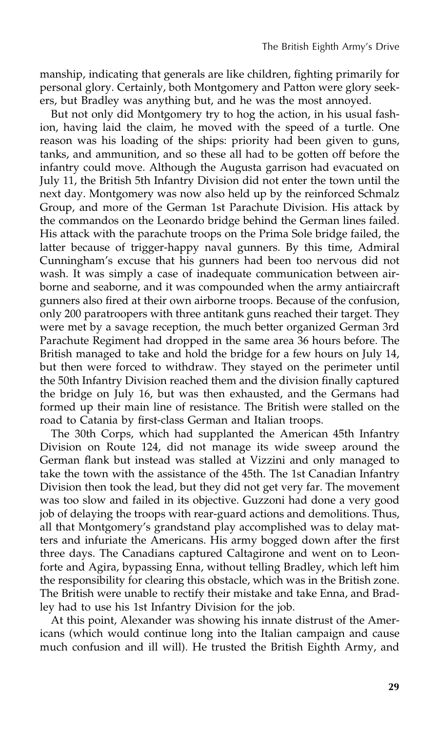manship, indicating that generals are like children, fighting primarily for personal glory. Certainly, both Montgomery and Patton were glory seekers, but Bradley was anything but, and he was the most annoyed.

But not only did Montgomery try to hog the action, in his usual fashion, having laid the claim, he moved with the speed of a turtle. One reason was his loading of the ships: priority had been given to guns, tanks, and ammunition, and so these all had to be gotten off before the infantry could move. Although the Augusta garrison had evacuated on July 11, the British 5th Infantry Division did not enter the town until the next day. Montgomery was now also held up by the reinforced Schmalz Group, and more of the German 1st Parachute Division. His attack by the commandos on the Leonardo bridge behind the German lines failed. His attack with the parachute troops on the Prima Sole bridge failed, the latter because of trigger-happy naval gunners. By this time, Admiral Cunningham's excuse that his gunners had been too nervous did not wash. It was simply a case of inadequate communication between airborne and seaborne, and it was compounded when the army antiaircraft gunners also fired at their own airborne troops. Because of the confusion, only 200 paratroopers with three antitank guns reached their target. They were met by a savage reception, the much better organized German 3rd Parachute Regiment had dropped in the same area 36 hours before. The British managed to take and hold the bridge for a few hours on July 14, but then were forced to withdraw. They stayed on the perimeter until the 50th Infantry Division reached them and the division finally captured the bridge on July 16, but was then exhausted, and the Germans had formed up their main line of resistance. The British were stalled on the road to Catania by first-class German and Italian troops.

The 30th Corps, which had supplanted the American 45th Infantry Division on Route 124, did not manage its wide sweep around the German flank but instead was stalled at Vizzini and only managed to take the town with the assistance of the 45th. The 1st Canadian Infantry Division then took the lead, but they did not get very far. The movement was too slow and failed in its objective. Guzzoni had done a very good job of delaying the troops with rear-guard actions and demolitions. Thus, all that Montgomery's grandstand play accomplished was to delay matters and infuriate the Americans. His army bogged down after the first three days. The Canadians captured Caltagirone and went on to Leonforte and Agira, bypassing Enna, without telling Bradley, which left him the responsibility for clearing this obstacle, which was in the British zone. The British were unable to rectify their mistake and take Enna, and Bradley had to use his 1st Infantry Division for the job.

At this point, Alexander was showing his innate distrust of the Americans (which would continue long into the Italian campaign and cause much confusion and ill will). He trusted the British Eighth Army, and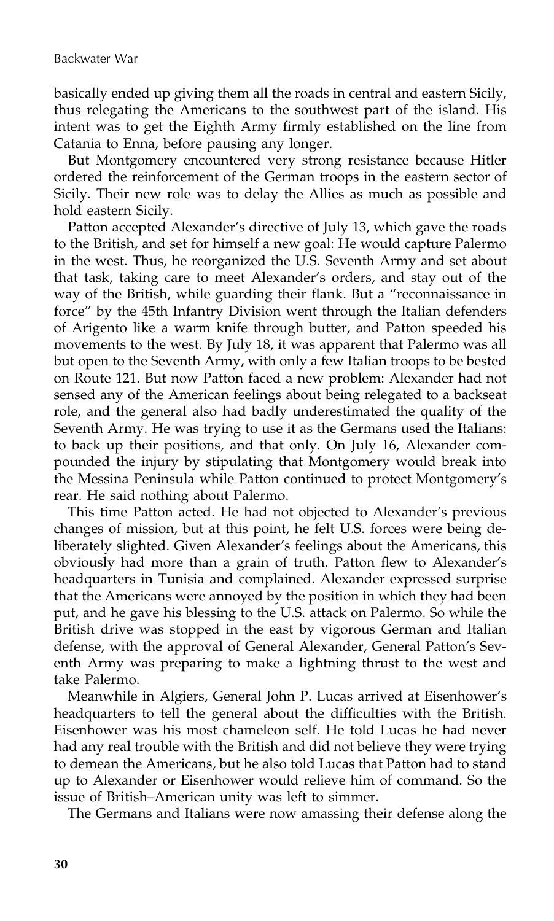basically ended up giving them all the roads in central and eastern Sicily, thus relegating the Americans to the southwest part of the island. His intent was to get the Eighth Army firmly established on the line from Catania to Enna, before pausing any longer.

But Montgomery encountered very strong resistance because Hitler ordered the reinforcement of the German troops in the eastern sector of Sicily. Their new role was to delay the Allies as much as possible and hold eastern Sicily.

Patton accepted Alexander's directive of July 13, which gave the roads to the British, and set for himself a new goal: He would capture Palermo in the west. Thus, he reorganized the U.S. Seventh Army and set about that task, taking care to meet Alexander's orders, and stay out of the way of the British, while guarding their flank. But a "reconnaissance in force" by the 45th Infantry Division went through the Italian defenders of Arigento like a warm knife through butter, and Patton speeded his movements to the west. By July 18, it was apparent that Palermo was all but open to the Seventh Army, with only a few Italian troops to be bested on Route 121. But now Patton faced a new problem: Alexander had not sensed any of the American feelings about being relegated to a backseat role, and the general also had badly underestimated the quality of the Seventh Army. He was trying to use it as the Germans used the Italians: to back up their positions, and that only. On July 16, Alexander compounded the injury by stipulating that Montgomery would break into the Messina Peninsula while Patton continued to protect Montgomery's rear. He said nothing about Palermo.

This time Patton acted. He had not objected to Alexander's previous changes of mission, but at this point, he felt U.S. forces were being deliberately slighted. Given Alexander's feelings about the Americans, this obviously had more than a grain of truth. Patton flew to Alexander's headquarters in Tunisia and complained. Alexander expressed surprise that the Americans were annoyed by the position in which they had been put, and he gave his blessing to the U.S. attack on Palermo. So while the British drive was stopped in the east by vigorous German and Italian defense, with the approval of General Alexander, General Patton's Seventh Army was preparing to make a lightning thrust to the west and take Palermo.

Meanwhile in Algiers, General John P. Lucas arrived at Eisenhower's headquarters to tell the general about the difficulties with the British. Eisenhower was his most chameleon self. He told Lucas he had never had any real trouble with the British and did not believe they were trying to demean the Americans, but he also told Lucas that Patton had to stand up to Alexander or Eisenhower would relieve him of command. So the issue of British–American unity was left to simmer.

The Germans and Italians were now amassing their defense along the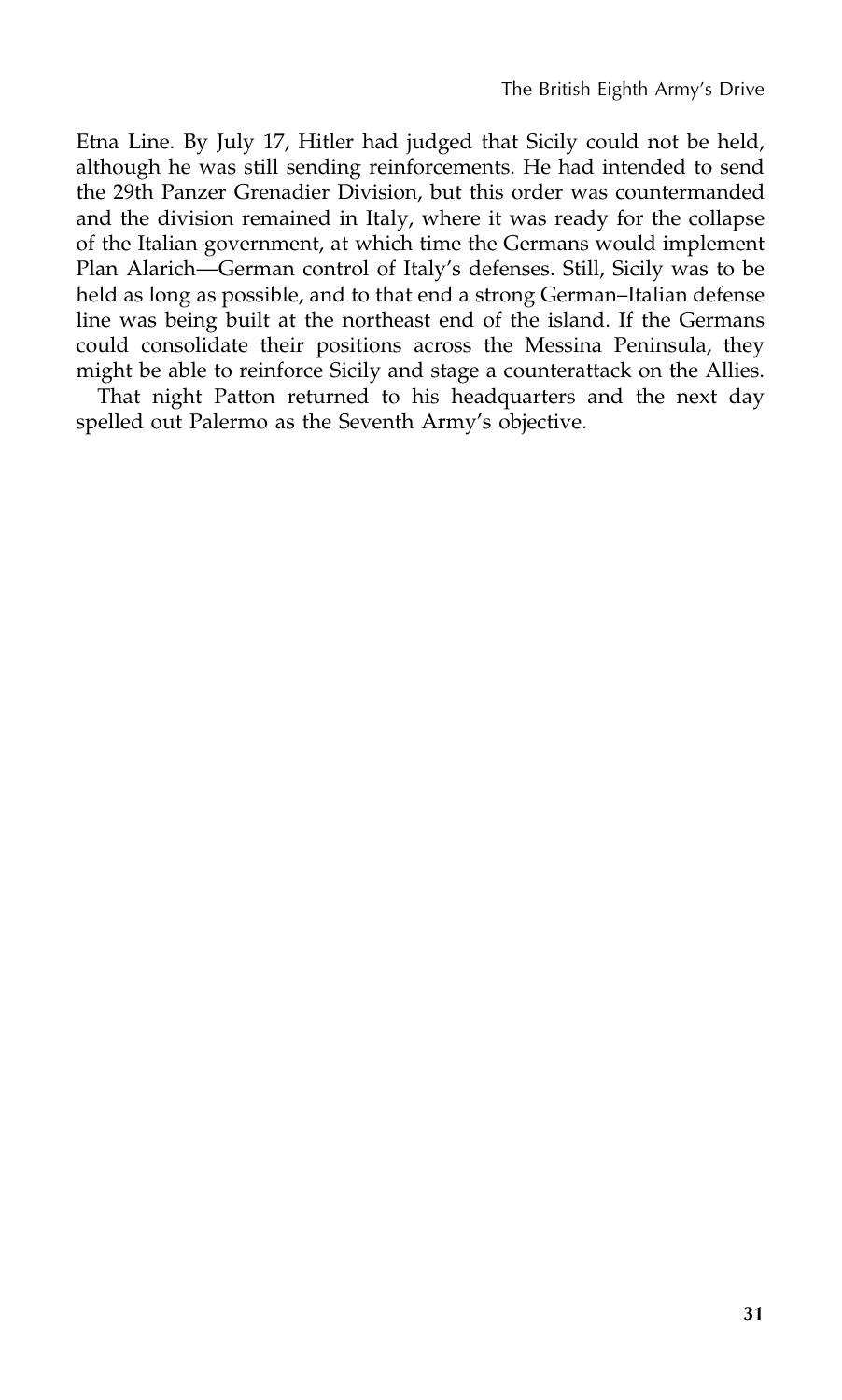Etna Line. By July 17, Hitler had judged that Sicily could not be held, although he was still sending reinforcements. He had intended to send the 29th Panzer Grenadier Division, but this order was countermanded and the division remained in Italy, where it was ready for the collapse of the Italian government, at which time the Germans would implement Plan Alarich—German control of Italy's defenses. Still, Sicily was to be held as long as possible, and to that end a strong German–Italian defense line was being built at the northeast end of the island. If the Germans could consolidate their positions across the Messina Peninsula, they might be able to reinforce Sicily and stage a counterattack on the Allies.

That night Patton returned to his headquarters and the next day spelled out Palermo as the Seventh Army's objective.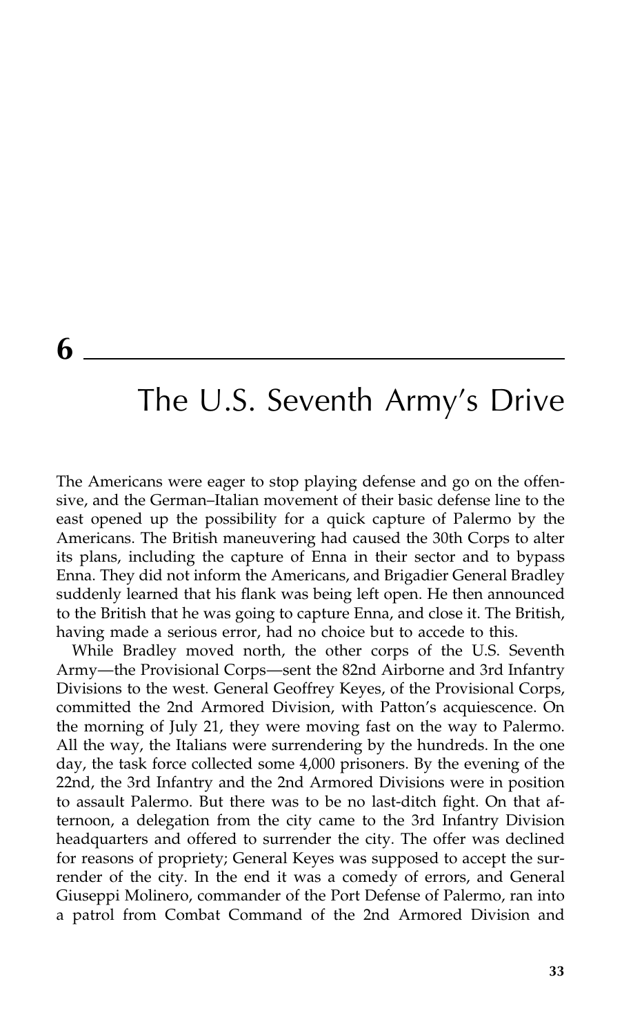# 6

# The U.S. Seventh Army's Drive

The Americans were eager to stop playing defense and go on the offensive, and the German–Italian movement of their basic defense line to the east opened up the possibility for a quick capture of Palermo by the Americans. The British maneuvering had caused the 30th Corps to alter its plans, including the capture of Enna in their sector and to bypass Enna. They did not inform the Americans, and Brigadier General Bradley suddenly learned that his flank was being left open. He then announced to the British that he was going to capture Enna, and close it. The British, having made a serious error, had no choice but to accede to this.

While Bradley moved north, the other corps of the U.S. Seventh Army—the Provisional Corps—sent the 82nd Airborne and 3rd Infantry Divisions to the west. General Geoffrey Keyes, of the Provisional Corps, committed the 2nd Armored Division, with Patton's acquiescence. On the morning of July 21, they were moving fast on the way to Palermo. All the way, the Italians were surrendering by the hundreds. In the one day, the task force collected some 4,000 prisoners. By the evening of the 22nd, the 3rd Infantry and the 2nd Armored Divisions were in position to assault Palermo. But there was to be no last-ditch fight. On that afternoon, a delegation from the city came to the 3rd Infantry Division headquarters and offered to surrender the city. The offer was declined for reasons of propriety; General Keyes was supposed to accept the surrender of the city. In the end it was a comedy of errors, and General Giuseppi Molinero, commander of the Port Defense of Palermo, ran into a patrol from Combat Command of the 2nd Armored Division and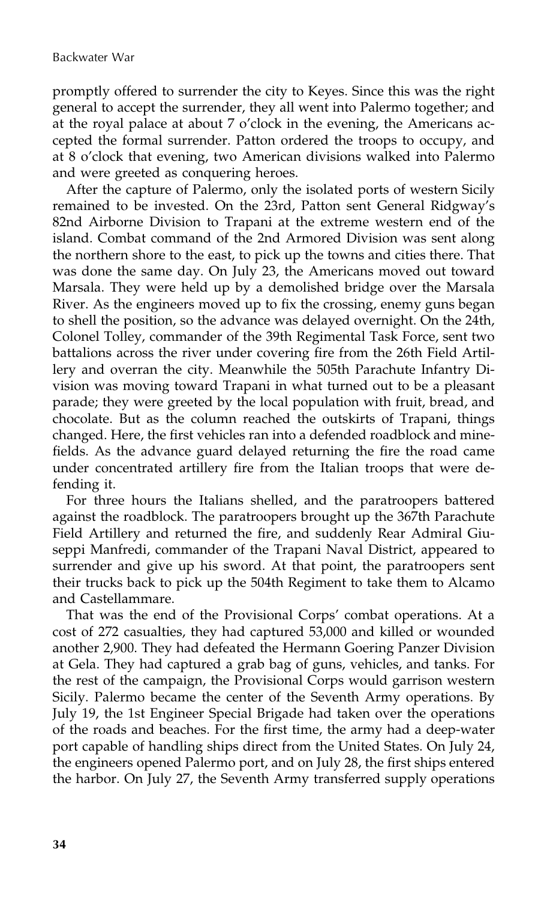promptly offered to surrender the city to Keyes. Since this was the right general to accept the surrender, they all went into Palermo together; and at the royal palace at about 7 o'clock in the evening, the Americans accepted the formal surrender. Patton ordered the troops to occupy, and at 8 o'clock that evening, two American divisions walked into Palermo and were greeted as conquering heroes.

After the capture of Palermo, only the isolated ports of western Sicily remained to be invested. On the 23rd, Patton sent General Ridgway's 82nd Airborne Division to Trapani at the extreme western end of the island. Combat command of the 2nd Armored Division was sent along the northern shore to the east, to pick up the towns and cities there. That was done the same day. On July 23, the Americans moved out toward Marsala. They were held up by a demolished bridge over the Marsala River. As the engineers moved up to fix the crossing, enemy guns began to shell the position, so the advance was delayed overnight. On the 24th, Colonel Tolley, commander of the 39th Regimental Task Force, sent two battalions across the river under covering fire from the 26th Field Artillery and overran the city. Meanwhile the 505th Parachute Infantry Division was moving toward Trapani in what turned out to be a pleasant parade; they were greeted by the local population with fruit, bread, and chocolate. But as the column reached the outskirts of Trapani, things changed. Here, the first vehicles ran into a defended roadblock and minefields. As the advance guard delayed returning the fire the road came under concentrated artillery fire from the Italian troops that were defending it.

For three hours the Italians shelled, and the paratroopers battered against the roadblock. The paratroopers brought up the 367th Parachute Field Artillery and returned the fire, and suddenly Rear Admiral Giuseppi Manfredi, commander of the Trapani Naval District, appeared to surrender and give up his sword. At that point, the paratroopers sent their trucks back to pick up the 504th Regiment to take them to Alcamo and Castellammare.

That was the end of the Provisional Corps' combat operations. At a cost of 272 casualties, they had captured 53,000 and killed or wounded another 2,900. They had defeated the Hermann Goering Panzer Division at Gela. They had captured a grab bag of guns, vehicles, and tanks. For the rest of the campaign, the Provisional Corps would garrison western Sicily. Palermo became the center of the Seventh Army operations. By July 19, the 1st Engineer Special Brigade had taken over the operations of the roads and beaches. For the first time, the army had a deep-water port capable of handling ships direct from the United States. On July 24, the engineers opened Palermo port, and on July 28, the first ships entered the harbor. On July 27, the Seventh Army transferred supply operations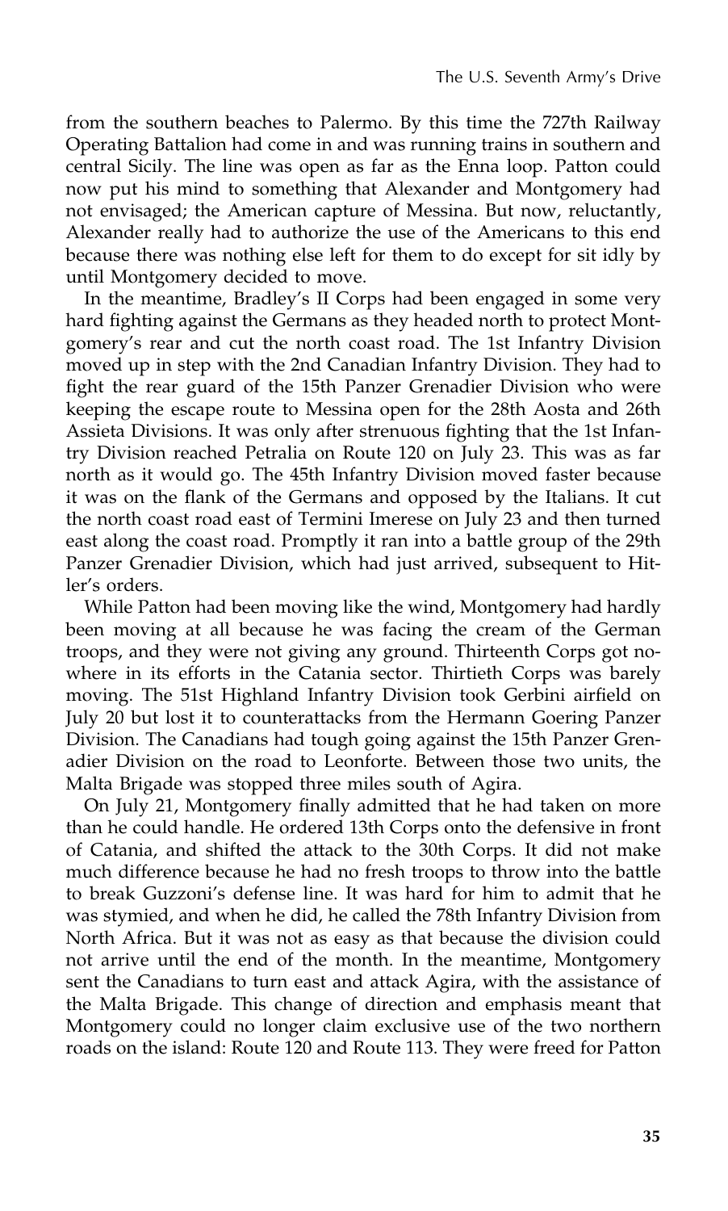from the southern beaches to Palermo. By this time the 727th Railway Operating Battalion had come in and was running trains in southern and central Sicily. The line was open as far as the Enna loop. Patton could now put his mind to something that Alexander and Montgomery had not envisaged; the American capture of Messina. But now, reluctantly, Alexander really had to authorize the use of the Americans to this end because there was nothing else left for them to do except for sit idly by until Montgomery decided to move.

In the meantime, Bradley's II Corps had been engaged in some very hard fighting against the Germans as they headed north to protect Montgomery's rear and cut the north coast road. The 1st Infantry Division moved up in step with the 2nd Canadian Infantry Division. They had to fight the rear guard of the 15th Panzer Grenadier Division who were keeping the escape route to Messina open for the 28th Aosta and 26th Assieta Divisions. It was only after strenuous fighting that the 1st Infantry Division reached Petralia on Route 120 on July 23. This was as far north as it would go. The 45th Infantry Division moved faster because it was on the flank of the Germans and opposed by the Italians. It cut the north coast road east of Termini Imerese on July 23 and then turned east along the coast road. Promptly it ran into a battle group of the 29th Panzer Grenadier Division, which had just arrived, subsequent to Hitler's orders.

While Patton had been moving like the wind, Montgomery had hardly been moving at all because he was facing the cream of the German troops, and they were not giving any ground. Thirteenth Corps got nowhere in its efforts in the Catania sector. Thirtieth Corps was barely moving. The 51st Highland Infantry Division took Gerbini airfield on July 20 but lost it to counterattacks from the Hermann Goering Panzer Division. The Canadians had tough going against the 15th Panzer Grenadier Division on the road to Leonforte. Between those two units, the Malta Brigade was stopped three miles south of Agira.

On July 21, Montgomery finally admitted that he had taken on more than he could handle. He ordered 13th Corps onto the defensive in front of Catania, and shifted the attack to the 30th Corps. It did not make much difference because he had no fresh troops to throw into the battle to break Guzzoni's defense line. It was hard for him to admit that he was stymied, and when he did, he called the 78th Infantry Division from North Africa. But it was not as easy as that because the division could not arrive until the end of the month. In the meantime, Montgomery sent the Canadians to turn east and attack Agira, with the assistance of the Malta Brigade. This change of direction and emphasis meant that Montgomery could no longer claim exclusive use of the two northern roads on the island: Route 120 and Route 113. They were freed for Patton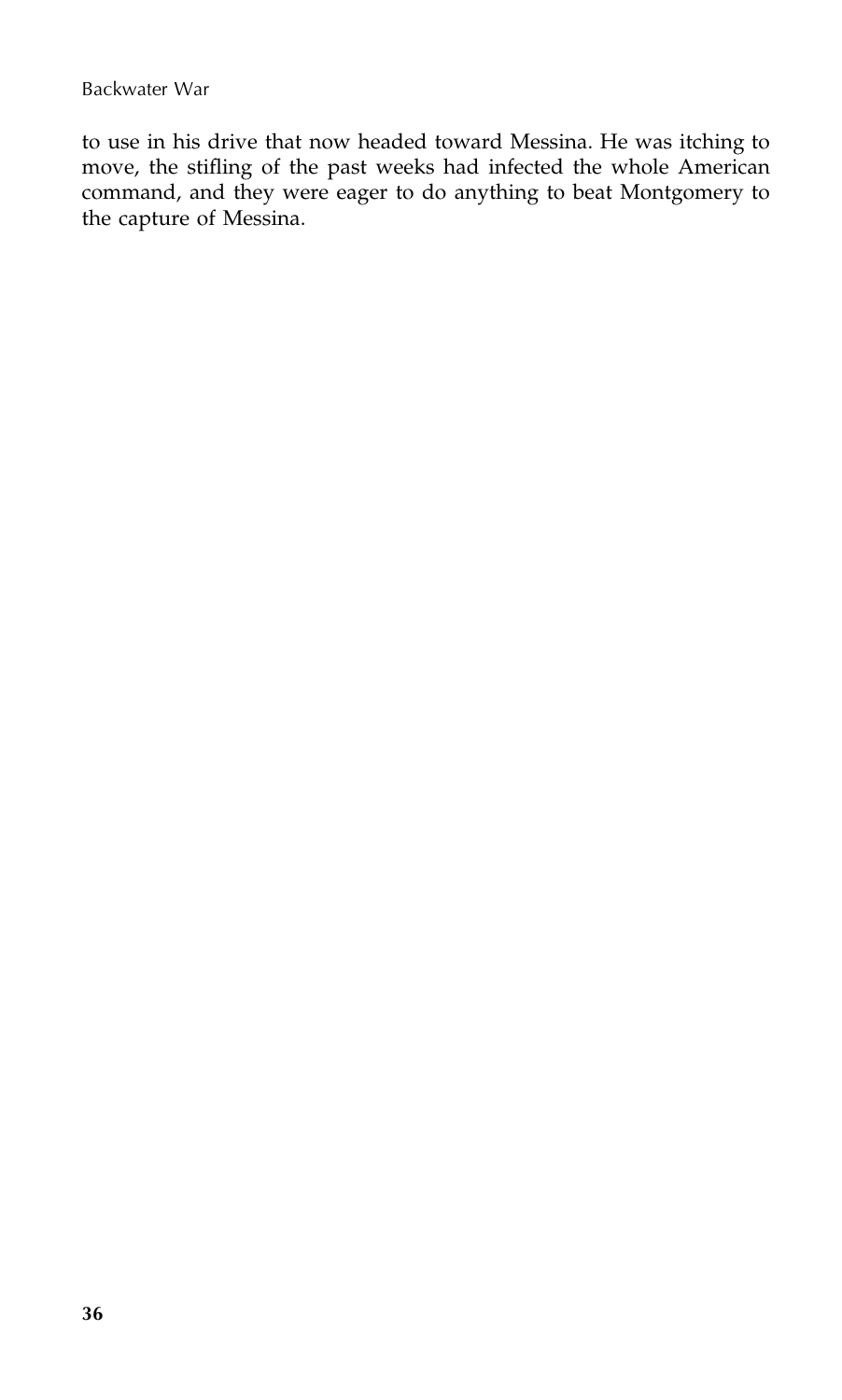to use in his drive that now headed toward Messina. He was itching to move, the stifling of the past weeks had infected the whole American command, and they were eager to do anything to beat Montgomery to the capture of Messina.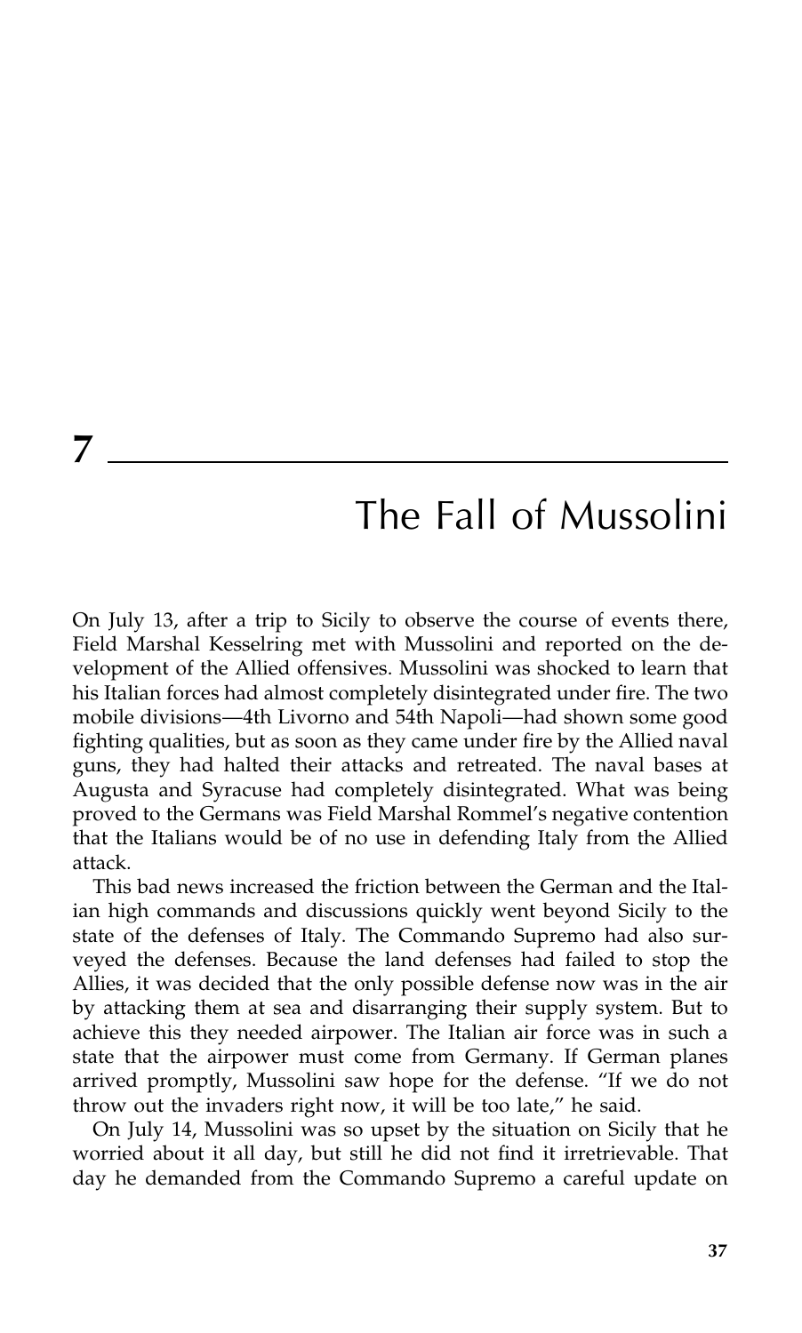# 7

# The Fall of Mussolini

On July 13, after a trip to Sicily to observe the course of events there, Field Marshal Kesselring met with Mussolini and reported on the development of the Allied offensives. Mussolini was shocked to learn that his Italian forces had almost completely disintegrated under fire. The two mobile divisions—4th Livorno and 54th Napoli—had shown some good fighting qualities, but as soon as they came under fire by the Allied naval guns, they had halted their attacks and retreated. The naval bases at Augusta and Syracuse had completely disintegrated. What was being proved to the Germans was Field Marshal Rommel's negative contention that the Italians would be of no use in defending Italy from the Allied attack.

This bad news increased the friction between the German and the Italian high commands and discussions quickly went beyond Sicily to the state of the defenses of Italy. The Commando Supremo had also surveyed the defenses. Because the land defenses had failed to stop the Allies, it was decided that the only possible defense now was in the air by attacking them at sea and disarranging their supply system. But to achieve this they needed airpower. The Italian air force was in such a state that the airpower must come from Germany. If German planes arrived promptly, Mussolini saw hope for the defense. "If we do not throw out the invaders right now, it will be too late," he said.

On July 14, Mussolini was so upset by the situation on Sicily that he worried about it all day, but still he did not find it irretrievable. That day he demanded from the Commando Supremo a careful update on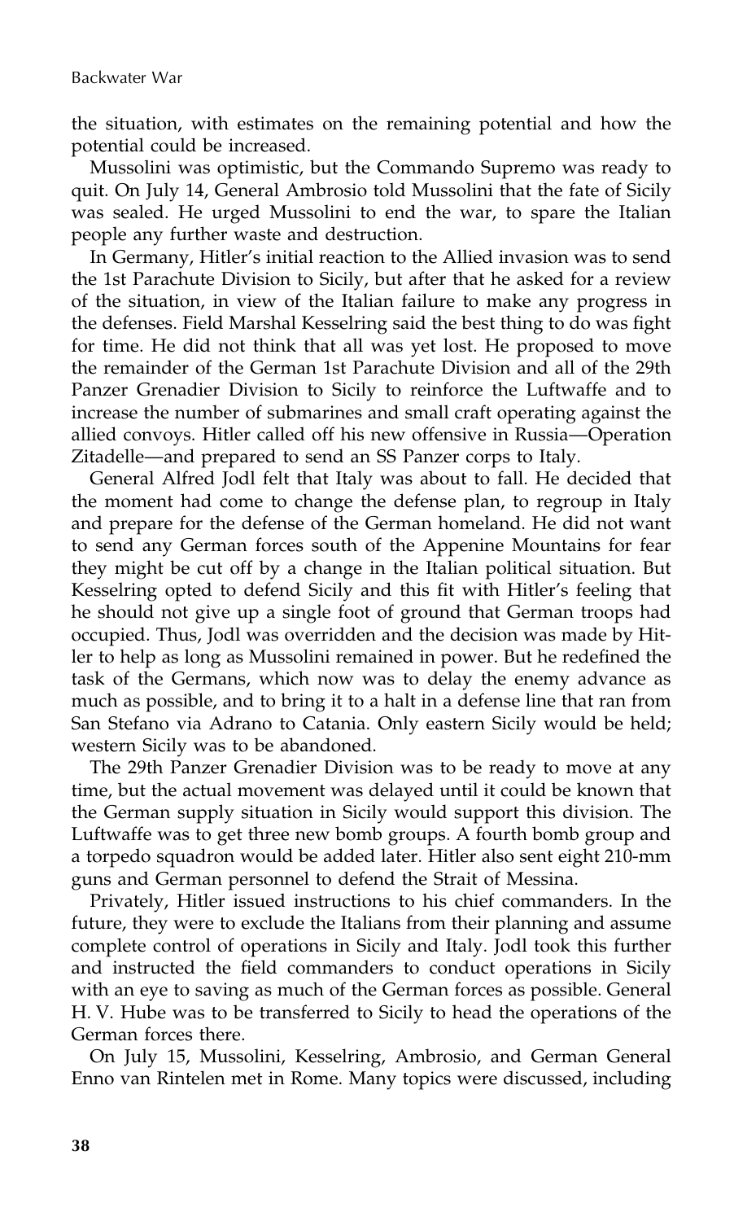the situation, with estimates on the remaining potential and how the potential could be increased.

Mussolini was optimistic, but the Commando Supremo was ready to quit. On July 14, General Ambrosio told Mussolini that the fate of Sicily was sealed. He urged Mussolini to end the war, to spare the Italian people any further waste and destruction.

In Germany, Hitler's initial reaction to the Allied invasion was to send the 1st Parachute Division to Sicily, but after that he asked for a review of the situation, in view of the Italian failure to make any progress in the defenses. Field Marshal Kesselring said the best thing to do was fight for time. He did not think that all was yet lost. He proposed to move the remainder of the German 1st Parachute Division and all of the 29th Panzer Grenadier Division to Sicily to reinforce the Luftwaffe and to increase the number of submarines and small craft operating against the allied convoys. Hitler called off his new offensive in Russia—Operation Zitadelle—and prepared to send an SS Panzer corps to Italy.

General Alfred Jodl felt that Italy was about to fall. He decided that the moment had come to change the defense plan, to regroup in Italy and prepare for the defense of the German homeland. He did not want to send any German forces south of the Appenine Mountains for fear they might be cut off by a change in the Italian political situation. But Kesselring opted to defend Sicily and this fit with Hitler's feeling that he should not give up a single foot of ground that German troops had occupied. Thus, Jodl was overridden and the decision was made by Hitler to help as long as Mussolini remained in power. But he redefined the task of the Germans, which now was to delay the enemy advance as much as possible, and to bring it to a halt in a defense line that ran from San Stefano via Adrano to Catania. Only eastern Sicily would be held; western Sicily was to be abandoned.

The 29th Panzer Grenadier Division was to be ready to move at any time, but the actual movement was delayed until it could be known that the German supply situation in Sicily would support this division. The Luftwaffe was to get three new bomb groups. A fourth bomb group and a torpedo squadron would be added later. Hitler also sent eight 210-mm guns and German personnel to defend the Strait of Messina.

Privately, Hitler issued instructions to his chief commanders. In the future, they were to exclude the Italians from their planning and assume complete control of operations in Sicily and Italy. Jodl took this further and instructed the field commanders to conduct operations in Sicily with an eye to saving as much of the German forces as possible. General H. V. Hube was to be transferred to Sicily to head the operations of the German forces there.

On July 15, Mussolini, Kesselring, Ambrosio, and German General Enno van Rintelen met in Rome. Many topics were discussed, including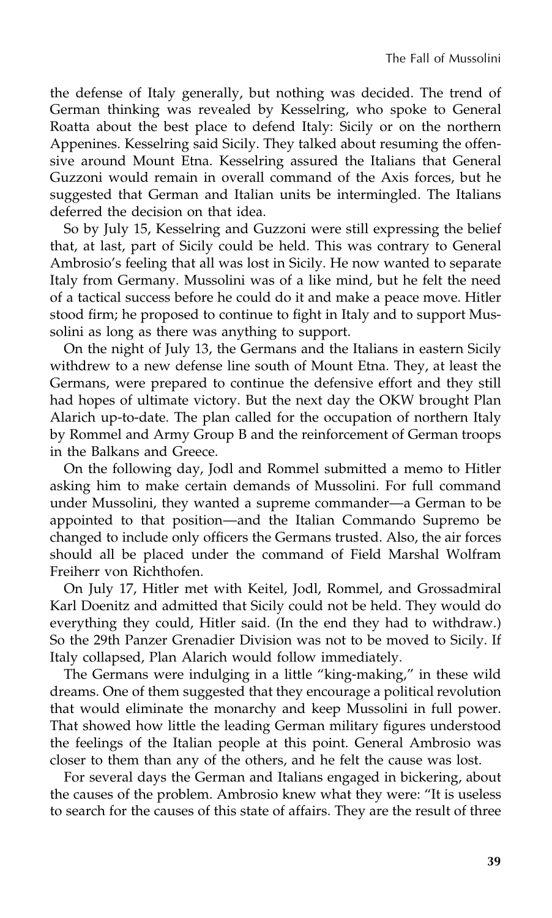the defense of Italy generally, but nothing was decided. The trend of German thinking was revealed by Kesselring, who spoke to General Roatta about the best place to defend Italy: Sicily or on the northern Appenines. Kesselring said Sicily. They talked about resuming the offensive around Mount Etna. Kesselring assured the Italians that General Guzzoni would remain in overall command of the Axis forces, but he suggested that German and Italian units be intermingled. The Italians deferred the decision on that idea.

So by July 15, Kesselring and Guzzoni were still expressing the belief that, at last, part of Sicily could be held. This was contrary to General Ambrosio's feeling that all was lost in Sicily. He now wanted to separate Italy from Germany. Mussolini was of a like mind, but he felt the need of a tactical success before he could do it and make a peace move. Hitler stood firm; he proposed to continue to fight in Italy and to support Mussolini as long as there was anything to support.

On the night of July 13, the Germans and the Italians in eastern Sicily withdrew to a new defense line south of Mount Etna. They, at least the Germans, were prepared to continue the defensive effort and they still had hopes of ultimate victory. But the next day the OKW brought Plan Alarich up-to-date. The plan called for the occupation of northern Italy by Rommel and Army Group B and the reinforcement of German troops in the Balkans and Greece.

On the following day, Jodl and Rommel submitted a memo to Hitler asking him to make certain demands of Mussolini. For full command under Mussolini, they wanted a supreme commander—a German to be appointed to that position—and the Italian Commando Supremo be changed to include only officers the Germans trusted. Also, the air forces should all be placed under the command of Field Marshal Wolfram Freiherr von Richthofen.

On July 17, Hitler met with Keitel, Jodl, Rommel, and Grossadmiral Karl Doenitz and admitted that Sicily could not be held. They would do everything they could, Hitler said. (In the end they had to withdraw.) So the 29th Panzer Grenadier Division was not to be moved to Sicily. If Italy collapsed, Plan Alarich would follow immediately.

The Germans were indulging in a little "king-making," in these wild dreams. One of them suggested that they encourage a political revolution that would eliminate the monarchy and keep Mussolini in full power. That showed how little the leading German military figures understood the feelings of the Italian people at this point. General Ambrosio was closer to them than any of the others, and he felt the cause was lost.

For several days the German and Italians engaged in bickering, about the causes of the problem. Ambrosio knew what they were: "It is useless to search for the causes of this state of affairs. They are the result of three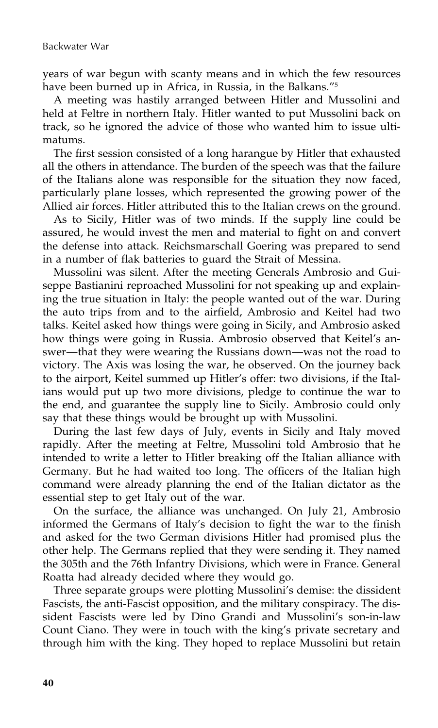years of war begun with scanty means and in which the few resources have been burned up in Africa, in Russia, in the Balkans."[5]

A meeting was hastily arranged between Hitler and Mussolini and held at Feltre in northern Italy. Hitler wanted to put Mussolini back on track, so he ignored the advice of those who wanted him to issue ultimatums.

The first session consisted of a long harangue by Hitler that exhausted all the others in attendance. The burden of the speech was that the failure of the Italians alone was responsible for the situation they now faced, particularly plane losses, which represented the growing power of the Allied air forces. Hitler attributed this to the Italian crews on the ground.

As to Sicily, Hitler was of two minds. If the supply line could be assured, he would invest the men and material to fight on and convert the defense into attack. Reichsmarschall Goering was prepared to send in a number of flak batteries to guard the Strait of Messina.

Mussolini was silent. After the meeting Generals Ambrosio and Guiseppe Bastianini reproached Mussolini for not speaking up and explaining the true situation in Italy: the people wanted out of the war. During the auto trips from and to the airfield, Ambrosio and Keitel had two talks. Keitel asked how things were going in Sicily, and Ambrosio asked how things were going in Russia. Ambrosio observed that Keitel's answer—that they were wearing the Russians down—was not the road to victory. The Axis was losing the war, he observed. On the journey back to the airport, Keitel summed up Hitler's offer: two divisions, if the Italians would put up two more divisions, pledge to continue the war to the end, and guarantee the supply line to Sicily. Ambrosio could only say that these things would be brought up with Mussolini.

During the last few days of July, events in Sicily and Italy moved rapidly. After the meeting at Feltre, Mussolini told Ambrosio that he intended to write a letter to Hitler breaking off the Italian alliance with Germany. But he had waited too long. The officers of the Italian high command were already planning the end of the Italian dictator as the essential step to get Italy out of the war.

On the surface, the alliance was unchanged. On July 21, Ambrosio informed the Germans of Italy's decision to fight the war to the finish and asked for the two German divisions Hitler had promised plus the other help. The Germans replied that they were sending it. They named the 305th and the 76th Infantry Divisions, which were in France. General Roatta had already decided where they would go.

Three separate groups were plotting Mussolini's demise: the dissident Fascists, the anti-Fascist opposition, and the military conspiracy. The dissident Fascists were led by Dino Grandi and Mussolini's son-in-law Count Ciano. They were in touch with the king's private secretary and through him with the king. They hoped to replace Mussolini but retain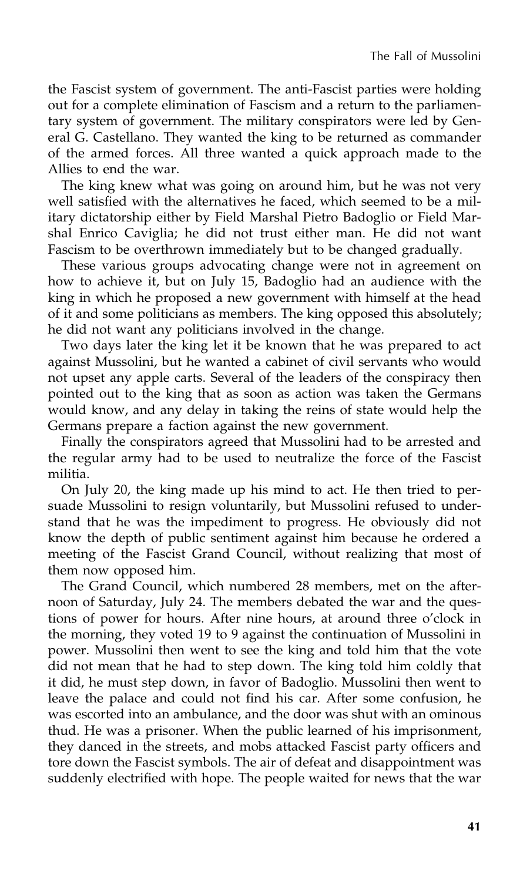the Fascist system of government. The anti-Fascist parties were holding out for a complete elimination of Fascism and a return to the parliamentary system of government. The military conspirators were led by General G. Castellano. They wanted the king to be returned as commander of the armed forces. All three wanted a quick approach made to the Allies to end the war.

The king knew what was going on around him, but he was not very well satisfied with the alternatives he faced, which seemed to be a military dictatorship either by Field Marshal Pietro Badoglio or Field Marshal Enrico Caviglia; he did not trust either man. He did not want Fascism to be overthrown immediately but to be changed gradually.

These various groups advocating change were not in agreement on how to achieve it, but on July 15, Badoglio had an audience with the king in which he proposed a new government with himself at the head of it and some politicians as members. The king opposed this absolutely; he did not want any politicians involved in the change.

Two days later the king let it be known that he was prepared to act against Mussolini, but he wanted a cabinet of civil servants who would not upset any apple carts. Several of the leaders of the conspiracy then pointed out to the king that as soon as action was taken the Germans would know, and any delay in taking the reins of state would help the Germans prepare a faction against the new government.

Finally the conspirators agreed that Mussolini had to be arrested and the regular army had to be used to neutralize the force of the Fascist militia.

On July 20, the king made up his mind to act. He then tried to persuade Mussolini to resign voluntarily, but Mussolini refused to understand that he was the impediment to progress. He obviously did not know the depth of public sentiment against him because he ordered a meeting of the Fascist Grand Council, without realizing that most of them now opposed him.

The Grand Council, which numbered 28 members, met on the afternoon of Saturday, July 24. The members debated the war and the questions of power for hours. After nine hours, at around three o'clock in the morning, they voted 19 to 9 against the continuation of Mussolini in power. Mussolini then went to see the king and told him that the vote did not mean that he had to step down. The king told him coldly that it did, he must step down, in favor of Badoglio. Mussolini then went to leave the palace and could not find his car. After some confusion, he was escorted into an ambulance, and the door was shut with an ominous thud. He was a prisoner. When the public learned of his imprisonment, they danced in the streets, and mobs attacked Fascist party officers and tore down the Fascist symbols. The air of defeat and disappointment was suddenly electrified with hope. The people waited for news that the war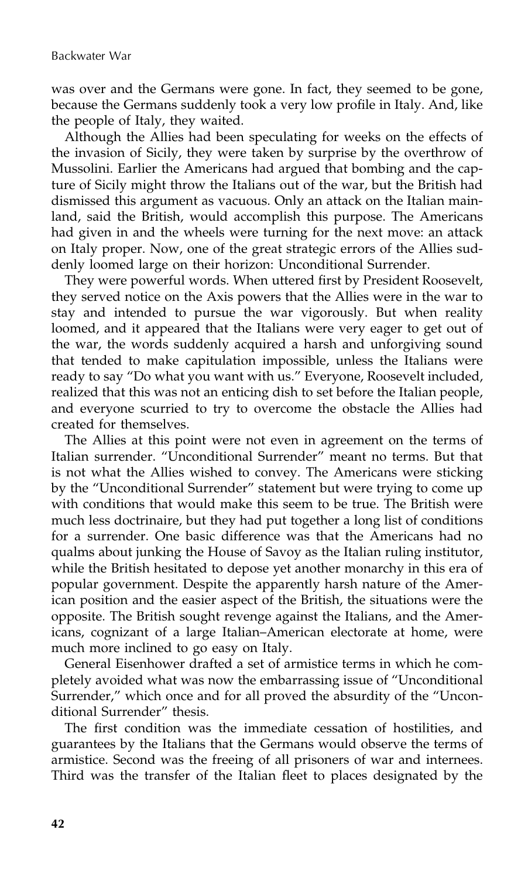was over and the Germans were gone. In fact, they seemed to be gone, because the Germans suddenly took a very low profile in Italy. And, like the people of Italy, they waited.

Although the Allies had been speculating for weeks on the effects of the invasion of Sicily, they were taken by surprise by the overthrow of Mussolini. Earlier the Americans had argued that bombing and the capture of Sicily might throw the Italians out of the war, but the British had dismissed this argument as vacuous. Only an attack on the Italian mainland, said the British, would accomplish this purpose. The Americans had given in and the wheels were turning for the next move: an attack on Italy proper. Now, one of the great strategic errors of the Allies suddenly loomed large on their horizon: Unconditional Surrender.

They were powerful words. When uttered first by President Roosevelt, they served notice on the Axis powers that the Allies were in the war to stay and intended to pursue the war vigorously. But when reality loomed, and it appeared that the Italians were very eager to get out of the war, the words suddenly acquired a harsh and unforgiving sound that tended to make capitulation impossible, unless the Italians were ready to say "Do what you want with us." Everyone, Roosevelt included, realized that this was not an enticing dish to set before the Italian people, and everyone scurried to try to overcome the obstacle the Allies had created for themselves.

The Allies at this point were not even in agreement on the terms of Italian surrender. "Unconditional Surrender" meant no terms. But that is not what the Allies wished to convey. The Americans were sticking by the "Unconditional Surrender" statement but were trying to come up with conditions that would make this seem to be true. The British were much less doctrinaire, but they had put together a long list of conditions for a surrender. One basic difference was that the Americans had no qualms about junking the House of Savoy as the Italian ruling institutor, while the British hesitated to depose yet another monarchy in this era of popular government. Despite the apparently harsh nature of the American position and the easier aspect of the British, the situations were the opposite. The British sought revenge against the Italians, and the Americans, cognizant of a large Italian–American electorate at home, were much more inclined to go easy on Italy.

General Eisenhower drafted a set of armistice terms in which he completely avoided what was now the embarrassing issue of "Unconditional Surrender," which once and for all proved the absurdity of the "Unconditional Surrender" thesis.

The first condition was the immediate cessation of hostilities, and guarantees by the Italians that the Germans would observe the terms of armistice. Second was the freeing of all prisoners of war and internees. Third was the transfer of the Italian fleet to places designated by the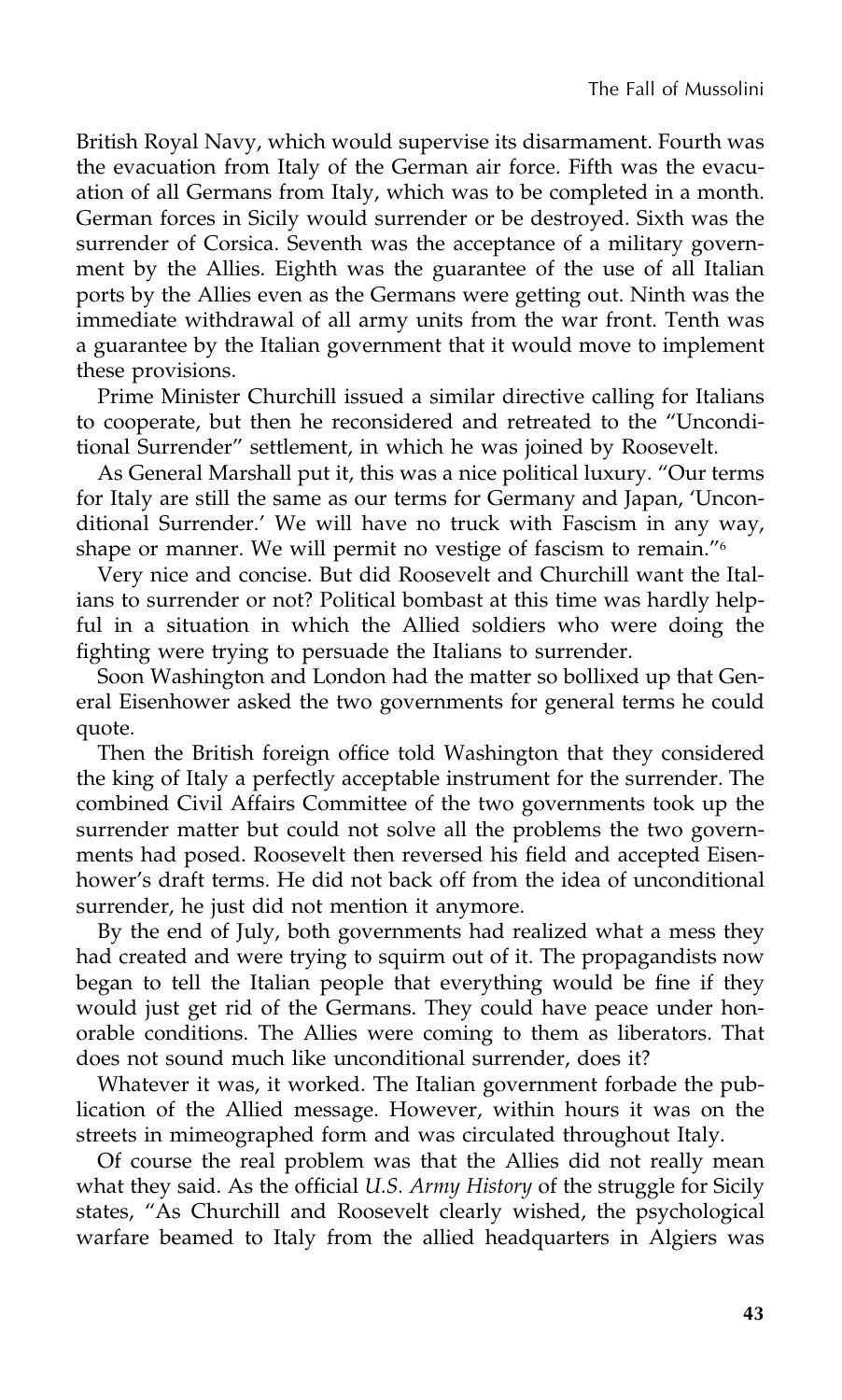British Royal Navy, which would supervise its disarmament. Fourth was the evacuation from Italy of the German air force. Fifth was the evacuation of all Germans from Italy, which was to be completed in a month. German forces in Sicily would surrender or be destroyed. Sixth was the surrender of Corsica. Seventh was the acceptance of a military government by the Allies. Eighth was the guarantee of the use of all Italian ports by the Allies even as the Germans were getting out. Ninth was the immediate withdrawal of all army units from the war front. Tenth was a guarantee by the Italian government that it would move to implement these provisions.

Prime Minister Churchill issued a similar directive calling for Italians to cooperate, but then he reconsidered and retreated to the "Unconditional Surrender" settlement, in which he was joined by Roosevelt.

As General Marshall put it, this was a nice political luxury. "Our terms for Italy are still the same as our terms for Germany and Japan, 'Unconditional Surrender.' We will have no truck with Fascism in any way, shape or manner. We will permit no vestige of fascism to remain."[6]

Very nice and concise. But did Roosevelt and Churchill want the Italians to surrender or not? Political bombast at this time was hardly helpful in a situation in which the Allied soldiers who were doing the fighting were trying to persuade the Italians to surrender.

Soon Washington and London had the matter so bollixed up that General Eisenhower asked the two governments for general terms he could quote.

Then the British foreign office told Washington that they considered the king of Italy a perfectly acceptable instrument for the surrender. The combined Civil Affairs Committee of the two governments took up the surrender matter but could not solve all the problems the two governments had posed. Roosevelt then reversed his field and accepted Eisenhower's draft terms. He did not back off from the idea of unconditional surrender, he just did not mention it anymore.

By the end of July, both governments had realized what a mess they had created and were trying to squirm out of it. The propagandists now began to tell the Italian people that everything would be fine if they would just get rid of the Germans. They could have peace under honorable conditions. The Allies were coming to them as liberators. That does not sound much like unconditional surrender, does it?

Whatever it was, it worked. The Italian government forbade the publication of the Allied message. However, within hours it was on the streets in mimeographed form and was circulated throughout Italy.

Of course the real problem was that the Allies did not really mean what they said. As the official *U.S. Army History* of the struggle for Sicily states, "As Churchill and Roosevelt clearly wished, the psychological warfare beamed to Italy from the allied headquarters in Algiers was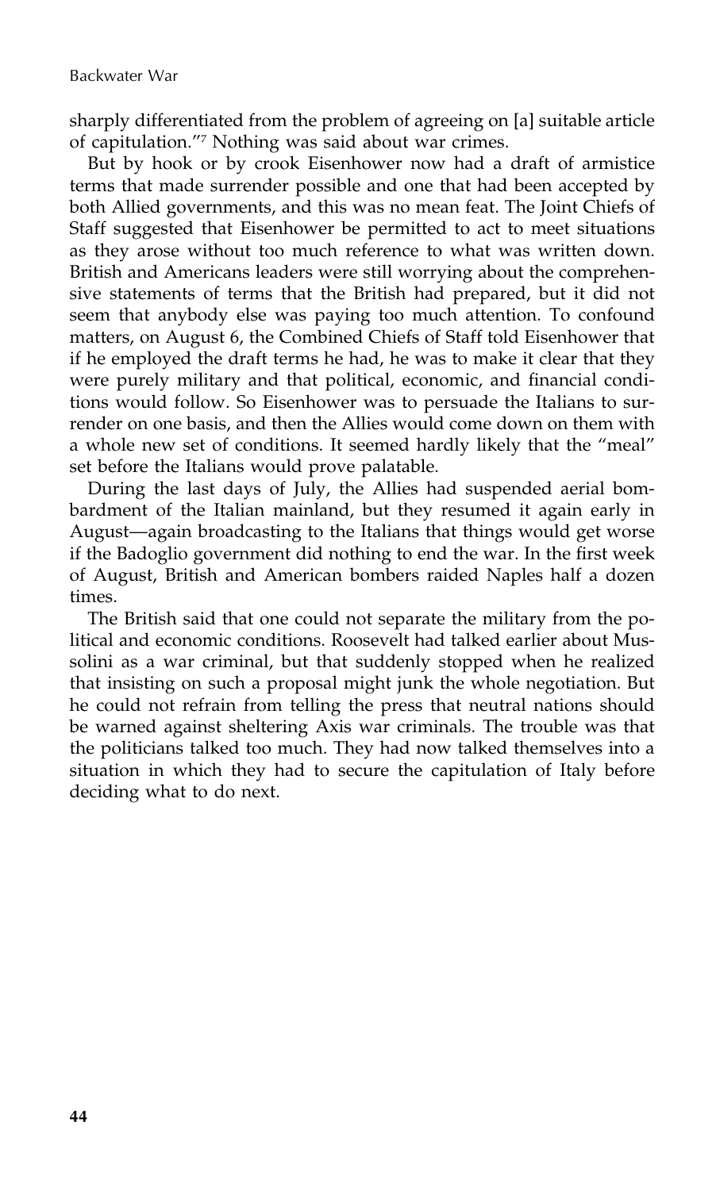sharply differentiated from the problem of agreeing on [a] suitable article of capitulation."[7] Nothing was said about war crimes.

But by hook or by crook Eisenhower now had a draft of armistice terms that made surrender possible and one that had been accepted by both Allied governments, and this was no mean feat. The Joint Chiefs of Staff suggested that Eisenhower be permitted to act to meet situations as they arose without too much reference to what was written down. British and Americans leaders were still worrying about the comprehensive statements of terms that the British had prepared, but it did not seem that anybody else was paying too much attention. To confound matters, on August 6, the Combined Chiefs of Staff told Eisenhower that if he employed the draft terms he had, he was to make it clear that they were purely military and that political, economic, and financial conditions would follow. So Eisenhower was to persuade the Italians to surrender on one basis, and then the Allies would come down on them with a whole new set of conditions. It seemed hardly likely that the "meal" set before the Italians would prove palatable.

During the last days of July, the Allies had suspended aerial bombardment of the Italian mainland, but they resumed it again early in August—again broadcasting to the Italians that things would get worse if the Badoglio government did nothing to end the war. In the first week of August, British and American bombers raided Naples half a dozen times.

The British said that one could not separate the military from the political and economic conditions. Roosevelt had talked earlier about Mussolini as a war criminal, but that suddenly stopped when he realized that insisting on such a proposal might junk the whole negotiation. But he could not refrain from telling the press that neutral nations should be warned against sheltering Axis war criminals. The trouble was that the politicians talked too much. They had now talked themselves into a situation in which they had to secure the capitulation of Italy before deciding what to do next.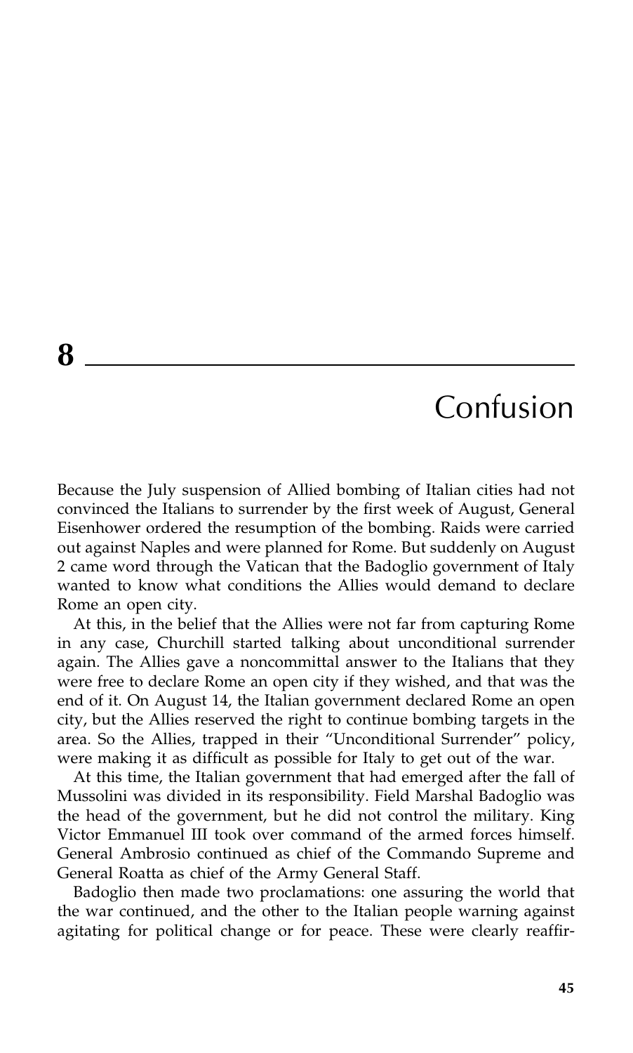# 8 Confusion

Because the July suspension of Allied bombing of Italian cities had not convinced the Italians to surrender by the first week of August, General Eisenhower ordered the resumption of the bombing. Raids were carried out against Naples and were planned for Rome. But suddenly on August 2 came word through the Vatican that the Badoglio government of Italy wanted to know what conditions the Allies would demand to declare Rome an open city.

At this, in the belief that the Allies were not far from capturing Rome in any case, Churchill started talking about unconditional surrender again. The Allies gave a noncommittal answer to the Italians that they were free to declare Rome an open city if they wished, and that was the end of it. On August 14, the Italian government declared Rome an open city, but the Allies reserved the right to continue bombing targets in the area. So the Allies, trapped in their "Unconditional Surrender" policy, were making it as difficult as possible for Italy to get out of the war.

At this time, the Italian government that had emerged after the fall of Mussolini was divided in its responsibility. Field Marshal Badoglio was the head of the government, but he did not control the military. King Victor Emmanuel III took over command of the armed forces himself. General Ambrosio continued as chief of the Commando Supreme and General Roatta as chief of the Army General Staff.

Badoglio then made two proclamations: one assuring the world that the war continued, and the other to the Italian people warning against agitating for political change or for peace. These were clearly reaffir-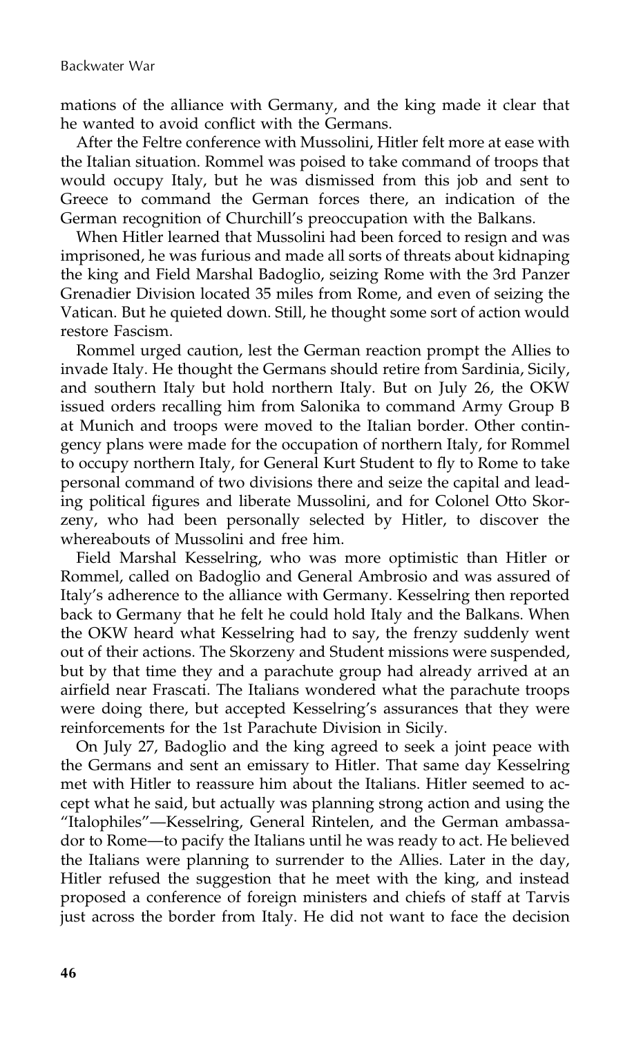mations of the alliance with Germany, and the king made it clear that he wanted to avoid conflict with the Germans.

After the Feltre conference with Mussolini, Hitler felt more at ease with the Italian situation. Rommel was poised to take command of troops that would occupy Italy, but he was dismissed from this job and sent to Greece to command the German forces there, an indication of the German recognition of Churchill's preoccupation with the Balkans.

When Hitler learned that Mussolini had been forced to resign and was imprisoned, he was furious and made all sorts of threats about kidnaping the king and Field Marshal Badoglio, seizing Rome with the 3rd Panzer Grenadier Division located 35 miles from Rome, and even of seizing the Vatican. But he quieted down. Still, he thought some sort of action would restore Fascism.

Rommel urged caution, lest the German reaction prompt the Allies to invade Italy. He thought the Germans should retire from Sardinia, Sicily, and southern Italy but hold northern Italy. But on July 26, the OKW issued orders recalling him from Salonika to command Army Group B at Munich and troops were moved to the Italian border. Other contingency plans were made for the occupation of northern Italy, for Rommel to occupy northern Italy, for General Kurt Student to fly to Rome to take personal command of two divisions there and seize the capital and leading political figures and liberate Mussolini, and for Colonel Otto Skorzeny, who had been personally selected by Hitler, to discover the whereabouts of Mussolini and free him.

Field Marshal Kesselring, who was more optimistic than Hitler or Rommel, called on Badoglio and General Ambrosio and was assured of Italy's adherence to the alliance with Germany. Kesselring then reported back to Germany that he felt he could hold Italy and the Balkans. When the OKW heard what Kesselring had to say, the frenzy suddenly went out of their actions. The Skorzeny and Student missions were suspended, but by that time they and a parachute group had already arrived at an airfield near Frascati. The Italians wondered what the parachute troops were doing there, but accepted Kesselring's assurances that they were reinforcements for the 1st Parachute Division in Sicily.

On July 27, Badoglio and the king agreed to seek a joint peace with the Germans and sent an emissary to Hitler. That same day Kesselring met with Hitler to reassure him about the Italians. Hitler seemed to accept what he said, but actually was planning strong action and using the "Italophiles"—Kesselring, General Rintelen, and the German ambassador to Rome—to pacify the Italians until he was ready to act. He believed the Italians were planning to surrender to the Allies. Later in the day, Hitler refused the suggestion that he meet with the king, and instead proposed a conference of foreign ministers and chiefs of staff at Tarvis just across the border from Italy. He did not want to face the decision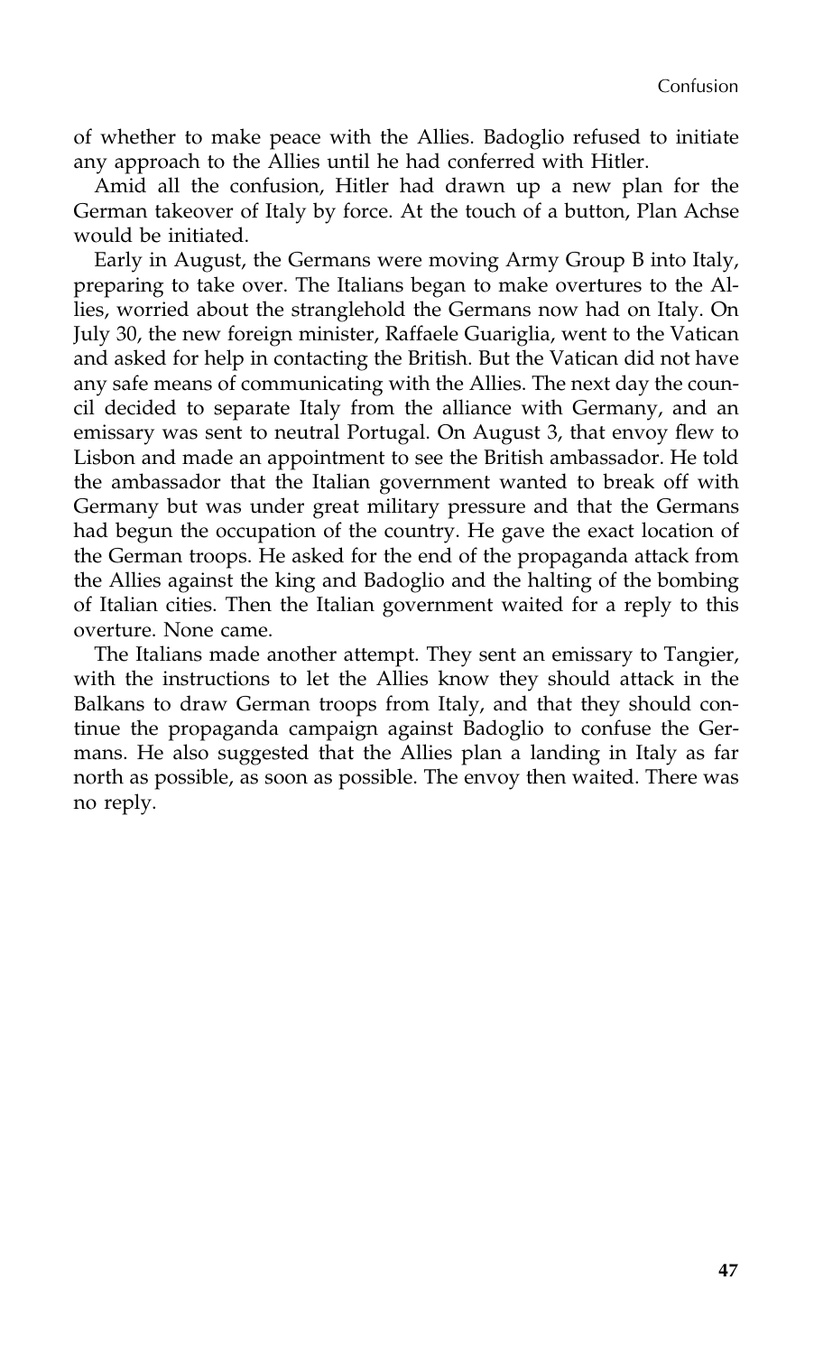of whether to make peace with the Allies. Badoglio refused to initiate any approach to the Allies until he had conferred with Hitler.

Amid all the confusion, Hitler had drawn up a new plan for the German takeover of Italy by force. At the touch of a button, Plan Achse would be initiated.

Early in August, the Germans were moving Army Group B into Italy, preparing to take over. The Italians began to make overtures to the Allies, worried about the stranglehold the Germans now had on Italy. On July 30, the new foreign minister, Raffaele Guariglia, went to the Vatican and asked for help in contacting the British. But the Vatican did not have any safe means of communicating with the Allies. The next day the council decided to separate Italy from the alliance with Germany, and an emissary was sent to neutral Portugal. On August 3, that envoy flew to Lisbon and made an appointment to see the British ambassador. He told the ambassador that the Italian government wanted to break off with Germany but was under great military pressure and that the Germans had begun the occupation of the country. He gave the exact location of the German troops. He asked for the end of the propaganda attack from the Allies against the king and Badoglio and the halting of the bombing of Italian cities. Then the Italian government waited for a reply to this overture. None came.

The Italians made another attempt. They sent an emissary to Tangier, with the instructions to let the Allies know they should attack in the Balkans to draw German troops from Italy, and that they should continue the propaganda campaign against Badoglio to confuse the Germans. He also suggested that the Allies plan a landing in Italy as far north as possible, as soon as possible. The envoy then waited. There was no reply.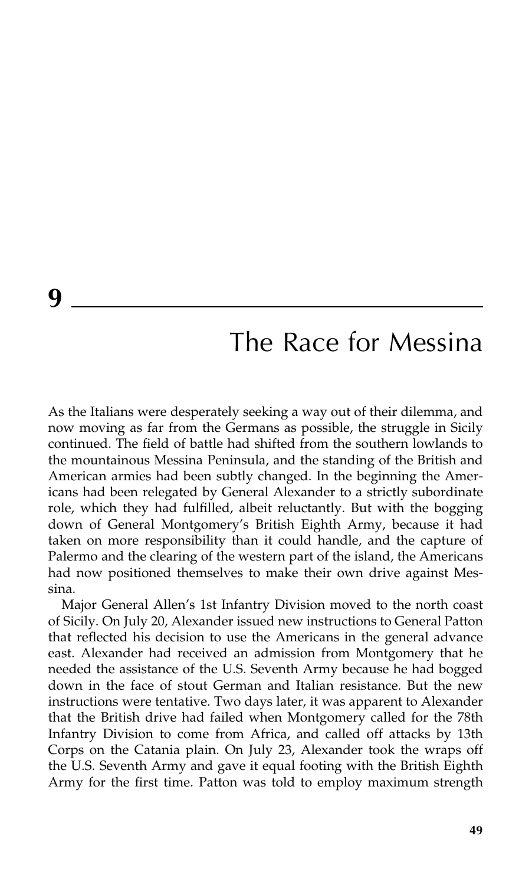# 9

# The Race for Messina

As the Italians were desperately seeking a way out of their dilemma, and now moving as far from the Germans as possible, the struggle in Sicily continued. The field of battle had shifted from the southern lowlands to the mountainous Messina Peninsula, and the standing of the British and American armies had been subtly changed. In the beginning the Americans had been relegated by General Alexander to a strictly subordinate role, which they had fulfilled, albeit reluctantly. But with the bogging down of General Montgomery's British Eighth Army, because it had taken on more responsibility than it could handle, and the capture of Palermo and the clearing of the western part of the island, the Americans had now positioned themselves to make their own drive against Messina.

Major General Allen's 1st Infantry Division moved to the north coast of Sicily. On July 20, Alexander issued new instructions to General Patton that reflected his decision to use the Americans in the general advance east. Alexander had received an admission from Montgomery that he needed the assistance of the U.S. Seventh Army because he had bogged down in the face of stout German and Italian resistance. But the new instructions were tentative. Two days later, it was apparent to Alexander that the British drive had failed when Montgomery called for the 78th Infantry Division to come from Africa, and called off attacks by 13th Corps on the Catania plain. On July 23, Alexander took the wraps off the U.S. Seventh Army and gave it equal footing with the British Eighth Army for the first time. Patton was told to employ maximum strength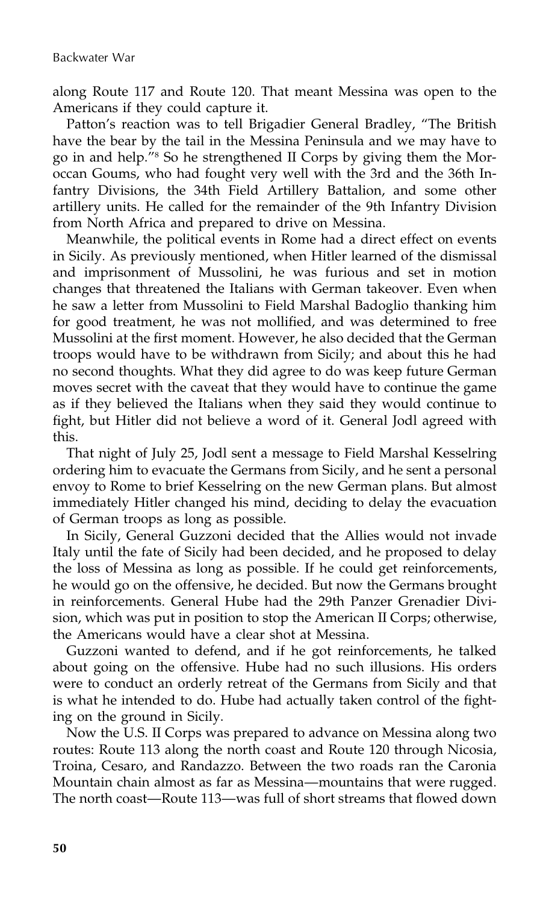along Route 117 and Route 120. That meant Messina was open to the Americans if they could capture it.

Patton's reaction was to tell Brigadier General Bradley, "The British have the bear by the tail in the Messina Peninsula and we may have to go in and help."[8] So he strengthened II Corps by giving them the Moroccan Goums, who had fought very well with the 3rd and the 36th Infantry Divisions, the 34th Field Artillery Battalion, and some other artillery units. He called for the remainder of the 9th Infantry Division from North Africa and prepared to drive on Messina.

Meanwhile, the political events in Rome had a direct effect on events in Sicily. As previously mentioned, when Hitler learned of the dismissal and imprisonment of Mussolini, he was furious and set in motion changes that threatened the Italians with German takeover. Even when he saw a letter from Mussolini to Field Marshal Badoglio thanking him for good treatment, he was not mollified, and was determined to free Mussolini at the first moment. However, he also decided that the German troops would have to be withdrawn from Sicily; and about this he had no second thoughts. What they did agree to do was keep future German moves secret with the caveat that they would have to continue the game as if they believed the Italians when they said they would continue to fight, but Hitler did not believe a word of it. General Jodl agreed with this.

That night of July 25, Jodl sent a message to Field Marshal Kesselring ordering him to evacuate the Germans from Sicily, and he sent a personal envoy to Rome to brief Kesselring on the new German plans. But almost immediately Hitler changed his mind, deciding to delay the evacuation of German troops as long as possible.

In Sicily, General Guzzoni decided that the Allies would not invade Italy until the fate of Sicily had been decided, and he proposed to delay the loss of Messina as long as possible. If he could get reinforcements, he would go on the offensive, he decided. But now the Germans brought in reinforcements. General Hube had the 29th Panzer Grenadier Division, which was put in position to stop the American II Corps; otherwise, the Americans would have a clear shot at Messina.

Guzzoni wanted to defend, and if he got reinforcements, he talked about going on the offensive. Hube had no such illusions. His orders were to conduct an orderly retreat of the Germans from Sicily and that is what he intended to do. Hube had actually taken control of the fighting on the ground in Sicily.

Now the U.S. II Corps was prepared to advance on Messina along two routes: Route 113 along the north coast and Route 120 through Nicosia, Troina, Cesaro, and Randazzo. Between the two roads ran the Caronia Mountain chain almost as far as Messina—mountains that were rugged. The north coast—Route 113—was full of short streams that flowed down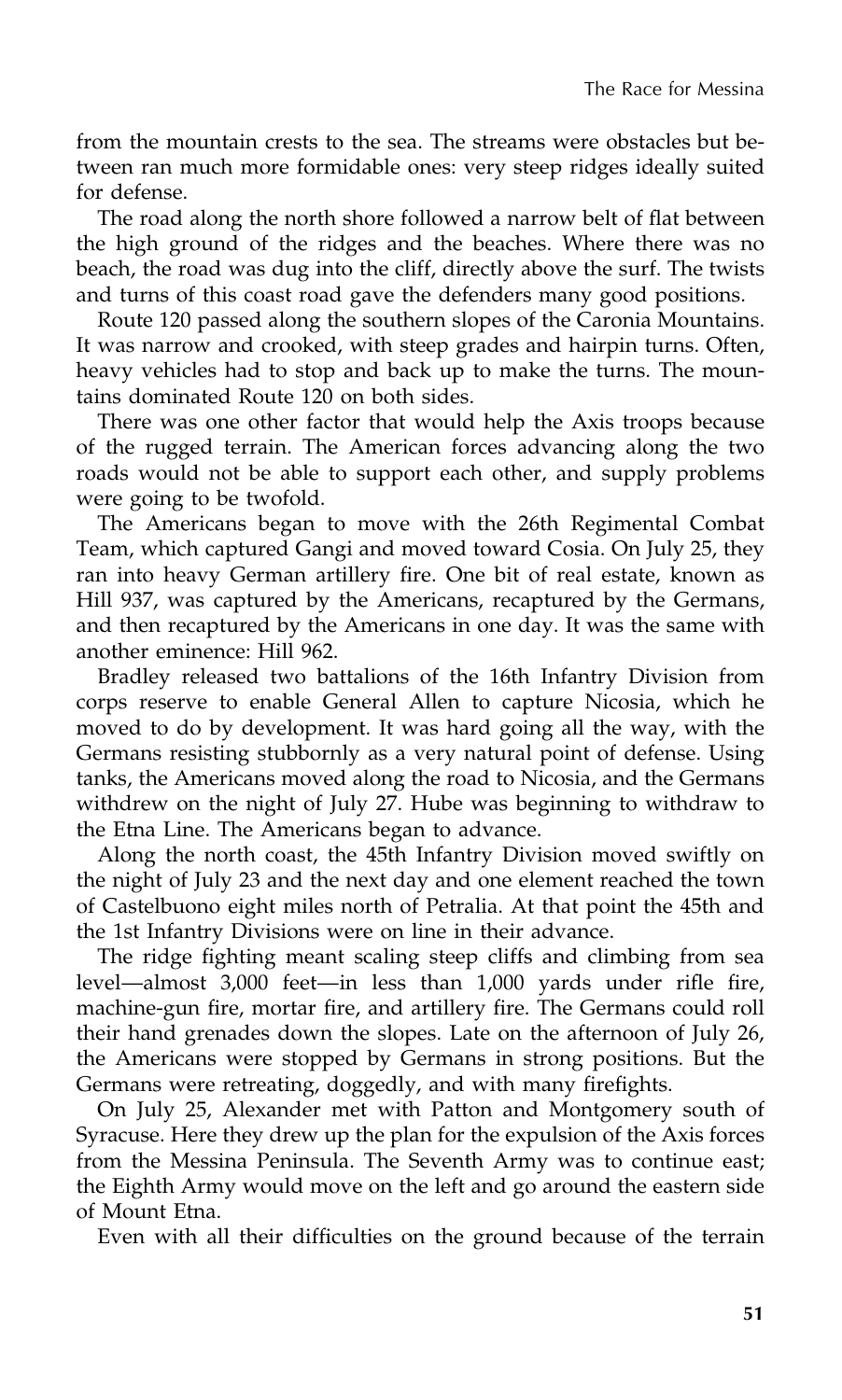from the mountain crests to the sea. The streams were obstacles but between ran much more formidable ones: very steep ridges ideally suited for defense.

The road along the north shore followed a narrow belt of flat between the high ground of the ridges and the beaches. Where there was no beach, the road was dug into the cliff, directly above the surf. The twists and turns of this coast road gave the defenders many good positions.

Route 120 passed along the southern slopes of the Caronia Mountains. It was narrow and crooked, with steep grades and hairpin turns. Often, heavy vehicles had to stop and back up to make the turns. The mountains dominated Route 120 on both sides.

There was one other factor that would help the Axis troops because of the rugged terrain. The American forces advancing along the two roads would not be able to support each other, and supply problems were going to be twofold.

The Americans began to move with the 26th Regimental Combat Team, which captured Gangi and moved toward Cosia. On July 25, they ran into heavy German artillery fire. One bit of real estate, known as Hill 937, was captured by the Americans, recaptured by the Germans, and then recaptured by the Americans in one day. It was the same with another eminence: Hill 962.

Bradley released two battalions of the 16th Infantry Division from corps reserve to enable General Allen to capture Nicosia, which he moved to do by development. It was hard going all the way, with the Germans resisting stubbornly as a very natural point of defense. Using tanks, the Americans moved along the road to Nicosia, and the Germans withdrew on the night of July 27. Hube was beginning to withdraw to the Etna Line. The Americans began to advance.

Along the north coast, the 45th Infantry Division moved swiftly on the night of July 23 and the next day and one element reached the town of Castelbuono eight miles north of Petralia. At that point the 45th and the 1st Infantry Divisions were on line in their advance.

The ridge fighting meant scaling steep cliffs and climbing from sea level—almost 3,000 feet—in less than 1,000 yards under rifle fire, machine-gun fire, mortar fire, and artillery fire. The Germans could roll their hand grenades down the slopes. Late on the afternoon of July 26, the Americans were stopped by Germans in strong positions. But the Germans were retreating, doggedly, and with many firefights.

On July 25, Alexander met with Patton and Montgomery south of Syracuse. Here they drew up the plan for the expulsion of the Axis forces from the Messina Peninsula. The Seventh Army was to continue east; the Eighth Army would move on the left and go around the eastern side of Mount Etna.

Even with all their difficulties on the ground because of the terrain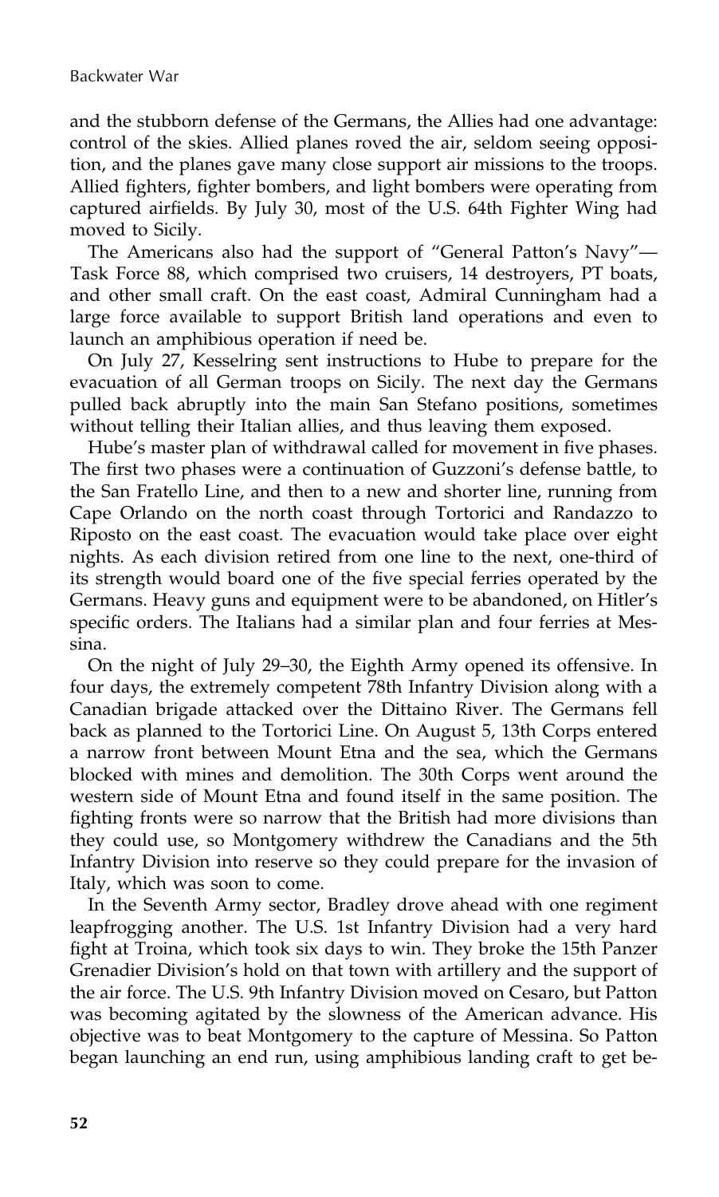and the stubborn defense of the Germans, the Allies had one advantage: control of the skies. Allied planes roved the air, seldom seeing opposition, and the planes gave many close support air missions to the troops. Allied fighters, fighter bombers, and light bombers were operating from captured airfields. By July 30, most of the U.S. 64th Fighter Wing had moved to Sicily.

The Americans also had the support of "General Patton's Navy"—Task Force 88, which comprised two cruisers, 14 destroyers, PT boats, and other small craft. On the east coast, Admiral Cunningham had a large force available to support British land operations and even to launch an amphibious operation if need be.

On July 27, Kesselring sent instructions to Hube to prepare for the evacuation of all German troops on Sicily. The next day the Germans pulled back abruptly into the main San Stefano positions, sometimes without telling their Italian allies, and thus leaving them exposed.

Hube's master plan of withdrawal called for movement in five phases. The first two phases were a continuation of Guzzoni's defense battle, to the San Fratello Line, and then to a new and shorter line, running from Cape Orlando on the north coast through Tortorici and Randazzo to Riposto on the east coast. The evacuation would take place over eight nights. As each division retired from one line to the next, one-third of its strength would board one of the five special ferries operated by the Germans. Heavy guns and equipment were to be abandoned, on Hitler's specific orders. The Italians had a similar plan and four ferries at Messina.

On the night of July 29–30, the Eighth Army opened its offensive. In four days, the extremely competent 78th Infantry Division along with a Canadian brigade attacked over the Dittaino River. The Germans fell back as planned to the Tortorici Line. On August 5, 13th Corps entered a narrow front between Mount Etna and the sea, which the Germans blocked with mines and demolition. The 30th Corps went around the western side of Mount Etna and found itself in the same position. The fighting fronts were so narrow that the British had more divisions than they could use, so Montgomery withdrew the Canadians and the 5th Infantry Division into reserve so they could prepare for the invasion of Italy, which was soon to come.

In the Seventh Army sector, Bradley drove ahead with one regiment leapfrogging another. The U.S. 1st Infantry Division had a very hard fight at Troina, which took six days to win. They broke the 15th Panzer Grenadier Division's hold on that town with artillery and the support of the air force. The U.S. 9th Infantry Division moved on Cesaro, but Patton was becoming agitated by the slowness of the American advance. His objective was to beat Montgomery to the capture of Messina. So Patton began launching an end run, using amphibious landing craft to get be-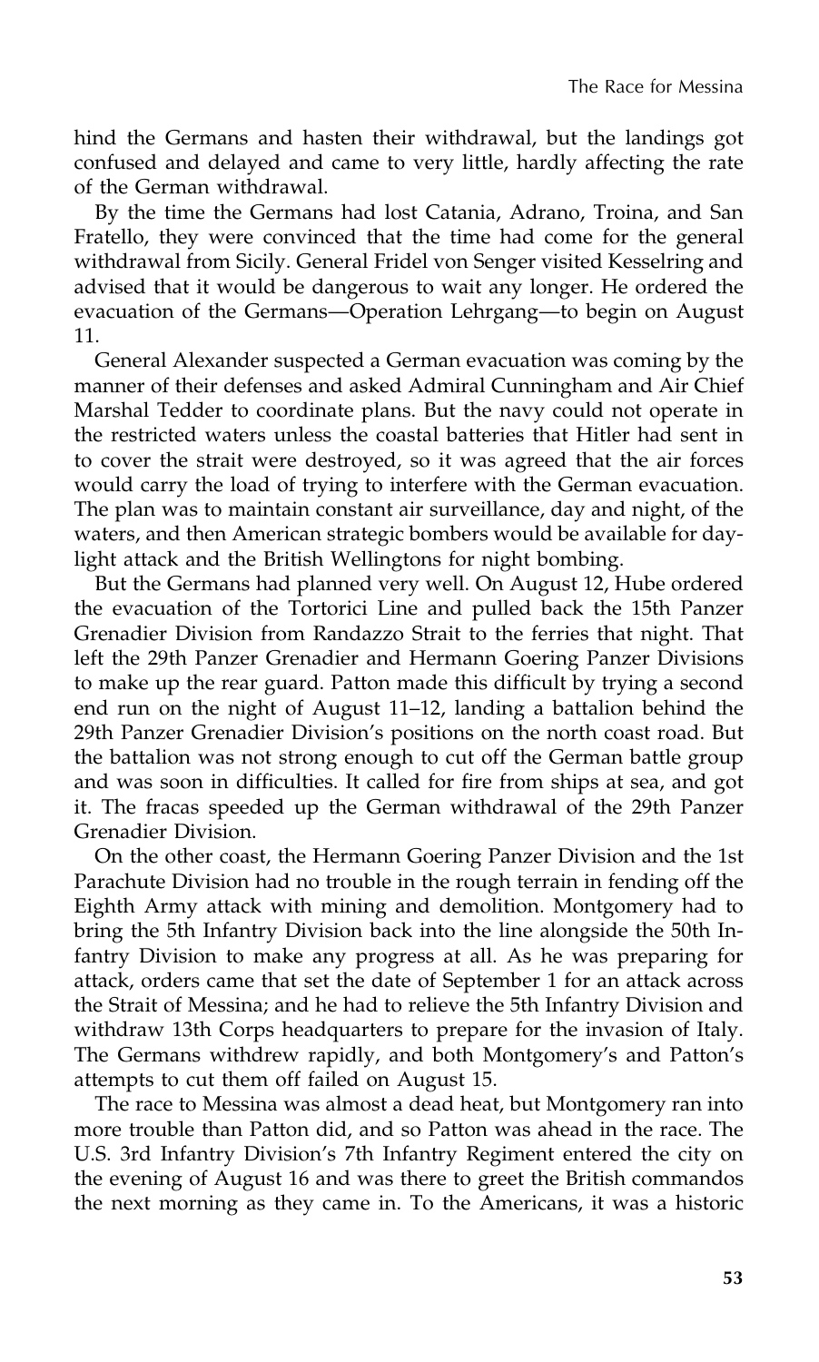hind the Germans and hasten their withdrawal, but the landings got confused and delayed and came to very little, hardly affecting the rate of the German withdrawal.

By the time the Germans had lost Catania, Adrano, Troina, and San Fratello, they were convinced that the time had come for the general withdrawal from Sicily. General Fridel von Senger visited Kesselring and advised that it would be dangerous to wait any longer. He ordered the evacuation of the Germans—Operation Lehrgang—to begin on August 11.

General Alexander suspected a German evacuation was coming by the manner of their defenses and asked Admiral Cunningham and Air Chief Marshal Tedder to coordinate plans. But the navy could not operate in the restricted waters unless the coastal batteries that Hitler had sent in to cover the strait were destroyed, so it was agreed that the air forces would carry the load of trying to interfere with the German evacuation. The plan was to maintain constant air surveillance, day and night, of the waters, and then American strategic bombers would be available for daylight attack and the British Wellingtons for night bombing.

But the Germans had planned very well. On August 12, Hube ordered the evacuation of the Tortorici Line and pulled back the 15th Panzer Grenadier Division from Randazzo Strait to the ferries that night. That left the 29th Panzer Grenadier and Hermann Goering Panzer Divisions to make up the rear guard. Patton made this difficult by trying a second end run on the night of August 11–12, landing a battalion behind the 29th Panzer Grenadier Division's positions on the north coast road. But the battalion was not strong enough to cut off the German battle group and was soon in difficulties. It called for fire from ships at sea, and got it. The fracas speeded up the German withdrawal of the 29th Panzer Grenadier Division.

On the other coast, the Hermann Goering Panzer Division and the 1st Parachute Division had no trouble in the rough terrain in fending off the Eighth Army attack with mining and demolition. Montgomery had to bring the 5th Infantry Division back into the line alongside the 50th Infantry Division to make any progress at all. As he was preparing for attack, orders came that set the date of September 1 for an attack across the Strait of Messina; and he had to relieve the 5th Infantry Division and withdraw 13th Corps headquarters to prepare for the invasion of Italy. The Germans withdrew rapidly, and both Montgomery's and Patton's attempts to cut them off failed on August 15.

The race to Messina was almost a dead heat, but Montgomery ran into more trouble than Patton did, and so Patton was ahead in the race. The U.S. 3rd Infantry Division's 7th Infantry Regiment entered the city on the evening of August 16 and was there to greet the British commandos the next morning as they came in. To the Americans, it was a historic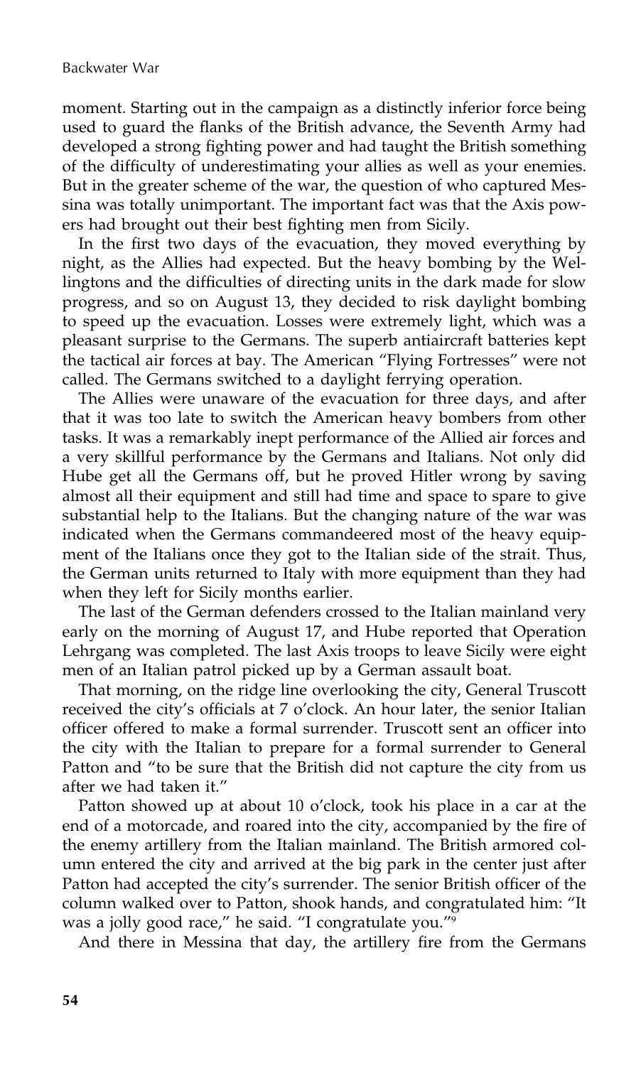moment. Starting out in the campaign as a distinctly inferior force being used to guard the flanks of the British advance, the Seventh Army had developed a strong fighting power and had taught the British something of the difficulty of underestimating your allies as well as your enemies. But in the greater scheme of the war, the question of who captured Messina was totally unimportant. The important fact was that the Axis powers had brought out their best fighting men from Sicily.

In the first two days of the evacuation, they moved everything by night, as the Allies had expected. But the heavy bombing by the Wellingtons and the difficulties of directing units in the dark made for slow progress, and so on August 13, they decided to risk daylight bombing to speed up the evacuation. Losses were extremely light, which was a pleasant surprise to the Germans. The superb antiaircraft batteries kept the tactical air forces at bay. The American "Flying Fortresses" were not called. The Germans switched to a daylight ferrying operation.

The Allies were unaware of the evacuation for three days, and after that it was too late to switch the American heavy bombers from other tasks. It was a remarkably inept performance of the Allied air forces and a very skillful performance by the Germans and Italians. Not only did Hube get all the Germans off, but he proved Hitler wrong by saving almost all their equipment and still had time and space to spare to give substantial help to the Italians. But the changing nature of the war was indicated when the Germans commandeered most of the heavy equipment of the Italians once they got to the Italian side of the strait. Thus, the German units returned to Italy with more equipment than they had when they left for Sicily months earlier.

The last of the German defenders crossed to the Italian mainland very early on the morning of August 17, and Hube reported that Operation Lehrgang was completed. The last Axis troops to leave Sicily were eight men of an Italian patrol picked up by a German assault boat.

That morning, on the ridge line overlooking the city, General Truscott received the city's officials at 7 o'clock. An hour later, the senior Italian officer offered to make a formal surrender. Truscott sent an officer into the city with the Italian to prepare for a formal surrender to General Patton and "to be sure that the British did not capture the city from us after we had taken it."

Patton showed up at about 10 o'clock, took his place in a car at the end of a motorcade, and roared into the city, accompanied by the fire of the enemy artillery from the Italian mainland. The British armored column entered the city and arrived at the big park in the center just after Patton had accepted the city's surrender. The senior British officer of the column walked over to Patton, shook hands, and congratulated him: "It was a jolly good race," he said. "I congratulate you."[9]

And there in Messina that day, the artillery fire from the Germans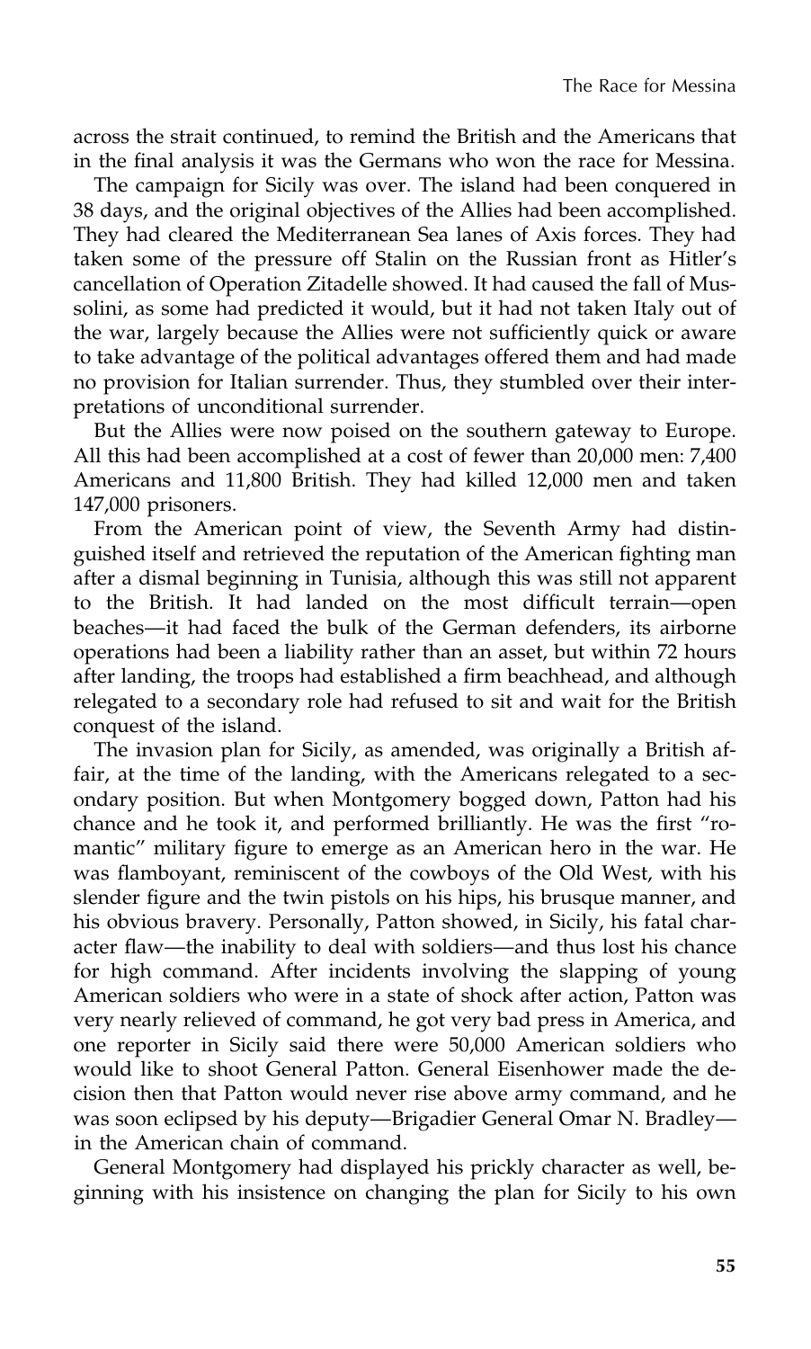across the strait continued, to remind the British and the Americans that in the final analysis it was the Germans who won the race for Messina.

The campaign for Sicily was over. The island had been conquered in 38 days, and the original objectives of the Allies had been accomplished. They had cleared the Mediterranean Sea lanes of Axis forces. They had taken some of the pressure off Stalin on the Russian front as Hitler's cancellation of Operation Zitadelle showed. It had caused the fall of Mussolini, as some had predicted it would, but it had not taken Italy out of the war, largely because the Allies were not sufficiently quick or aware to take advantage of the political advantages offered them and had made no provision for Italian surrender. Thus, they stumbled over their interpretations of unconditional surrender.

But the Allies were now poised on the southern gateway to Europe. All this had been accomplished at a cost of fewer than 20,000 men: 7,400 Americans and 11,800 British. They had killed 12,000 men and taken 147,000 prisoners.

From the American point of view, the Seventh Army had distinguished itself and retrieved the reputation of the American fighting man after a dismal beginning in Tunisia, although this was still not apparent to the British. It had landed on the most difficult terrain—open beaches—it had faced the bulk of the German defenders, its airborne operations had been a liability rather than an asset, but within 72 hours after landing, the troops had established a firm beachhead, and although relegated to a secondary role had refused to sit and wait for the British conquest of the island.

The invasion plan for Sicily, as amended, was originally a British affair, at the time of the landing, with the Americans relegated to a secondary position. But when Montgomery bogged down, Patton had his chance and he took it, and performed brilliantly. He was the first "romantic" military figure to emerge as an American hero in the war. He was flamboyant, reminiscent of the cowboys of the Old West, with his slender figure and the twin pistols on his hips, his brusque manner, and his obvious bravery. Personally, Patton showed, in Sicily, his fatal character flaw—the inability to deal with soldiers—and thus lost his chance for high command. After incidents involving the slapping of young American soldiers who were in a state of shock after action, Patton was very nearly relieved of command, he got very bad press in America, and one reporter in Sicily said there were 50,000 American soldiers who would like to shoot General Patton. General Eisenhower made the decision then that Patton would never rise above army command, and he was soon eclipsed by his deputy—Brigadier General Omar N. Bradley—in the American chain of command.

General Montgomery had displayed his prickly character as well, beginning with his insistence on changing the plan for Sicily to his own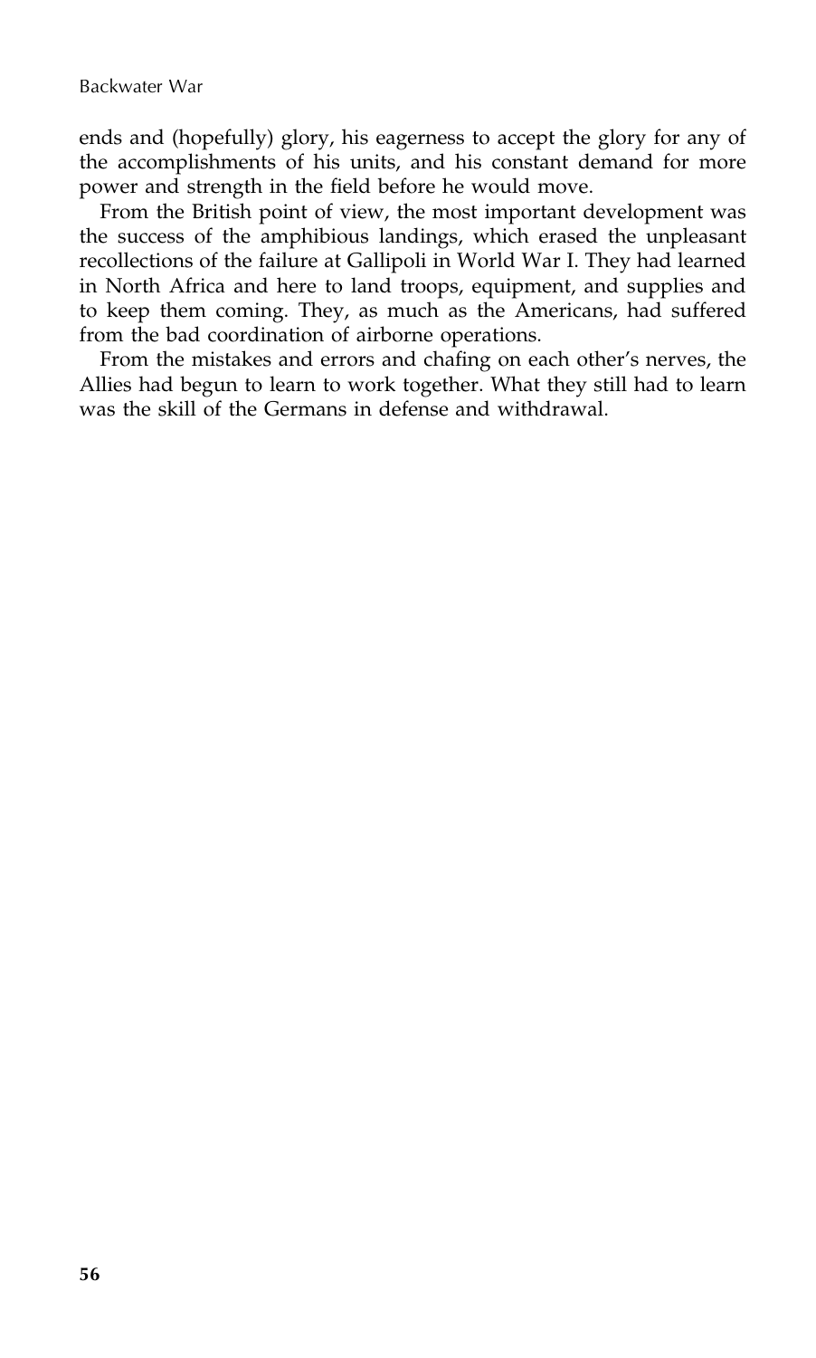ends and (hopefully) glory, his eagerness to accept the glory for any of the accomplishments of his units, and his constant demand for more power and strength in the field before he would move.

From the British point of view, the most important development was the success of the amphibious landings, which erased the unpleasant recollections of the failure at Gallipoli in World War I. They had learned in North Africa and here to land troops, equipment, and supplies and to keep them coming. They, as much as the Americans, had suffered from the bad coordination of airborne operations.

From the mistakes and errors and chafing on each other's nerves, the Allies had begun to learn to work together. What they still had to learn was the skill of the Germans in defense and withdrawal.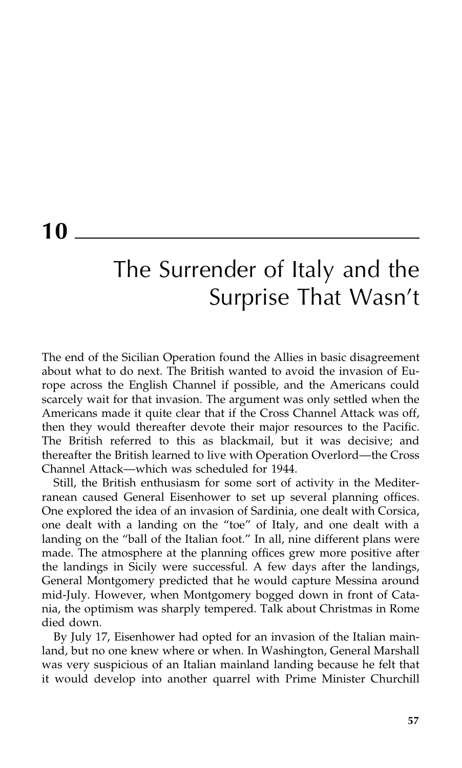# 10

## The Surrender of Italy and the Surprise That Wasn't

The end of the Sicilian Operation found the Allies in basic disagreement about what to do next. The British wanted to avoid the invasion of Europe across the English Channel if possible, and the Americans could scarcely wait for that invasion. The argument was only settled when the Americans made it quite clear that if the Cross Channel Attack was off, then they would thereafter devote their major resources to the Pacific. The British referred to this as blackmail, but it was decisive; and thereafter the British learned to live with Operation Overlord—the Cross Channel Attack—which was scheduled for 1944.

Still, the British enthusiasm for some sort of activity in the Mediterranean caused General Eisenhower to set up several planning offices. One explored the idea of an invasion of Sardinia, one dealt with Corsica, one dealt with a landing on the "toe" of Italy, and one dealt with a landing on the "ball of the Italian foot." In all, nine different plans were made. The atmosphere at the planning offices grew more positive after the landings in Sicily were successful. A few days after the landings, General Montgomery predicted that he would capture Messina around mid-July. However, when Montgomery bogged down in front of Catania, the optimism was sharply tempered. Talk about Christmas in Rome died down.

By July 17, Eisenhower had opted for an invasion of the Italian mainland, but no one knew where or when. In Washington, General Marshall was very suspicious of an Italian mainland landing because he felt that it would develop into another quarrel with Prime Minister Churchill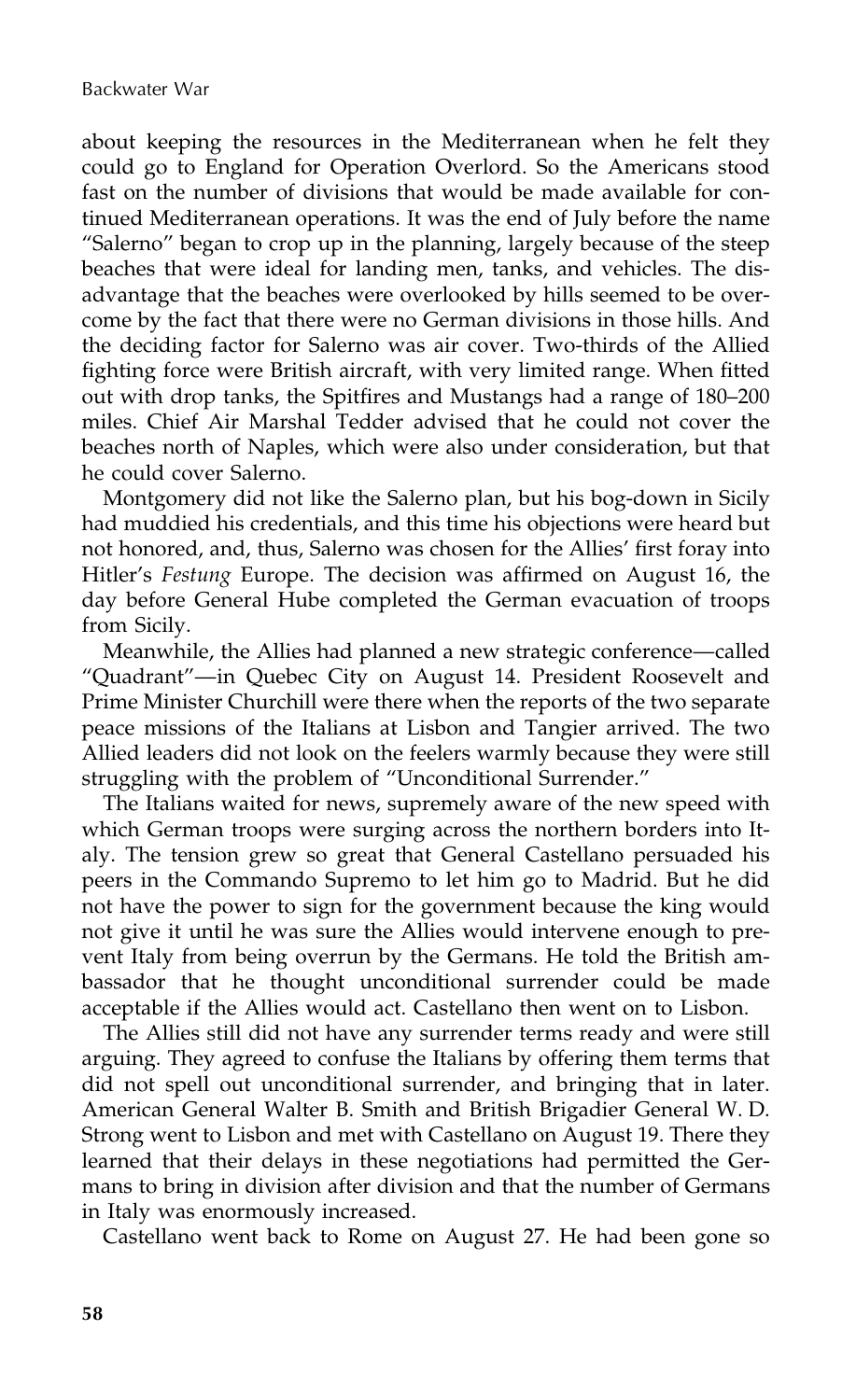about keeping the resources in the Mediterranean when he felt they could go to England for Operation Overlord. So the Americans stood fast on the number of divisions that would be made available for continued Mediterranean operations. It was the end of July before the name "Salerno" began to crop up in the planning, largely because of the steep beaches that were ideal for landing men, tanks, and vehicles. The disadvantage that the beaches were overlooked by hills seemed to be overcome by the fact that there were no German divisions in those hills. And the deciding factor for Salerno was air cover. Two-thirds of the Allied fighting force were British aircraft, with very limited range. When fitted out with drop tanks, the Spitfires and Mustangs had a range of 180–200 miles. Chief Air Marshal Tedder advised that he could not cover the beaches north of Naples, which were also under consideration, but that he could cover Salerno.

Montgomery did not like the Salerno plan, but his bog-down in Sicily had muddied his credentials, and this time his objections were heard but not honored, and, thus, Salerno was chosen for the Allies' first foray into Hitler's *Festung* Europe. The decision was affirmed on August 16, the day before General Hube completed the German evacuation of troops from Sicily.

Meanwhile, the Allies had planned a new strategic conference—called "Quadrant"—in Quebec City on August 14. President Roosevelt and Prime Minister Churchill were there when the reports of the two separate peace missions of the Italians at Lisbon and Tangier arrived. The two Allied leaders did not look on the feelers warmly because they were still struggling with the problem of "Unconditional Surrender."

The Italians waited for news, supremely aware of the new speed with which German troops were surging across the northern borders into Italy. The tension grew so great that General Castellano persuaded his peers in the Commando Supremo to let him go to Madrid. But he did not have the power to sign for the government because the king would not give it until he was sure the Allies would intervene enough to prevent Italy from being overrun by the Germans. He told the British ambassador that he thought unconditional surrender could be made acceptable if the Allies would act. Castellano then went on to Lisbon.

The Allies still did not have any surrender terms ready and were still arguing. They agreed to confuse the Italians by offering them terms that did not spell out unconditional surrender, and bringing that in later. American General Walter B. Smith and British Brigadier General W. D. Strong went to Lisbon and met with Castellano on August 19. There they learned that their delays in these negotiations had permitted the Germans to bring in division after division and that the number of Germans in Italy was enormously increased.

Castellano went back to Rome on August 27. He had been gone so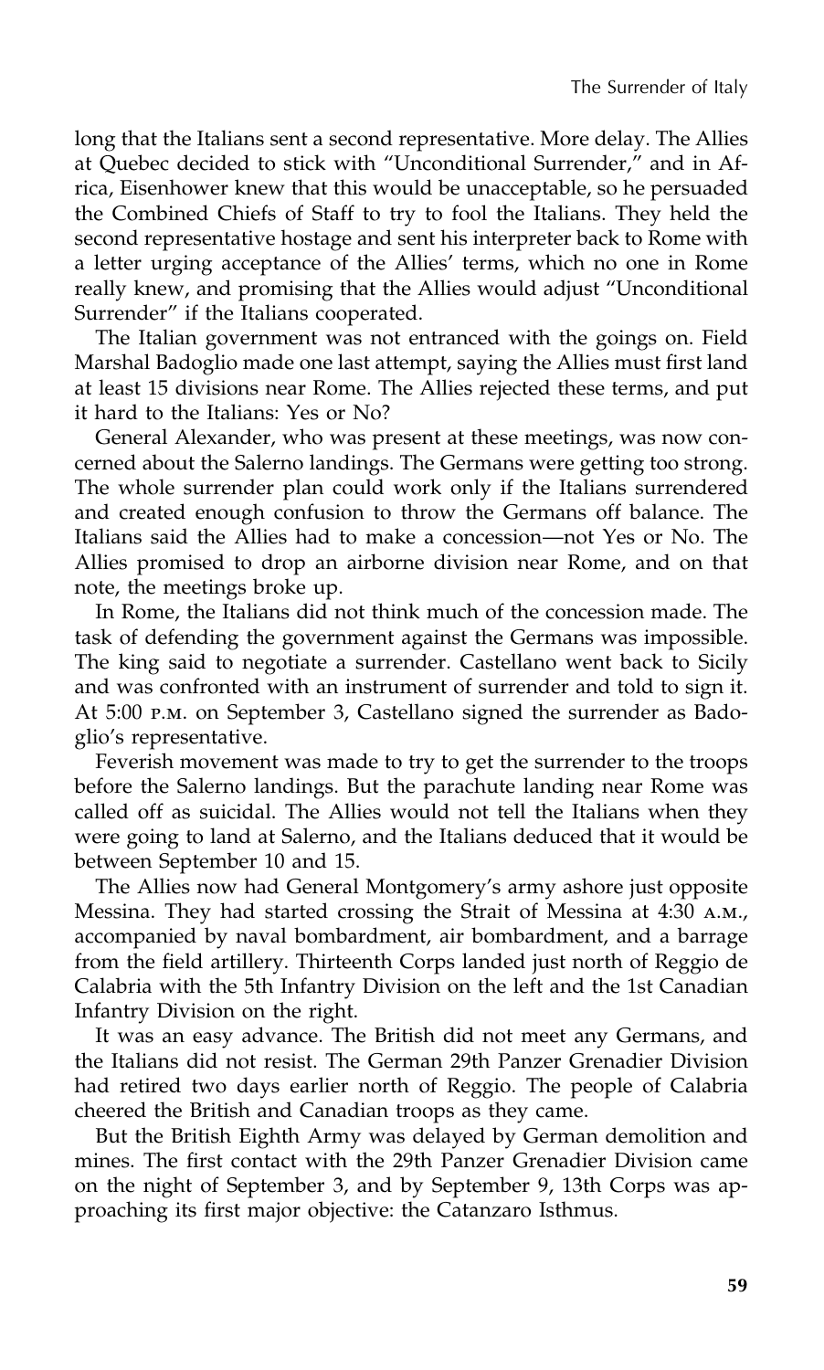long that the Italians sent a second representative. More delay. The Allies at Quebec decided to stick with "Unconditional Surrender," and in Africa, Eisenhower knew that this would be unacceptable, so he persuaded the Combined Chiefs of Staff to try to fool the Italians. They held the second representative hostage and sent his interpreter back to Rome with a letter urging acceptance of the Allies' terms, which no one in Rome really knew, and promising that the Allies would adjust "Unconditional Surrender" if the Italians cooperated.

The Italian government was not entranced with the goings on. Field Marshal Badoglio made one last attempt, saying the Allies must first land at least 15 divisions near Rome. The Allies rejected these terms, and put it hard to the Italians: Yes or No?

General Alexander, who was present at these meetings, was now concerned about the Salerno landings. The Germans were getting too strong. The whole surrender plan could work only if the Italians surrendered and created enough confusion to throw the Germans off balance. The Italians said the Allies had to make a concession—not Yes or No. The Allies promised to drop an airborne division near Rome, and on that note, the meetings broke up.

In Rome, the Italians did not think much of the concession made. The task of defending the government against the Germans was impossible. The king said to negotiate a surrender. Castellano went back to Sicily and was confronted with an instrument of surrender and told to sign it. At 5:00 P.M. on September 3, Castellano signed the surrender as Badoglio's representative.

Feverish movement was made to try to get the surrender to the troops before the Salerno landings. But the parachute landing near Rome was called off as suicidal. The Allies would not tell the Italians when they were going to land at Salerno, and the Italians deduced that it would be between September 10 and 15.

The Allies now had General Montgomery's army ashore just opposite Messina. They had started crossing the Strait of Messina at 4:30 A.M., accompanied by naval bombardment, air bombardment, and a barrage from the field artillery. Thirteenth Corps landed just north of Reggio de Calabria with the 5th Infantry Division on the left and the 1st Canadian Infantry Division on the right.

It was an easy advance. The British did not meet any Germans, and the Italians did not resist. The German 29th Panzer Grenadier Division had retired two days earlier north of Reggio. The people of Calabria cheered the British and Canadian troops as they came.

But the British Eighth Army was delayed by German demolition and mines. The first contact with the 29th Panzer Grenadier Division came on the night of September 3, and by September 9, 13th Corps was approaching its first major objective: the Catanzaro Isthmus.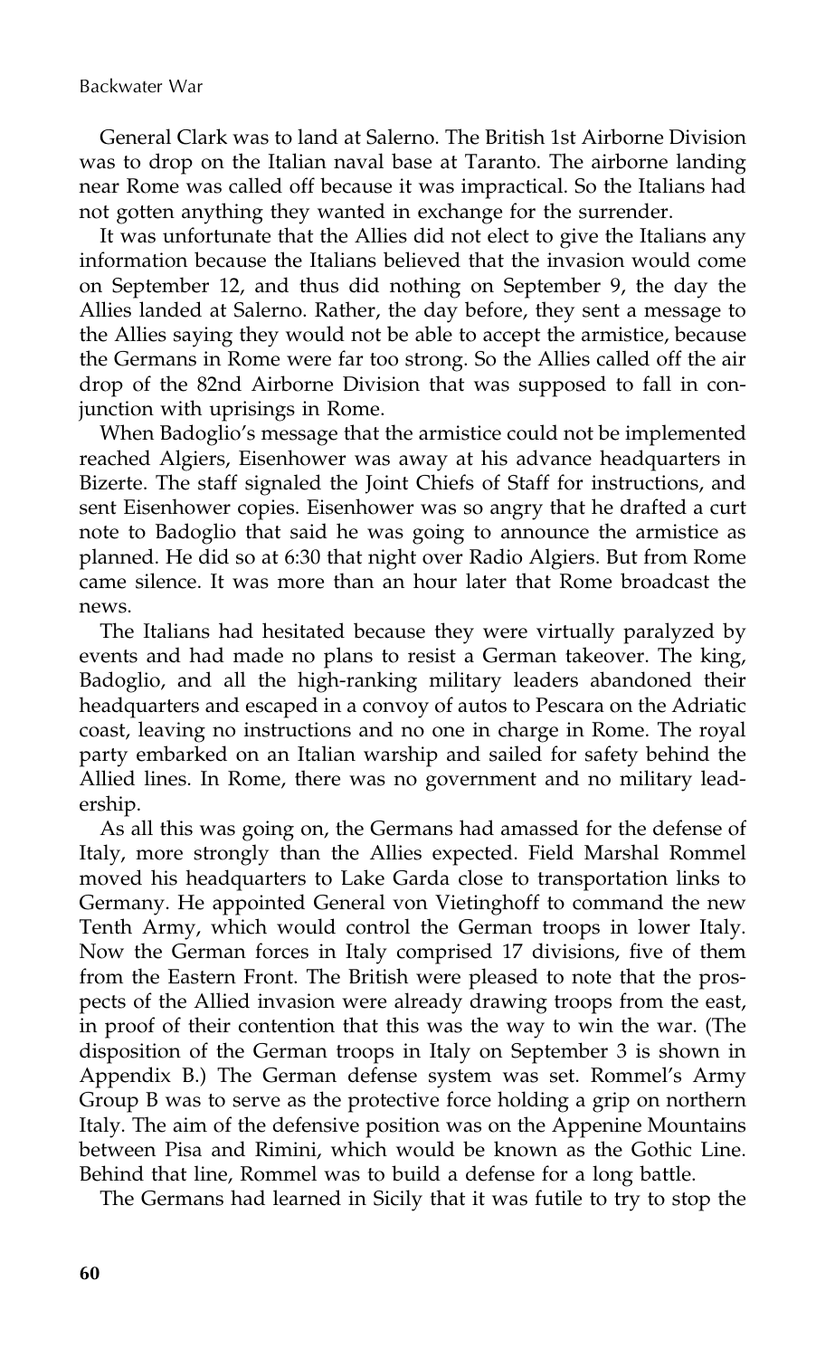General Clark was to land at Salerno. The British 1st Airborne Division was to drop on the Italian naval base at Taranto. The airborne landing near Rome was called off because it was impractical. So the Italians had not gotten anything they wanted in exchange for the surrender.

It was unfortunate that the Allies did not elect to give the Italians any information because the Italians believed that the invasion would come on September 12, and thus did nothing on September 9, the day the Allies landed at Salerno. Rather, the day before, they sent a message to the Allies saying they would not be able to accept the armistice, because the Germans in Rome were far too strong. So the Allies called off the air drop of the 82nd Airborne Division that was supposed to fall in conjunction with uprisings in Rome.

When Badoglio's message that the armistice could not be implemented reached Algiers, Eisenhower was away at his advance headquarters in Bizerte. The staff signaled the Joint Chiefs of Staff for instructions, and sent Eisenhower copies. Eisenhower was so angry that he drafted a curt note to Badoglio that said he was going to announce the armistice as planned. He did so at 6:30 that night over Radio Algiers. But from Rome came silence. It was more than an hour later that Rome broadcast the news.

The Italians had hesitated because they were virtually paralyzed by events and had made no plans to resist a German takeover. The king, Badoglio, and all the high-ranking military leaders abandoned their headquarters and escaped in a convoy of autos to Pescara on the Adriatic coast, leaving no instructions and no one in charge in Rome. The royal party embarked on an Italian warship and sailed for safety behind the Allied lines. In Rome, there was no government and no military leadership.

As all this was going on, the Germans had amassed for the defense of Italy, more strongly than the Allies expected. Field Marshal Rommel moved his headquarters to Lake Garda close to transportation links to Germany. He appointed General von Vietinghoff to command the new Tenth Army, which would control the German troops in lower Italy. Now the German forces in Italy comprised 17 divisions, five of them from the Eastern Front. The British were pleased to note that the prospects of the Allied invasion were already drawing troops from the east, in proof of their contention that this was the way to win the war. (The disposition of the German troops in Italy on September 3 is shown in Appendix B.) The German defense system was set. Rommel's Army Group B was to serve as the protective force holding a grip on northern Italy. The aim of the defensive position was on the Appenine Mountains between Pisa and Rimini, which would be known as the Gothic Line. Behind that line, Rommel was to build a defense for a long battle.

The Germans had learned in Sicily that it was futile to try to stop the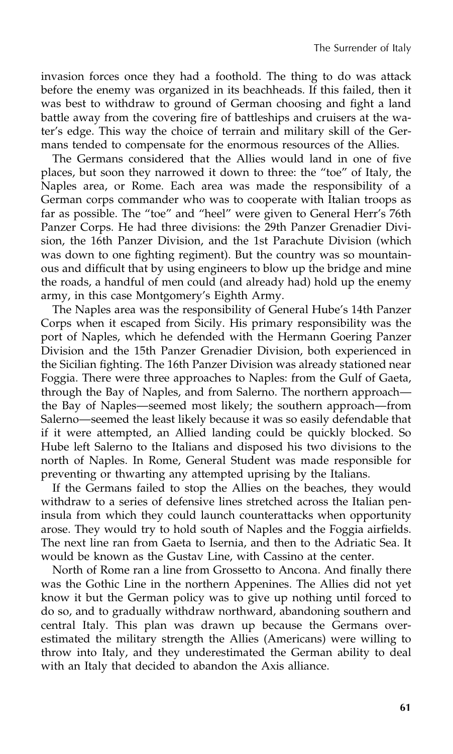invasion forces once they had a foothold. The thing to do was attack before the enemy was organized in its beachheads. If this failed, then it was best to withdraw to ground of German choosing and fight a land battle away from the covering fire of battleships and cruisers at the water's edge. This way the choice of terrain and military skill of the Germans tended to compensate for the enormous resources of the Allies.

The Germans considered that the Allies would land in one of five places, but soon they narrowed it down to three: the "toe" of Italy, the Naples area, or Rome. Each area was made the responsibility of a German corps commander who was to cooperate with Italian troops as far as possible. The "toe" and "heel" were given to General Herr's 76th Panzer Corps. He had three divisions: the 29th Panzer Grenadier Division, the 16th Panzer Division, and the 1st Parachute Division (which was down to one fighting regiment). But the country was so mountainous and difficult that by using engineers to blow up the bridge and mine the roads, a handful of men could (and already had) hold up the enemy army, in this case Montgomery's Eighth Army.

The Naples area was the responsibility of General Hube's 14th Panzer Corps when it escaped from Sicily. His primary responsibility was the port of Naples, which he defended with the Hermann Goering Panzer Division and the 15th Panzer Grenadier Division, both experienced in the Sicilian fighting. The 16th Panzer Division was already stationed near Foggia. There were three approaches to Naples: from the Gulf of Gaeta, through the Bay of Naples, and from Salerno. The northern approach—the Bay of Naples—seemed most likely; the southern approach—from Salerno—seemed the least likely because it was so easily defendable that if it were attempted, an Allied landing could be quickly blocked. So Hube left Salerno to the Italians and disposed his two divisions to the north of Naples. In Rome, General Student was made responsible for preventing or thwarting any attempted uprising by the Italians.

If the Germans failed to stop the Allies on the beaches, they would withdraw to a series of defensive lines stretched across the Italian peninsula from which they could launch counterattacks when opportunity arose. They would try to hold south of Naples and the Foggia airfields. The next line ran from Gaeta to Isernia, and then to the Adriatic Sea. It would be known as the Gustav Line, with Cassino at the center.

North of Rome ran a line from Grossetto to Ancona. And finally there was the Gothic Line in the northern Appenines. The Allies did not yet know it but the German policy was to give up nothing until forced to do so, and to gradually withdraw northward, abandoning southern and central Italy. This plan was drawn up because the Germans overestimated the military strength the Allies (Americans) were willing to throw into Italy, and they underestimated the German ability to deal with an Italy that decided to abandon the Axis alliance.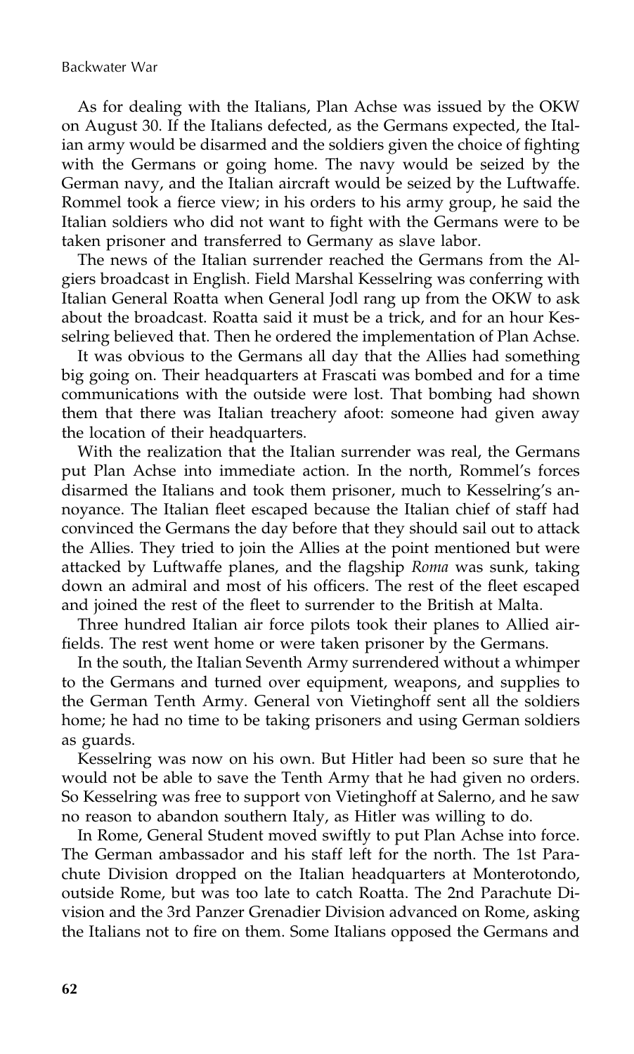As for dealing with the Italians, Plan Achse was issued by the OKW on August 30. If the Italians defected, as the Germans expected, the Italian army would be disarmed and the soldiers given the choice of fighting with the Germans or going home. The navy would be seized by the German navy, and the Italian aircraft would be seized by the Luftwaffe. Rommel took a fierce view; in his orders to his army group, he said the Italian soldiers who did not want to fight with the Germans were to be taken prisoner and transferred to Germany as slave labor.

The news of the Italian surrender reached the Germans from the Algiers broadcast in English. Field Marshal Kesselring was conferring with Italian General Roatta when General Jodl rang up from the OKW to ask about the broadcast. Roatta said it must be a trick, and for an hour Kesselring believed that. Then he ordered the implementation of Plan Achse.

It was obvious to the Germans all day that the Allies had something big going on. Their headquarters at Frascati was bombed and for a time communications with the outside were lost. That bombing had shown them that there was Italian treachery afoot: someone had given away the location of their headquarters.

With the realization that the Italian surrender was real, the Germans put Plan Achse into immediate action. In the north, Rommel's forces disarmed the Italians and took them prisoner, much to Kesselring's annoyance. The Italian fleet escaped because the Italian chief of staff had convinced the Germans the day before that they should sail out to attack the Allies. They tried to join the Allies at the point mentioned but were attacked by Luftwaffe planes, and the flagship *Roma* was sunk, taking down an admiral and most of his officers. The rest of the fleet escaped and joined the rest of the fleet to surrender to the British at Malta.

Three hundred Italian air force pilots took their planes to Allied airfields. The rest went home or were taken prisoner by the Germans.

In the south, the Italian Seventh Army surrendered without a whimper to the Germans and turned over equipment, weapons, and supplies to the German Tenth Army. General von Vietinghoff sent all the soldiers home; he had no time to be taking prisoners and using German soldiers as guards.

Kesselring was now on his own. But Hitler had been so sure that he would not be able to save the Tenth Army that he had given no orders. So Kesselring was free to support von Vietinghoff at Salerno, and he saw no reason to abandon southern Italy, as Hitler was willing to do.

In Rome, General Student moved swiftly to put Plan Achse into force. The German ambassador and his staff left for the north. The 1st Parachute Division dropped on the Italian headquarters at Monterotondo, outside Rome, but was too late to catch Roatta. The 2nd Parachute Division and the 3rd Panzer Grenadier Division advanced on Rome, asking the Italians not to fire on them. Some Italians opposed the Germans and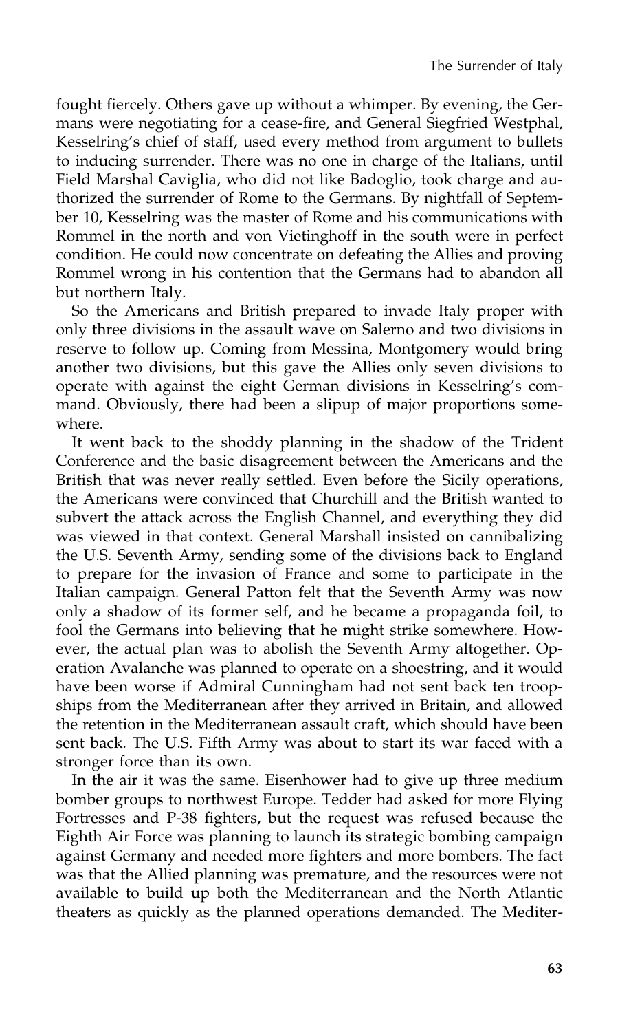fought fiercely. Others gave up without a whimper. By evening, the Germans were negotiating for a cease-fire, and General Siegfried Westphal, Kesselring's chief of staff, used every method from argument to bullets to inducing surrender. There was no one in charge of the Italians, until Field Marshal Caviglia, who did not like Badoglio, took charge and authorized the surrender of Rome to the Germans. By nightfall of September 10, Kesselring was the master of Rome and his communications with Rommel in the north and von Vietinghoff in the south were in perfect condition. He could now concentrate on defeating the Allies and proving Rommel wrong in his contention that the Germans had to abandon all but northern Italy.

So the Americans and British prepared to invade Italy proper with only three divisions in the assault wave on Salerno and two divisions in reserve to follow up. Coming from Messina, Montgomery would bring another two divisions, but this gave the Allies only seven divisions to operate with against the eight German divisions in Kesselring's command. Obviously, there had been a slipup of major proportions somewhere.

It went back to the shoddy planning in the shadow of the Trident Conference and the basic disagreement between the Americans and the British that was never really settled. Even before the Sicily operations, the Americans were convinced that Churchill and the British wanted to subvert the attack across the English Channel, and everything they did was viewed in that context. General Marshall insisted on cannibalizing the U.S. Seventh Army, sending some of the divisions back to England to prepare for the invasion of France and some to participate in the Italian campaign. General Patton felt that the Seventh Army was now only a shadow of its former self, and he became a propaganda foil, to fool the Germans into believing that he might strike somewhere. However, the actual plan was to abolish the Seventh Army altogether. Operation Avalanche was planned to operate on a shoestring, and it would have been worse if Admiral Cunningham had not sent back ten troopships from the Mediterranean after they arrived in Britain, and allowed the retention in the Mediterranean assault craft, which should have been sent back. The U.S. Fifth Army was about to start its war faced with a stronger force than its own.

In the air it was the same. Eisenhower had to give up three medium bomber groups to northwest Europe. Tedder had asked for more Flying Fortresses and P-38 fighters, but the request was refused because the Eighth Air Force was planning to launch its strategic bombing campaign against Germany and needed more fighters and more bombers. The fact was that the Allied planning was premature, and the resources were not available to build up both the Mediterranean and the North Atlantic theaters as quickly as the planned operations demanded. The Mediter-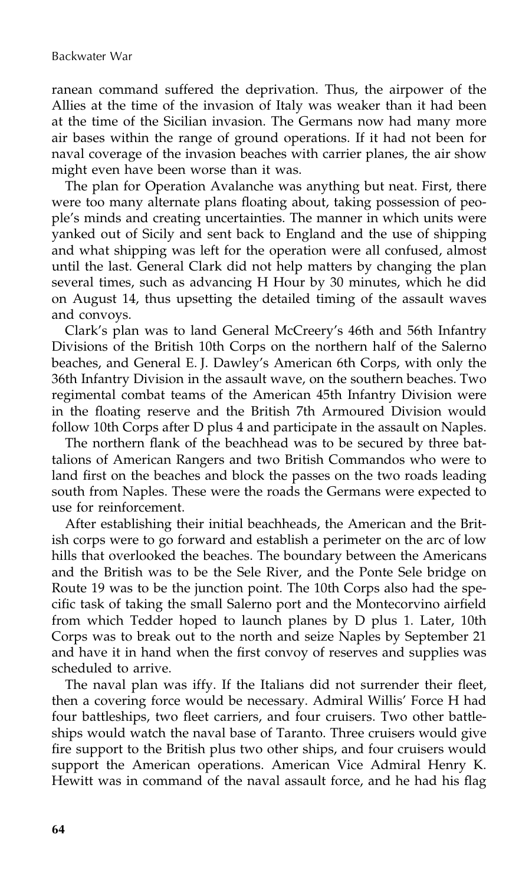ranean command suffered the deprivation. Thus, the airpower of the Allies at the time of the invasion of Italy was weaker than it had been at the time of the Sicilian invasion. The Germans now had many more air bases within the range of ground operations. If it had not been for naval coverage of the invasion beaches with carrier planes, the air show might even have been worse than it was.

The plan for Operation Avalanche was anything but neat. First, there were too many alternate plans floating about, taking possession of people's minds and creating uncertainties. The manner in which units were yanked out of Sicily and sent back to England and the use of shipping and what shipping was left for the operation were all confused, almost until the last. General Clark did not help matters by changing the plan several times, such as advancing H Hour by 30 minutes, which he did on August 14, thus upsetting the detailed timing of the assault waves and convoys.

Clark's plan was to land General McCreery's 46th and 56th Infantry Divisions of the British 10th Corps on the northern half of the Salerno beaches, and General E. J. Dawley's American 6th Corps, with only the 36th Infantry Division in the assault wave, on the southern beaches. Two regimental combat teams of the American 45th Infantry Division were in the floating reserve and the British 7th Armoured Division would follow 10th Corps after D plus 4 and participate in the assault on Naples.

The northern flank of the beachhead was to be secured by three battalions of American Rangers and two British Commandos who were to land first on the beaches and block the passes on the two roads leading south from Naples. These were the roads the Germans were expected to use for reinforcement.

After establishing their initial beachheads, the American and the British corps were to go forward and establish a perimeter on the arc of low hills that overlooked the beaches. The boundary between the Americans and the British was to be the Sele River, and the Ponte Sele bridge on Route 19 was to be the junction point. The 10th Corps also had the specific task of taking the small Salerno port and the Montecorvino airfield from which Tedder hoped to launch planes by D plus 1. Later, 10th Corps was to break out to the north and seize Naples by September 21 and have it in hand when the first convoy of reserves and supplies was scheduled to arrive.

The naval plan was iffy. If the Italians did not surrender their fleet, then a covering force would be necessary. Admiral Willis' Force H had four battleships, two fleet carriers, and four cruisers. Two other battleships would watch the naval base of Taranto. Three cruisers would give fire support to the British plus two other ships, and four cruisers would support the American operations. American Vice Admiral Henry K. Hewitt was in command of the naval assault force, and he had his flag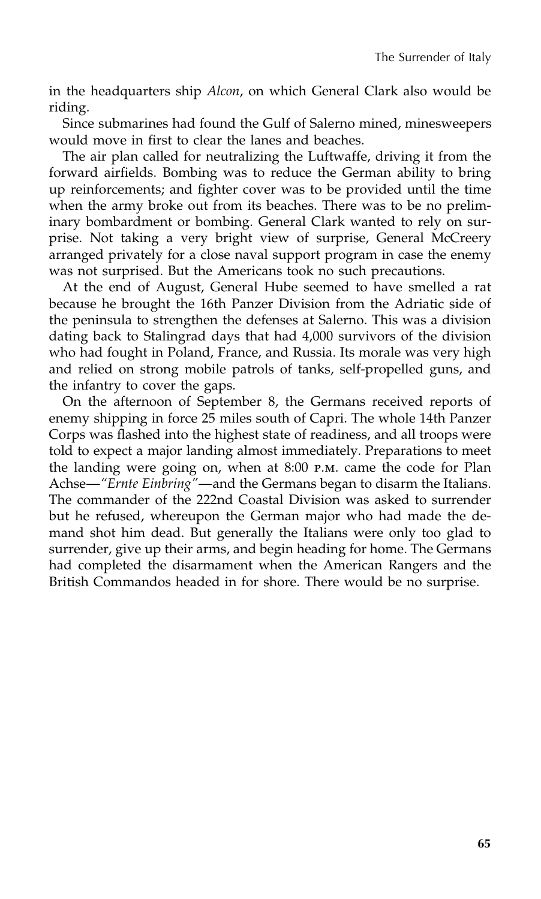in the headquarters ship *Alcon*, on which General Clark also would be riding.

Since submarines had found the Gulf of Salerno mined, minesweepers would move in first to clear the lanes and beaches.

The air plan called for neutralizing the Luftwaffe, driving it from the forward airfields. Bombing was to reduce the German ability to bring up reinforcements; and fighter cover was to be provided until the time when the army broke out from its beaches. There was to be no preliminary bombardment or bombing. General Clark wanted to rely on surprise. Not taking a very bright view of surprise, General McCreery arranged privately for a close naval support program in case the enemy was not surprised. But the Americans took no such precautions.

At the end of August, General Hube seemed to have smelled a rat because he brought the 16th Panzer Division from the Adriatic side of the peninsula to strengthen the defenses at Salerno. This was a division dating back to Stalingrad days that had 4,000 survivors of the division who had fought in Poland, France, and Russia. Its morale was very high and relied on strong mobile patrols of tanks, self-propelled guns, and the infantry to cover the gaps.

On the afternoon of September 8, the Germans received reports of enemy shipping in force 25 miles south of Capri. The whole 14th Panzer Corps was flashed into the highest state of readiness, and all troops were told to expect a major landing almost immediately. Preparations to meet the landing were going on, when at 8:00 P.M. came the code for Plan Achse—*"Ernte Einbring"*—and the Germans began to disarm the Italians. The commander of the 222nd Coastal Division was asked to surrender but he refused, whereupon the German major who had made the demand shot him dead. But generally the Italians were only too glad to surrender, give up their arms, and begin heading for home. The Germans had completed the disarmament when the American Rangers and the British Commandos headed in for shore. There would be no surprise.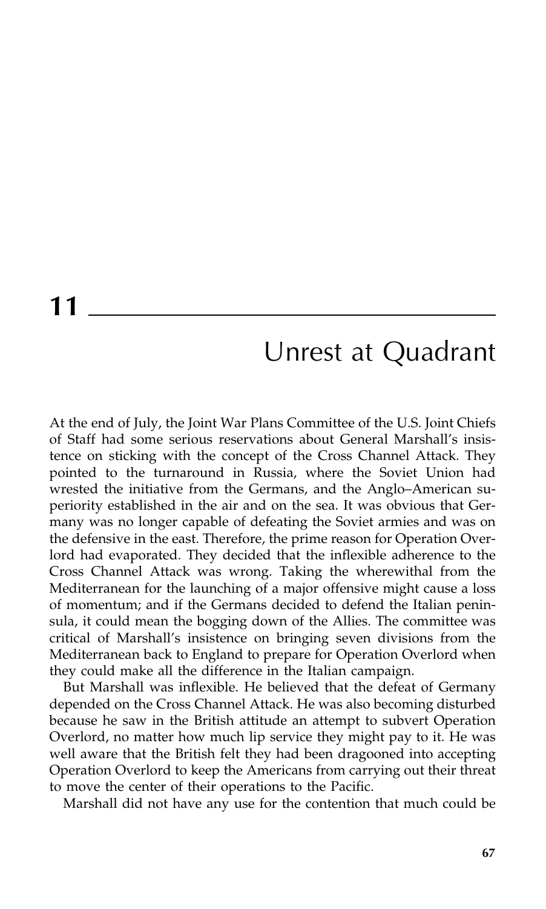# 11

## Unrest at Quadrant

At the end of July, the Joint War Plans Committee of the U.S. Joint Chiefs of Staff had some serious reservations about General Marshall's insistence on sticking with the concept of the Cross Channel Attack. They pointed to the turnaround in Russia, where the Soviet Union had wrested the initiative from the Germans, and the Anglo–American superiority established in the air and on the sea. It was obvious that Germany was no longer capable of defeating the Soviet armies and was on the defensive in the east. Therefore, the prime reason for Operation Overlord had evaporated. They decided that the inflexible adherence to the Cross Channel Attack was wrong. Taking the wherewithal from the Mediterranean for the launching of a major offensive might cause a loss of momentum; and if the Germans decided to defend the Italian peninsula, it could mean the bogging down of the Allies. The committee was critical of Marshall's insistence on bringing seven divisions from the Mediterranean back to England to prepare for Operation Overlord when they could make all the difference in the Italian campaign.

But Marshall was inflexible. He believed that the defeat of Germany depended on the Cross Channel Attack. He was also becoming disturbed because he saw in the British attitude an attempt to subvert Operation Overlord, no matter how much lip service they might pay to it. He was well aware that the British felt they had been dragooned into accepting Operation Overlord to keep the Americans from carrying out their threat to move the center of their operations to the Pacific.

Marshall did not have any use for the contention that much could be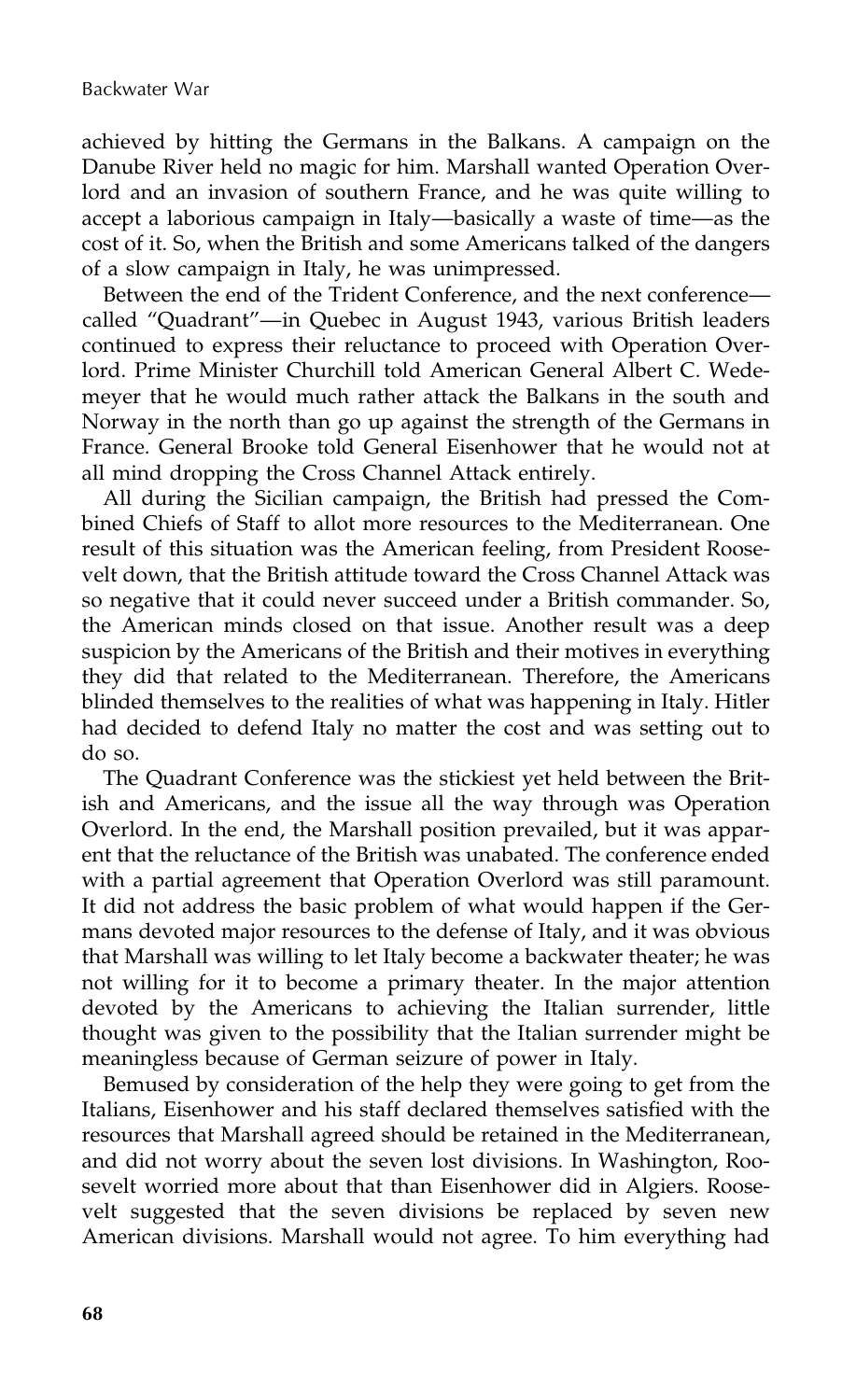achieved by hitting the Germans in the Balkans. A campaign on the Danube River held no magic for him. Marshall wanted Operation Overlord and an invasion of southern France, and he was quite willing to accept a laborious campaign in Italy—basically a waste of time—as the cost of it. So, when the British and some Americans talked of the dangers of a slow campaign in Italy, he was unimpressed.

Between the end of the Trident Conference, and the next conference—called "Quadrant"—in Quebec in August 1943, various British leaders continued to express their reluctance to proceed with Operation Overlord. Prime Minister Churchill told American General Albert C. Wedemeyer that he would much rather attack the Balkans in the south and Norway in the north than go up against the strength of the Germans in France. General Brooke told General Eisenhower that he would not at all mind dropping the Cross Channel Attack entirely.

All during the Sicilian campaign, the British had pressed the Combined Chiefs of Staff to allot more resources to the Mediterranean. One result of this situation was the American feeling, from President Roosevelt down, that the British attitude toward the Cross Channel Attack was so negative that it could never succeed under a British commander. So, the American minds closed on that issue. Another result was a deep suspicion by the Americans of the British and their motives in everything they did that related to the Mediterranean. Therefore, the Americans blinded themselves to the realities of what was happening in Italy. Hitler had decided to defend Italy no matter the cost and was setting out to do so.

The Quadrant Conference was the stickiest yet held between the British and Americans, and the issue all the way through was Operation Overlord. In the end, the Marshall position prevailed, but it was apparent that the reluctance of the British was unabated. The conference ended with a partial agreement that Operation Overlord was still paramount. It did not address the basic problem of what would happen if the Germans devoted major resources to the defense of Italy, and it was obvious that Marshall was willing to let Italy become a backwater theater; he was not willing for it to become a primary theater. In the major attention devoted by the Americans to achieving the Italian surrender, little thought was given to the possibility that the Italian surrender might be meaningless because of German seizure of power in Italy.

Bemused by consideration of the help they were going to get from the Italians, Eisenhower and his staff declared themselves satisfied with the resources that Marshall agreed should be retained in the Mediterranean, and did not worry about the seven lost divisions. In Washington, Roosevelt worried more about that than Eisenhower did in Algiers. Roosevelt suggested that the seven divisions be replaced by seven new American divisions. Marshall would not agree. To him everything had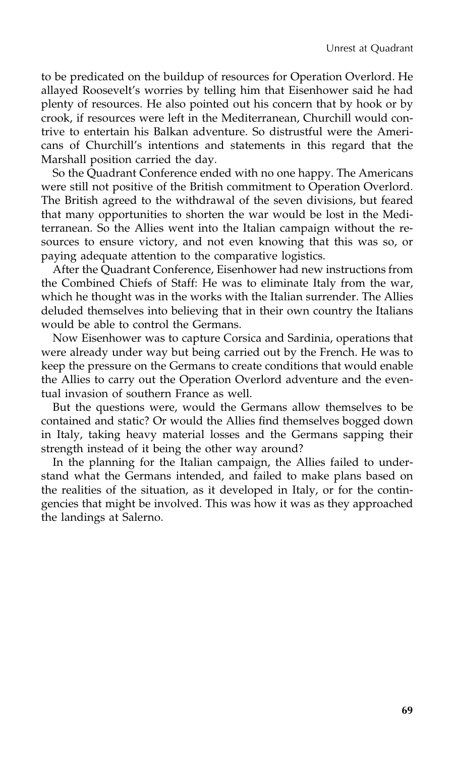to be predicated on the buildup of resources for Operation Overlord. He allayed Roosevelt's worries by telling him that Eisenhower said he had plenty of resources. He also pointed out his concern that by hook or by crook, if resources were left in the Mediterranean, Churchill would contrive to entertain his Balkan adventure. So distrustful were the Americans of Churchill's intentions and statements in this regard that the Marshall position carried the day.

So the Quadrant Conference ended with no one happy. The Americans were still not positive of the British commitment to Operation Overlord. The British agreed to the withdrawal of the seven divisions, but feared that many opportunities to shorten the war would be lost in the Mediterranean. So the Allies went into the Italian campaign without the resources to ensure victory, and not even knowing that this was so, or paying adequate attention to the comparative logistics.

After the Quadrant Conference, Eisenhower had new instructions from the Combined Chiefs of Staff: He was to eliminate Italy from the war, which he thought was in the works with the Italian surrender. The Allies deluded themselves into believing that in their own country the Italians would be able to control the Germans.

Now Eisenhower was to capture Corsica and Sardinia, operations that were already under way but being carried out by the French. He was to keep the pressure on the Germans to create conditions that would enable the Allies to carry out the Operation Overlord adventure and the eventual invasion of southern France as well.

But the questions were, would the Germans allow themselves to be contained and static? Or would the Allies find themselves bogged down in Italy, taking heavy material losses and the Germans sapping their strength instead of it being the other way around?

In the planning for the Italian campaign, the Allies failed to understand what the Germans intended, and failed to make plans based on the realities of the situation, as it developed in Italy, or for the contingencies that might be involved. This was how it was as they approached the landings at Salerno.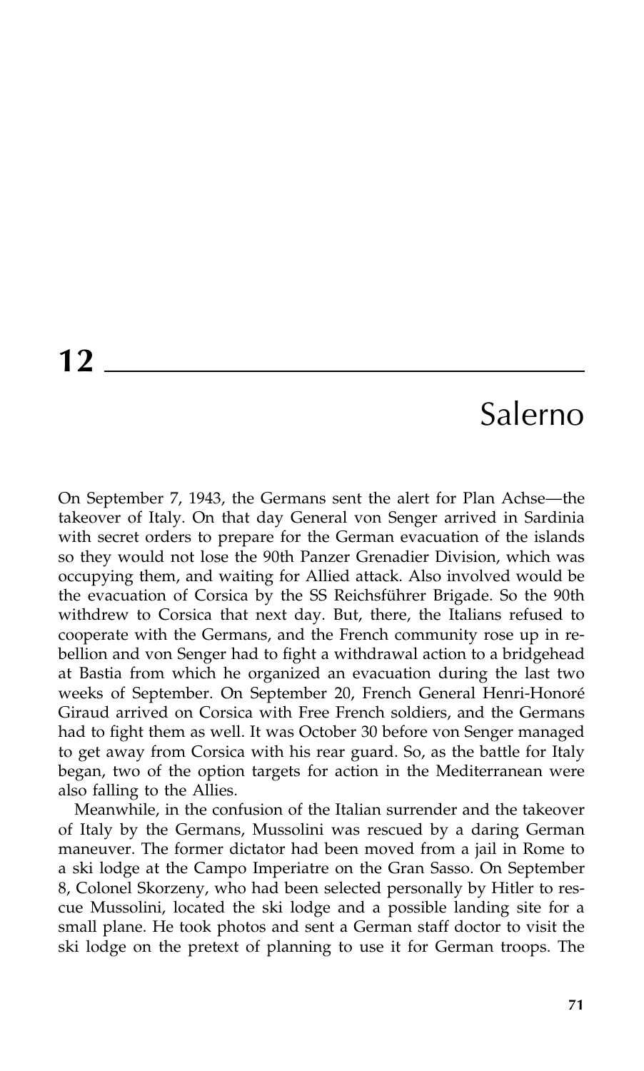# 12

# Salerno

On September 7, 1943, the Germans sent the alert for Plan Achse—the takeover of Italy. On that day General von Senger arrived in Sardinia with secret orders to prepare for the German evacuation of the islands so they would not lose the 90th Panzer Grenadier Division, which was occupying them, and waiting for Allied attack. Also involved would be the evacuation of Corsica by the SS Reichsführer Brigade. So the 90th withdrew to Corsica that next day. But, there, the Italians refused to cooperate with the Germans, and the French community rose up in rebellion and von Senger had to fight a withdrawal action to a bridgehead at Bastia from which he organized an evacuation during the last two weeks of September. On September 20, French General Henri-Honoré Giraud arrived on Corsica with Free French soldiers, and the Germans had to fight them as well. It was October 30 before von Senger managed to get away from Corsica with his rear guard. So, as the battle for Italy began, two of the option targets for action in the Mediterranean were also falling to the Allies.

Meanwhile, in the confusion of the Italian surrender and the takeover of Italy by the Germans, Mussolini was rescued by a daring German maneuver. The former dictator had been moved from a jail in Rome to a ski lodge at the Campo Imperiatre on the Gran Sasso. On September 8, Colonel Skorzeny, who had been selected personally by Hitler to rescue Mussolini, located the ski lodge and a possible landing site for a small plane. He took photos and sent a German staff doctor to visit the ski lodge on the pretext of planning to use it for German troops. The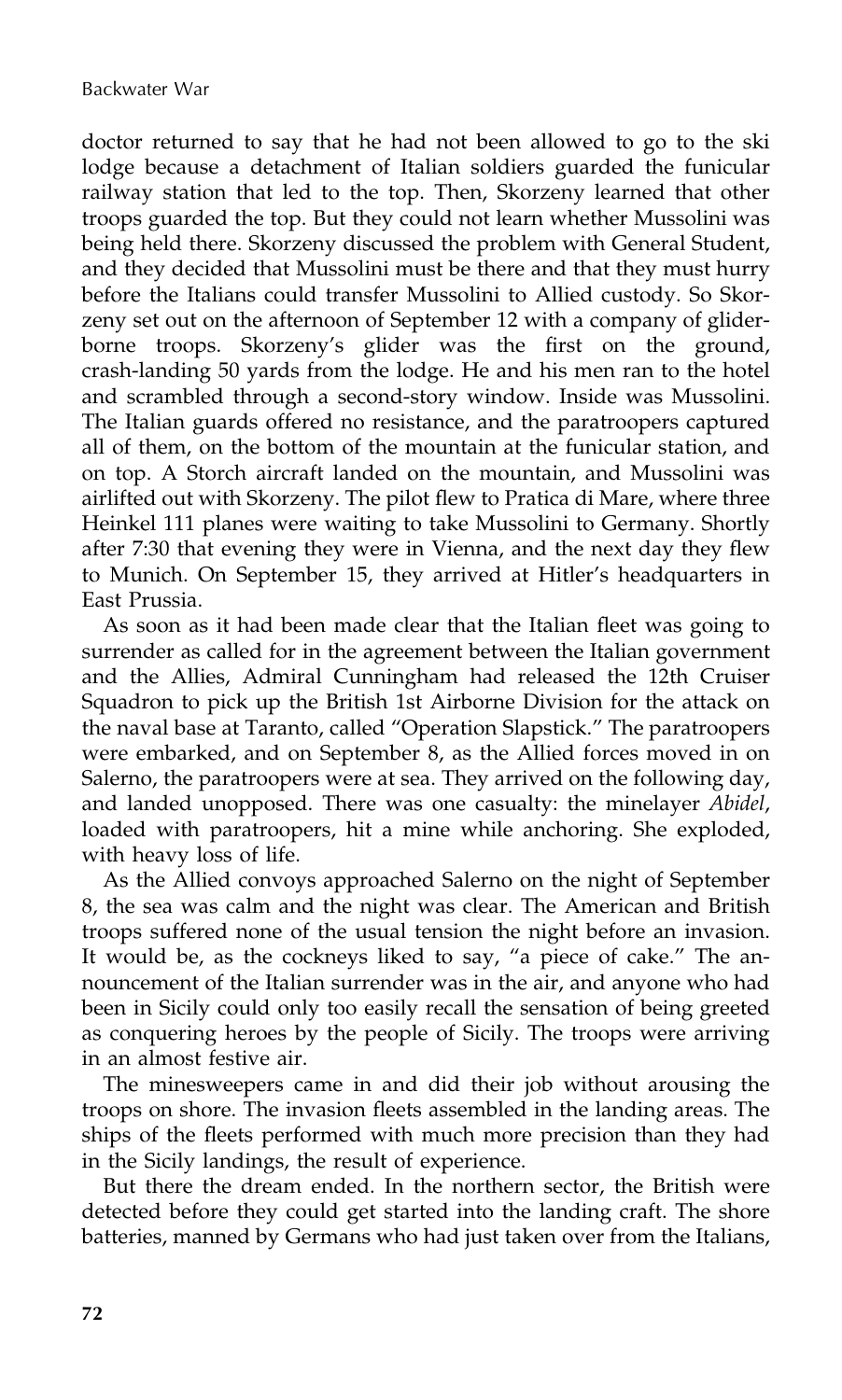doctor returned to say that he had not been allowed to go to the ski lodge because a detachment of Italian soldiers guarded the funicular railway station that led to the top. Then, Skorzeny learned that other troops guarded the top. But they could not learn whether Mussolini was being held there. Skorzeny discussed the problem with General Student, and they decided that Mussolini must be there and that they must hurry before the Italians could transfer Mussolini to Allied custody. So Skorzeny set out on the afternoon of September 12 with a company of gliderborne troops. Skorzeny's glider was the first on the ground, crash-landing 50 yards from the lodge. He and his men ran to the hotel and scrambled through a second-story window. Inside was Mussolini. The Italian guards offered no resistance, and the paratroopers captured all of them, on the bottom of the mountain at the funicular station, and on top. A Storch aircraft landed on the mountain, and Mussolini was airlifted out with Skorzeny. The pilot flew to Pratica di Mare, where three Heinkel 111 planes were waiting to take Mussolini to Germany. Shortly after 7:30 that evening they were in Vienna, and the next day they flew to Munich. On September 15, they arrived at Hitler's headquarters in East Prussia.

As soon as it had been made clear that the Italian fleet was going to surrender as called for in the agreement between the Italian government and the Allies, Admiral Cunningham had released the 12th Cruiser Squadron to pick up the British 1st Airborne Division for the attack on the naval base at Taranto, called "Operation Slapstick." The paratroopers were embarked, and on September 8, as the Allied forces moved in on Salerno, the paratroopers were at sea. They arrived on the following day, and landed unopposed. There was one casualty: the minelayer *Abidel*, loaded with paratroopers, hit a mine while anchoring. She exploded, with heavy loss of life.

As the Allied convoys approached Salerno on the night of September 8, the sea was calm and the night was clear. The American and British troops suffered none of the usual tension the night before an invasion. It would be, as the cockneys liked to say, "a piece of cake." The announcement of the Italian surrender was in the air, and anyone who had been in Sicily could only too easily recall the sensation of being greeted as conquering heroes by the people of Sicily. The troops were arriving in an almost festive air.

The minesweepers came in and did their job without arousing the troops on shore. The invasion fleets assembled in the landing areas. The ships of the fleets performed with much more precision than they had in the Sicily landings, the result of experience.

But there the dream ended. In the northern sector, the British were detected before they could get started into the landing craft. The shore batteries, manned by Germans who had just taken over from the Italians,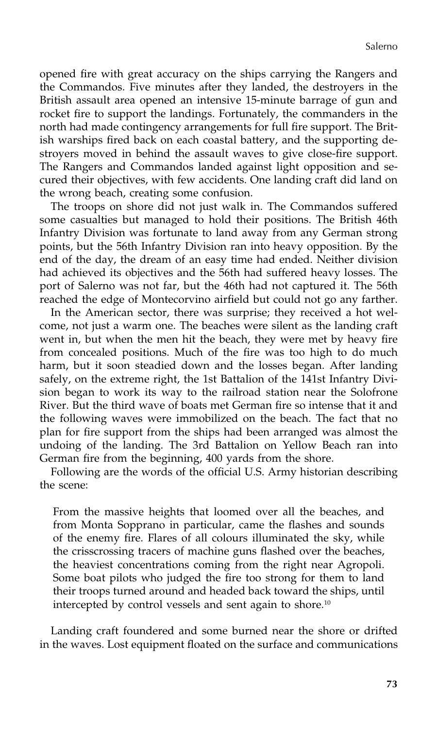opened fire with great accuracy on the ships carrying the Rangers and the Commandos. Five minutes after they landed, the destroyers in the British assault area opened an intensive 15-minute barrage of gun and rocket fire to support the landings. Fortunately, the commanders in the north had made contingency arrangements for full fire support. The British warships fired back on each coastal battery, and the supporting destroyers moved in behind the assault waves to give close-fire support. The Rangers and Commandos landed against light opposition and secured their objectives, with few accidents. One landing craft did land on the wrong beach, creating some confusion.

The troops on shore did not just walk in. The Commandos suffered some casualties but managed to hold their positions. The British 46th Infantry Division was fortunate to land away from any German strong points, but the 56th Infantry Division ran into heavy opposition. By the end of the day, the dream of an easy time had ended. Neither division had achieved its objectives and the 56th had suffered heavy losses. The port of Salerno was not far, but the 46th had not captured it. The 56th reached the edge of Montecorvino airfield but could not go any farther.

In the American sector, there was surprise; they received a hot welcome, not just a warm one. The beaches were silent as the landing craft went in, but when the men hit the beach, they were met by heavy fire from concealed positions. Much of the fire was too high to do much harm, but it soon steadied down and the losses began. After landing safely, on the extreme right, the 1st Battalion of the 141st Infantry Division began to work its way to the railroad station near the Solofrone River. But the third wave of boats met German fire so intense that it and the following waves were immobilized on the beach. The fact that no plan for fire support from the ships had been arranged was almost the undoing of the landing. The 3rd Battalion on Yellow Beach ran into German fire from the beginning, 400 yards from the shore.

Following are the words of the official U.S. Army historian describing the scene:

> From the massive heights that loomed over all the beaches, and from Monta Sopprano in particular, came the flashes and sounds of the enemy fire. Flares of all colours illuminated the sky, while the crisscrossing tracers of machine guns flashed over the beaches, the heaviest concentrations coming from the right near Agropoli. Some boat pilots who judged the fire too strong for them to land their troops turned around and headed back toward the ships, until intercepted by control vessels and sent again to shore.[10]

Landing craft foundered and some burned near the shore or drifted in the waves. Lost equipment floated on the surface and communications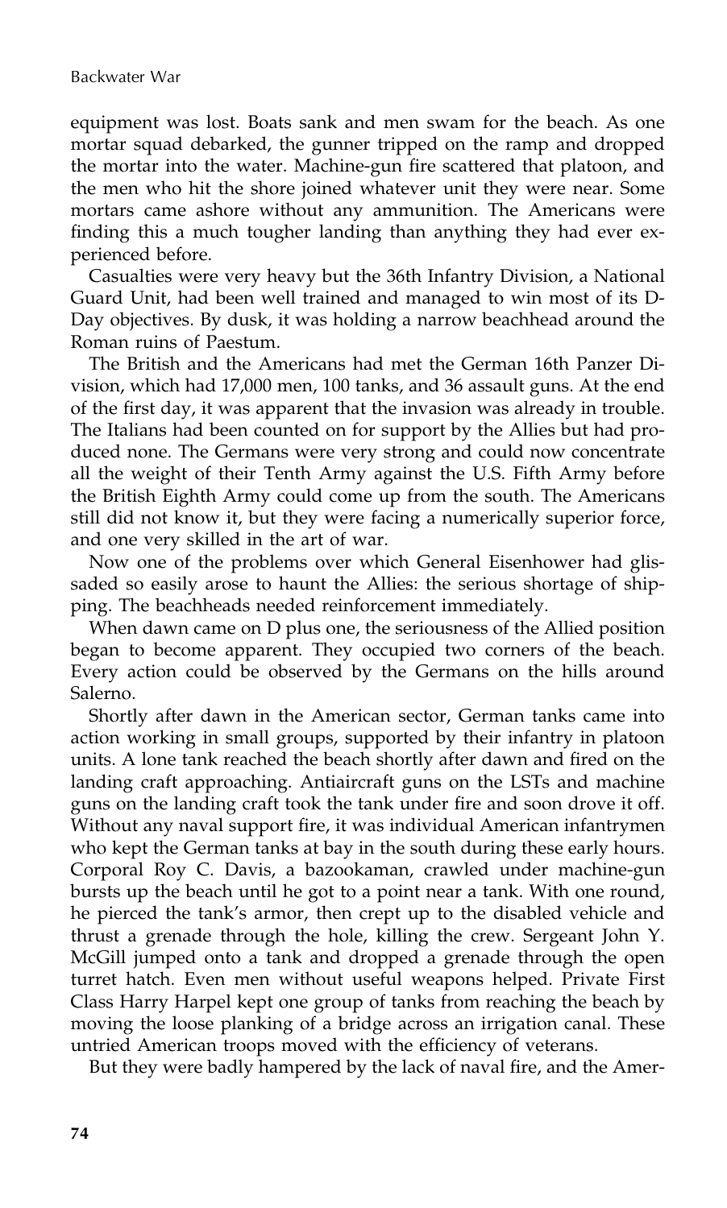equipment was lost. Boats sank and men swam for the beach. As one mortar squad debarked, the gunner tripped on the ramp and dropped the mortar into the water. Machine-gun fire scattered that platoon, and the men who hit the shore joined whatever unit they were near. Some mortars came ashore without any ammunition. The Americans were finding this a much tougher landing than anything they had ever experienced before.

Casualties were very heavy but the 36th Infantry Division, a National Guard Unit, had been well trained and managed to win most of its D-Day objectives. By dusk, it was holding a narrow beachhead around the Roman ruins of Paestum.

The British and the Americans had met the German 16th Panzer Division, which had 17,000 men, 100 tanks, and 36 assault guns. At the end of the first day, it was apparent that the invasion was already in trouble. The Italians had been counted on for support by the Allies but had produced none. The Germans were very strong and could now concentrate all the weight of their Tenth Army against the U.S. Fifth Army before the British Eighth Army could come up from the south. The Americans still did not know it, but they were facing a numerically superior force, and one very skilled in the art of war.

Now one of the problems over which General Eisenhower had glissaded so easily arose to haunt the Allies: the serious shortage of shipping. The beachheads needed reinforcement immediately.

When dawn came on D plus one, the seriousness of the Allied position began to become apparent. They occupied two corners of the beach. Every action could be observed by the Germans on the hills around Salerno.

Shortly after dawn in the American sector, German tanks came into action working in small groups, supported by their infantry in platoon units. A lone tank reached the beach shortly after dawn and fired on the landing craft approaching. Antiaircraft guns on the LSTs and machine guns on the landing craft took the tank under fire and soon drove it off. Without any naval support fire, it was individual American infantrymen who kept the German tanks at bay in the south during these early hours. Corporal Roy C. Davis, a bazookaman, crawled under machine-gun bursts up the beach until he got to a point near a tank. With one round, he pierced the tank's armor, then crept up to the disabled vehicle and thrust a grenade through the hole, killing the crew. Sergeant John Y. McGill jumped onto a tank and dropped a grenade through the open turret hatch. Even men without useful weapons helped. Private First Class Harry Harpel kept one group of tanks from reaching the beach by moving the loose planking of a bridge across an irrigation canal. These untried American troops moved with the efficiency of veterans.

But they were badly hampered by the lack of naval fire, and the Amer-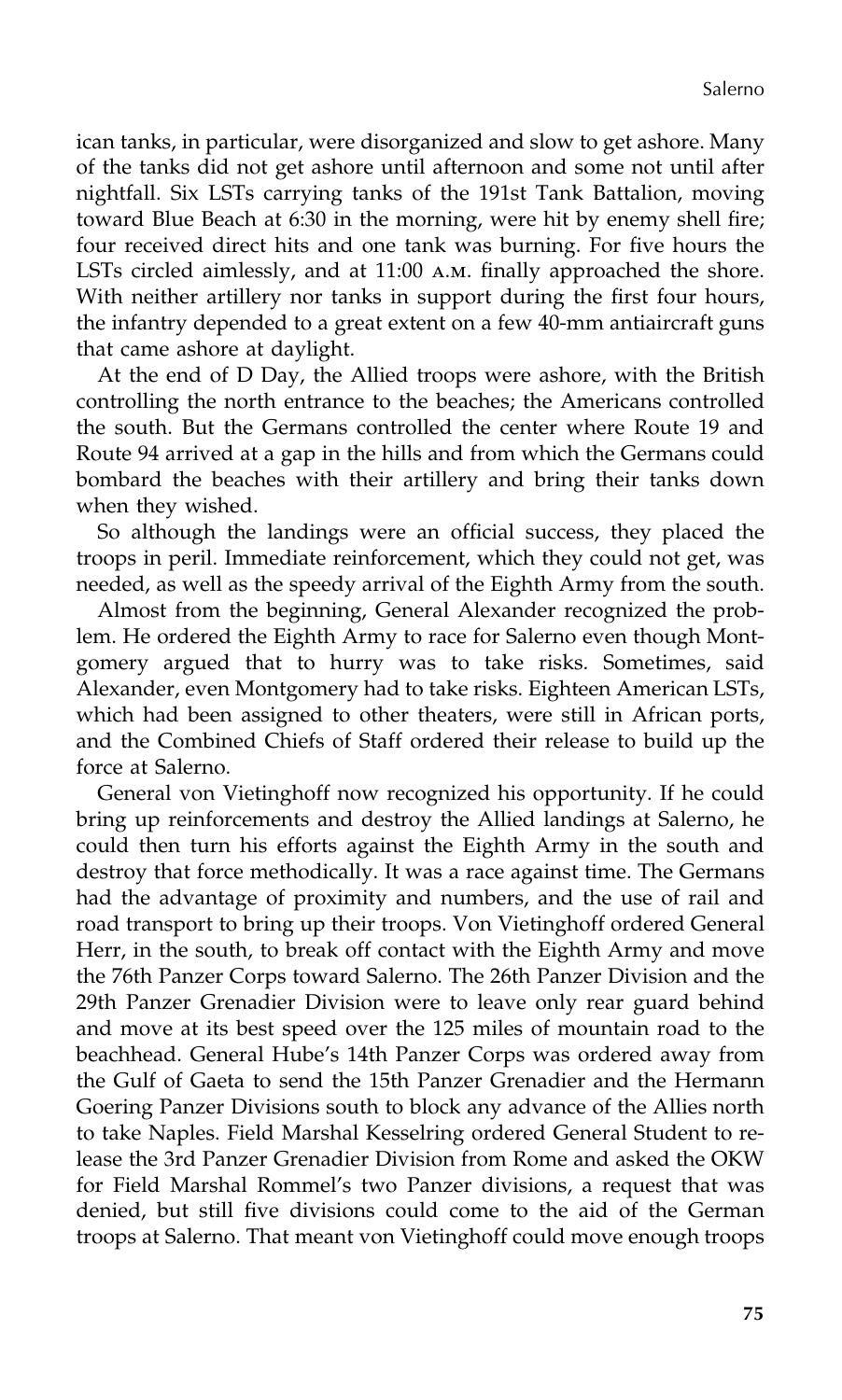ican tanks, in particular, were disorganized and slow to get ashore. Many of the tanks did not get ashore until afternoon and some not until after nightfall. Six LSTs carrying tanks of the 191st Tank Battalion, moving toward Blue Beach at 6:30 in the morning, were hit by enemy shell fire; four received direct hits and one tank was burning. For five hours the LSTs circled aimlessly, and at 11:00 A.M. finally approached the shore. With neither artillery nor tanks in support during the first four hours, the infantry depended to a great extent on a few 40-mm antiaircraft guns that came ashore at daylight.

At the end of D Day, the Allied troops were ashore, with the British controlling the north entrance to the beaches; the Americans controlled the south. But the Germans controlled the center where Route 19 and Route 94 arrived at a gap in the hills and from which the Germans could bombard the beaches with their artillery and bring their tanks down when they wished.

So although the landings were an official success, they placed the troops in peril. Immediate reinforcement, which they could not get, was needed, as well as the speedy arrival of the Eighth Army from the south.

Almost from the beginning, General Alexander recognized the problem. He ordered the Eighth Army to race for Salerno even though Montgomery argued that to hurry was to take risks. Sometimes, said Alexander, even Montgomery had to take risks. Eighteen American LSTs, which had been assigned to other theaters, were still in African ports, and the Combined Chiefs of Staff ordered their release to build up the force at Salerno.

General von Vietinghoff now recognized his opportunity. If he could bring up reinforcements and destroy the Allied landings at Salerno, he could then turn his efforts against the Eighth Army in the south and destroy that force methodically. It was a race against time. The Germans had the advantage of proximity and numbers, and the use of rail and road transport to bring up their troops. Von Vietinghoff ordered General Herr, in the south, to break off contact with the Eighth Army and move the 76th Panzer Corps toward Salerno. The 26th Panzer Division and the 29th Panzer Grenadier Division were to leave only rear guard behind and move at its best speed over the 125 miles of mountain road to the beachhead. General Hube's 14th Panzer Corps was ordered away from the Gulf of Gaeta to send the 15th Panzer Grenadier and the Hermann Goering Panzer Divisions south to block any advance of the Allies north to take Naples. Field Marshal Kesselring ordered General Student to release the 3rd Panzer Grenadier Division from Rome and asked the OKW for Field Marshal Rommel's two Panzer divisions, a request that was denied, but still five divisions could come to the aid of the German troops at Salerno. That meant von Vietinghoff could move enough troops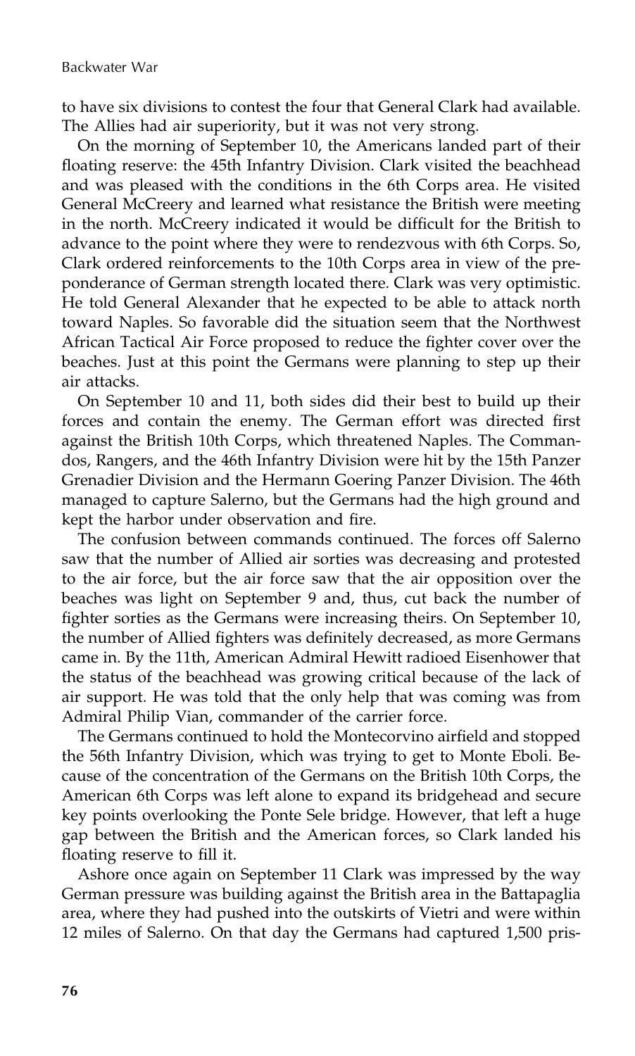to have six divisions to contest the four that General Clark had available. The Allies had air superiority, but it was not very strong.

On the morning of September 10, the Americans landed part of their floating reserve: the 45th Infantry Division. Clark visited the beachhead and was pleased with the conditions in the 6th Corps area. He visited General McCreery and learned what resistance the British were meeting in the north. McCreery indicated it would be difficult for the British to advance to the point where they were to rendezvous with 6th Corps. So, Clark ordered reinforcements to the 10th Corps area in view of the preponderance of German strength located there. Clark was very optimistic. He told General Alexander that he expected to be able to attack north toward Naples. So favorable did the situation seem that the Northwest African Tactical Air Force proposed to reduce the fighter cover over the beaches. Just at this point the Germans were planning to step up their air attacks.

On September 10 and 11, both sides did their best to build up their forces and contain the enemy. The German effort was directed first against the British 10th Corps, which threatened Naples. The Commandos, Rangers, and the 46th Infantry Division were hit by the 15th Panzer Grenadier Division and the Hermann Goering Panzer Division. The 46th managed to capture Salerno, but the Germans had the high ground and kept the harbor under observation and fire.

The confusion between commands continued. The forces off Salerno saw that the number of Allied air sorties was decreasing and protested to the air force, but the air force saw that the air opposition over the beaches was light on September 9 and, thus, cut back the number of fighter sorties as the Germans were increasing theirs. On September 10, the number of Allied fighters was definitely decreased, as more Germans came in. By the 11th, American Admiral Hewitt radioed Eisenhower that the status of the beachhead was growing critical because of the lack of air support. He was told that the only help that was coming was from Admiral Philip Vian, commander of the carrier force.

The Germans continued to hold the Montecorvino airfield and stopped the 56th Infantry Division, which was trying to get to Monte Eboli. Because of the concentration of the Germans on the British 10th Corps, the American 6th Corps was left alone to expand its bridgehead and secure key points overlooking the Ponte Sele bridge. However, that left a huge gap between the British and the American forces, so Clark landed his floating reserve to fill it.

Ashore once again on September 11 Clark was impressed by the way German pressure was building against the British area in the Battapaglia area, where they had pushed into the outskirts of Vietri and were within 12 miles of Salerno. On that day the Germans had captured 1,500 pris-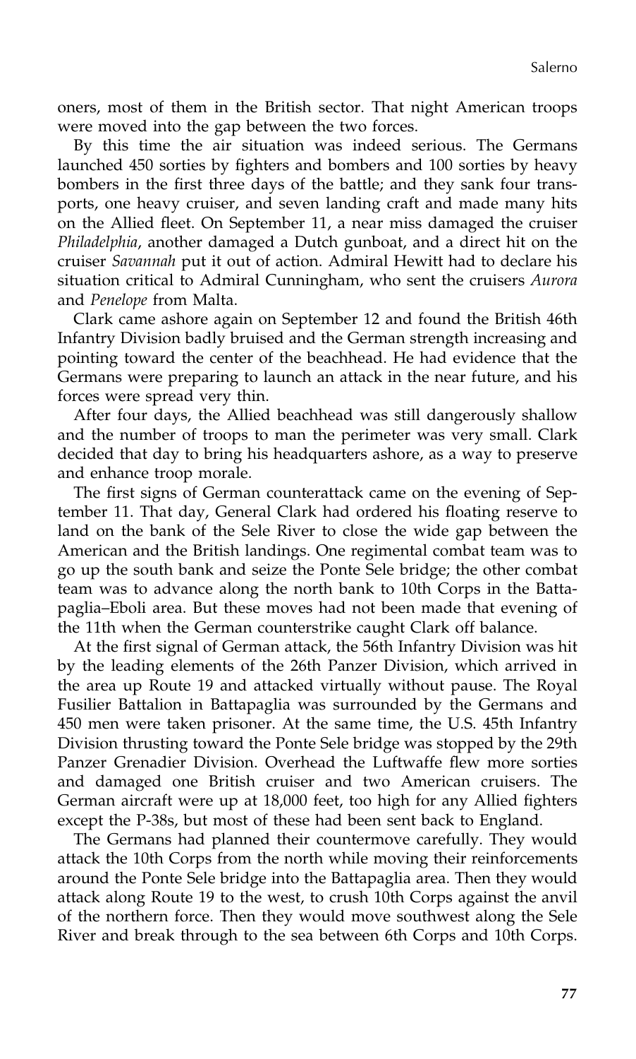oners, most of them in the British sector. That night American troops were moved into the gap between the two forces.

By this time the air situation was indeed serious. The Germans launched 450 sorties by fighters and bombers and 100 sorties by heavy bombers in the first three days of the battle; and they sank four transports, one heavy cruiser, and seven landing craft and made many hits on the Allied fleet. On September 11, a near miss damaged the cruiser *Philadelphia*, another damaged a Dutch gunboat, and a direct hit on the cruiser *Savannah* put it out of action. Admiral Hewitt had to declare his situation critical to Admiral Cunningham, who sent the cruisers *Aurora* and *Penelope* from Malta.

Clark came ashore again on September 12 and found the British 46th Infantry Division badly bruised and the German strength increasing and pointing toward the center of the beachhead. He had evidence that the Germans were preparing to launch an attack in the near future, and his forces were spread very thin.

After four days, the Allied beachhead was still dangerously shallow and the number of troops to man the perimeter was very small. Clark decided that day to bring his headquarters ashore, as a way to preserve and enhance troop morale.

The first signs of German counterattack came on the evening of September 11. That day, General Clark had ordered his floating reserve to land on the bank of the Sele River to close the wide gap between the American and the British landings. One regimental combat team was to go up the south bank and seize the Ponte Sele bridge; the other combat team was to advance along the north bank to 10th Corps in the Battapaglia–Eboli area. But these moves had not been made that evening of the 11th when the German counterstrike caught Clark off balance.

At the first signal of German attack, the 56th Infantry Division was hit by the leading elements of the 26th Panzer Division, which arrived in the area up Route 19 and attacked virtually without pause. The Royal Fusilier Battalion in Battapaglia was surrounded by the Germans and 450 men were taken prisoner. At the same time, the U.S. 45th Infantry Division thrusting toward the Ponte Sele bridge was stopped by the 29th Panzer Grenadier Division. Overhead the Luftwaffe flew more sorties and damaged one British cruiser and two American cruisers. The German aircraft were up at 18,000 feet, too high for any Allied fighters except the P-38s, but most of these had been sent back to England.

The Germans had planned their countermove carefully. They would attack the 10th Corps from the north while moving their reinforcements around the Ponte Sele bridge into the Battapaglia area. Then they would attack along Route 19 to the west, to crush 10th Corps against the anvil of the northern force. Then they would move southwest along the Sele River and break through to the sea between 6th Corps and 10th Corps.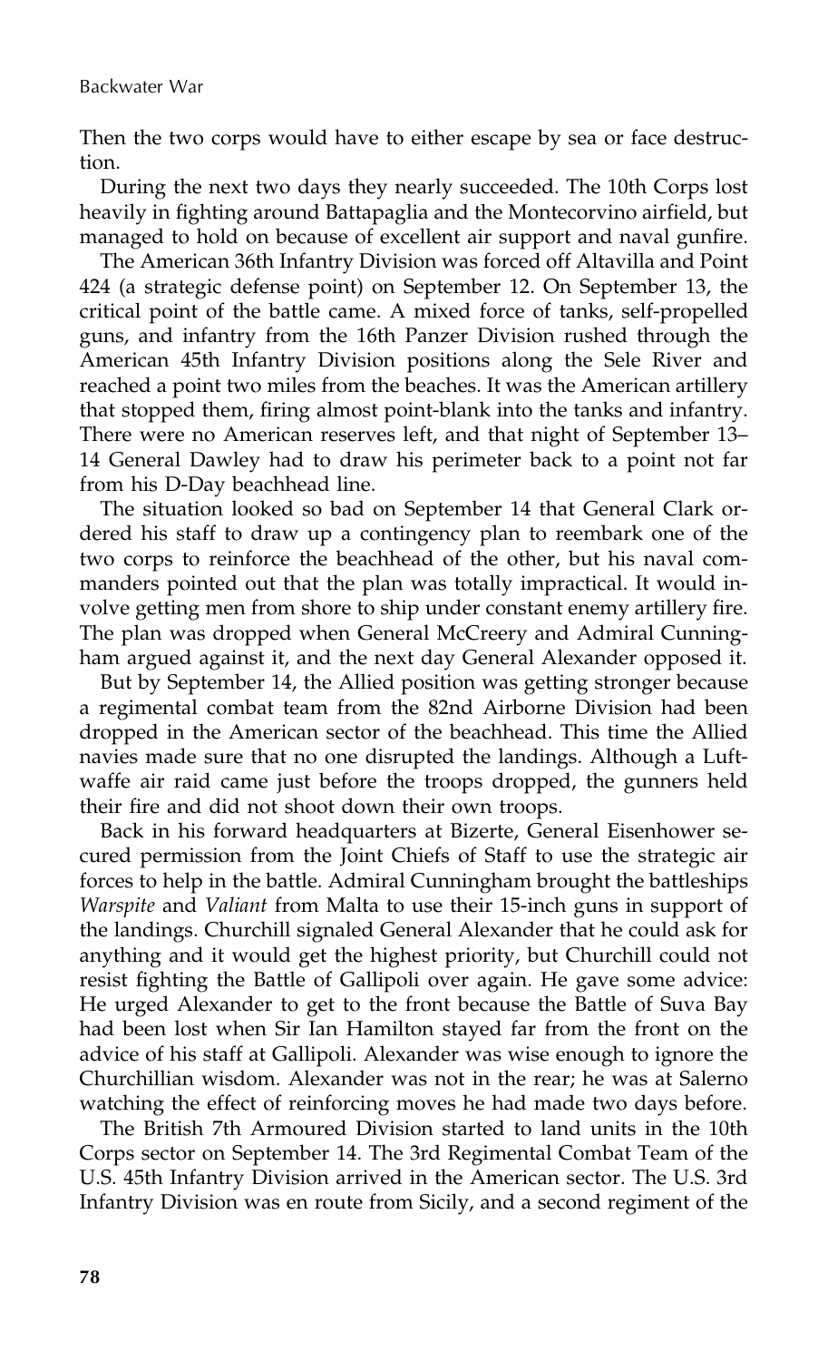Then the two corps would have to either escape by sea or face destruction.

During the next two days they nearly succeeded. The 10th Corps lost heavily in fighting around Battapaglia and the Montecorvino airfield, but managed to hold on because of excellent air support and naval gunfire.

The American 36th Infantry Division was forced off Altavilla and Point 424 (a strategic defense point) on September 12. On September 13, the critical point of the battle came. A mixed force of tanks, self-propelled guns, and infantry from the 16th Panzer Division rushed through the American 45th Infantry Division positions along the Sele River and reached a point two miles from the beaches. It was the American artillery that stopped them, firing almost point-blank into the tanks and infantry. There were no American reserves left, and that night of September 13–14 General Dawley had to draw his perimeter back to a point not far from his D-Day beachhead line.

The situation looked so bad on September 14 that General Clark ordered his staff to draw up a contingency plan to reembark one of the two corps to reinforce the beachhead of the other, but his naval commanders pointed out that the plan was totally impractical. It would involve getting men from shore to ship under constant enemy artillery fire. The plan was dropped when General McCreery and Admiral Cunningham argued against it, and the next day General Alexander opposed it.

But by September 14, the Allied position was getting stronger because a regimental combat team from the 82nd Airborne Division had been dropped in the American sector of the beachhead. This time the Allied navies made sure that no one disrupted the landings. Although a Luftwaffe air raid came just before the troops dropped, the gunners held their fire and did not shoot down their own troops.

Back in his forward headquarters at Bizerte, General Eisenhower secured permission from the Joint Chiefs of Staff to use the strategic air forces to help in the battle. Admiral Cunningham brought the battleships *Warspite* and *Valiant* from Malta to use their 15-inch guns in support of the landings. Churchill signaled General Alexander that he could ask for anything and it would get the highest priority, but Churchill could not resist fighting the Battle of Gallipoli over again. He gave some advice: He urged Alexander to get to the front because the Battle of Suva Bay had been lost when Sir Ian Hamilton stayed far from the front on the advice of his staff at Gallipoli. Alexander was wise enough to ignore the Churchillian wisdom. Alexander was not in the rear; he was at Salerno watching the effect of reinforcing moves he had made two days before.

The British 7th Armoured Division started to land units in the 10th Corps sector on September 14. The 3rd Regimental Combat Team of the U.S. 45th Infantry Division arrived in the American sector. The U.S. 3rd Infantry Division was en route from Sicily, and a second regiment of the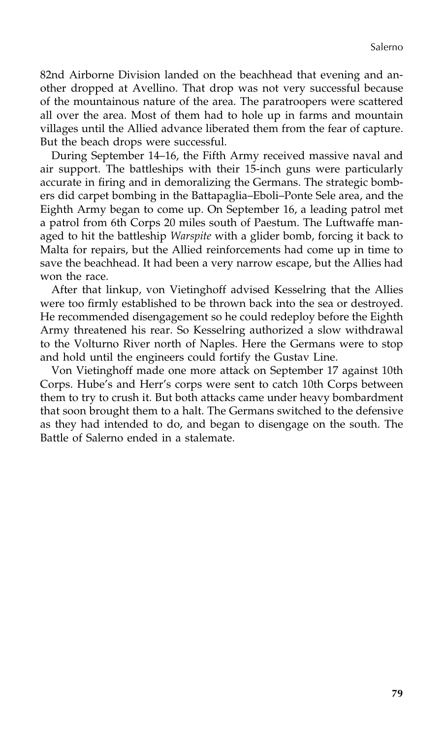82nd Airborne Division landed on the beachhead that evening and another dropped at Avellino. That drop was not very successful because of the mountainous nature of the area. The paratroopers were scattered all over the area. Most of them had to hole up in farms and mountain villages until the Allied advance liberated them from the fear of capture. But the beach drops were successful.

During September 14–16, the Fifth Army received massive naval and air support. The battleships with their 15-inch guns were particularly accurate in firing and in demoralizing the Germans. The strategic bombers did carpet bombing in the Battapaglia–Eboli–Ponte Sele area, and the Eighth Army began to come up. On September 16, a leading patrol met a patrol from 6th Corps 20 miles south of Paestum. The Luftwaffe managed to hit the battleship *Warspite* with a glider bomb, forcing it back to Malta for repairs, but the Allied reinforcements had come up in time to save the beachhead. It had been a very narrow escape, but the Allies had won the race.

After that linkup, von Vietinghoff advised Kesselring that the Allies were too firmly established to be thrown back into the sea or destroyed. He recommended disengagement so he could redeploy before the Eighth Army threatened his rear. So Kesselring authorized a slow withdrawal to the Volturno River north of Naples. Here the Germans were to stop and hold until the engineers could fortify the Gustav Line.

Von Vietinghoff made one more attack on September 17 against 10th Corps. Hube's and Herr's corps were sent to catch 10th Corps between them to try to crush it. But both attacks came under heavy bombardment that soon brought them to a halt. The Germans switched to the defensive as they had intended to do, and began to disengage on the south. The Battle of Salerno ended in a stalemate.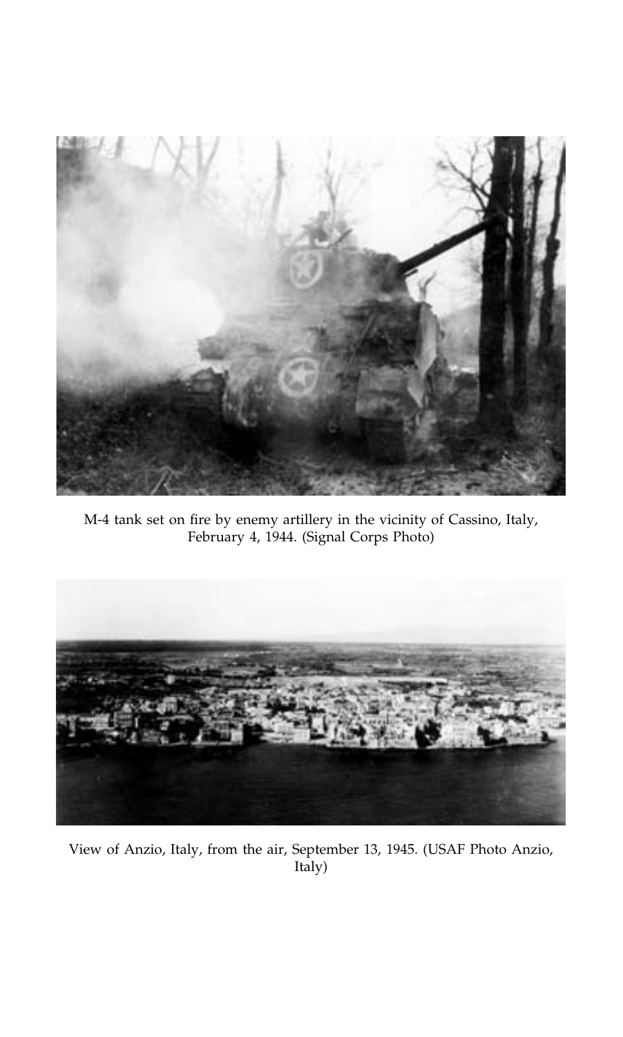M-4 tank set on fire by enemy artillery in the vicinity of Cassino, Italy, February 4, 1944. (Signal Corps Photo)

View of Anzio, Italy, from the air, September 13, 1945. (USAF Photo Anzio, Italy)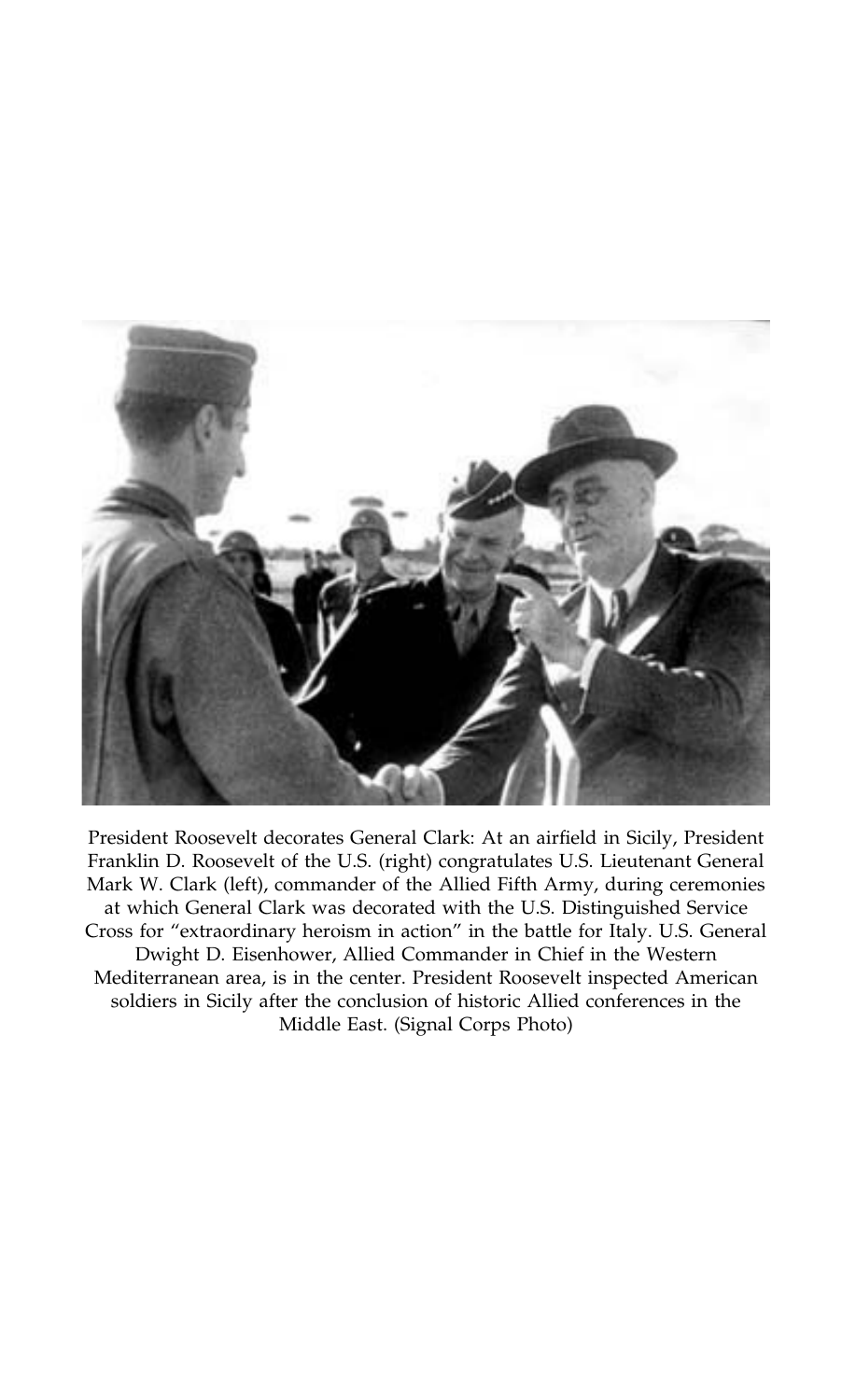President Roosevelt decorates General Clark: At an airfield in Sicily, President Franklin D. Roosevelt of the U.S. (right) congratulates U.S. Lieutenant General Mark W. Clark (left), commander of the Allied Fifth Army, during ceremonies at which General Clark was decorated with the U.S. Distinguished Service Cross for "extraordinary heroism in action" in the battle for Italy. U.S. General Dwight D. Eisenhower, Allied Commander in Chief in the Western Mediterranean area, is in the center. President Roosevelt inspected American soldiers in Sicily after the conclusion of historic Allied conferences in the Middle East. (Signal Corps Photo)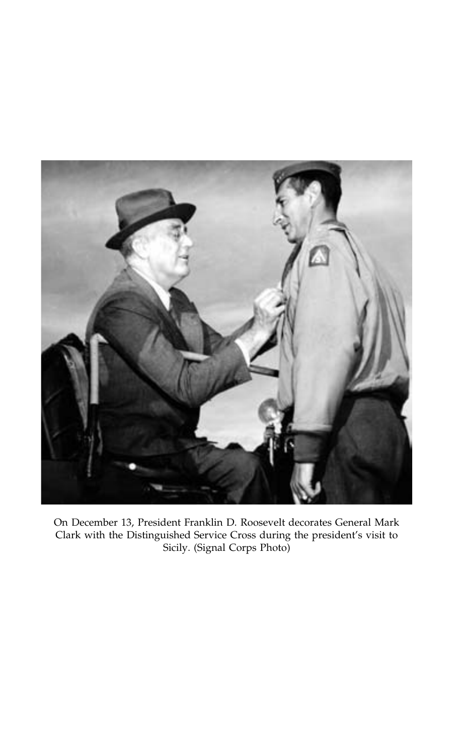On December 13, President Franklin D. Roosevelt decorates General Mark Clark with the Distinguished Service Cross during the president's visit to Sicily. (Signal Corps Photo)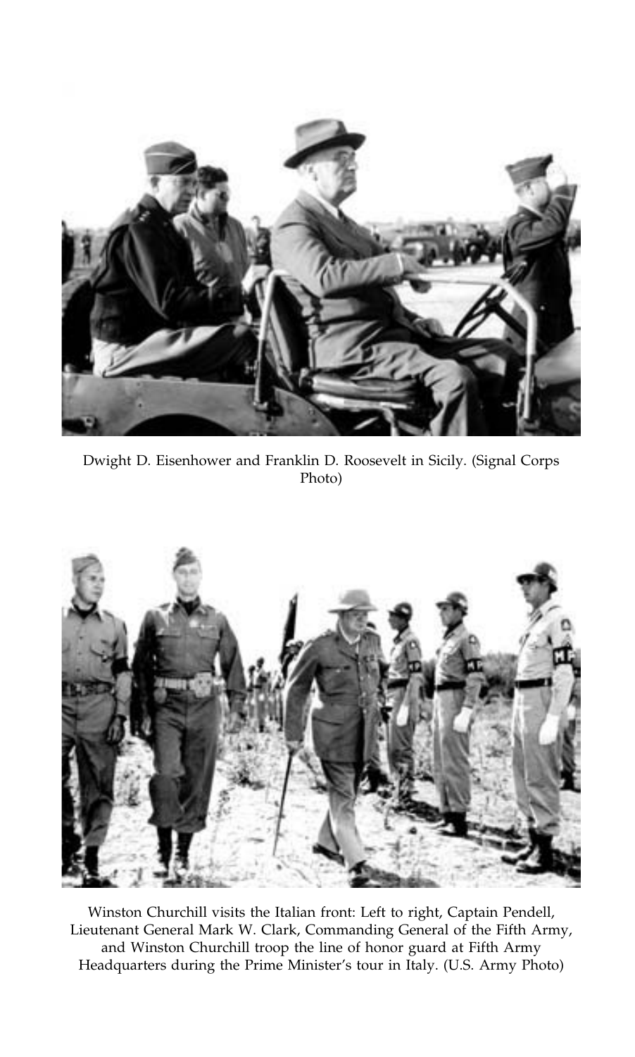Dwight D. Eisenhower and Franklin D. Roosevelt in Sicily. (Signal Corps Photo)

Winston Churchill visits the Italian front: Left to right, Captain Pendell, Lieutenant General Mark W. Clark, Commanding General of the Fifth Army, and Winston Churchill troop the line of honor guard at Fifth Army Headquarters during the Prime Minister's tour in Italy. (U.S. Army Photo)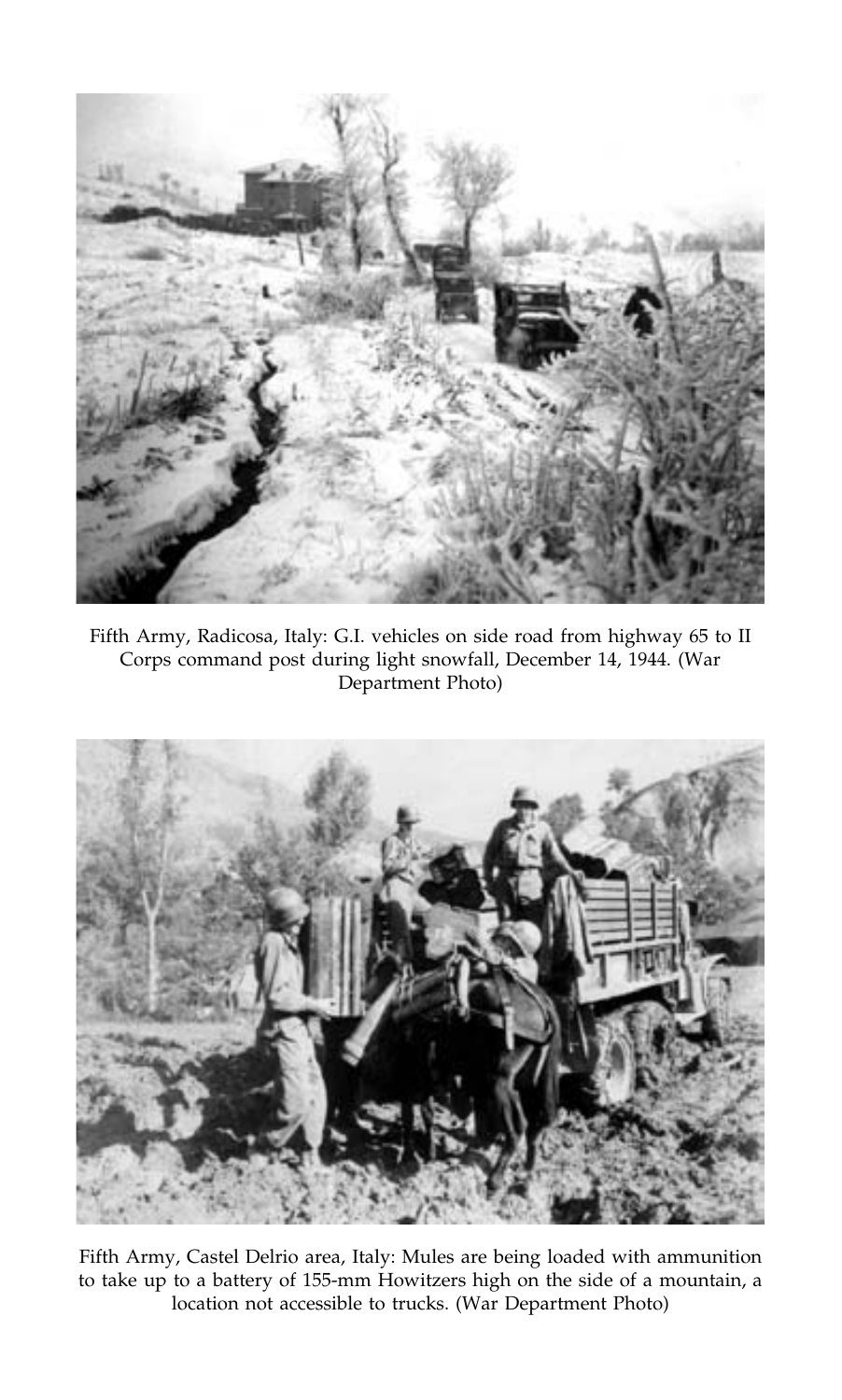Fifth Army, Radicosa, Italy: G.I. vehicles on side road from highway 65 to II Corps command post during light snowfall, December 14, 1944. (War Department Photo)

Fifth Army, Castel Delrio area, Italy: Mules are being loaded with ammunition to take up to a battery of 155-mm Howitzers high on the side of a mountain, a location not accessible to trucks. (War Department Photo)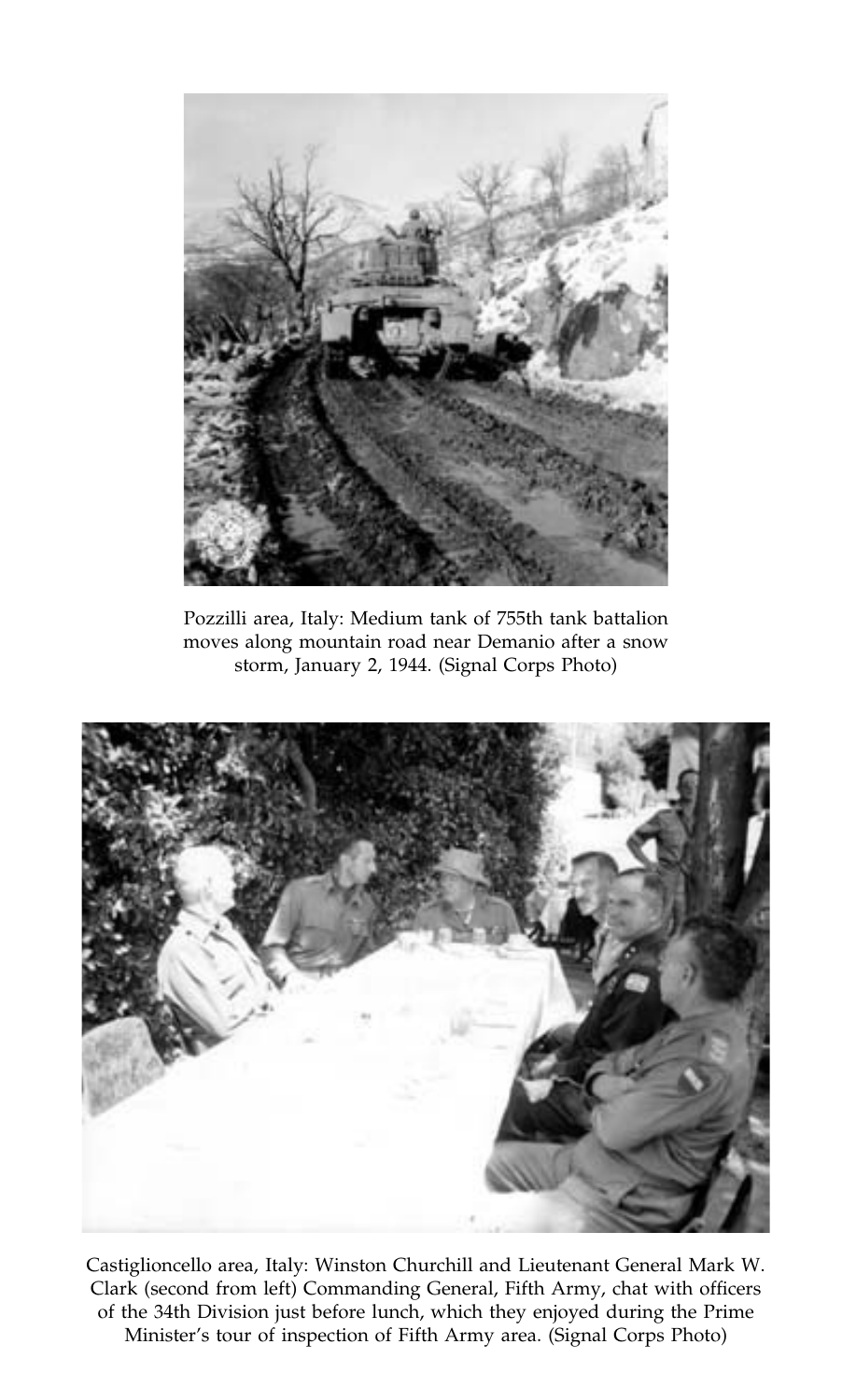Pozzilli area, Italy: Medium tank of 755th tank battalion moves along mountain road near Demanio after a snow storm, January 2, 1944. (Signal Corps Photo)

Castiglioncello area, Italy: Winston Churchill and Lieutenant General Mark W. Clark (second from left) Commanding General, Fifth Army, chat with officers of the 34th Division just before lunch, which they enjoyed during the Prime Minister's tour of inspection of Fifth Army area. (Signal Corps Photo)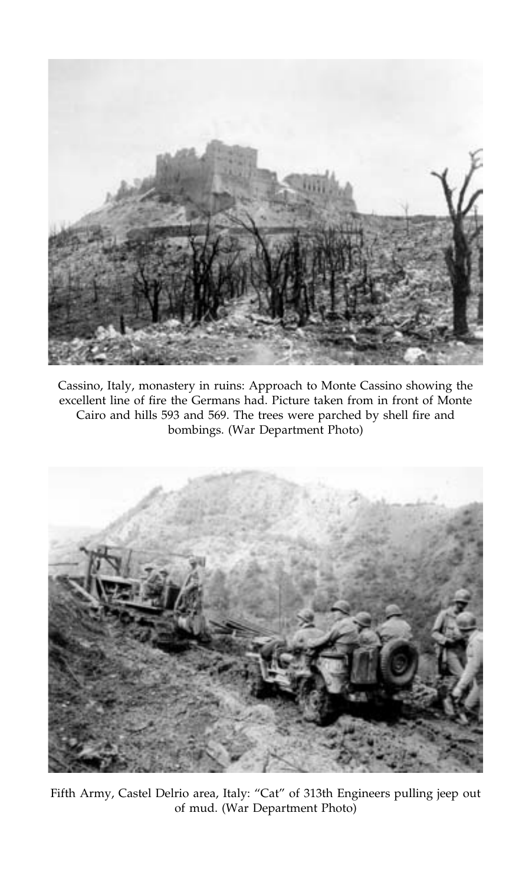Cassino, Italy, monastery in ruins: Approach to Monte Cassino showing the excellent line of fire the Germans had. Picture taken from in front of Monte Cairo and hills 593 and 569. The trees were parched by shell fire and bombings. (War Department Photo)

Fifth Army, Castel Delrio area, Italy: "Cat" of 313th Engineers pulling jeep out of mud. (War Department Photo)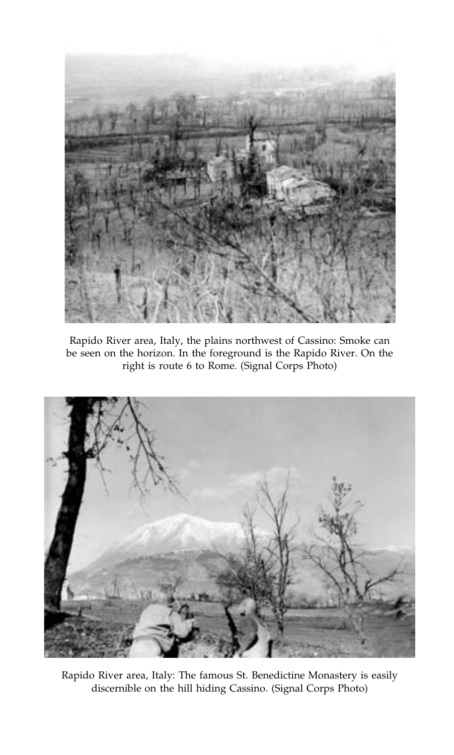Rapido River area, Italy, the plains northwest of Cassino: Smoke can be seen on the horizon. In the foreground is the Rapido River. On the right is route 6 to Rome. (Signal Corps Photo)

Rapido River area, Italy: The famous St. Benedictine Monastery is easily discernible on the hill hiding Cassino. (Signal Corps Photo)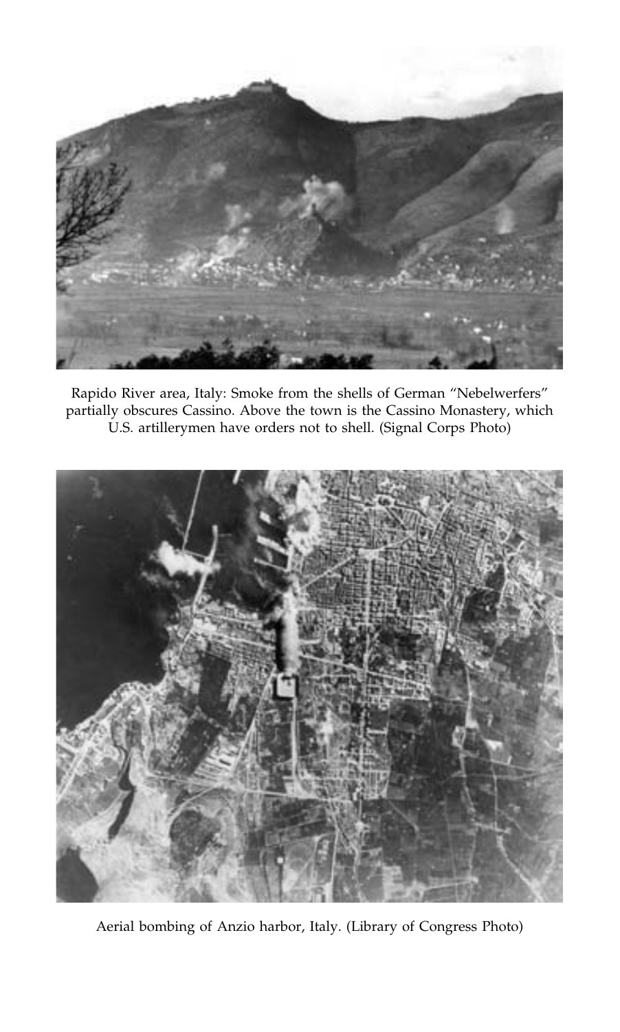Rapido River area, Italy: Smoke from the shells of German "Nebelwerfers" partially obscures Cassino. Above the town is the Cassino Monastery, which U.S. artillerymen have orders not to shell. (Signal Corps Photo)

Aerial bombing of Anzio harbor, Italy. (Library of Congress Photo)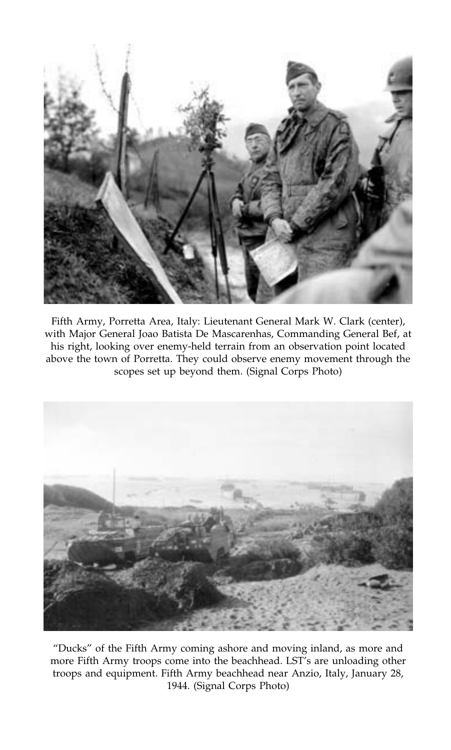Fifth Army, Porretta Area, Italy: Lieutenant General Mark W. Clark (center), with Major General Joao Batista De Mascarenhas, Commanding General Bef, at his right, looking over enemy-held terrain from an observation point located above the town of Porretta. They could observe enemy movement through the scopes set up beyond them. (Signal Corps Photo)

"Ducks" of the Fifth Army coming ashore and moving inland, as more and more Fifth Army troops come into the beachhead. LST's are unloading other troops and equipment. Fifth Army beachhead near Anzio, Italy, January 28, 1944. (Signal Corps Photo)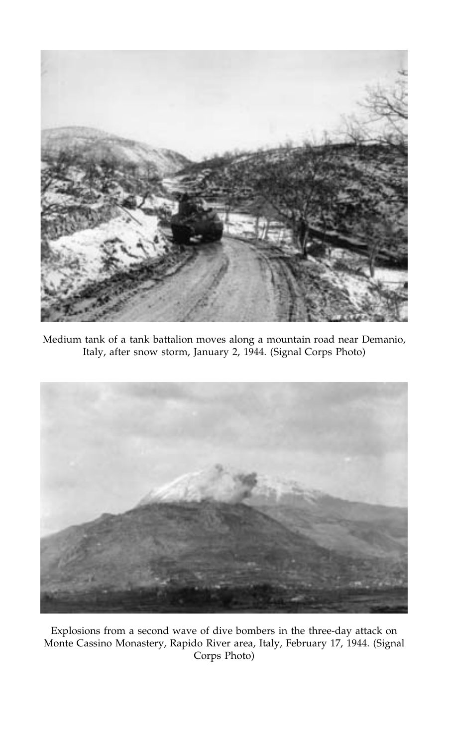Medium tank of a tank battalion moves along a mountain road near Demanio, Italy, after snow storm, January 2, 1944. (Signal Corps Photo)

Explosions from a second wave of dive bombers in the three-day attack on Monte Cassino Monastery, Rapido River area, Italy, February 17, 1944. (Signal Corps Photo)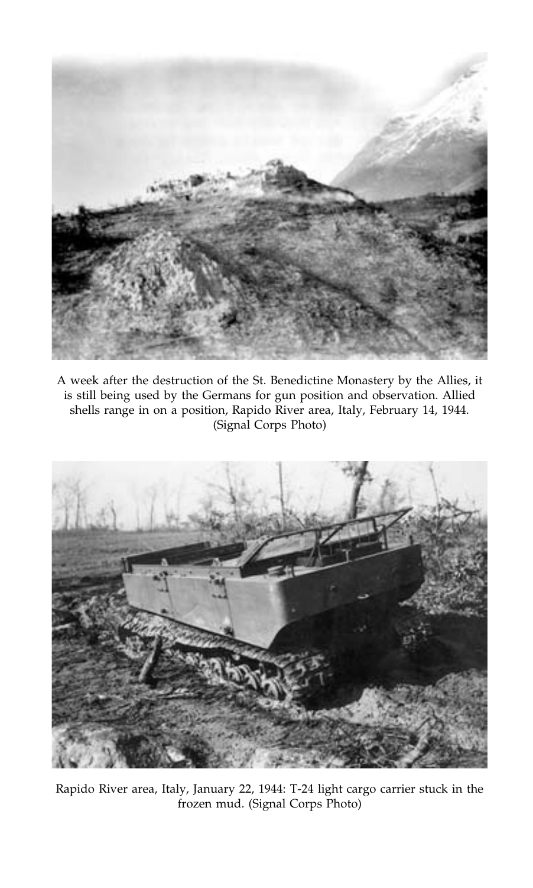A week after the destruction of the St. Benedictine Monastery by the Allies, it is still being used by the Germans for gun position and observation. Allied shells range in on a position, Rapido River area, Italy, February 14, 1944. (Signal Corps Photo)

Rapido River area, Italy, January 22, 1944: T-24 light cargo carrier stuck in the frozen mud. (Signal Corps Photo)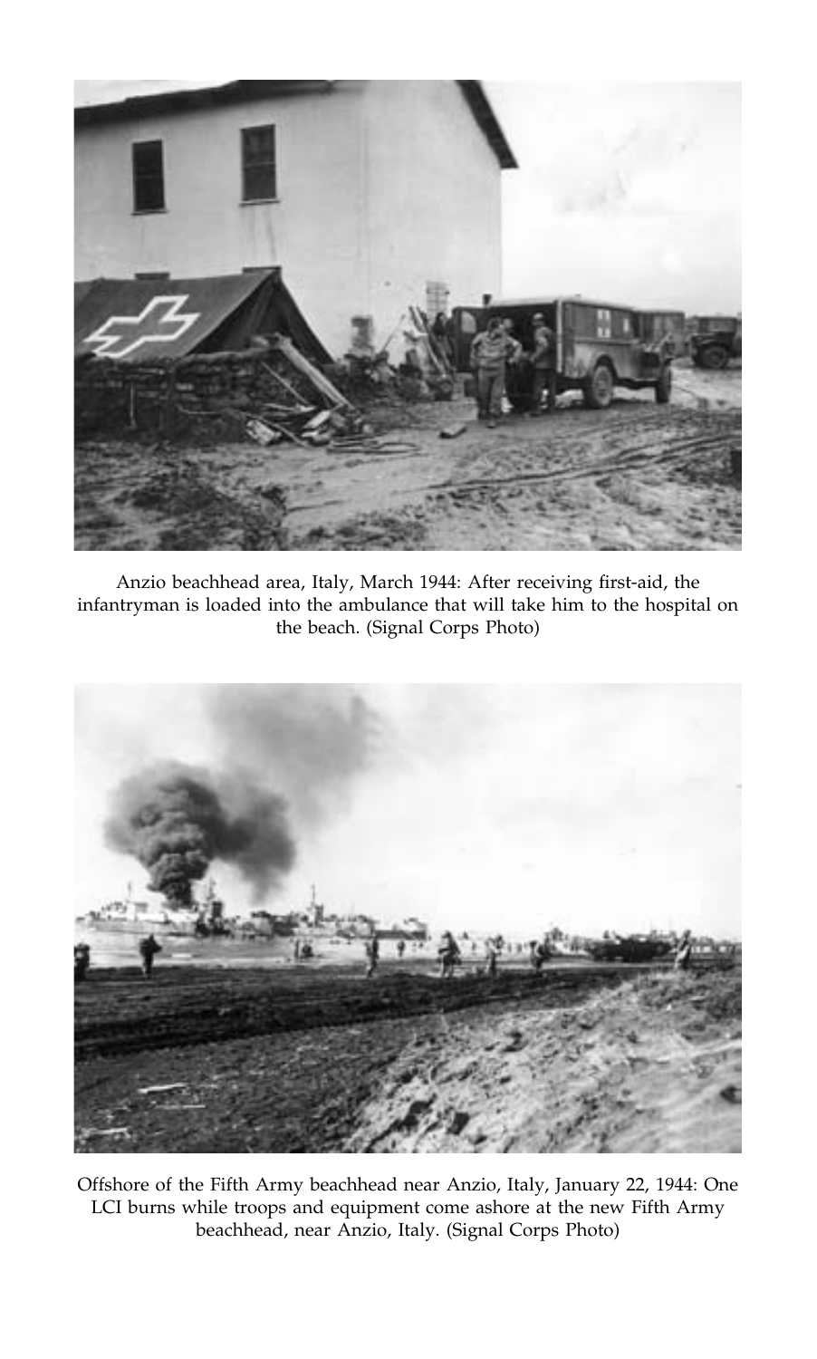Anzio beachhead area, Italy, March 1944: After receiving first-aid, the infantryman is loaded into the ambulance that will take him to the hospital on the beach. (Signal Corps Photo)

Offshore of the Fifth Army beachhead near Anzio, Italy, January 22, 1944: One LCI burns while troops and equipment come ashore at the new Fifth Army beachhead, near Anzio, Italy. (Signal Corps Photo)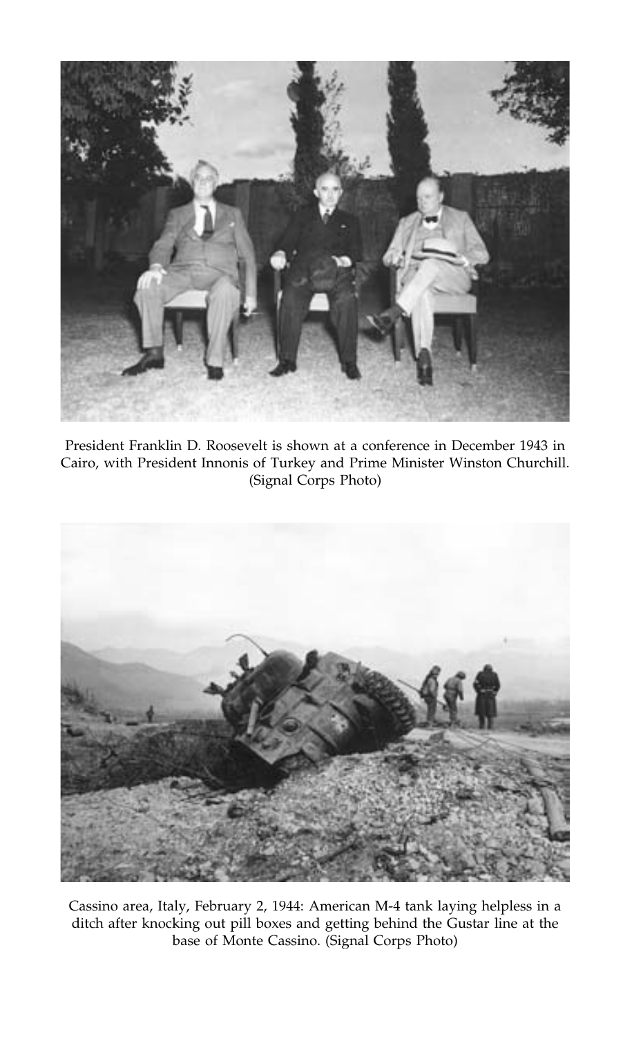President Franklin D. Roosevelt is shown at a conference in December 1943 in Cairo, with President Innonis of Turkey and Prime Minister Winston Churchill. (Signal Corps Photo)

Cassino area, Italy, February 2, 1944: American M-4 tank laying helpless in a ditch after knocking out pill boxes and getting behind the Gustar line at the base of Monte Cassino. (Signal Corps Photo)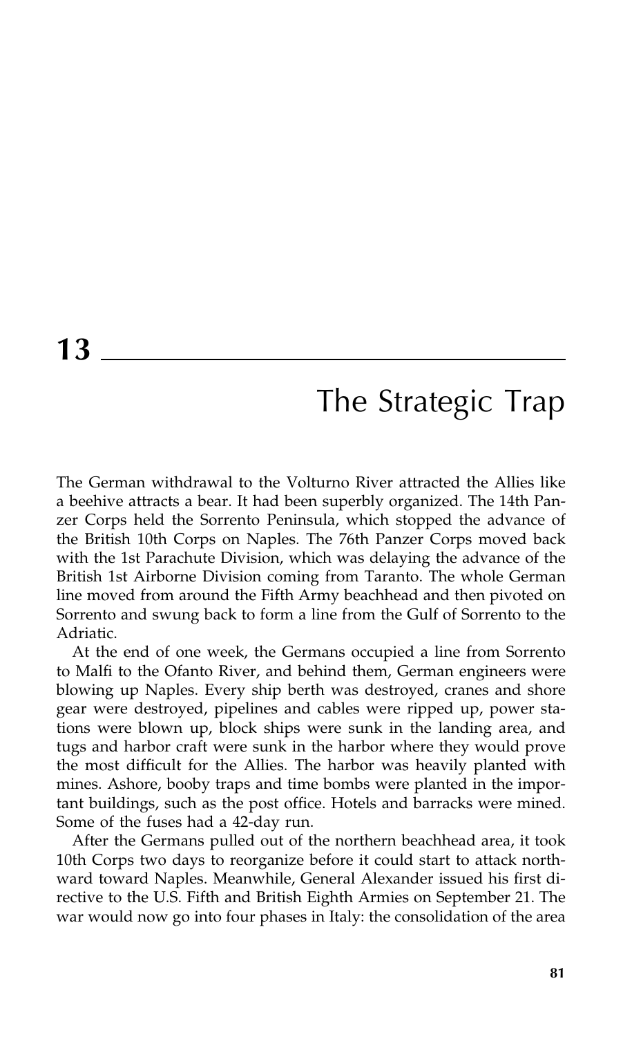# 13

# The Strategic Trap

The German withdrawal to the Volturno River attracted the Allies like a beehive attracts a bear. It had been superbly organized. The 14th Panzer Corps held the Sorrento Peninsula, which stopped the advance of the British 10th Corps on Naples. The 76th Panzer Corps moved back with the 1st Parachute Division, which was delaying the advance of the British 1st Airborne Division coming from Taranto. The whole German line moved from around the Fifth Army beachhead and then pivoted on Sorrento and swung back to form a line from the Gulf of Sorrento to the Adriatic.

At the end of one week, the Germans occupied a line from Sorrento to Malfi to the Ofanto River, and behind them, German engineers were blowing up Naples. Every ship berth was destroyed, cranes and shore gear were destroyed, pipelines and cables were ripped up, power stations were blown up, block ships were sunk in the landing area, and tugs and harbor craft were sunk in the harbor where they would prove the most difficult for the Allies. The harbor was heavily planted with mines. Ashore, booby traps and time bombs were planted in the important buildings, such as the post office. Hotels and barracks were mined. Some of the fuses had a 42-day run.

After the Germans pulled out of the northern beachhead area, it took 10th Corps two days to reorganize before it could start to attack northward toward Naples. Meanwhile, General Alexander issued his first directive to the U.S. Fifth and British Eighth Armies on September 21. The war would now go into four phases in Italy: the consolidation of the area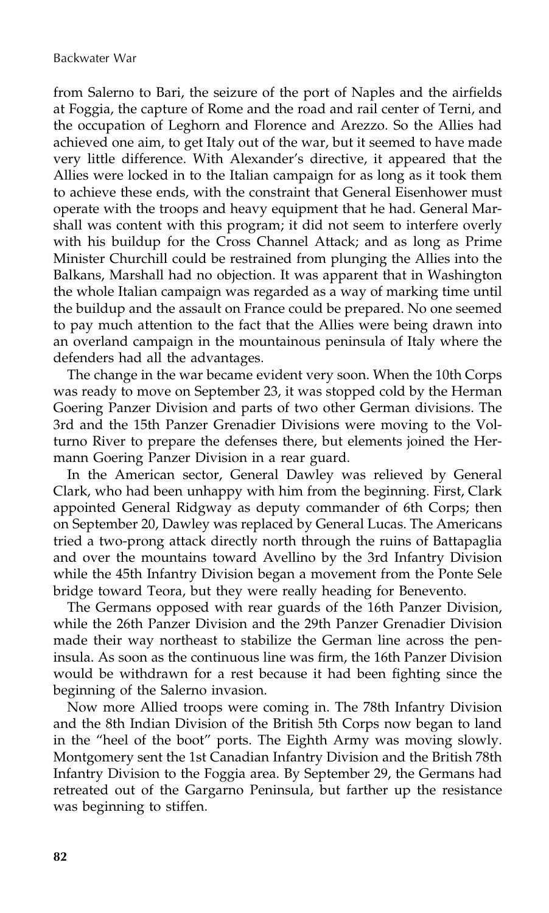from Salerno to Bari, the seizure of the port of Naples and the airfields at Foggia, the capture of Rome and the road and rail center of Terni, and the occupation of Leghorn and Florence and Arezzo. So the Allies had achieved one aim, to get Italy out of the war, but it seemed to have made very little difference. With Alexander's directive, it appeared that the Allies were locked in to the Italian campaign for as long as it took them to achieve these ends, with the constraint that General Eisenhower must operate with the troops and heavy equipment that he had. General Marshall was content with this program; it did not seem to interfere overly with his buildup for the Cross Channel Attack; and as long as Prime Minister Churchill could be restrained from plunging the Allies into the Balkans, Marshall had no objection. It was apparent that in Washington the whole Italian campaign was regarded as a way of marking time until the buildup and the assault on France could be prepared. No one seemed to pay much attention to the fact that the Allies were being drawn into an overland campaign in the mountainous peninsula of Italy where the defenders had all the advantages.

The change in the war became evident very soon. When the 10th Corps was ready to move on September 23, it was stopped cold by the Herman Goering Panzer Division and parts of two other German divisions. The 3rd and the 15th Panzer Grenadier Divisions were moving to the Volturno River to prepare the defenses there, but elements joined the Hermann Goering Panzer Division in a rear guard.

In the American sector, General Dawley was relieved by General Clark, who had been unhappy with him from the beginning. First, Clark appointed General Ridgway as deputy commander of 6th Corps; then on September 20, Dawley was replaced by General Lucas. The Americans tried a two-prong attack directly north through the ruins of Battapaglia and over the mountains toward Avellino by the 3rd Infantry Division while the 45th Infantry Division began a movement from the Ponte Sele bridge toward Teora, but they were really heading for Benevento.

The Germans opposed with rear guards of the 16th Panzer Division, while the 26th Panzer Division and the 29th Panzer Grenadier Division made their way northeast to stabilize the German line across the peninsula. As soon as the continuous line was firm, the 16th Panzer Division would be withdrawn for a rest because it had been fighting since the beginning of the Salerno invasion.

Now more Allied troops were coming in. The 78th Infantry Division and the 8th Indian Division of the British 5th Corps now began to land in the "heel of the boot" ports. The Eighth Army was moving slowly. Montgomery sent the 1st Canadian Infantry Division and the British 78th Infantry Division to the Foggia area. By September 29, the Germans had retreated out of the Gargarno Peninsula, but farther up the resistance was beginning to stiffen.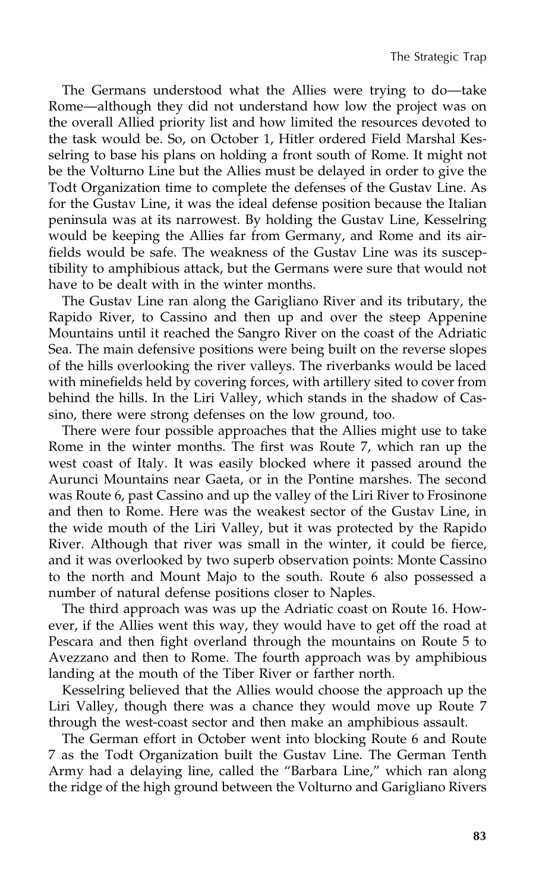The Germans understood what the Allies were trying to do—take Rome—although they did not understand how low the project was on the overall Allied priority list and how limited the resources devoted to the task would be. So, on October 1, Hitler ordered Field Marshal Kesselring to base his plans on holding a front south of Rome. It might not be the Volturno Line but the Allies must be delayed in order to give the Todt Organization time to complete the defenses of the Gustav Line. As for the Gustav Line, it was the ideal defense position because the Italian peninsula was at its narrowest. By holding the Gustav Line, Kesselring would be keeping the Allies far from Germany, and Rome and its airfields would be safe. The weakness of the Gustav Line was its susceptibility to amphibious attack, but the Germans were sure that would not have to be dealt with in the winter months.

The Gustav Line ran along the Garigliano River and its tributary, the Rapido River, to Cassino and then up and over the steep Appenine Mountains until it reached the Sangro River on the coast of the Adriatic Sea. The main defensive positions were being built on the reverse slopes of the hills overlooking the river valleys. The riverbanks would be laced with minefields held by covering forces, with artillery sited to cover from behind the hills. In the Liri Valley, which stands in the shadow of Cassino, there were strong defenses on the low ground, too.

There were four possible approaches that the Allies might use to take Rome in the winter months. The first was Route 7, which ran up the west coast of Italy. It was easily blocked where it passed around the Aurunci Mountains near Gaeta, or in the Pontine marshes. The second was Route 6, past Cassino and up the valley of the Liri River to Frosinone and then to Rome. Here was the weakest sector of the Gustav Line, in the wide mouth of the Liri Valley, but it was protected by the Rapido River. Although that river was small in the winter, it could be fierce, and it was overlooked by two superb observation points: Monte Cassino to the north and Mount Majo to the south. Route 6 also possessed a number of natural defense positions closer to Naples.

The third approach was was up the Adriatic coast on Route 16. However, if the Allies went this way, they would have to get off the road at Pescara and then fight overland through the mountains on Route 5 to Avezzano and then to Rome. The fourth approach was by amphibious landing at the mouth of the Tiber River or farther north.

Kesselring believed that the Allies would choose the approach up the Liri Valley, though there was a chance they would move up Route 7 through the west-coast sector and then make an amphibious assault.

The German effort in October went into blocking Route 6 and Route 7 as the Todt Organization built the Gustav Line. The German Tenth Army had a delaying line, called the "Barbara Line," which ran along the ridge of the high ground between the Volturno and Garigliano Rivers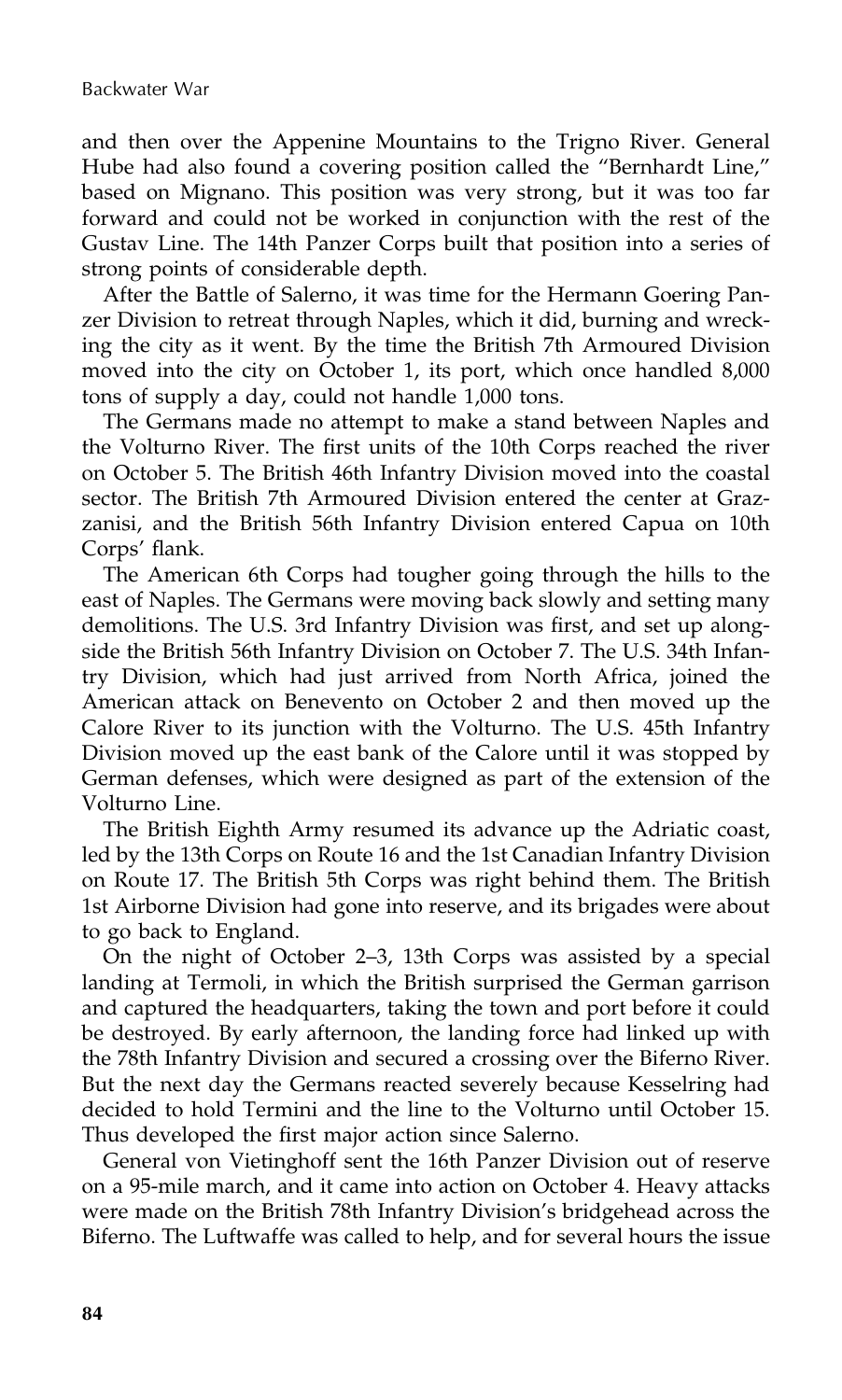and then over the Appenine Mountains to the Trigno River. General Hube had also found a covering position called the "Bernhardt Line," based on Mignano. This position was very strong, but it was too far forward and could not be worked in conjunction with the rest of the Gustav Line. The 14th Panzer Corps built that position into a series of strong points of considerable depth.

After the Battle of Salerno, it was time for the Hermann Goering Panzer Division to retreat through Naples, which it did, burning and wrecking the city as it went. By the time the British 7th Armoured Division moved into the city on October 1, its port, which once handled 8,000 tons of supply a day, could not handle 1,000 tons.

The Germans made no attempt to make a stand between Naples and the Volturno River. The first units of the 10th Corps reached the river on October 5. The British 46th Infantry Division moved into the coastal sector. The British 7th Armoured Division entered the center at Grazzanisi, and the British 56th Infantry Division entered Capua on 10th Corps' flank.

The American 6th Corps had tougher going through the hills to the east of Naples. The Germans were moving back slowly and setting many demolitions. The U.S. 3rd Infantry Division was first, and set up alongside the British 56th Infantry Division on October 7. The U.S. 34th Infantry Division, which had just arrived from North Africa, joined the American attack on Benevento on October 2 and then moved up the Calore River to its junction with the Volturno. The U.S. 45th Infantry Division moved up the east bank of the Calore until it was stopped by German defenses, which were designed as part of the extension of the Volturno Line.

The British Eighth Army resumed its advance up the Adriatic coast, led by the 13th Corps on Route 16 and the 1st Canadian Infantry Division on Route 17. The British 5th Corps was right behind them. The British 1st Airborne Division had gone into reserve, and its brigades were about to go back to England.

On the night of October 2–3, 13th Corps was assisted by a special landing at Termoli, in which the British surprised the German garrison and captured the headquarters, taking the town and port before it could be destroyed. By early afternoon, the landing force had linked up with the 78th Infantry Division and secured a crossing over the Biferno River. But the next day the Germans reacted severely because Kesselring had decided to hold Termini and the line to the Volturno until October 15. Thus developed the first major action since Salerno.

General von Vietinghoff sent the 16th Panzer Division out of reserve on a 95-mile march, and it came into action on October 4. Heavy attacks were made on the British 78th Infantry Division's bridgehead across the Biferno. The Luftwaffe was called to help, and for several hours the issue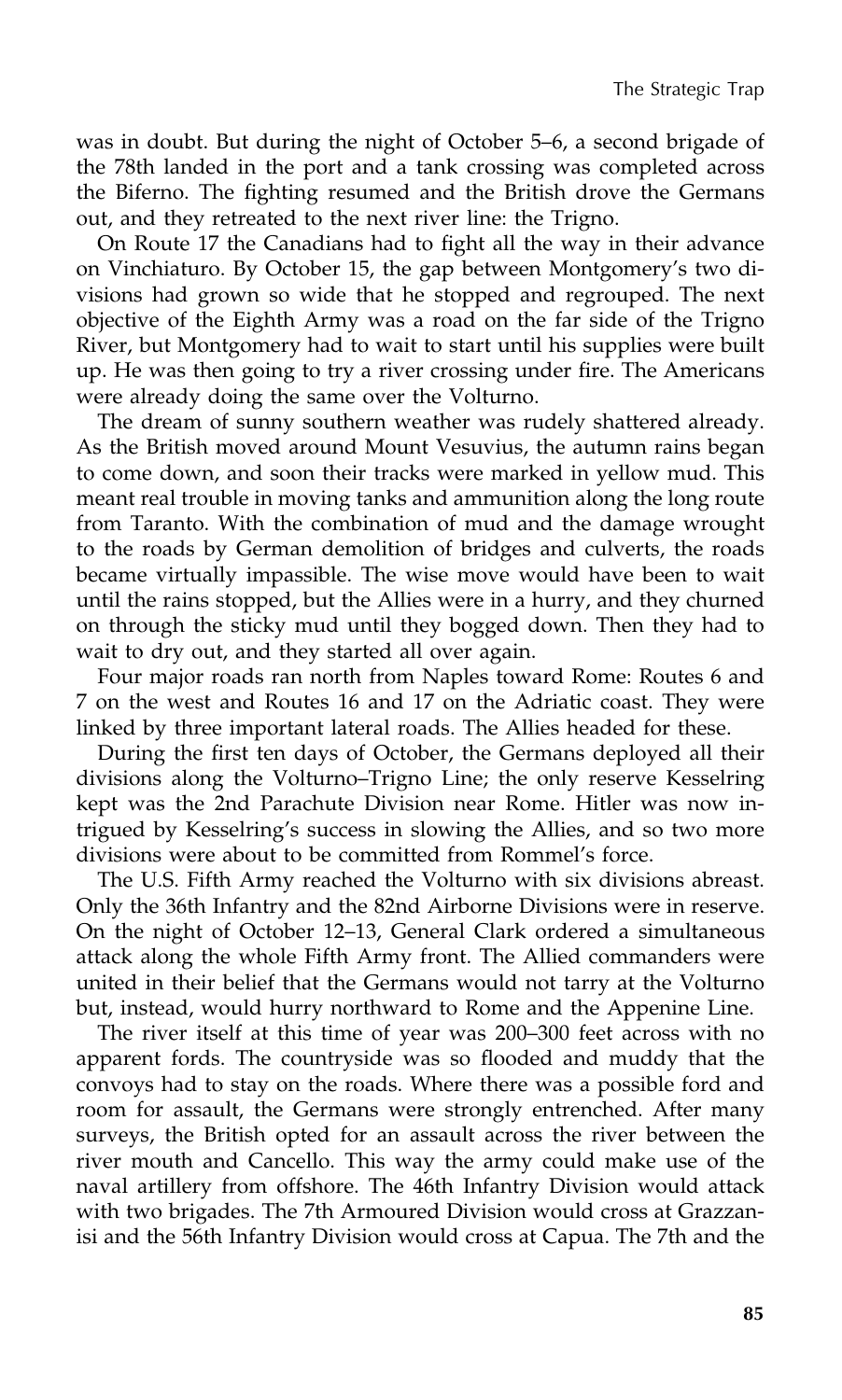was in doubt. But during the night of October 5–6, a second brigade of the 78th landed in the port and a tank crossing was completed across the Biferno. The fighting resumed and the British drove the Germans out, and they retreated to the next river line: the Trigno.

On Route 17 the Canadians had to fight all the way in their advance on Vinchiaturo. By October 15, the gap between Montgomery's two divisions had grown so wide that he stopped and regrouped. The next objective of the Eighth Army was a road on the far side of the Trigno River, but Montgomery had to wait to start until his supplies were built up. He was then going to try a river crossing under fire. The Americans were already doing the same over the Volturno.

The dream of sunny southern weather was rudely shattered already. As the British moved around Mount Vesuvius, the autumn rains began to come down, and soon their tracks were marked in yellow mud. This meant real trouble in moving tanks and ammunition along the long route from Taranto. With the combination of mud and the damage wrought to the roads by German demolition of bridges and culverts, the roads became virtually impassible. The wise move would have been to wait until the rains stopped, but the Allies were in a hurry, and they churned on through the sticky mud until they bogged down. Then they had to wait to dry out, and they started all over again.

Four major roads ran north from Naples toward Rome: Routes 6 and 7 on the west and Routes 16 and 17 on the Adriatic coast. They were linked by three important lateral roads. The Allies headed for these.

During the first ten days of October, the Germans deployed all their divisions along the Volturno–Trigno Line; the only reserve Kesselring kept was the 2nd Parachute Division near Rome. Hitler was now intrigued by Kesselring's success in slowing the Allies, and so two more divisions were about to be committed from Rommel's force.

The U.S. Fifth Army reached the Volturno with six divisions abreast. Only the 36th Infantry and the 82nd Airborne Divisions were in reserve. On the night of October 12–13, General Clark ordered a simultaneous attack along the whole Fifth Army front. The Allied commanders were united in their belief that the Germans would not tarry at the Volturno but, instead, would hurry northward to Rome and the Appenine Line.

The river itself at this time of year was 200–300 feet across with no apparent fords. The countryside was so flooded and muddy that the convoys had to stay on the roads. Where there was a possible ford and room for assault, the Germans were strongly entrenched. After many surveys, the British opted for an assault across the river between the river mouth and Cancello. This way the army could make use of the naval artillery from offshore. The 46th Infantry Division would attack with two brigades. The 7th Armoured Division would cross at Grazzanisi and the 56th Infantry Division would cross at Capua. The 7th and the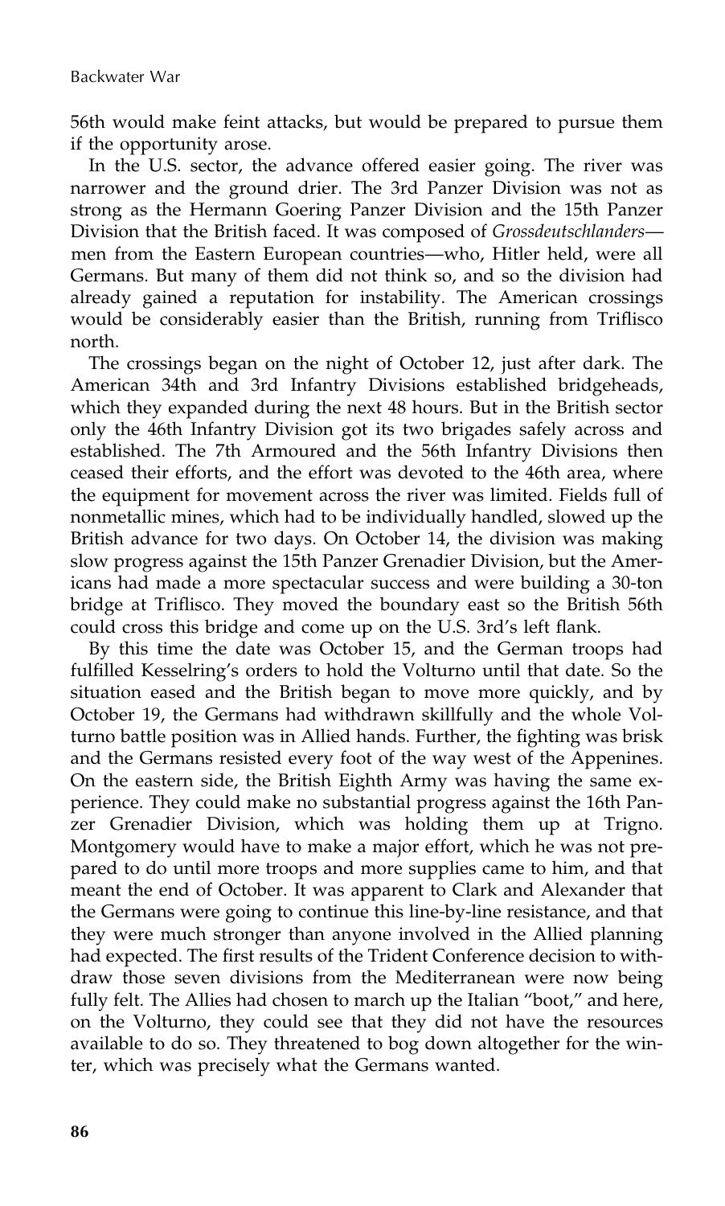56th would make feint attacks, but would be prepared to pursue them if the opportunity arose.

In the U.S. sector, the advance offered easier going. The river was narrower and the ground drier. The 3rd Panzer Division was not as strong as the Hermann Goering Panzer Division and the 15th Panzer Division that the British faced. It was composed of *Grossdeutschlanders*—men from the Eastern European countries—who, Hitler held, were all Germans. But many of them did not think so, and so the division had already gained a reputation for instability. The American crossings would be considerably easier than the British, running from Triflisco north.

The crossings began on the night of October 12, just after dark. The American 34th and 3rd Infantry Divisions established bridgeheads, which they expanded during the next 48 hours. But in the British sector only the 46th Infantry Division got its two brigades safely across and established. The 7th Armoured and the 56th Infantry Divisions then ceased their efforts, and the effort was devoted to the 46th area, where the equipment for movement across the river was limited. Fields full of nonmetallic mines, which had to be individually handled, slowed up the British advance for two days. On October 14, the division was making slow progress against the 15th Panzer Grenadier Division, but the Americans had made a more spectacular success and were building a 30-ton bridge at Triflisco. They moved the boundary east so the British 56th could cross this bridge and come up on the U.S. 3rd's left flank.

By this time the date was October 15, and the German troops had fulfilled Kesselring's orders to hold the Volturno until that date. So the situation eased and the British began to move more quickly, and by October 19, the Germans had withdrawn skillfully and the whole Volturno battle position was in Allied hands. Further, the fighting was brisk and the Germans resisted every foot of the way west of the Appenines. On the eastern side, the British Eighth Army was having the same experience. They could make no substantial progress against the 16th Panzer Grenadier Division, which was holding them up at Trigno. Montgomery would have to make a major effort, which he was not prepared to do until more troops and more supplies came to him, and that meant the end of October. It was apparent to Clark and Alexander that the Germans were going to continue this line-by-line resistance, and that they were much stronger than anyone involved in the Allied planning had expected. The first results of the Trident Conference decision to withdraw those seven divisions from the Mediterranean were now being fully felt. The Allies had chosen to march up the Italian "boot," and here, on the Volturno, they could see that they did not have the resources available to do so. They threatened to bog down altogether for the winter, which was precisely what the Germans wanted.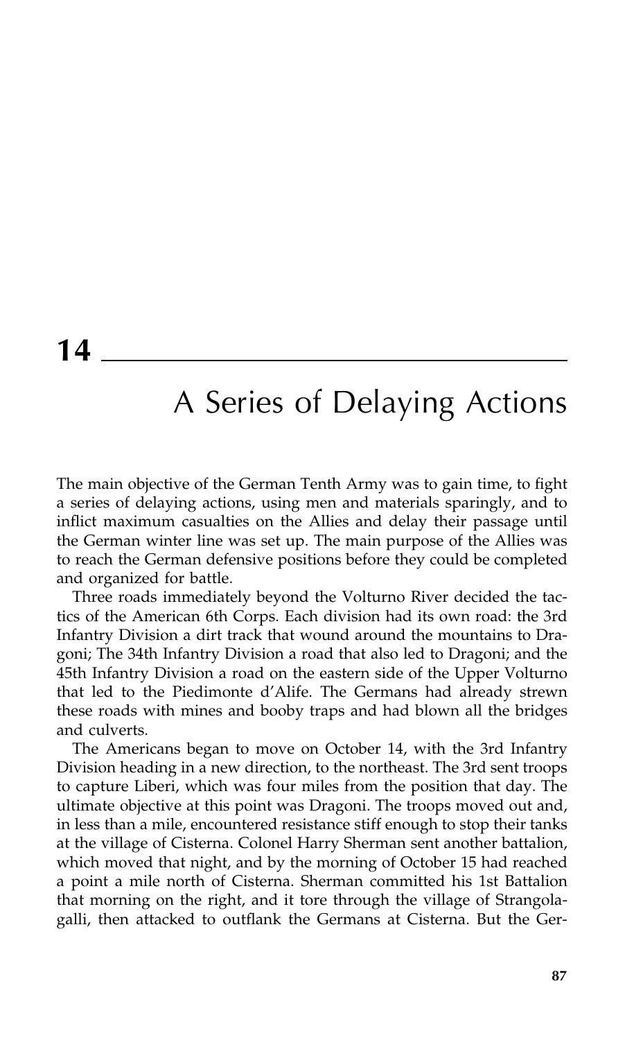# 14

## A Series of Delaying Actions

The main objective of the German Tenth Army was to gain time, to fight a series of delaying actions, using men and materials sparingly, and to inflict maximum casualties on the Allies and delay their passage until the German winter line was set up. The main purpose of the Allies was to reach the German defensive positions before they could be completed and organized for battle.

Three roads immediately beyond the Volturno River decided the tactics of the American 6th Corps. Each division had its own road: the 3rd Infantry Division a dirt track that wound around the mountains to Dragoni; The 34th Infantry Division a road that also led to Dragoni; and the 45th Infantry Division a road on the eastern side of the Upper Volturno that led to the Piedimonte d'Alife. The Germans had already strewn these roads with mines and booby traps and had blown all the bridges and culverts.

The Americans began to move on October 14, with the 3rd Infantry Division heading in a new direction, to the northeast. The 3rd sent troops to capture Liberi, which was four miles from the position that day. The ultimate objective at this point was Dragoni. The troops moved out and, in less than a mile, encountered resistance stiff enough to stop their tanks at the village of Cisterna. Colonel Harry Sherman sent another battalion, which moved that night, and by the morning of October 15 had reached a point a mile north of Cisterna. Sherman committed his 1st Battalion that morning on the right, and it tore through the village of Strangolagalli, then attacked to outflank the Germans at Cisterna. But the Ger-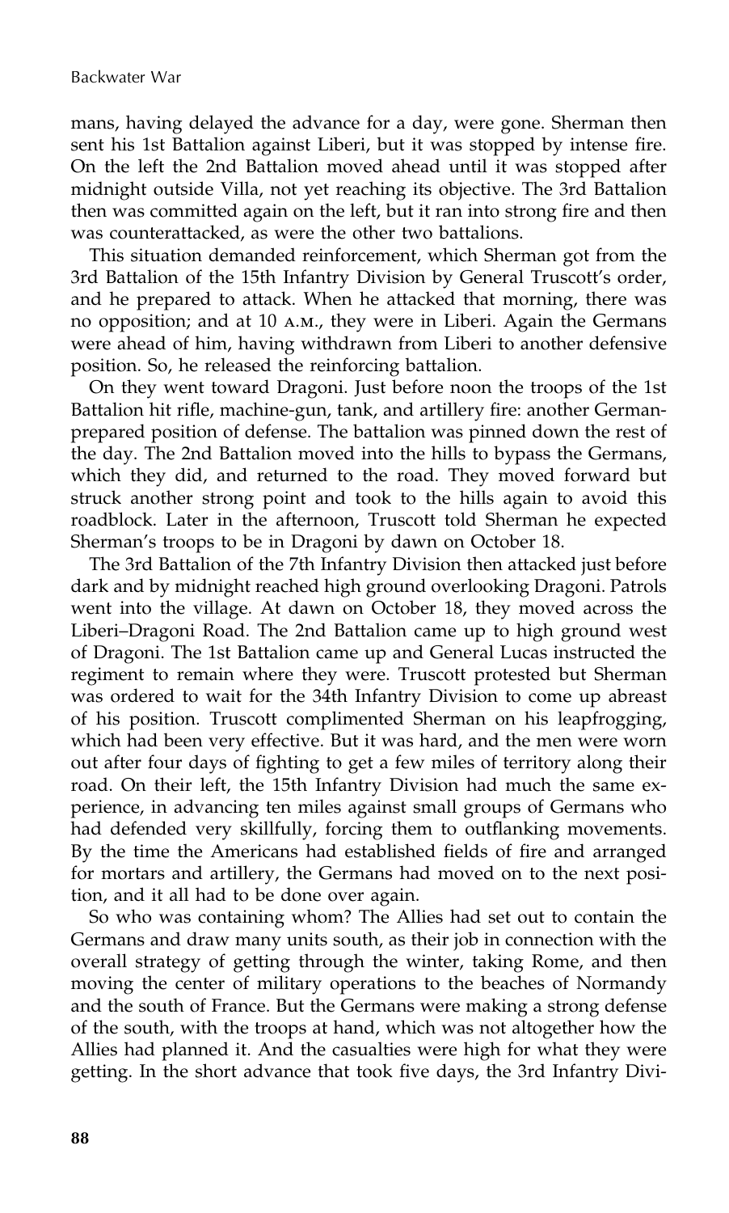mans, having delayed the advance for a day, were gone. Sherman then sent his 1st Battalion against Liberi, but it was stopped by intense fire. On the left the 2nd Battalion moved ahead until it was stopped after midnight outside Villa, not yet reaching its objective. The 3rd Battalion then was committed again on the left, but it ran into strong fire and then was counterattacked, as were the other two battalions.

This situation demanded reinforcement, which Sherman got from the 3rd Battalion of the 15th Infantry Division by General Truscott's order, and he prepared to attack. When he attacked that morning, there was no opposition; and at 10 A.M., they were in Liberi. Again the Germans were ahead of him, having withdrawn from Liberi to another defensive position. So, he released the reinforcing battalion.

On they went toward Dragoni. Just before noon the troops of the 1st Battalion hit rifle, machine-gun, tank, and artillery fire: another German-prepared position of defense. The battalion was pinned down the rest of the day. The 2nd Battalion moved into the hills to bypass the Germans, which they did, and returned to the road. They moved forward but struck another strong point and took to the hills again to avoid this roadblock. Later in the afternoon, Truscott told Sherman he expected Sherman's troops to be in Dragoni by dawn on October 18.

The 3rd Battalion of the 7th Infantry Division then attacked just before dark and by midnight reached high ground overlooking Dragoni. Patrols went into the village. At dawn on October 18, they moved across the Liberi–Dragoni Road. The 2nd Battalion came up to high ground west of Dragoni. The 1st Battalion came up and General Lucas instructed the regiment to remain where they were. Truscott protested but Sherman was ordered to wait for the 34th Infantry Division to come up abreast of his position. Truscott complimented Sherman on his leapfrogging, which had been very effective. But it was hard, and the men were worn out after four days of fighting to get a few miles of territory along their road. On their left, the 15th Infantry Division had much the same experience, in advancing ten miles against small groups of Germans who had defended very skillfully, forcing them to outflanking movements. By the time the Americans had established fields of fire and arranged for mortars and artillery, the Germans had moved on to the next position, and it all had to be done over again.

So who was containing whom? The Allies had set out to contain the Germans and draw many units south, as their job in connection with the overall strategy of getting through the winter, taking Rome, and then moving the center of military operations to the beaches of Normandy and the south of France. But the Germans were making a strong defense of the south, with the troops at hand, which was not altogether how the Allies had planned it. And the casualties were high for what they were getting. In the short advance that took five days, the 3rd Infantry Divi-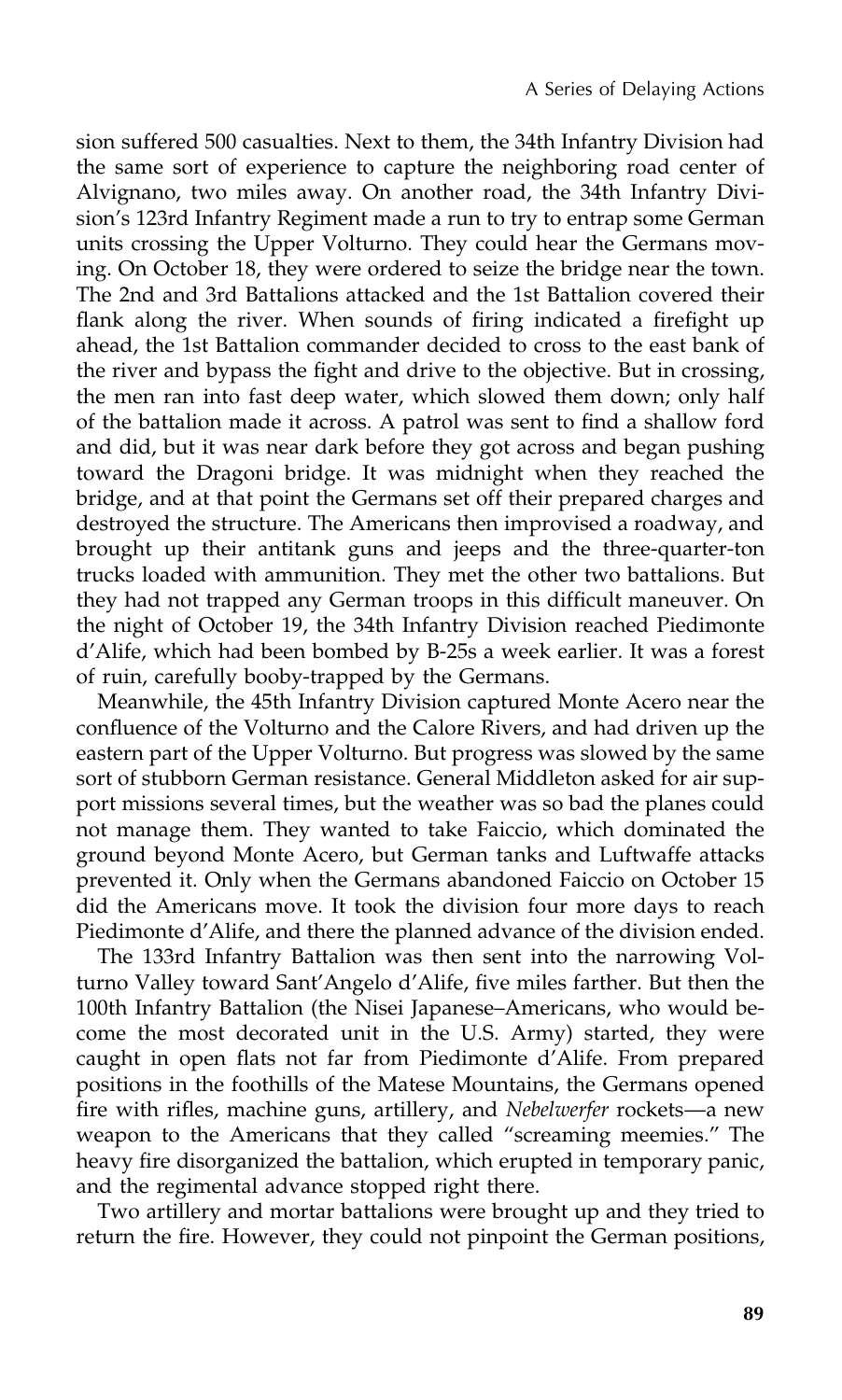sion suffered 500 casualties. Next to them, the 34th Infantry Division had the same sort of experience to capture the neighboring road center of Alvignano, two miles away. On another road, the 34th Infantry Division's 123rd Infantry Regiment made a run to try to entrap some German units crossing the Upper Volturno. They could hear the Germans moving. On October 18, they were ordered to seize the bridge near the town. The 2nd and 3rd Battalions attacked and the 1st Battalion covered their flank along the river. When sounds of firing indicated a firefight up ahead, the 1st Battalion commander decided to cross to the east bank of the river and bypass the fight and drive to the objective. But in crossing, the men ran into fast deep water, which slowed them down; only half of the battalion made it across. A patrol was sent to find a shallow ford and did, but it was near dark before they got across and began pushing toward the Dragoni bridge. It was midnight when they reached the bridge, and at that point the Germans set off their prepared charges and destroyed the structure. The Americans then improvised a roadway, and brought up their antitank guns and jeeps and the three-quarter-ton trucks loaded with ammunition. They met the other two battalions. But they had not trapped any German troops in this difficult maneuver. On the night of October 19, the 34th Infantry Division reached Piedimonte d'Alife, which had been bombed by B-25s a week earlier. It was a forest of ruin, carefully booby-trapped by the Germans.

Meanwhile, the 45th Infantry Division captured Monte Acero near the confluence of the Volturno and the Calore Rivers, and had driven up the eastern part of the Upper Volturno. But progress was slowed by the same sort of stubborn German resistance. General Middleton asked for air support missions several times, but the weather was so bad the planes could not manage them. They wanted to take Faiccio, which dominated the ground beyond Monte Acero, but German tanks and Luftwaffe attacks prevented it. Only when the Germans abandoned Faiccio on October 15 did the Americans move. It took the division four more days to reach Piedimonte d'Alife, and there the planned advance of the division ended.

The 133rd Infantry Battalion was then sent into the narrowing Volturno Valley toward Sant'Angelo d'Alife, five miles farther. But then the 100th Infantry Battalion (the Nisei Japanese–Americans, who would become the most decorated unit in the U.S. Army) started, they were caught in open flats not far from Piedimonte d'Alife. From prepared positions in the foothills of the Matese Mountains, the Germans opened fire with rifles, machine guns, artillery, and *Nebelwerfer* rockets—a new weapon to the Americans that they called "screaming meemies." The heavy fire disorganized the battalion, which erupted in temporary panic, and the regimental advance stopped right there.

Two artillery and mortar battalions were brought up and they tried to return the fire. However, they could not pinpoint the German positions,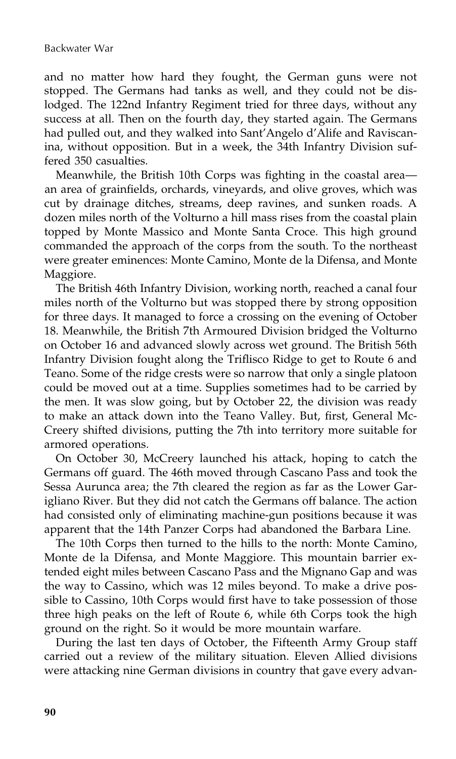and no matter how hard they fought, the German guns were not stopped. The Germans had tanks as well, and they could not be dislodged. The 122nd Infantry Regiment tried for three days, without any success at all. Then on the fourth day, they started again. The Germans had pulled out, and they walked into Sant'Angelo d'Alife and Raviscanina, without opposition. But in a week, the 34th Infantry Division suffered 350 casualties.

Meanwhile, the British 10th Corps was fighting in the coastal area—an area of grainfields, orchards, vineyards, and olive groves, which was cut by drainage ditches, streams, deep ravines, and sunken roads. A dozen miles north of the Volturno a hill mass rises from the coastal plain topped by Monte Massico and Monte Santa Croce. This high ground commanded the approach of the corps from the south. To the northeast were greater eminences: Monte Camino, Monte de la Difensa, and Monte Maggiore.

The British 46th Infantry Division, working north, reached a canal four miles north of the Volturno but was stopped there by strong opposition for three days. It managed to force a crossing on the evening of October 18. Meanwhile, the British 7th Armoured Division bridged the Volturno on October 16 and advanced slowly across wet ground. The British 56th Infantry Division fought along the Triflisco Ridge to get to Route 6 and Teano. Some of the ridge crests were so narrow that only a single platoon could be moved out at a time. Supplies sometimes had to be carried by the men. It was slow going, but by October 22, the division was ready to make an attack down into the Teano Valley. But, first, General McCreery shifted divisions, putting the 7th into territory more suitable for armored operations.

On October 30, McCreery launched his attack, hoping to catch the Germans off guard. The 46th moved through Cascano Pass and took the Sessa Aurunca area; the 7th cleared the region as far as the Lower Garigliano River. But they did not catch the Germans off balance. The action had consisted only of eliminating machine-gun positions because it was apparent that the 14th Panzer Corps had abandoned the Barbara Line.

The 10th Corps then turned to the hills to the north: Monte Camino, Monte de la Difensa, and Monte Maggiore. This mountain barrier extended eight miles between Cascano Pass and the Mignano Gap and was the way to Cassino, which was 12 miles beyond. To make a drive possible to Cassino, 10th Corps would first have to take possession of those three high peaks on the left of Route 6, while 6th Corps took the high ground on the right. So it would be more mountain warfare.

During the last ten days of October, the Fifteenth Army Group staff carried out a review of the military situation. Eleven Allied divisions were attacking nine German divisions in country that gave every advan-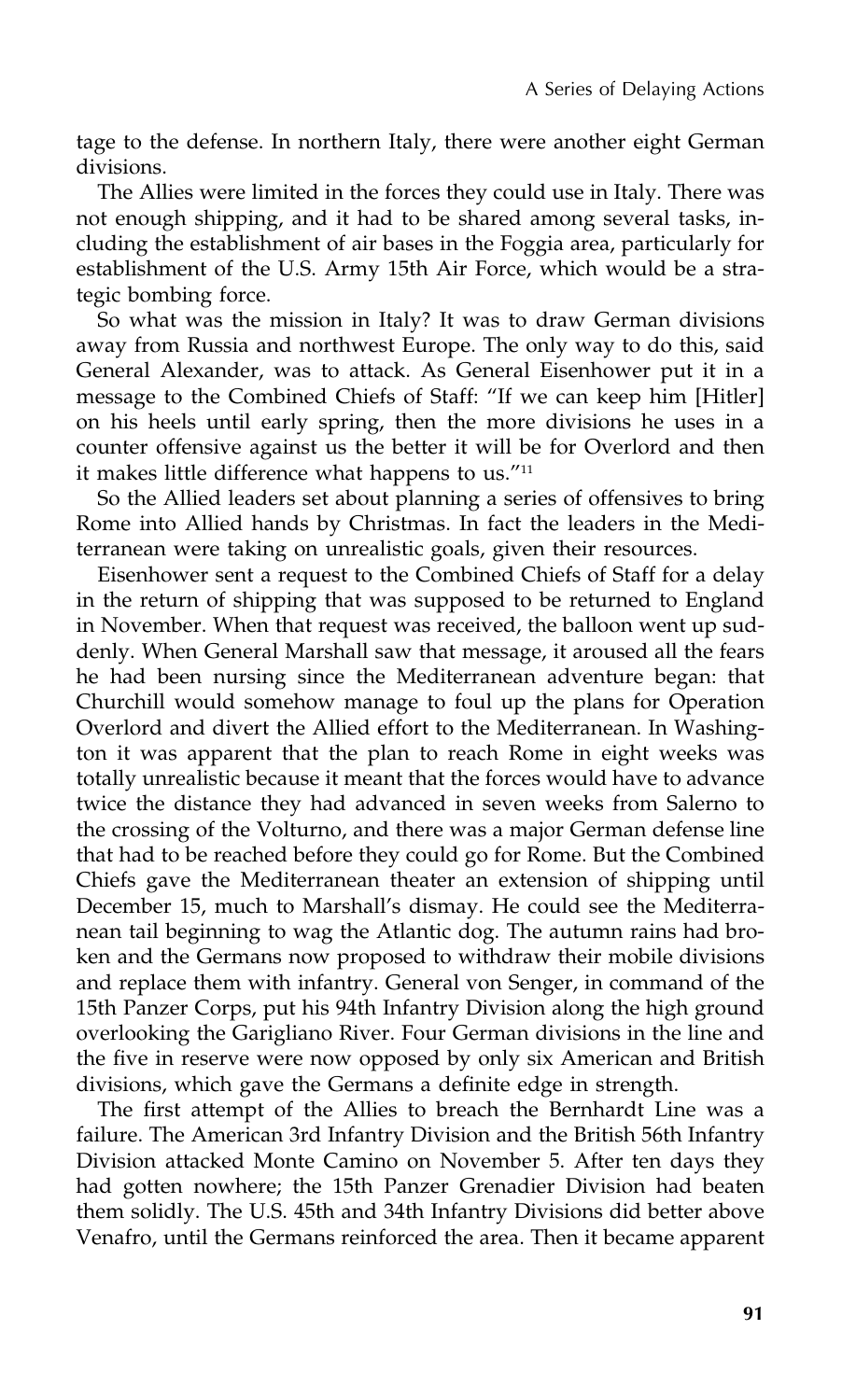tage to the defense. In northern Italy, there were another eight German divisions.

The Allies were limited in the forces they could use in Italy. There was not enough shipping, and it had to be shared among several tasks, including the establishment of air bases in the Foggia area, particularly for establishment of the U.S. Army 15th Air Force, which would be a strategic bombing force.

So what was the mission in Italy? It was to draw German divisions away from Russia and northwest Europe. The only way to do this, said General Alexander, was to attack. As General Eisenhower put it in a message to the Combined Chiefs of Staff: "If we can keep him [Hitler] on his heels until early spring, then the more divisions he uses in a counter offensive against us the better it will be for Overlord and then it makes little difference what happens to us."[11]

So the Allied leaders set about planning a series of offensives to bring Rome into Allied hands by Christmas. In fact the leaders in the Mediterranean were taking on unrealistic goals, given their resources.

Eisenhower sent a request to the Combined Chiefs of Staff for a delay in the return of shipping that was supposed to be returned to England in November. When that request was received, the balloon went up suddenly. When General Marshall saw that message, it aroused all the fears he had been nursing since the Mediterranean adventure began: that Churchill would somehow manage to foul up the plans for Operation Overlord and divert the Allied effort to the Mediterranean. In Washington it was apparent that the plan to reach Rome in eight weeks was totally unrealistic because it meant that the forces would have to advance twice the distance they had advanced in seven weeks from Salerno to the crossing of the Volturno, and there was a major German defense line that had to be reached before they could go for Rome. But the Combined Chiefs gave the Mediterranean theater an extension of shipping until December 15, much to Marshall's dismay. He could see the Mediterranean tail beginning to wag the Atlantic dog. The autumn rains had broken and the Germans now proposed to withdraw their mobile divisions and replace them with infantry. General von Senger, in command of the 15th Panzer Corps, put his 94th Infantry Division along the high ground overlooking the Garigliano River. Four German divisions in the line and the five in reserve were now opposed by only six American and British divisions, which gave the Germans a definite edge in strength.

The first attempt of the Allies to breach the Bernhardt Line was a failure. The American 3rd Infantry Division and the British 56th Infantry Division attacked Monte Camino on November 5. After ten days they had gotten nowhere; the 15th Panzer Grenadier Division had beaten them solidly. The U.S. 45th and 34th Infantry Divisions did better above Venafro, until the Germans reinforced the area. Then it became apparent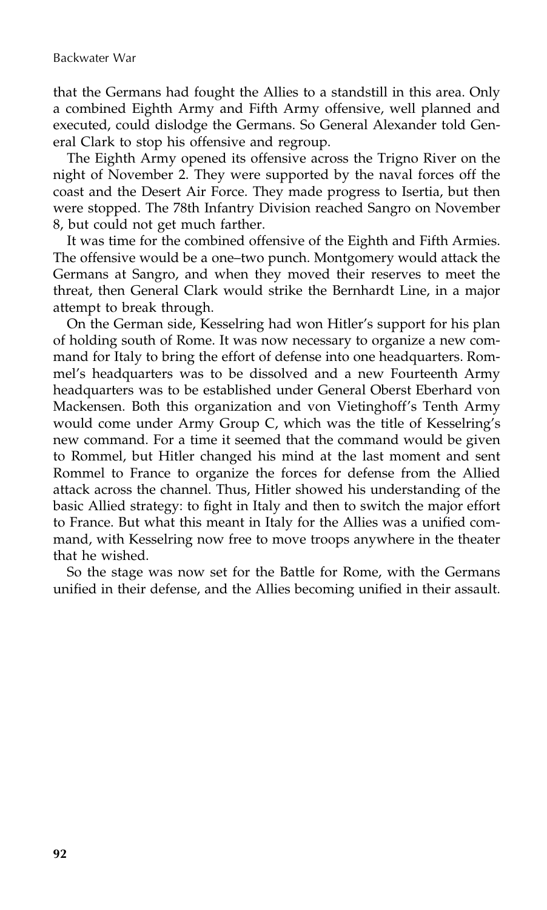that the Germans had fought the Allies to a standstill in this area. Only a combined Eighth Army and Fifth Army offensive, well planned and executed, could dislodge the Germans. So General Alexander told General Clark to stop his offensive and regroup.

The Eighth Army opened its offensive across the Trigno River on the night of November 2. They were supported by the naval forces off the coast and the Desert Air Force. They made progress to Isertia, but then were stopped. The 78th Infantry Division reached Sangro on November 8, but could not get much farther.

It was time for the combined offensive of the Eighth and Fifth Armies. The offensive would be a one–two punch. Montgomery would attack the Germans at Sangro, and when they moved their reserves to meet the threat, then General Clark would strike the Bernhardt Line, in a major attempt to break through.

On the German side, Kesselring had won Hitler's support for his plan of holding south of Rome. It was now necessary to organize a new command for Italy to bring the effort of defense into one headquarters. Rommel's headquarters was to be dissolved and a new Fourteenth Army headquarters was to be established under General Oberst Eberhard von Mackensen. Both this organization and von Vietinghoff's Tenth Army would come under Army Group C, which was the title of Kesselring's new command. For a time it seemed that the command would be given to Rommel, but Hitler changed his mind at the last moment and sent Rommel to France to organize the forces for defense from the Allied attack across the channel. Thus, Hitler showed his understanding of the basic Allied strategy: to fight in Italy and then to switch the major effort to France. But what this meant in Italy for the Allies was a unified command, with Kesselring now free to move troops anywhere in the theater that he wished.

So the stage was now set for the Battle for Rome, with the Germans unified in their defense, and the Allies becoming unified in their assault.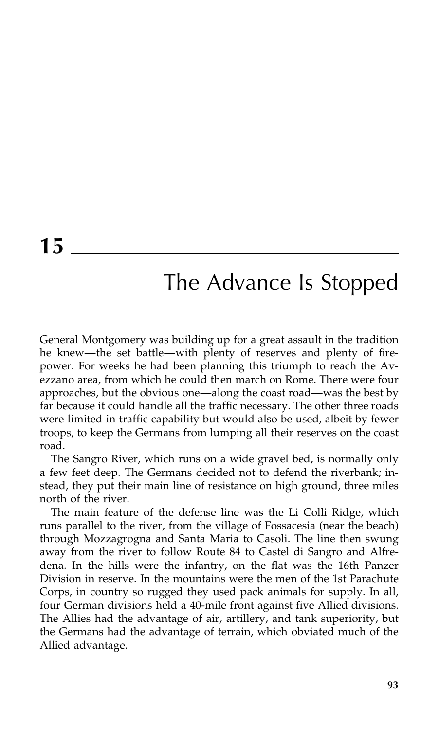# 15

## The Advance Is Stopped

General Montgomery was building up for a great assault in the tradition he knew—the set battle—with plenty of reserves and plenty of firepower. For weeks he had been planning this triumph to reach the Avezzano area, from which he could then march on Rome. There were four approaches, but the obvious one—along the coast road—was the best by far because it could handle all the traffic necessary. The other three roads were limited in traffic capability but would also be used, albeit by fewer troops, to keep the Germans from lumping all their reserves on the coast road.

The Sangro River, which runs on a wide gravel bed, is normally only a few feet deep. The Germans decided not to defend the riverbank; instead, they put their main line of resistance on high ground, three miles north of the river.

The main feature of the defense line was the Li Colli Ridge, which runs parallel to the river, from the village of Fossacesia (near the beach) through Mozzagrogna and Santa Maria to Casoli. The line then swung away from the river to follow Route 84 to Castel di Sangro and Alfredena. In the hills were the infantry, on the flat was the 16th Panzer Division in reserve. In the mountains were the men of the 1st Parachute Corps, in country so rugged they used pack animals for supply. In all, four German divisions held a 40-mile front against five Allied divisions. The Allies had the advantage of air, artillery, and tank superiority, but the Germans had the advantage of terrain, which obviated much of the Allied advantage.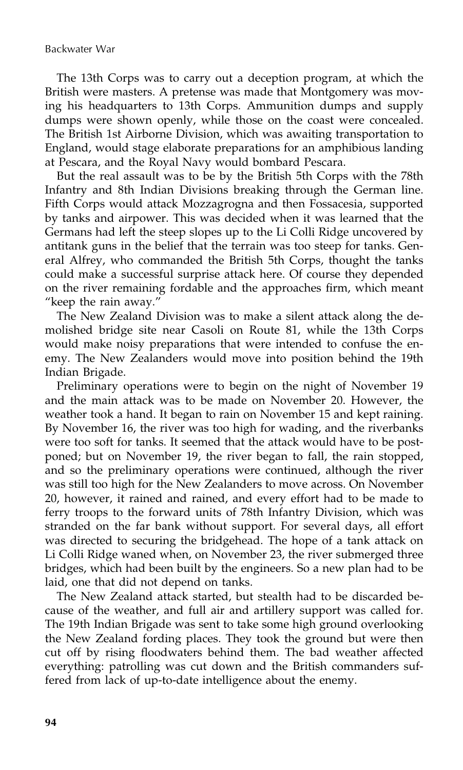The 13th Corps was to carry out a deception program, at which the British were masters. A pretense was made that Montgomery was moving his headquarters to 13th Corps. Ammunition dumps and supply dumps were shown openly, while those on the coast were concealed. The British 1st Airborne Division, which was awaiting transportation to England, would stage elaborate preparations for an amphibious landing at Pescara, and the Royal Navy would bombard Pescara.

But the real assault was to be by the British 5th Corps with the 78th Infantry and 8th Indian Divisions breaking through the German line. Fifth Corps would attack Mozzagrogna and then Fossacesia, supported by tanks and airpower. This was decided when it was learned that the Germans had left the steep slopes up to the Li Colli Ridge uncovered by antitank guns in the belief that the terrain was too steep for tanks. General Alfrey, who commanded the British 5th Corps, thought the tanks could make a successful surprise attack here. Of course they depended on the river remaining fordable and the approaches firm, which meant "keep the rain away."

The New Zealand Division was to make a silent attack along the demolished bridge site near Casoli on Route 81, while the 13th Corps would make noisy preparations that were intended to confuse the enemy. The New Zealanders would move into position behind the 19th Indian Brigade.

Preliminary operations were to begin on the night of November 19 and the main attack was to be made on November 20. However, the weather took a hand. It began to rain on November 15 and kept raining. By November 16, the river was too high for wading, and the riverbanks were too soft for tanks. It seemed that the attack would have to be postponed; but on November 19, the river began to fall, the rain stopped, and so the preliminary operations were continued, although the river was still too high for the New Zealanders to move across. On November 20, however, it rained and rained, and every effort had to be made to ferry troops to the forward units of 78th Infantry Division, which was stranded on the far bank without support. For several days, all effort was directed to securing the bridgehead. The hope of a tank attack on Li Colli Ridge waned when, on November 23, the river submerged three bridges, which had been built by the engineers. So a new plan had to be laid, one that did not depend on tanks.

The New Zealand attack started, but stealth had to be discarded because of the weather, and full air and artillery support was called for. The 19th Indian Brigade was sent to take some high ground overlooking the New Zealand fording places. They took the ground but were then cut off by rising floodwaters behind them. The bad weather affected everything: patrolling was cut down and the British commanders suffered from lack of up-to-date intelligence about the enemy.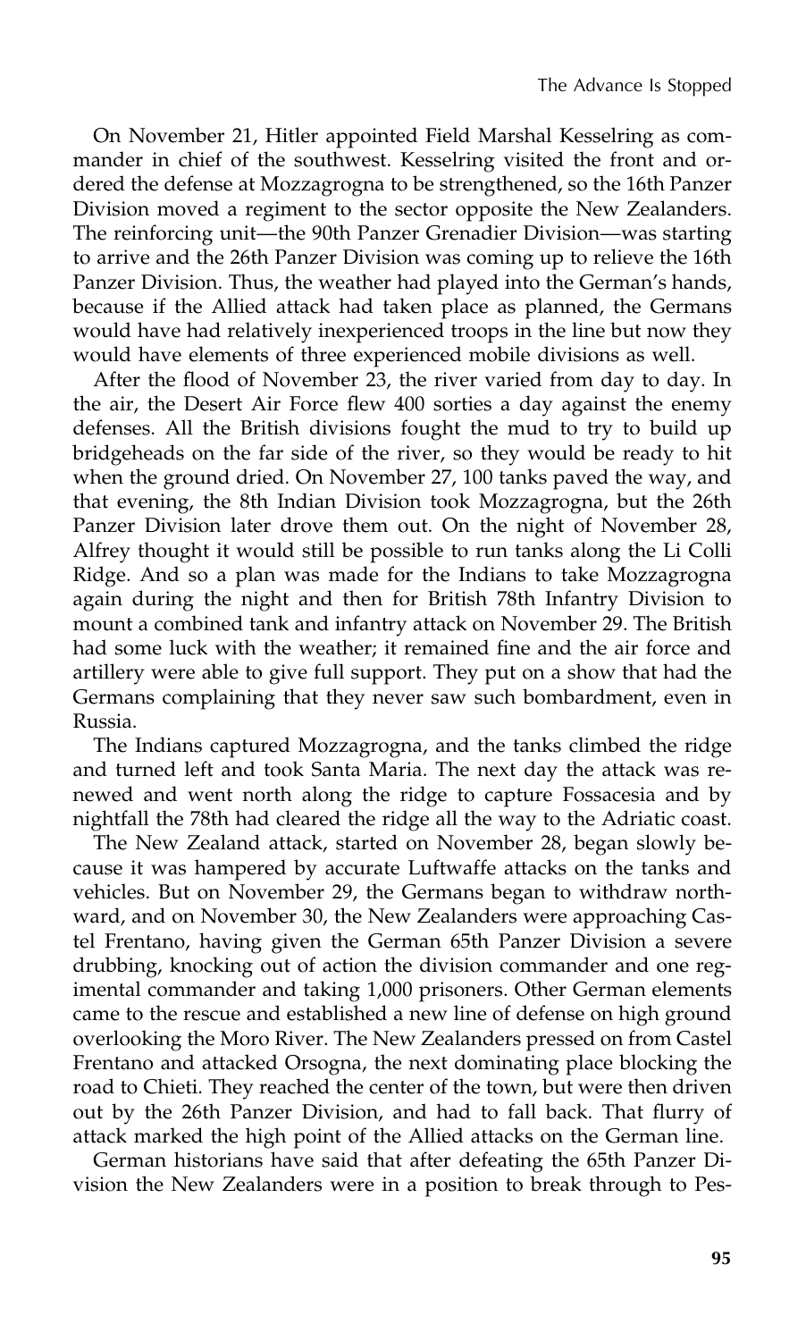On November 21, Hitler appointed Field Marshal Kesselring as commander in chief of the southwest. Kesselring visited the front and ordered the defense at Mozzagrogna to be strengthened, so the 16th Panzer Division moved a regiment to the sector opposite the New Zealanders. The reinforcing unit—the 90th Panzer Grenadier Division—was starting to arrive and the 26th Panzer Division was coming up to relieve the 16th Panzer Division. Thus, the weather had played into the German's hands, because if the Allied attack had taken place as planned, the Germans would have had relatively inexperienced troops in the line but now they would have elements of three experienced mobile divisions as well.

After the flood of November 23, the river varied from day to day. In the air, the Desert Air Force flew 400 sorties a day against the enemy defenses. All the British divisions fought the mud to try to build up bridgeheads on the far side of the river, so they would be ready to hit when the ground dried. On November 27, 100 tanks paved the way, and that evening, the 8th Indian Division took Mozzagrogna, but the 26th Panzer Division later drove them out. On the night of November 28, Alfrey thought it would still be possible to run tanks along the Li Colli Ridge. And so a plan was made for the Indians to take Mozzagrogna again during the night and then for British 78th Infantry Division to mount a combined tank and infantry attack on November 29. The British had some luck with the weather; it remained fine and the air force and artillery were able to give full support. They put on a show that had the Germans complaining that they never saw such bombardment, even in Russia.

The Indians captured Mozzagrogna, and the tanks climbed the ridge and turned left and took Santa Maria. The next day the attack was renewed and went north along the ridge to capture Fossacesia and by nightfall the 78th had cleared the ridge all the way to the Adriatic coast.

The New Zealand attack, started on November 28, began slowly because it was hampered by accurate Luftwaffe attacks on the tanks and vehicles. But on November 29, the Germans began to withdraw northward, and on November 30, the New Zealanders were approaching Castel Frentano, having given the German 65th Panzer Division a severe drubbing, knocking out of action the division commander and one regimental commander and taking 1,000 prisoners. Other German elements came to the rescue and established a new line of defense on high ground overlooking the Moro River. The New Zealanders pressed on from Castel Frentano and attacked Orsogna, the next dominating place blocking the road to Chieti. They reached the center of the town, but were then driven out by the 26th Panzer Division, and had to fall back. That flurry of attack marked the high point of the Allied attacks on the German line.

German historians have said that after defeating the 65th Panzer Division the New Zealanders were in a position to break through to Pes-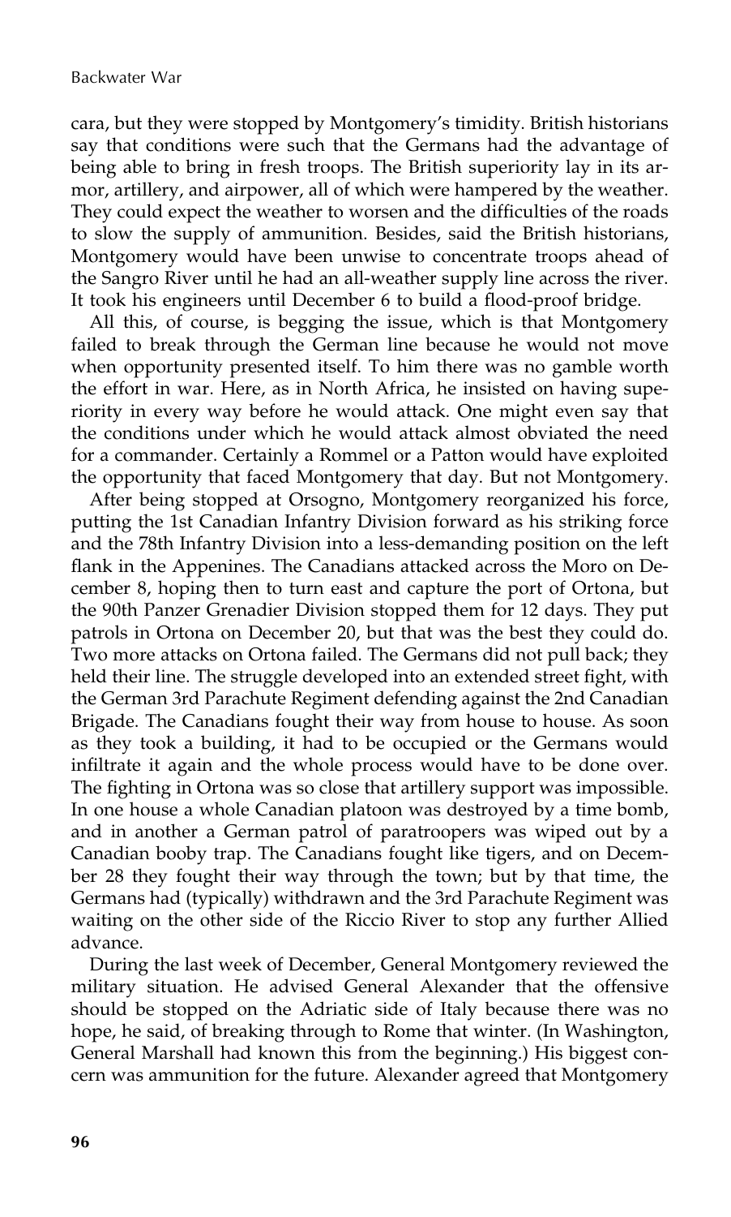cara, but they were stopped by Montgomery's timidity. British historians say that conditions were such that the Germans had the advantage of being able to bring in fresh troops. The British superiority lay in its armor, artillery, and airpower, all of which were hampered by the weather. They could expect the weather to worsen and the difficulties of the roads to slow the supply of ammunition. Besides, said the British historians, Montgomery would have been unwise to concentrate troops ahead of the Sangro River until he had an all-weather supply line across the river. It took his engineers until December 6 to build a flood-proof bridge.

All this, of course, is begging the issue, which is that Montgomery failed to break through the German line because he would not move when opportunity presented itself. To him there was no gamble worth the effort in war. Here, as in North Africa, he insisted on having superiority in every way before he would attack. One might even say that the conditions under which he would attack almost obviated the need for a commander. Certainly a Rommel or a Patton would have exploited the opportunity that faced Montgomery that day. But not Montgomery.

After being stopped at Orsogno, Montgomery reorganized his force, putting the 1st Canadian Infantry Division forward as his striking force and the 78th Infantry Division into a less-demanding position on the left flank in the Appenines. The Canadians attacked across the Moro on December 8, hoping then to turn east and capture the port of Ortona, but the 90th Panzer Grenadier Division stopped them for 12 days. They put patrols in Ortona on December 20, but that was the best they could do. Two more attacks on Ortona failed. The Germans did not pull back; they held their line. The struggle developed into an extended street fight, with the German 3rd Parachute Regiment defending against the 2nd Canadian Brigade. The Canadians fought their way from house to house. As soon as they took a building, it had to be occupied or the Germans would infiltrate it again and the whole process would have to be done over. The fighting in Ortona was so close that artillery support was impossible. In one house a whole Canadian platoon was destroyed by a time bomb, and in another a German patrol of paratroopers was wiped out by a Canadian booby trap. The Canadians fought like tigers, and on December 28 they fought their way through the town; but by that time, the Germans had (typically) withdrawn and the 3rd Parachute Regiment was waiting on the other side of the Riccio River to stop any further Allied advance.

During the last week of December, General Montgomery reviewed the military situation. He advised General Alexander that the offensive should be stopped on the Adriatic side of Italy because there was no hope, he said, of breaking through to Rome that winter. (In Washington, General Marshall had known this from the beginning.) His biggest concern was ammunition for the future. Alexander agreed that Montgomery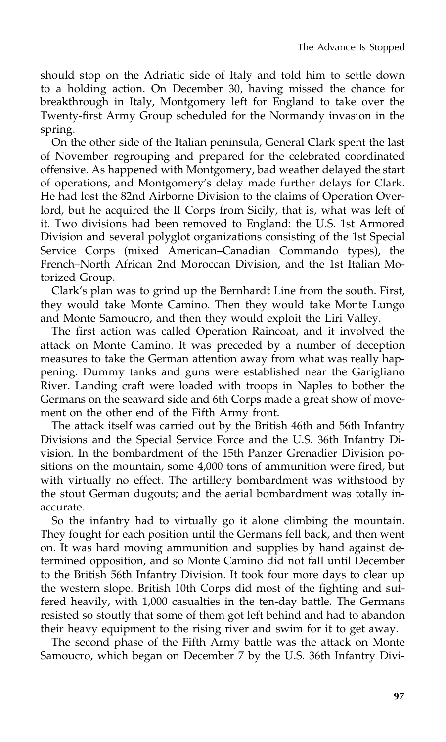should stop on the Adriatic side of Italy and told him to settle down to a holding action. On December 30, having missed the chance for breakthrough in Italy, Montgomery left for England to take over the Twenty-first Army Group scheduled for the Normandy invasion in the spring.

On the other side of the Italian peninsula, General Clark spent the last of November regrouping and prepared for the celebrated coordinated offensive. As happened with Montgomery, bad weather delayed the start of operations, and Montgomery's delay made further delays for Clark. He had lost the 82nd Airborne Division to the claims of Operation Overlord, but he acquired the II Corps from Sicily, that is, what was left of it. Two divisions had been removed to England: the U.S. 1st Armored Division and several polyglot organizations consisting of the 1st Special Service Corps (mixed American–Canadian Commando types), the French–North African 2nd Moroccan Division, and the 1st Italian Motorized Group.

Clark's plan was to grind up the Bernhardt Line from the south. First, they would take Monte Camino. Then they would take Monte Lungo and Monte Samoucro, and then they would exploit the Liri Valley.

The first action was called Operation Raincoat, and it involved the attack on Monte Camino. It was preceded by a number of deception measures to take the German attention away from what was really happening. Dummy tanks and guns were established near the Garigliano River. Landing craft were loaded with troops in Naples to bother the Germans on the seaward side and 6th Corps made a great show of movement on the other end of the Fifth Army front.

The attack itself was carried out by the British 46th and 56th Infantry Divisions and the Special Service Force and the U.S. 36th Infantry Division. In the bombardment of the 15th Panzer Grenadier Division positions on the mountain, some 4,000 tons of ammunition were fired, but with virtually no effect. The artillery bombardment was withstood by the stout German dugouts; and the aerial bombardment was totally inaccurate.

So the infantry had to virtually go it alone climbing the mountain. They fought for each position until the Germans fell back, and then went on. It was hard moving ammunition and supplies by hand against determined opposition, and so Monte Camino did not fall until December to the British 56th Infantry Division. It took four more days to clear up the western slope. British 10th Corps did most of the fighting and suffered heavily, with 1,000 casualties in the ten-day battle. The Germans resisted so stoutly that some of them got left behind and had to abandon their heavy equipment to the rising river and swim for it to get away.

The second phase of the Fifth Army battle was the attack on Monte Samoucro, which began on December 7 by the U.S. 36th Infantry Divi-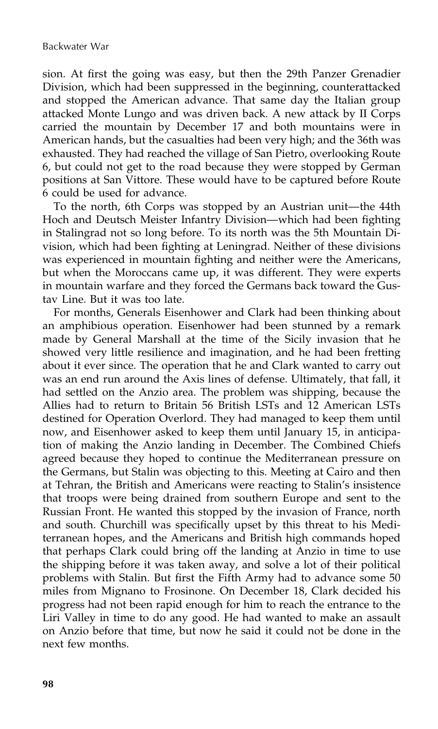sion. At first the going was easy, but then the 29th Panzer Grenadier Division, which had been suppressed in the beginning, counterattacked and stopped the American advance. That same day the Italian group attacked Monte Lungo and was driven back. A new attack by II Corps carried the mountain by December 17 and both mountains were in American hands, but the casualties had been very high; and the 36th was exhausted. They had reached the village of San Pietro, overlooking Route 6, but could not get to the road because they were stopped by German positions at San Vittore. These would have to be captured before Route 6 could be used for advance.

To the north, 6th Corps was stopped by an Austrian unit—the 44th Hoch and Deutsch Meister Infantry Division—which had been fighting in Stalingrad not so long before. To its north was the 5th Mountain Division, which had been fighting at Leningrad. Neither of these divisions was experienced in mountain fighting and neither were the Americans, but when the Moroccans came up, it was different. They were experts in mountain warfare and they forced the Germans back toward the Gustav Line. But it was too late.

For months, Generals Eisenhower and Clark had been thinking about an amphibious operation. Eisenhower had been stunned by a remark made by General Marshall at the time of the Sicily invasion that he showed very little resilience and imagination, and he had been fretting about it ever since. The operation that he and Clark wanted to carry out was an end run around the Axis lines of defense. Ultimately, that fall, it had settled on the Anzio area. The problem was shipping, because the Allies had to return to Britain 56 British LSTs and 12 American LSTs destined for Operation Overlord. They had managed to keep them until now, and Eisenhower asked to keep them until January 15, in anticipation of making the Anzio landing in December. The Combined Chiefs agreed because they hoped to continue the Mediterranean pressure on the Germans, but Stalin was objecting to this. Meeting at Cairo and then at Tehran, the British and Americans were reacting to Stalin's insistence that troops were being drained from southern Europe and sent to the Russian Front. He wanted this stopped by the invasion of France, north and south. Churchill was specifically upset by this threat to his Mediterranean hopes, and the Americans and British high commands hoped that perhaps Clark could bring off the landing at Anzio in time to use the shipping before it was taken away, and solve a lot of their political problems with Stalin. But first the Fifth Army had to advance some 50 miles from Mignano to Frosinone. On December 18, Clark decided his progress had not been rapid enough for him to reach the entrance to the Liri Valley in time to do any good. He had wanted to make an assault on Anzio before that time, but now he said it could not be done in the next few months.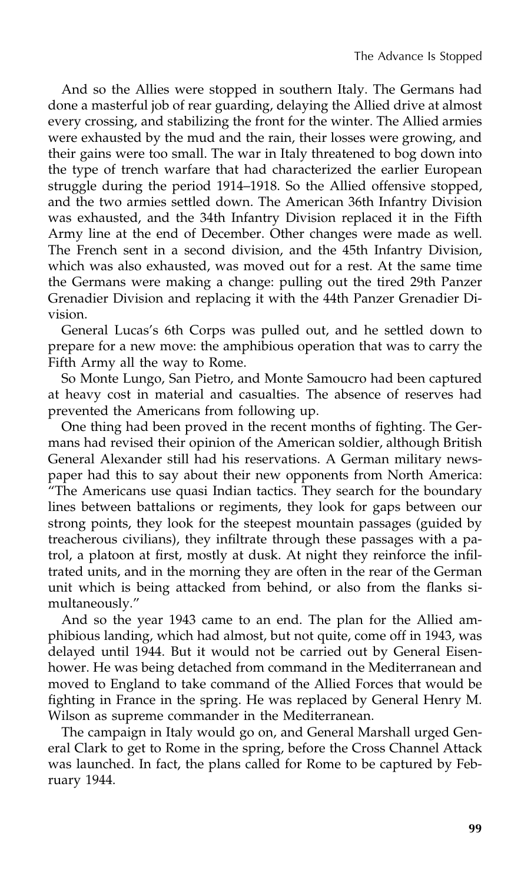And so the Allies were stopped in southern Italy. The Germans had done a masterful job of rear guarding, delaying the Allied drive at almost every crossing, and stabilizing the front for the winter. The Allied armies were exhausted by the mud and the rain, their losses were growing, and their gains were too small. The war in Italy threatened to bog down into the type of trench warfare that had characterized the earlier European struggle during the period 1914–1918. So the Allied offensive stopped, and the two armies settled down. The American 36th Infantry Division was exhausted, and the 34th Infantry Division replaced it in the Fifth Army line at the end of December. Other changes were made as well. The French sent in a second division, and the 45th Infantry Division, which was also exhausted, was moved out for a rest. At the same time the Germans were making a change: pulling out the tired 29th Panzer Grenadier Division and replacing it with the 44th Panzer Grenadier Division.

General Lucas's 6th Corps was pulled out, and he settled down to prepare for a new move: the amphibious operation that was to carry the Fifth Army all the way to Rome.

So Monte Lungo, San Pietro, and Monte Samoucro had been captured at heavy cost in material and casualties. The absence of reserves had prevented the Americans from following up.

One thing had been proved in the recent months of fighting. The Germans had revised their opinion of the American soldier, although British General Alexander still had his reservations. A German military newspaper had this to say about their new opponents from North America: "The Americans use quasi Indian tactics. They search for the boundary lines between battalions or regiments, they look for gaps between our strong points, they look for the steepest mountain passages (guided by treacherous civilians), they infiltrate through these passages with a patrol, a platoon at first, mostly at dusk. At night they reinforce the infiltrated units, and in the morning they are often in the rear of the German unit which is being attacked from behind, or also from the flanks simultaneously."

And so the year 1943 came to an end. The plan for the Allied amphibious landing, which had almost, but not quite, come off in 1943, was delayed until 1944. But it would not be carried out by General Eisenhower. He was being detached from command in the Mediterranean and moved to England to take command of the Allied Forces that would be fighting in France in the spring. He was replaced by General Henry M. Wilson as supreme commander in the Mediterranean.

The campaign in Italy would go on, and General Marshall urged General Clark to get to Rome in the spring, before the Cross Channel Attack was launched. In fact, the plans called for Rome to be captured by February 1944.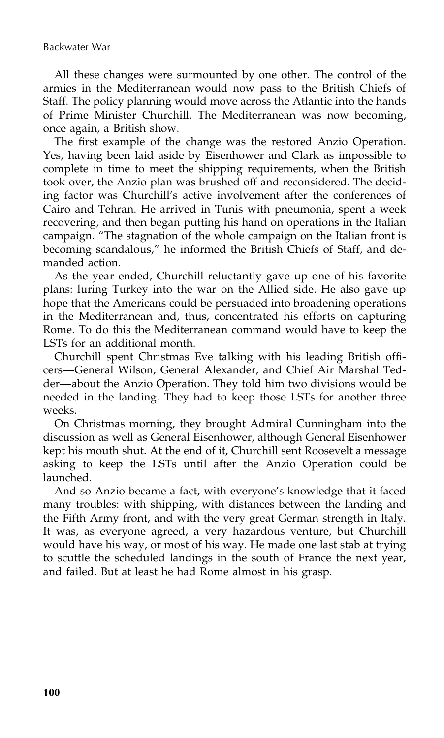All these changes were surmounted by one other. The control of the armies in the Mediterranean would now pass to the British Chiefs of Staff. The policy planning would move across the Atlantic into the hands of Prime Minister Churchill. The Mediterranean was now becoming, once again, a British show.

The first example of the change was the restored Anzio Operation. Yes, having been laid aside by Eisenhower and Clark as impossible to complete in time to meet the shipping requirements, when the British took over, the Anzio plan was brushed off and reconsidered. The deciding factor was Churchill's active involvement after the conferences of Cairo and Tehran. He arrived in Tunis with pneumonia, spent a week recovering, and then began putting his hand on operations in the Italian campaign. "The stagnation of the whole campaign on the Italian front is becoming scandalous," he informed the British Chiefs of Staff, and demanded action.

As the year ended, Churchill reluctantly gave up one of his favorite plans: luring Turkey into the war on the Allied side. He also gave up hope that the Americans could be persuaded into broadening operations in the Mediterranean and, thus, concentrated his efforts on capturing Rome. To do this the Mediterranean command would have to keep the LSTs for an additional month.

Churchill spent Christmas Eve talking with his leading British officers—General Wilson, General Alexander, and Chief Air Marshal Tedder—about the Anzio Operation. They told him two divisions would be needed in the landing. They had to keep those LSTs for another three weeks.

On Christmas morning, they brought Admiral Cunningham into the discussion as well as General Eisenhower, although General Eisenhower kept his mouth shut. At the end of it, Churchill sent Roosevelt a message asking to keep the LSTs until after the Anzio Operation could be launched.

And so Anzio became a fact, with everyone's knowledge that it faced many troubles: with shipping, with distances between the landing and the Fifth Army front, and with the very great German strength in Italy. It was, as everyone agreed, a very hazardous venture, but Churchill would have his way, or most of his way. He made one last stab at trying to scuttle the scheduled landings in the south of France the next year, and failed. But at least he had Rome almost in his grasp.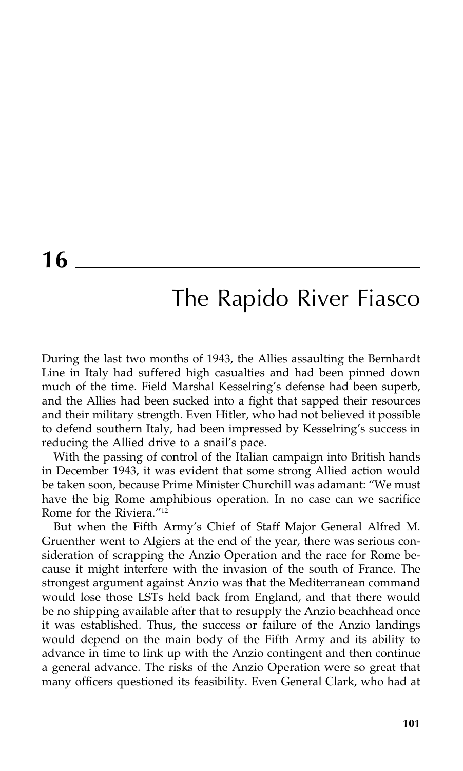# 16

## The Rapido River Fiasco

During the last two months of 1943, the Allies assaulting the Bernhardt Line in Italy had suffered high casualties and had been pinned down much of the time. Field Marshal Kesselring's defense had been superb, and the Allies had been sucked into a fight that sapped their resources and their military strength. Even Hitler, who had not believed it possible to defend southern Italy, had been impressed by Kesselring's success in reducing the Allied drive to a snail's pace.

With the passing of control of the Italian campaign into British hands in December 1943, it was evident that some strong Allied action would be taken soon, because Prime Minister Churchill was adamant: "We must have the big Rome amphibious operation. In no case can we sacrifice Rome for the Riviera."[12]

But when the Fifth Army's Chief of Staff Major General Alfred M. Gruenther went to Algiers at the end of the year, there was serious consideration of scrapping the Anzio Operation and the race for Rome because it might interfere with the invasion of the south of France. The strongest argument against Anzio was that the Mediterranean command would lose those LSTs held back from England, and that there would be no shipping available after that to resupply the Anzio beachhead once it was established. Thus, the success or failure of the Anzio landings would depend on the main body of the Fifth Army and its ability to advance in time to link up with the Anzio contingent and then continue a general advance. The risks of the Anzio Operation were so great that many officers questioned its feasibility. Even General Clark, who had at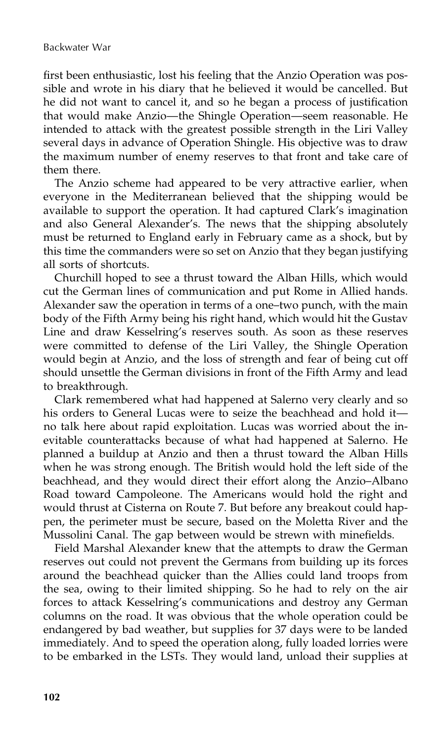first been enthusiastic, lost his feeling that the Anzio Operation was possible and wrote in his diary that he believed it would be cancelled. But he did not want to cancel it, and so he began a process of justification that would make Anzio—the Shingle Operation—seem reasonable. He intended to attack with the greatest possible strength in the Liri Valley several days in advance of Operation Shingle. His objective was to draw the maximum number of enemy reserves to that front and take care of them there.

The Anzio scheme had appeared to be very attractive earlier, when everyone in the Mediterranean believed that the shipping would be available to support the operation. It had captured Clark's imagination and also General Alexander's. The news that the shipping absolutely must be returned to England early in February came as a shock, but by this time the commanders were so set on Anzio that they began justifying all sorts of shortcuts.

Churchill hoped to see a thrust toward the Alban Hills, which would cut the German lines of communication and put Rome in Allied hands. Alexander saw the operation in terms of a one–two punch, with the main body of the Fifth Army being his right hand, which would hit the Gustav Line and draw Kesselring's reserves south. As soon as these reserves were committed to defense of the Liri Valley, the Shingle Operation would begin at Anzio, and the loss of strength and fear of being cut off should unsettle the German divisions in front of the Fifth Army and lead to breakthrough.

Clark remembered what had happened at Salerno very clearly and so his orders to General Lucas were to seize the beachhead and hold it—no talk here about rapid exploitation. Lucas was worried about the inevitable counterattacks because of what had happened at Salerno. He planned a buildup at Anzio and then a thrust toward the Alban Hills when he was strong enough. The British would hold the left side of the beachhead, and they would direct their effort along the Anzio–Albano Road toward Campoleone. The Americans would hold the right and would thrust at Cisterna on Route 7. But before any breakout could happen, the perimeter must be secure, based on the Moletta River and the Mussolini Canal. The gap between would be strewn with minefields.

Field Marshal Alexander knew that the attempts to draw the German reserves out could not prevent the Germans from building up its forces around the beachhead quicker than the Allies could land troops from the sea, owing to their limited shipping. So he had to rely on the air forces to attack Kesselring's communications and destroy any German columns on the road. It was obvious that the whole operation could be endangered by bad weather, but supplies for 37 days were to be landed immediately. And to speed the operation along, fully loaded lorries were to be embarked in the LSTs. They would land, unload their supplies at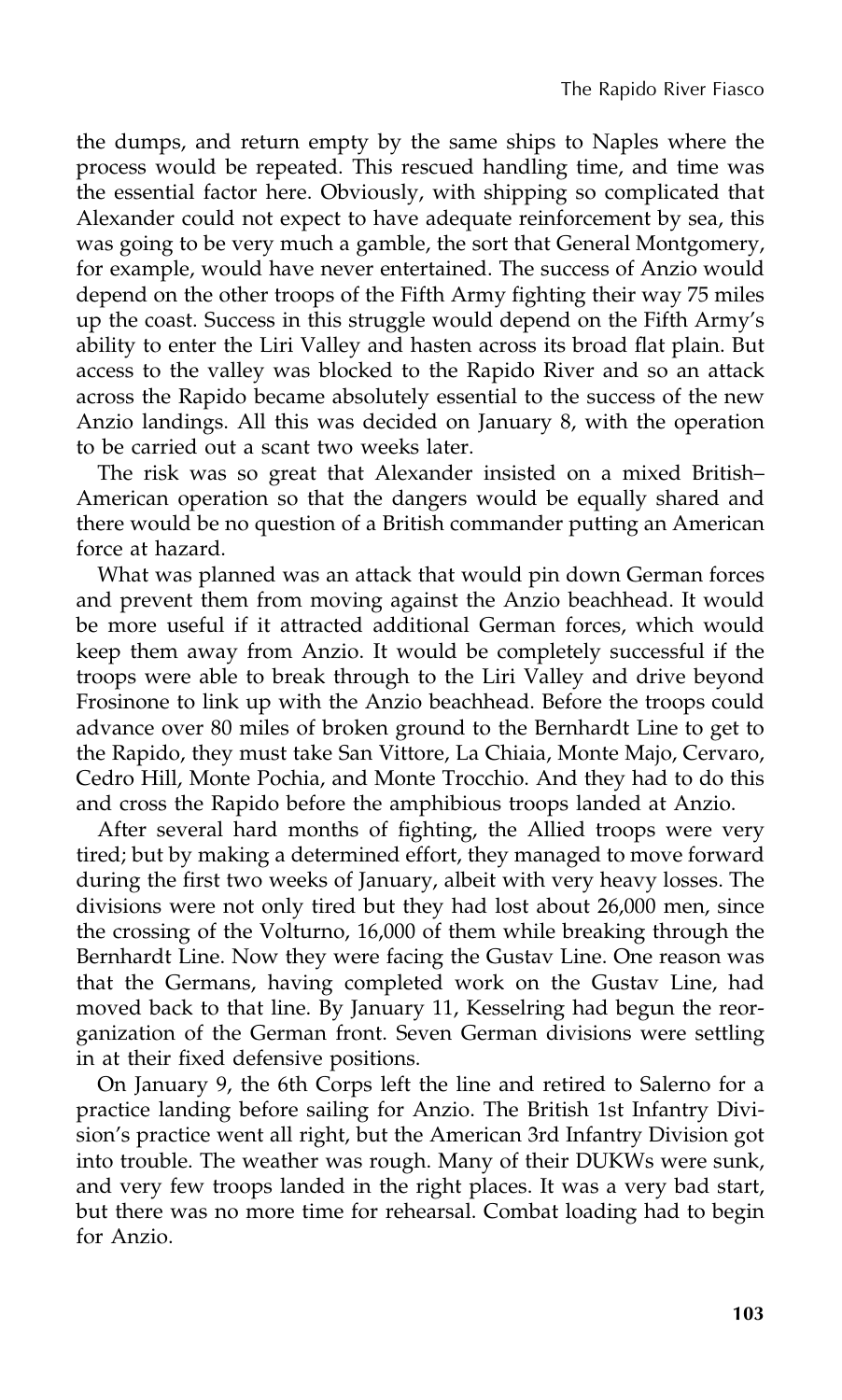the dumps, and return empty by the same ships to Naples where the process would be repeated. This rescued handling time, and time was the essential factor here. Obviously, with shipping so complicated that Alexander could not expect to have adequate reinforcement by sea, this was going to be very much a gamble, the sort that General Montgomery, for example, would have never entertained. The success of Anzio would depend on the other troops of the Fifth Army fighting their way 75 miles up the coast. Success in this struggle would depend on the Fifth Army's ability to enter the Liri Valley and hasten across its broad flat plain. But access to the valley was blocked to the Rapido River and so an attack across the Rapido became absolutely essential to the success of the new Anzio landings. All this was decided on January 8, with the operation to be carried out a scant two weeks later.

The risk was so great that Alexander insisted on a mixed British–American operation so that the dangers would be equally shared and there would be no question of a British commander putting an American force at hazard.

What was planned was an attack that would pin down German forces and prevent them from moving against the Anzio beachhead. It would be more useful if it attracted additional German forces, which would keep them away from Anzio. It would be completely successful if the troops were able to break through to the Liri Valley and drive beyond Frosinone to link up with the Anzio beachhead. Before the troops could advance over 80 miles of broken ground to the Bernhardt Line to get to the Rapido, they must take San Vittore, La Chiaia, Monte Majo, Cervaro, Cedro Hill, Monte Pochia, and Monte Trocchio. And they had to do this and cross the Rapido before the amphibious troops landed at Anzio.

After several hard months of fighting, the Allied troops were very tired; but by making a determined effort, they managed to move forward during the first two weeks of January, albeit with very heavy losses. The divisions were not only tired but they had lost about 26,000 men, since the crossing of the Volturno, 16,000 of them while breaking through the Bernhardt Line. Now they were facing the Gustav Line. One reason was that the Germans, having completed work on the Gustav Line, had moved back to that line. By January 11, Kesselring had begun the reorganization of the German front. Seven German divisions were settling in at their fixed defensive positions.

On January 9, the 6th Corps left the line and retired to Salerno for a practice landing before sailing for Anzio. The British 1st Infantry Division's practice went all right, but the American 3rd Infantry Division got into trouble. The weather was rough. Many of their DUKWs were sunk, and very few troops landed in the right places. It was a very bad start, but there was no more time for rehearsal. Combat loading had to begin for Anzio.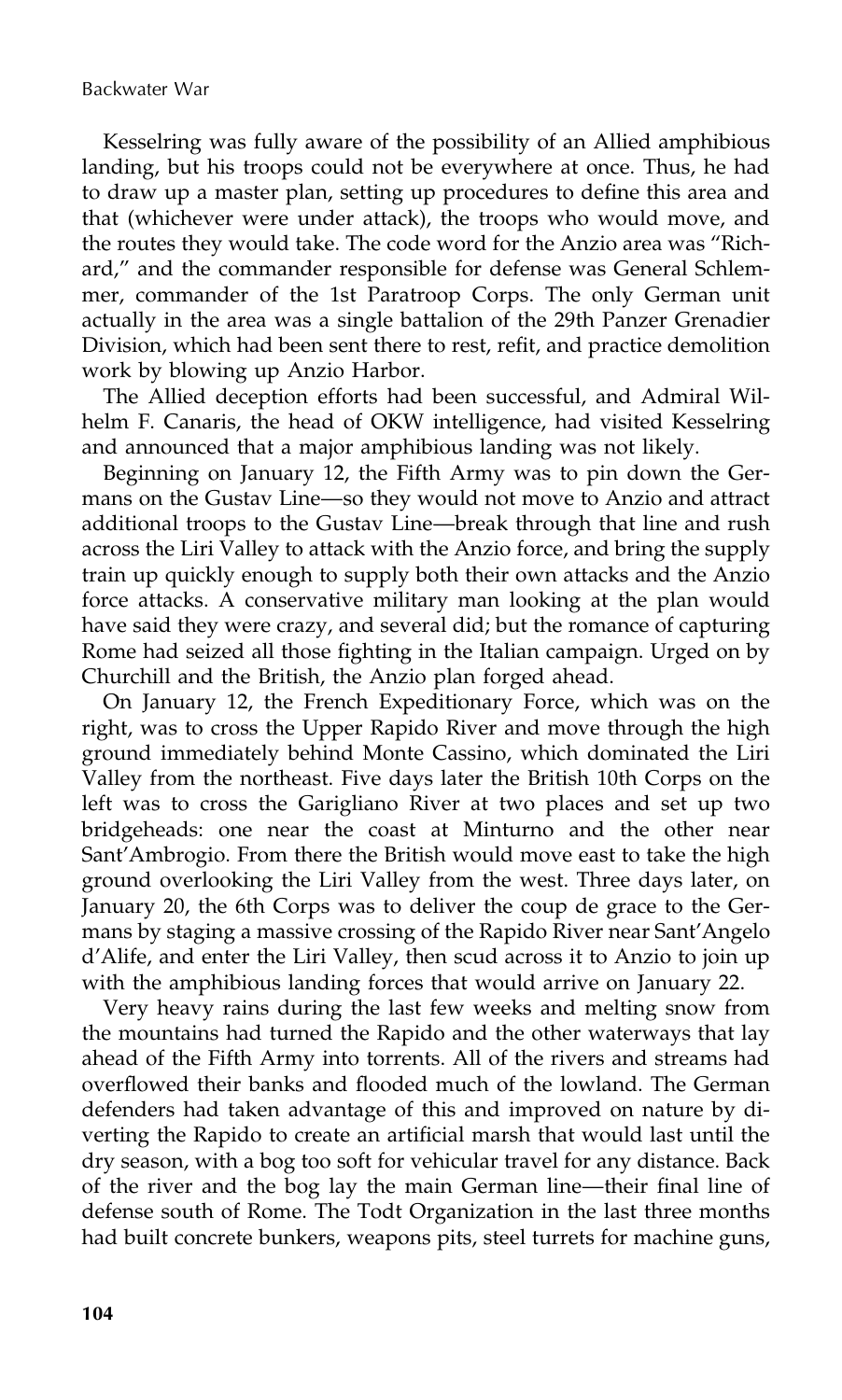Kesselring was fully aware of the possibility of an Allied amphibious landing, but his troops could not be everywhere at once. Thus, he had to draw up a master plan, setting up procedures to define this area and that (whichever were under attack), the troops who would move, and the routes they would take. The code word for the Anzio area was "Richard," and the commander responsible for defense was General Schlemmer, commander of the 1st Paratroop Corps. The only German unit actually in the area was a single battalion of the 29th Panzer Grenadier Division, which had been sent there to rest, refit, and practice demolition work by blowing up Anzio Harbor.

The Allied deception efforts had been successful, and Admiral Wilhelm F. Canaris, the head of OKW intelligence, had visited Kesselring and announced that a major amphibious landing was not likely.

Beginning on January 12, the Fifth Army was to pin down the Germans on the Gustav Line—so they would not move to Anzio and attract additional troops to the Gustav Line—break through that line and rush across the Liri Valley to attack with the Anzio force, and bring the supply train up quickly enough to supply both their own attacks and the Anzio force attacks. A conservative military man looking at the plan would have said they were crazy, and several did; but the romance of capturing Rome had seized all those fighting in the Italian campaign. Urged on by Churchill and the British, the Anzio plan forged ahead.

On January 12, the French Expeditionary Force, which was on the right, was to cross the Upper Rapido River and move through the high ground immediately behind Monte Cassino, which dominated the Liri Valley from the northeast. Five days later the British 10th Corps on the left was to cross the Garigliano River at two places and set up two bridgeheads: one near the coast at Minturno and the other near Sant'Ambrogio. From there the British would move east to take the high ground overlooking the Liri Valley from the west. Three days later, on January 20, the 6th Corps was to deliver the coup de grace to the Germans by staging a massive crossing of the Rapido River near Sant'Angelo d'Alife, and enter the Liri Valley, then scud across it to Anzio to join up with the amphibious landing forces that would arrive on January 22.

Very heavy rains during the last few weeks and melting snow from the mountains had turned the Rapido and the other waterways that lay ahead of the Fifth Army into torrents. All of the rivers and streams had overflowed their banks and flooded much of the lowland. The German defenders had taken advantage of this and improved on nature by diverting the Rapido to create an artificial marsh that would last until the dry season, with a bog too soft for vehicular travel for any distance. Back of the river and the bog lay the main German line—their final line of defense south of Rome. The Todt Organization in the last three months had built concrete bunkers, weapons pits, steel turrets for machine guns,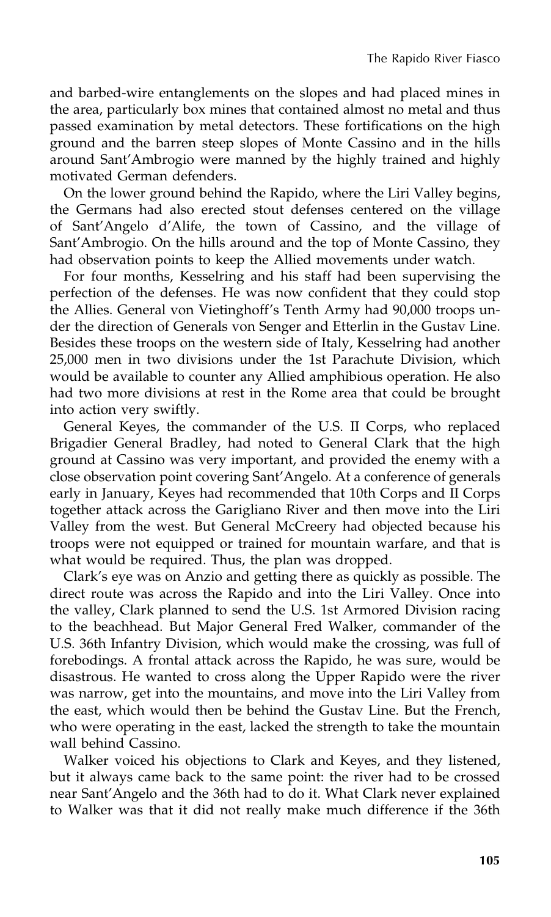and barbed-wire entanglements on the slopes and had placed mines in the area, particularly box mines that contained almost no metal and thus passed examination by metal detectors. These fortifications on the high ground and the barren steep slopes of Monte Cassino and in the hills around Sant'Ambrogio were manned by the highly trained and highly motivated German defenders.

On the lower ground behind the Rapido, where the Liri Valley begins, the Germans had also erected stout defenses centered on the village of Sant'Angelo d'Alife, the town of Cassino, and the village of Sant'Ambrogio. On the hills around and the top of Monte Cassino, they had observation points to keep the Allied movements under watch.

For four months, Kesselring and his staff had been supervising the perfection of the defenses. He was now confident that they could stop the Allies. General von Vietinghoff's Tenth Army had 90,000 troops under the direction of Generals von Senger and Etterlin in the Gustav Line. Besides these troops on the western side of Italy, Kesselring had another 25,000 men in two divisions under the 1st Parachute Division, which would be available to counter any Allied amphibious operation. He also had two more divisions at rest in the Rome area that could be brought into action very swiftly.

General Keyes, the commander of the U.S. II Corps, who replaced Brigadier General Bradley, had noted to General Clark that the high ground at Cassino was very important, and provided the enemy with a close observation point covering Sant'Angelo. At a conference of generals early in January, Keyes had recommended that 10th Corps and II Corps together attack across the Garigliano River and then move into the Liri Valley from the west. But General McCreery had objected because his troops were not equipped or trained for mountain warfare, and that is what would be required. Thus, the plan was dropped.

Clark's eye was on Anzio and getting there as quickly as possible. The direct route was across the Rapido and into the Liri Valley. Once into the valley, Clark planned to send the U.S. 1st Armored Division racing to the beachhead. But Major General Fred Walker, commander of the U.S. 36th Infantry Division, which would make the crossing, was full of forebodings. A frontal attack across the Rapido, he was sure, would be disastrous. He wanted to cross along the Upper Rapido were the river was narrow, get into the mountains, and move into the Liri Valley from the east, which would then be behind the Gustav Line. But the French, who were operating in the east, lacked the strength to take the mountain wall behind Cassino.

Walker voiced his objections to Clark and Keyes, and they listened, but it always came back to the same point: the river had to be crossed near Sant'Angelo and the 36th had to do it. What Clark never explained to Walker was that it did not really make much difference if the 36th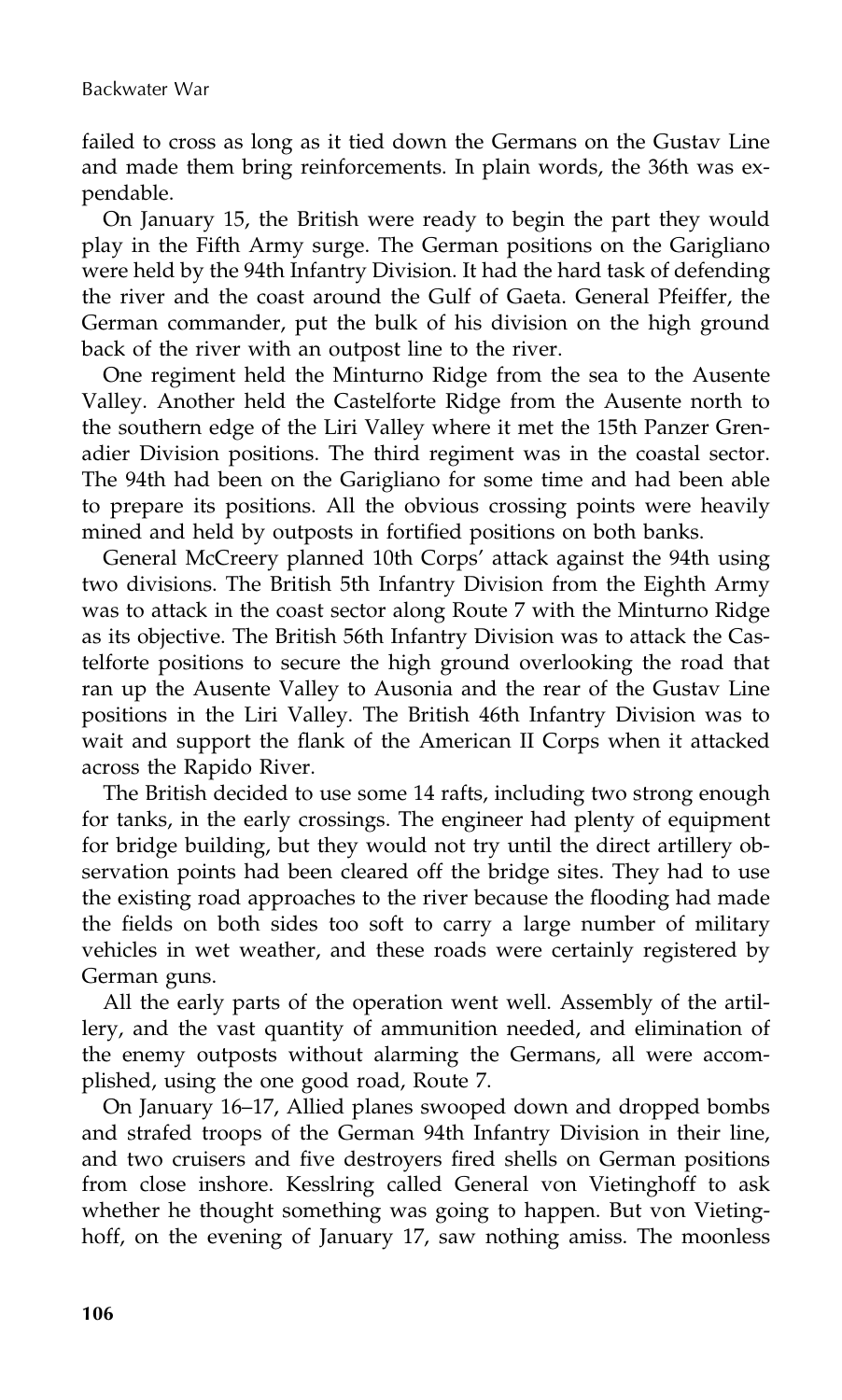failed to cross as long as it tied down the Germans on the Gustav Line and made them bring reinforcements. In plain words, the 36th was expendable.

On January 15, the British were ready to begin the part they would play in the Fifth Army surge. The German positions on the Garigliano were held by the 94th Infantry Division. It had the hard task of defending the river and the coast around the Gulf of Gaeta. General Pfeiffer, the German commander, put the bulk of his division on the high ground back of the river with an outpost line to the river.

One regiment held the Minturno Ridge from the sea to the Ausente Valley. Another held the Castelforte Ridge from the Ausente north to the southern edge of the Liri Valley where it met the 15th Panzer Grenadier Division positions. The third regiment was in the coastal sector. The 94th had been on the Garigliano for some time and had been able to prepare its positions. All the obvious crossing points were heavily mined and held by outposts in fortified positions on both banks.

General McCreery planned 10th Corps' attack against the 94th using two divisions. The British 5th Infantry Division from the Eighth Army was to attack in the coast sector along Route 7 with the Minturno Ridge as its objective. The British 56th Infantry Division was to attack the Castelforte positions to secure the high ground overlooking the road that ran up the Ausente Valley to Ausonia and the rear of the Gustav Line positions in the Liri Valley. The British 46th Infantry Division was to wait and support the flank of the American II Corps when it attacked across the Rapido River.

The British decided to use some 14 rafts, including two strong enough for tanks, in the early crossings. The engineer had plenty of equipment for bridge building, but they would not try until the direct artillery observation points had been cleared off the bridge sites. They had to use the existing road approaches to the river because the flooding had made the fields on both sides too soft to carry a large number of military vehicles in wet weather, and these roads were certainly registered by German guns.

All the early parts of the operation went well. Assembly of the artillery, and the vast quantity of ammunition needed, and elimination of the enemy outposts without alarming the Germans, all were accomplished, using the one good road, Route 7.

On January 16–17, Allied planes swooped down and dropped bombs and strafed troops of the German 94th Infantry Division in their line, and two cruisers and five destroyers fired shells on German positions from close inshore. Kesslring called General von Vietinghoff to ask whether he thought something was going to happen. But von Vietinghoff, on the evening of January 17, saw nothing amiss. The moonless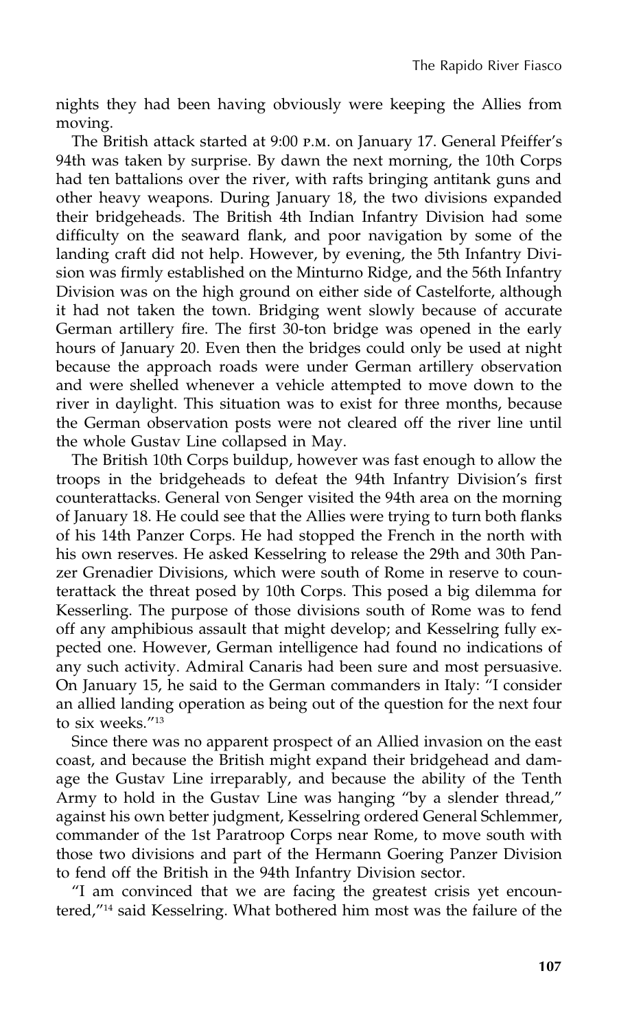nights they had been having obviously were keeping the Allies from moving.

The British attack started at 9:00 P.M. on January 17. General Pfeiffer's 94th was taken by surprise. By dawn the next morning, the 10th Corps had ten battalions over the river, with rafts bringing antitank guns and other heavy weapons. During January 18, the two divisions expanded their bridgeheads. The British 4th Indian Infantry Division had some difficulty on the seaward flank, and poor navigation by some of the landing craft did not help. However, by evening, the 5th Infantry Division was firmly established on the Minturno Ridge, and the 56th Infantry Division was on the high ground on either side of Castelforte, although it had not taken the town. Bridging went slowly because of accurate German artillery fire. The first 30-ton bridge was opened in the early hours of January 20. Even then the bridges could only be used at night because the approach roads were under German artillery observation and were shelled whenever a vehicle attempted to move down to the river in daylight. This situation was to exist for three months, because the German observation posts were not cleared off the river line until the whole Gustav Line collapsed in May.

The British 10th Corps buildup, however was fast enough to allow the troops in the bridgeheads to defeat the 94th Infantry Division's first counterattacks. General von Senger visited the 94th area on the morning of January 18. He could see that the Allies were trying to turn both flanks of his 14th Panzer Corps. He had stopped the French in the north with his own reserves. He asked Kesselring to release the 29th and 30th Panzer Grenadier Divisions, which were south of Rome in reserve to counterattack the threat posed by 10th Corps. This posed a big dilemma for Kesserling. The purpose of those divisions south of Rome was to fend off any amphibious assault that might develop; and Kesselring fully expected one. However, German intelligence had found no indications of any such activity. Admiral Canaris had been sure and most persuasive. On January 15, he said to the German commanders in Italy: "I consider an allied landing operation as being out of the question for the next four to six weeks."[13]

Since there was no apparent prospect of an Allied invasion on the east coast, and because the British might expand their bridgehead and damage the Gustav Line irreparably, and because the ability of the Tenth Army to hold in the Gustav Line was hanging "by a slender thread," against his own better judgment, Kesselring ordered General Schlemmer, commander of the 1st Paratroop Corps near Rome, to move south with those two divisions and part of the Hermann Goering Panzer Division to fend off the British in the 94th Infantry Division sector.

"I am convinced that we are facing the greatest crisis yet encountered,"[14] said Kesselring. What bothered him most was the failure of the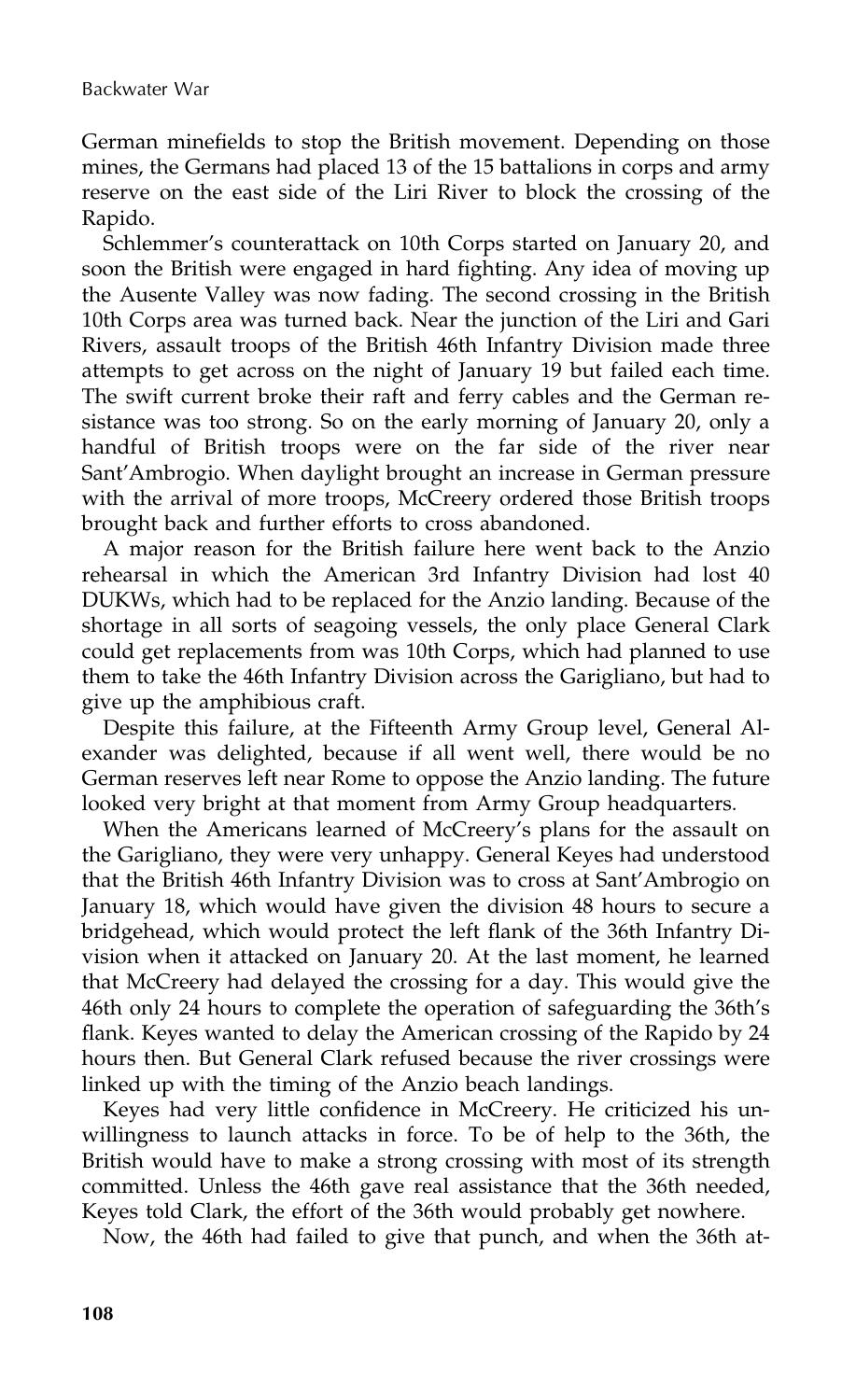German minefields to stop the British movement. Depending on those mines, the Germans had placed 13 of the 15 battalions in corps and army reserve on the east side of the Liri River to block the crossing of the Rapido.

Schlemmer's counterattack on 10th Corps started on January 20, and soon the British were engaged in hard fighting. Any idea of moving up the Ausente Valley was now fading. The second crossing in the British 10th Corps area was turned back. Near the junction of the Liri and Gari Rivers, assault troops of the British 46th Infantry Division made three attempts to get across on the night of January 19 but failed each time. The swift current broke their raft and ferry cables and the German resistance was too strong. So on the early morning of January 20, only a handful of British troops were on the far side of the river near Sant'Ambrogio. When daylight brought an increase in German pressure with the arrival of more troops, McCreery ordered those British troops brought back and further efforts to cross abandoned.

A major reason for the British failure here went back to the Anzio rehearsal in which the American 3rd Infantry Division had lost 40 DUKWs, which had to be replaced for the Anzio landing. Because of the shortage in all sorts of seagoing vessels, the only place General Clark could get replacements from was 10th Corps, which had planned to use them to take the 46th Infantry Division across the Garigliano, but had to give up the amphibious craft.

Despite this failure, at the Fifteenth Army Group level, General Alexander was delighted, because if all went well, there would be no German reserves left near Rome to oppose the Anzio landing. The future looked very bright at that moment from Army Group headquarters.

When the Americans learned of McCreery's plans for the assault on the Garigliano, they were very unhappy. General Keyes had understood that the British 46th Infantry Division was to cross at Sant'Ambrogio on January 18, which would have given the division 48 hours to secure a bridgehead, which would protect the left flank of the 36th Infantry Division when it attacked on January 20. At the last moment, he learned that McCreery had delayed the crossing for a day. This would give the 46th only 24 hours to complete the operation of safeguarding the 36th's flank. Keyes wanted to delay the American crossing of the Rapido by 24 hours then. But General Clark refused because the river crossings were linked up with the timing of the Anzio beach landings.

Keyes had very little confidence in McCreery. He criticized his unwillingness to launch attacks in force. To be of help to the 36th, the British would have to make a strong crossing with most of its strength committed. Unless the 46th gave real assistance that the 36th needed, Keyes told Clark, the effort of the 36th would probably get nowhere.

Now, the 46th had failed to give that punch, and when the 36th at-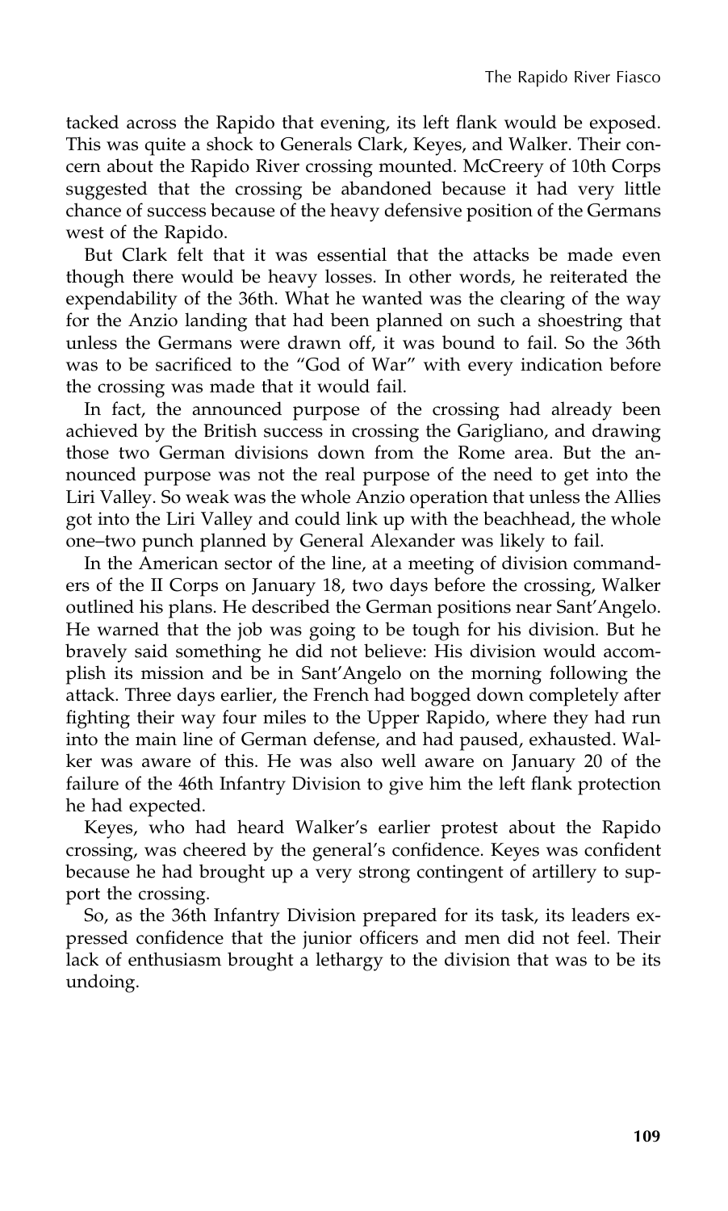tacked across the Rapido that evening, its left flank would be exposed. This was quite a shock to Generals Clark, Keyes, and Walker. Their concern about the Rapido River crossing mounted. McCreery of 10th Corps suggested that the crossing be abandoned because it had very little chance of success because of the heavy defensive position of the Germans west of the Rapido.

But Clark felt that it was essential that the attacks be made even though there would be heavy losses. In other words, he reiterated the expendability of the 36th. What he wanted was the clearing of the way for the Anzio landing that had been planned on such a shoestring that unless the Germans were drawn off, it was bound to fail. So the 36th was to be sacrificed to the "God of War" with every indication before the crossing was made that it would fail.

In fact, the announced purpose of the crossing had already been achieved by the British success in crossing the Garigliano, and drawing those two German divisions down from the Rome area. But the announced purpose was not the real purpose of the need to get into the Liri Valley. So weak was the whole Anzio operation that unless the Allies got into the Liri Valley and could link up with the beachhead, the whole one–two punch planned by General Alexander was likely to fail.

In the American sector of the line, at a meeting of division commanders of the II Corps on January 18, two days before the crossing, Walker outlined his plans. He described the German positions near Sant'Angelo. He warned that the job was going to be tough for his division. But he bravely said something he did not believe: His division would accomplish its mission and be in Sant'Angelo on the morning following the attack. Three days earlier, the French had bogged down completely after fighting their way four miles to the Upper Rapido, where they had run into the main line of German defense, and had paused, exhausted. Walker was aware of this. He was also well aware on January 20 of the failure of the 46th Infantry Division to give him the left flank protection he had expected.

Keyes, who had heard Walker's earlier protest about the Rapido crossing, was cheered by the general's confidence. Keyes was confident because he had brought up a very strong contingent of artillery to support the crossing.

So, as the 36th Infantry Division prepared for its task, its leaders expressed confidence that the junior officers and men did not feel. Their lack of enthusiasm brought a lethargy to the division that was to be its undoing.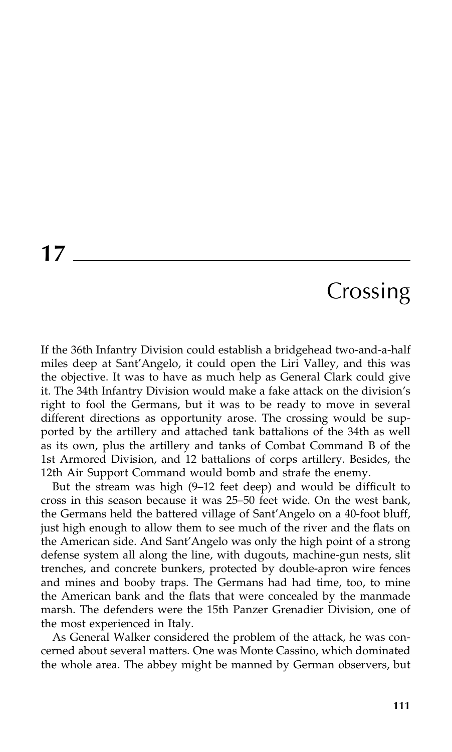# 17 Crossing

If the 36th Infantry Division could establish a bridgehead two-and-a-half miles deep at Sant'Angelo, it could open the Liri Valley, and this was the objective. It was to have as much help as General Clark could give it. The 34th Infantry Division would make a fake attack on the division's right to fool the Germans, but it was to be ready to move in several different directions as opportunity arose. The crossing would be supported by the artillery and attached tank battalions of the 34th as well as its own, plus the artillery and tanks of Combat Command B of the 1st Armored Division, and 12 battalions of corps artillery. Besides, the 12th Air Support Command would bomb and strafe the enemy.

But the stream was high (9–12 feet deep) and would be difficult to cross in this season because it was 25–50 feet wide. On the west bank, the Germans held the battered village of Sant'Angelo on a 40-foot bluff, just high enough to allow them to see much of the river and the flats on the American side. And Sant'Angelo was only the high point of a strong defense system all along the line, with dugouts, machine-gun nests, slit trenches, and concrete bunkers, protected by double-apron wire fences and mines and booby traps. The Germans had had time, too, to mine the American bank and the flats that were concealed by the manmade marsh. The defenders were the 15th Panzer Grenadier Division, one of the most experienced in Italy.

As General Walker considered the problem of the attack, he was concerned about several matters. One was Monte Cassino, which dominated the whole area. The abbey might be manned by German observers, but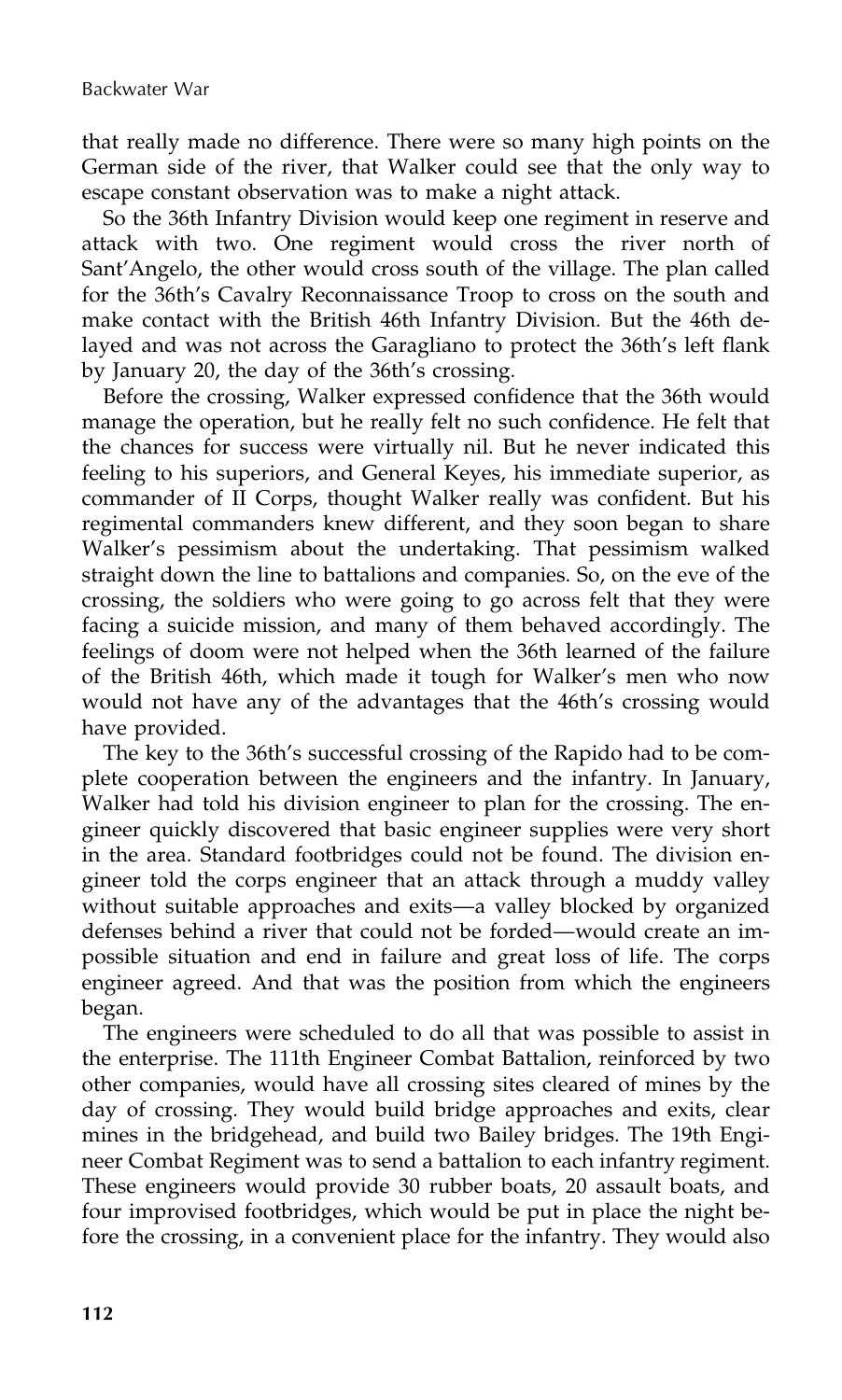that really made no difference. There were so many high points on the German side of the river, that Walker could see that the only way to escape constant observation was to make a night attack.

So the 36th Infantry Division would keep one regiment in reserve and attack with two. One regiment would cross the river north of Sant'Angelo, the other would cross south of the village. The plan called for the 36th's Cavalry Reconnaissance Troop to cross on the south and make contact with the British 46th Infantry Division. But the 46th delayed and was not across the Garagliano to protect the 36th's left flank by January 20, the day of the 36th's crossing.

Before the crossing, Walker expressed confidence that the 36th would manage the operation, but he really felt no such confidence. He felt that the chances for success were virtually nil. But he never indicated this feeling to his superiors, and General Keyes, his immediate superior, as commander of II Corps, thought Walker really was confident. But his regimental commanders knew different, and they soon began to share Walker's pessimism about the undertaking. That pessimism walked straight down the line to battalions and companies. So, on the eve of the crossing, the soldiers who were going to go across felt that they were facing a suicide mission, and many of them behaved accordingly. The feelings of doom were not helped when the 36th learned of the failure of the British 46th, which made it tough for Walker's men who now would not have any of the advantages that the 46th's crossing would have provided.

The key to the 36th's successful crossing of the Rapido had to be complete cooperation between the engineers and the infantry. In January, Walker had told his division engineer to plan for the crossing. The engineer quickly discovered that basic engineer supplies were very short in the area. Standard footbridges could not be found. The division engineer told the corps engineer that an attack through a muddy valley without suitable approaches and exits—a valley blocked by organized defenses behind a river that could not be forded—would create an impossible situation and end in failure and great loss of life. The corps engineer agreed. And that was the position from which the engineers began.

The engineers were scheduled to do all that was possible to assist in the enterprise. The 111th Engineer Combat Battalion, reinforced by two other companies, would have all crossing sites cleared of mines by the day of crossing. They would build bridge approaches and exits, clear mines in the bridgehead, and build two Bailey bridges. The 19th Engineer Combat Regiment was to send a battalion to each infantry regiment. These engineers would provide 30 rubber boats, 20 assault boats, and four improvised footbridges, which would be put in place the night before the crossing, in a convenient place for the infantry. They would also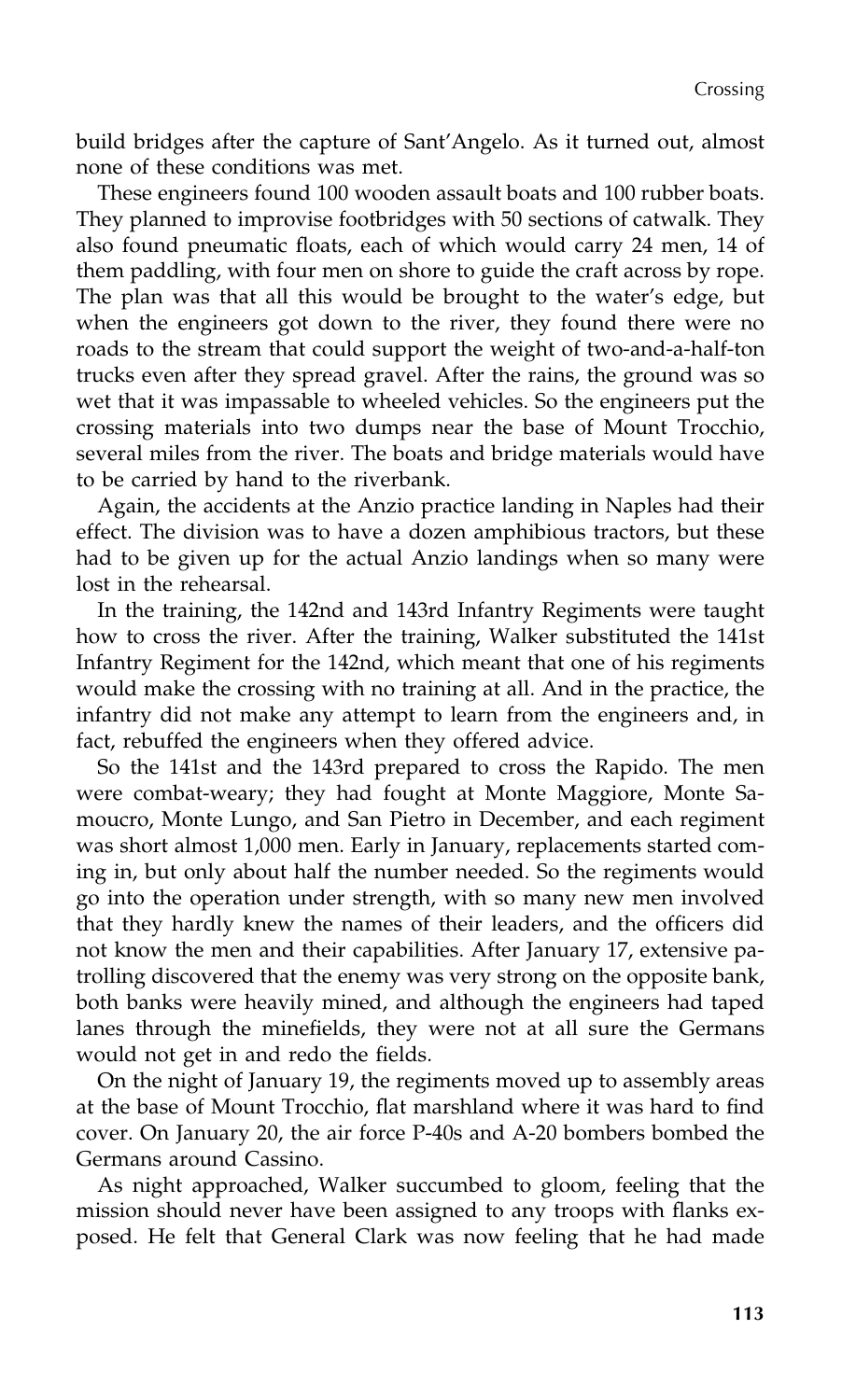build bridges after the capture of Sant'Angelo. As it turned out, almost none of these conditions was met.

These engineers found 100 wooden assault boats and 100 rubber boats. They planned to improvise footbridges with 50 sections of catwalk. They also found pneumatic floats, each of which would carry 24 men, 14 of them paddling, with four men on shore to guide the craft across by rope. The plan was that all this would be brought to the water's edge, but when the engineers got down to the river, they found there were no roads to the stream that could support the weight of two-and-a-half-ton trucks even after they spread gravel. After the rains, the ground was so wet that it was impassable to wheeled vehicles. So the engineers put the crossing materials into two dumps near the base of Mount Trocchio, several miles from the river. The boats and bridge materials would have to be carried by hand to the riverbank.

Again, the accidents at the Anzio practice landing in Naples had their effect. The division was to have a dozen amphibious tractors, but these had to be given up for the actual Anzio landings when so many were lost in the rehearsal.

In the training, the 142nd and 143rd Infantry Regiments were taught how to cross the river. After the training, Walker substituted the 141st Infantry Regiment for the 142nd, which meant that one of his regiments would make the crossing with no training at all. And in the practice, the infantry did not make any attempt to learn from the engineers and, in fact, rebuffed the engineers when they offered advice.

So the 141st and the 143rd prepared to cross the Rapido. The men were combat-weary; they had fought at Monte Maggiore, Monte Samoucro, Monte Lungo, and San Pietro in December, and each regiment was short almost 1,000 men. Early in January, replacements started coming in, but only about half the number needed. So the regiments would go into the operation under strength, with so many new men involved that they hardly knew the names of their leaders, and the officers did not know the men and their capabilities. After January 17, extensive patrolling discovered that the enemy was very strong on the opposite bank, both banks were heavily mined, and although the engineers had taped lanes through the minefields, they were not at all sure the Germans would not get in and redo the fields.

On the night of January 19, the regiments moved up to assembly areas at the base of Mount Trocchio, flat marshland where it was hard to find cover. On January 20, the air force P-40s and A-20 bombers bombed the Germans around Cassino.

As night approached, Walker succumbed to gloom, feeling that the mission should never have been assigned to any troops with flanks exposed. He felt that General Clark was now feeling that he had made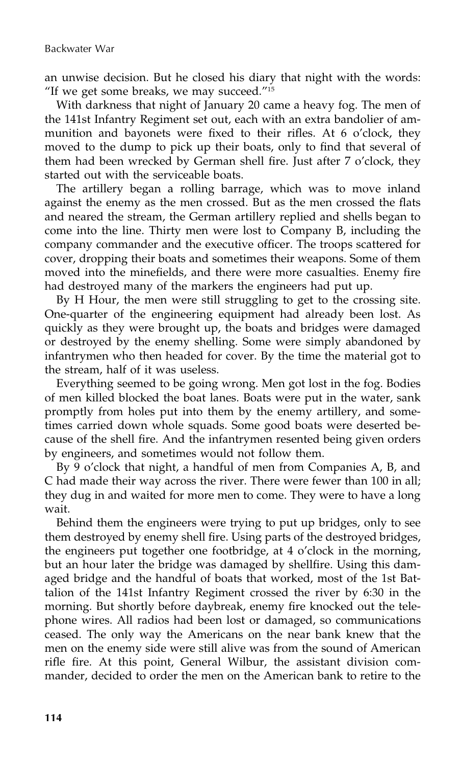an unwise decision. But he closed his diary that night with the words: "If we get some breaks, we may succeed."[15]

With darkness that night of January 20 came a heavy fog. The men of the 141st Infantry Regiment set out, each with an extra bandolier of ammunition and bayonets were fixed to their rifles. At 6 o'clock, they moved to the dump to pick up their boats, only to find that several of them had been wrecked by German shell fire. Just after 7 o'clock, they started out with the serviceable boats.

The artillery began a rolling barrage, which was to move inland against the enemy as the men crossed. But as the men crossed the flats and neared the stream, the German artillery replied and shells began to come into the line. Thirty men were lost to Company B, including the company commander and the executive officer. The troops scattered for cover, dropping their boats and sometimes their weapons. Some of them moved into the minefields, and there were more casualties. Enemy fire had destroyed many of the markers the engineers had put up.

By H Hour, the men were still struggling to get to the crossing site. One-quarter of the engineering equipment had already been lost. As quickly as they were brought up, the boats and bridges were damaged or destroyed by the enemy shelling. Some were simply abandoned by infantrymen who then headed for cover. By the time the material got to the stream, half of it was useless.

Everything seemed to be going wrong. Men got lost in the fog. Bodies of men killed blocked the boat lanes. Boats were put in the water, sank promptly from holes put into them by the enemy artillery, and sometimes carried down whole squads. Some good boats were deserted because of the shell fire. And the infantrymen resented being given orders by engineers, and sometimes would not follow them.

By 9 o'clock that night, a handful of men from Companies A, B, and C had made their way across the river. There were fewer than 100 in all; they dug in and waited for more men to come. They were to have a long wait.

Behind them the engineers were trying to put up bridges, only to see them destroyed by enemy shell fire. Using parts of the destroyed bridges, the engineers put together one footbridge, at 4 o'clock in the morning, but an hour later the bridge was damaged by shellfire. Using this damaged bridge and the handful of boats that worked, most of the 1st Battalion of the 141st Infantry Regiment crossed the river by 6:30 in the morning. But shortly before daybreak, enemy fire knocked out the telephone wires. All radios had been lost or damaged, so communications ceased. The only way the Americans on the near bank knew that the men on the enemy side were still alive was from the sound of American rifle fire. At this point, General Wilbur, the assistant division commander, decided to order the men on the American bank to retire to the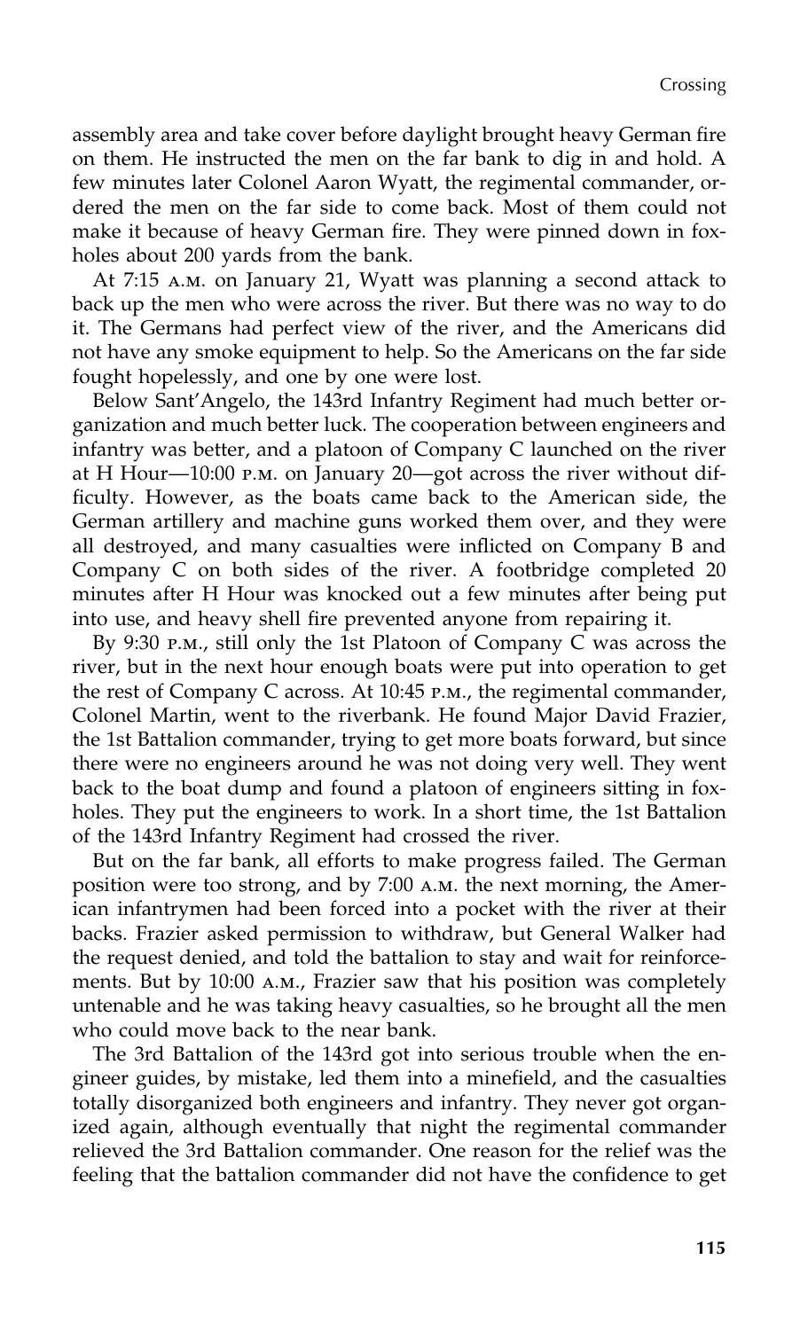assembly area and take cover before daylight brought heavy German fire on them. He instructed the men on the far bank to dig in and hold. A few minutes later Colonel Aaron Wyatt, the regimental commander, ordered the men on the far side to come back. Most of them could not make it because of heavy German fire. They were pinned down in foxholes about 200 yards from the bank.

At 7:15 A.M. on January 21, Wyatt was planning a second attack to back up the men who were across the river. But there was no way to do it. The Germans had perfect view of the river, and the Americans did not have any smoke equipment to help. So the Americans on the far side fought hopelessly, and one by one were lost.

Below Sant'Angelo, the 143rd Infantry Regiment had much better organization and much better luck. The cooperation between engineers and infantry was better, and a platoon of Company C launched on the river at H Hour—10:00 P.M. on January 20—got across the river without difficulty. However, as the boats came back to the American side, the German artillery and machine guns worked them over, and they were all destroyed, and many casualties were inflicted on Company B and Company C on both sides of the river. A footbridge completed 20 minutes after H Hour was knocked out a few minutes after being put into use, and heavy shell fire prevented anyone from repairing it.

By 9:30 P.M., still only the 1st Platoon of Company C was across the river, but in the next hour enough boats were put into operation to get the rest of Company C across. At 10:45 P.M., the regimental commander, Colonel Martin, went to the riverbank. He found Major David Frazier, the 1st Battalion commander, trying to get more boats forward, but since there were no engineers around he was not doing very well. They went back to the boat dump and found a platoon of engineers sitting in foxholes. They put the engineers to work. In a short time, the 1st Battalion of the 143rd Infantry Regiment had crossed the river.

But on the far bank, all efforts to make progress failed. The German position were too strong, and by 7:00 A.M. the next morning, the American infantrymen had been forced into a pocket with the river at their backs. Frazier asked permission to withdraw, but General Walker had the request denied, and told the battalion to stay and wait for reinforcements. But by 10:00 A.M., Frazier saw that his position was completely untenable and he was taking heavy casualties, so he brought all the men who could move back to the near bank.

The 3rd Battalion of the 143rd got into serious trouble when the engineer guides, by mistake, led them into a minefield, and the casualties totally disorganized both engineers and infantry. They never got organized again, although eventually that night the regimental commander relieved the 3rd Battalion commander. One reason for the relief was the feeling that the battalion commander did not have the confidence to get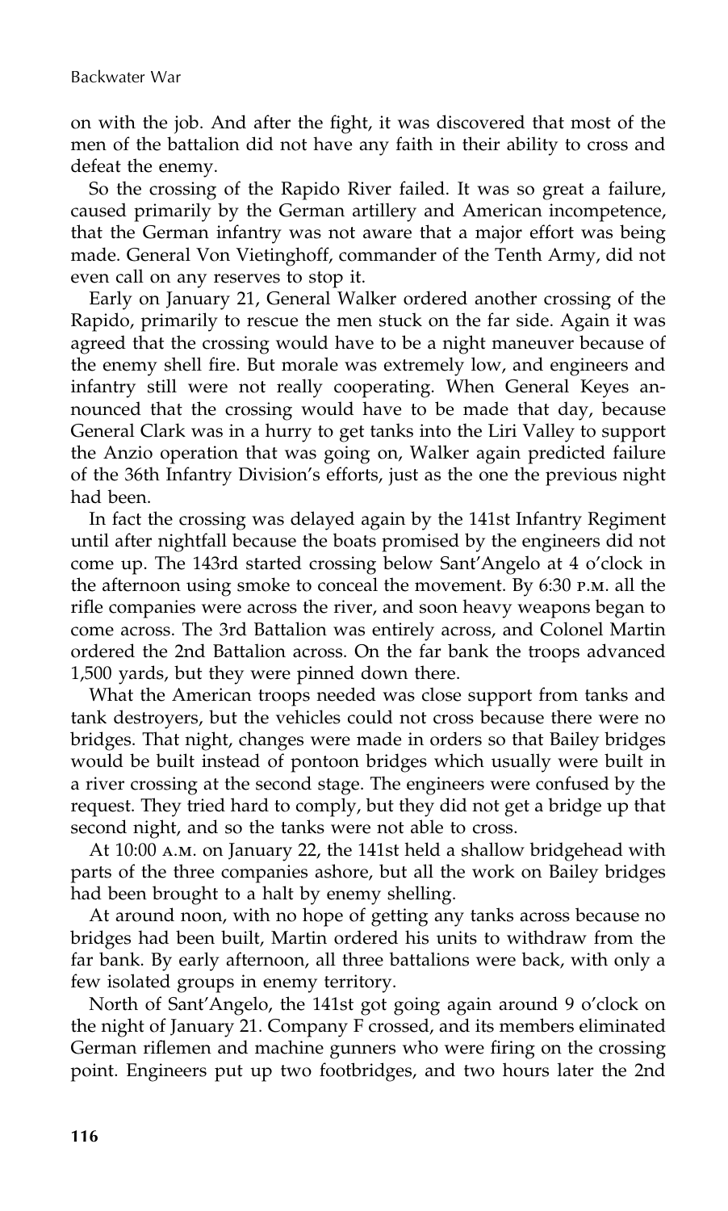on with the job. And after the fight, it was discovered that most of the men of the battalion did not have any faith in their ability to cross and defeat the enemy.

So the crossing of the Rapido River failed. It was so great a failure, caused primarily by the German artillery and American incompetence, that the German infantry was not aware that a major effort was being made. General Von Vietinghoff, commander of the Tenth Army, did not even call on any reserves to stop it.

Early on January 21, General Walker ordered another crossing of the Rapido, primarily to rescue the men stuck on the far side. Again it was agreed that the crossing would have to be a night maneuver because of the enemy shell fire. But morale was extremely low, and engineers and infantry still were not really cooperating. When General Keyes announced that the crossing would have to be made that day, because General Clark was in a hurry to get tanks into the Liri Valley to support the Anzio operation that was going on, Walker again predicted failure of the 36th Infantry Division's efforts, just as the one the previous night had been.

In fact the crossing was delayed again by the 141st Infantry Regiment until after nightfall because the boats promised by the engineers did not come up. The 143rd started crossing below Sant'Angelo at 4 o'clock in the afternoon using smoke to conceal the movement. By 6:30 P.M. all the rifle companies were across the river, and soon heavy weapons began to come across. The 3rd Battalion was entirely across, and Colonel Martin ordered the 2nd Battalion across. On the far bank the troops advanced 1,500 yards, but they were pinned down there.

What the American troops needed was close support from tanks and tank destroyers, but the vehicles could not cross because there were no bridges. That night, changes were made in orders so that Bailey bridges would be built instead of pontoon bridges which usually were built in a river crossing at the second stage. The engineers were confused by the request. They tried hard to comply, but they did not get a bridge up that second night, and so the tanks were not able to cross.

At 10:00 A.M. on January 22, the 141st held a shallow bridgehead with parts of the three companies ashore, but all the work on Bailey bridges had been brought to a halt by enemy shelling.

At around noon, with no hope of getting any tanks across because no bridges had been built, Martin ordered his units to withdraw from the far bank. By early afternoon, all three battalions were back, with only a few isolated groups in enemy territory.

North of Sant'Angelo, the 141st got going again around 9 o'clock on the night of January 21. Company F crossed, and its members eliminated German riflemen and machine gunners who were firing on the crossing point. Engineers put up two footbridges, and two hours later the 2nd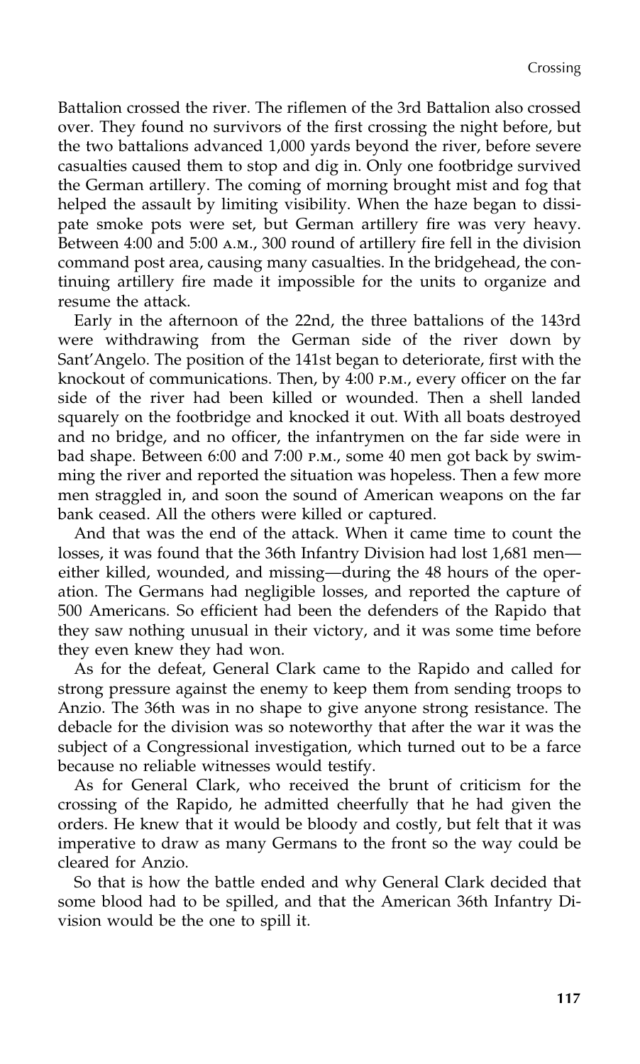Battalion crossed the river. The riflemen of the 3rd Battalion also crossed over. They found no survivors of the first crossing the night before, but the two battalions advanced 1,000 yards beyond the river, before severe casualties caused them to stop and dig in. Only one footbridge survived the German artillery. The coming of morning brought mist and fog that helped the assault by limiting visibility. When the haze began to dissipate smoke pots were set, but German artillery fire was very heavy. Between 4:00 and 5:00 A.M., 300 round of artillery fire fell in the division command post area, causing many casualties. In the bridgehead, the continuing artillery fire made it impossible for the units to organize and resume the attack.

Early in the afternoon of the 22nd, the three battalions of the 143rd were withdrawing from the German side of the river down by Sant'Angelo. The position of the 141st began to deteriorate, first with the knockout of communications. Then, by 4:00 P.M., every officer on the far side of the river had been killed or wounded. Then a shell landed squarely on the footbridge and knocked it out. With all boats destroyed and no bridge, and no officer, the infantrymen on the far side were in bad shape. Between 6:00 and 7:00 P.M., some 40 men got back by swimming the river and reported the situation was hopeless. Then a few more men straggled in, and soon the sound of American weapons on the far bank ceased. All the others were killed or captured.

And that was the end of the attack. When it came time to count the losses, it was found that the 36th Infantry Division had lost 1,681 men—either killed, wounded, and missing—during the 48 hours of the operation. The Germans had negligible losses, and reported the capture of 500 Americans. So efficient had been the defenders of the Rapido that they saw nothing unusual in their victory, and it was some time before they even knew they had won.

As for the defeat, General Clark came to the Rapido and called for strong pressure against the enemy to keep them from sending troops to Anzio. The 36th was in no shape to give anyone strong resistance. The debacle for the division was so noteworthy that after the war it was the subject of a Congressional investigation, which turned out to be a farce because no reliable witnesses would testify.

As for General Clark, who received the brunt of criticism for the crossing of the Rapido, he admitted cheerfully that he had given the orders. He knew that it would be bloody and costly, but felt that it was imperative to draw as many Germans to the front so the way could be cleared for Anzio.

So that is how the battle ended and why General Clark decided that some blood had to be spilled, and that the American 36th Infantry Division would be the one to spill it.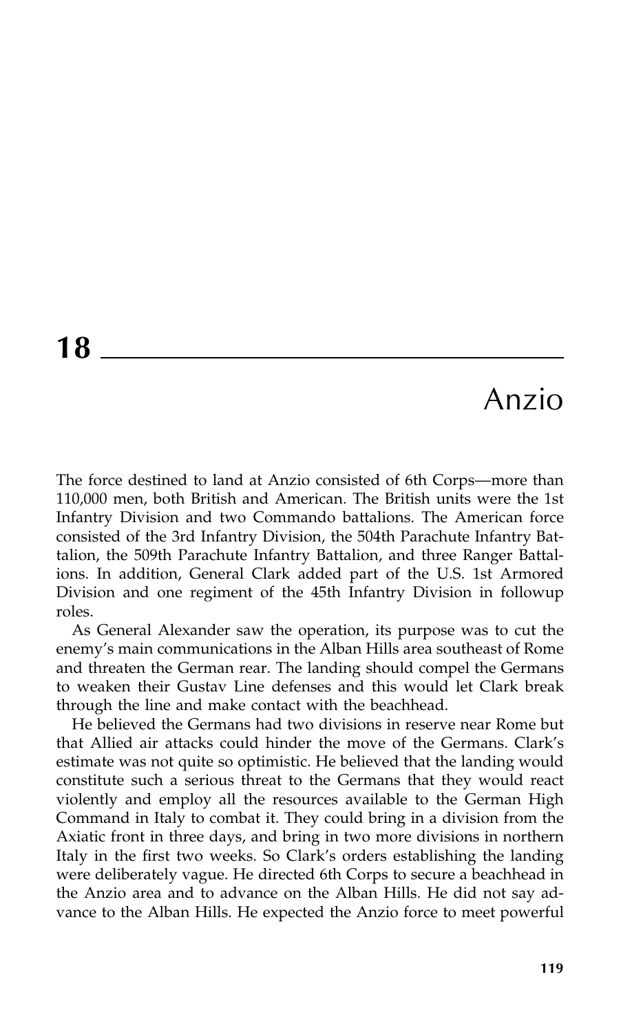# 18 Anzio

The force destined to land at Anzio consisted of 6th Corps—more than 110,000 men, both British and American. The British units were the 1st Infantry Division and two Commando battalions. The American force consisted of the 3rd Infantry Division, the 504th Parachute Infantry Battalion, the 509th Parachute Infantry Battalion, and three Ranger Battalions. In addition, General Clark added part of the U.S. 1st Armored Division and one regiment of the 45th Infantry Division in followup roles.

As General Alexander saw the operation, its purpose was to cut the enemy's main communications in the Alban Hills area southeast of Rome and threaten the German rear. The landing should compel the Germans to weaken their Gustav Line defenses and this would let Clark break through the line and make contact with the beachhead.

He believed the Germans had two divisions in reserve near Rome but that Allied air attacks could hinder the move of the Germans. Clark's estimate was not quite so optimistic. He believed that the landing would constitute such a serious threat to the Germans that they would react violently and employ all the resources available to the German High Command in Italy to combat it. They could bring in a division from the Axiatic front in three days, and bring in two more divisions in northern Italy in the first two weeks. So Clark's orders establishing the landing were deliberately vague. He directed 6th Corps to secure a beachhead in the Anzio area and to advance on the Alban Hills. He did not say advance to the Alban Hills. He expected the Anzio force to meet powerful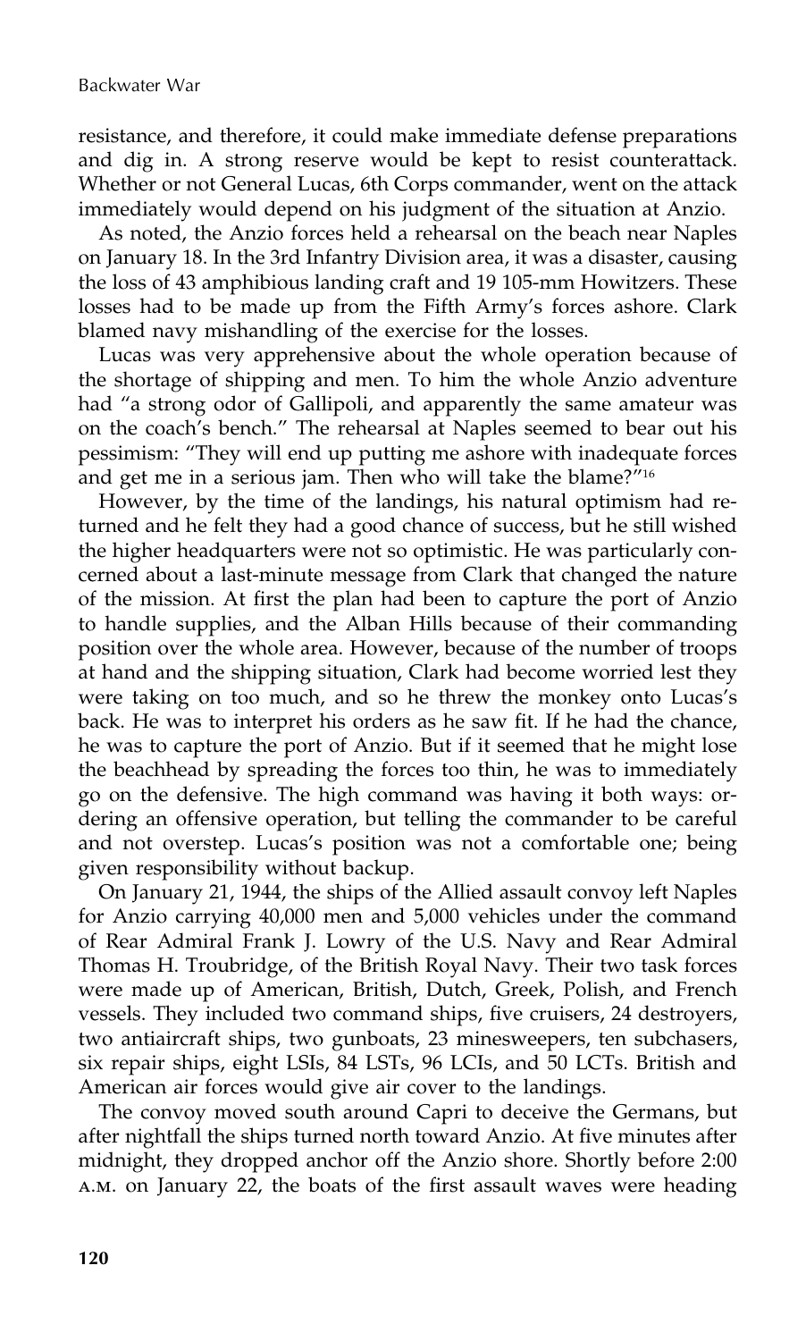resistance, and therefore, it could make immediate defense preparations and dig in. A strong reserve would be kept to resist counterattack. Whether or not General Lucas, 6th Corps commander, went on the attack immediately would depend on his judgment of the situation at Anzio.

As noted, the Anzio forces held a rehearsal on the beach near Naples on January 18. In the 3rd Infantry Division area, it was a disaster, causing the loss of 43 amphibious landing craft and 19 105-mm Howitzers. These losses had to be made up from the Fifth Army's forces ashore. Clark blamed navy mishandling of the exercise for the losses.

Lucas was very apprehensive about the whole operation because of the shortage of shipping and men. To him the whole Anzio adventure had "a strong odor of Gallipoli, and apparently the same amateur was on the coach's bench." The rehearsal at Naples seemed to bear out his pessimism: "They will end up putting me ashore with inadequate forces and get me in a serious jam. Then who will take the blame?"[16]

However, by the time of the landings, his natural optimism had returned and he felt they had a good chance of success, but he still wished the higher headquarters were not so optimistic. He was particularly concerned about a last-minute message from Clark that changed the nature of the mission. At first the plan had been to capture the port of Anzio to handle supplies, and the Alban Hills because of their commanding position over the whole area. However, because of the number of troops at hand and the shipping situation, Clark had become worried lest they were taking on too much, and so he threw the monkey onto Lucas's back. He was to interpret his orders as he saw fit. If he had the chance, he was to capture the port of Anzio. But if it seemed that he might lose the beachhead by spreading the forces too thin, he was to immediately go on the defensive. The high command was having it both ways: ordering an offensive operation, but telling the commander to be careful and not overstep. Lucas's position was not a comfortable one; being given responsibility without backup.

On January 21, 1944, the ships of the Allied assault convoy left Naples for Anzio carrying 40,000 men and 5,000 vehicles under the command of Rear Admiral Frank J. Lowry of the U.S. Navy and Rear Admiral Thomas H. Troubridge, of the British Royal Navy. Their two task forces were made up of American, British, Dutch, Greek, Polish, and French vessels. They included two command ships, five cruisers, 24 destroyers, two antiaircraft ships, two gunboats, 23 minesweepers, ten subchasers, six repair ships, eight LSIs, 84 LSTs, 96 LCIs, and 50 LCTs. British and American air forces would give air cover to the landings.

The convoy moved south around Capri to deceive the Germans, but after nightfall the ships turned north toward Anzio. At five minutes after midnight, they dropped anchor off the Anzio shore. Shortly before 2:00 A.M. on January 22, the boats of the first assault waves were heading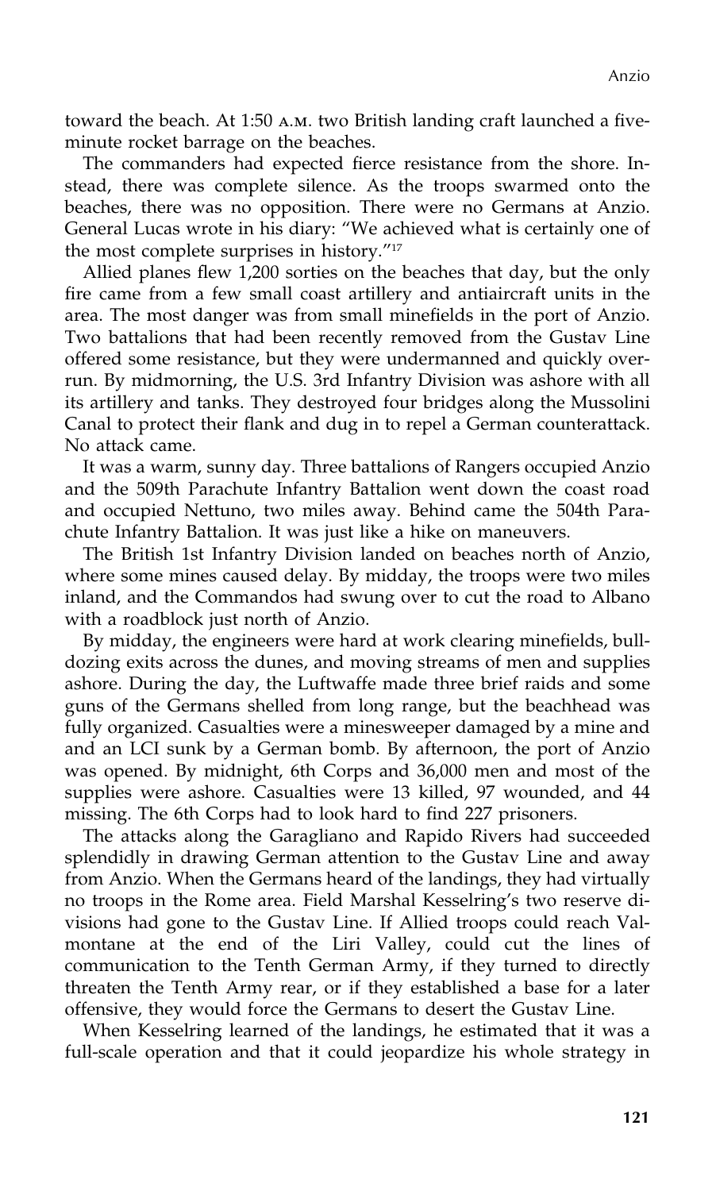toward the beach. At 1:50 A.M. two British landing craft launched a five-minute rocket barrage on the beaches.

The commanders had expected fierce resistance from the shore. Instead, there was complete silence. As the troops swarmed onto the beaches, there was no opposition. There were no Germans at Anzio. General Lucas wrote in his diary: "We achieved what is certainly one of the most complete surprises in history."[17]

Allied planes flew 1,200 sorties on the beaches that day, but the only fire came from a few small coast artillery and antiaircraft units in the area. The most danger was from small minefields in the port of Anzio. Two battalions that had been recently removed from the Gustav Line offered some resistance, but they were undermanned and quickly overrun. By midmorning, the U.S. 3rd Infantry Division was ashore with all its artillery and tanks. They destroyed four bridges along the Mussolini Canal to protect their flank and dug in to repel a German counterattack. No attack came.

It was a warm, sunny day. Three battalions of Rangers occupied Anzio and the 509th Parachute Infantry Battalion went down the coast road and occupied Nettuno, two miles away. Behind came the 504th Parachute Infantry Battalion. It was just like a hike on maneuvers.

The British 1st Infantry Division landed on beaches north of Anzio, where some mines caused delay. By midday, the troops were two miles inland, and the Commandos had swung over to cut the road to Albano with a roadblock just north of Anzio.

By midday, the engineers were hard at work clearing minefields, bulldozing exits across the dunes, and moving streams of men and supplies ashore. During the day, the Luftwaffe made three brief raids and some guns of the Germans shelled from long range, but the beachhead was fully organized. Casualties were a minesweeper damaged by a mine and and an LCI sunk by a German bomb. By afternoon, the port of Anzio was opened. By midnight, 6th Corps and 36,000 men and most of the supplies were ashore. Casualties were 13 killed, 97 wounded, and 44 missing. The 6th Corps had to look hard to find 227 prisoners.

The attacks along the Garagliano and Rapido Rivers had succeeded splendidly in drawing German attention to the Gustav Line and away from Anzio. When the Germans heard of the landings, they had virtually no troops in the Rome area. Field Marshal Kesselring's two reserve divisions had gone to the Gustav Line. If Allied troops could reach Valmontane at the end of the Liri Valley, could cut the lines of communication to the Tenth German Army, if they turned to directly threaten the Tenth Army rear, or if they established a base for a later offensive, they would force the Germans to desert the Gustav Line.

When Kesselring learned of the landings, he estimated that it was a full-scale operation and that it could jeopardize his whole strategy in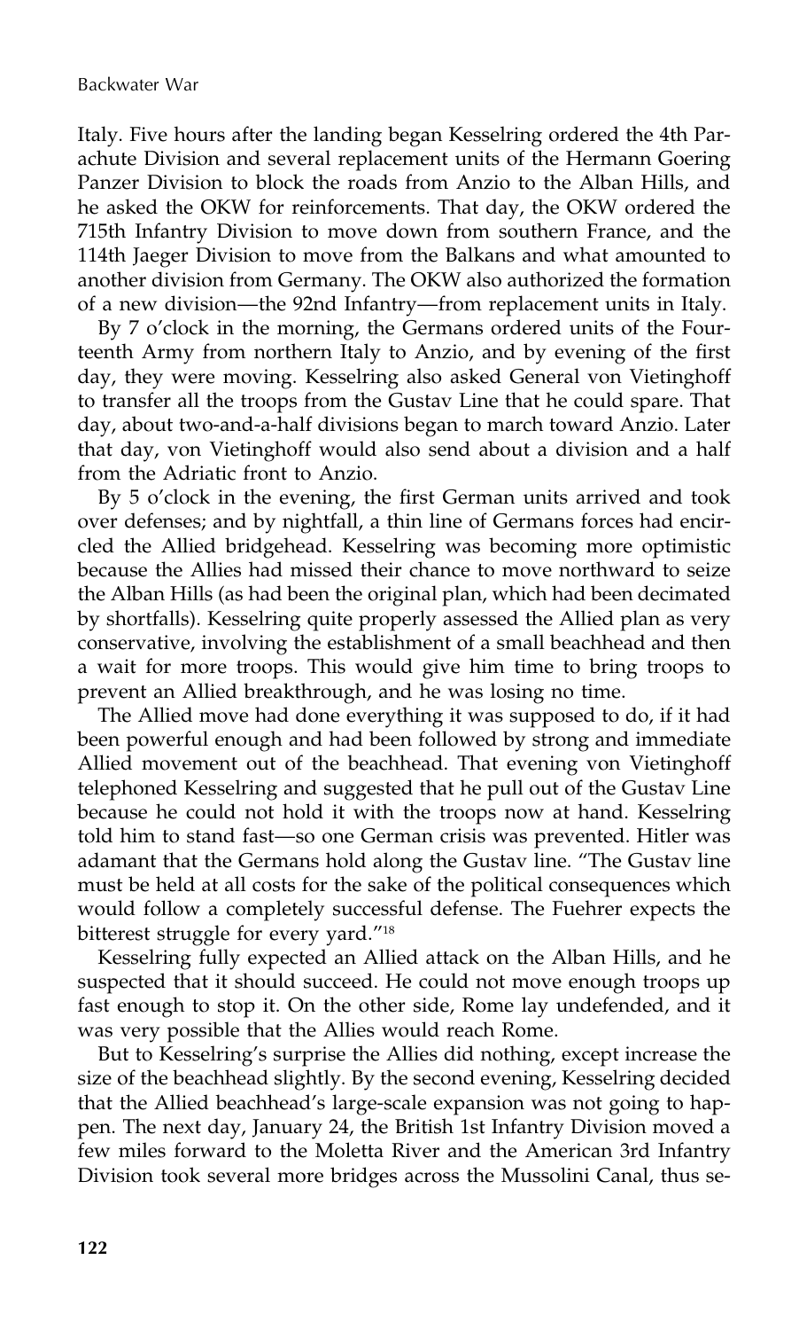Italy. Five hours after the landing began Kesselring ordered the 4th Parachute Division and several replacement units of the Hermann Goering Panzer Division to block the roads from Anzio to the Alban Hills, and he asked the OKW for reinforcements. That day, the OKW ordered the 715th Infantry Division to move down from southern France, and the 114th Jaeger Division to move from the Balkans and what amounted to another division from Germany. The OKW also authorized the formation of a new division—the 92nd Infantry—from replacement units in Italy.

By 7 o'clock in the morning, the Germans ordered units of the Fourteenth Army from northern Italy to Anzio, and by evening of the first day, they were moving. Kesselring also asked General von Vietinghoff to transfer all the troops from the Gustav Line that he could spare. That day, about two-and-a-half divisions began to march toward Anzio. Later that day, von Vietinghoff would also send about a division and a half from the Adriatic front to Anzio.

By 5 o'clock in the evening, the first German units arrived and took over defenses; and by nightfall, a thin line of Germans forces had encircled the Allied bridgehead. Kesselring was becoming more optimistic because the Allies had missed their chance to move northward to seize the Alban Hills (as had been the original plan, which had been decimated by shortfalls). Kesselring quite properly assessed the Allied plan as very conservative, involving the establishment of a small beachhead and then a wait for more troops. This would give him time to bring troops to prevent an Allied breakthrough, and he was losing no time.

The Allied move had done everything it was supposed to do, if it had been powerful enough and had been followed by strong and immediate Allied movement out of the beachhead. That evening von Vietinghoff telephoned Kesselring and suggested that he pull out of the Gustav Line because he could not hold it with the troops now at hand. Kesselring told him to stand fast—so one German crisis was prevented. Hitler was adamant that the Germans hold along the Gustav line. "The Gustav line must be held at all costs for the sake of the political consequences which would follow a completely successful defense. The Fuehrer expects the bitterest struggle for every yard."[18]

Kesselring fully expected an Allied attack on the Alban Hills, and he suspected that it should succeed. He could not move enough troops up fast enough to stop it. On the other side, Rome lay undefended, and it was very possible that the Allies would reach Rome.

But to Kesselring's surprise the Allies did nothing, except increase the size of the beachhead slightly. By the second evening, Kesselring decided that the Allied beachhead's large-scale expansion was not going to happen. The next day, January 24, the British 1st Infantry Division moved a few miles forward to the Moletta River and the American 3rd Infantry Division took several more bridges across the Mussolini Canal, thus se-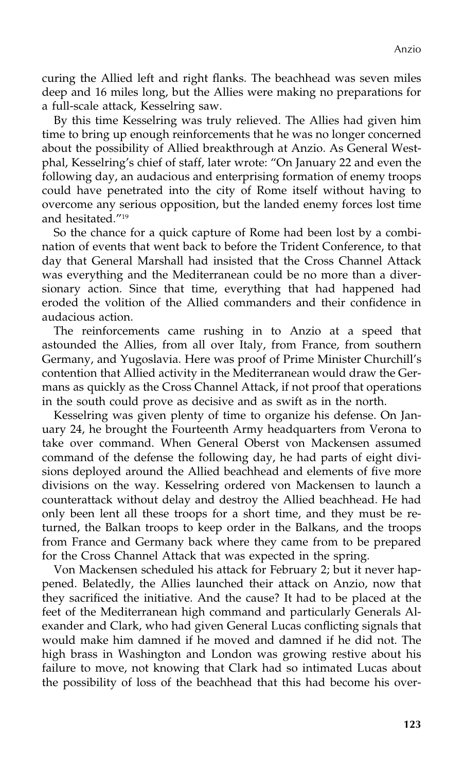curing the Allied left and right flanks. The beachhead was seven miles deep and 16 miles long, but the Allies were making no preparations for a full-scale attack, Kesselring saw.

By this time Kesselring was truly relieved. The Allies had given him time to bring up enough reinforcements that he was no longer concerned about the possibility of Allied breakthrough at Anzio. As General Westphal, Kesselring's chief of staff, later wrote: "On January 22 and even the following day, an audacious and enterprising formation of enemy troops could have penetrated into the city of Rome itself without having to overcome any serious opposition, but the landed enemy forces lost time and hesitated."[19]

So the chance for a quick capture of Rome had been lost by a combination of events that went back to before the Trident Conference, to that day that General Marshall had insisted that the Cross Channel Attack was everything and the Mediterranean could be no more than a diversionary action. Since that time, everything that had happened had eroded the volition of the Allied commanders and their confidence in audacious action.

The reinforcements came rushing in to Anzio at a speed that astounded the Allies, from all over Italy, from France, from southern Germany, and Yugoslavia. Here was proof of Prime Minister Churchill's contention that Allied activity in the Mediterranean would draw the Germans as quickly as the Cross Channel Attack, if not proof that operations in the south could prove as decisive and as swift as in the north.

Kesselring was given plenty of time to organize his defense. On January 24, he brought the Fourteenth Army headquarters from Verona to take over command. When General Oberst von Mackensen assumed command of the defense the following day, he had parts of eight divisions deployed around the Allied beachhead and elements of five more divisions on the way. Kesselring ordered von Mackensen to launch a counterattack without delay and destroy the Allied beachhead. He had only been lent all these troops for a short time, and they must be returned, the Balkan troops to keep order in the Balkans, and the troops from France and Germany back where they came from to be prepared for the Cross Channel Attack that was expected in the spring.

Von Mackensen scheduled his attack for February 2; but it never happened. Belatedly, the Allies launched their attack on Anzio, now that they sacrificed the initiative. And the cause? It had to be placed at the feet of the Mediterranean high command and particularly Generals Alexander and Clark, who had given General Lucas conflicting signals that would make him damned if he moved and damned if he did not. The high brass in Washington and London was growing restive about his failure to move, not knowing that Clark had so intimated Lucas about the possibility of loss of the beachhead that this had become his over-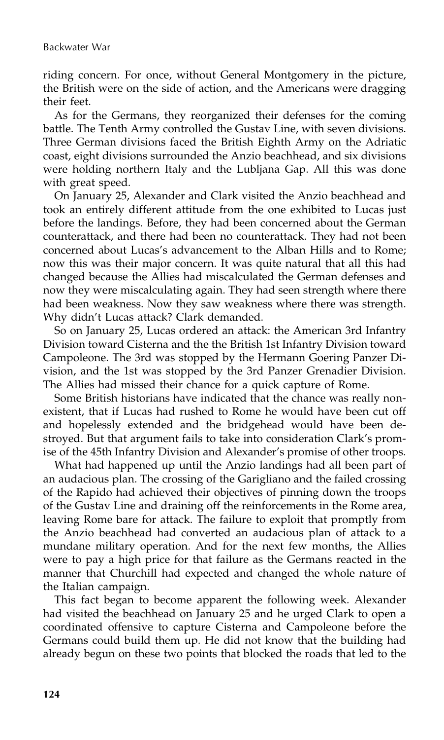riding concern. For once, without General Montgomery in the picture, the British were on the side of action, and the Americans were dragging their feet.

As for the Germans, they reorganized their defenses for the coming battle. The Tenth Army controlled the Gustav Line, with seven divisions. Three German divisions faced the British Eighth Army on the Adriatic coast, eight divisions surrounded the Anzio beachhead, and six divisions were holding northern Italy and the Lubljana Gap. All this was done with great speed.

On January 25, Alexander and Clark visited the Anzio beachhead and took an entirely different attitude from the one exhibited to Lucas just before the landings. Before, they had been concerned about the German counterattack, and there had been no counterattack. They had not been concerned about Lucas's advancement to the Alban Hills and to Rome; now this was their major concern. It was quite natural that all this had changed because the Allies had miscalculated the German defenses and now they were miscalculating again. They had seen strength where there had been weakness. Now they saw weakness where there was strength. Why didn't Lucas attack? Clark demanded.

So on January 25, Lucas ordered an attack: the American 3rd Infantry Division toward Cisterna and the the British 1st Infantry Division toward Campoleone. The 3rd was stopped by the Hermann Goering Panzer Division, and the 1st was stopped by the 3rd Panzer Grenadier Division. The Allies had missed their chance for a quick capture of Rome.

Some British historians have indicated that the chance was really nonexistent, that if Lucas had rushed to Rome he would have been cut off and hopelessly extended and the bridgehead would have been destroyed. But that argument fails to take into consideration Clark's promise of the 45th Infantry Division and Alexander's promise of other troops.

What had happened up until the Anzio landings had all been part of an audacious plan. The crossing of the Garigliano and the failed crossing of the Rapido had achieved their objectives of pinning down the troops of the Gustav Line and draining off the reinforcements in the Rome area, leaving Rome bare for attack. The failure to exploit that promptly from the Anzio beachhead had converted an audacious plan of attack to a mundane military operation. And for the next few months, the Allies were to pay a high price for that failure as the Germans reacted in the manner that Churchill had expected and changed the whole nature of the Italian campaign.

This fact began to become apparent the following week. Alexander had visited the beachhead on January 25 and he urged Clark to open a coordinated offensive to capture Cisterna and Campoleone before the Germans could build them up. He did not know that the building had already begun on these two points that blocked the roads that led to the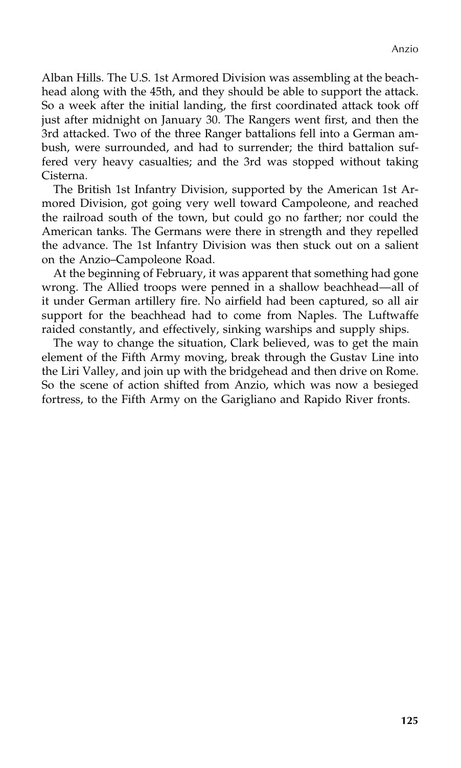Alban Hills. The U.S. 1st Armored Division was assembling at the beachhead along with the 45th, and they should be able to support the attack. So a week after the initial landing, the first coordinated attack took off just after midnight on January 30. The Rangers went first, and then the 3rd attacked. Two of the three Ranger battalions fell into a German ambush, were surrounded, and had to surrender; the third battalion suffered very heavy casualties; and the 3rd was stopped without taking Cisterna.

The British 1st Infantry Division, supported by the American 1st Armored Division, got going very well toward Campoleone, and reached the railroad south of the town, but could go no farther; nor could the American tanks. The Germans were there in strength and they repelled the advance. The 1st Infantry Division was then stuck out on a salient on the Anzio–Campoleone Road.

At the beginning of February, it was apparent that something had gone wrong. The Allied troops were penned in a shallow beachhead—all of it under German artillery fire. No airfield had been captured, so all air support for the beachhead had to come from Naples. The Luftwaffe raided constantly, and effectively, sinking warships and supply ships.

The way to change the situation, Clark believed, was to get the main element of the Fifth Army moving, break through the Gustav Line into the Liri Valley, and join up with the bridgehead and then drive on Rome. So the scene of action shifted from Anzio, which was now a besieged fortress, to the Fifth Army on the Garigliano and Rapido River fronts.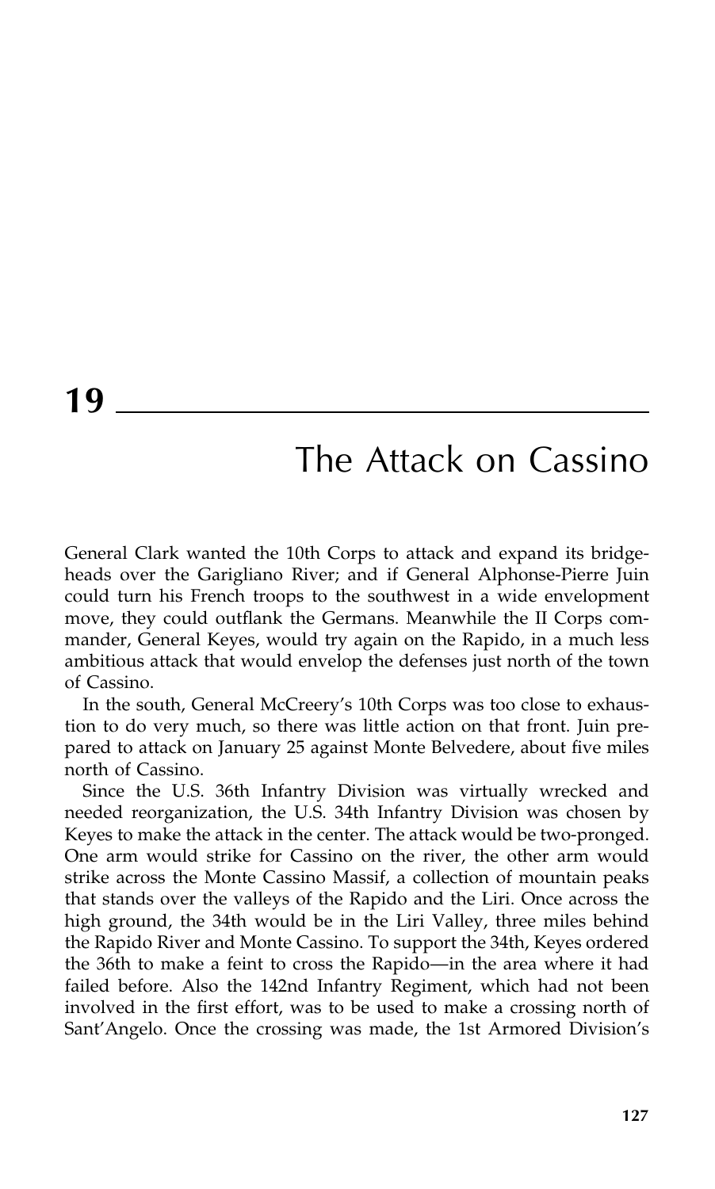# 19

## The Attack on Cassino

General Clark wanted the 10th Corps to attack and expand its bridgeheads over the Garigliano River; and if General Alphonse-Pierre Juin could turn his French troops to the southwest in a wide envelopment move, they could outflank the Germans. Meanwhile the II Corps commander, General Keyes, would try again on the Rapido, in a much less ambitious attack that would envelop the defenses just north of the town of Cassino.

In the south, General McCreery's 10th Corps was too close to exhaustion to do very much, so there was little action on that front. Juin prepared to attack on January 25 against Monte Belvedere, about five miles north of Cassino.

Since the U.S. 36th Infantry Division was virtually wrecked and needed reorganization, the U.S. 34th Infantry Division was chosen by Keyes to make the attack in the center. The attack would be two-pronged. One arm would strike for Cassino on the river, the other arm would strike across the Monte Cassino Massif, a collection of mountain peaks that stands over the valleys of the Rapido and the Liri. Once across the high ground, the 34th would be in the Liri Valley, three miles behind the Rapido River and Monte Cassino. To support the 34th, Keyes ordered the 36th to make a feint to cross the Rapido—in the area where it had failed before. Also the 142nd Infantry Regiment, which had not been involved in the first effort, was to be used to make a crossing north of Sant'Angelo. Once the crossing was made, the 1st Armored Division's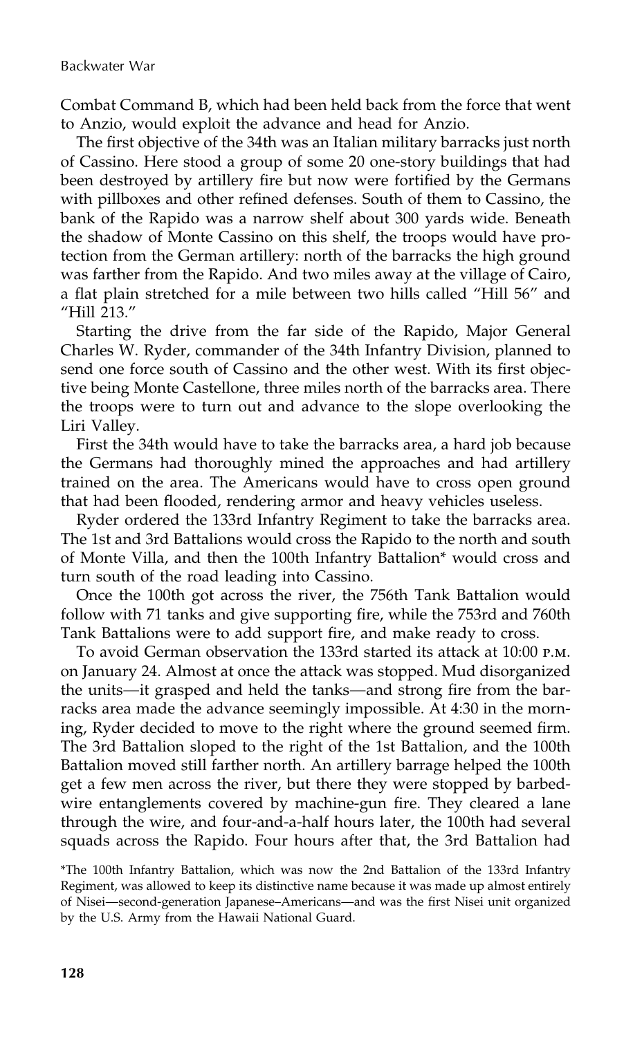Combat Command B, which had been held back from the force that went to Anzio, would exploit the advance and head for Anzio.

The first objective of the 34th was an Italian military barracks just north of Cassino. Here stood a group of some 20 one-story buildings that had been destroyed by artillery fire but now were fortified by the Germans with pillboxes and other refined defenses. South of them to Cassino, the bank of the Rapido was a narrow shelf about 300 yards wide. Beneath the shadow of Monte Cassino on this shelf, the troops would have protection from the German artillery: north of the barracks the high ground was farther from the Rapido. And two miles away at the village of Cairo, a flat plain stretched for a mile between two hills called "Hill 56" and "Hill 213."

Starting the drive from the far side of the Rapido, Major General Charles W. Ryder, commander of the 34th Infantry Division, planned to send one force south of Cassino and the other west. With its first objective being Monte Castellone, three miles north of the barracks area. There the troops were to turn out and advance to the slope overlooking the Liri Valley.

First the 34th would have to take the barracks area, a hard job because the Germans had thoroughly mined the approaches and had artillery trained on the area. The Americans would have to cross open ground that had been flooded, rendering armor and heavy vehicles useless.

Ryder ordered the 133rd Infantry Regiment to take the barracks area. The 1st and 3rd Battalions would cross the Rapido to the north and south of Monte Villa, and then the 100th Infantry Battalion* would cross and turn south of the road leading into Cassino.

Once the 100th got across the river, the 756th Tank Battalion would follow with 71 tanks and give supporting fire, while the 753rd and 760th Tank Battalions were to add support fire, and make ready to cross.

To avoid German observation the 133rd started its attack at 10:00 P.M. on January 24. Almost at once the attack was stopped. Mud disorganized the units—it grasped and held the tanks—and strong fire from the barracks area made the advance seemingly impossible. At 4:30 in the morning, Ryder decided to move to the right where the ground seemed firm. The 3rd Battalion sloped to the right of the 1st Battalion, and the 100th Battalion moved still farther north. An artillery barrage helped the 100th get a few men across the river, but there they were stopped by barbed-wire entanglements covered by machine-gun fire. They cleared a lane through the wire, and four-and-a-half hours later, the 100th had several squads across the Rapido. Four hours after that, the 3rd Battalion had

*The 100th Infantry Battalion, which was now the 2nd Battalion of the 133rd Infantry Regiment, was allowed to keep its distinctive name because it was made up almost entirely of Nisei—second-generation Japanese–Americans—and was the first Nisei unit organized by the U.S. Army from the Hawaii National Guard.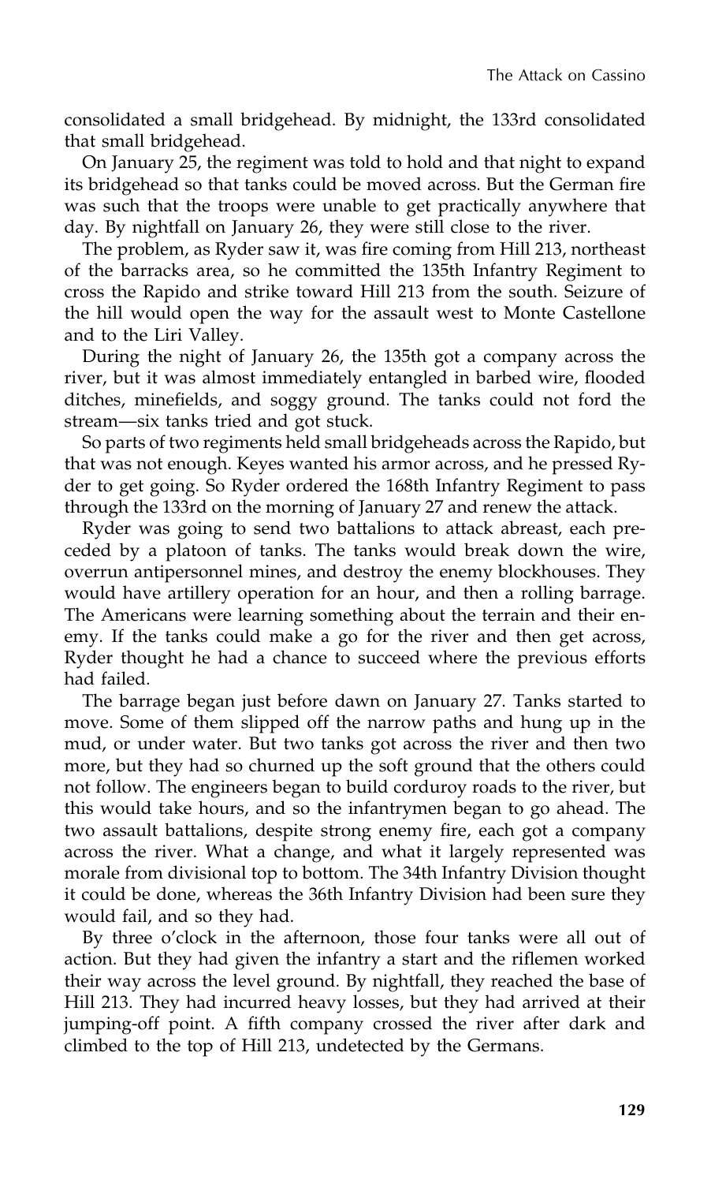consolidated a small bridgehead. By midnight, the 133rd consolidated that small bridgehead.

On January 25, the regiment was told to hold and that night to expand its bridgehead so that tanks could be moved across. But the German fire was such that the troops were unable to get practically anywhere that day. By nightfall on January 26, they were still close to the river.

The problem, as Ryder saw it, was fire coming from Hill 213, northeast of the barracks area, so he committed the 135th Infantry Regiment to cross the Rapido and strike toward Hill 213 from the south. Seizure of the hill would open the way for the assault west to Monte Castellone and to the Liri Valley.

During the night of January 26, the 135th got a company across the river, but it was almost immediately entangled in barbed wire, flooded ditches, minefields, and soggy ground. The tanks could not ford the stream—six tanks tried and got stuck.

So parts of two regiments held small bridgeheads across the Rapido, but that was not enough. Keyes wanted his armor across, and he pressed Ryder to get going. So Ryder ordered the 168th Infantry Regiment to pass through the 133rd on the morning of January 27 and renew the attack.

Ryder was going to send two battalions to attack abreast, each preceded by a platoon of tanks. The tanks would break down the wire, overrun antipersonnel mines, and destroy the enemy blockhouses. They would have artillery operation for an hour, and then a rolling barrage. The Americans were learning something about the terrain and their enemy. If the tanks could make a go for the river and then get across, Ryder thought he had a chance to succeed where the previous efforts had failed.

The barrage began just before dawn on January 27. Tanks started to move. Some of them slipped off the narrow paths and hung up in the mud, or under water. But two tanks got across the river and then two more, but they had so churned up the soft ground that the others could not follow. The engineers began to build corduroy roads to the river, but this would take hours, and so the infantrymen began to go ahead. The two assault battalions, despite strong enemy fire, each got a company across the river. What a change, and what it largely represented was morale from divisional top to bottom. The 34th Infantry Division thought it could be done, whereas the 36th Infantry Division had been sure they would fail, and so they had.

By three o'clock in the afternoon, those four tanks were all out of action. But they had given the infantry a start and the riflemen worked their way across the level ground. By nightfall, they reached the base of Hill 213. They had incurred heavy losses, but they had arrived at their jumping-off point. A fifth company crossed the river after dark and climbed to the top of Hill 213, undetected by the Germans.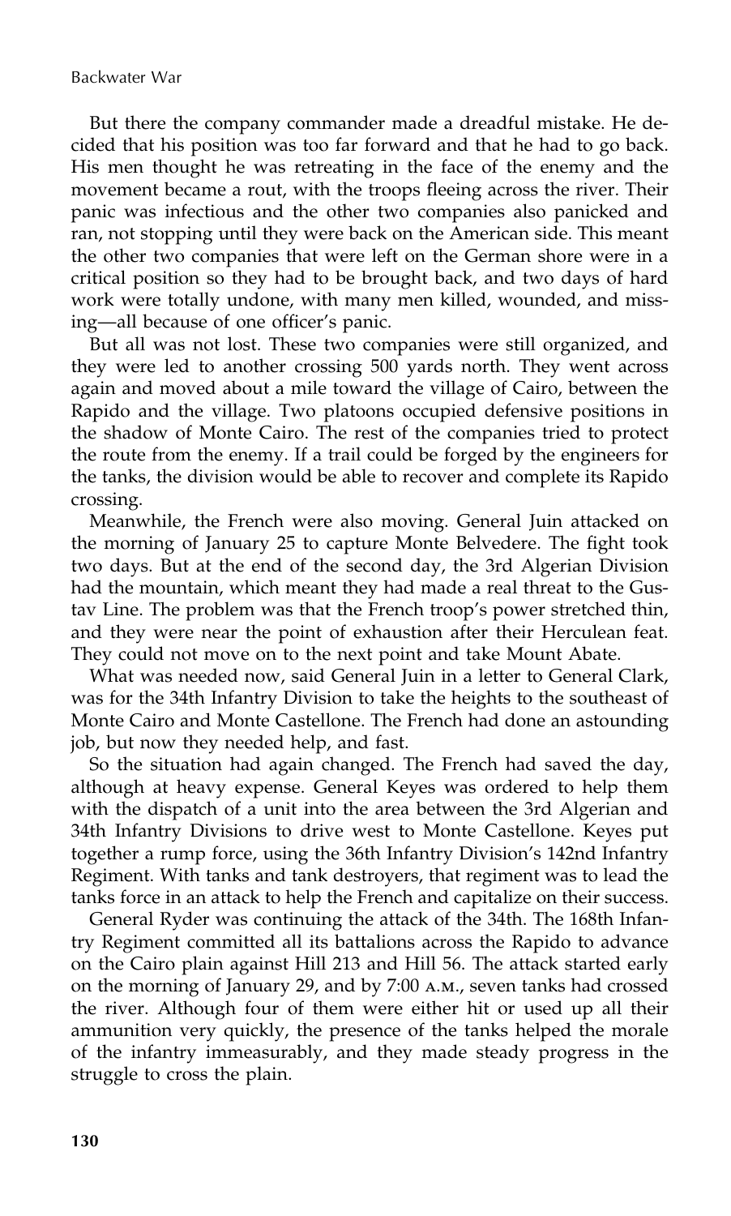But there the company commander made a dreadful mistake. He decided that his position was too far forward and that he had to go back. His men thought he was retreating in the face of the enemy and the movement became a rout, with the troops fleeing across the river. Their panic was infectious and the other two companies also panicked and ran, not stopping until they were back on the American side. This meant the other two companies that were left on the German shore were in a critical position so they had to be brought back, and two days of hard work were totally undone, with many men killed, wounded, and missing—all because of one officer's panic.

But all was not lost. These two companies were still organized, and they were led to another crossing 500 yards north. They went across again and moved about a mile toward the village of Cairo, between the Rapido and the village. Two platoons occupied defensive positions in the shadow of Monte Cairo. The rest of the companies tried to protect the route from the enemy. If a trail could be forged by the engineers for the tanks, the division would be able to recover and complete its Rapido crossing.

Meanwhile, the French were also moving. General Juin attacked on the morning of January 25 to capture Monte Belvedere. The fight took two days. But at the end of the second day, the 3rd Algerian Division had the mountain, which meant they had made a real threat to the Gustav Line. The problem was that the French troop's power stretched thin, and they were near the point of exhaustion after their Herculean feat. They could not move on to the next point and take Mount Abate.

What was needed now, said General Juin in a letter to General Clark, was for the 34th Infantry Division to take the heights to the southeast of Monte Cairo and Monte Castellone. The French had done an astounding job, but now they needed help, and fast.

So the situation had again changed. The French had saved the day, although at heavy expense. General Keyes was ordered to help them with the dispatch of a unit into the area between the 3rd Algerian and 34th Infantry Divisions to drive west to Monte Castellone. Keyes put together a rump force, using the 36th Infantry Division's 142nd Infantry Regiment. With tanks and tank destroyers, that regiment was to lead the tanks force in an attack to help the French and capitalize on their success.

General Ryder was continuing the attack of the 34th. The 168th Infantry Regiment committed all its battalions across the Rapido to advance on the Cairo plain against Hill 213 and Hill 56. The attack started early on the morning of January 29, and by 7:00 A.M., seven tanks had crossed the river. Although four of them were either hit or used up all their ammunition very quickly, the presence of the tanks helped the morale of the infantry immeasurably, and they made steady progress in the struggle to cross the plain.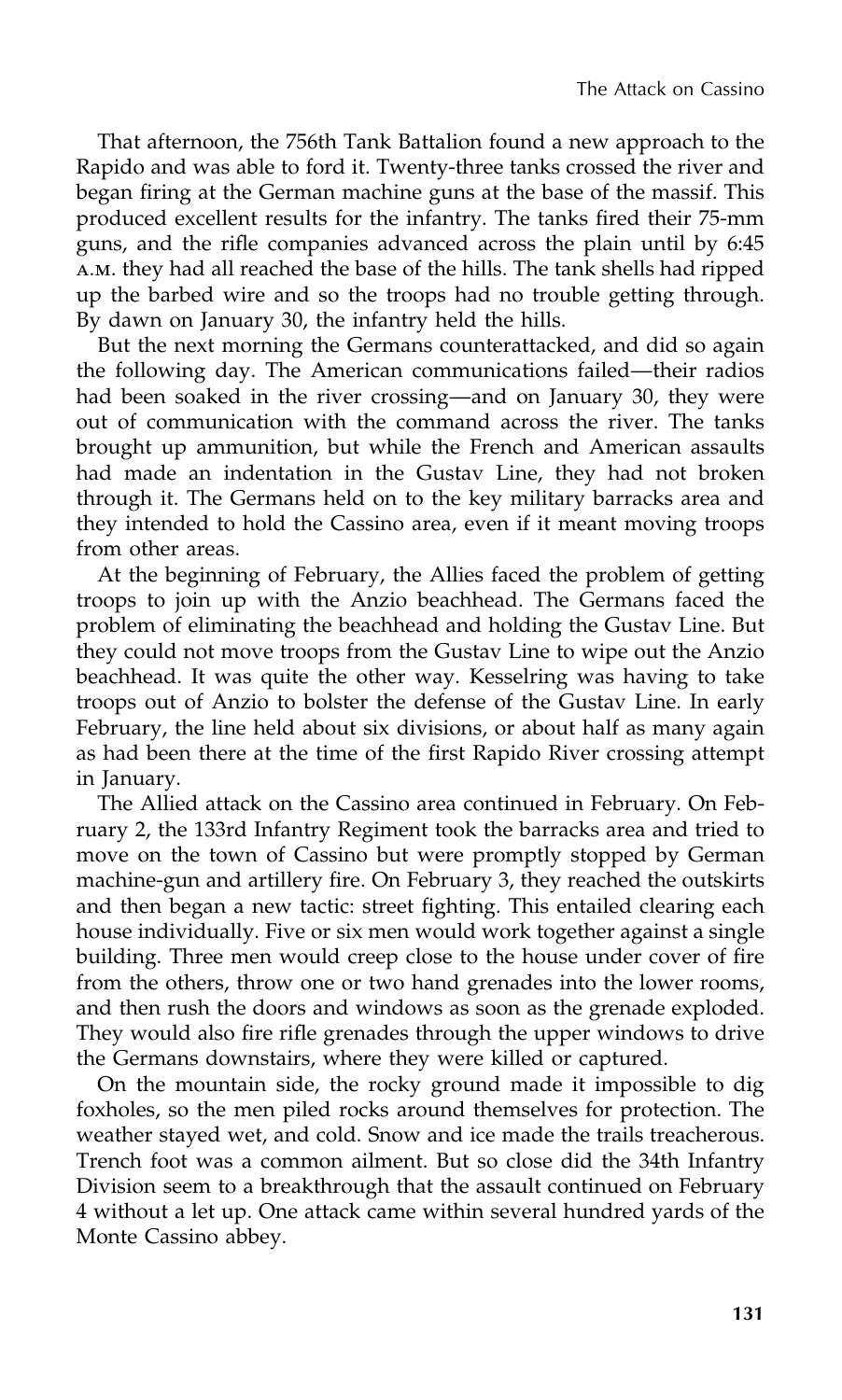That afternoon, the 756th Tank Battalion found a new approach to the Rapido and was able to ford it. Twenty-three tanks crossed the river and began firing at the German machine guns at the base of the massif. This produced excellent results for the infantry. The tanks fired their 75-mm guns, and the rifle companies advanced across the plain until by 6:45 A.M. they had all reached the base of the hills. The tank shells had ripped up the barbed wire and so the troops had no trouble getting through. By dawn on January 30, the infantry held the hills.

But the next morning the Germans counterattacked, and did so again the following day. The American communications failed—their radios had been soaked in the river crossing—and on January 30, they were out of communication with the command across the river. The tanks brought up ammunition, but while the French and American assaults had made an indentation in the Gustav Line, they had not broken through it. The Germans held on to the key military barracks area and they intended to hold the Cassino area, even if it meant moving troops from other areas.

At the beginning of February, the Allies faced the problem of getting troops to join up with the Anzio beachhead. The Germans faced the problem of eliminating the beachhead and holding the Gustav Line. But they could not move troops from the Gustav Line to wipe out the Anzio beachhead. It was quite the other way. Kesselring was having to take troops out of Anzio to bolster the defense of the Gustav Line. In early February, the line held about six divisions, or about half as many again as had been there at the time of the first Rapido River crossing attempt in January.

The Allied attack on the Cassino area continued in February. On February 2, the 133rd Infantry Regiment took the barracks area and tried to move on the town of Cassino but were promptly stopped by German machine-gun and artillery fire. On February 3, they reached the outskirts and then began a new tactic: street fighting. This entailed clearing each house individually. Five or six men would work together against a single building. Three men would creep close to the house under cover of fire from the others, throw one or two hand grenades into the lower rooms, and then rush the doors and windows as soon as the grenade exploded. They would also fire rifle grenades through the upper windows to drive the Germans downstairs, where they were killed or captured.

On the mountain side, the rocky ground made it impossible to dig foxholes, so the men piled rocks around themselves for protection. The weather stayed wet, and cold. Snow and ice made the trails treacherous. Trench foot was a common ailment. But so close did the 34th Infantry Division seem to a breakthrough that the assault continued on February 4 without a let up. One attack came within several hundred yards of the Monte Cassino abbey.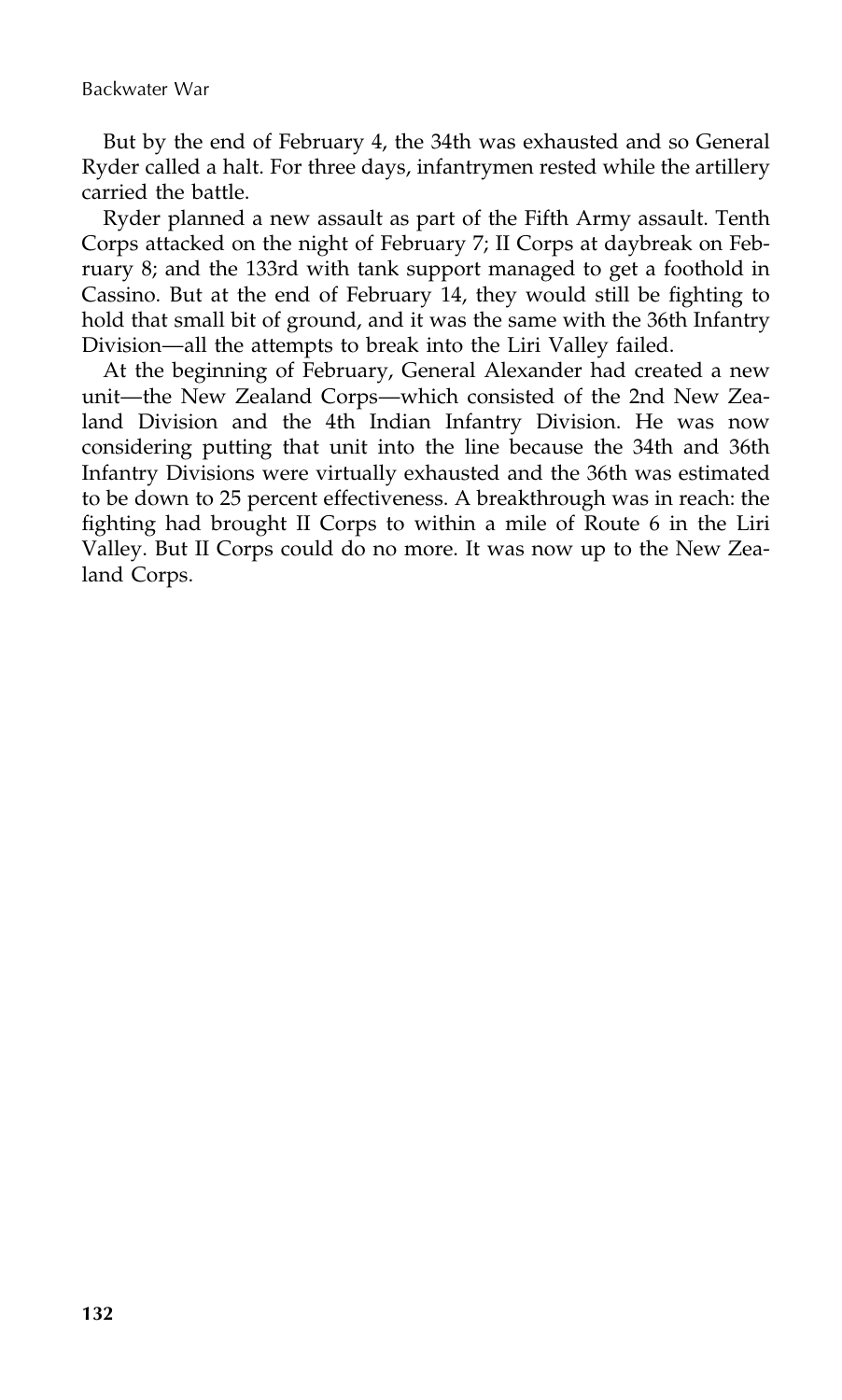But by the end of February 4, the 34th was exhausted and so General Ryder called a halt. For three days, infantrymen rested while the artillery carried the battle.

Ryder planned a new assault as part of the Fifth Army assault. Tenth Corps attacked on the night of February 7; II Corps at daybreak on February 8; and the 133rd with tank support managed to get a foothold in Cassino. But at the end of February 14, they would still be fighting to hold that small bit of ground, and it was the same with the 36th Infantry Division—all the attempts to break into the Liri Valley failed.

At the beginning of February, General Alexander had created a new unit—the New Zealand Corps—which consisted of the 2nd New Zealand Division and the 4th Indian Infantry Division. He was now considering putting that unit into the line because the 34th and 36th Infantry Divisions were virtually exhausted and the 36th was estimated to be down to 25 percent effectiveness. A breakthrough was in reach: the fighting had brought II Corps to within a mile of Route 6 in the Liri Valley. But II Corps could do no more. It was now up to the New Zealand Corps.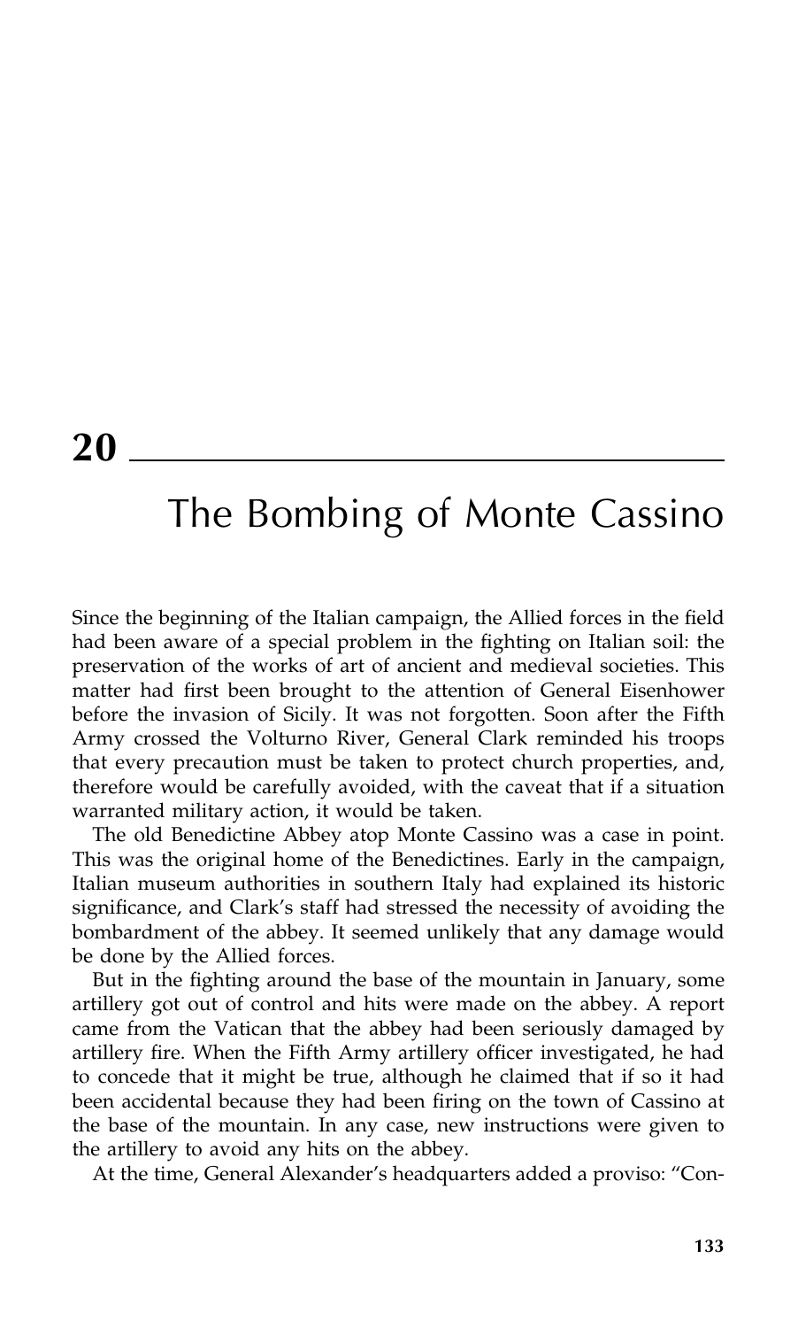# 20

## The Bombing of Monte Cassino

Since the beginning of the Italian campaign, the Allied forces in the field had been aware of a special problem in the fighting on Italian soil: the preservation of the works of art of ancient and medieval societies. This matter had first been brought to the attention of General Eisenhower before the invasion of Sicily. It was not forgotten. Soon after the Fifth Army crossed the Volturno River, General Clark reminded his troops that every precaution must be taken to protect church properties, and, therefore would be carefully avoided, with the caveat that if a situation warranted military action, it would be taken.

The old Benedictine Abbey atop Monte Cassino was a case in point. This was the original home of the Benedictines. Early in the campaign, Italian museum authorities in southern Italy had explained its historic significance, and Clark's staff had stressed the necessity of avoiding the bombardment of the abbey. It seemed unlikely that any damage would be done by the Allied forces.

But in the fighting around the base of the mountain in January, some artillery got out of control and hits were made on the abbey. A report came from the Vatican that the abbey had been seriously damaged by artillery fire. When the Fifth Army artillery officer investigated, he had to concede that it might be true, although he claimed that if so it had been accidental because they had been firing on the town of Cassino at the base of the mountain. In any case, new instructions were given to the artillery to avoid any hits on the abbey.

At the time, General Alexander's headquarters added a proviso: "Con-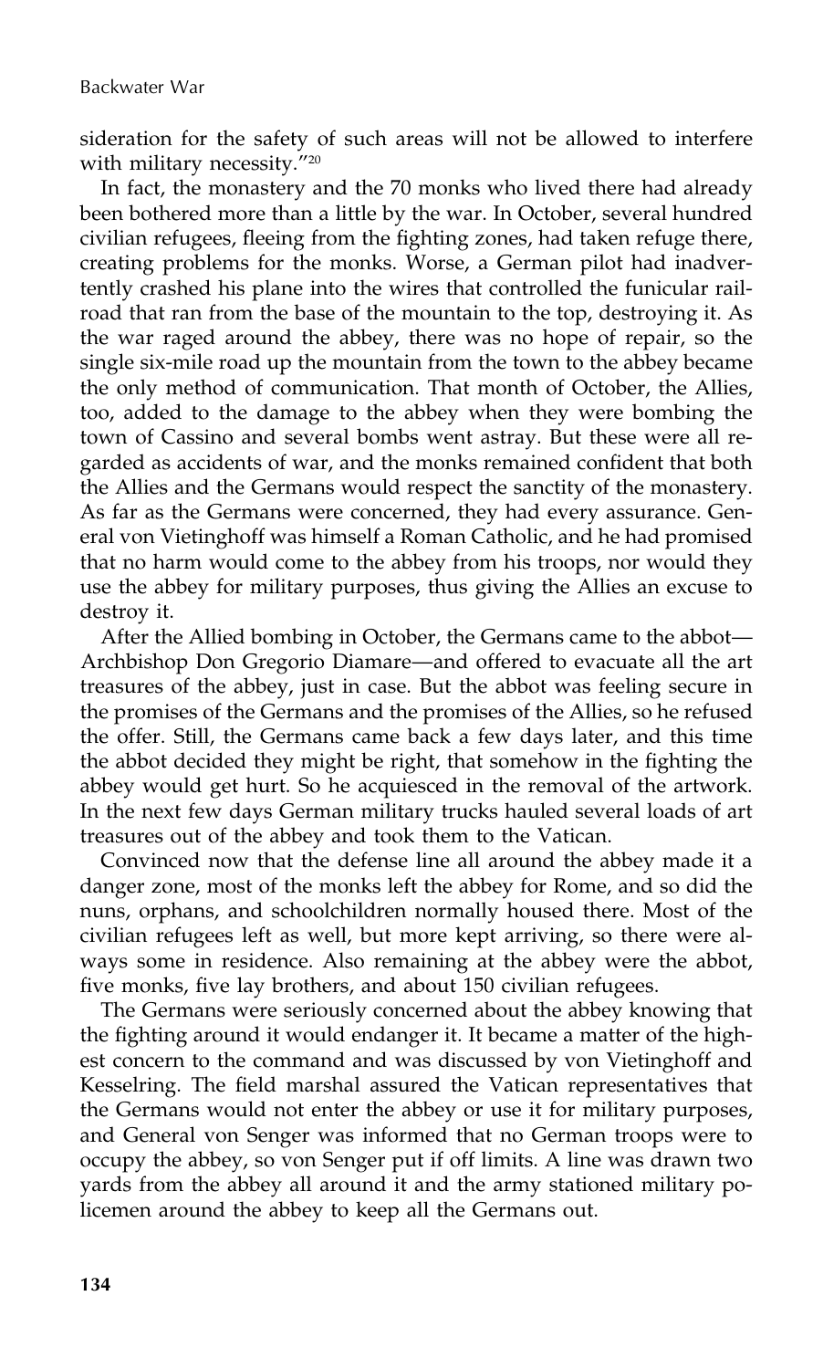sideration for the safety of such areas will not be allowed to interfere with military necessity."[20]

In fact, the monastery and the 70 monks who lived there had already been bothered more than a little by the war. In October, several hundred civilian refugees, fleeing from the fighting zones, had taken refuge there, creating problems for the monks. Worse, a German pilot had inadvertently crashed his plane into the wires that controlled the funicular railroad that ran from the base of the mountain to the top, destroying it. As the war raged around the abbey, there was no hope of repair, so the single six-mile road up the mountain from the town to the abbey became the only method of communication. That month of October, the Allies, too, added to the damage to the abbey when they were bombing the town of Cassino and several bombs went astray. But these were all regarded as accidents of war, and the monks remained confident that both the Allies and the Germans would respect the sanctity of the monastery. As far as the Germans were concerned, they had every assurance. General von Vietinghoff was himself a Roman Catholic, and he had promised that no harm would come to the abbey from his troops, nor would they use the abbey for military purposes, thus giving the Allies an excuse to destroy it.

After the Allied bombing in October, the Germans came to the abbot—Archbishop Don Gregorio Diamare—and offered to evacuate all the art treasures of the abbey, just in case. But the abbot was feeling secure in the promises of the Germans and the promises of the Allies, so he refused the offer. Still, the Germans came back a few days later, and this time the abbot decided they might be right, that somehow in the fighting the abbey would get hurt. So he acquiesced in the removal of the artwork. In the next few days German military trucks hauled several loads of art treasures out of the abbey and took them to the Vatican.

Convinced now that the defense line all around the abbey made it a danger zone, most of the monks left the abbey for Rome, and so did the nuns, orphans, and schoolchildren normally housed there. Most of the civilian refugees left as well, but more kept arriving, so there were always some in residence. Also remaining at the abbey were the abbot, five monks, five lay brothers, and about 150 civilian refugees.

The Germans were seriously concerned about the abbey knowing that the fighting around it would endanger it. It became a matter of the highest concern to the command and was discussed by von Vietinghoff and Kesselring. The field marshal assured the Vatican representatives that the Germans would not enter the abbey or use it for military purposes, and General von Senger was informed that no German troops were to occupy the abbey, so von Senger put if off limits. A line was drawn two yards from the abbey all around it and the army stationed military policemen around the abbey to keep all the Germans out.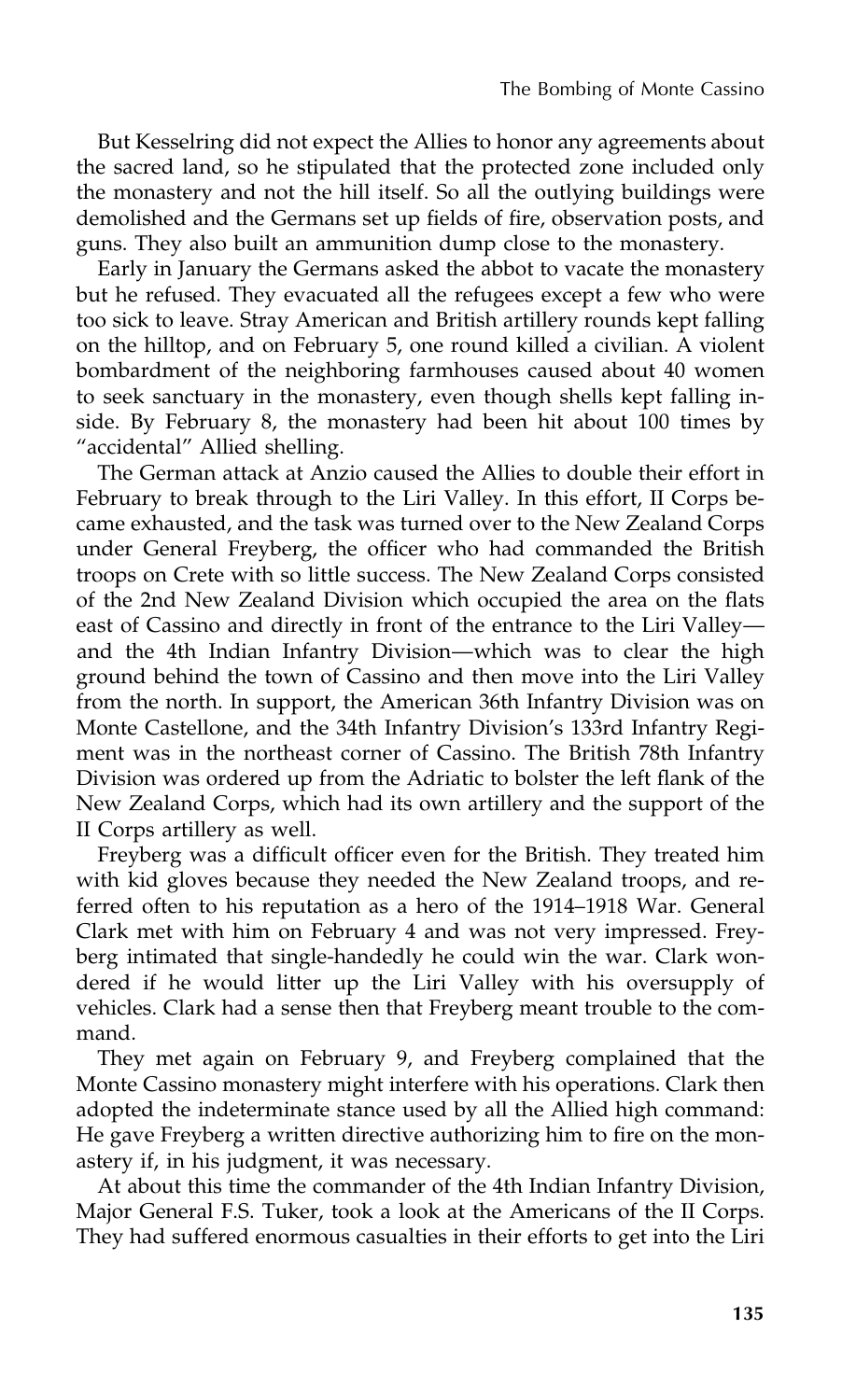But Kesselring did not expect the Allies to honor any agreements about the sacred land, so he stipulated that the protected zone included only the monastery and not the hill itself. So all the outlying buildings were demolished and the Germans set up fields of fire, observation posts, and guns. They also built an ammunition dump close to the monastery.

Early in January the Germans asked the abbot to vacate the monastery but he refused. They evacuated all the refugees except a few who were too sick to leave. Stray American and British artillery rounds kept falling on the hilltop, and on February 5, one round killed a civilian. A violent bombardment of the neighboring farmhouses caused about 40 women to seek sanctuary in the monastery, even though shells kept falling inside. By February 8, the monastery had been hit about 100 times by "accidental" Allied shelling.

The German attack at Anzio caused the Allies to double their effort in February to break through to the Liri Valley. In this effort, II Corps became exhausted, and the task was turned over to the New Zealand Corps under General Freyberg, the officer who had commanded the British troops on Crete with so little success. The New Zealand Corps consisted of the 2nd New Zealand Division which occupied the area on the flats east of Cassino and directly in front of the entrance to the Liri Valley—and the 4th Indian Infantry Division—which was to clear the high ground behind the town of Cassino and then move into the Liri Valley from the north. In support, the American 36th Infantry Division was on Monte Castellone, and the 34th Infantry Division's 133rd Infantry Regiment was in the northeast corner of Cassino. The British 78th Infantry Division was ordered up from the Adriatic to bolster the left flank of the New Zealand Corps, which had its own artillery and the support of the II Corps artillery as well.

Freyberg was a difficult officer even for the British. They treated him with kid gloves because they needed the New Zealand troops, and referred often to his reputation as a hero of the 1914–1918 War. General Clark met with him on February 4 and was not very impressed. Freyberg intimated that single-handedly he could win the war. Clark wondered if he would litter up the Liri Valley with his oversupply of vehicles. Clark had a sense then that Freyberg meant trouble to the command.

They met again on February 9, and Freyberg complained that the Monte Cassino monastery might interfere with his operations. Clark then adopted the indeterminate stance used by all the Allied high command: He gave Freyberg a written directive authorizing him to fire on the monastery if, in his judgment, it was necessary.

At about this time the commander of the 4th Indian Infantry Division, Major General F.S. Tuker, took a look at the Americans of the II Corps. They had suffered enormous casualties in their efforts to get into the Liri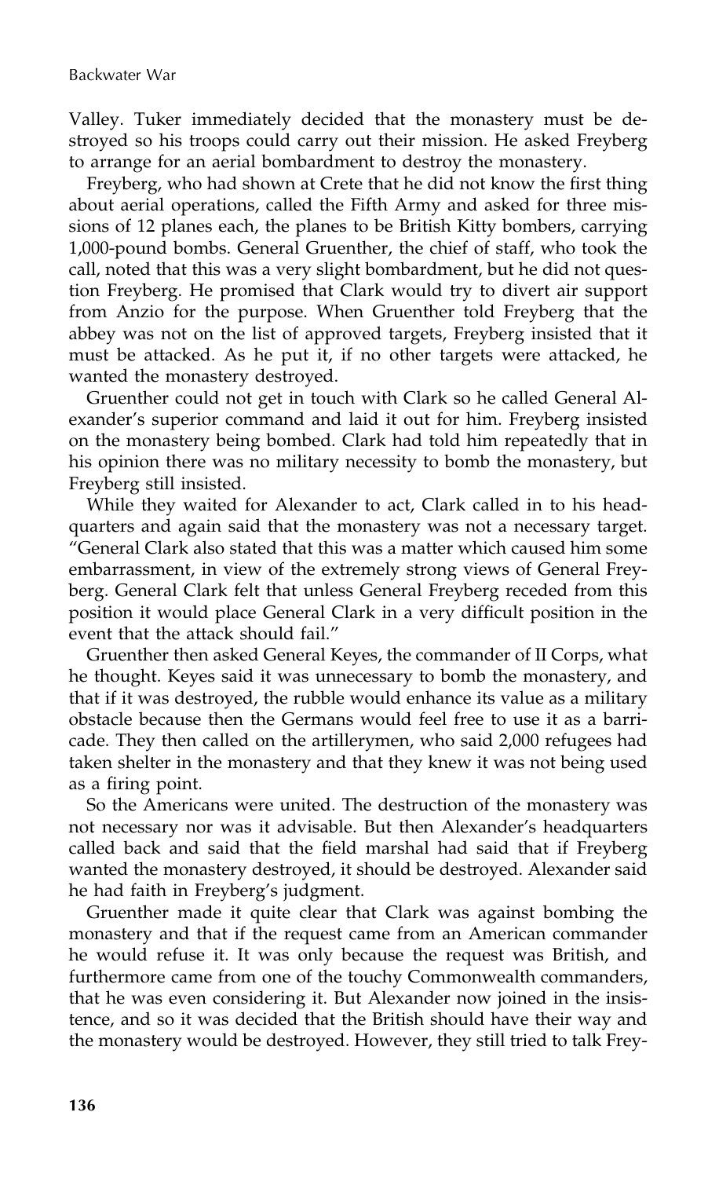Valley. Tuker immediately decided that the monastery must be destroyed so his troops could carry out their mission. He asked Freyberg to arrange for an aerial bombardment to destroy the monastery.

Freyberg, who had shown at Crete that he did not know the first thing about aerial operations, called the Fifth Army and asked for three missions of 12 planes each, the planes to be British Kitty bombers, carrying 1,000-pound bombs. General Gruenther, the chief of staff, who took the call, noted that this was a very slight bombardment, but he did not question Freyberg. He promised that Clark would try to divert air support from Anzio for the purpose. When Gruenther told Freyberg that the abbey was not on the list of approved targets, Freyberg insisted that it must be attacked. As he put it, if no other targets were attacked, he wanted the monastery destroyed.

Gruenther could not get in touch with Clark so he called General Alexander's superior command and laid it out for him. Freyberg insisted on the monastery being bombed. Clark had told him repeatedly that in his opinion there was no military necessity to bomb the monastery, but Freyberg still insisted.

While they waited for Alexander to act, Clark called in to his headquarters and again said that the monastery was not a necessary target. "General Clark also stated that this was a matter which caused him some embarrassment, in view of the extremely strong views of General Freyberg. General Clark felt that unless General Freyberg receded from this position it would place General Clark in a very difficult position in the event that the attack should fail."

Gruenther then asked General Keyes, the commander of II Corps, what he thought. Keyes said it was unnecessary to bomb the monastery, and that if it was destroyed, the rubble would enhance its value as a military obstacle because then the Germans would feel free to use it as a barricade. They then called on the artillerymen, who said 2,000 refugees had taken shelter in the monastery and that they knew it was not being used as a firing point.

So the Americans were united. The destruction of the monastery was not necessary nor was it advisable. But then Alexander's headquarters called back and said that the field marshal had said that if Freyberg wanted the monastery destroyed, it should be destroyed. Alexander said he had faith in Freyberg's judgment.

Gruenther made it quite clear that Clark was against bombing the monastery and that if the request came from an American commander he would refuse it. It was only because the request was British, and furthermore came from one of the touchy Commonwealth commanders, that he was even considering it. But Alexander now joined in the insistence, and so it was decided that the British should have their way and the monastery would be destroyed. However, they still tried to talk Frey-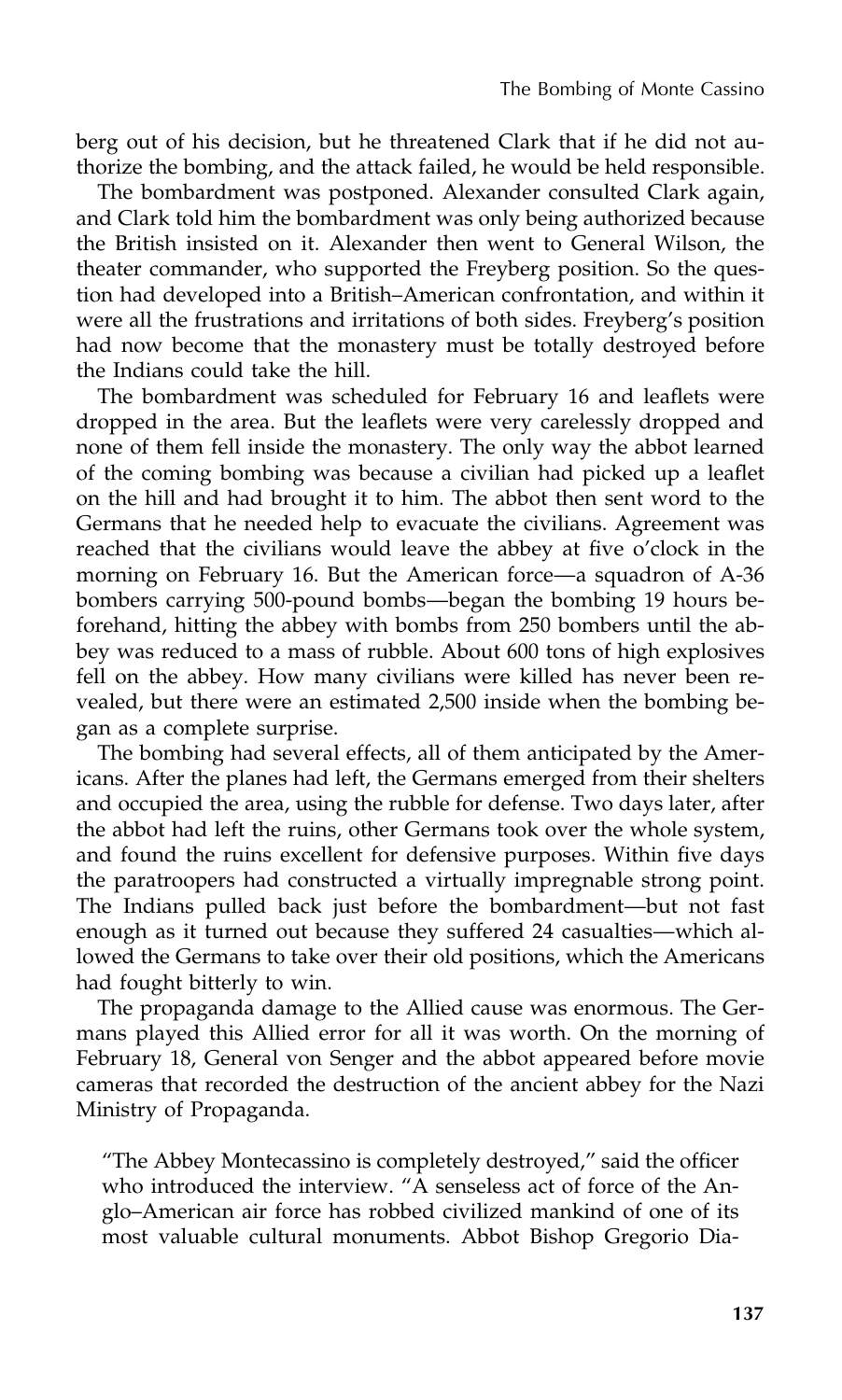berg out of his decision, but he threatened Clark that if he did not authorize the bombing, and the attack failed, he would be held responsible.

The bombardment was postponed. Alexander consulted Clark again, and Clark told him the bombardment was only being authorized because the British insisted on it. Alexander then went to General Wilson, the theater commander, who supported the Freyberg position. So the question had developed into a British–American confrontation, and within it were all the frustrations and irritations of both sides. Freyberg's position had now become that the monastery must be totally destroyed before the Indians could take the hill.

The bombardment was scheduled for February 16 and leaflets were dropped in the area. But the leaflets were very carelessly dropped and none of them fell inside the monastery. The only way the abbot learned of the coming bombing was because a civilian had picked up a leaflet on the hill and had brought it to him. The abbot then sent word to the Germans that he needed help to evacuate the civilians. Agreement was reached that the civilians would leave the abbey at five o'clock in the morning on February 16. But the American force—a squadron of A-36 bombers carrying 500-pound bombs—began the bombing 19 hours beforehand, hitting the abbey with bombs from 250 bombers until the abbey was reduced to a mass of rubble. About 600 tons of high explosives fell on the abbey. How many civilians were killed has never been revealed, but there were an estimated 2,500 inside when the bombing began as a complete surprise.

The bombing had several effects, all of them anticipated by the Americans. After the planes had left, the Germans emerged from their shelters and occupied the area, using the rubble for defense. Two days later, after the abbot had left the ruins, other Germans took over the whole system, and found the ruins excellent for defensive purposes. Within five days the paratroopers had constructed a virtually impregnable strong point. The Indians pulled back just before the bombardment—but not fast enough as it turned out because they suffered 24 casualties—which allowed the Germans to take over their old positions, which the Americans had fought bitterly to win.

The propaganda damage to the Allied cause was enormous. The Germans played this Allied error for all it was worth. On the morning of February 18, General von Senger and the abbot appeared before movie cameras that recorded the destruction of the ancient abbey for the Nazi Ministry of Propaganda.

> "The Abbey Montecassino is completely destroyed," said the officer who introduced the interview. "A senseless act of force of the Anglo–American air force has robbed civilized mankind of one of its most valuable cultural monuments. Abbot Bishop Gregorio Dia-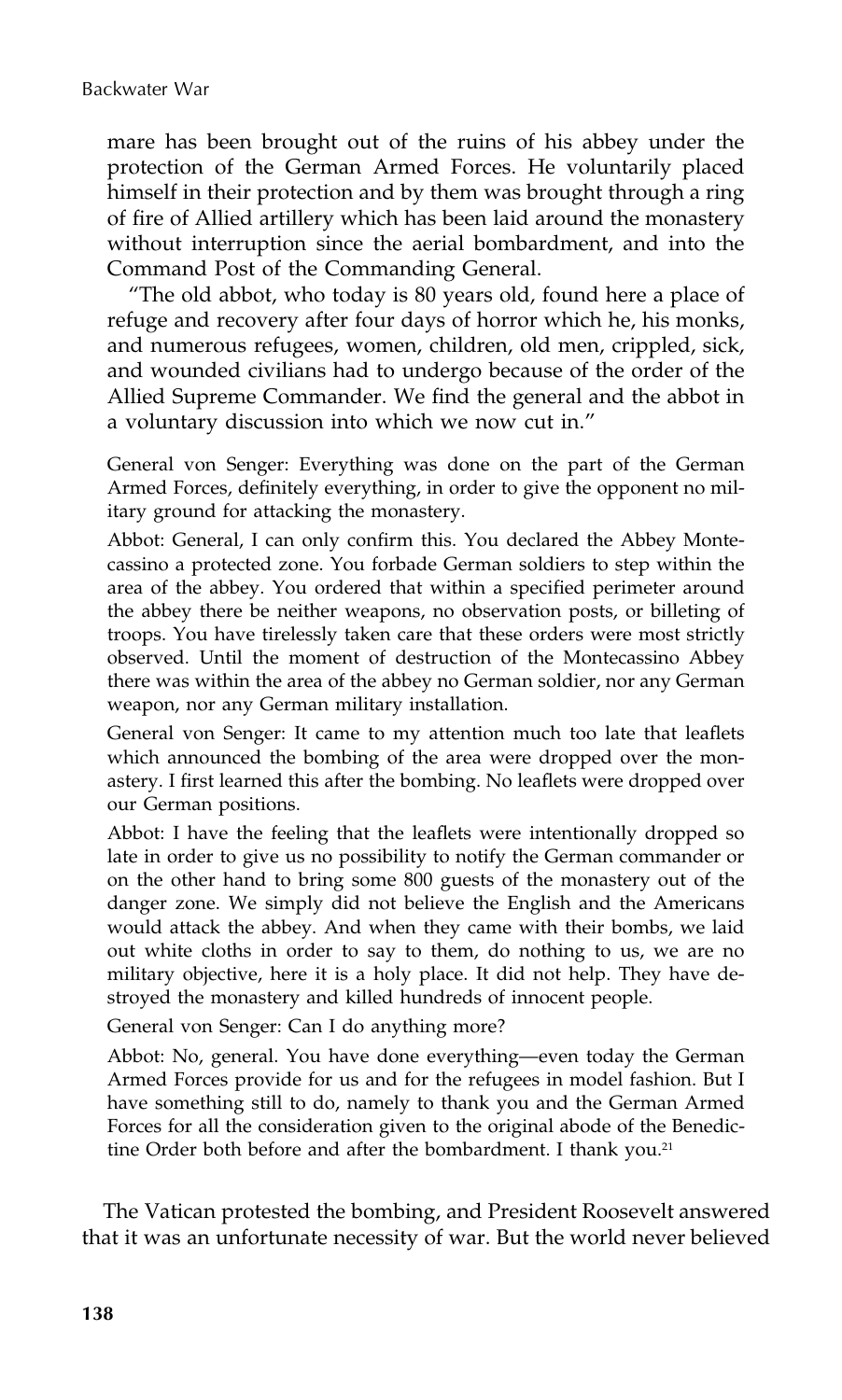mare has been brought out of the ruins of his abbey under the protection of the German Armed Forces. He voluntarily placed himself in their protection and by them was brought through a ring of fire of Allied artillery which has been laid around the monastery without interruption since the aerial bombardment, and into the Command Post of the Commanding General.

"The old abbot, who today is 80 years old, found here a place of refuge and recovery after four days of horror which he, his monks, and numerous refugees, women, children, old men, crippled, sick, and wounded civilians had to undergo because of the order of the Allied Supreme Commander. We find the general and the abbot in a voluntary discussion into which we now cut in."

General von Senger: Everything was done on the part of the German Armed Forces, definitely everything, in order to give the opponent no military ground for attacking the monastery.

Abbot: General, I can only confirm this. You declared the Abbey Montecassino a protected zone. You forbade German soldiers to step within the area of the abbey. You ordered that within a specified perimeter around the abbey there be neither weapons, no observation posts, or billeting of troops. You have tirelessly taken care that these orders were most strictly observed. Until the moment of destruction of the Montecassino Abbey there was within the area of the abbey no German soldier, nor any German weapon, nor any German military installation.

General von Senger: It came to my attention much too late that leaflets which announced the bombing of the area were dropped over the monastery. I first learned this after the bombing. No leaflets were dropped over our German positions.

Abbot: I have the feeling that the leaflets were intentionally dropped so late in order to give us no possibility to notify the German commander or on the other hand to bring some 800 guests of the monastery out of the danger zone. We simply did not believe the English and the Americans would attack the abbey. And when they came with their bombs, we laid out white cloths in order to say to them, do nothing to us, we are no military objective, here it is a holy place. It did not help. They have destroyed the monastery and killed hundreds of innocent people.

General von Senger: Can I do anything more?

Abbot: No, general. You have done everything—even today the German Armed Forces provide for us and for the refugees in model fashion. But I have something still to do, namely to thank you and the German Armed Forces for all the consideration given to the original abode of the Benedictine Order both before and after the bombardment. I thank you.[21]

The Vatican protested the bombing, and President Roosevelt answered that it was an unfortunate necessity of war. But the world never believed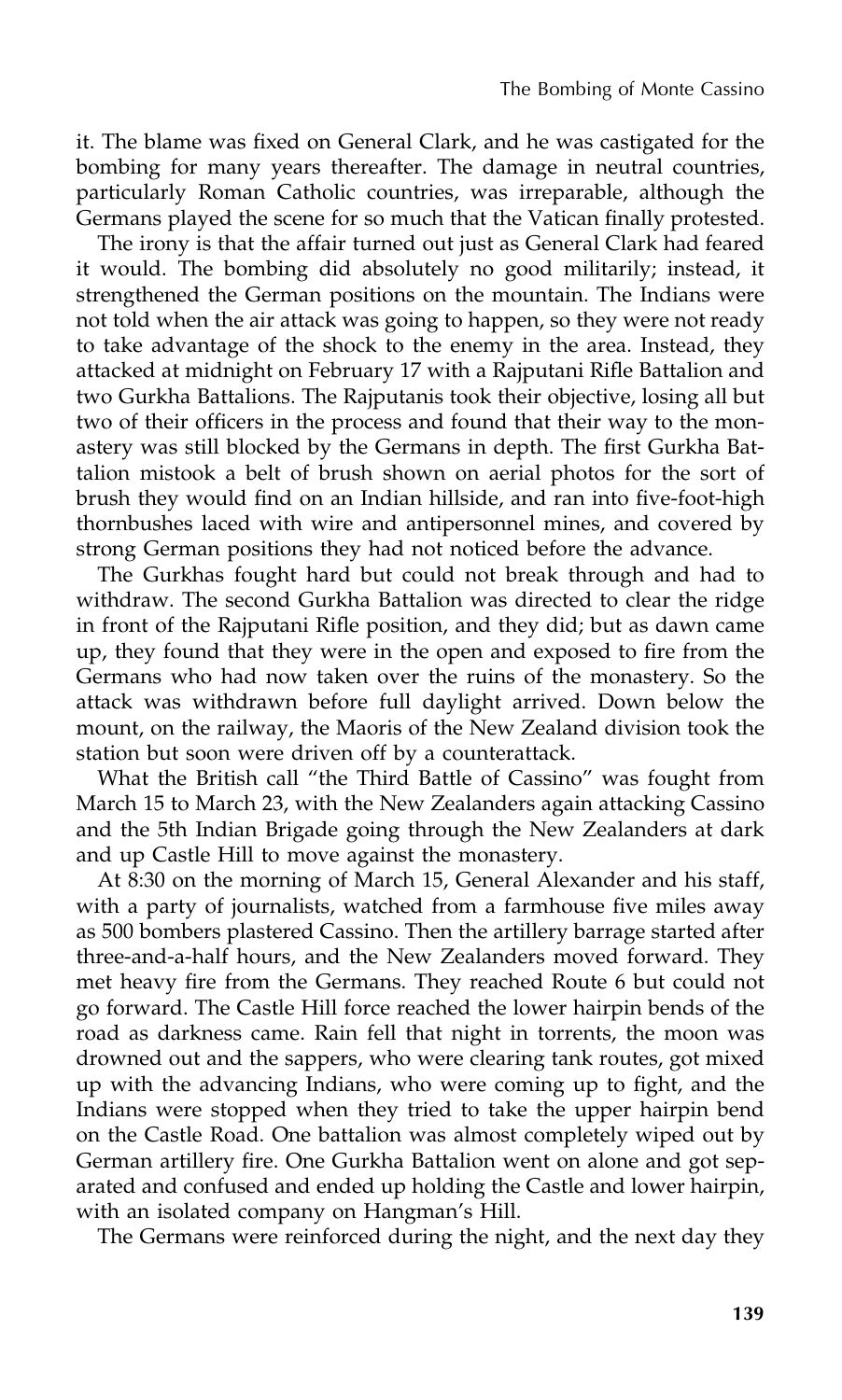it. The blame was fixed on General Clark, and he was castigated for the bombing for many years thereafter. The damage in neutral countries, particularly Roman Catholic countries, was irreparable, although the Germans played the scene for so much that the Vatican finally protested.

The irony is that the affair turned out just as General Clark had feared it would. The bombing did absolutely no good militarily; instead, it strengthened the German positions on the mountain. The Indians were not told when the air attack was going to happen, so they were not ready to take advantage of the shock to the enemy in the area. Instead, they attacked at midnight on February 17 with a Rajputani Rifle Battalion and two Gurkha Battalions. The Rajputanis took their objective, losing all but two of their officers in the process and found that their way to the monastery was still blocked by the Germans in depth. The first Gurkha Battalion mistook a belt of brush shown on aerial photos for the sort of brush they would find on an Indian hillside, and ran into five-foot-high thornbushes laced with wire and antipersonnel mines, and covered by strong German positions they had not noticed before the advance.

The Gurkhas fought hard but could not break through and had to withdraw. The second Gurkha Battalion was directed to clear the ridge in front of the Rajputani Rifle position, and they did; but as dawn came up, they found that they were in the open and exposed to fire from the Germans who had now taken over the ruins of the monastery. So the attack was withdrawn before full daylight arrived. Down below the mount, on the railway, the Maoris of the New Zealand division took the station but soon were driven off by a counterattack.

What the British call "the Third Battle of Cassino" was fought from March 15 to March 23, with the New Zealanders again attacking Cassino and the 5th Indian Brigade going through the New Zealanders at dark and up Castle Hill to move against the monastery.

At 8:30 on the morning of March 15, General Alexander and his staff, with a party of journalists, watched from a farmhouse five miles away as 500 bombers plastered Cassino. Then the artillery barrage started after three-and-a-half hours, and the New Zealanders moved forward. They met heavy fire from the Germans. They reached Route 6 but could not go forward. The Castle Hill force reached the lower hairpin bends of the road as darkness came. Rain fell that night in torrents, the moon was drowned out and the sappers, who were clearing tank routes, got mixed up with the advancing Indians, who were coming up to fight, and the Indians were stopped when they tried to take the upper hairpin bend on the Castle Road. One battalion was almost completely wiped out by German artillery fire. One Gurkha Battalion went on alone and got separated and confused and ended up holding the Castle and lower hairpin, with an isolated company on Hangman's Hill.

The Germans were reinforced during the night, and the next day they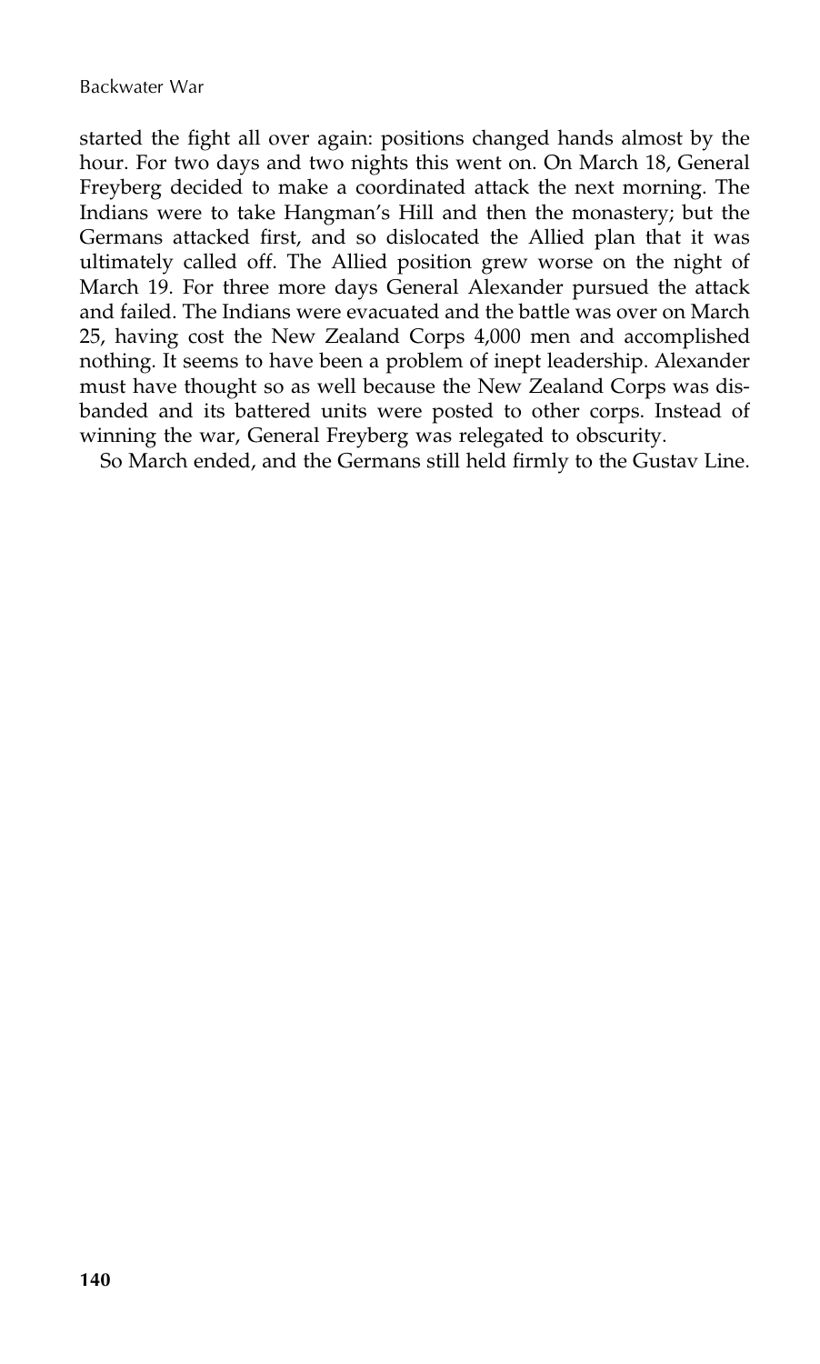started the fight all over again: positions changed hands almost by the hour. For two days and two nights this went on. On March 18, General Freyberg decided to make a coordinated attack the next morning. The Indians were to take Hangman's Hill and then the monastery; but the Germans attacked first, and so dislocated the Allied plan that it was ultimately called off. The Allied position grew worse on the night of March 19. For three more days General Alexander pursued the attack and failed. The Indians were evacuated and the battle was over on March 25, having cost the New Zealand Corps 4,000 men and accomplished nothing. It seems to have been a problem of inept leadership. Alexander must have thought so as well because the New Zealand Corps was disbanded and its battered units were posted to other corps. Instead of winning the war, General Freyberg was relegated to obscurity.

So March ended, and the Germans still held firmly to the Gustav Line.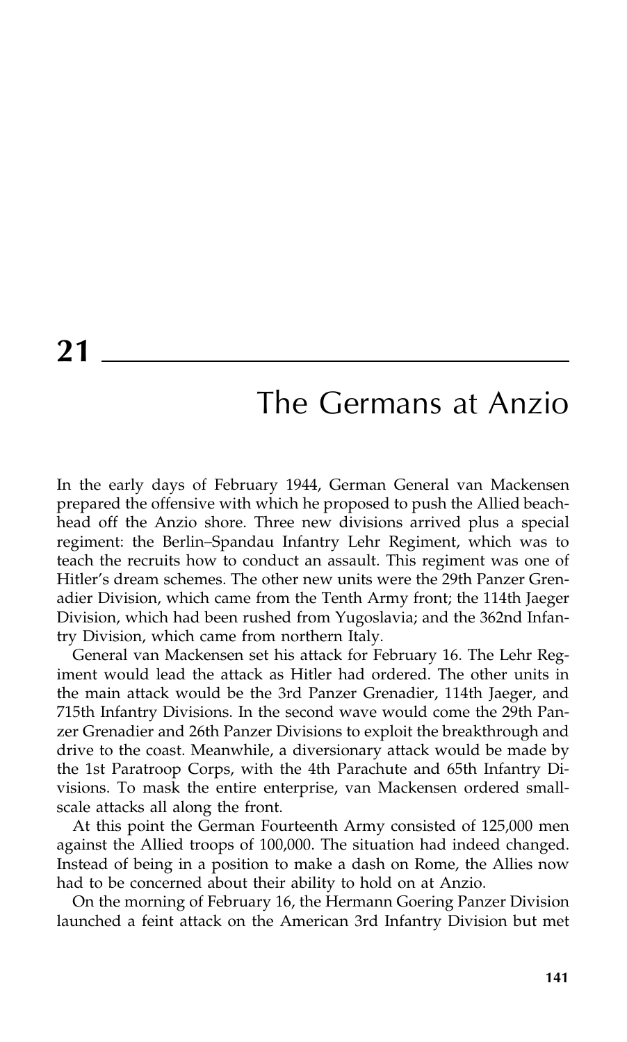# 21

## The Germans at Anzio

In the early days of February 1944, German General van Mackensen prepared the offensive with which he proposed to push the Allied beachhead off the Anzio shore. Three new divisions arrived plus a special regiment: the Berlin–Spandau Infantry Lehr Regiment, which was to teach the recruits how to conduct an assault. This regiment was one of Hitler's dream schemes. The other new units were the 29th Panzer Grenadier Division, which came from the Tenth Army front; the 114th Jaeger Division, which had been rushed from Yugoslavia; and the 362nd Infantry Division, which came from northern Italy.

General van Mackensen set his attack for February 16. The Lehr Regiment would lead the attack as Hitler had ordered. The other units in the main attack would be the 3rd Panzer Grenadier, 114th Jaeger, and 715th Infantry Divisions. In the second wave would come the 29th Panzer Grenadier and 26th Panzer Divisions to exploit the breakthrough and drive to the coast. Meanwhile, a diversionary attack would be made by the 1st Paratroop Corps, with the 4th Parachute and 65th Infantry Divisions. To mask the entire enterprise, van Mackensen ordered small-scale attacks all along the front.

At this point the German Fourteenth Army consisted of 125,000 men against the Allied troops of 100,000. The situation had indeed changed. Instead of being in a position to make a dash on Rome, the Allies now had to be concerned about their ability to hold on at Anzio.

On the morning of February 16, the Hermann Goering Panzer Division launched a feint attack on the American 3rd Infantry Division but met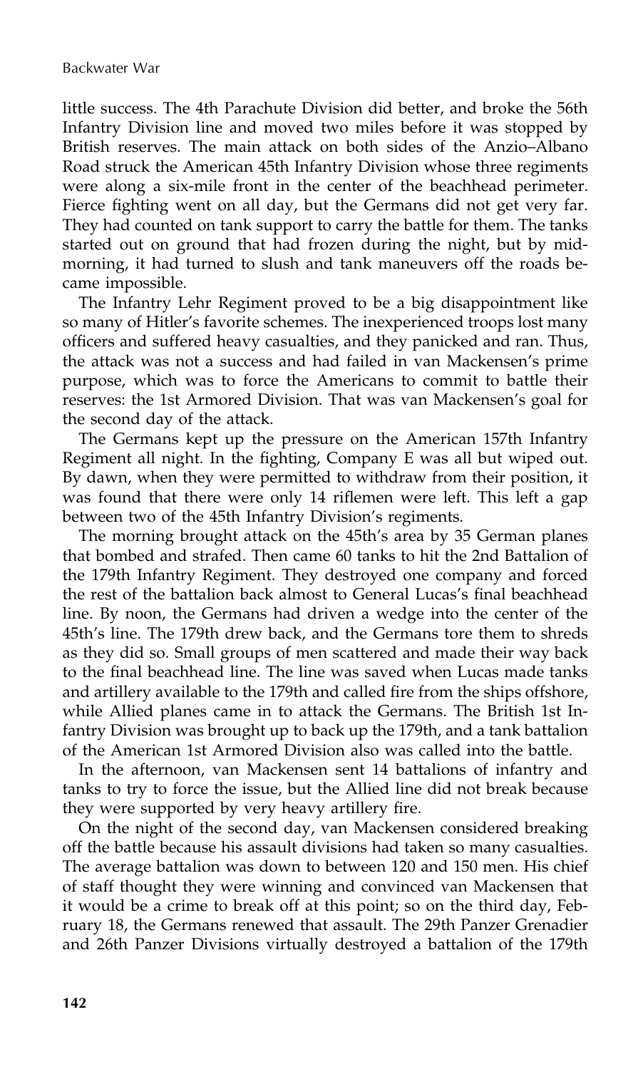little success. The 4th Parachute Division did better, and broke the 56th Infantry Division line and moved two miles before it was stopped by British reserves. The main attack on both sides of the Anzio–Albano Road struck the American 45th Infantry Division whose three regiments were along a six-mile front in the center of the beachhead perimeter. Fierce fighting went on all day, but the Germans did not get very far. They had counted on tank support to carry the battle for them. The tanks started out on ground that had frozen during the night, but by mid-morning, it had turned to slush and tank maneuvers off the roads became impossible.

The Infantry Lehr Regiment proved to be a big disappointment like so many of Hitler's favorite schemes. The inexperienced troops lost many officers and suffered heavy casualties, and they panicked and ran. Thus, the attack was not a success and had failed in van Mackensen's prime purpose, which was to force the Americans to commit to battle their reserves: the 1st Armored Division. That was van Mackensen's goal for the second day of the attack.

The Germans kept up the pressure on the American 157th Infantry Regiment all night. In the fighting, Company E was all but wiped out. By dawn, when they were permitted to withdraw from their position, it was found that there were only 14 riflemen were left. This left a gap between two of the 45th Infantry Division's regiments.

The morning brought attack on the 45th's area by 35 German planes that bombed and strafed. Then came 60 tanks to hit the 2nd Battalion of the 179th Infantry Regiment. They destroyed one company and forced the rest of the battalion back almost to General Lucas's final beachhead line. By noon, the Germans had driven a wedge into the center of the 45th's line. The 179th drew back, and the Germans tore them to shreds as they did so. Small groups of men scattered and made their way back to the final beachhead line. The line was saved when Lucas made tanks and artillery available to the 179th and called fire from the ships offshore, while Allied planes came in to attack the Germans. The British 1st Infantry Division was brought up to back up the 179th, and a tank battalion of the American 1st Armored Division also was called into the battle.

In the afternoon, van Mackensen sent 14 battalions of infantry and tanks to try to force the issue, but the Allied line did not break because they were supported by very heavy artillery fire.

On the night of the second day, van Mackensen considered breaking off the battle because his assault divisions had taken so many casualties. The average battalion was down to between 120 and 150 men. His chief of staff thought they were winning and convinced van Mackensen that it would be a crime to break off at this point; so on the third day, February 18, the Germans renewed that assault. The 29th Panzer Grenadier and 26th Panzer Divisions virtually destroyed a battalion of the 179th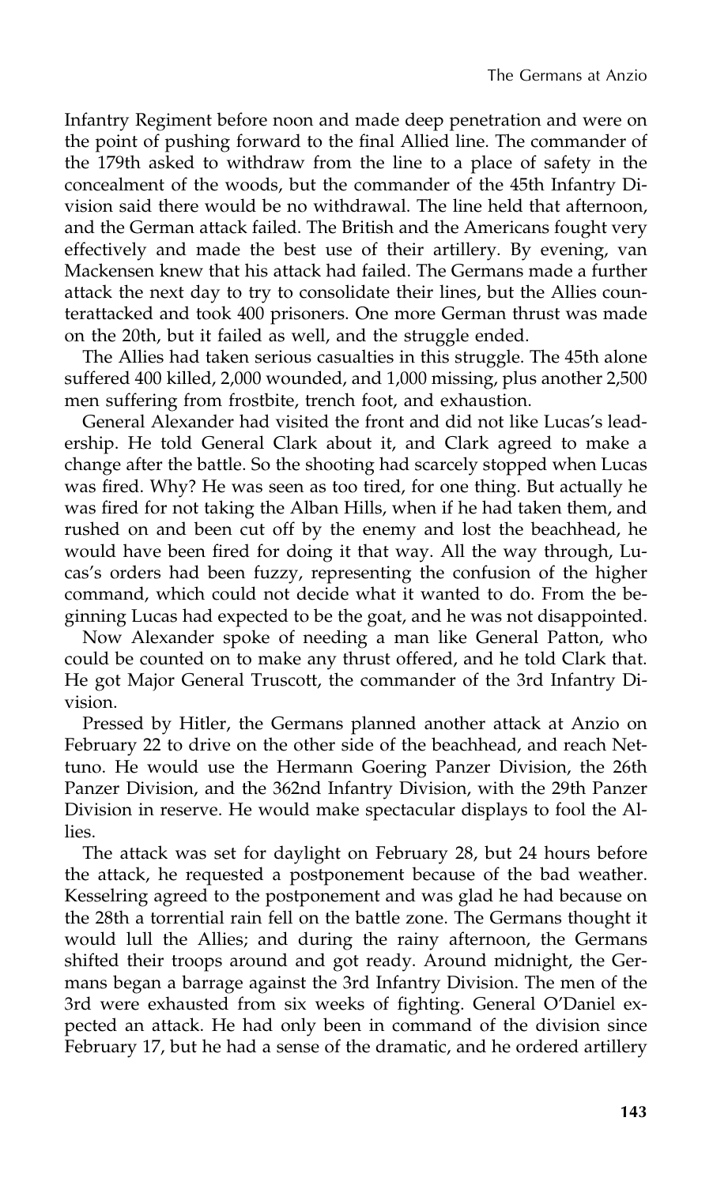Infantry Regiment before noon and made deep penetration and were on the point of pushing forward to the final Allied line. The commander of the 179th asked to withdraw from the line to a place of safety in the concealment of the woods, but the commander of the 45th Infantry Division said there would be no withdrawal. The line held that afternoon, and the German attack failed. The British and the Americans fought very effectively and made the best use of their artillery. By evening, van Mackensen knew that his attack had failed. The Germans made a further attack the next day to try to consolidate their lines, but the Allies counterattacked and took 400 prisoners. One more German thrust was made on the 20th, but it failed as well, and the struggle ended.

The Allies had taken serious casualties in this struggle. The 45th alone suffered 400 killed, 2,000 wounded, and 1,000 missing, plus another 2,500 men suffering from frostbite, trench foot, and exhaustion.

General Alexander had visited the front and did not like Lucas's leadership. He told General Clark about it, and Clark agreed to make a change after the battle. So the shooting had scarcely stopped when Lucas was fired. Why? He was seen as too tired, for one thing. But actually he was fired for not taking the Alban Hills, when if he had taken them, and rushed on and been cut off by the enemy and lost the beachhead, he would have been fired for doing it that way. All the way through, Lucas's orders had been fuzzy, representing the confusion of the higher command, which could not decide what it wanted to do. From the beginning Lucas had expected to be the goat, and he was not disappointed.

Now Alexander spoke of needing a man like General Patton, who could be counted on to make any thrust offered, and he told Clark that. He got Major General Truscott, the commander of the 3rd Infantry Division.

Pressed by Hitler, the Germans planned another attack at Anzio on February 22 to drive on the other side of the beachhead, and reach Nettuno. He would use the Hermann Goering Panzer Division, the 26th Panzer Division, and the 362nd Infantry Division, with the 29th Panzer Division in reserve. He would make spectacular displays to fool the Allies.

The attack was set for daylight on February 28, but 24 hours before the attack, he requested a postponement because of the bad weather. Kesselring agreed to the postponement and was glad he had because on the 28th a torrential rain fell on the battle zone. The Germans thought it would lull the Allies; and during the rainy afternoon, the Germans shifted their troops around and got ready. Around midnight, the Germans began a barrage against the 3rd Infantry Division. The men of the 3rd were exhausted from six weeks of fighting. General O'Daniel expected an attack. He had only been in command of the division since February 17, but he had a sense of the dramatic, and he ordered artillery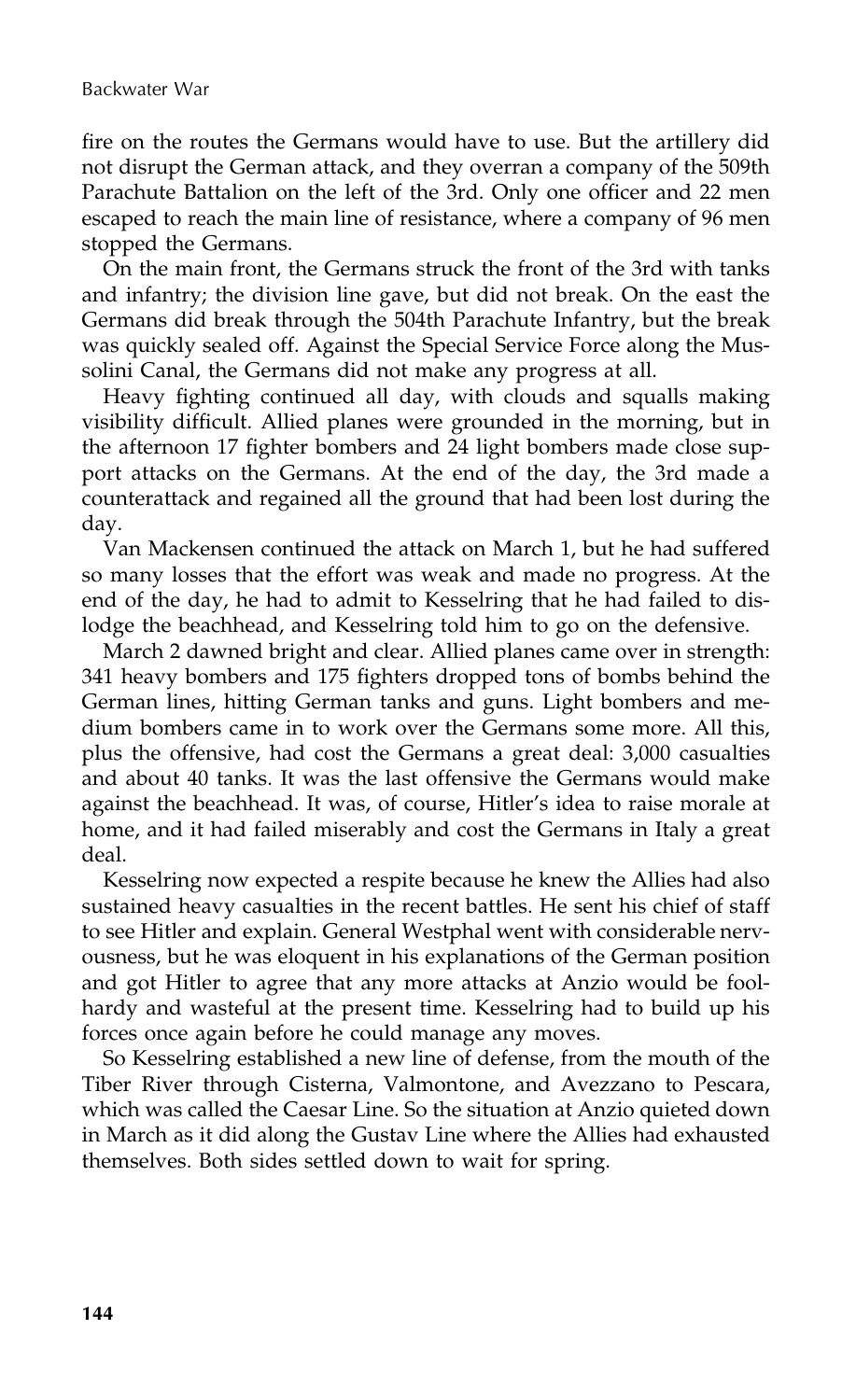fire on the routes the Germans would have to use. But the artillery did not disrupt the German attack, and they overran a company of the 509th Parachute Battalion on the left of the 3rd. Only one officer and 22 men escaped to reach the main line of resistance, where a company of 96 men stopped the Germans.

On the main front, the Germans struck the front of the 3rd with tanks and infantry; the division line gave, but did not break. On the east the Germans did break through the 504th Parachute Infantry, but the break was quickly sealed off. Against the Special Service Force along the Mussolini Canal, the Germans did not make any progress at all.

Heavy fighting continued all day, with clouds and squalls making visibility difficult. Allied planes were grounded in the morning, but in the afternoon 17 fighter bombers and 24 light bombers made close support attacks on the Germans. At the end of the day, the 3rd made a counterattack and regained all the ground that had been lost during the day.

Van Mackensen continued the attack on March 1, but he had suffered so many losses that the effort was weak and made no progress. At the end of the day, he had to admit to Kesselring that he had failed to dislodge the beachhead, and Kesselring told him to go on the defensive.

March 2 dawned bright and clear. Allied planes came over in strength: 341 heavy bombers and 175 fighters dropped tons of bombs behind the German lines, hitting German tanks and guns. Light bombers and medium bombers came in to work over the Germans some more. All this, plus the offensive, had cost the Germans a great deal: 3,000 casualties and about 40 tanks. It was the last offensive the Germans would make against the beachhead. It was, of course, Hitler's idea to raise morale at home, and it had failed miserably and cost the Germans in Italy a great deal.

Kesselring now expected a respite because he knew the Allies had also sustained heavy casualties in the recent battles. He sent his chief of staff to see Hitler and explain. General Westphal went with considerable nervousness, but he was eloquent in his explanations of the German position and got Hitler to agree that any more attacks at Anzio would be foolhardy and wasteful at the present time. Kesselring had to build up his forces once again before he could manage any moves.

So Kesselring established a new line of defense, from the mouth of the Tiber River through Cisterna, Valmontone, and Avezzano to Pescara, which was called the Caesar Line. So the situation at Anzio quieted down in March as it did along the Gustav Line where the Allies had exhausted themselves. Both sides settled down to wait for spring.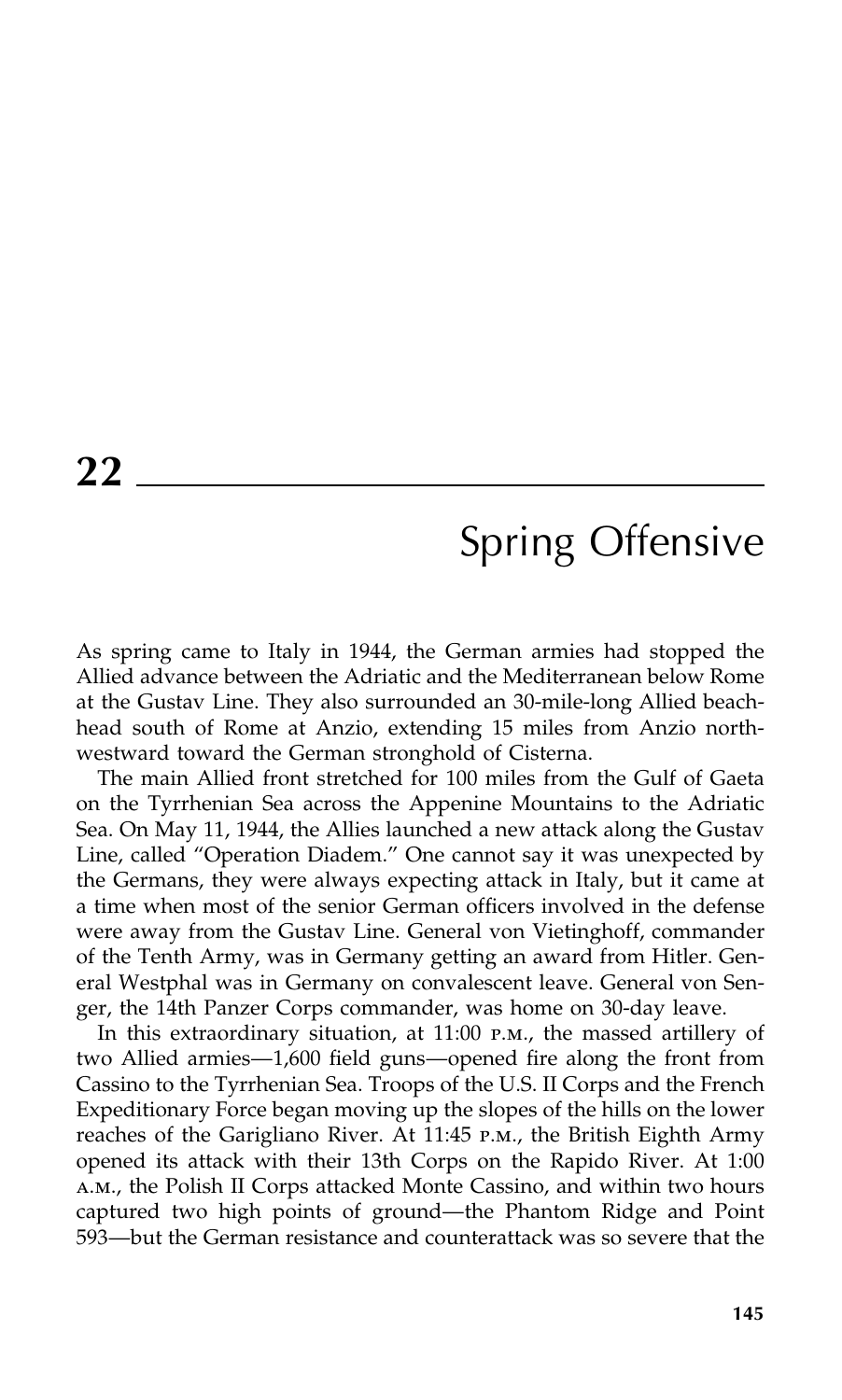# 22

## Spring Offensive

As spring came to Italy in 1944, the German armies had stopped the Allied advance between the Adriatic and the Mediterranean below Rome at the Gustav Line. They also surrounded an 30-mile-long Allied beachhead south of Rome at Anzio, extending 15 miles from Anzio northwestward toward the German stronghold of Cisterna.

The main Allied front stretched for 100 miles from the Gulf of Gaeta on the Tyrrhenian Sea across the Appenine Mountains to the Adriatic Sea. On May 11, 1944, the Allies launched a new attack along the Gustav Line, called "Operation Diadem." One cannot say it was unexpected by the Germans, they were always expecting attack in Italy, but it came at a time when most of the senior German officers involved in the defense were away from the Gustav Line. General von Vietinghoff, commander of the Tenth Army, was in Germany getting an award from Hitler. General Westphal was in Germany on convalescent leave. General von Senger, the 14th Panzer Corps commander, was home on 30-day leave.

In this extraordinary situation, at 11:00 P.M., the massed artillery of two Allied armies—1,600 field guns—opened fire along the front from Cassino to the Tyrrhenian Sea. Troops of the U.S. II Corps and the French Expeditionary Force began moving up the slopes of the hills on the lower reaches of the Garigliano River. At 11:45 P.M., the British Eighth Army opened its attack with their 13th Corps on the Rapido River. At 1:00 A.M., the Polish II Corps attacked Monte Cassino, and within two hours captured two high points of ground—the Phantom Ridge and Point 593—but the German resistance and counterattack was so severe that the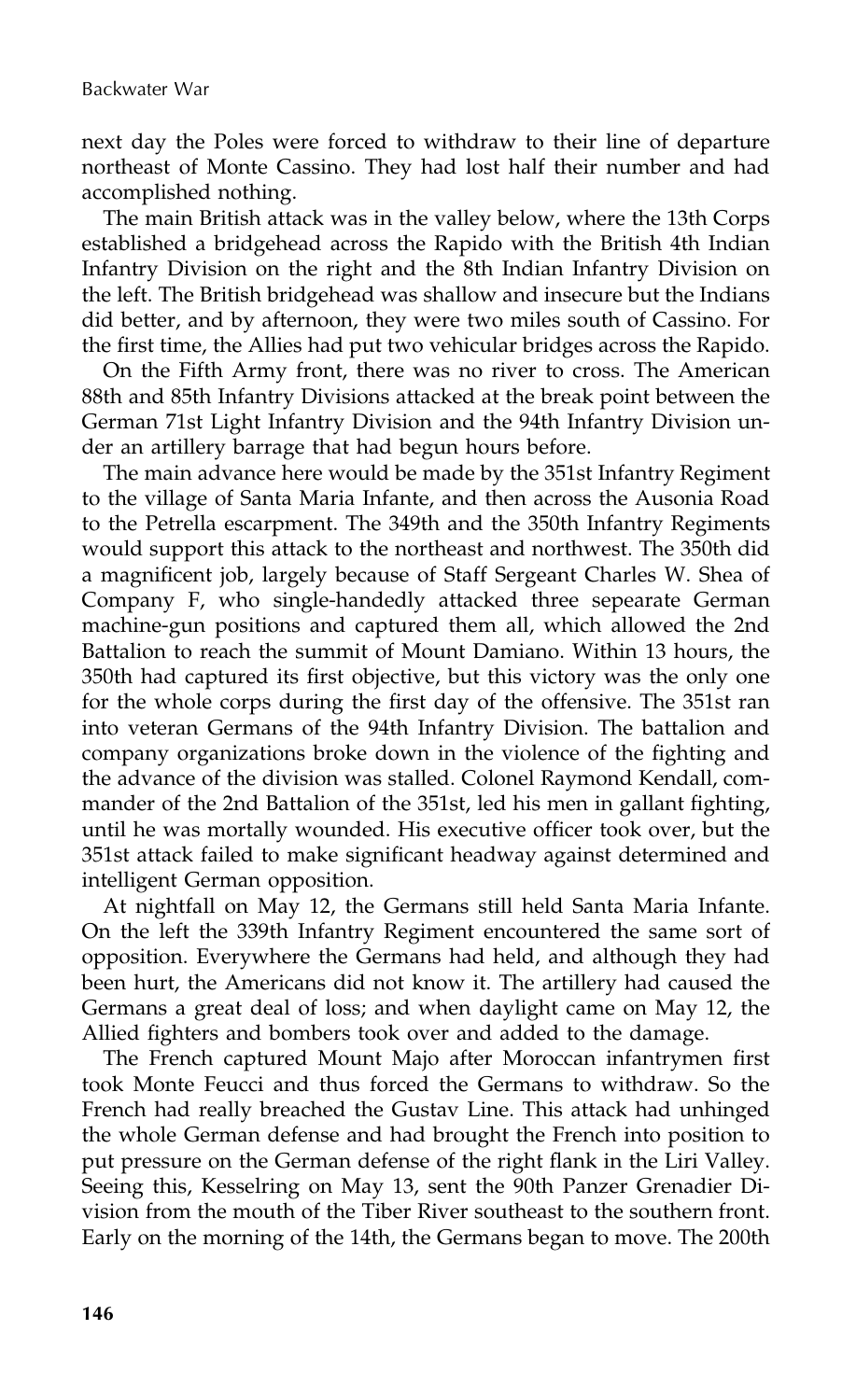next day the Poles were forced to withdraw to their line of departure northeast of Monte Cassino. They had lost half their number and had accomplished nothing.

The main British attack was in the valley below, where the 13th Corps established a bridgehead across the Rapido with the British 4th Indian Infantry Division on the right and the 8th Indian Infantry Division on the left. The British bridgehead was shallow and insecure but the Indians did better, and by afternoon, they were two miles south of Cassino. For the first time, the Allies had put two vehicular bridges across the Rapido.

On the Fifth Army front, there was no river to cross. The American 88th and 85th Infantry Divisions attacked at the break point between the German 71st Light Infantry Division and the 94th Infantry Division under an artillery barrage that had begun hours before.

The main advance here would be made by the 351st Infantry Regiment to the village of Santa Maria Infante, and then across the Ausonia Road to the Petrella escarpment. The 349th and the 350th Infantry Regiments would support this attack to the northeast and northwest. The 350th did a magnificent job, largely because of Staff Sergeant Charles W. Shea of Company F, who single-handedly attacked three sepearate German machine-gun positions and captured them all, which allowed the 2nd Battalion to reach the summit of Mount Damiano. Within 13 hours, the 350th had captured its first objective, but this victory was the only one for the whole corps during the first day of the offensive. The 351st ran into veteran Germans of the 94th Infantry Division. The battalion and company organizations broke down in the violence of the fighting and the advance of the division was stalled. Colonel Raymond Kendall, commander of the 2nd Battalion of the 351st, led his men in gallant fighting, until he was mortally wounded. His executive officer took over, but the 351st attack failed to make significant headway against determined and intelligent German opposition.

At nightfall on May 12, the Germans still held Santa Maria Infante. On the left the 339th Infantry Regiment encountered the same sort of opposition. Everywhere the Germans had held, and although they had been hurt, the Americans did not know it. The artillery had caused the Germans a great deal of loss; and when daylight came on May 12, the Allied fighters and bombers took over and added to the damage.

The French captured Mount Majo after Moroccan infantrymen first took Monte Feucci and thus forced the Germans to withdraw. So the French had really breached the Gustav Line. This attack had unhinged the whole German defense and had brought the French into position to put pressure on the German defense of the right flank in the Liri Valley. Seeing this, Kesselring on May 13, sent the 90th Panzer Grenadier Division from the mouth of the Tiber River southeast to the southern front. Early on the morning of the 14th, the Germans began to move. The 200th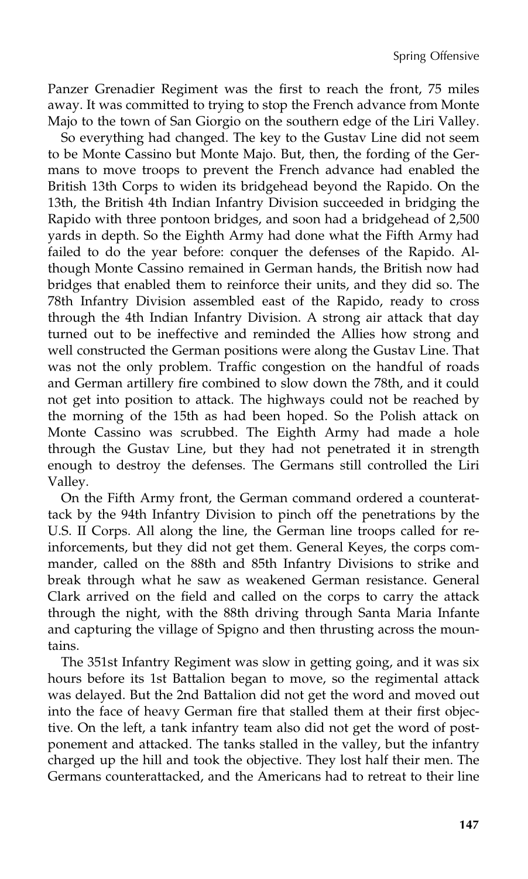Panzer Grenadier Regiment was the first to reach the front, 75 miles away. It was committed to trying to stop the French advance from Monte Majo to the town of San Giorgio on the southern edge of the Liri Valley.

So everything had changed. The key to the Gustav Line did not seem to be Monte Cassino but Monte Majo. But, then, the fording of the Germans to move troops to prevent the French advance had enabled the British 13th Corps to widen its bridgehead beyond the Rapido. On the 13th, the British 4th Indian Infantry Division succeeded in bridging the Rapido with three pontoon bridges, and soon had a bridgehead of 2,500 yards in depth. So the Eighth Army had done what the Fifth Army had failed to do the year before: conquer the defenses of the Rapido. Although Monte Cassino remained in German hands, the British now had bridges that enabled them to reinforce their units, and they did so. The 78th Infantry Division assembled east of the Rapido, ready to cross through the 4th Indian Infantry Division. A strong air attack that day turned out to be ineffective and reminded the Allies how strong and well constructed the German positions were along the Gustav Line. That was not the only problem. Traffic congestion on the handful of roads and German artillery fire combined to slow down the 78th, and it could not get into position to attack. The highways could not be reached by the morning of the 15th as had been hoped. So the Polish attack on Monte Cassino was scrubbed. The Eighth Army had made a hole through the Gustav Line, but they had not penetrated it in strength enough to destroy the defenses. The Germans still controlled the Liri Valley.

On the Fifth Army front, the German command ordered a counterattack by the 94th Infantry Division to pinch off the penetrations by the U.S. II Corps. All along the line, the German line troops called for reinforcements, but they did not get them. General Keyes, the corps commander, called on the 88th and 85th Infantry Divisions to strike and break through what he saw as weakened German resistance. General Clark arrived on the field and called on the corps to carry the attack through the night, with the 88th driving through Santa Maria Infante and capturing the village of Spigno and then thrusting across the mountains.

The 351st Infantry Regiment was slow in getting going, and it was six hours before its 1st Battalion began to move, so the regimental attack was delayed. But the 2nd Battalion did not get the word and moved out into the face of heavy German fire that stalled them at their first objective. On the left, a tank infantry team also did not get the word of postponement and attacked. The tanks stalled in the valley, but the infantry charged up the hill and took the objective. They lost half their men. The Germans counterattacked, and the Americans had to retreat to their line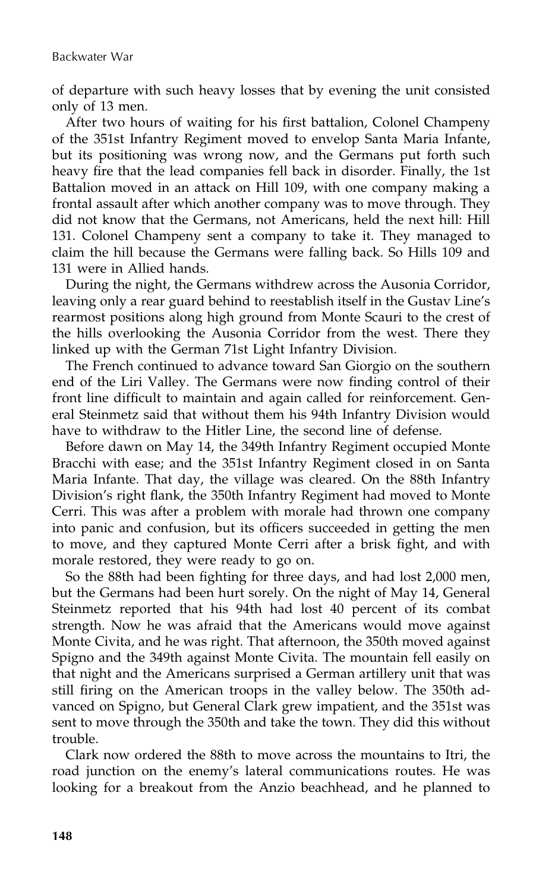of departure with such heavy losses that by evening the unit consisted only of 13 men.

After two hours of waiting for his first battalion, Colonel Champeny of the 351st Infantry Regiment moved to envelop Santa Maria Infante, but its positioning was wrong now, and the Germans put forth such heavy fire that the lead companies fell back in disorder. Finally, the 1st Battalion moved in an attack on Hill 109, with one company making a frontal assault after which another company was to move through. They did not know that the Germans, not Americans, held the next hill: Hill 131. Colonel Champeny sent a company to take it. They managed to claim the hill because the Germans were falling back. So Hills 109 and 131 were in Allied hands.

During the night, the Germans withdrew across the Ausonia Corridor, leaving only a rear guard behind to reestablish itself in the Gustav Line's rearmost positions along high ground from Monte Scauri to the crest of the hills overlooking the Ausonia Corridor from the west. There they linked up with the German 71st Light Infantry Division.

The French continued to advance toward San Giorgio on the southern end of the Liri Valley. The Germans were now finding control of their front line difficult to maintain and again called for reinforcement. General Steinmetz said that without them his 94th Infantry Division would have to withdraw to the Hitler Line, the second line of defense.

Before dawn on May 14, the 349th Infantry Regiment occupied Monte Bracchi with ease; and the 351st Infantry Regiment closed in on Santa Maria Infante. That day, the village was cleared. On the 88th Infantry Division's right flank, the 350th Infantry Regiment had moved to Monte Cerri. This was after a problem with morale had thrown one company into panic and confusion, but its officers succeeded in getting the men to move, and they captured Monte Cerri after a brisk fight, and with morale restored, they were ready to go on.

So the 88th had been fighting for three days, and had lost 2,000 men, but the Germans had been hurt sorely. On the night of May 14, General Steinmetz reported that his 94th had lost 40 percent of its combat strength. Now he was afraid that the Americans would move against Monte Civita, and he was right. That afternoon, the 350th moved against Spigno and the 349th against Monte Civita. The mountain fell easily on that night and the Americans surprised a German artillery unit that was still firing on the American troops in the valley below. The 350th advanced on Spigno, but General Clark grew impatient, and the 351st was sent to move through the 350th and take the town. They did this without trouble.

Clark now ordered the 88th to move across the mountains to Itri, the road junction on the enemy's lateral communications routes. He was looking for a breakout from the Anzio beachhead, and he planned to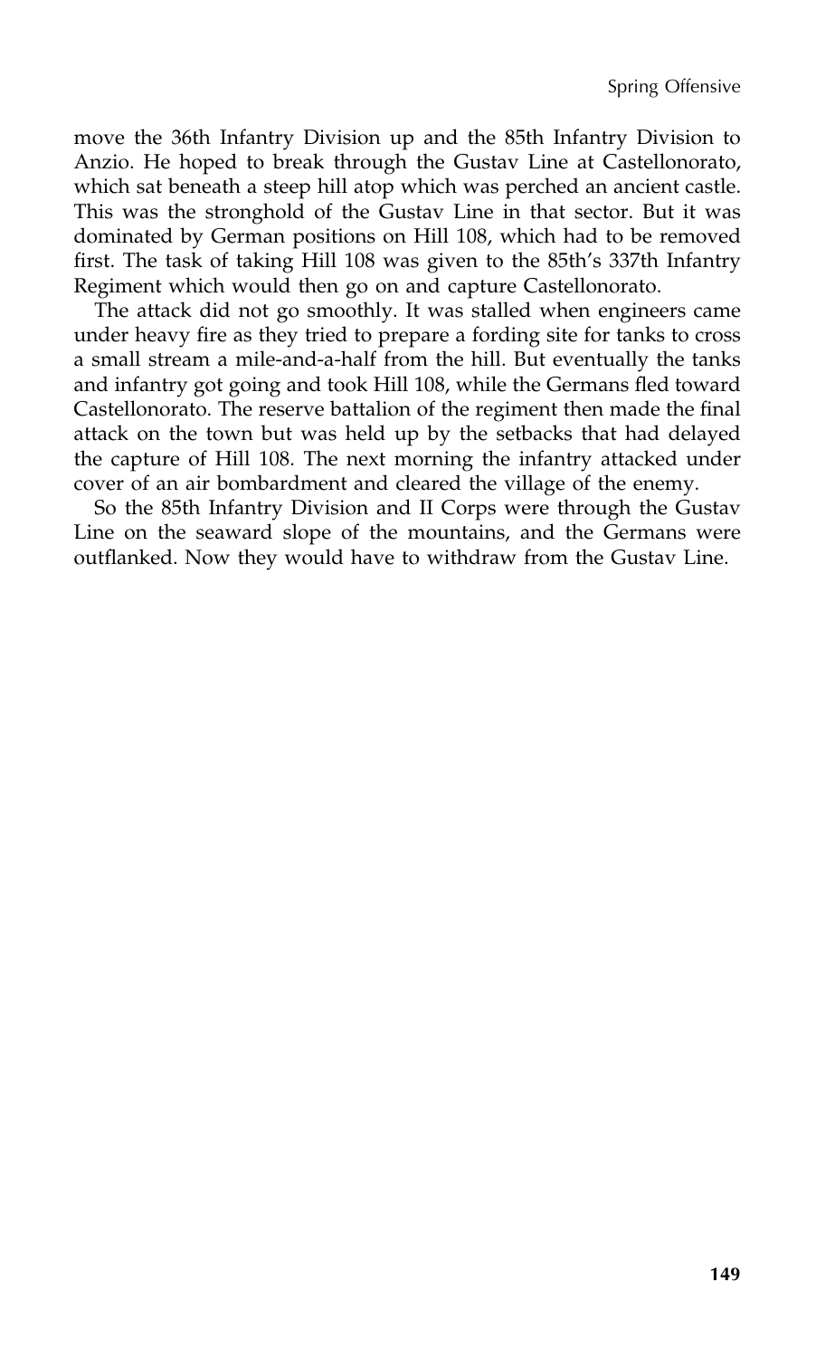move the 36th Infantry Division up and the 85th Infantry Division to Anzio. He hoped to break through the Gustav Line at Castellonorato, which sat beneath a steep hill atop which was perched an ancient castle. This was the stronghold of the Gustav Line in that sector. But it was dominated by German positions on Hill 108, which had to be removed first. The task of taking Hill 108 was given to the 85th's 337th Infantry Regiment which would then go on and capture Castellonorato.

The attack did not go smoothly. It was stalled when engineers came under heavy fire as they tried to prepare a fording site for tanks to cross a small stream a mile-and-a-half from the hill. But eventually the tanks and infantry got going and took Hill 108, while the Germans fled toward Castellonorato. The reserve battalion of the regiment then made the final attack on the town but was held up by the setbacks that had delayed the capture of Hill 108. The next morning the infantry attacked under cover of an air bombardment and cleared the village of the enemy.

So the 85th Infantry Division and II Corps were through the Gustav Line on the seaward slope of the mountains, and the Germans were outflanked. Now they would have to withdraw from the Gustav Line.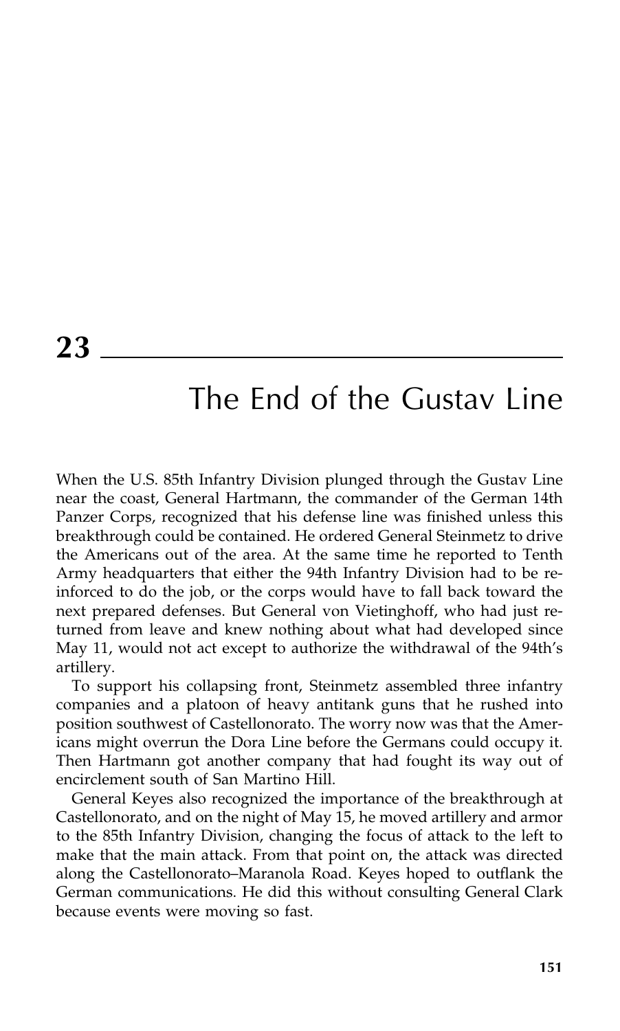# 23

## The End of the Gustav Line

When the U.S. 85th Infantry Division plunged through the Gustav Line near the coast, General Hartmann, the commander of the German 14th Panzer Corps, recognized that his defense line was finished unless this breakthrough could be contained. He ordered General Steinmetz to drive the Americans out of the area. At the same time he reported to Tenth Army headquarters that either the 94th Infantry Division had to be reinforced to do the job, or the corps would have to fall back toward the next prepared defenses. But General von Vietinghoff, who had just returned from leave and knew nothing about what had developed since May 11, would not act except to authorize the withdrawal of the 94th's artillery.

To support his collapsing front, Steinmetz assembled three infantry companies and a platoon of heavy antitank guns that he rushed into position southwest of Castellonorato. The worry now was that the Americans might overrun the Dora Line before the Germans could occupy it. Then Hartmann got another company that had fought its way out of encirclement south of San Martino Hill.

General Keyes also recognized the importance of the breakthrough at Castellonorato, and on the night of May 15, he moved artillery and armor to the 85th Infantry Division, changing the focus of attack to the left to make that the main attack. From that point on, the attack was directed along the Castellonorato–Maranola Road. Keyes hoped to outflank the German communications. He did this without consulting General Clark because events were moving so fast.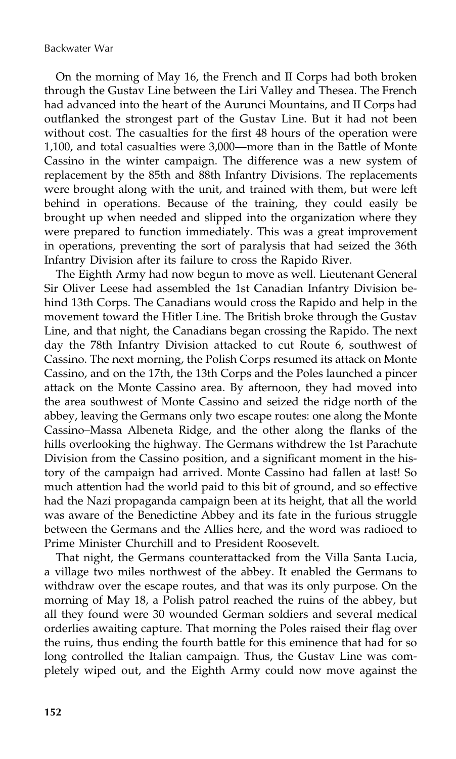On the morning of May 16, the French and II Corps had both broken through the Gustav Line between the Liri Valley and Thesea. The French had advanced into the heart of the Aurunci Mountains, and II Corps had outflanked the strongest part of the Gustav Line. But it had not been without cost. The casualties for the first 48 hours of the operation were 1,100, and total casualties were 3,000—more than in the Battle of Monte Cassino in the winter campaign. The difference was a new system of replacement by the 85th and 88th Infantry Divisions. The replacements were brought along with the unit, and trained with them, but were left behind in operations. Because of the training, they could easily be brought up when needed and slipped into the organization where they were prepared to function immediately. This was a great improvement in operations, preventing the sort of paralysis that had seized the 36th Infantry Division after its failure to cross the Rapido River.

The Eighth Army had now begun to move as well. Lieutenant General Sir Oliver Leese had assembled the 1st Canadian Infantry Division behind 13th Corps. The Canadians would cross the Rapido and help in the movement toward the Hitler Line. The British broke through the Gustav Line, and that night, the Canadians began crossing the Rapido. The next day the 78th Infantry Division attacked to cut Route 6, southwest of Cassino. The next morning, the Polish Corps resumed its attack on Monte Cassino, and on the 17th, the 13th Corps and the Poles launched a pincer attack on the Monte Cassino area. By afternoon, they had moved into the area southwest of Monte Cassino and seized the ridge north of the abbey, leaving the Germans only two escape routes: one along the Monte Cassino–Massa Albeneta Ridge, and the other along the flanks of the hills overlooking the highway. The Germans withdrew the 1st Parachute Division from the Cassino position, and a significant moment in the history of the campaign had arrived. Monte Cassino had fallen at last! So much attention had the world paid to this bit of ground, and so effective had the Nazi propaganda campaign been at its height, that all the world was aware of the Benedictine Abbey and its fate in the furious struggle between the Germans and the Allies here, and the word was radioed to Prime Minister Churchill and to President Roosevelt.

That night, the Germans counterattacked from the Villa Santa Lucia, a village two miles northwest of the abbey. It enabled the Germans to withdraw over the escape routes, and that was its only purpose. On the morning of May 18, a Polish patrol reached the ruins of the abbey, but all they found were 30 wounded German soldiers and several medical orderlies awaiting capture. That morning the Poles raised their flag over the ruins, thus ending the fourth battle for this eminence that had for so long controlled the Italian campaign. Thus, the Gustav Line was completely wiped out, and the Eighth Army could now move against the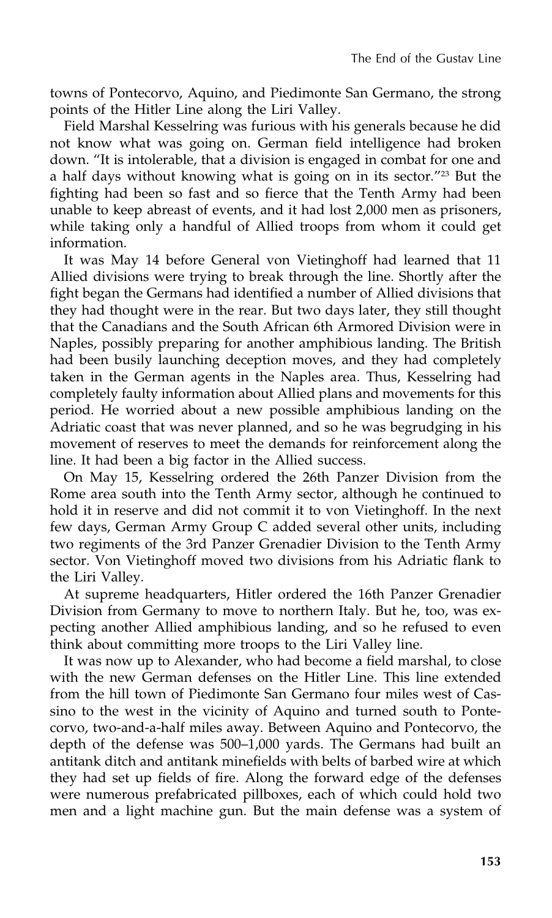towns of Pontecorvo, Aquino, and Piedimonte San Germano, the strong points of the Hitler Line along the Liri Valley.

Field Marshal Kesselring was furious with his generals because he did not know what was going on. German field intelligence had broken down. "It is intolerable, that a division is engaged in combat for one and a half days without knowing what is going on in its sector."[23] But the fighting had been so fast and so fierce that the Tenth Army had been unable to keep abreast of events, and it had lost 2,000 men as prisoners, while taking only a handful of Allied troops from whom it could get information.

It was May 14 before General von Vietinghoff had learned that 11 Allied divisions were trying to break through the line. Shortly after the fight began the Germans had identified a number of Allied divisions that they had thought were in the rear. But two days later, they still thought that the Canadians and the South African 6th Armored Division were in Naples, possibly preparing for another amphibious landing. The British had been busily launching deception moves, and they had completely taken in the German agents in the Naples area. Thus, Kesselring had completely faulty information about Allied plans and movements for this period. He worried about a new possible amphibious landing on the Adriatic coast that was never planned, and so he was begrudging in his movement of reserves to meet the demands for reinforcement along the line. It had been a big factor in the Allied success.

On May 15, Kesselring ordered the 26th Panzer Division from the Rome area south into the Tenth Army sector, although he continued to hold it in reserve and did not commit it to von Vietinghoff. In the next few days, German Army Group C added several other units, including two regiments of the 3rd Panzer Grenadier Division to the Tenth Army sector. Von Vietinghoff moved two divisions from his Adriatic flank to the Liri Valley.

At supreme headquarters, Hitler ordered the 16th Panzer Grenadier Division from Germany to move to northern Italy. But he, too, was expecting another Allied amphibious landing, and so he refused to even think about committing more troops to the Liri Valley line.

It was now up to Alexander, who had become a field marshal, to close with the new German defenses on the Hitler Line. This line extended from the hill town of Piedimonte San Germano four miles west of Cassino to the west in the vicinity of Aquino and turned south to Pontecorvo, two-and-a-half miles away. Between Aquino and Pontecorvo, the depth of the defense was 500–1,000 yards. The Germans had built an antitank ditch and antitank minefields with belts of barbed wire at which they had set up fields of fire. Along the forward edge of the defenses were numerous prefabricated pillboxes, each of which could hold two men and a light machine gun. But the main defense was a system of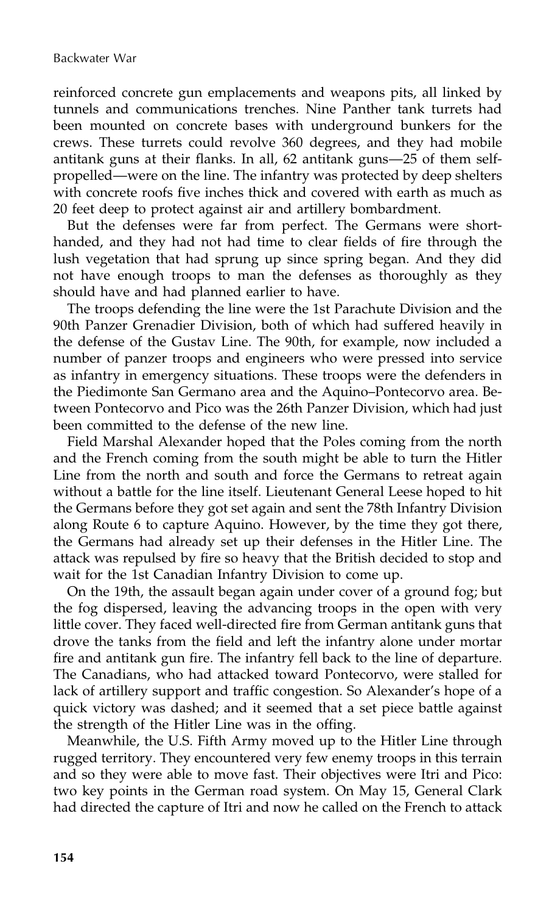reinforced concrete gun emplacements and weapons pits, all linked by tunnels and communications trenches. Nine Panther tank turrets had been mounted on concrete bases with underground bunkers for the crews. These turrets could revolve 360 degrees, and they had mobile antitank guns at their flanks. In all, 62 antitank guns—25 of them self-propelled—were on the line. The infantry was protected by deep shelters with concrete roofs five inches thick and covered with earth as much as 20 feet deep to protect against air and artillery bombardment.

But the defenses were far from perfect. The Germans were shorthanded, and they had not had time to clear fields of fire through the lush vegetation that had sprung up since spring began. And they did not have enough troops to man the defenses as thoroughly as they should have and had planned earlier to have.

The troops defending the line were the 1st Parachute Division and the 90th Panzer Grenadier Division, both of which had suffered heavily in the defense of the Gustav Line. The 90th, for example, now included a number of panzer troops and engineers who were pressed into service as infantry in emergency situations. These troops were the defenders in the Piedimonte San Germano area and the Aquino–Pontecorvo area. Between Pontecorvo and Pico was the 26th Panzer Division, which had just been committed to the defense of the new line.

Field Marshal Alexander hoped that the Poles coming from the north and the French coming from the south might be able to turn the Hitler Line from the north and south and force the Germans to retreat again without a battle for the line itself. Lieutenant General Leese hoped to hit the Germans before they got set again and sent the 78th Infantry Division along Route 6 to capture Aquino. However, by the time they got there, the Germans had already set up their defenses in the Hitler Line. The attack was repulsed by fire so heavy that the British decided to stop and wait for the 1st Canadian Infantry Division to come up.

On the 19th, the assault began again under cover of a ground fog; but the fog dispersed, leaving the advancing troops in the open with very little cover. They faced well-directed fire from German antitank guns that drove the tanks from the field and left the infantry alone under mortar fire and antitank gun fire. The infantry fell back to the line of departure. The Canadians, who had attacked toward Pontecorvo, were stalled for lack of artillery support and traffic congestion. So Alexander's hope of a quick victory was dashed; and it seemed that a set piece battle against the strength of the Hitler Line was in the offing.

Meanwhile, the U.S. Fifth Army moved up to the Hitler Line through rugged territory. They encountered very few enemy troops in this terrain and so they were able to move fast. Their objectives were Itri and Pico: two key points in the German road system. On May 15, General Clark had directed the capture of Itri and now he called on the French to attack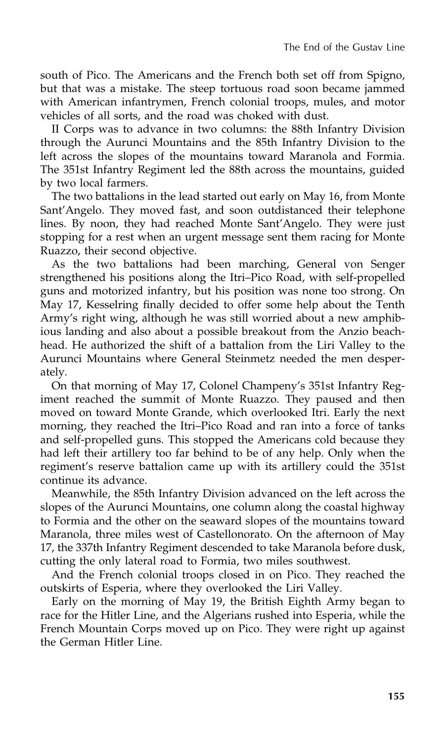south of Pico. The Americans and the French both set off from Spigno, but that was a mistake. The steep tortuous road soon became jammed with American infantrymen, French colonial troops, mules, and motor vehicles of all sorts, and the road was choked with dust.

II Corps was to advance in two columns: the 88th Infantry Division through the Aurunci Mountains and the 85th Infantry Division to the left across the slopes of the mountains toward Maranola and Formia. The 351st Infantry Regiment led the 88th across the mountains, guided by two local farmers.

The two battalions in the lead started out early on May 16, from Monte Sant'Angelo. They moved fast, and soon outdistanced their telephone lines. By noon, they had reached Monte Sant'Angelo. They were just stopping for a rest when an urgent message sent them racing for Monte Ruazzo, their second objective.

As the two battalions had been marching, General von Senger strengthened his positions along the Itri–Pico Road, with self-propelled guns and motorized infantry, but his position was none too strong. On May 17, Kesselring finally decided to offer some help about the Tenth Army's right wing, although he was still worried about a new amphibious landing and also about a possible breakout from the Anzio beachhead. He authorized the shift of a battalion from the Liri Valley to the Aurunci Mountains where General Steinmetz needed the men desperately.

On that morning of May 17, Colonel Champeny's 351st Infantry Regiment reached the summit of Monte Ruazzo. They paused and then moved on toward Monte Grande, which overlooked Itri. Early the next morning, they reached the Itri–Pico Road and ran into a force of tanks and self-propelled guns. This stopped the Americans cold because they had left their artillery too far behind to be of any help. Only when the regiment's reserve battalion came up with its artillery could the 351st continue its advance.

Meanwhile, the 85th Infantry Division advanced on the left across the slopes of the Aurunci Mountains, one column along the coastal highway to Formia and the other on the seaward slopes of the mountains toward Maranola, three miles west of Castellonorato. On the afternoon of May 17, the 337th Infantry Regiment descended to take Maranola before dusk, cutting the only lateral road to Formia, two miles southwest.

And the French colonial troops closed in on Pico. They reached the outskirts of Esperia, where they overlooked the Liri Valley.

Early on the morning of May 19, the British Eighth Army began to race for the Hitler Line, and the Algerians rushed into Esperia, while the French Mountain Corps moved up on Pico. They were right up against the German Hitler Line.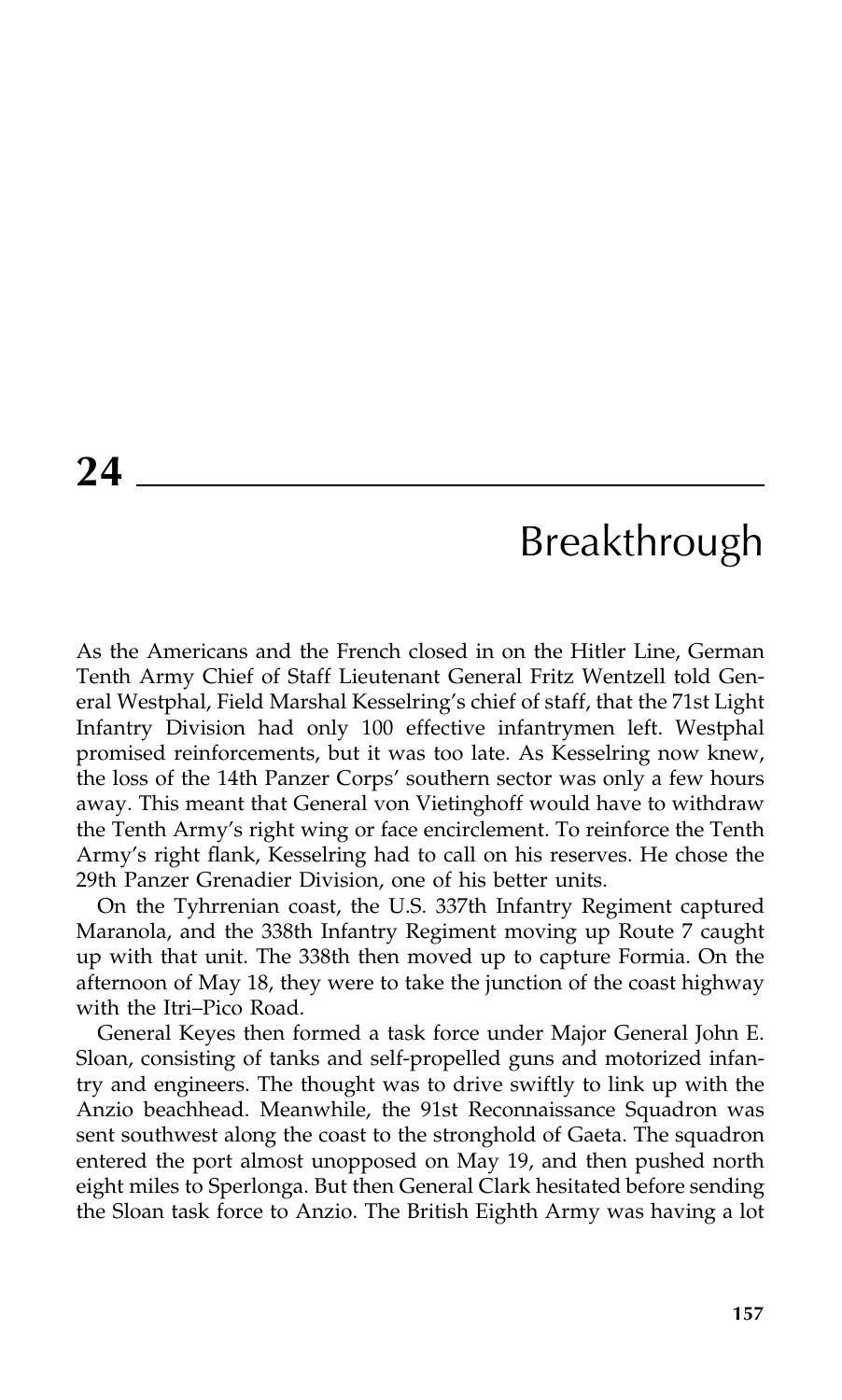# 24

## Breakthrough

As the Americans and the French closed in on the Hitler Line, German Tenth Army Chief of Staff Lieutenant General Fritz Wentzell told General Westphal, Field Marshal Kesselring's chief of staff, that the 71st Light Infantry Division had only 100 effective infantrymen left. Westphal promised reinforcements, but it was too late. As Kesselring now knew, the loss of the 14th Panzer Corps' southern sector was only a few hours away. This meant that General von Vietinghoff would have to withdraw the Tenth Army's right wing or face encirclement. To reinforce the Tenth Army's right flank, Kesselring had to call on his reserves. He chose the 29th Panzer Grenadier Division, one of his better units.

On the Tyhrrenian coast, the U.S. 337th Infantry Regiment captured Maranola, and the 338th Infantry Regiment moving up Route 7 caught up with that unit. The 338th then moved up to capture Formia. On the afternoon of May 18, they were to take the junction of the coast highway with the Itri–Pico Road.

General Keyes then formed a task force under Major General John E. Sloan, consisting of tanks and self-propelled guns and motorized infantry and engineers. The thought was to drive swiftly to link up with the Anzio beachhead. Meanwhile, the 91st Reconnaissance Squadron was sent southwest along the coast to the stronghold of Gaeta. The squadron entered the port almost unopposed on May 19, and then pushed north eight miles to Sperlonga. But then General Clark hesitated before sending the Sloan task force to Anzio. The British Eighth Army was having a lot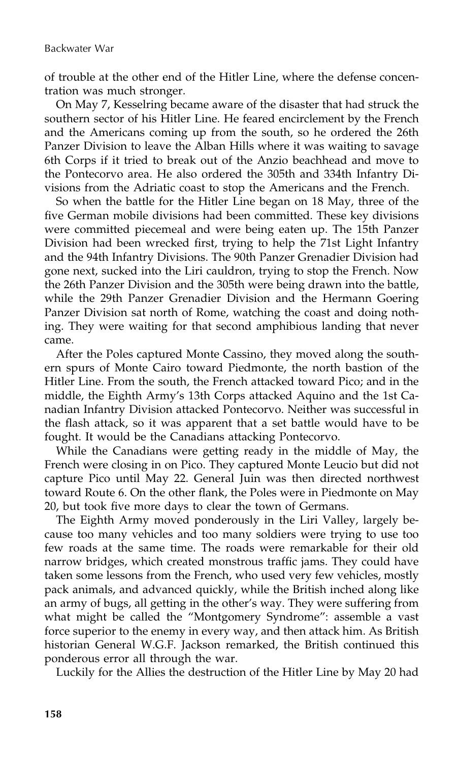of trouble at the other end of the Hitler Line, where the defense concentration was much stronger.

On May 7, Kesselring became aware of the disaster that had struck the southern sector of his Hitler Line. He feared encirclement by the French and the Americans coming up from the south, so he ordered the 26th Panzer Division to leave the Alban Hills where it was waiting to savage 6th Corps if it tried to break out of the Anzio beachhead and move to the Pontecorvo area. He also ordered the 305th and 334th Infantry Divisions from the Adriatic coast to stop the Americans and the French.

So when the battle for the Hitler Line began on 18 May, three of the five German mobile divisions had been committed. These key divisions were committed piecemeal and were being eaten up. The 15th Panzer Division had been wrecked first, trying to help the 71st Light Infantry and the 94th Infantry Divisions. The 90th Panzer Grenadier Division had gone next, sucked into the Liri cauldron, trying to stop the French. Now the 26th Panzer Division and the 305th were being drawn into the battle, while the 29th Panzer Grenadier Division and the Hermann Goering Panzer Division sat north of Rome, watching the coast and doing nothing. They were waiting for that second amphibious landing that never came.

After the Poles captured Monte Cassino, they moved along the southern spurs of Monte Cairo toward Piedmonte, the north bastion of the Hitler Line. From the south, the French attacked toward Pico; and in the middle, the Eighth Army's 13th Corps attacked Aquino and the 1st Canadian Infantry Division attacked Pontecorvo. Neither was successful in the flash attack, so it was apparent that a set battle would have to be fought. It would be the Canadians attacking Pontecorvo.

While the Canadians were getting ready in the middle of May, the French were closing in on Pico. They captured Monte Leucio but did not capture Pico until May 22. General Juin was then directed northwest toward Route 6. On the other flank, the Poles were in Piedmonte on May 20, but took five more days to clear the town of Germans.

The Eighth Army moved ponderously in the Liri Valley, largely because too many vehicles and too many soldiers were trying to use too few roads at the same time. The roads were remarkable for their old narrow bridges, which created monstrous traffic jams. They could have taken some lessons from the French, who used very few vehicles, mostly pack animals, and advanced quickly, while the British inched along like an army of bugs, all getting in the other's way. They were suffering from what might be called the "Montgomery Syndrome": assemble a vast force superior to the enemy in every way, and then attack him. As British historian General W.G.F. Jackson remarked, the British continued this ponderous error all through the war.

Luckily for the Allies the destruction of the Hitler Line by May 20 had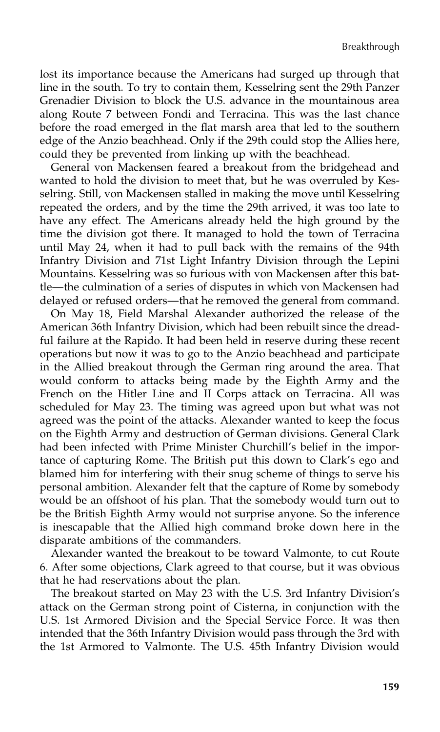lost its importance because the Americans had surged up through that line in the south. To try to contain them, Kesselring sent the 29th Panzer Grenadier Division to block the U.S. advance in the mountainous area along Route 7 between Fondi and Terracina. This was the last chance before the road emerged in the flat marsh area that led to the southern edge of the Anzio beachhead. Only if the 29th could stop the Allies here, could they be prevented from linking up with the beachhead.

General von Mackensen feared a breakout from the bridgehead and wanted to hold the division to meet that, but he was overruled by Kesselring. Still, von Mackensen stalled in making the move until Kesselring repeated the orders, and by the time the 29th arrived, it was too late to have any effect. The Americans already held the high ground by the time the division got there. It managed to hold the town of Terracina until May 24, when it had to pull back with the remains of the 94th Infantry Division and 71st Light Infantry Division through the Lepini Mountains. Kesselring was so furious with von Mackensen after this battle—the culmination of a series of disputes in which von Mackensen had delayed or refused orders—that he removed the general from command.

On May 18, Field Marshal Alexander authorized the release of the American 36th Infantry Division, which had been rebuilt since the dreadful failure at the Rapido. It had been held in reserve during these recent operations but now it was to go to the Anzio beachhead and participate in the Allied breakout through the German ring around the area. That would conform to attacks being made by the Eighth Army and the French on the Hitler Line and II Corps attack on Terracina. All was scheduled for May 23. The timing was agreed upon but what was not agreed was the point of the attacks. Alexander wanted to keep the focus on the Eighth Army and destruction of German divisions. General Clark had been infected with Prime Minister Churchill's belief in the importance of capturing Rome. The British put this down to Clark's ego and blamed him for interfering with their snug scheme of things to serve his personal ambition. Alexander felt that the capture of Rome by somebody would be an offshoot of his plan. That the somebody would turn out to be the British Eighth Army would not surprise anyone. So the inference is inescapable that the Allied high command broke down here in the disparate ambitions of the commanders.

Alexander wanted the breakout to be toward Valmonte, to cut Route 6. After some objections, Clark agreed to that course, but it was obvious that he had reservations about the plan.

The breakout started on May 23 with the U.S. 3rd Infantry Division's attack on the German strong point of Cisterna, in conjunction with the U.S. 1st Armored Division and the Special Service Force. It was then intended that the 36th Infantry Division would pass through the 3rd with the 1st Armored to Valmonte. The U.S. 45th Infantry Division would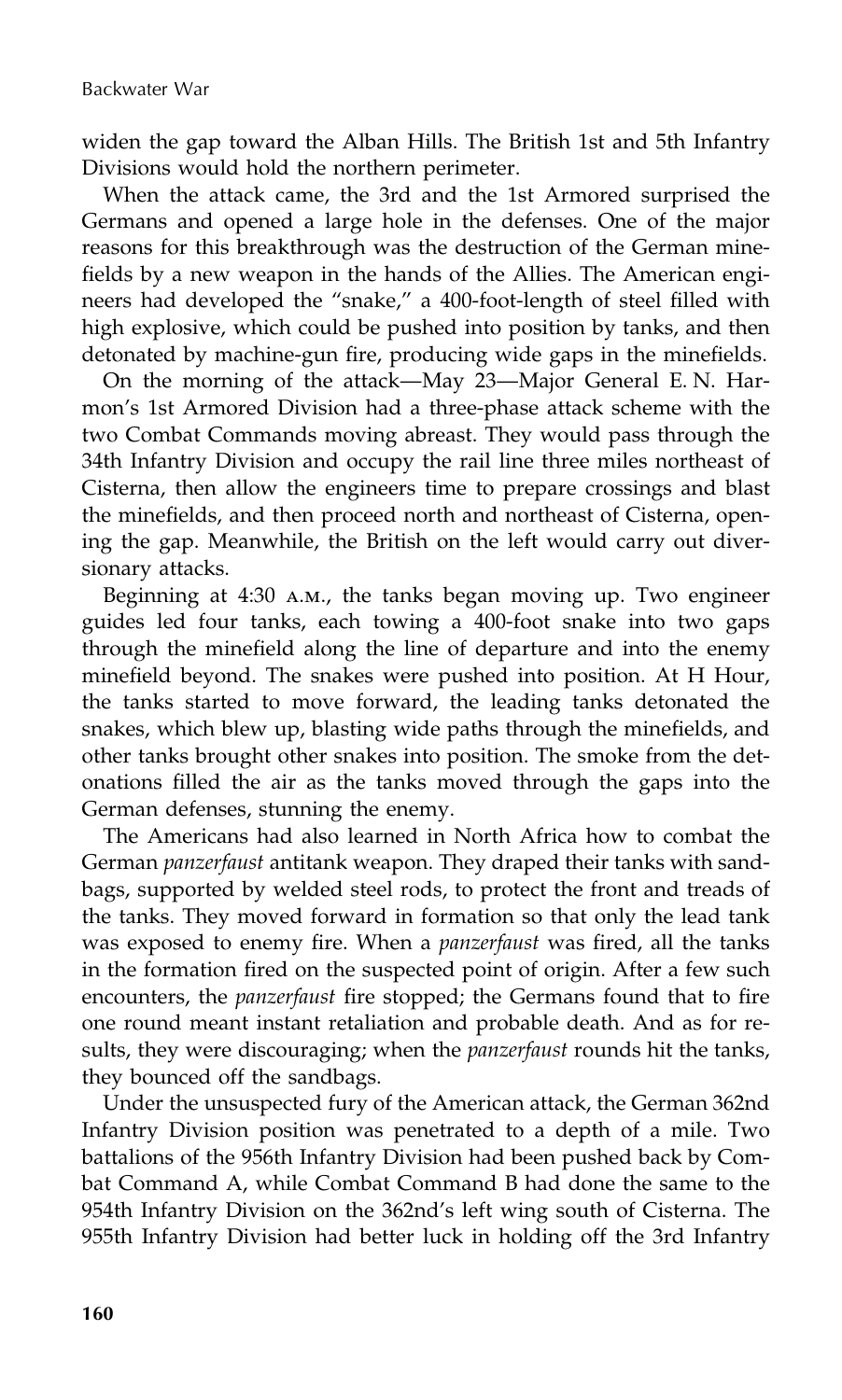widen the gap toward the Alban Hills. The British 1st and 5th Infantry Divisions would hold the northern perimeter.

When the attack came, the 3rd and the 1st Armored surprised the Germans and opened a large hole in the defenses. One of the major reasons for this breakthrough was the destruction of the German minefields by a new weapon in the hands of the Allies. The American engineers had developed the "snake," a 400-foot-length of steel filled with high explosive, which could be pushed into position by tanks, and then detonated by machine-gun fire, producing wide gaps in the minefields.

On the morning of the attack—May 23—Major General E. N. Harmon's 1st Armored Division had a three-phase attack scheme with the two Combat Commands moving abreast. They would pass through the 34th Infantry Division and occupy the rail line three miles northeast of Cisterna, then allow the engineers time to prepare crossings and blast the minefields, and then proceed north and northeast of Cisterna, opening the gap. Meanwhile, the British on the left would carry out diversionary attacks.

Beginning at 4:30 A.M., the tanks began moving up. Two engineer guides led four tanks, each towing a 400-foot snake into two gaps through the minefield along the line of departure and into the enemy minefield beyond. The snakes were pushed into position. At H Hour, the tanks started to move forward, the leading tanks detonated the snakes, which blew up, blasting wide paths through the minefields, and other tanks brought other snakes into position. The smoke from the detonations filled the air as the tanks moved through the gaps into the German defenses, stunning the enemy.

The Americans had also learned in North Africa how to combat the German *panzerfaust* antitank weapon. They draped their tanks with sandbags, supported by welded steel rods, to protect the front and treads of the tanks. They moved forward in formation so that only the lead tank was exposed to enemy fire. When a *panzerfaust* was fired, all the tanks in the formation fired on the suspected point of origin. After a few such encounters, the *panzerfaust* fire stopped; the Germans found that to fire one round meant instant retaliation and probable death. And as for results, they were discouraging; when the *panzerfaust* rounds hit the tanks, they bounced off the sandbags.

Under the unsuspected fury of the American attack, the German 362nd Infantry Division position was penetrated to a depth of a mile. Two battalions of the 956th Infantry Division had been pushed back by Combat Command A, while Combat Command B had done the same to the 954th Infantry Division on the 362nd's left wing south of Cisterna. The 955th Infantry Division had better luck in holding off the 3rd Infantry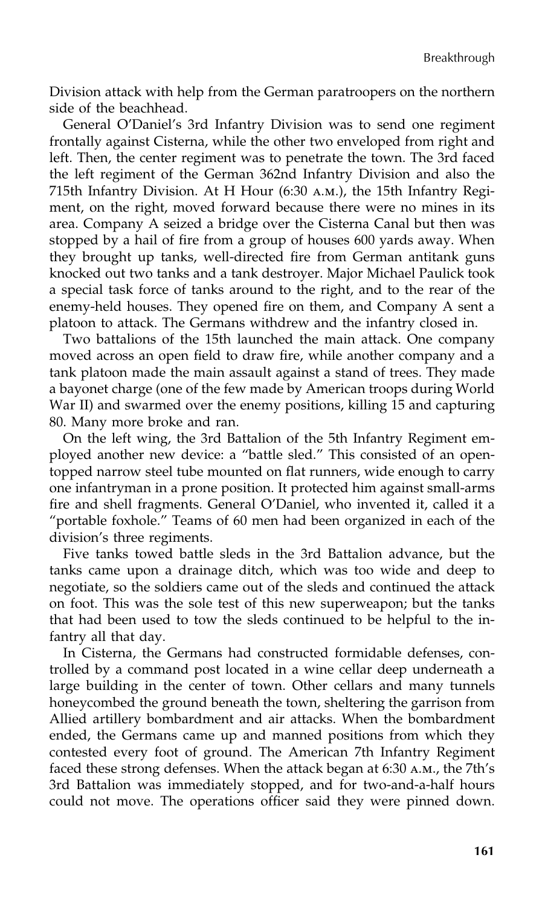Division attack with help from the German paratroopers on the northern side of the beachhead.

General O'Daniel's 3rd Infantry Division was to send one regiment frontally against Cisterna, while the other two enveloped from right and left. Then, the center regiment was to penetrate the town. The 3rd faced the left regiment of the German 362nd Infantry Division and also the 715th Infantry Division. At H Hour (6:30 A.M.), the 15th Infantry Regiment, on the right, moved forward because there were no mines in its area. Company A seized a bridge over the Cisterna Canal but then was stopped by a hail of fire from a group of houses 600 yards away. When they brought up tanks, well-directed fire from German antitank guns knocked out two tanks and a tank destroyer. Major Michael Paulick took a special task force of tanks around to the right, and to the rear of the enemy-held houses. They opened fire on them, and Company A sent a platoon to attack. The Germans withdrew and the infantry closed in.

Two battalions of the 15th launched the main attack. One company moved across an open field to draw fire, while another company and a tank platoon made the main assault against a stand of trees. They made a bayonet charge (one of the few made by American troops during World War II) and swarmed over the enemy positions, killing 15 and capturing 80. Many more broke and ran.

On the left wing, the 3rd Battalion of the 5th Infantry Regiment employed another new device: a "battle sled." This consisted of an open-topped narrow steel tube mounted on flat runners, wide enough to carry one infantryman in a prone position. It protected him against small-arms fire and shell fragments. General O'Daniel, who invented it, called it a "portable foxhole." Teams of 60 men had been organized in each of the division's three regiments.

Five tanks towed battle sleds in the 3rd Battalion advance, but the tanks came upon a drainage ditch, which was too wide and deep to negotiate, so the soldiers came out of the sleds and continued the attack on foot. This was the sole test of this new superweapon; but the tanks that had been used to tow the sleds continued to be helpful to the infantry all that day.

In Cisterna, the Germans had constructed formidable defenses, controlled by a command post located in a wine cellar deep underneath a large building in the center of town. Other cellars and many tunnels honeycombed the ground beneath the town, sheltering the garrison from Allied artillery bombardment and air attacks. When the bombardment ended, the Germans came up and manned positions from which they contested every foot of ground. The American 7th Infantry Regiment faced these strong defenses. When the attack began at 6:30 A.M., the 7th's 3rd Battalion was immediately stopped, and for two-and-a-half hours could not move. The operations officer said they were pinned down.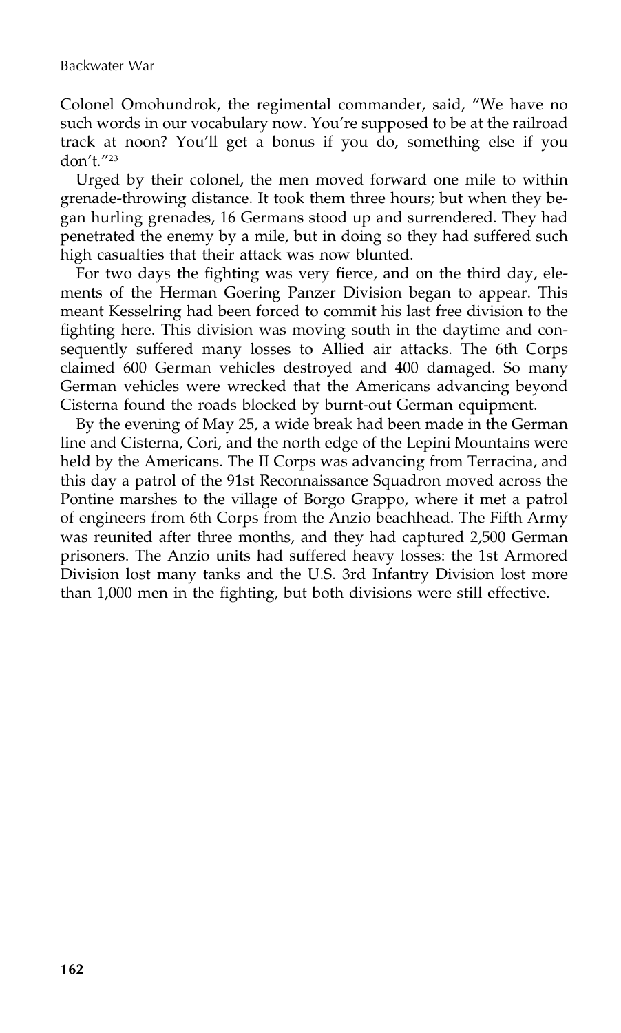Colonel Omohundrok, the regimental commander, said, "We have no such words in our vocabulary now. You're supposed to be at the railroad track at noon? You'll get a bonus if you do, something else if you don't."[23]

Urged by their colonel, the men moved forward one mile to within grenade-throwing distance. It took them three hours; but when they began hurling grenades, 16 Germans stood up and surrendered. They had penetrated the enemy by a mile, but in doing so they had suffered such high casualties that their attack was now blunted.

For two days the fighting was very fierce, and on the third day, elements of the Herman Goering Panzer Division began to appear. This meant Kesselring had been forced to commit his last free division to the fighting here. This division was moving south in the daytime and consequently suffered many losses to Allied air attacks. The 6th Corps claimed 600 German vehicles destroyed and 400 damaged. So many German vehicles were wrecked that the Americans advancing beyond Cisterna found the roads blocked by burnt-out German equipment.

By the evening of May 25, a wide break had been made in the German line and Cisterna, Cori, and the north edge of the Lepini Mountains were held by the Americans. The II Corps was advancing from Terracina, and this day a patrol of the 91st Reconnaissance Squadron moved across the Pontine marshes to the village of Borgo Grappo, where it met a patrol of engineers from 6th Corps from the Anzio beachhead. The Fifth Army was reunited after three months, and they had captured 2,500 German prisoners. The Anzio units had suffered heavy losses: the 1st Armored Division lost many tanks and the U.S. 3rd Infantry Division lost more than 1,000 men in the fighting, but both divisions were still effective.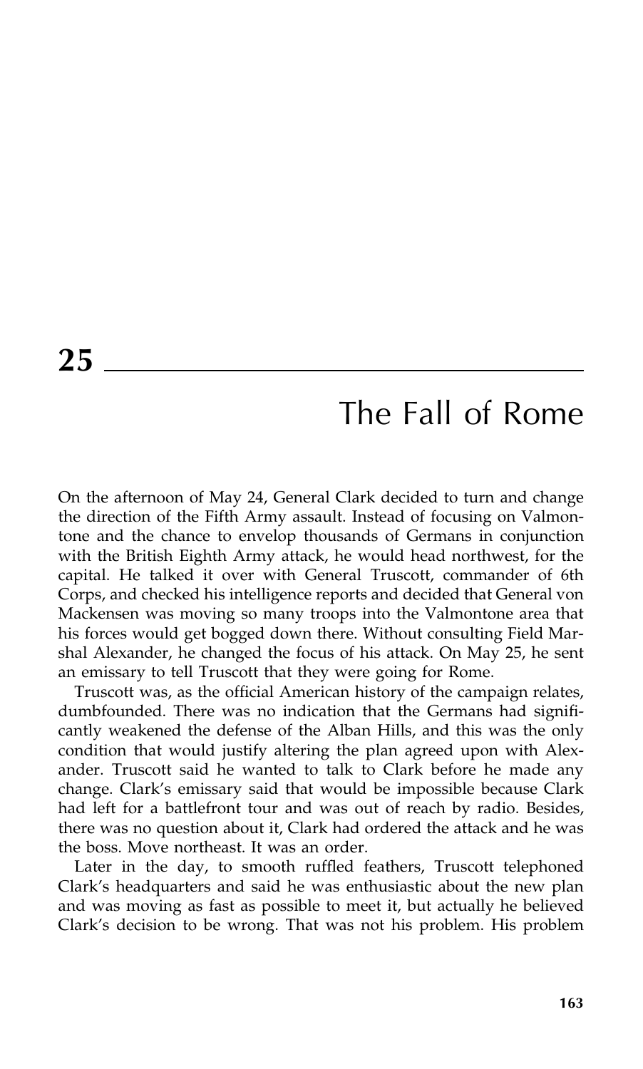# 25

## The Fall of Rome

On the afternoon of May 24, General Clark decided to turn and change the direction of the Fifth Army assault. Instead of focusing on Valmontone and the chance to envelop thousands of Germans in conjunction with the British Eighth Army attack, he would head northwest, for the capital. He talked it over with General Truscott, commander of 6th Corps, and checked his intelligence reports and decided that General von Mackensen was moving so many troops into the Valmontone area that his forces would get bogged down there. Without consulting Field Marshal Alexander, he changed the focus of his attack. On May 25, he sent an emissary to tell Truscott that they were going for Rome.

Truscott was, as the official American history of the campaign relates, dumbfounded. There was no indication that the Germans had significantly weakened the defense of the Alban Hills, and this was the only condition that would justify altering the plan agreed upon with Alexander. Truscott said he wanted to talk to Clark before he made any change. Clark's emissary said that would be impossible because Clark had left for a battlefront tour and was out of reach by radio. Besides, there was no question about it, Clark had ordered the attack and he was the boss. Move northeast. It was an order.

Later in the day, to smooth ruffled feathers, Truscott telephoned Clark's headquarters and said he was enthusiastic about the new plan and was moving as fast as possible to meet it, but actually he believed Clark's decision to be wrong. That was not his problem. His problem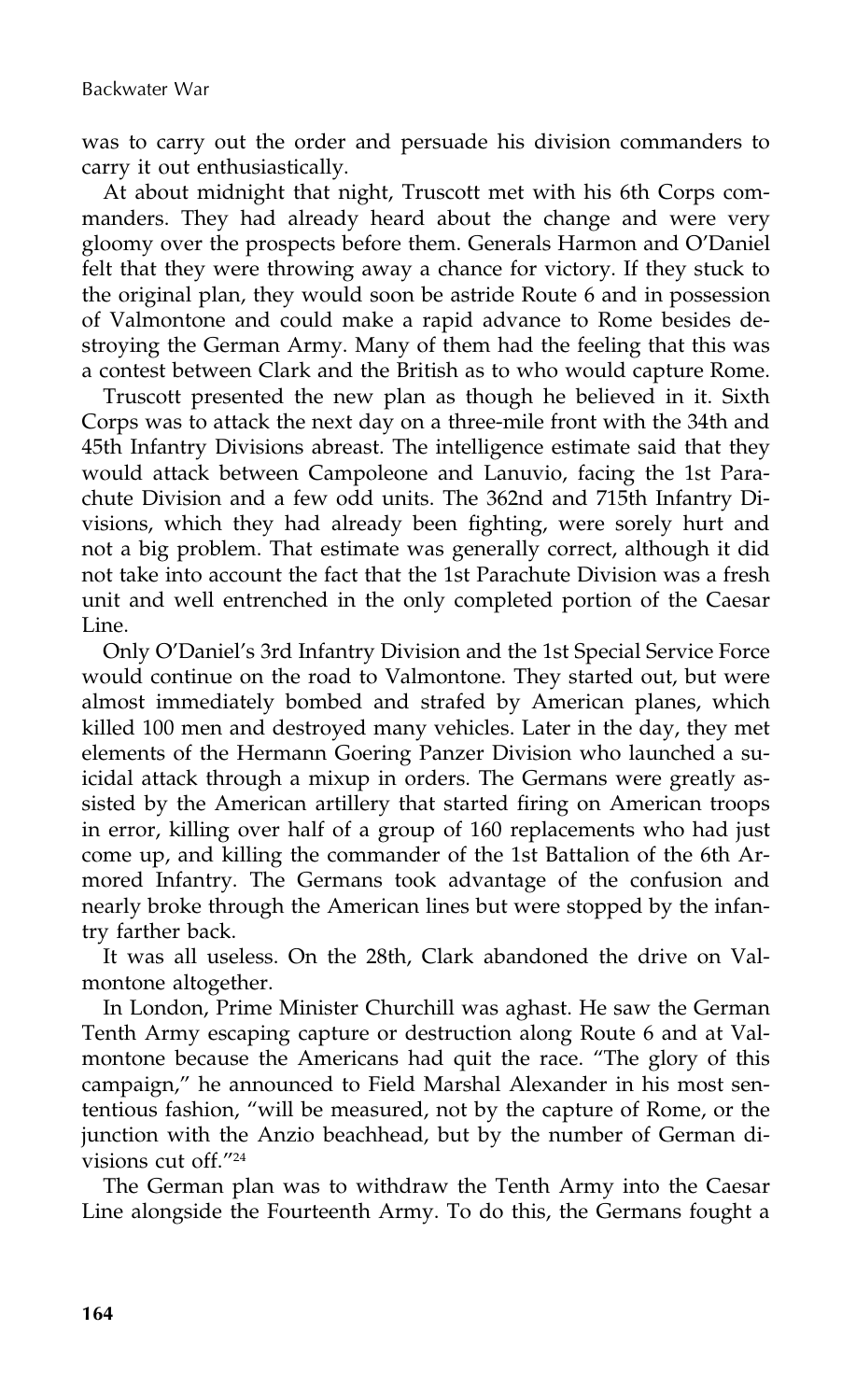was to carry out the order and persuade his division commanders to carry it out enthusiastically.

At about midnight that night, Truscott met with his 6th Corps commanders. They had already heard about the change and were very gloomy over the prospects before them. Generals Harmon and O'Daniel felt that they were throwing away a chance for victory. If they stuck to the original plan, they would soon be astride Route 6 and in possession of Valmontone and could make a rapid advance to Rome besides destroying the German Army. Many of them had the feeling that this was a contest between Clark and the British as to who would capture Rome.

Truscott presented the new plan as though he believed in it. Sixth Corps was to attack the next day on a three-mile front with the 34th and 45th Infantry Divisions abreast. The intelligence estimate said that they would attack between Campoleone and Lanuvio, facing the 1st Parachute Division and a few odd units. The 362nd and 715th Infantry Divisions, which they had already been fighting, were sorely hurt and not a big problem. That estimate was generally correct, although it did not take into account the fact that the 1st Parachute Division was a fresh unit and well entrenched in the only completed portion of the Caesar Line.

Only O'Daniel's 3rd Infantry Division and the 1st Special Service Force would continue on the road to Valmontone. They started out, but were almost immediately bombed and strafed by American planes, which killed 100 men and destroyed many vehicles. Later in the day, they met elements of the Hermann Goering Panzer Division who launched a suicidal attack through a mixup in orders. The Germans were greatly assisted by the American artillery that started firing on American troops in error, killing over half of a group of 160 replacements who had just come up, and killing the commander of the 1st Battalion of the 6th Armored Infantry. The Germans took advantage of the confusion and nearly broke through the American lines but were stopped by the infantry farther back.

It was all useless. On the 28th, Clark abandoned the drive on Valmontone altogether.

In London, Prime Minister Churchill was aghast. He saw the German Tenth Army escaping capture or destruction along Route 6 and at Valmontone because the Americans had quit the race. "The glory of this campaign," he announced to Field Marshal Alexander in his most sententious fashion, "will be measured, not by the capture of Rome, or the junction with the Anzio beachhead, but by the number of German divisions cut off."[24]

The German plan was to withdraw the Tenth Army into the Caesar Line alongside the Fourteenth Army. To do this, the Germans fought a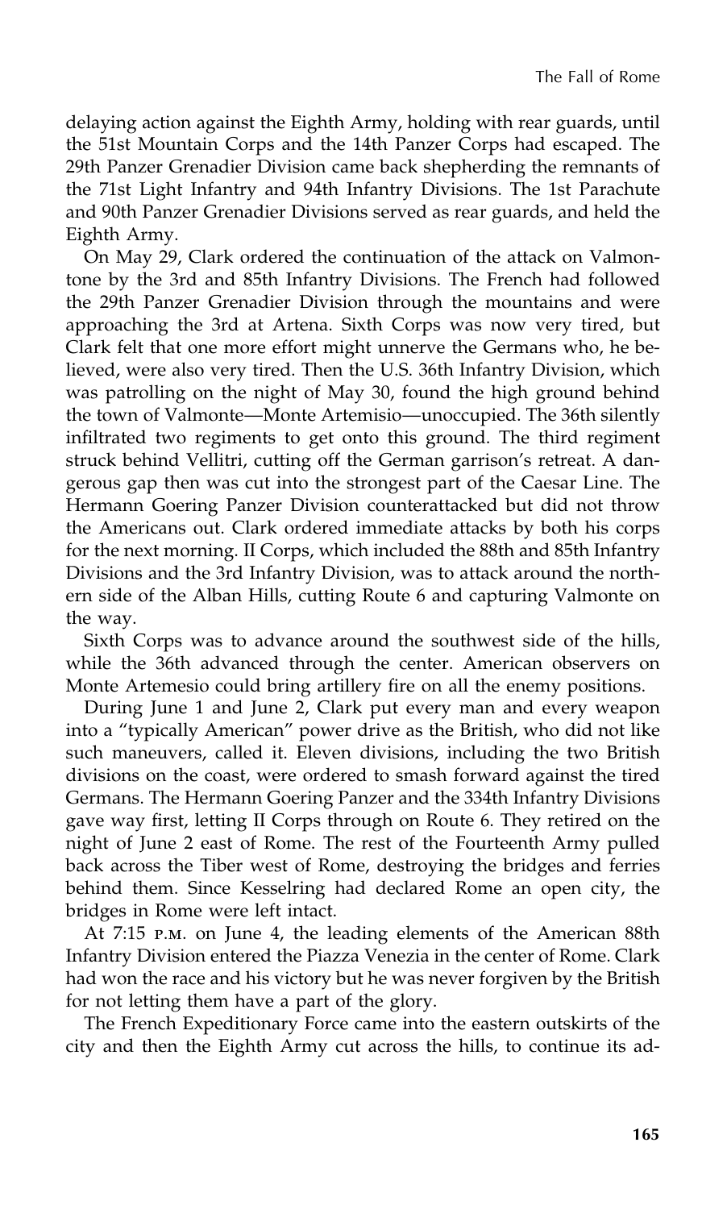delaying action against the Eighth Army, holding with rear guards, until the 51st Mountain Corps and the 14th Panzer Corps had escaped. The 29th Panzer Grenadier Division came back shepherding the remnants of the 71st Light Infantry and 94th Infantry Divisions. The 1st Parachute and 90th Panzer Grenadier Divisions served as rear guards, and held the Eighth Army.

On May 29, Clark ordered the continuation of the attack on Valmontone by the 3rd and 85th Infantry Divisions. The French had followed the 29th Panzer Grenadier Division through the mountains and were approaching the 3rd at Artena. Sixth Corps was now very tired, but Clark felt that one more effort might unnerve the Germans who, he believed, were also very tired. Then the U.S. 36th Infantry Division, which was patrolling on the night of May 30, found the high ground behind the town of Valmonte—Monte Artemisio—unoccupied. The 36th silently infiltrated two regiments to get onto this ground. The third regiment struck behind Vellitri, cutting off the German garrison's retreat. A dangerous gap then was cut into the strongest part of the Caesar Line. The Hermann Goering Panzer Division counterattacked but did not throw the Americans out. Clark ordered immediate attacks by both his corps for the next morning. II Corps, which included the 88th and 85th Infantry Divisions and the 3rd Infantry Division, was to attack around the northern side of the Alban Hills, cutting Route 6 and capturing Valmonte on the way.

Sixth Corps was to advance around the southwest side of the hills, while the 36th advanced through the center. American observers on Monte Artemesio could bring artillery fire on all the enemy positions.

During June 1 and June 2, Clark put every man and every weapon into a "typically American" power drive as the British, who did not like such maneuvers, called it. Eleven divisions, including the two British divisions on the coast, were ordered to smash forward against the tired Germans. The Hermann Goering Panzer and the 334th Infantry Divisions gave way first, letting II Corps through on Route 6. They retired on the night of June 2 east of Rome. The rest of the Fourteenth Army pulled back across the Tiber west of Rome, destroying the bridges and ferries behind them. Since Kesselring had declared Rome an open city, the bridges in Rome were left intact.

At 7:15 P.M. on June 4, the leading elements of the American 88th Infantry Division entered the Piazza Venezia in the center of Rome. Clark had won the race and his victory but he was never forgiven by the British for not letting them have a part of the glory.

The French Expeditionary Force came into the eastern outskirts of the city and then the Eighth Army cut across the hills, to continue its ad-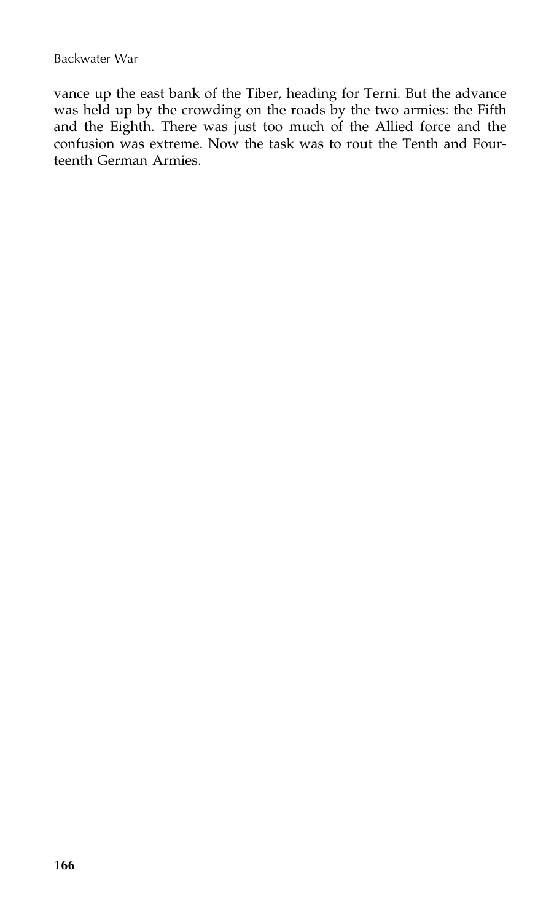vance up the east bank of the Tiber, heading for Terni. But the advance was held up by the crowding on the roads by the two armies: the Fifth and the Eighth. There was just too much of the Allied force and the confusion was extreme. Now the task was to rout the Tenth and Fourteenth German Armies.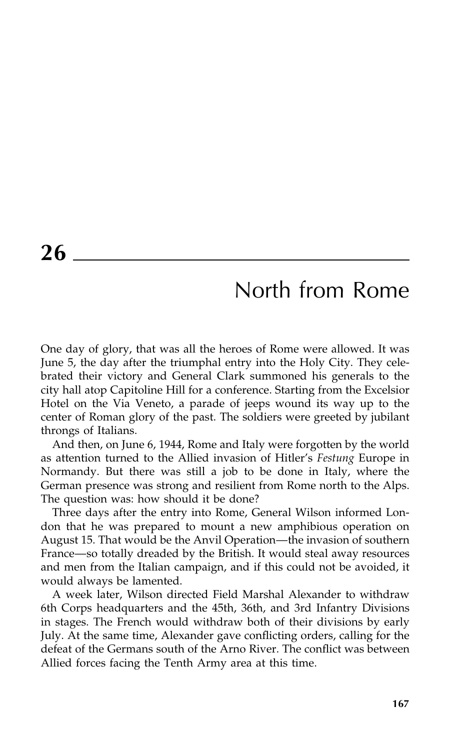# 26

## North from Rome

One day of glory, that was all the heroes of Rome were allowed. It was June 5, the day after the triumphal entry into the Holy City. They celebrated their victory and General Clark summoned his generals to the city hall atop Capitoline Hill for a conference. Starting from the Excelsior Hotel on the Via Veneto, a parade of jeeps wound its way up to the center of Roman glory of the past. The soldiers were greeted by jubilant throngs of Italians.

And then, on June 6, 1944, Rome and Italy were forgotten by the world as attention turned to the Allied invasion of Hitler's *Festung* Europe in Normandy. But there was still a job to be done in Italy, where the German presence was strong and resilient from Rome north to the Alps. The question was: how should it be done?

Three days after the entry into Rome, General Wilson informed London that he was prepared to mount a new amphibious operation on August 15. That would be the Anvil Operation—the invasion of southern France—so totally dreaded by the British. It would steal away resources and men from the Italian campaign, and if this could not be avoided, it would always be lamented.

A week later, Wilson directed Field Marshal Alexander to withdraw 6th Corps headquarters and the 45th, 36th, and 3rd Infantry Divisions in stages. The French would withdraw both of their divisions by early July. At the same time, Alexander gave conflicting orders, calling for the defeat of the Germans south of the Arno River. The conflict was between Allied forces facing the Tenth Army area at this time.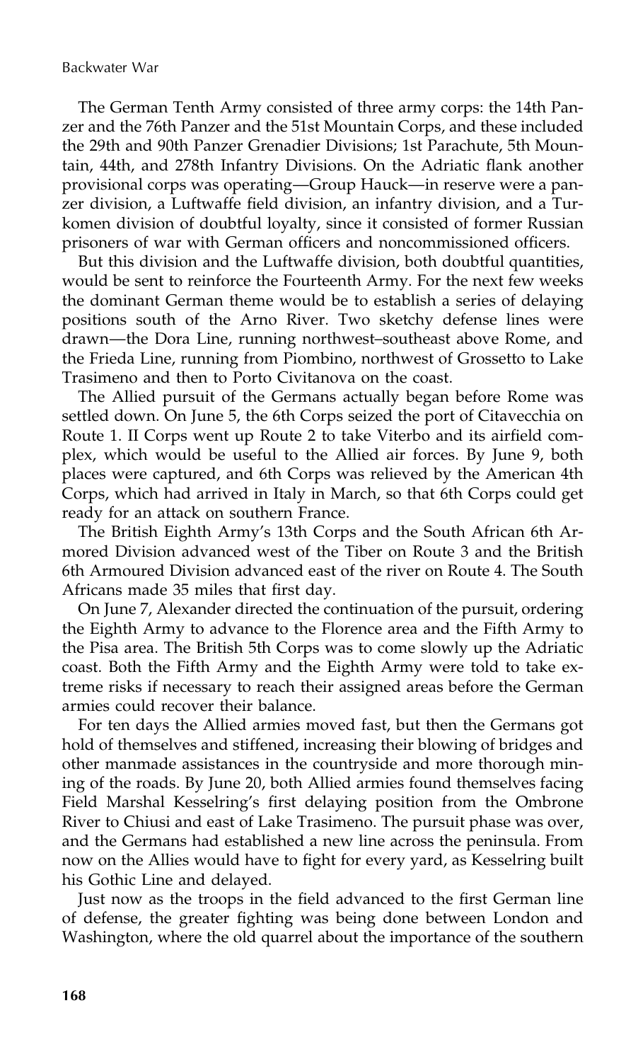The German Tenth Army consisted of three army corps: the 14th Panzer and the 76th Panzer and the 51st Mountain Corps, and these included the 29th and 90th Panzer Grenadier Divisions; 1st Parachute, 5th Mountain, 44th, and 278th Infantry Divisions. On the Adriatic flank another provisional corps was operating—Group Hauck—in reserve were a panzer division, a Luftwaffe field division, an infantry division, and a Turkomen division of doubtful loyalty, since it consisted of former Russian prisoners of war with German officers and noncommissioned officers.

But this division and the Luftwaffe division, both doubtful quantities, would be sent to reinforce the Fourteenth Army. For the next few weeks the dominant German theme would be to establish a series of delaying positions south of the Arno River. Two sketchy defense lines were drawn—the Dora Line, running northwest–southeast above Rome, and the Frieda Line, running from Piombino, northwest of Grosseto to Lake Trasimeno and then to Porto Civitanova on the coast.

The Allied pursuit of the Germans actually began before Rome was settled down. On June 5, the 6th Corps seized the port of Citavecchia on Route 1. II Corps went up Route 2 to take Viterbo and its airfield complex, which would be useful to the Allied air forces. By June 9, both places were captured, and 6th Corps was relieved by the American 4th Corps, which had arrived in Italy in March, so that 6th Corps could get ready for an attack on southern France.

The British Eighth Army's 13th Corps and the South African 6th Armored Division advanced west of the Tiber on Route 3 and the British 6th Armoured Division advanced east of the river on Route 4. The South Africans made 35 miles that first day.

On June 7, Alexander directed the continuation of the pursuit, ordering the Eighth Army to advance to the Florence area and the Fifth Army to the Pisa area. The British 5th Corps was to come slowly up the Adriatic coast. Both the Fifth Army and the Eighth Army were told to take extreme risks if necessary to reach their assigned areas before the German armies could recover their balance.

For ten days the Allied armies moved fast, but then the Germans got hold of themselves and stiffened, increasing their blowing of bridges and other manmade assistances in the countryside and more thorough mining of the roads. By June 20, both Allied armies found themselves facing Field Marshal Kesselring's first delaying position from the Ombrone River to Chiusi and east of Lake Trasimeno. The pursuit phase was over, and the Germans had established a new line across the peninsula. From now on the Allies would have to fight for every yard, as Kesselring built his Gothic Line and delayed.

Just now as the troops in the field advanced to the first German line of defense, the greater fighting was being done between London and Washington, where the old quarrel about the importance of the southern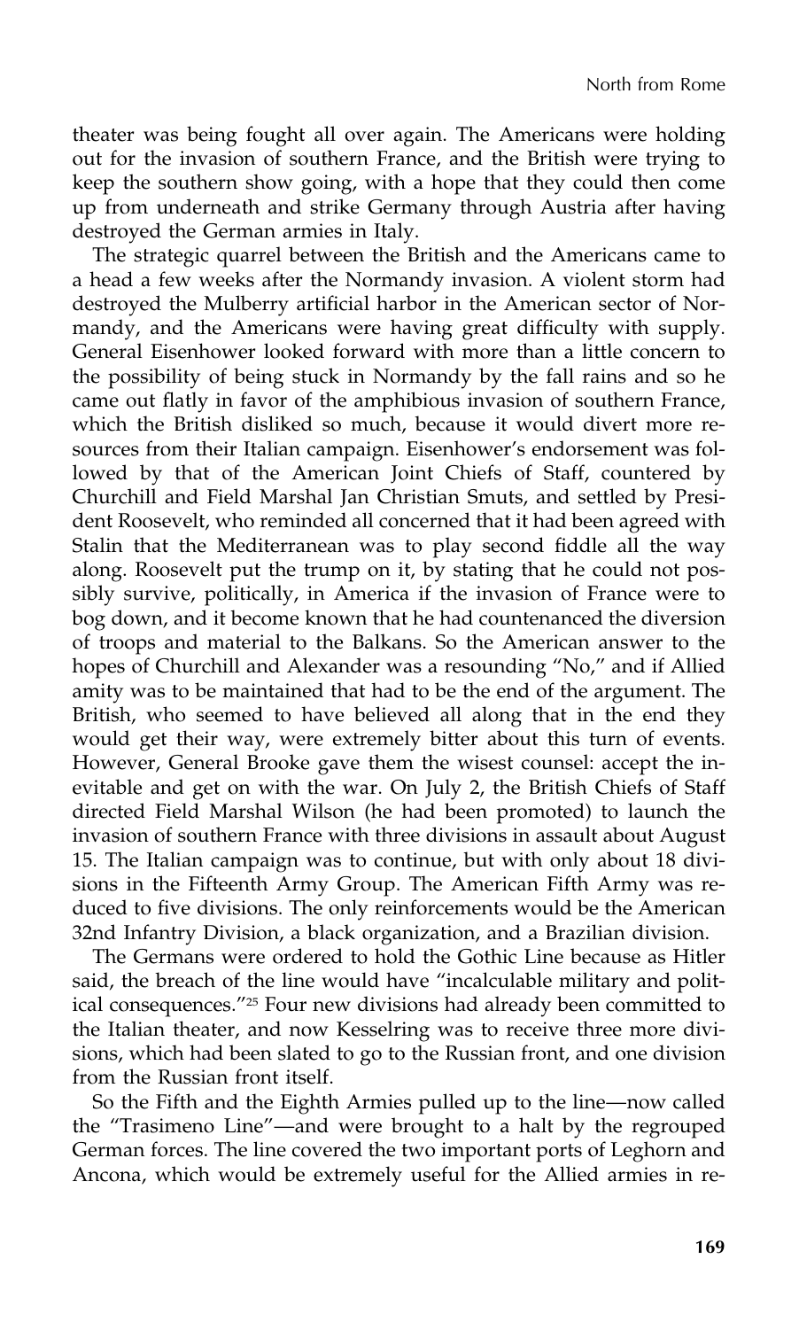theater was being fought all over again. The Americans were holding out for the invasion of southern France, and the British were trying to keep the southern show going, with a hope that they could then come up from underneath and strike Germany through Austria after having destroyed the German armies in Italy.

The strategic quarrel between the British and the Americans came to a head a few weeks after the Normandy invasion. A violent storm had destroyed the Mulberry artificial harbor in the American sector of Normandy, and the Americans were having great difficulty with supply. General Eisenhower looked forward with more than a little concern to the possibility of being stuck in Normandy by the fall rains and so he came out flatly in favor of the amphibious invasion of southern France, which the British disliked so much, because it would divert more resources from their Italian campaign. Eisenhower's endorsement was followed by that of the American Joint Chiefs of Staff, countered by Churchill and Field Marshal Jan Christian Smuts, and settled by President Roosevelt, who reminded all concerned that it had been agreed with Stalin that the Mediterranean was to play second fiddle all the way along. Roosevelt put the trump on it, by stating that he could not possibly survive, politically, in America if the invasion of France were to bog down, and it become known that he had countenanced the diversion of troops and material to the Balkans. So the American answer to the hopes of Churchill and Alexander was a resounding "No," and if Allied amity was to be maintained that had to be the end of the argument. The British, who seemed to have believed all along that in the end they would get their way, were extremely bitter about this turn of events. However, General Brooke gave them the wisest counsel: accept the inevitable and get on with the war. On July 2, the British Chiefs of Staff directed Field Marshal Wilson (he had been promoted) to launch the invasion of southern France with three divisions in assault about August 15. The Italian campaign was to continue, but with only about 18 divisions in the Fifteenth Army Group. The American Fifth Army was reduced to five divisions. The only reinforcements would be the American 32nd Infantry Division, a black organization, and a Brazilian division.

The Germans were ordered to hold the Gothic Line because as Hitler said, the breach of the line would have "incalculable military and political consequences."[25] Four new divisions had already been committed to the Italian theater, and now Kesselring was to receive three more divisions, which had been slated to go to the Russian front, and one division from the Russian front itself.

So the Fifth and the Eighth Armies pulled up to the line—now called the "Trasimeno Line"—and were brought to a halt by the regrouped German forces. The line covered the two important ports of Leghorn and Ancona, which would be extremely useful for the Allied armies in re-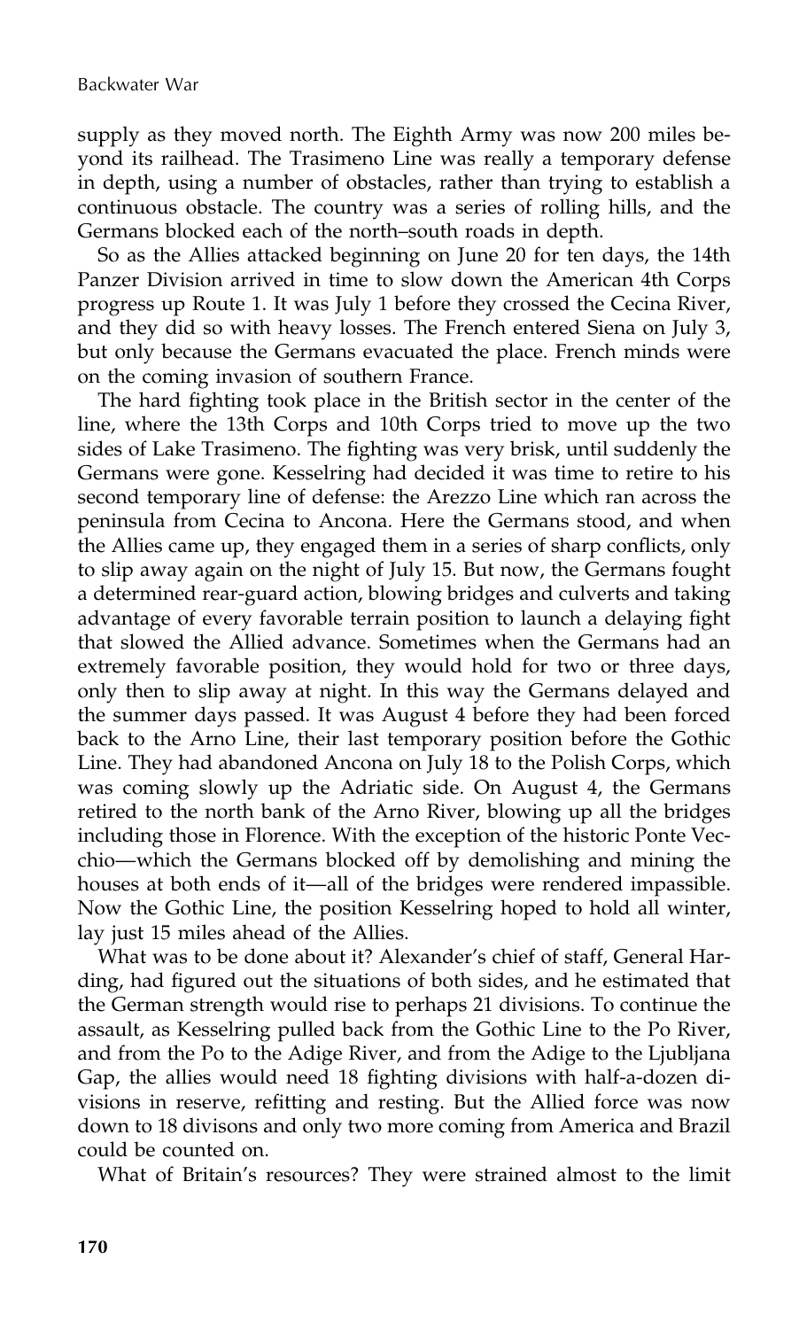supply as they moved north. The Eighth Army was now 200 miles beyond its railhead. The Trasimeno Line was really a temporary defense in depth, using a number of obstacles, rather than trying to establish a continuous obstacle. The country was a series of rolling hills, and the Germans blocked each of the north–south roads in depth.

So as the Allies attacked beginning on June 20 for ten days, the 14th Panzer Division arrived in time to slow down the American 4th Corps progress up Route 1. It was July 1 before they crossed the Cecina River, and they did so with heavy losses. The French entered Siena on July 3, but only because the Germans evacuated the place. French minds were on the coming invasion of southern France.

The hard fighting took place in the British sector in the center of the line, where the 13th Corps and 10th Corps tried to move up the two sides of Lake Trasimeno. The fighting was very brisk, until suddenly the Germans were gone. Kesselring had decided it was time to retire to his second temporary line of defense: the Arezzo Line which ran across the peninsula from Cecina to Ancona. Here the Germans stood, and when the Allies came up, they engaged them in a series of sharp conflicts, only to slip away again on the night of July 15. But now, the Germans fought a determined rear-guard action, blowing bridges and culverts and taking advantage of every favorable terrain position to launch a delaying fight that slowed the Allied advance. Sometimes when the Germans had an extremely favorable position, they would hold for two or three days, only then to slip away at night. In this way the Germans delayed and the summer days passed. It was August 4 before they had been forced back to the Arno Line, their last temporary position before the Gothic Line. They had abandoned Ancona on July 18 to the Polish Corps, which was coming slowly up the Adriatic side. On August 4, the Germans retired to the north bank of the Arno River, blowing up all the bridges including those in Florence. With the exception of the historic Ponte Vecchio—which the Germans blocked off by demolishing and mining the houses at both ends of it—all of the bridges were rendered impassible. Now the Gothic Line, the position Kesselring hoped to hold all winter, lay just 15 miles ahead of the Allies.

What was to be done about it? Alexander's chief of staff, General Harding, had figured out the situations of both sides, and he estimated that the German strength would rise to perhaps 21 divisions. To continue the assault, as Kesselring pulled back from the Gothic Line to the Po River, and from the Po to the Adige River, and from the Adige to the Ljubljana Gap, the allies would need 18 fighting divisions with half-a-dozen divisions in reserve, refitting and resting. But the Allied force was now down to 18 divisons and only two more coming from America and Brazil could be counted on.

What of Britain's resources? They were strained almost to the limit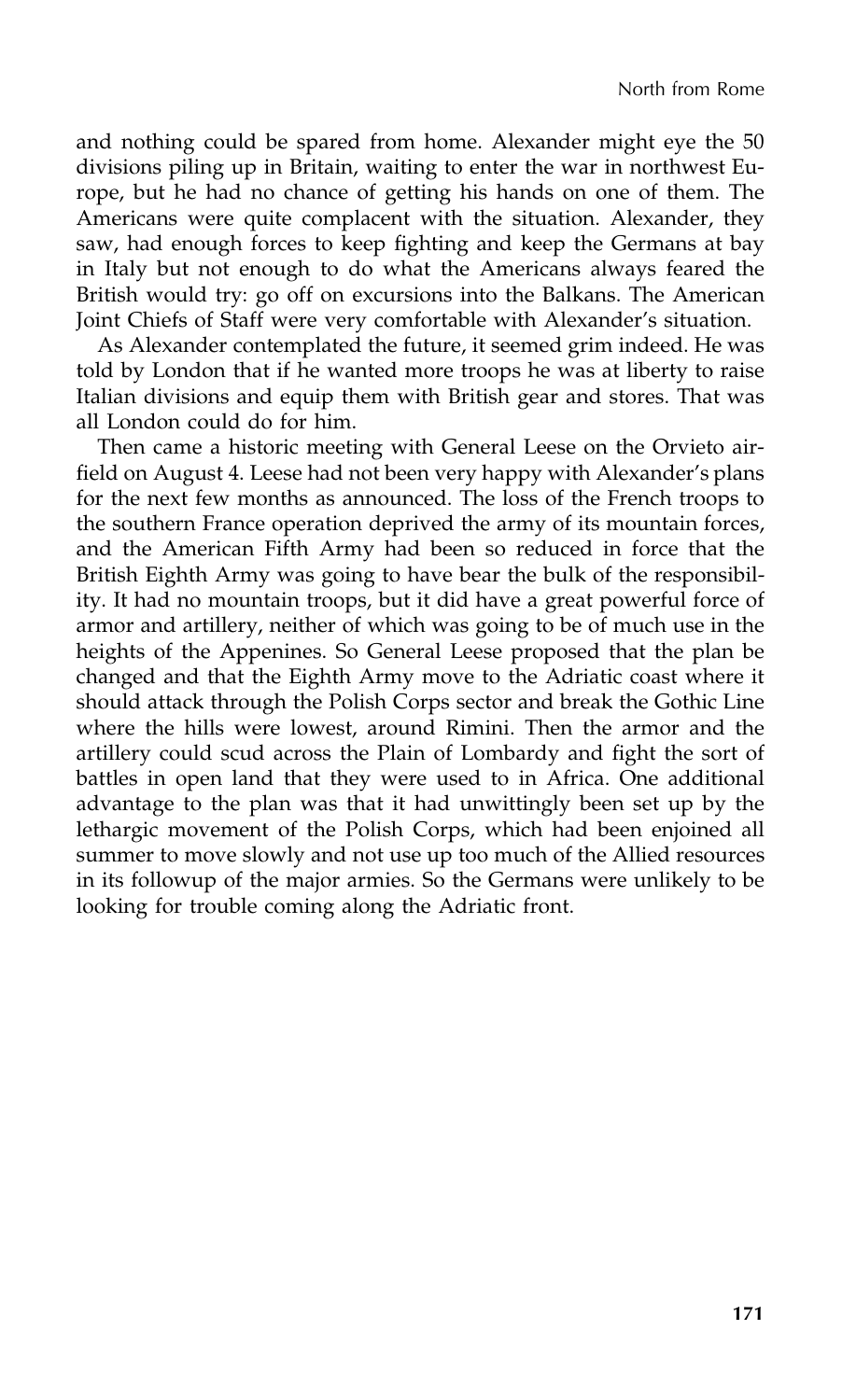and nothing could be spared from home. Alexander might eye the 50 divisions piling up in Britain, waiting to enter the war in northwest Europe, but he had no chance of getting his hands on one of them. The Americans were quite complacent with the situation. Alexander, they saw, had enough forces to keep fighting and keep the Germans at bay in Italy but not enough to do what the Americans always feared the British would try: go off on excursions into the Balkans. The American Joint Chiefs of Staff were very comfortable with Alexander's situation.

As Alexander contemplated the future, it seemed grim indeed. He was told by London that if he wanted more troops he was at liberty to raise Italian divisions and equip them with British gear and stores. That was all London could do for him.

Then came a historic meeting with General Leese on the Orvieto airfield on August 4. Leese had not been very happy with Alexander's plans for the next few months as announced. The loss of the French troops to the southern France operation deprived the army of its mountain forces, and the American Fifth Army had been so reduced in force that the British Eighth Army was going to have bear the bulk of the responsibility. It had no mountain troops, but it did have a great powerful force of armor and artillery, neither of which was going to be of much use in the heights of the Appenines. So General Leese proposed that the plan be changed and that the Eighth Army move to the Adriatic coast where it should attack through the Polish Corps sector and break the Gothic Line where the hills were lowest, around Rimini. Then the armor and the artillery could scud across the Plain of Lombardy and fight the sort of battles in open land that they were used to in Africa. One additional advantage to the plan was that it had unwittingly been set up by the lethargic movement of the Polish Corps, which had been enjoined all summer to move slowly and not use up too much of the Allied resources in its followup of the major armies. So the Germans were unlikely to be looking for trouble coming along the Adriatic front.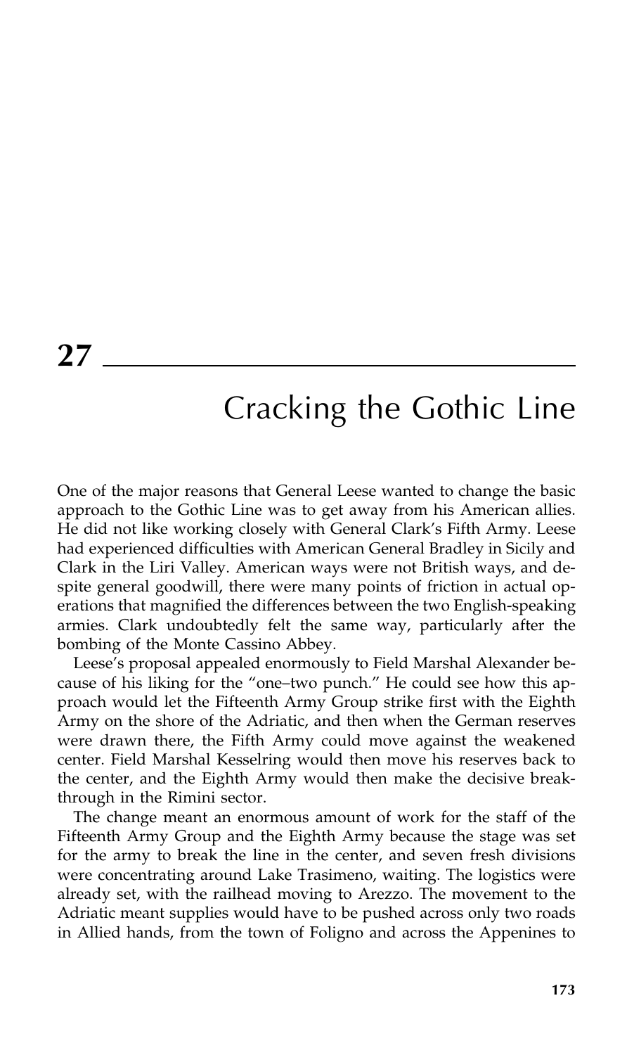# 27

## Cracking the Gothic Line

One of the major reasons that General Leese wanted to change the basic approach to the Gothic Line was to get away from his American allies. He did not like working closely with General Clark's Fifth Army. Leese had experienced difficulties with American General Bradley in Sicily and Clark in the Liri Valley. American ways were not British ways, and despite general goodwill, there were many points of friction in actual operations that magnified the differences between the two English-speaking armies. Clark undoubtedly felt the same way, particularly after the bombing of the Monte Cassino Abbey.

Leese's proposal appealed enormously to Field Marshal Alexander because of his liking for the "one–two punch." He could see how this approach would let the Fifteenth Army Group strike first with the Eighth Army on the shore of the Adriatic, and then when the German reserves were drawn there, the Fifth Army could move against the weakened center. Field Marshal Kesselring would then move his reserves back to the center, and the Eighth Army would then make the decisive breakthrough in the Rimini sector.

The change meant an enormous amount of work for the staff of the Fifteenth Army Group and the Eighth Army because the stage was set for the army to break the line in the center, and seven fresh divisions were concentrating around Lake Trasimeno, waiting. The logistics were already set, with the railhead moving to Arezzo. The movement to the Adriatic meant supplies would have to be pushed across only two roads in Allied hands, from the town of Foligno and across the Appenines to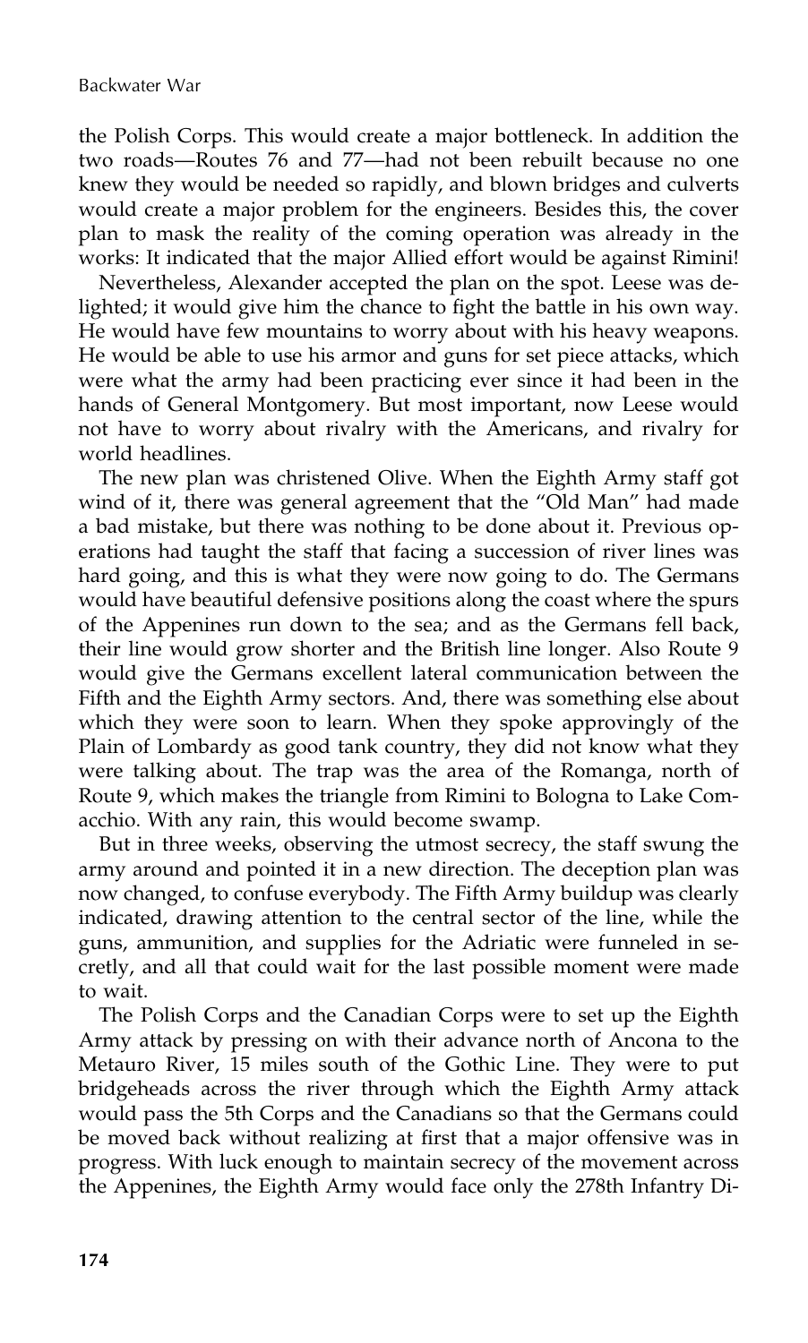the Polish Corps. This would create a major bottleneck. In addition the two roads—Routes 76 and 77—had not been rebuilt because no one knew they would be needed so rapidly, and blown bridges and culverts would create a major problem for the engineers. Besides this, the cover plan to mask the reality of the coming operation was already in the works: It indicated that the major Allied effort would be against Rimini!

Nevertheless, Alexander accepted the plan on the spot. Leese was delighted; it would give him the chance to fight the battle in his own way. He would have few mountains to worry about with his heavy weapons. He would be able to use his armor and guns for set piece attacks, which were what the army had been practicing ever since it had been in the hands of General Montgomery. But most important, now Leese would not have to worry about rivalry with the Americans, and rivalry for world headlines.

The new plan was christened Olive. When the Eighth Army staff got wind of it, there was general agreement that the "Old Man" had made a bad mistake, but there was nothing to be done about it. Previous operations had taught the staff that facing a succession of river lines was hard going, and this is what they were now going to do. The Germans would have beautiful defensive positions along the coast where the spurs of the Appenines run down to the sea; and as the Germans fell back, their line would grow shorter and the British line longer. Also Route 9 would give the Germans excellent lateral communication between the Fifth and the Eighth Army sectors. And, there was something else about which they were soon to learn. When they spoke approvingly of the Plain of Lombardy as good tank country, they did not know what they were talking about. The trap was the area of the Romanga, north of Route 9, which makes the triangle from Rimini to Bologna to Lake Comacchio. With any rain, this would become swamp.

But in three weeks, observing the utmost secrecy, the staff swung the army around and pointed it in a new direction. The deception plan was now changed, to confuse everybody. The Fifth Army buildup was clearly indicated, drawing attention to the central sector of the line, while the guns, ammunition, and supplies for the Adriatic were funneled in secretly, and all that could wait for the last possible moment were made to wait.

The Polish Corps and the Canadian Corps were to set up the Eighth Army attack by pressing on with their advance north of Ancona to the Metauro River, 15 miles south of the Gothic Line. They were to put bridgeheads across the river through which the Eighth Army attack would pass the 5th Corps and the Canadians so that the Germans could be moved back without realizing at first that a major offensive was in progress. With luck enough to maintain secrecy of the movement across the Appenines, the Eighth Army would face only the 278th Infantry Di-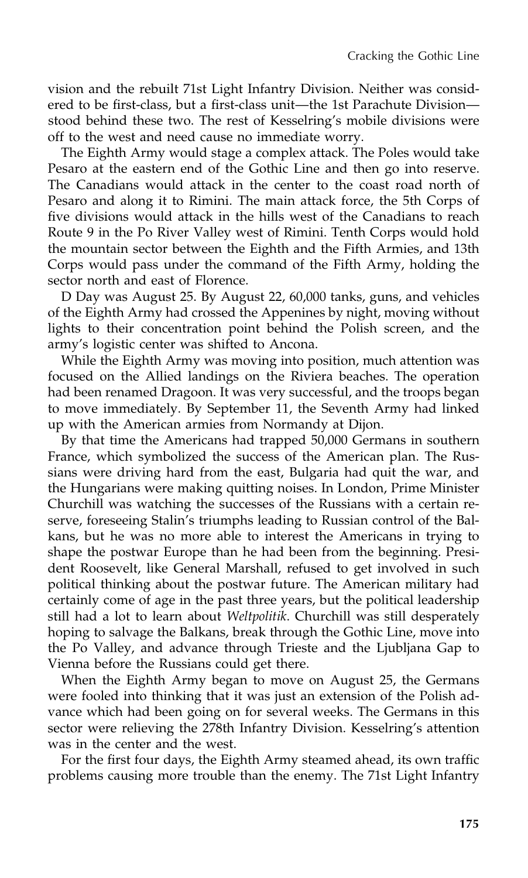vision and the rebuilt 71st Light Infantry Division. Neither was considered to be first-class, but a first-class unit—the 1st Parachute Division—stood behind these two. The rest of Kesselring's mobile divisions were off to the west and need cause no immediate worry.

The Eighth Army would stage a complex attack. The Poles would take Pesaro at the eastern end of the Gothic Line and then go into reserve. The Canadians would attack in the center to the coast road north of Pesaro and along it to Rimini. The main attack force, the 5th Corps of five divisions would attack in the hills west of the Canadians to reach Route 9 in the Po River Valley west of Rimini. Tenth Corps would hold the mountain sector between the Eighth and the Fifth Armies, and 13th Corps would pass under the command of the Fifth Army, holding the sector north and east of Florence.

D Day was August 25. By August 22, 60,000 tanks, guns, and vehicles of the Eighth Army had crossed the Appenines by night, moving without lights to their concentration point behind the Polish screen, and the army's logistic center was shifted to Ancona.

While the Eighth Army was moving into position, much attention was focused on the Allied landings on the Riviera beaches. The operation had been renamed Dragoon. It was very successful, and the troops began to move immediately. By September 11, the Seventh Army had linked up with the American armies from Normandy at Dijon.

By that time the Americans had trapped 50,000 Germans in southern France, which symbolized the success of the American plan. The Russians were driving hard from the east, Bulgaria had quit the war, and the Hungarians were making quitting noises. In London, Prime Minister Churchill was watching the successes of the Russians with a certain reserve, foreseeing Stalin's triumphs leading to Russian control of the Balkans, but he was no more able to interest the Americans in trying to shape the postwar Europe than he had been from the beginning. President Roosevelt, like General Marshall, refused to get involved in such political thinking about the postwar future. The American military had certainly come of age in the past three years, but the political leadership still had a lot to learn about *Weltpolitik*. Churchill was still desperately hoping to salvage the Balkans, break through the Gothic Line, move into the Po Valley, and advance through Trieste and the Ljubljana Gap to Vienna before the Russians could get there.

When the Eighth Army began to move on August 25, the Germans were fooled into thinking that it was just an extension of the Polish advance which had been going on for several weeks. The Germans in this sector were relieving the 278th Infantry Division. Kesselring's attention was in the center and the west.

For the first four days, the Eighth Army steamed ahead, its own traffic problems causing more trouble than the enemy. The 71st Light Infantry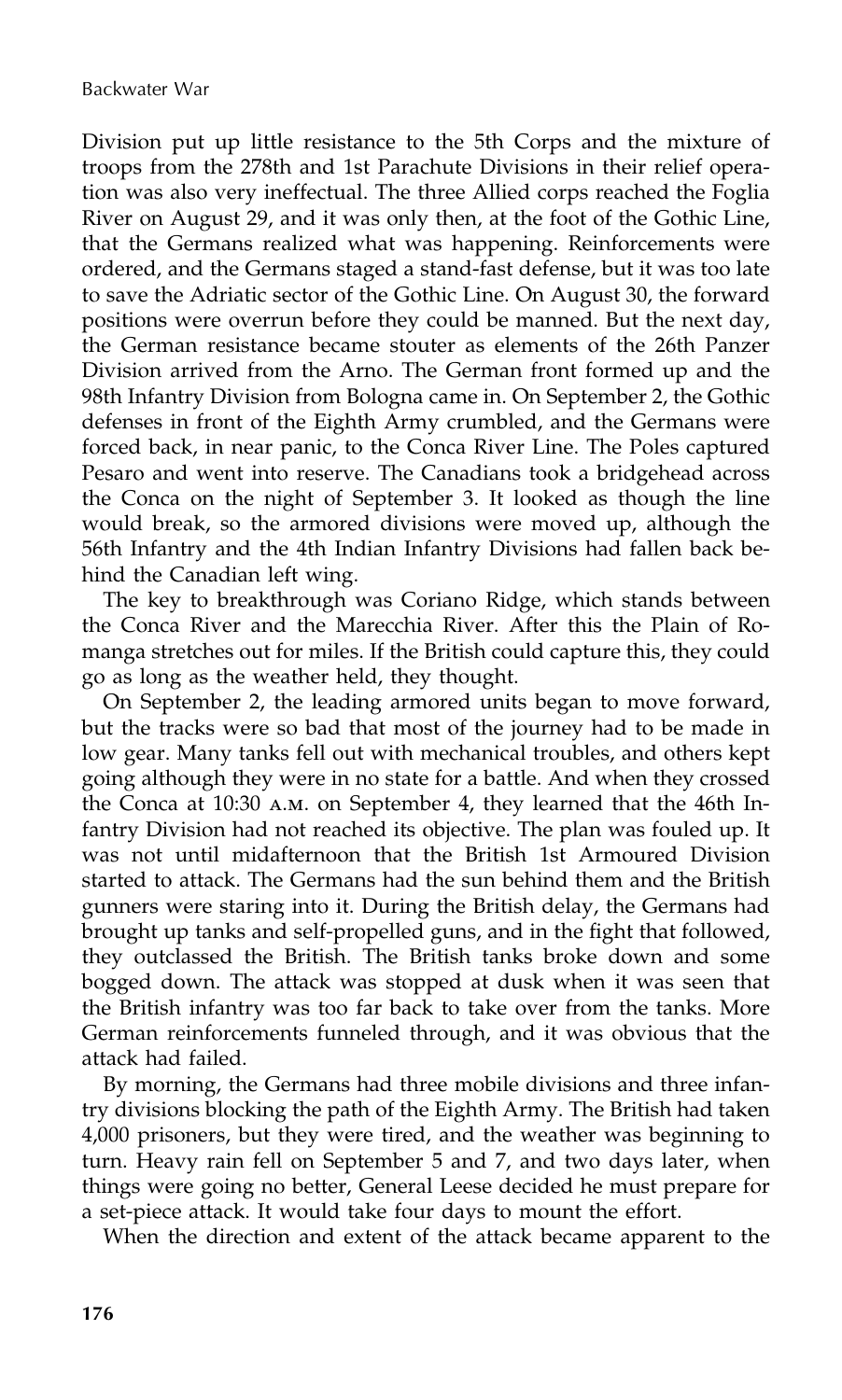Division put up little resistance to the 5th Corps and the mixture of troops from the 278th and 1st Parachute Divisions in their relief operation was also very ineffectual. The three Allied corps reached the Foglia River on August 29, and it was only then, at the foot of the Gothic Line, that the Germans realized what was happening. Reinforcements were ordered, and the Germans staged a stand-fast defense, but it was too late to save the Adriatic sector of the Gothic Line. On August 30, the forward positions were overrun before they could be manned. But the next day, the German resistance became stouter as elements of the 26th Panzer Division arrived from the Arno. The German front formed up and the 98th Infantry Division from Bologna came in. On September 2, the Gothic defenses in front of the Eighth Army crumbled, and the Germans were forced back, in near panic, to the Conca River Line. The Poles captured Pesaro and went into reserve. The Canadians took a bridgehead across the Conca on the night of September 3. It looked as though the line would break, so the armored divisions were moved up, although the 56th Infantry and the 4th Indian Infantry Divisions had fallen back behind the Canadian left wing.

The key to breakthrough was Coriano Ridge, which stands between the Conca River and the Marecchia River. After this the Plain of Romanga stretches out for miles. If the British could capture this, they could go as long as the weather held, they thought.

On September 2, the leading armored units began to move forward, but the tracks were so bad that most of the journey had to be made in low gear. Many tanks fell out with mechanical troubles, and others kept going although they were in no state for a battle. And when they crossed the Conca at 10:30 A.M. on September 4, they learned that the 46th Infantry Division had not reached its objective. The plan was fouled up. It was not until midafternoon that the British 1st Armoured Division started to attack. The Germans had the sun behind them and the British gunners were staring into it. During the British delay, the Germans had brought up tanks and self-propelled guns, and in the fight that followed, they outclassed the British. The British tanks broke down and some bogged down. The attack was stopped at dusk when it was seen that the British infantry was too far back to take over from the tanks. More German reinforcements funneled through, and it was obvious that the attack had failed.

By morning, the Germans had three mobile divisions and three infantry divisions blocking the path of the Eighth Army. The British had taken 4,000 prisoners, but they were tired, and the weather was beginning to turn. Heavy rain fell on September 5 and 7, and two days later, when things were going no better, General Leese decided he must prepare for a set-piece attack. It would take four days to mount the effort.

When the direction and extent of the attack became apparent to the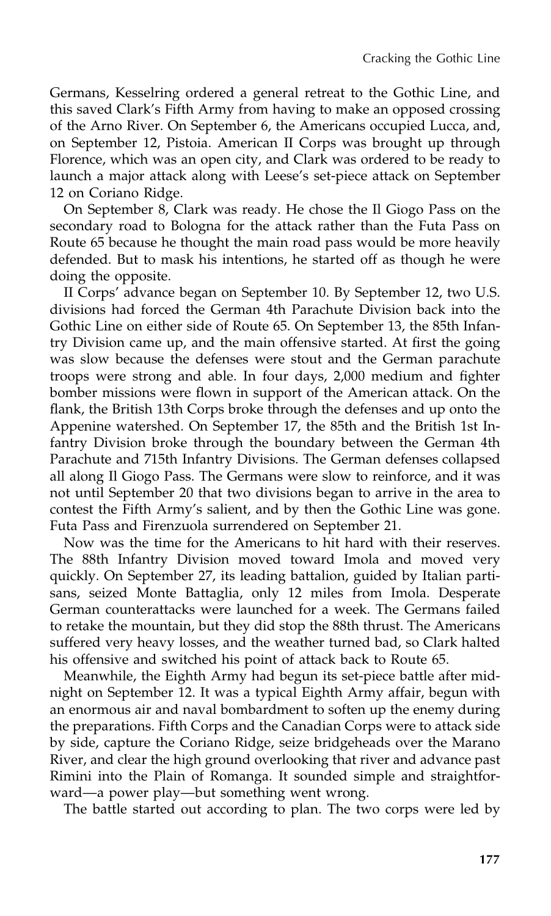Germans, Kesselring ordered a general retreat to the Gothic Line, and this saved Clark's Fifth Army from having to make an opposed crossing of the Arno River. On September 6, the Americans occupied Lucca, and, on September 12, Pistoia. American II Corps was brought up through Florence, which was an open city, and Clark was ordered to be ready to launch a major attack along with Leese's set-piece attack on September 12 on Coriano Ridge.

On September 8, Clark was ready. He chose the Il Giogo Pass on the secondary road to Bologna for the attack rather than the Futa Pass on Route 65 because he thought the main road pass would be more heavily defended. But to mask his intentions, he started off as though he were doing the opposite.

II Corps' advance began on September 10. By September 12, two U.S. divisions had forced the German 4th Parachute Division back into the Gothic Line on either side of Route 65. On September 13, the 85th Infantry Division came up, and the main offensive started. At first the going was slow because the defenses were stout and the German parachute troops were strong and able. In four days, 2,000 medium and fighter bomber missions were flown in support of the American attack. On the flank, the British 13th Corps broke through the defenses and up onto the Appenine watershed. On September 17, the 85th and the British 1st Infantry Division broke through the boundary between the German 4th Parachute and 715th Infantry Divisions. The German defenses collapsed all along Il Giogo Pass. The Germans were slow to reinforce, and it was not until September 20 that two divisions began to arrive in the area to contest the Fifth Army's salient, and by then the Gothic Line was gone. Futa Pass and Firenzuola surrendered on September 21.

Now was the time for the Americans to hit hard with their reserves. The 88th Infantry Division moved toward Imola and moved very quickly. On September 27, its leading battalion, guided by Italian partisans, seized Monte Battaglia, only 12 miles from Imola. Desperate German counterattacks were launched for a week. The Germans failed to retake the mountain, but they did stop the 88th thrust. The Americans suffered very heavy losses, and the weather turned bad, so Clark halted his offensive and switched his point of attack back to Route 65.

Meanwhile, the Eighth Army had begun its set-piece battle after midnight on September 12. It was a typical Eighth Army affair, begun with an enormous air and naval bombardment to soften up the enemy during the preparations. Fifth Corps and the Canadian Corps were to attack side by side, capture the Coriano Ridge, seize bridgeheads over the Marano River, and clear the high ground overlooking that river and advance past Rimini into the Plain of Romanga. It sounded simple and straightforward—a power play—but something went wrong.

The battle started out according to plan. The two corps were led by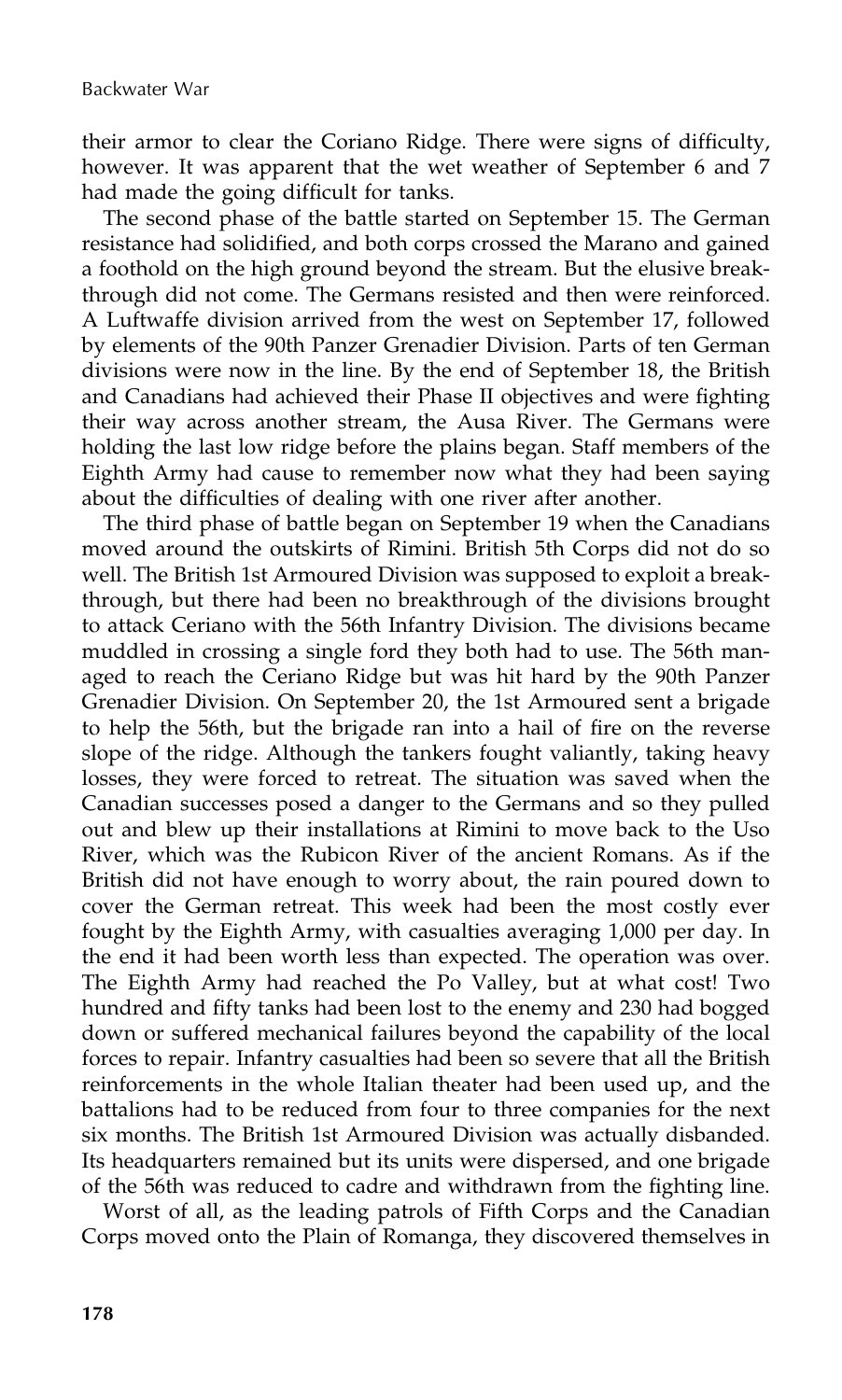their armor to clear the Coriano Ridge. There were signs of difficulty, however. It was apparent that the wet weather of September 6 and 7 had made the going difficult for tanks.

The second phase of the battle started on September 15. The German resistance had solidified, and both corps crossed the Marano and gained a foothold on the high ground beyond the stream. But the elusive breakthrough did not come. The Germans resisted and then were reinforced. A Luftwaffe division arrived from the west on September 17, followed by elements of the 90th Panzer Grenadier Division. Parts of ten German divisions were now in the line. By the end of September 18, the British and Canadians had achieved their Phase II objectives and were fighting their way across another stream, the Ausa River. The Germans were holding the last low ridge before the plains began. Staff members of the Eighth Army had cause to remember now what they had been saying about the difficulties of dealing with one river after another.

The third phase of battle began on September 19 when the Canadians moved around the outskirts of Rimini. British 5th Corps did not do so well. The British 1st Armoured Division was supposed to exploit a breakthrough, but there had been no breakthrough of the divisions brought to attack Ceriano with the 56th Infantry Division. The divisions became muddled in crossing a single ford they both had to use. The 56th managed to reach the Ceriano Ridge but was hit hard by the 90th Panzer Grenadier Division. On September 20, the 1st Armoured sent a brigade to help the 56th, but the brigade ran into a hail of fire on the reverse slope of the ridge. Although the tankers fought valiantly, taking heavy losses, they were forced to retreat. The situation was saved when the Canadian successes posed a danger to the Germans and so they pulled out and blew up their installations at Rimini to move back to the Uso River, which was the Rubicon River of the ancient Romans. As if the British did not have enough to worry about, the rain poured down to cover the German retreat. This week had been the most costly ever fought by the Eighth Army, with casualties averaging 1,000 per day. In the end it had been worth less than expected. The operation was over. The Eighth Army had reached the Po Valley, but at what cost! Two hundred and fifty tanks had been lost to the enemy and 230 had bogged down or suffered mechanical failures beyond the capability of the local forces to repair. Infantry casualties had been so severe that all the British reinforcements in the whole Italian theater had been used up, and the battalions had to be reduced from four to three companies for the next six months. The British 1st Armoured Division was actually disbanded. Its headquarters remained but its units were dispersed, and one brigade of the 56th was reduced to cadre and withdrawn from the fighting line.

Worst of all, as the leading patrols of Fifth Corps and the Canadian Corps moved onto the Plain of Romanga, they discovered themselves in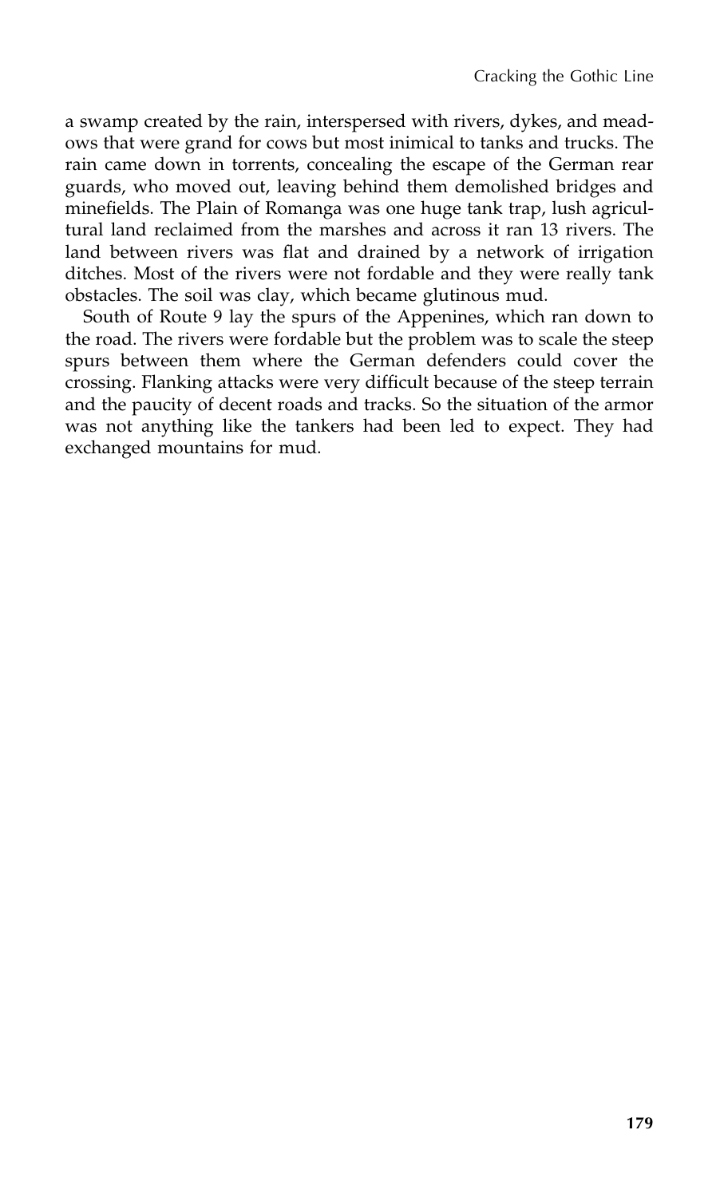a swamp created by the rain, interspersed with rivers, dykes, and meadows that were grand for cows but most inimical to tanks and trucks. The rain came down in torrents, concealing the escape of the German rear guards, who moved out, leaving behind them demolished bridges and minefields. The Plain of Romanga was one huge tank trap, lush agricultural land reclaimed from the marshes and across it ran 13 rivers. The land between rivers was flat and drained by a network of irrigation ditches. Most of the rivers were not fordable and they were really tank obstacles. The soil was clay, which became glutinous mud.

South of Route 9 lay the spurs of the Appenines, which ran down to the road. The rivers were fordable but the problem was to scale the steep spurs between them where the German defenders could cover the crossing. Flanking attacks were very difficult because of the steep terrain and the paucity of decent roads and tracks. So the situation of the armor was not anything like the tankers had been led to expect. They had exchanged mountains for mud.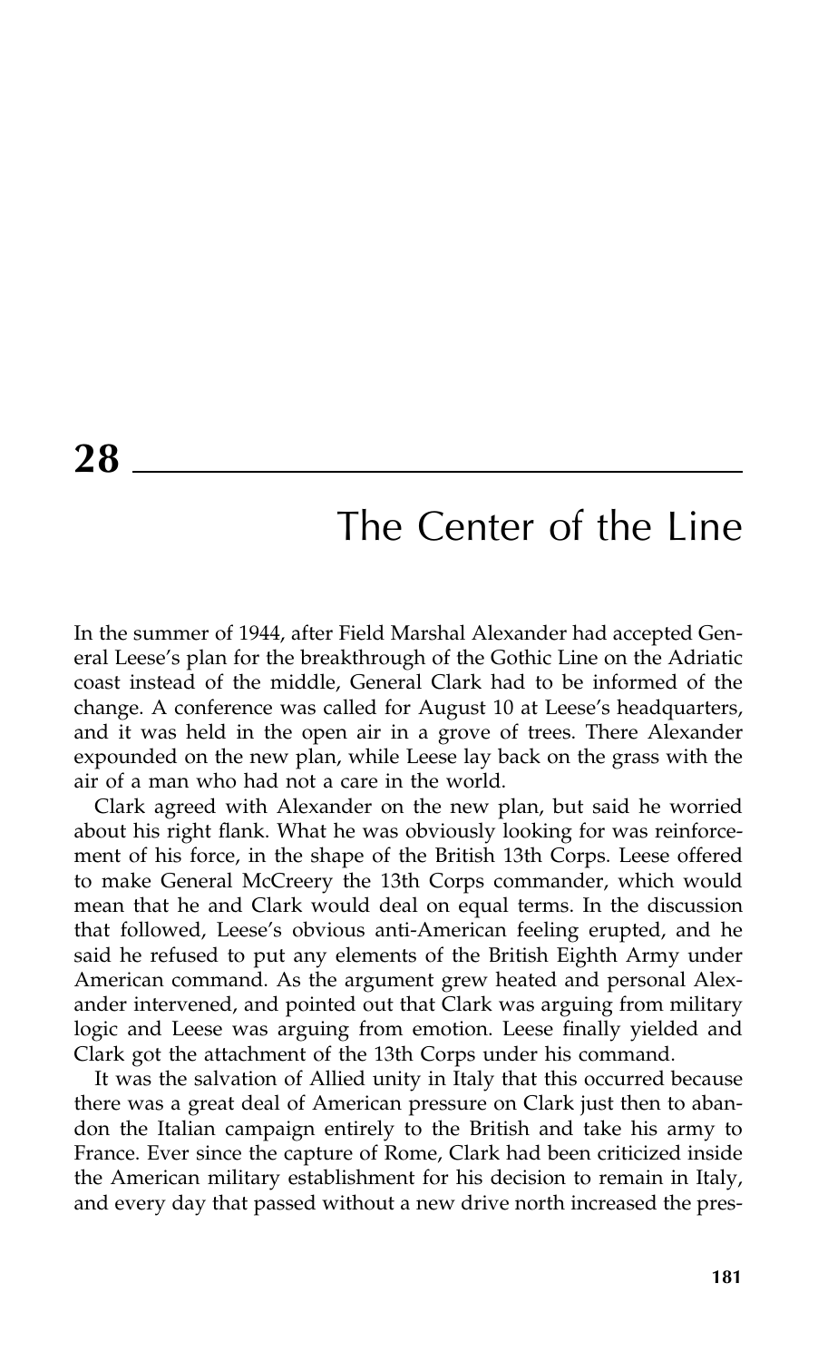# 28

## The Center of the Line

In the summer of 1944, after Field Marshal Alexander had accepted General Leese's plan for the breakthrough of the Gothic Line on the Adriatic coast instead of the middle, General Clark had to be informed of the change. A conference was called for August 10 at Leese's headquarters, and it was held in the open air in a grove of trees. There Alexander expounded on the new plan, while Leese lay back on the grass with the air of a man who had not a care in the world.

Clark agreed with Alexander on the new plan, but said he worried about his right flank. What he was obviously looking for was reinforcement of his force, in the shape of the British 13th Corps. Leese offered to make General McCreery the 13th Corps commander, which would mean that he and Clark would deal on equal terms. In the discussion that followed, Leese's obvious anti-American feeling erupted, and he said he refused to put any elements of the British Eighth Army under American command. As the argument grew heated and personal Alexander intervened, and pointed out that Clark was arguing from military logic and Leese was arguing from emotion. Leese finally yielded and Clark got the attachment of the 13th Corps under his command.

It was the salvation of Allied unity in Italy that this occurred because there was a great deal of American pressure on Clark just then to abandon the Italian campaign entirely to the British and take his army to France. Ever since the capture of Rome, Clark had been criticized inside the American military establishment for his decision to remain in Italy, and every day that passed without a new drive north increased the pres-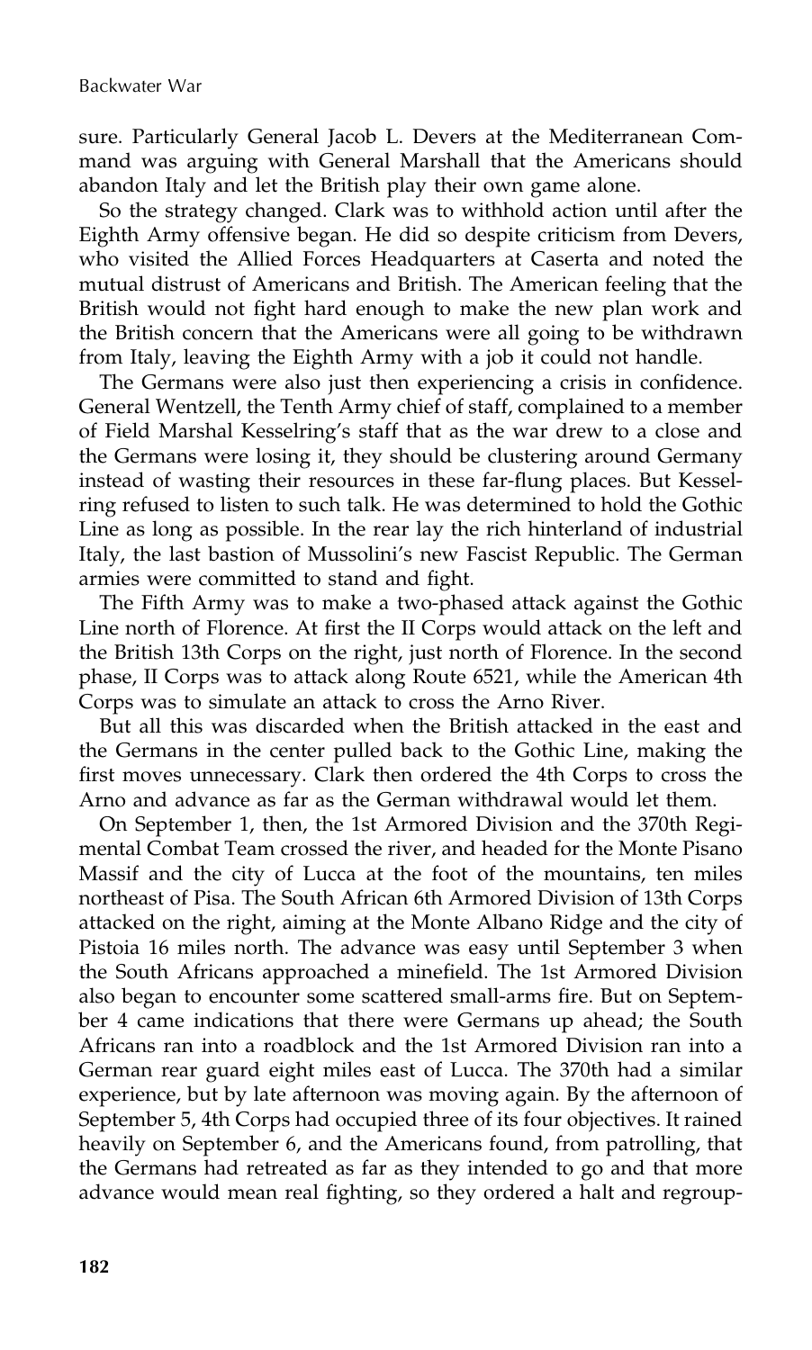sure. Particularly General Jacob L. Devers at the Mediterranean Command was arguing with General Marshall that the Americans should abandon Italy and let the British play their own game alone.

So the strategy changed. Clark was to withhold action until after the Eighth Army offensive began. He did so despite criticism from Devers, who visited the Allied Forces Headquarters at Caserta and noted the mutual distrust of Americans and British. The American feeling that the British would not fight hard enough to make the new plan work and the British concern that the Americans were all going to be withdrawn from Italy, leaving the Eighth Army with a job it could not handle.

The Germans were also just then experiencing a crisis in confidence. General Wentzell, the Tenth Army chief of staff, complained to a member of Field Marshal Kesselring's staff that as the war drew to a close and the Germans were losing it, they should be clustering around Germany instead of wasting their resources in these far-flung places. But Kesselring refused to listen to such talk. He was determined to hold the Gothic Line as long as possible. In the rear lay the rich hinterland of industrial Italy, the last bastion of Mussolini's new Fascist Republic. The German armies were committed to stand and fight.

The Fifth Army was to make a two-phased attack against the Gothic Line north of Florence. At first the II Corps would attack on the left and the British 13th Corps on the right, just north of Florence. In the second phase, II Corps was to attack along Route 6521, while the American 4th Corps was to simulate an attack to cross the Arno River.

But all this was discarded when the British attacked in the east and the Germans in the center pulled back to the Gothic Line, making the first moves unnecessary. Clark then ordered the 4th Corps to cross the Arno and advance as far as the German withdrawal would let them.

On September 1, then, the 1st Armored Division and the 370th Regimental Combat Team crossed the river, and headed for the Monte Pisano Massif and the city of Lucca at the foot of the mountains, ten miles northeast of Pisa. The South African 6th Armored Division of 13th Corps attacked on the right, aiming at the Monte Albano Ridge and the city of Pistoia 16 miles north. The advance was easy until September 3 when the South Africans approached a minefield. The 1st Armored Division also began to encounter some scattered small-arms fire. But on September 4 came indications that there were Germans up ahead; the South Africans ran into a roadblock and the 1st Armored Division ran into a German rear guard eight miles east of Lucca. The 370th had a similar experience, but by late afternoon was moving again. By the afternoon of September 5, 4th Corps had occupied three of its four objectives. It rained heavily on September 6, and the Americans found, from patrolling, that the Germans had retreated as far as they intended to go and that more advance would mean real fighting, so they ordered a halt and regroup-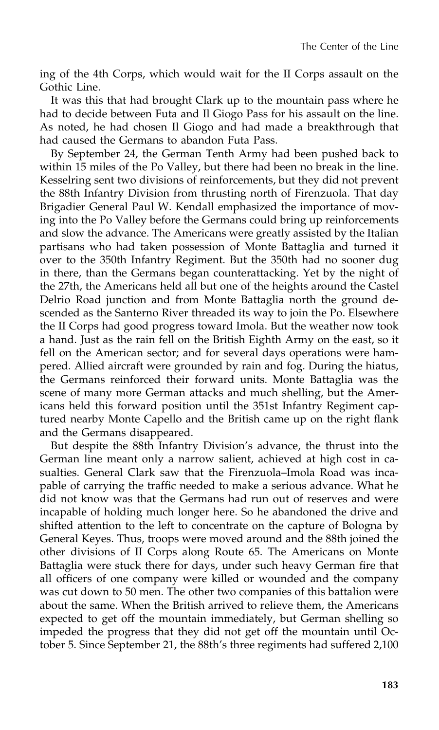ing of the 4th Corps, which would wait for the II Corps assault on the Gothic Line.

It was this that had brought Clark up to the mountain pass where he had to decide between Futa and Il Giogo Pass for his assault on the line. As noted, he had chosen Il Giogo and had made a breakthrough that had caused the Germans to abandon Futa Pass.

By September 24, the German Tenth Army had been pushed back to within 15 miles of the Po Valley, but there had been no break in the line. Kesselring sent two divisions of reinforcements, but they did not prevent the 88th Infantry Division from thrusting north of Firenzuola. That day Brigadier General Paul W. Kendall emphasized the importance of moving into the Po Valley before the Germans could bring up reinforcements and slow the advance. The Americans were greatly assisted by the Italian partisans who had taken possession of Monte Battaglia and turned it over to the 350th Infantry Regiment. But the 350th had no sooner dug in there, than the Germans began counterattacking. Yet by the night of the 27th, the Americans held all but one of the heights around the Castel Delrio Road junction and from Monte Battaglia north the ground descended as the Santerno River threaded its way to join the Po. Elsewhere the II Corps had good progress toward Imola. But the weather now took a hand. Just as the rain fell on the British Eighth Army on the east, so it fell on the American sector; and for several days operations were hampered. Allied aircraft were grounded by rain and fog. During the hiatus, the Germans reinforced their forward units. Monte Battaglia was the scene of many more German attacks and much shelling, but the Americans held this forward position until the 351st Infantry Regiment captured nearby Monte Capello and the British came up on the right flank and the Germans disappeared.

But despite the 88th Infantry Division's advance, the thrust into the German line meant only a narrow salient, achieved at high cost in casualties. General Clark saw that the Firenzuola–Imola Road was incapable of carrying the traffic needed to make a serious advance. What he did not know was that the Germans had run out of reserves and were incapable of holding much longer here. So he abandoned the drive and shifted attention to the left to concentrate on the capture of Bologna by General Keyes. Thus, troops were moved around and the 88th joined the other divisions of II Corps along Route 65. The Americans on Monte Battaglia were stuck there for days, under such heavy German fire that all officers of one company were killed or wounded and the company was cut down to 50 men. The other two companies of this battalion were about the same. When the British arrived to relieve them, the Americans expected to get off the mountain immediately, but German shelling so impeded the progress that they did not get off the mountain until October 5. Since September 21, the 88th's three regiments had suffered 2,100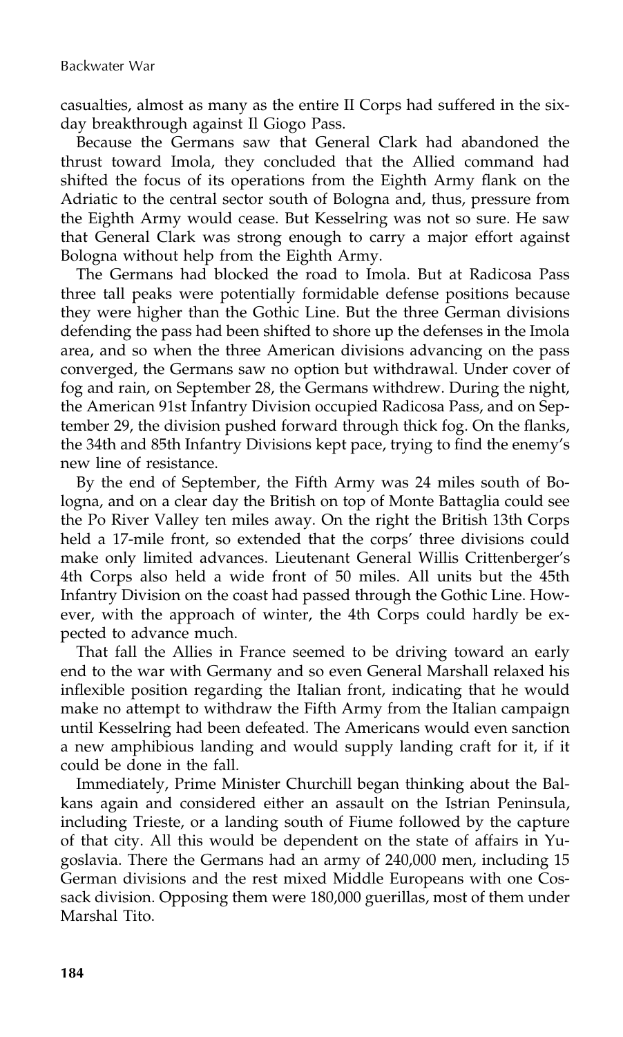casualties, almost as many as the entire II Corps had suffered in the six-day breakthrough against Il Giogo Pass.

Because the Germans saw that General Clark had abandoned the thrust toward Imola, they concluded that the Allied command had shifted the focus of its operations from the Eighth Army flank on the Adriatic to the central sector south of Bologna and, thus, pressure from the Eighth Army would cease. But Kesselring was not so sure. He saw that General Clark was strong enough to carry a major effort against Bologna without help from the Eighth Army.

The Germans had blocked the road to Imola. But at Radicosa Pass three tall peaks were potentially formidable defense positions because they were higher than the Gothic Line. But the three German divisions defending the pass had been shifted to shore up the defenses in the Imola area, and so when the three American divisions advancing on the pass converged, the Germans saw no option but withdrawal. Under cover of fog and rain, on September 28, the Germans withdrew. During the night, the American 91st Infantry Division occupied Radicosa Pass, and on September 29, the division pushed forward through thick fog. On the flanks, the 34th and 85th Infantry Divisions kept pace, trying to find the enemy's new line of resistance.

By the end of September, the Fifth Army was 24 miles south of Bologna, and on a clear day the British on top of Monte Battaglia could see the Po River Valley ten miles away. On the right the British 13th Corps held a 17-mile front, so extended that the corps' three divisions could make only limited advances. Lieutenant General Willis Crittenberger's 4th Corps also held a wide front of 50 miles. All units but the 45th Infantry Division on the coast had passed through the Gothic Line. However, with the approach of winter, the 4th Corps could hardly be expected to advance much.

That fall the Allies in France seemed to be driving toward an early end to the war with Germany and so even General Marshall relaxed his inflexible position regarding the Italian front, indicating that he would make no attempt to withdraw the Fifth Army from the Italian campaign until Kesselring had been defeated. The Americans would even sanction a new amphibious landing and would supply landing craft for it, if it could be done in the fall.

Immediately, Prime Minister Churchill began thinking about the Balkans again and considered either an assault on the Istrian Peninsula, including Trieste, or a landing south of Fiume followed by the capture of that city. All this would be dependent on the state of affairs in Yugoslavia. There the Germans had an army of 240,000 men, including 15 German divisions and the rest mixed Middle Europeans with one Cossack division. Opposing them were 180,000 guerillas, most of them under Marshal Tito.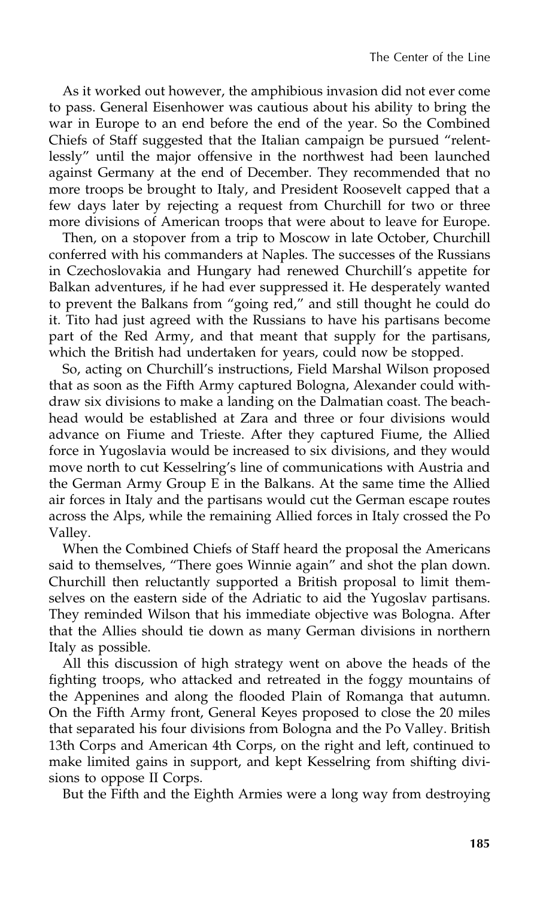As it worked out however, the amphibious invasion did not ever come to pass. General Eisenhower was cautious about his ability to bring the war in Europe to an end before the end of the year. So the Combined Chiefs of Staff suggested that the Italian campaign be pursued "relentlessly" until the major offensive in the northwest had been launched against Germany at the end of December. They recommended that no more troops be brought to Italy, and President Roosevelt capped that a few days later by rejecting a request from Churchill for two or three more divisions of American troops that were about to leave for Europe.

Then, on a stopover from a trip to Moscow in late October, Churchill conferred with his commanders at Naples. The successes of the Russians in Czechoslovakia and Hungary had renewed Churchill's appetite for Balkan adventures, if he had ever suppressed it. He desperately wanted to prevent the Balkans from "going red," and still thought he could do it. Tito had just agreed with the Russians to have his partisans become part of the Red Army, and that meant that supply for the partisans, which the British had undertaken for years, could now be stopped.

So, acting on Churchill's instructions, Field Marshal Wilson proposed that as soon as the Fifth Army captured Bologna, Alexander could withdraw six divisions to make a landing on the Dalmatian coast. The beachhead would be established at Zara and three or four divisions would advance on Fiume and Trieste. After they captured Fiume, the Allied force in Yugoslavia would be increased to six divisions, and they would move north to cut Kesselring's line of communications with Austria and the German Army Group E in the Balkans. At the same time the Allied air forces in Italy and the partisans would cut the German escape routes across the Alps, while the remaining Allied forces in Italy crossed the Po Valley.

When the Combined Chiefs of Staff heard the proposal the Americans said to themselves, "There goes Winnie again" and shot the plan down. Churchill then reluctantly supported a British proposal to limit themselves on the eastern side of the Adriatic to aid the Yugoslav partisans. They reminded Wilson that his immediate objective was Bologna. After that the Allies should tie down as many German divisions in northern Italy as possible.

All this discussion of high strategy went on above the heads of the fighting troops, who attacked and retreated in the foggy mountains of the Appenines and along the flooded Plain of Romanga that autumn. On the Fifth Army front, General Keyes proposed to close the 20 miles that separated his four divisions from Bologna and the Po Valley. British 13th Corps and American 4th Corps, on the right and left, continued to make limited gains in support, and kept Kesselring from shifting divisions to oppose II Corps.

But the Fifth and the Eighth Armies were a long way from destroying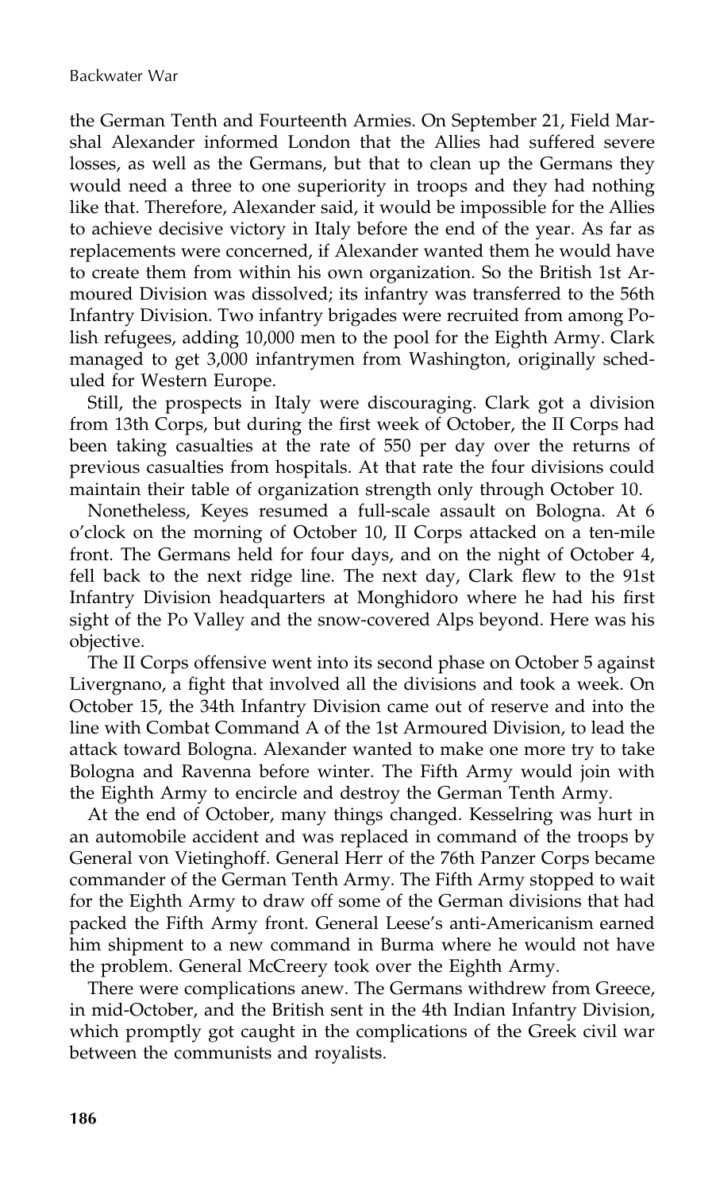the German Tenth and Fourteenth Armies. On September 21, Field Marshal Alexander informed London that the Allies had suffered severe losses, as well as the Germans, but that to clean up the Germans they would need a three to one superiority in troops and they had nothing like that. Therefore, Alexander said, it would be impossible for the Allies to achieve decisive victory in Italy before the end of the year. As far as replacements were concerned, if Alexander wanted them he would have to create them from within his own organization. So the British 1st Armoured Division was dissolved; its infantry was transferred to the 56th Infantry Division. Two infantry brigades were recruited from among Polish refugees, adding 10,000 men to the pool for the Eighth Army. Clark managed to get 3,000 infantrymen from Washington, originally scheduled for Western Europe.

Still, the prospects in Italy were discouraging. Clark got a division from 13th Corps, but during the first week of October, the II Corps had been taking casualties at the rate of 550 per day over the returns of previous casualties from hospitals. At that rate the four divisions could maintain their table of organization strength only through October 10.

Nonetheless, Keyes resumed a full-scale assault on Bologna. At 6 o'clock on the morning of October 10, II Corps attacked on a ten-mile front. The Germans held for four days, and on the night of October 4, fell back to the next ridge line. The next day, Clark flew to the 91st Infantry Division headquarters at Monghidoro where he had his first sight of the Po Valley and the snow-covered Alps beyond. Here was his objective.

The II Corps offensive went into its second phase on October 5 against Livergnano, a fight that involved all the divisions and took a week. On October 15, the 34th Infantry Division came out of reserve and into the line with Combat Command A of the 1st Armoured Division, to lead the attack toward Bologna. Alexander wanted to make one more try to take Bologna and Ravenna before winter. The Fifth Army would join with the Eighth Army to encircle and destroy the German Tenth Army.

At the end of October, many things changed. Kesselring was hurt in an automobile accident and was replaced in command of the troops by General von Vietinghoff. General Herr of the 76th Panzer Corps became commander of the German Tenth Army. The Fifth Army stopped to wait for the Eighth Army to draw off some of the German divisions that had packed the Fifth Army front. General Leese's anti-Americanism earned him shipment to a new command in Burma where he would not have the problem. General McCreery took over the Eighth Army.

There were complications anew. The Germans withdrew from Greece, in mid-October, and the British sent in the 4th Indian Infantry Division, which promptly got caught in the complications of the Greek civil war between the communists and royalists.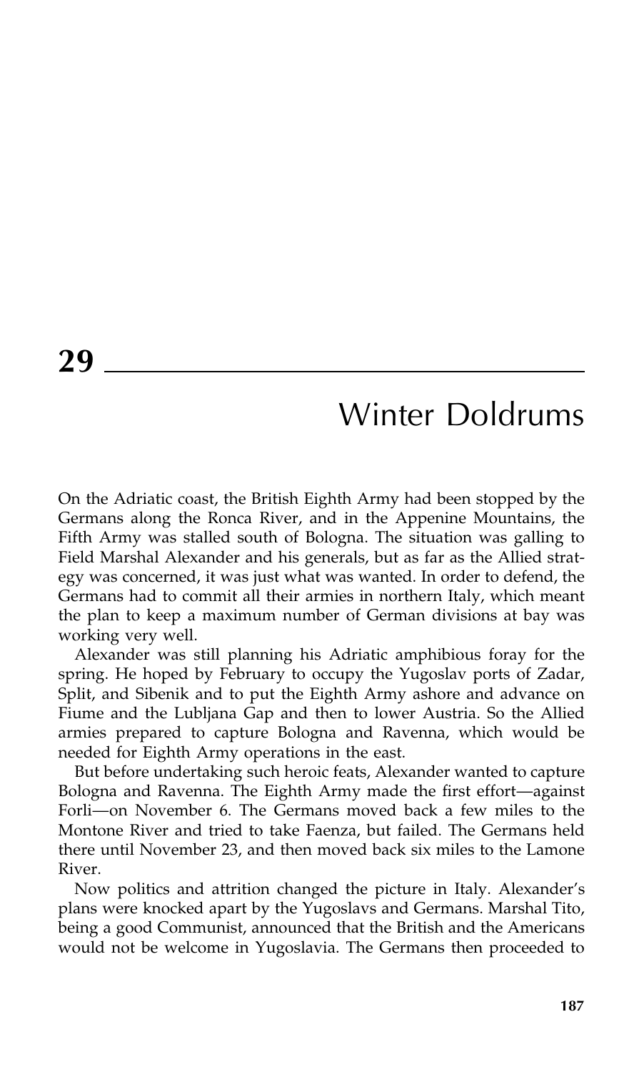# 29

# Winter Doldrums

On the Adriatic coast, the British Eighth Army had been stopped by the Germans along the Ronca River, and in the Appenine Mountains, the Fifth Army was stalled south of Bologna. The situation was galling to Field Marshal Alexander and his generals, but as far as the Allied strategy was concerned, it was just what was wanted. In order to defend, the Germans had to commit all their armies in northern Italy, which meant the plan to keep a maximum number of German divisions at bay was working very well.

Alexander was still planning his Adriatic amphibious foray for the spring. He hoped by February to occupy the Yugoslav ports of Zadar, Split, and Sibenik and to put the Eighth Army ashore and advance on Fiume and the Lubljana Gap and then to lower Austria. So the Allied armies prepared to capture Bologna and Ravenna, which would be needed for Eighth Army operations in the east.

But before undertaking such heroic feats, Alexander wanted to capture Bologna and Ravenna. The Eighth Army made the first effort—against Forli—on November 6. The Germans moved back a few miles to the Montone River and tried to take Faenza, but failed. The Germans held there until November 23, and then moved back six miles to the Lamone River.

Now politics and attrition changed the picture in Italy. Alexander's plans were knocked apart by the Yugoslavs and Germans. Marshal Tito, being a good Communist, announced that the British and the Americans would not be welcome in Yugoslavia. The Germans then proceeded to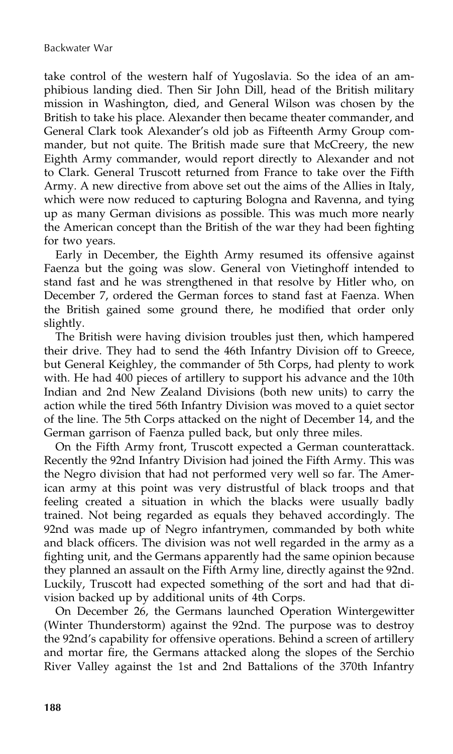take control of the western half of Yugoslavia. So the idea of an amphibious landing died. Then Sir John Dill, head of the British military mission in Washington, died, and General Wilson was chosen by the British to take his place. Alexander then became theater commander, and General Clark took Alexander's old job as Fifteenth Army Group commander, but not quite. The British made sure that McCreery, the new Eighth Army commander, would report directly to Alexander and not to Clark. General Truscott returned from France to take over the Fifth Army. A new directive from above set out the aims of the Allies in Italy, which were now reduced to capturing Bologna and Ravenna, and tying up as many German divisions as possible. This was much more nearly the American concept than the British of the war they had been fighting for two years.

Early in December, the Eighth Army resumed its offensive against Faenza but the going was slow. General von Vietinghoff intended to stand fast and he was strengthened in that resolve by Hitler who, on December 7, ordered the German forces to stand fast at Faenza. When the British gained some ground there, he modified that order only slightly.

The British were having division troubles just then, which hampered their drive. They had to send the 46th Infantry Division off to Greece, but General Keighley, the commander of 5th Corps, had plenty to work with. He had 400 pieces of artillery to support his advance and the 10th Indian and 2nd New Zealand Divisions (both new units) to carry the action while the tired 56th Infantry Division was moved to a quiet sector of the line. The 5th Corps attacked on the night of December 14, and the German garrison of Faenza pulled back, but only three miles.

On the Fifth Army front, Truscott expected a German counterattack. Recently the 92nd Infantry Division had joined the Fifth Army. This was the Negro division that had not performed very well so far. The American army at this point was very distrustful of black troops and that feeling created a situation in which the blacks were usually badly trained. Not being regarded as equals they behaved accordingly. The 92nd was made up of Negro infantrymen, commanded by both white and black officers. The division was not well regarded in the army as a fighting unit, and the Germans apparently had the same opinion because they planned an assault on the Fifth Army line, directly against the 92nd. Luckily, Truscott had expected something of the sort and had that division backed up by additional units of 4th Corps.

On December 26, the Germans launched Operation Wintergewitter (Winter Thunderstorm) against the 92nd. The purpose was to destroy the 92nd's capability for offensive operations. Behind a screen of artillery and mortar fire, the Germans attacked along the slopes of the Serchio River Valley against the 1st and 2nd Battalions of the 370th Infantry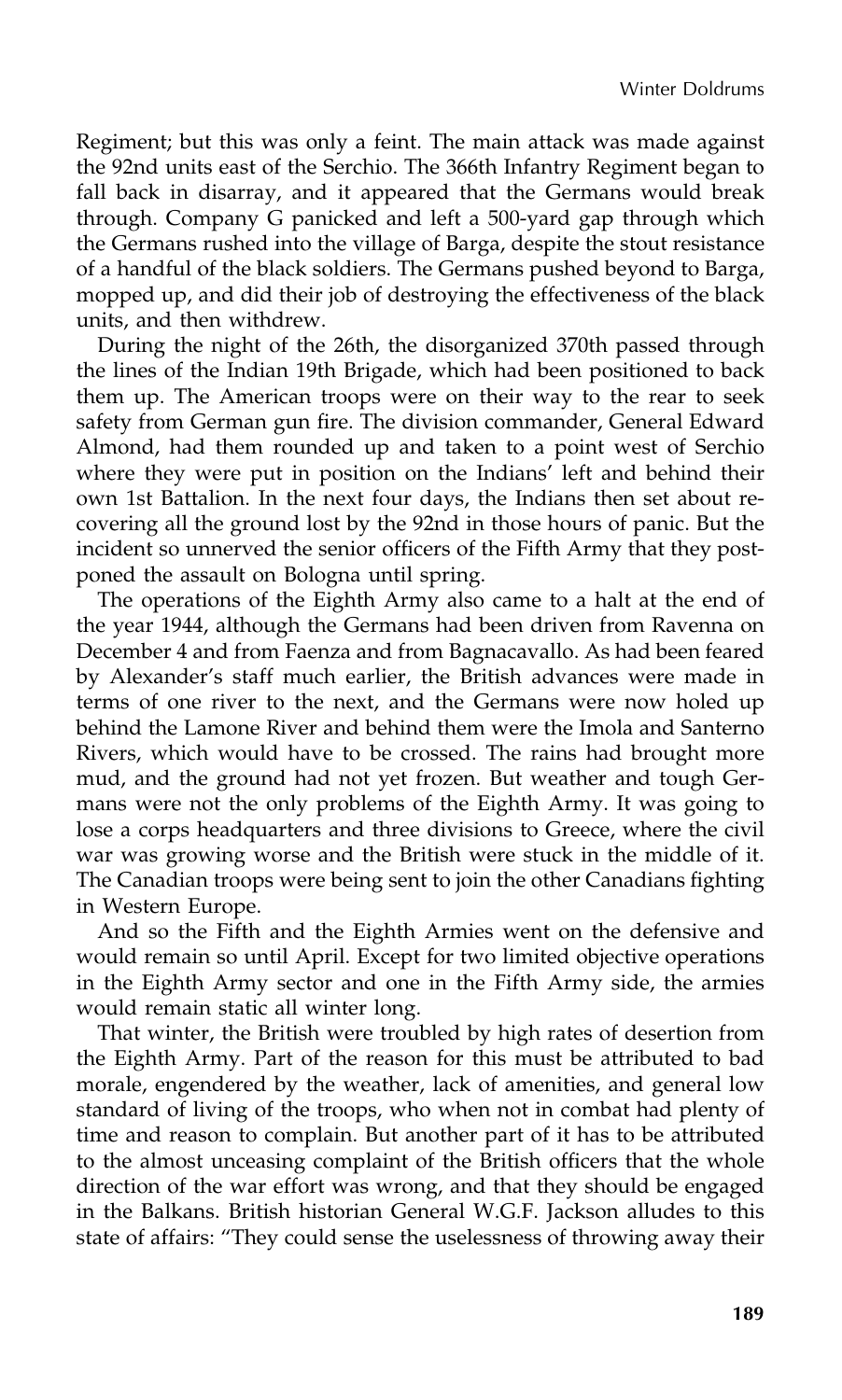Regiment; but this was only a feint. The main attack was made against the 92nd units east of the Serchio. The 366th Infantry Regiment began to fall back in disarray, and it appeared that the Germans would break through. Company G panicked and left a 500-yard gap through which the Germans rushed into the village of Barga, despite the stout resistance of a handful of the black soldiers. The Germans pushed beyond to Barga, mopped up, and did their job of destroying the effectiveness of the black units, and then withdrew.

During the night of the 26th, the disorganized 370th passed through the lines of the Indian 19th Brigade, which had been positioned to back them up. The American troops were on their way to the rear to seek safety from German gun fire. The division commander, General Edward Almond, had them rounded up and taken to a point west of Serchio where they were put in position on the Indians' left and behind their own 1st Battalion. In the next four days, the Indians then set about recovering all the ground lost by the 92nd in those hours of panic. But the incident so unnerved the senior officers of the Fifth Army that they postponed the assault on Bologna until spring.

The operations of the Eighth Army also came to a halt at the end of the year 1944, although the Germans had been driven from Ravenna on December 4 and from Faenza and from Bagnacavallo. As had been feared by Alexander's staff much earlier, the British advances were made in terms of one river to the next, and the Germans were now holed up behind the Lamone River and behind them were the Imola and Santerno Rivers, which would have to be crossed. The rains had brought more mud, and the ground had not yet frozen. But weather and tough Germans were not the only problems of the Eighth Army. It was going to lose a corps headquarters and three divisions to Greece, where the civil war was growing worse and the British were stuck in the middle of it. The Canadian troops were being sent to join the other Canadians fighting in Western Europe.

And so the Fifth and the Eighth Armies went on the defensive and would remain so until April. Except for two limited objective operations in the Eighth Army sector and one in the Fifth Army side, the armies would remain static all winter long.

That winter, the British were troubled by high rates of desertion from the Eighth Army. Part of the reason for this must be attributed to bad morale, engendered by the weather, lack of amenities, and general low standard of living of the troops, who when not in combat had plenty of time and reason to complain. But another part of it has to be attributed to the almost unceasing complaint of the British officers that the whole direction of the war effort was wrong, and that they should be engaged in the Balkans. British historian General W.G.F. Jackson alludes to this state of affairs: "They could sense the uselessness of throwing away their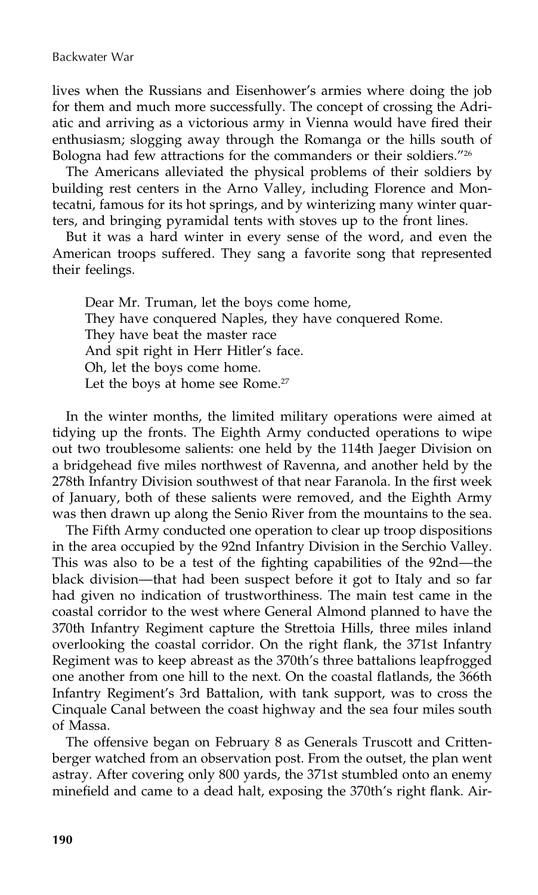lives when the Russians and Eisenhower's armies where doing the job for them and much more successfully. The concept of crossing the Adriatic and arriving as a victorious army in Vienna would have fired their enthusiasm; slogging away through the Romanga or the hills south of Bologna had few attractions for the commanders or their soldiers."[26]

The Americans alleviated the physical problems of their soldiers by building rest centers in the Arno Valley, including Florence and Montecatni, famous for its hot springs, and by winterizing many winter quarters, and bringing pyramidal tents with stoves up to the front lines.

But it was a hard winter in every sense of the word, and even the American troops suffered. They sang a favorite song that represented their feelings.

> Dear Mr. Truman, let the boys come home,
> They have conquered Naples, they have conquered Rome.
> They have beat the master race
> And spit right in Herr Hitler's face.
> Oh, let the boys come home.
> Let the boys at home see Rome.[27]

In the winter months, the limited military operations were aimed at tidying up the fronts. The Eighth Army conducted operations to wipe out two troublesome salients: one held by the 114th Jaeger Division on a bridgehead five miles northwest of Ravenna, and another held by the 278th Infantry Division southwest of that near Faranola. In the first week of January, both of these salients were removed, and the Eighth Army was then drawn up along the Senio River from the mountains to the sea.

The Fifth Army conducted one operation to clear up troop dispositions in the area occupied by the 92nd Infantry Division in the Serchio Valley. This was also to be a test of the fighting capabilities of the 92nd—the black division—that had been suspect before it got to Italy and so far had given no indication of trustworthiness. The main test came in the coastal corridor to the west where General Almond planned to have the 370th Infantry Regiment capture the Strettoia Hills, three miles inland overlooking the coastal corridor. On the right flank, the 371st Infantry Regiment was to keep abreast as the 370th's three battalions leapfrogged one another from one hill to the next. On the coastal flatlands, the 366th Infantry Regiment's 3rd Battalion, with tank support, was to cross the Cinquale Canal between the coast highway and the sea four miles south of Massa.

The offensive began on February 8 as Generals Truscott and Crittenberger watched from an observation post. From the outset, the plan went astray. After covering only 800 yards, the 371st stumbled onto an enemy minefield and came to a dead halt, exposing the 370th's right flank. Air-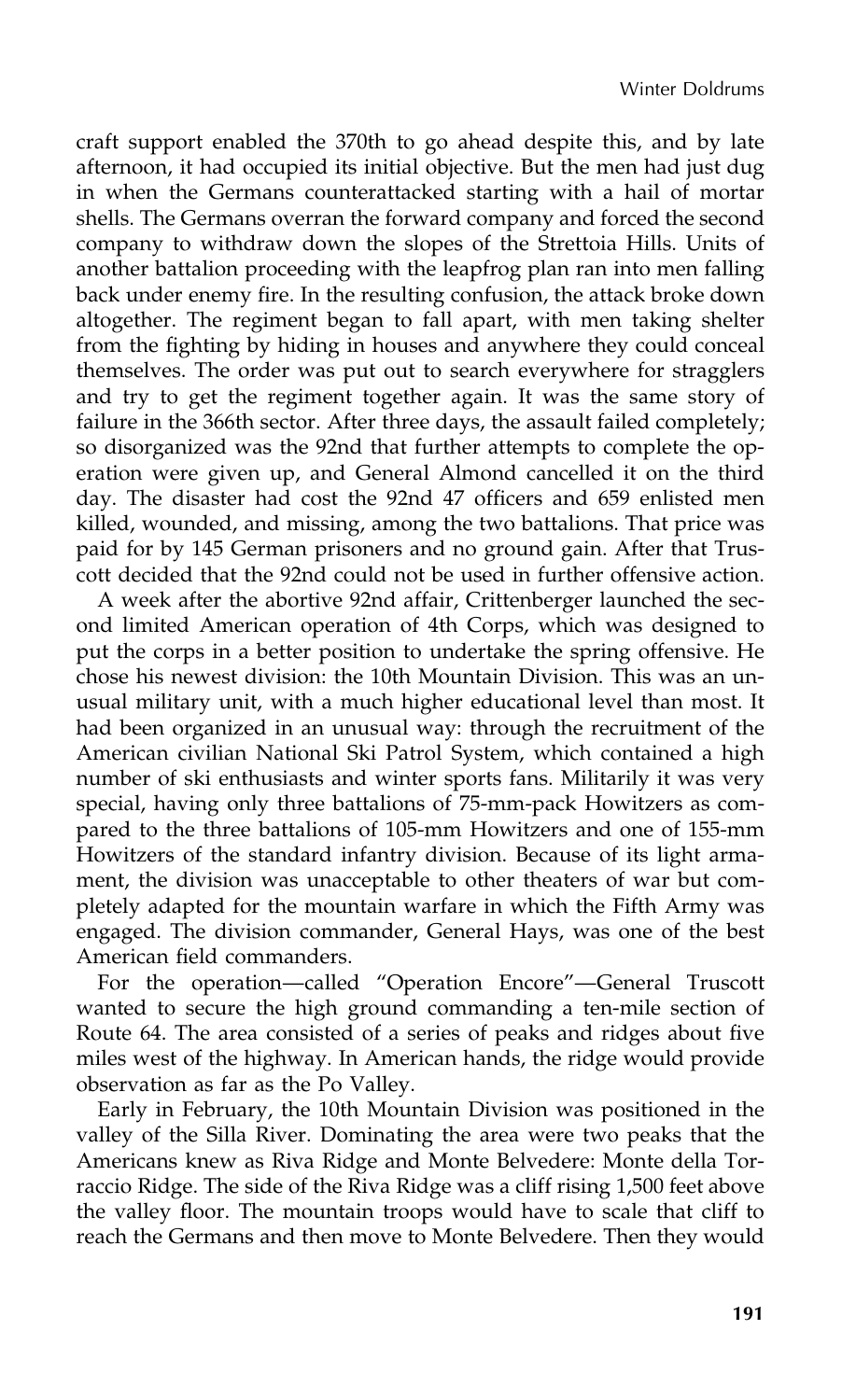craft support enabled the 370th to go ahead despite this, and by late afternoon, it had occupied its initial objective. But the men had just dug in when the Germans counterattacked starting with a hail of mortar shells. The Germans overran the forward company and forced the second company to withdraw down the slopes of the Strettoia Hills. Units of another battalion proceeding with the leapfrog plan ran into men falling back under enemy fire. In the resulting confusion, the attack broke down altogether. The regiment began to fall apart, with men taking shelter from the fighting by hiding in houses and anywhere they could conceal themselves. The order was put out to search everywhere for stragglers and try to get the regiment together again. It was the same story of failure in the 366th sector. After three days, the assault failed completely; so disorganized was the 92nd that further attempts to complete the operation were given up, and General Almond cancelled it on the third day. The disaster had cost the 92nd 47 officers and 659 enlisted men killed, wounded, and missing, among the two battalions. That price was paid for by 145 German prisoners and no ground gain. After that Truscott decided that the 92nd could not be used in further offensive action.

A week after the abortive 92nd affair, Crittenberger launched the second limited American operation of 4th Corps, which was designed to put the corps in a better position to undertake the spring offensive. He chose his newest division: the 10th Mountain Division. This was an unusual military unit, with a much higher educational level than most. It had been organized in an unusual way: through the recruitment of the American civilian National Ski Patrol System, which contained a high number of ski enthusiasts and winter sports fans. Militarily it was very special, having only three battalions of 75-mm-pack Howitzers as compared to the three battalions of 105-mm Howitzers and one of 155-mm Howitzers of the standard infantry division. Because of its light armament, the division was unacceptable to other theaters of war but completely adapted for the mountain warfare in which the Fifth Army was engaged. The division commander, General Hays, was one of the best American field commanders.

For the operation—called "Operation Encore"—General Truscott wanted to secure the high ground commanding a ten-mile section of Route 64. The area consisted of a series of peaks and ridges about five miles west of the highway. In American hands, the ridge would provide observation as far as the Po Valley.

Early in February, the 10th Mountain Division was positioned in the valley of the Silla River. Dominating the area were two peaks that the Americans knew as Riva Ridge and Monte Belvedere: Monte della Torraccio Ridge. The side of the Riva Ridge was a cliff rising 1,500 feet above the valley floor. The mountain troops would have to scale that cliff to reach the Germans and then move to Monte Belvedere. Then they would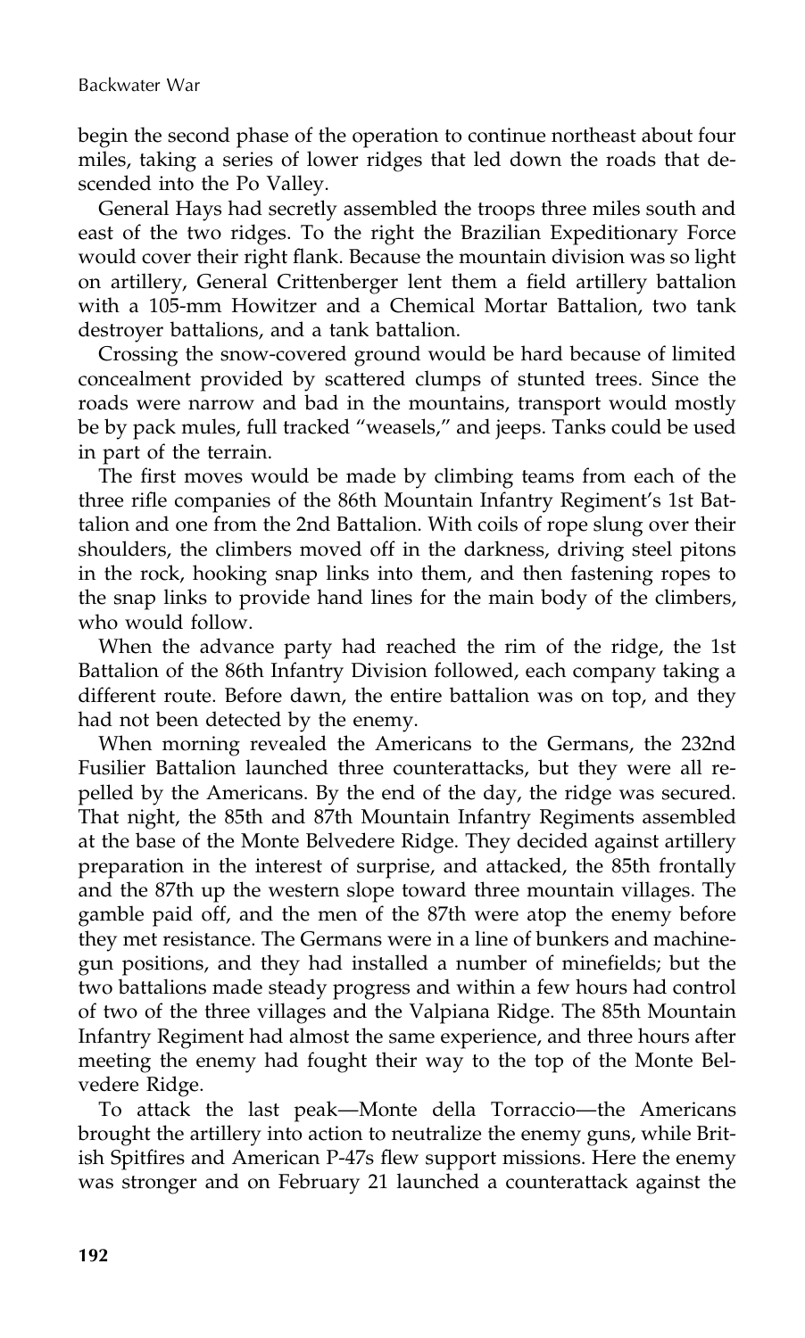begin the second phase of the operation to continue northeast about four miles, taking a series of lower ridges that led down the roads that descended into the Po Valley.

General Hays had secretly assembled the troops three miles south and east of the two ridges. To the right the Brazilian Expeditionary Force would cover their right flank. Because the mountain division was so light on artillery, General Crittenberger lent them a field artillery battalion with a 105-mm Howitzer and a Chemical Mortar Battalion, two tank destroyer battalions, and a tank battalion.

Crossing the snow-covered ground would be hard because of limited concealment provided by scattered clumps of stunted trees. Since the roads were narrow and bad in the mountains, transport would mostly be by pack mules, full tracked "weasels," and jeeps. Tanks could be used in part of the terrain.

The first moves would be made by climbing teams from each of the three rifle companies of the 86th Mountain Infantry Regiment's 1st Battalion and one from the 2nd Battalion. With coils of rope slung over their shoulders, the climbers moved off in the darkness, driving steel pitons in the rock, hooking snap links into them, and then fastening ropes to the snap links to provide hand lines for the main body of the climbers, who would follow.

When the advance party had reached the rim of the ridge, the 1st Battalion of the 86th Infantry Division followed, each company taking a different route. Before dawn, the entire battalion was on top, and they had not been detected by the enemy.

When morning revealed the Americans to the Germans, the 232nd Fusilier Battalion launched three counterattacks, but they were all repelled by the Americans. By the end of the day, the ridge was secured. That night, the 85th and 87th Mountain Infantry Regiments assembled at the base of the Monte Belvedere Ridge. They decided against artillery preparation in the interest of surprise, and attacked, the 85th frontally and the 87th up the western slope toward three mountain villages. The gamble paid off, and the men of the 87th were atop the enemy before they met resistance. The Germans were in a line of bunkers and machine-gun positions, and they had installed a number of minefields; but the two battalions made steady progress and within a few hours had control of two of the three villages and the Valpiana Ridge. The 85th Mountain Infantry Regiment had almost the same experience, and three hours after meeting the enemy had fought their way to the top of the Monte Belvedere Ridge.

To attack the last peak—Monte della Torraccio—the Americans brought the artillery into action to neutralize the enemy guns, while British Spitfires and American P-47s flew support missions. Here the enemy was stronger and on February 21 launched a counterattack against the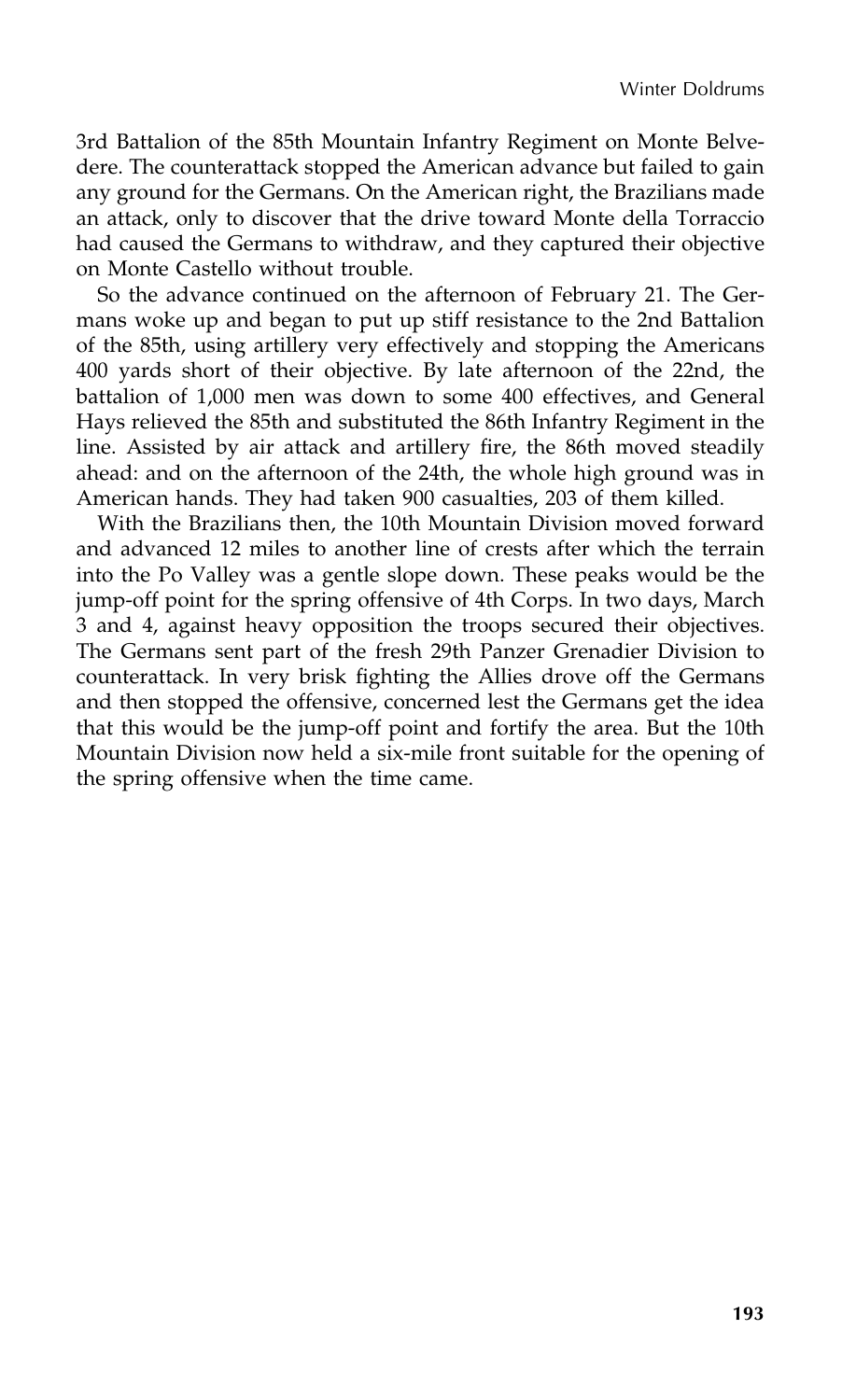3rd Battalion of the 85th Mountain Infantry Regiment on Monte Belvedere. The counterattack stopped the American advance but failed to gain any ground for the Germans. On the American right, the Brazilians made an attack, only to discover that the drive toward Monte della Torraccio had caused the Germans to withdraw, and they captured their objective on Monte Castello without trouble.

So the advance continued on the afternoon of February 21. The Germans woke up and began to put up stiff resistance to the 2nd Battalion of the 85th, using artillery very effectively and stopping the Americans 400 yards short of their objective. By late afternoon of the 22nd, the battalion of 1,000 men was down to some 400 effectives, and General Hays relieved the 85th and substituted the 86th Infantry Regiment in the line. Assisted by air attack and artillery fire, the 86th moved steadily ahead: and on the afternoon of the 24th, the whole high ground was in American hands. They had taken 900 casualties, 203 of them killed.

With the Brazilians then, the 10th Mountain Division moved forward and advanced 12 miles to another line of crests after which the terrain into the Po Valley was a gentle slope down. These peaks would be the jump-off point for the spring offensive of 4th Corps. In two days, March 3 and 4, against heavy opposition the troops secured their objectives. The Germans sent part of the fresh 29th Panzer Grenadier Division to counterattack. In very brisk fighting the Allies drove off the Germans and then stopped the offensive, concerned lest the Germans get the idea that this would be the jump-off point and fortify the area. But the 10th Mountain Division now held a six-mile front suitable for the opening of the spring offensive when the time came.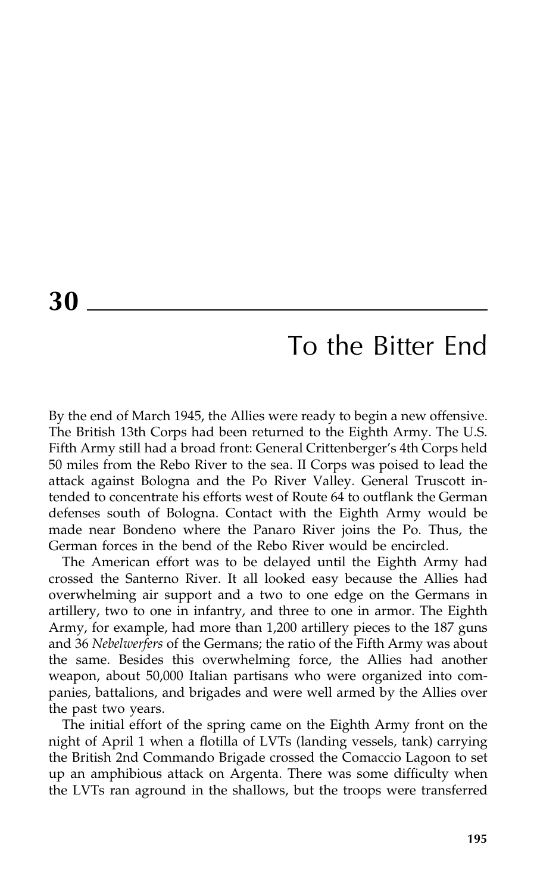# 30

## To the Bitter End

By the end of March 1945, the Allies were ready to begin a new offensive. The British 13th Corps had been returned to the Eighth Army. The U.S. Fifth Army still had a broad front: General Crittenberger's 4th Corps held 50 miles from the Rebo River to the sea. II Corps was poised to lead the attack against Bologna and the Po River Valley. General Truscott intended to concentrate his efforts west of Route 64 to outflank the German defenses south of Bologna. Contact with the Eighth Army would be made near Bondeno where the Panaro River joins the Po. Thus, the German forces in the bend of the Rebo River would be encircled.

The American effort was to be delayed until the Eighth Army had crossed the Santerno River. It all looked easy because the Allies had overwhelming air support and a two to one edge on the Germans in artillery, two to one in infantry, and three to one in armor. The Eighth Army, for example, had more than 1,200 artillery pieces to the 187 guns and 36 *Nebelwerfers* of the Germans; the ratio of the Fifth Army was about the same. Besides this overwhelming force, the Allies had another weapon, about 50,000 Italian partisans who were organized into companies, battalions, and brigades and were well armed by the Allies over the past two years.

The initial effort of the spring came on the Eighth Army front on the night of April 1 when a flotilla of LVTs (landing vessels, tank) carrying the British 2nd Commando Brigade crossed the Comaccio Lagoon to set up an amphibious attack on Argenta. There was some difficulty when the LVTs ran aground in the shallows, but the troops were transferred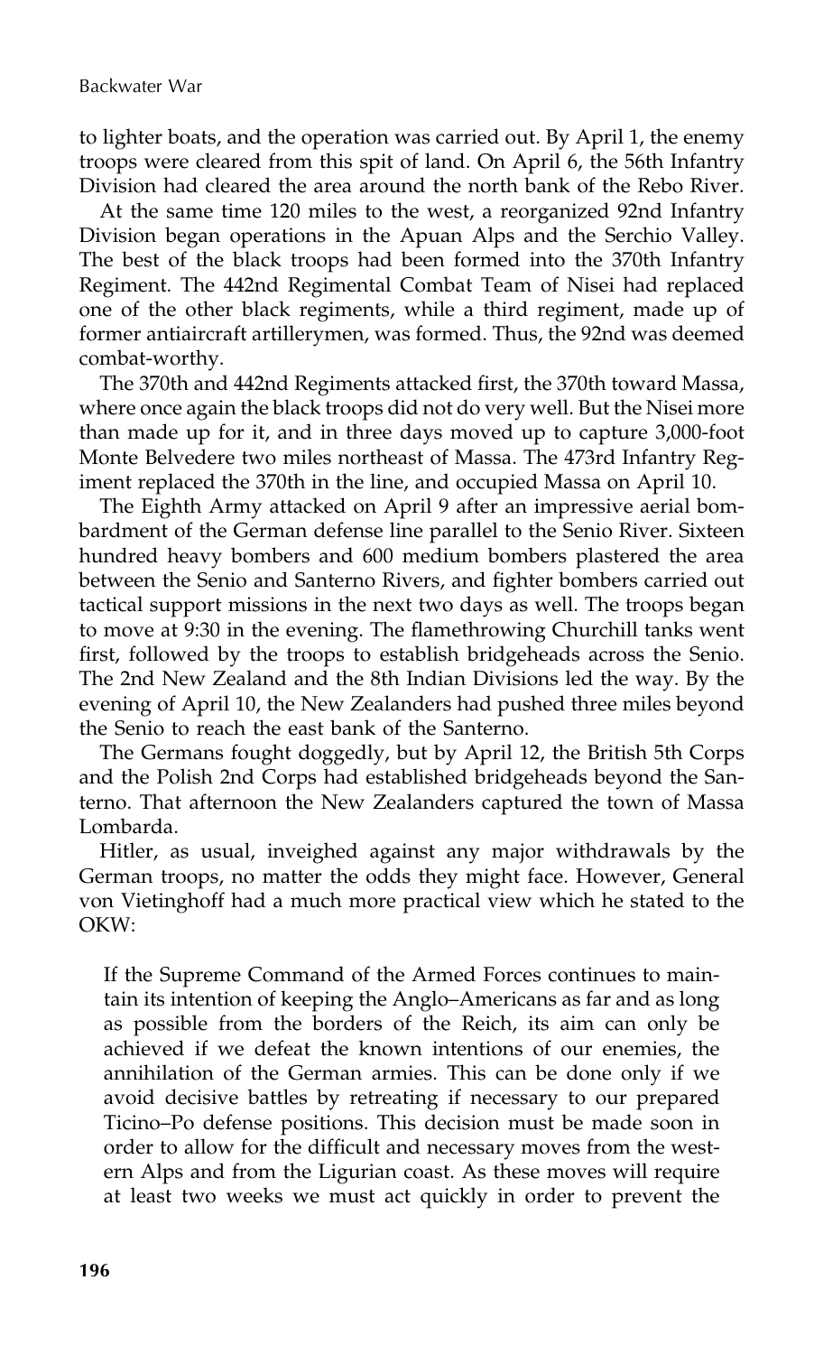to lighter boats, and the operation was carried out. By April 1, the enemy troops were cleared from this spit of land. On April 6, the 56th Infantry Division had cleared the area around the north bank of the Rebo River.

At the same time 120 miles to the west, a reorganized 92nd Infantry Division began operations in the Apuan Alps and the Serchio Valley. The best of the black troops had been formed into the 370th Infantry Regiment. The 442nd Regimental Combat Team of Nisei had replaced one of the other black regiments, while a third regiment, made up of former antiaircraft artillerymen, was formed. Thus, the 92nd was deemed combat-worthy.

The 370th and 442nd Regiments attacked first, the 370th toward Massa, where once again the black troops did not do very well. But the Nisei more than made up for it, and in three days moved up to capture 3,000-foot Monte Belvedere two miles northeast of Massa. The 473rd Infantry Regiment replaced the 370th in the line, and occupied Massa on April 10.

The Eighth Army attacked on April 9 after an impressive aerial bombardment of the German defense line parallel to the Senio River. Sixteen hundred heavy bombers and 600 medium bombers plastered the area between the Senio and Santerno Rivers, and fighter bombers carried out tactical support missions in the next two days as well. The troops began to move at 9:30 in the evening. The flamethrowing Churchill tanks went first, followed by the troops to establish bridgeheads across the Senio. The 2nd New Zealand and the 8th Indian Divisions led the way. By the evening of April 10, the New Zealanders had pushed three miles beyond the Senio to reach the east bank of the Santerno.

The Germans fought doggedly, but by April 12, the British 5th Corps and the Polish 2nd Corps had established bridgeheads beyond the Santerno. That afternoon the New Zealanders captured the town of Massa Lombarda.

Hitler, as usual, inveighed against any major withdrawals by the German troops, no matter the odds they might face. However, General von Vietinghoff had a much more practical view which he stated to the OKW:

> If the Supreme Command of the Armed Forces continues to maintain its intention of keeping the Anglo–Americans as far and as long as possible from the borders of the Reich, its aim can only be achieved if we defeat the known intentions of our enemies, the annihilation of the German armies. This can be done only if we avoid decisive battles by retreating if necessary to our prepared Ticino–Po defense positions. This decision must be made soon in order to allow for the difficult and necessary moves from the western Alps and from the Ligurian coast. As these moves will require at least two weeks we must act quickly in order to prevent the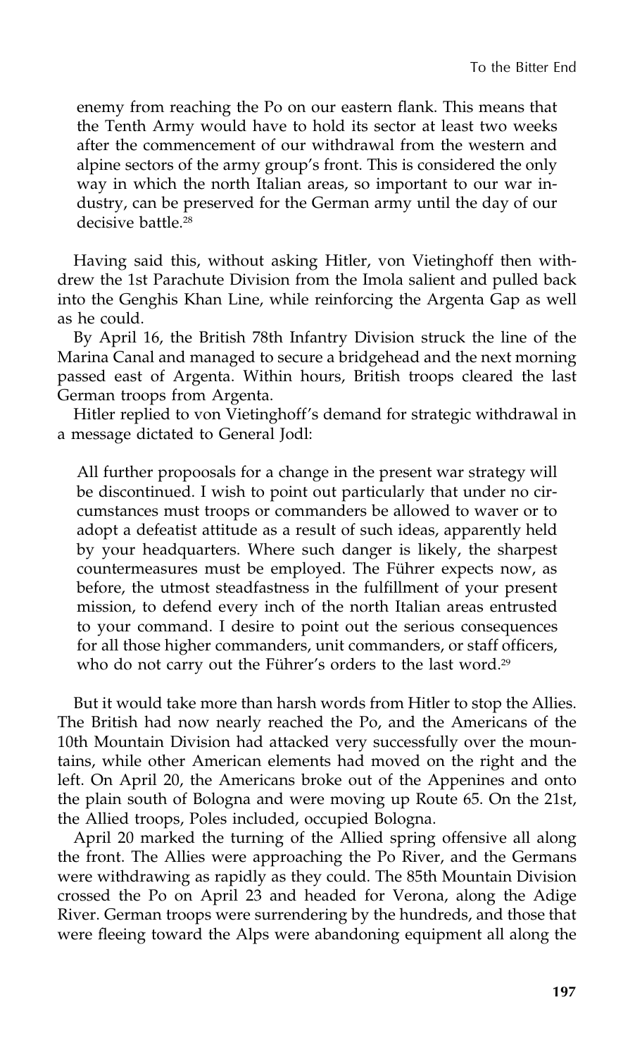> enemy from reaching the Po on our eastern flank. This means that the Tenth Army would have to hold its sector at least two weeks after the commencement of our withdrawal from the western and alpine sectors of the army group's front. This is considered the only way in which the north Italian areas, so important to our war industry, can be preserved for the German army until the day of our decisive battle.[28]

Having said this, without asking Hitler, von Vietinghoff then withdrew the 1st Parachute Division from the Imola salient and pulled back into the Genghis Khan Line, while reinforcing the Argenta Gap as well as he could.

By April 16, the British 78th Infantry Division struck the line of the Marina Canal and managed to secure a bridgehead and the next morning passed east of Argenta. Within hours, British troops cleared the last German troops from Argenta.

Hitler replied to von Vietinghoff's demand for strategic withdrawal in a message dictated to General Jodl:

> All further propoosals for a change in the present war strategy will be discontinued. I wish to point out particularly that under no circumstances must troops or commanders be allowed to waver or to adopt a defeatist attitude as a result of such ideas, apparently held by your headquarters. Where such danger is likely, the sharpest countermeasures must be employed. The Führer expects now, as before, the utmost steadfastness in the fulfillment of your present mission, to defend every inch of the north Italian areas entrusted to your command. I desire to point out the serious consequences for all those higher commanders, unit commanders, or staff officers, who do not carry out the Führer's orders to the last word.[29]

But it would take more than harsh words from Hitler to stop the Allies. The British had now nearly reached the Po, and the Americans of the 10th Mountain Division had attacked very successfully over the mountains, while other American elements had moved on the right and the left. On April 20, the Americans broke out of the Appenines and onto the plain south of Bologna and were moving up Route 65. On the 21st, the Allied troops, Poles included, occupied Bologna.

April 20 marked the turning of the Allied spring offensive all along the front. The Allies were approaching the Po River, and the Germans were withdrawing as rapidly as they could. The 85th Mountain Division crossed the Po on April 23 and headed for Verona, along the Adige River. German troops were surrendering by the hundreds, and those that were fleeing toward the Alps were abandoning equipment all along the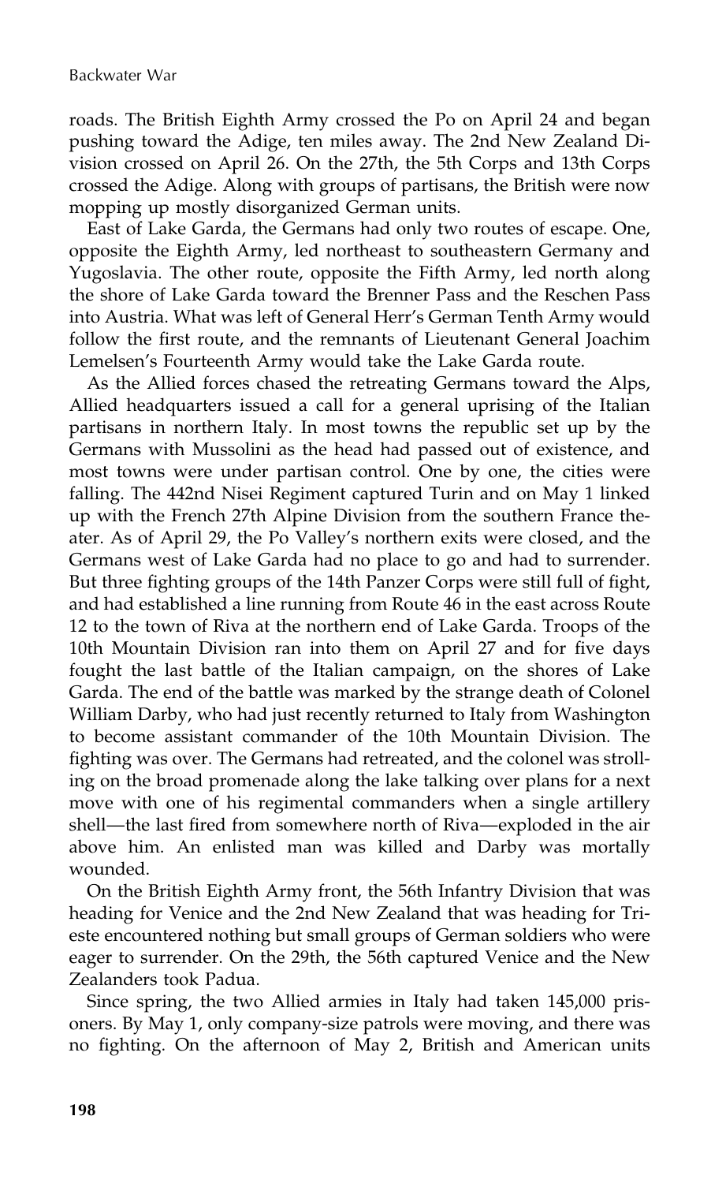roads. The British Eighth Army crossed the Po on April 24 and began pushing toward the Adige, ten miles away. The 2nd New Zealand Division crossed on April 26. On the 27th, the 5th Corps and 13th Corps crossed the Adige. Along with groups of partisans, the British were now mopping up mostly disorganized German units.

East of Lake Garda, the Germans had only two routes of escape. One, opposite the Eighth Army, led northeast to southeastern Germany and Yugoslavia. The other route, opposite the Fifth Army, led north along the shore of Lake Garda toward the Brenner Pass and the Reschen Pass into Austria. What was left of General Herr's German Tenth Army would follow the first route, and the remnants of Lieutenant General Joachim Lemelsen's Fourteenth Army would take the Lake Garda route.

As the Allied forces chased the retreating Germans toward the Alps, Allied headquarters issued a call for a general uprising of the Italian partisans in northern Italy. In most towns the republic set up by the Germans with Mussolini as the head had passed out of existence, and most towns were under partisan control. One by one, the cities were falling. The 442nd Nisei Regiment captured Turin and on May 1 linked up with the French 27th Alpine Division from the southern France theater. As of April 29, the Po Valley's northern exits were closed, and the Germans west of Lake Garda had no place to go and had to surrender. But three fighting groups of the 14th Panzer Corps were still full of fight, and had established a line running from Route 46 in the east across Route 12 to the town of Riva at the northern end of Lake Garda. Troops of the 10th Mountain Division ran into them on April 27 and for five days fought the last battle of the Italian campaign, on the shores of Lake Garda. The end of the battle was marked by the strange death of Colonel William Darby, who had just recently returned to Italy from Washington to become assistant commander of the 10th Mountain Division. The fighting was over. The Germans had retreated, and the colonel was strolling on the broad promenade along the lake talking over plans for a next move with one of his regimental commanders when a single artillery shell—the last fired from somewhere north of Riva—exploded in the air above him. An enlisted man was killed and Darby was mortally wounded.

On the British Eighth Army front, the 56th Infantry Division that was heading for Venice and the 2nd New Zealand that was heading for Trieste encountered nothing but small groups of German soldiers who were eager to surrender. On the 29th, the 56th captured Venice and the New Zealanders took Padua.

Since spring, the two Allied armies in Italy had taken 145,000 prisoners. By May 1, only company-size patrols were moving, and there was no fighting. On the afternoon of May 2, British and American units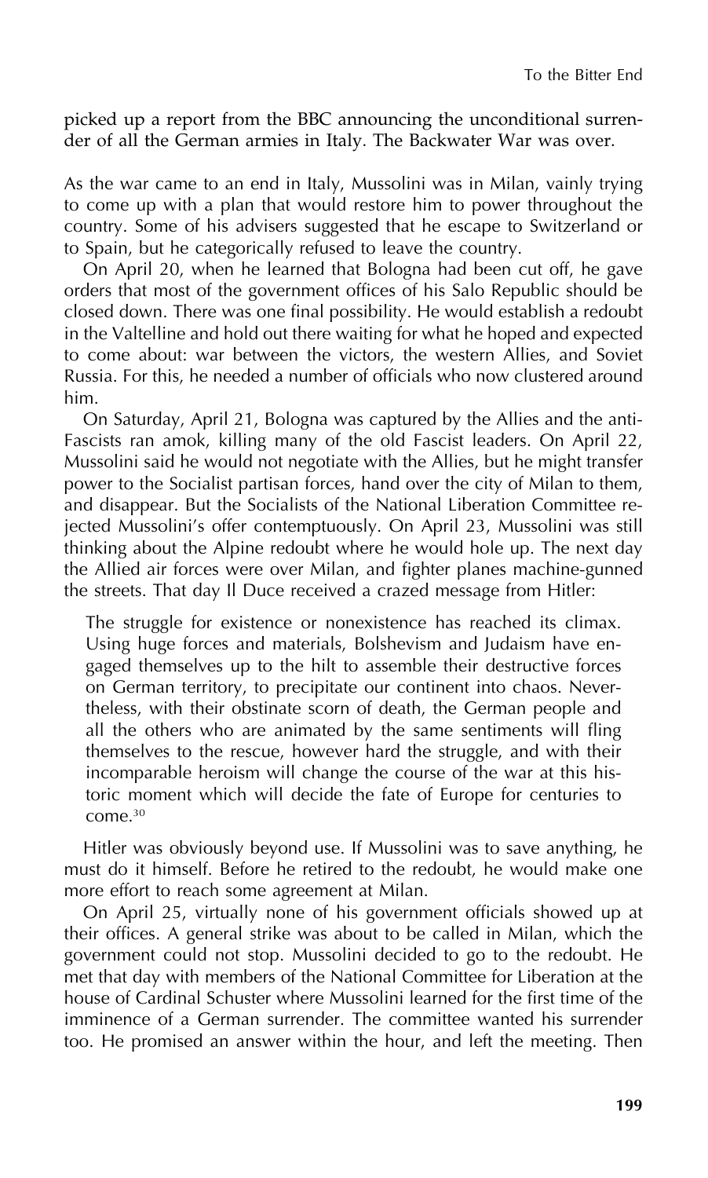picked up a report from the BBC announcing the unconditional surrender of all the German armies in Italy. The Backwater War was over.

As the war came to an end in Italy, Mussolini was in Milan, vainly trying to come up with a plan that would restore him to power throughout the country. Some of his advisers suggested that he escape to Switzerland or to Spain, but he categorically refused to leave the country.

On April 20, when he learned that Bologna had been cut off, he gave orders that most of the government offices of his Salo Republic should be closed down. There was one final possibility. He would establish a redoubt in the Valtelline and hold out there waiting for what he hoped and expected to come about: war between the victors, the western Allies, and Soviet Russia. For this, he needed a number of officials who now clustered around him.

On Saturday, April 21, Bologna was captured by the Allies and the anti-Fascists ran amok, killing many of the old Fascist leaders. On April 22, Mussolini said he would not negotiate with the Allies, but he might transfer power to the Socialist partisan forces, hand over the city of Milan to them, and disappear. But the Socialists of the National Liberation Committee rejected Mussolini's offer contemptuously. On April 23, Mussolini was still thinking about the Alpine redoubt where he would hole up. The next day the Allied air forces were over Milan, and fighter planes machine-gunned the streets. That day Il Duce received a crazed message from Hitler:

> The struggle for existence or nonexistence has reached its climax. Using huge forces and materials, Bolshevism and Judaism have engaged themselves up to the hilt to assemble their destructive forces on German territory, to precipitate our continent into chaos. Nevertheless, with their obstinate scorn of death, the German people and all the others who are animated by the same sentiments will fling themselves to the rescue, however hard the struggle, and with their incomparable heroism will change the course of the war at this historic moment which will decide the fate of Europe for centuries to come.[30]

Hitler was obviously beyond use. If Mussolini was to save anything, he must do it himself. Before he retired to the redoubt, he would make one more effort to reach some agreement at Milan.

On April 25, virtually none of his government officials showed up at their offices. A general strike was about to be called in Milan, which the government could not stop. Mussolini decided to go to the redoubt. He met that day with members of the National Committee for Liberation at the house of Cardinal Schuster where Mussolini learned for the first time of the imminence of a German surrender. The committee wanted his surrender too. He promised an answer within the hour, and left the meeting. Then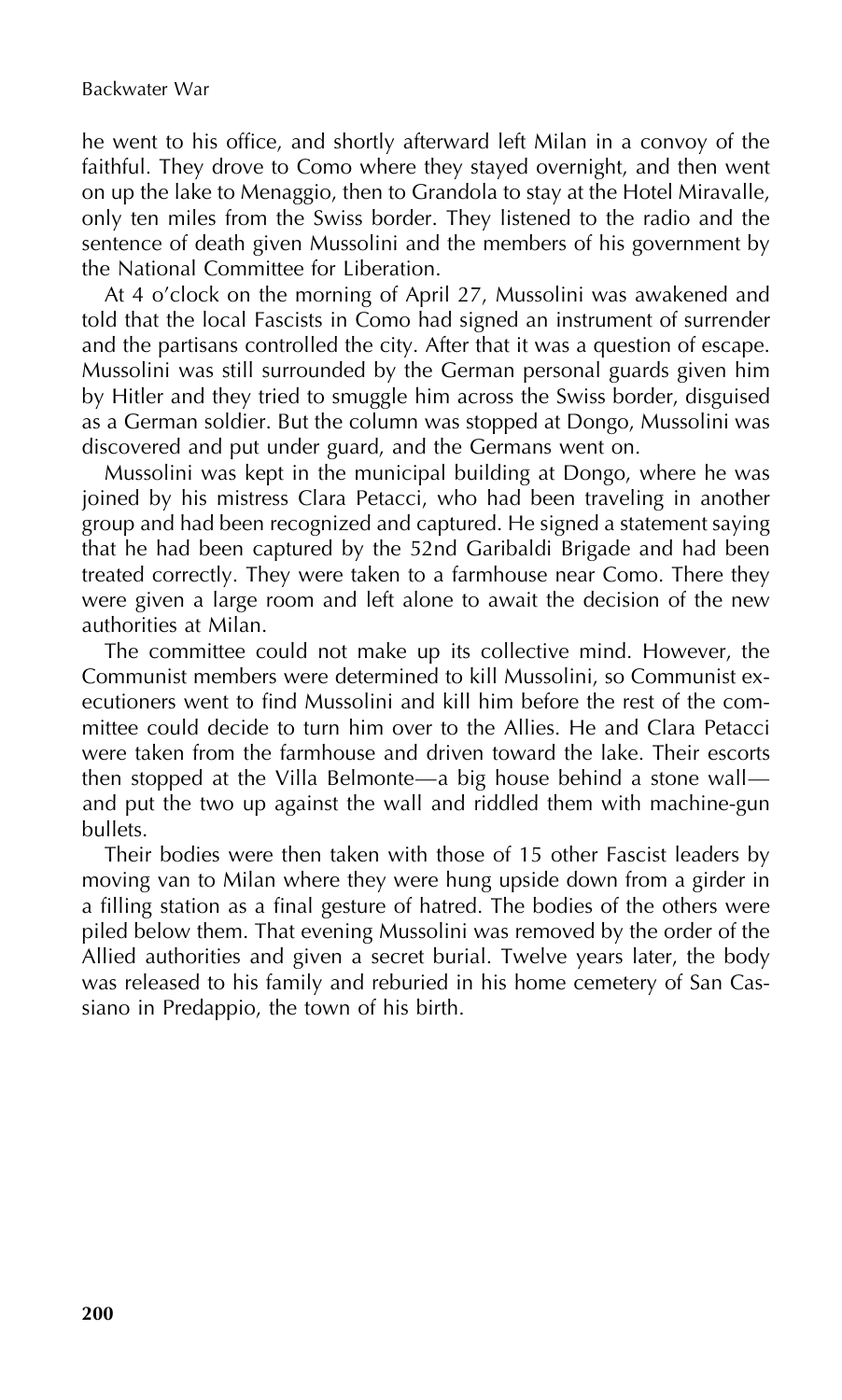he went to his office, and shortly afterward left Milan in a convoy of the faithful. They drove to Como where they stayed overnight, and then went on up the lake to Menaggio, then to Grandola to stay at the Hotel Miravalle, only ten miles from the Swiss border. They listened to the radio and the sentence of death given Mussolini and the members of his government by the National Committee for Liberation.

At 4 o'clock on the morning of April 27, Mussolini was awakened and told that the local Fascists in Como had signed an instrument of surrender and the partisans controlled the city. After that it was a question of escape. Mussolini was still surrounded by the German personal guards given him by Hitler and they tried to smuggle him across the Swiss border, disguised as a German soldier. But the column was stopped at Dongo, Mussolini was discovered and put under guard, and the Germans went on.

Mussolini was kept in the municipal building at Dongo, where he was joined by his mistress Clara Petacci, who had been traveling in another group and had been recognized and captured. He signed a statement saying that he had been captured by the 52nd Garibaldi Brigade and had been treated correctly. They were taken to a farmhouse near Como. There they were given a large room and left alone to await the decision of the new authorities at Milan.

The committee could not make up its collective mind. However, the Communist members were determined to kill Mussolini, so Communist executioners went to find Mussolini and kill him before the rest of the committee could decide to turn him over to the Allies. He and Clara Petacci were taken from the farmhouse and driven toward the lake. Their escorts then stopped at the Villa Belmonte—a big house behind a stone wall—and put the two up against the wall and riddled them with machine-gun bullets.

Their bodies were then taken with those of 15 other Fascist leaders by moving van to Milan where they were hung upside down from a girder in a filling station as a final gesture of hatred. The bodies of the others were piled below them. That evening Mussolini was removed by the order of the Allied authorities and given a secret burial. Twelve years later, the body was released to his family and reburied in his home cemetery of San Cassiano in Predappio, the town of his birth.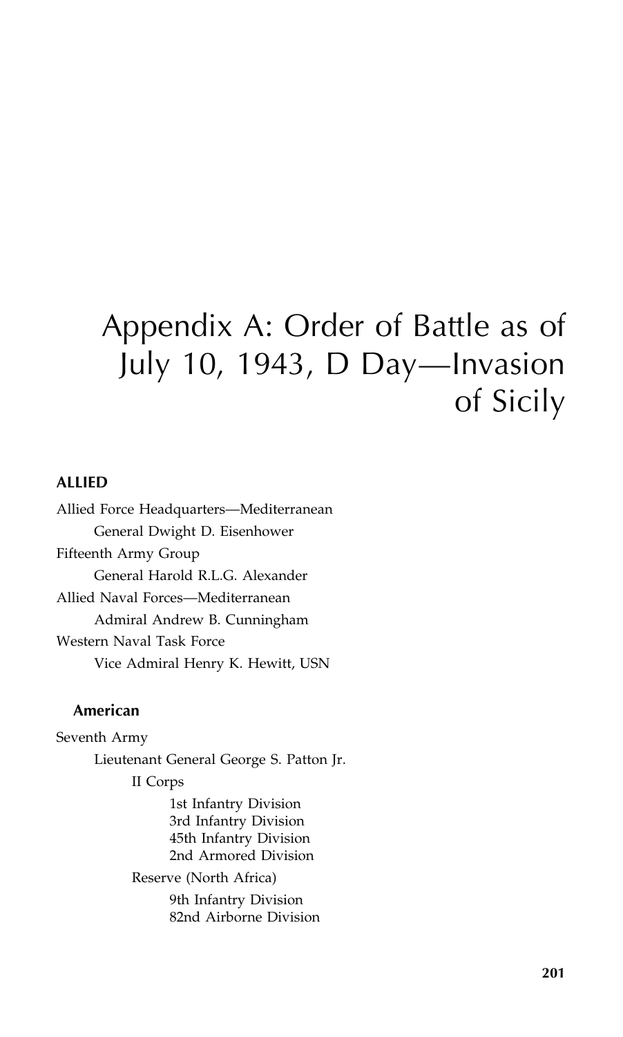# Appendix A: Order of Battle as of July 10, 1943, D Day—Invasion of Sicily

## ALLIED

Allied Force Headquarters—Mediterranean
- General Dwight D. Eisenhower

Fifteenth Army Group
- General Harold R.L.G. Alexander

Allied Naval Forces—Mediterranean
- Admiral Andrew B. Cunningham

Western Naval Task Force
- Vice Admiral Henry K. Hewitt, USN

### American

Seventh Army
- Lieutenant General George S. Patton Jr.
  - II Corps
    - 1st Infantry Division
    - 3rd Infantry Division
    - 45th Infantry Division
    - 2nd Armored Division
  - Reserve (North Africa)
    - 9th Infantry Division
    - 82nd Airborne Division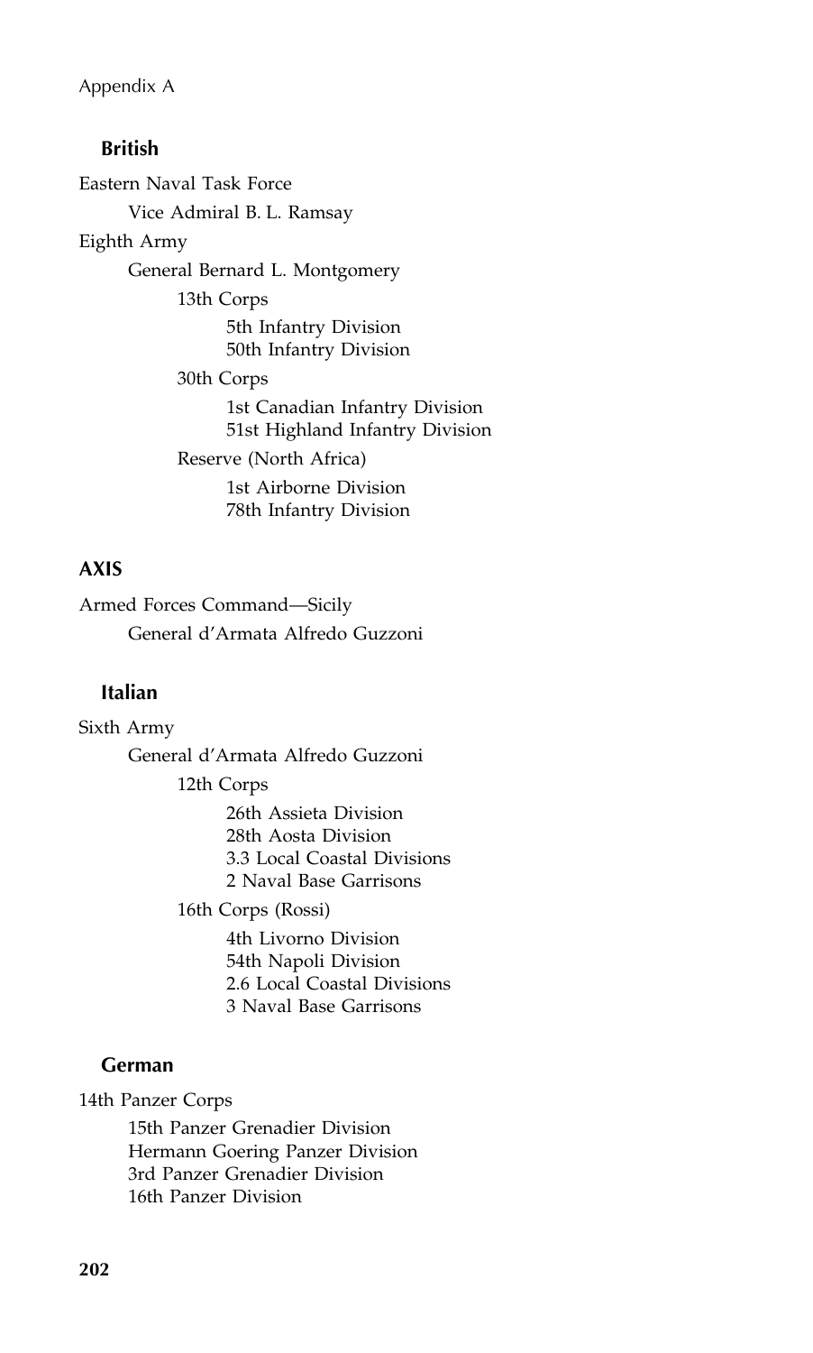### British

Eastern Naval Task Force

- Vice Admiral B. L. Ramsay

Eighth Army

- General Bernard L. Montgomery
  - 13th Corps
    - 5th Infantry Division
    - 50th Infantry Division
  - 30th Corps
    - 1st Canadian Infantry Division
    - 51st Highland Infantry Division
  - Reserve (North Africa)
    - 1st Airborne Division
    - 78th Infantry Division

## AXIS

Armed Forces Command—Sicily

- General d'Armata Alfredo Guzzoni

### Italian

Sixth Army

- General d'Armata Alfredo Guzzoni
  - 12th Corps
    - 26th Assieta Division
    - 28th Aosta Division
    - 3.3 Local Coastal Divisions
    - 2 Naval Base Garrisons
  - 16th Corps (Rossi)
    - 4th Livorno Division
    - 54th Napoli Division
    - 2.6 Local Coastal Divisions
    - 3 Naval Base Garrisons

### German

14th Panzer Corps

- 15th Panzer Grenadier Division
- Hermann Goering Panzer Division
- 3rd Panzer Grenadier Division
- 16th Panzer Division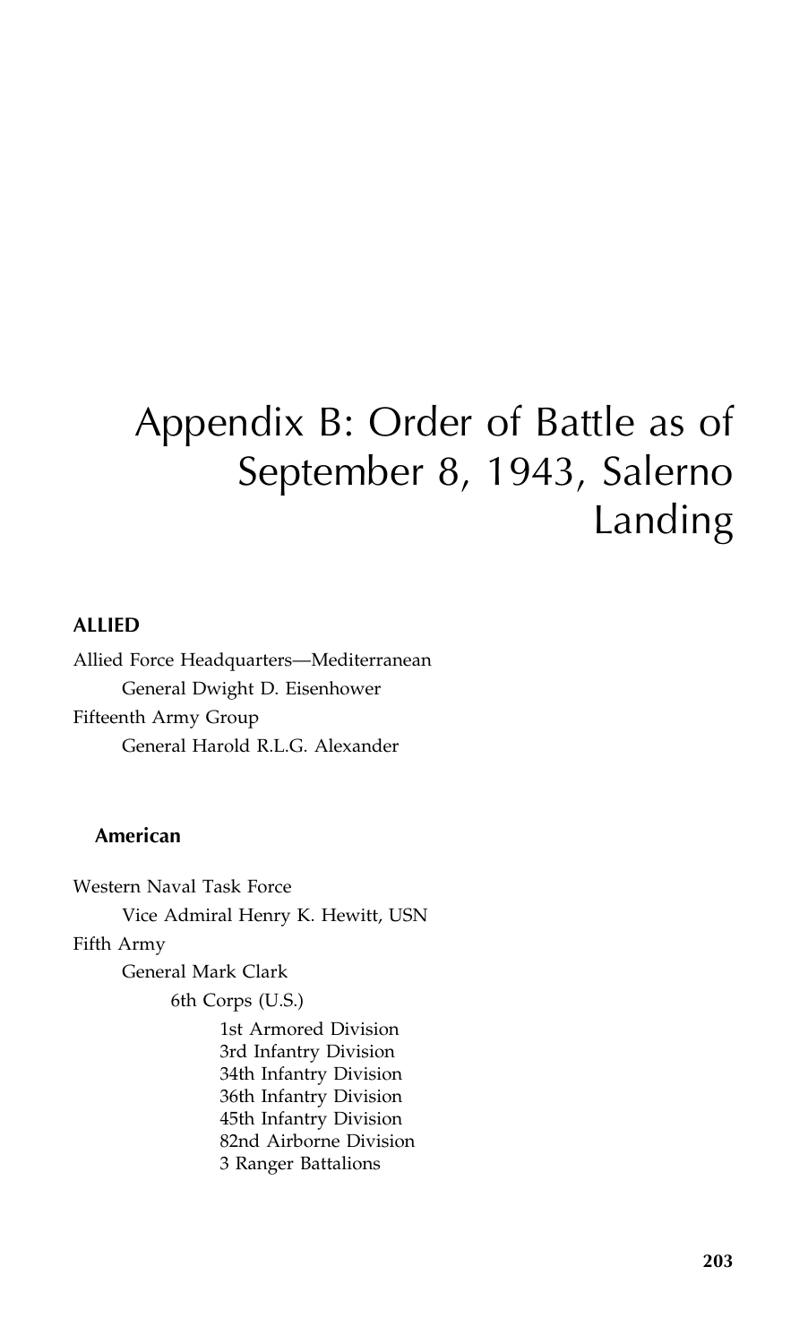# Appendix B: Order of Battle as of September 8, 1943, Salerno Landing

## ALLIED

Allied Force Headquarters—Mediterranean
- General Dwight D. Eisenhower

Fifteenth Army Group
- General Harold R.L.G. Alexander

### American

Western Naval Task Force
- Vice Admiral Henry K. Hewitt, USN

Fifth Army
- General Mark Clark
  - 6th Corps (U.S.)
    - 1st Armored Division
    - 3rd Infantry Division
    - 34th Infantry Division
    - 36th Infantry Division
    - 45th Infantry Division
    - 82nd Airborne Division
    - 3 Ranger Battalions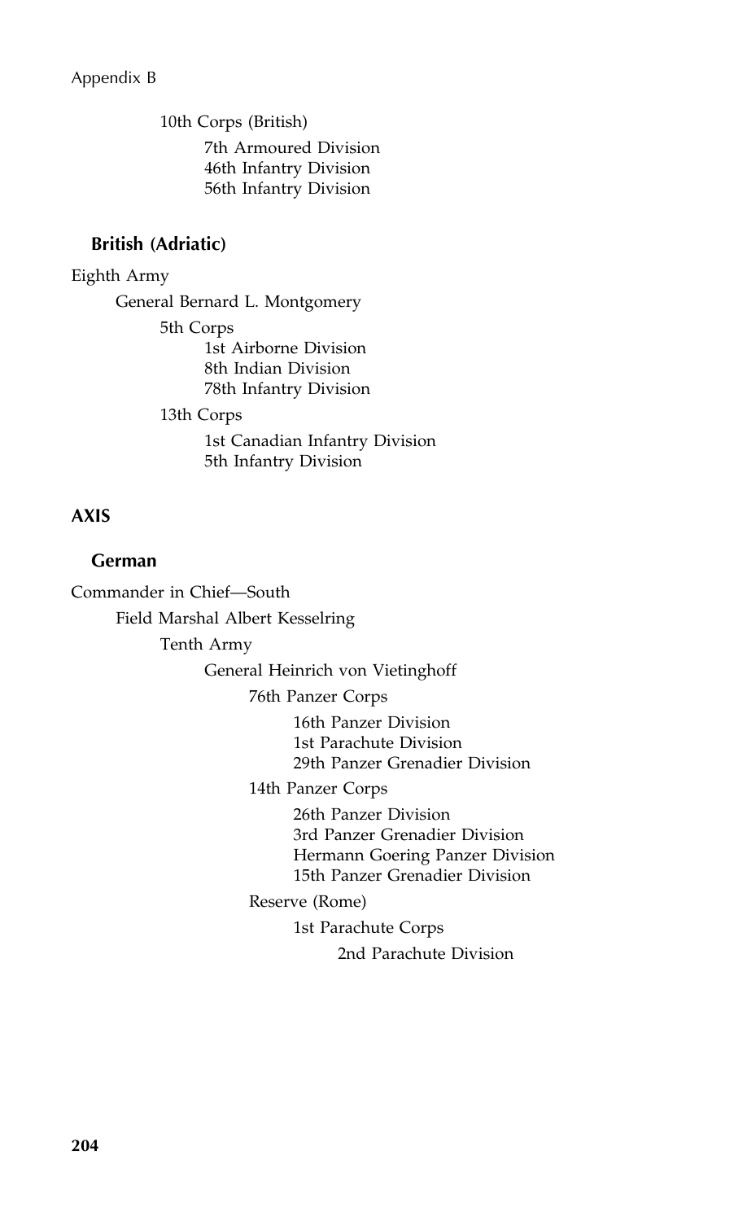10th Corps (British)

- 7th Armoured Division
- 46th Infantry Division
- 56th Infantry Division

### British (Adriatic)

Eighth Army

General Bernard L. Montgomery

- 5th Corps
  - 1st Airborne Division
  - 8th Indian Division
  - 78th Infantry Division
- 13th Corps
  - 1st Canadian Infantry Division
  - 5th Infantry Division

## AXIS

### German

Commander in Chief—South

Field Marshal Albert Kesselring

Tenth Army

General Heinrich von Vietinghoff

- 76th Panzer Corps
  - 16th Panzer Division
  - 1st Parachute Division
  - 29th Panzer Grenadier Division
- 14th Panzer Corps
  - 26th Panzer Division
  - 3rd Panzer Grenadier Division
  - Hermann Goering Panzer Division
  - 15th Panzer Grenadier Division
- Reserve (Rome)
  - 1st Parachute Corps
    - 2nd Parachute Division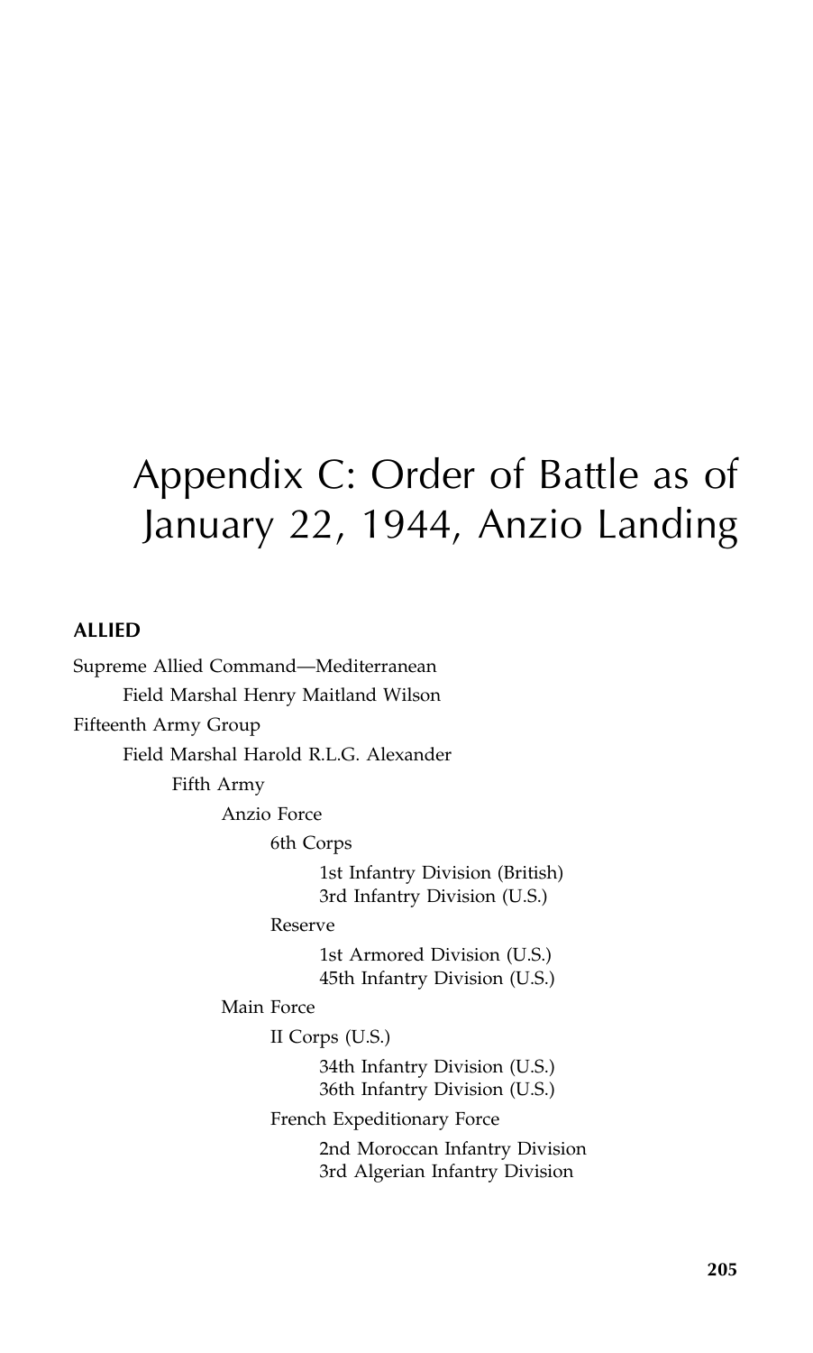# Appendix C: Order of Battle as of January 22, 1944, Anzio Landing

**ALLIED**

- Supreme Allied Command—Mediterranean
  - Field Marshal Henry Maitland Wilson
- Fifteenth Army Group
  - Field Marshal Harold R.L.G. Alexander
    - Fifth Army
      - Anzio Force
        - 6th Corps
          - 1st Infantry Division (British)
          - 3rd Infantry Division (U.S.)
        - Reserve
          - 1st Armored Division (U.S.)
          - 45th Infantry Division (U.S.)
      - Main Force
        - II Corps (U.S.)
          - 34th Infantry Division (U.S.)
          - 36th Infantry Division (U.S.)
        - French Expeditionary Force
          - 2nd Moroccan Infantry Division
          - 3rd Algerian Infantry Division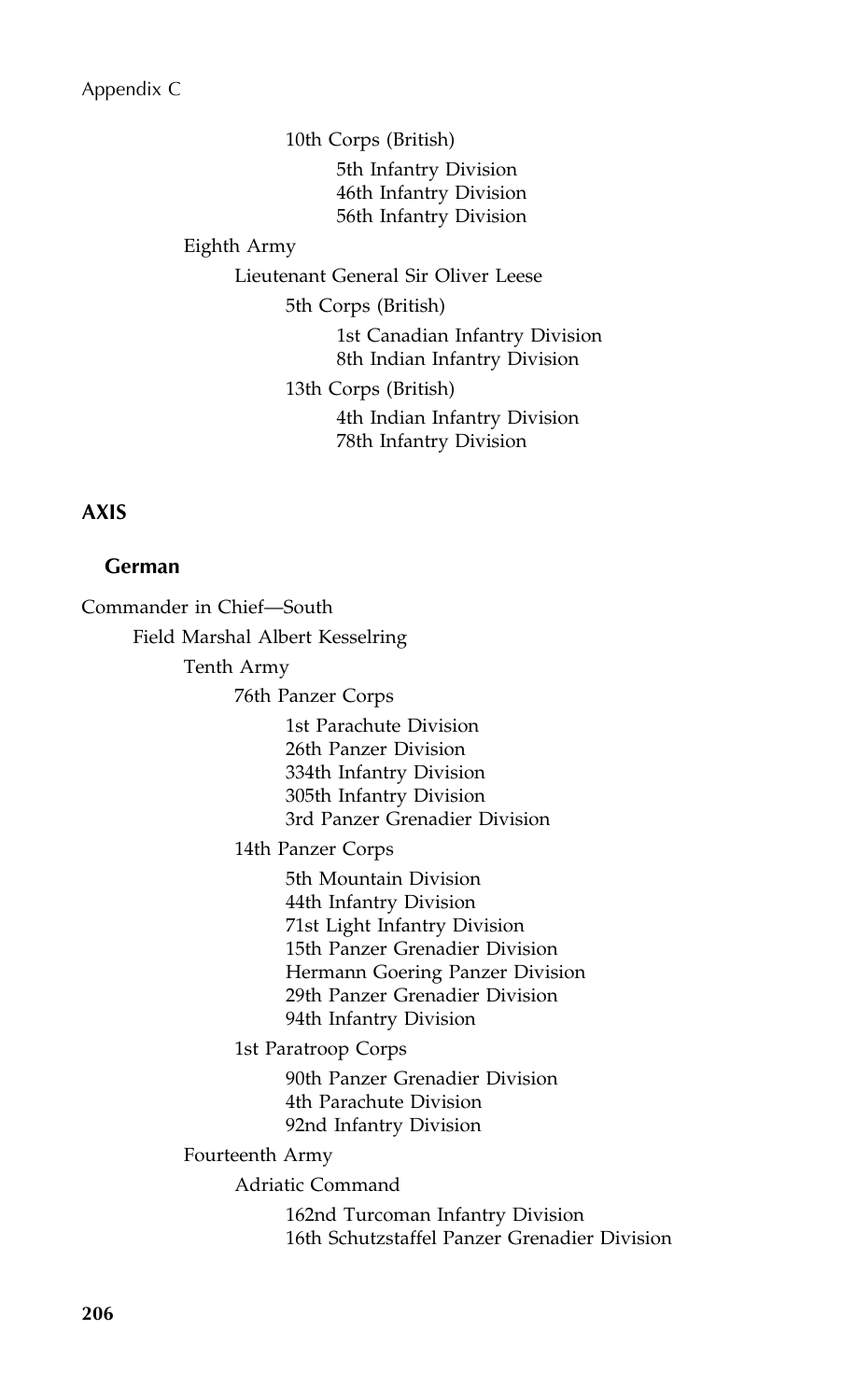10th Corps (British)

- 5th Infantry Division
- 46th Infantry Division
- 56th Infantry Division

Eighth Army

Lieutenant General Sir Oliver Leese

5th Corps (British)

- 1st Canadian Infantry Division
- 8th Indian Infantry Division

13th Corps (British)

- 4th Indian Infantry Division
- 78th Infantry Division

## AXIS

### German

Commander in Chief—South

Field Marshal Albert Kesselring

Tenth Army

76th Panzer Corps

- 1st Parachute Division
- 26th Panzer Division
- 334th Infantry Division
- 305th Infantry Division
- 3rd Panzer Grenadier Division

14th Panzer Corps

- 5th Mountain Division
- 44th Infantry Division
- 71st Light Infantry Division
- 15th Panzer Grenadier Division
- Hermann Goering Panzer Division
- 29th Panzer Grenadier Division
- 94th Infantry Division

1st Paratroop Corps

- 90th Panzer Grenadier Division
- 4th Parachute Division
- 92nd Infantry Division

Fourteenth Army

Adriatic Command

- 162nd Turcoman Infantry Division
- 16th Schutzstaffel Panzer Grenadier Division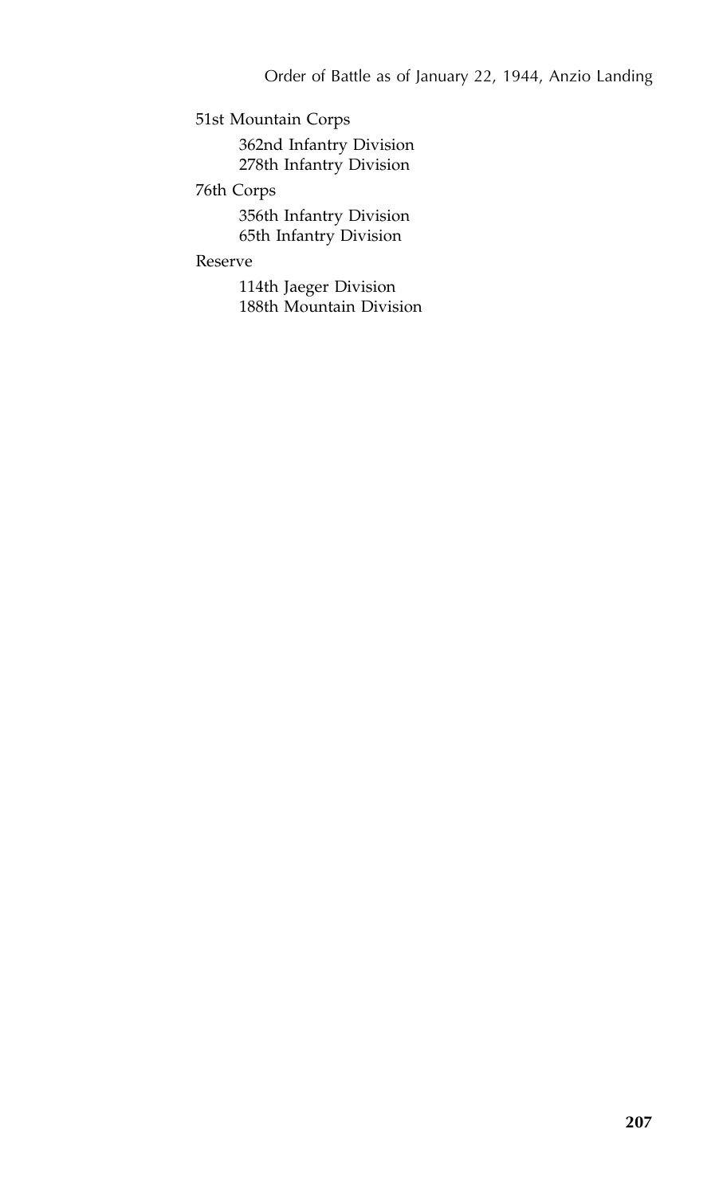51st Mountain Corps

- 362nd Infantry Division
- 278th Infantry Division

76th Corps

- 356th Infantry Division
- 65th Infantry Division

Reserve

- 114th Jaeger Division
- 188th Mountain Division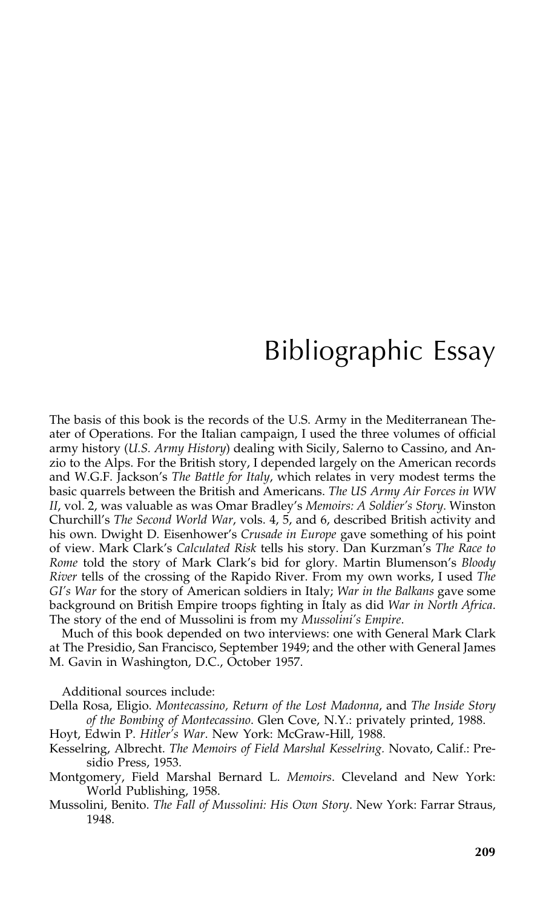# Bibliographic Essay

The basis of this book is the records of the U.S. Army in the Mediterranean Theater of Operations. For the Italian campaign, I used the three volumes of official army history (*U.S. Army History*) dealing with Sicily, Salerno to Cassino, and Anzio to the Alps. For the British story, I depended largely on the American records and W.G.F. Jackson's *The Battle for Italy*, which relates in very modest terms the basic quarrels between the British and Americans. *The US Army Air Forces in WW II*, vol. 2, was valuable as was Omar Bradley's *Memoirs: A Soldier's Story*. Winston Churchill's *The Second World War*, vols. 4, 5, and 6, described British activity and his own. Dwight D. Eisenhower's *Crusade in Europe* gave something of his point of view. Mark Clark's *Calculated Risk* tells his story. Dan Kurzman's *The Race to Rome* told the story of Mark Clark's bid for glory. Martin Blumenson's *Bloody River* tells of the crossing of the Rapido River. From my own works, I used *The GI's War* for the story of American soldiers in Italy; *War in the Balkans* gave some background on British Empire troops fighting in Italy as did *War in North Africa*. The story of the end of Mussolini is from my *Mussolini's Empire*.

Much of this book depended on two interviews: one with General Mark Clark at The Presidio, San Francisco, September 1949; and the other with General James M. Gavin in Washington, D.C., October 1957.

Additional sources include:

Della Rosa, Eligio. *Montecassino, Return of the Lost Madonna*, and *The Inside Story of the Bombing of Montecassino*. Glen Cove, N.Y.: privately printed, 1988.

Hoyt, Edwin P. *Hitler's War*. New York: McGraw-Hill, 1988.

Kesselring, Albrecht. *The Memoirs of Field Marshal Kesselring.* Novato, Calif.: Presidio Press, 1953.

Montgomery, Field Marshal Bernard L. *Memoirs*. Cleveland and New York: World Publishing, 1958.

Mussolini, Benito. *The Fall of Mussolini: His Own Story*. New York: Farrar Straus, 1948.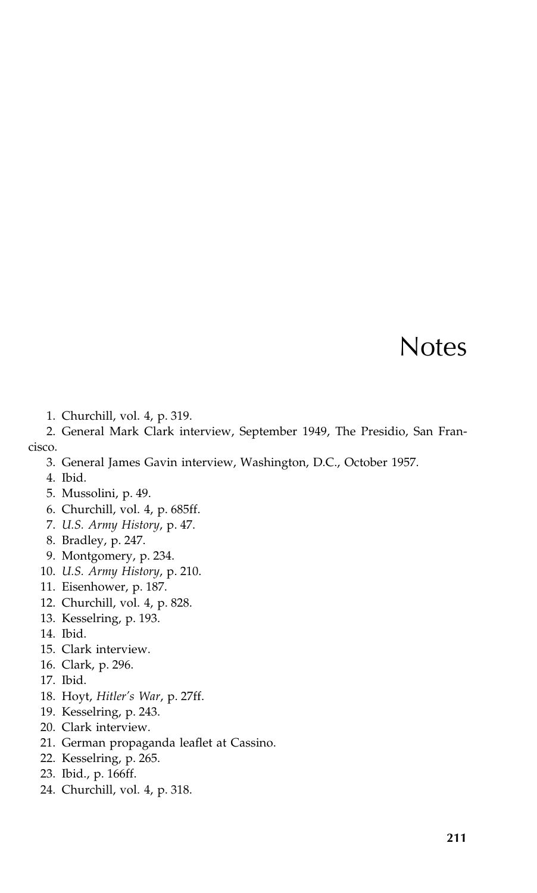# Notes

1. Churchill, vol. 4, p. 319.
2. General Mark Clark interview, September 1949, The Presidio, San Francisco.
3. General James Gavin interview, Washington, D.C., October 1957.
4. Ibid.
5. Mussolini, p. 49.
6. Churchill, vol. 4, p. 685ff.
7. *U.S. Army History*, p. 47.
8. Bradley, p. 247.
9. Montgomery, p. 234.
10. *U.S. Army History*, p. 210.
11. Eisenhower, p. 187.
12. Churchill, vol. 4, p. 828.
13. Kesselring, p. 193.
14. Ibid.
15. Clark interview.
16. Clark, p. 296.
17. Ibid.
18. Hoyt, *Hitler's War*, p. 27ff.
19. Kesselring, p. 243.
20. Clark interview.
21. German propaganda leaflet at Cassino.
22. Kesselring, p. 265.
23. Ibid., p. 166ff.
24. Churchill, vol. 4, p. 318.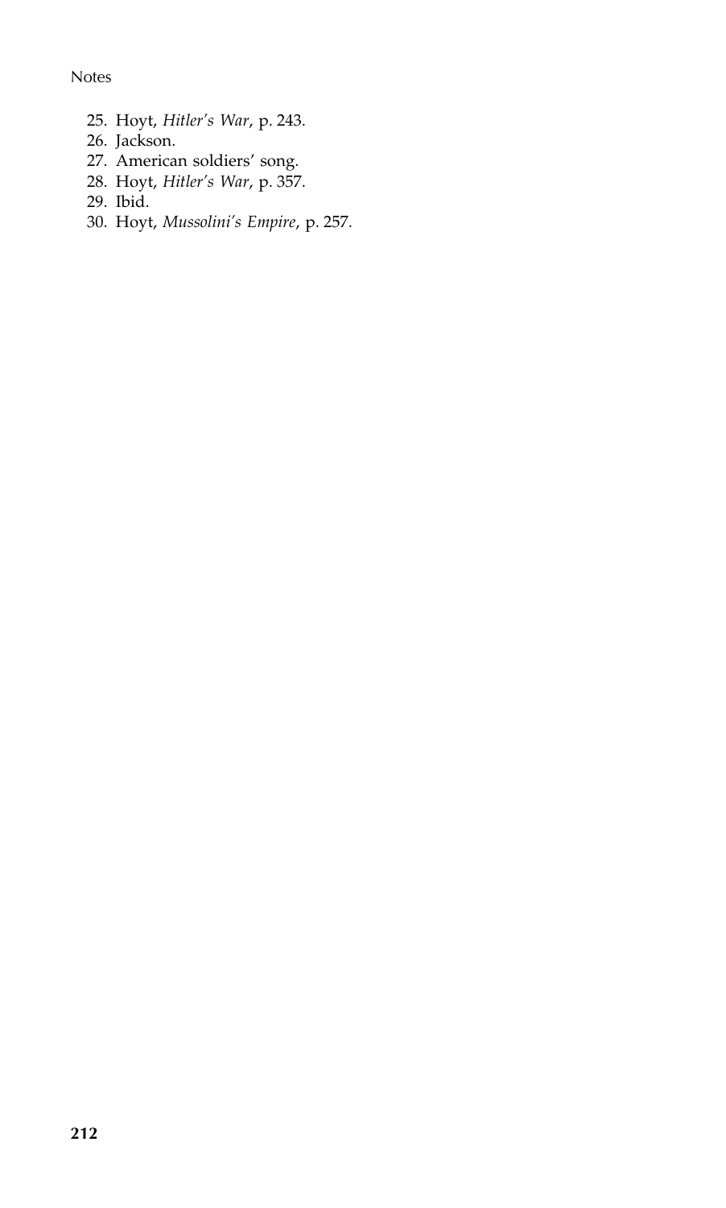25. Hoyt, *Hitler's War*, p. 243.
26. Jackson.
27. American soldiers' song.
28. Hoyt, *Hitler's War*, p. 357.
29. Ibid.
30. Hoyt, *Mussolini's Empire*, p. 257.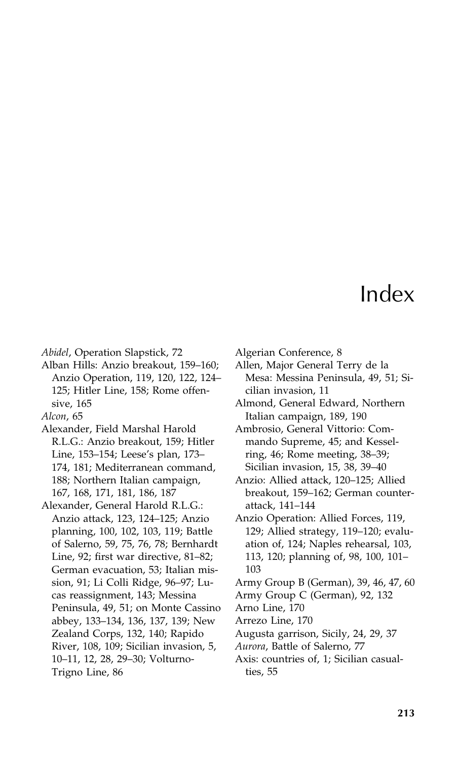# Index

*Abidel*, Operation Slapstick, 72

Alban Hills: Anzio breakout, 159–160; Anzio Operation, 119, 120, 122, 124–125; Hitler Line, 158; Rome offensive, 165

*Alcon*, 65

Alexander, Field Marshal Harold R.L.G.: Anzio breakout, 159; Hitler Line, 153–154; Leese's plan, 173–174, 181; Mediterranean command, 188; Northern Italian campaign, 167, 168, 171, 181, 186, 187

Alexander, General Harold R.L.G.: Anzio attack, 123, 124–125; Anzio planning, 100, 102, 103, 119; Battle of Salerno, 59, 75, 76, 78; Bernhardt Line, 92; first war directive, 81–82; German evacuation, 53; Italian mission, 91; Li Colli Ridge, 96–97; Lucas reassignment, 143; Messina Peninsula, 49, 51; on Monte Cassino abbey, 133–134, 136, 137, 139; New Zealand Corps, 132, 140; Rapido River, 108, 109; Sicilian invasion, 5, 10–11, 12, 28, 29–30; Volturno-Trigno Line, 86

Algerian Conference, 8

Allen, Major General Terry de la Mesa: Messina Peninsula, 49, 51; Sicilian invasion, 11

Almond, General Edward, Northern Italian campaign, 189, 190

Ambrosio, General Vittorio: Commando Supreme, 45; and Kesselring, 46; Rome meeting, 38–39; Sicilian invasion, 15, 38, 39–40

Anzio: Allied attack, 120–125; Allied breakout, 159–162; German counterattack, 141–144

Anzio Operation: Allied Forces, 119, 129; Allied strategy, 119–120; evaluation of, 124; Naples rehearsal, 103, 113, 120; planning of, 98, 100, 101–103

Army Group B (German), 39, 46, 47, 60

Army Group C (German), 92, 132

Arno Line, 170

Arrezo Line, 170

Augusta garrison, Sicily, 24, 29, 37

*Aurora*, Battle of Salerno, 77

Axis: countries of, 1; Sicilian casualties, 55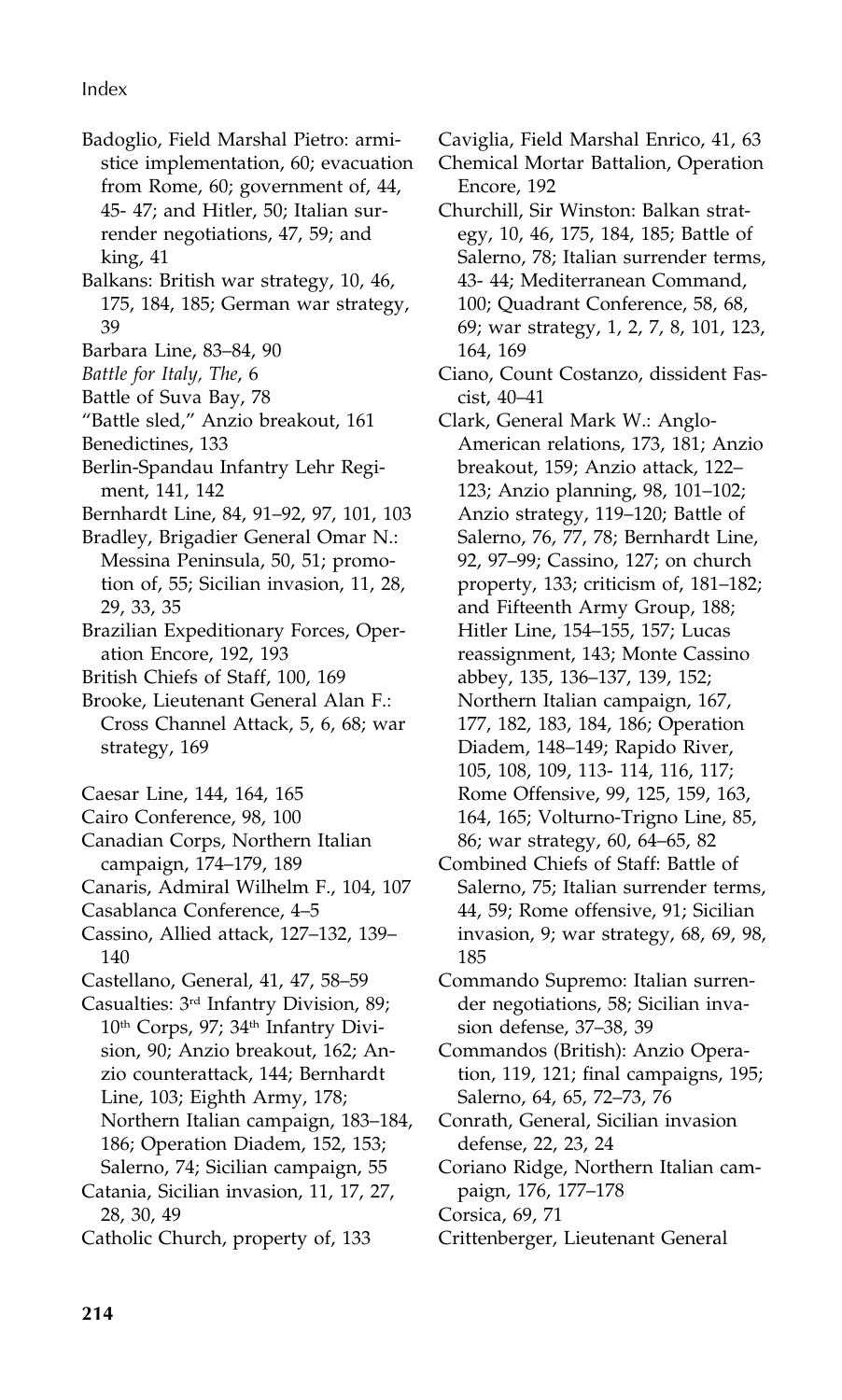Badoglio, Field Marshal Pietro: armistice implementation, 60; evacuation from Rome, 60; government of, 44, 45- 47; and Hitler, 50; Italian surrender negotiations, 47, 59; and king, 41

Balkans: British war strategy, 10, 46, 175, 184, 185; German war strategy, 39

Barbara Line, 83–84, 90

*Battle for Italy, The*, 6

Battle of Suva Bay, 78

"Battle sled," Anzio breakout, 161

Benedictines, 133

Berlin-Spandau Infantry Lehr Regiment, 141, 142

Bernhardt Line, 84, 91–92, 97, 101, 103

Bradley, Brigadier General Omar N.: Messina Peninsula, 50, 51; promotion of, 55; Sicilian invasion, 11, 28, 29, 33, 35

Brazilian Expeditionary Forces, Operation Encore, 192, 193

British Chiefs of Staff, 100, 169

Brooke, Lieutenant General Alan F.: Cross Channel Attack, 5, 6, 68; war strategy, 169

Caesar Line, 144, 164, 165

Cairo Conference, 98, 100

Canadian Corps, Northern Italian campaign, 174–179, 189

Canaris, Admiral Wilhelm F., 104, 107

Casablanca Conference, 4–5

Cassino, Allied attack, 127–132, 139–140

Castellano, General, 41, 47, 58–59

Casualties: 3rd Infantry Division, 89; 10th Corps, 97; 34th Infantry Division, 90; Anzio breakout, 162; Anzio counterattack, 144; Bernhardt Line, 103; Eighth Army, 178; Northern Italian campaign, 183–184, 186; Operation Diadem, 152, 153; Salerno, 74; Sicilian campaign, 55

Catania, Sicilian invasion, 11, 17, 27, 28, 30, 49

Catholic Church, property of, 133

Caviglia, Field Marshal Enrico, 41, 63

Chemical Mortar Battalion, Operation Encore, 192

Churchill, Sir Winston: Balkan strategy, 10, 46, 175, 184, 185; Battle of Salerno, 78; Italian surrender terms, 43- 44; Mediterranean Command, 100; Quadrant Conference, 58, 68, 69; war strategy, 1, 2, 7, 8, 101, 123, 164, 169

Ciano, Count Costanzo, dissident Fascist, 40–41

Clark, General Mark W.: Anglo-American relations, 173, 181; Anzio breakout, 159; Anzio attack, 122–123; Anzio planning, 98, 101–102; Anzio strategy, 119–120; Battle of Salerno, 76, 77, 78; Bernhardt Line, 92, 97–99; Cassino, 127; on church property, 133; criticism of, 181–182; and Fifteenth Army Group, 188; Hitler Line, 154–155, 157; Lucas reassignment, 143; Monte Cassino abbey, 135, 136–137, 139, 152; Northern Italian campaign, 167, 177, 182, 183, 184, 186; Operation Diadem, 148–149; Rapido River, 105, 108, 109, 113- 114, 116, 117; Rome Offensive, 99, 125, 159, 163, 164, 165; Volturno-Trigno Line, 85, 86; war strategy, 60, 64–65, 82

Combined Chiefs of Staff: Battle of Salerno, 75; Italian surrender terms, 44, 59; Rome offensive, 91; Sicilian invasion, 9; war strategy, 68, 69, 98, 185

Commando Supremo: Italian surrender negotiations, 58; Sicilian invasion defense, 37–38, 39

Commandos (British): Anzio Operation, 119, 121; final campaigns, 195; Salerno, 64, 65, 72–73, 76

Conrath, General, Sicilian invasion defense, 22, 23, 24

Coriano Ridge, Northern Italian campaign, 176, 177–178

Corsica, 69, 71

Crittenberger, Lieutenant General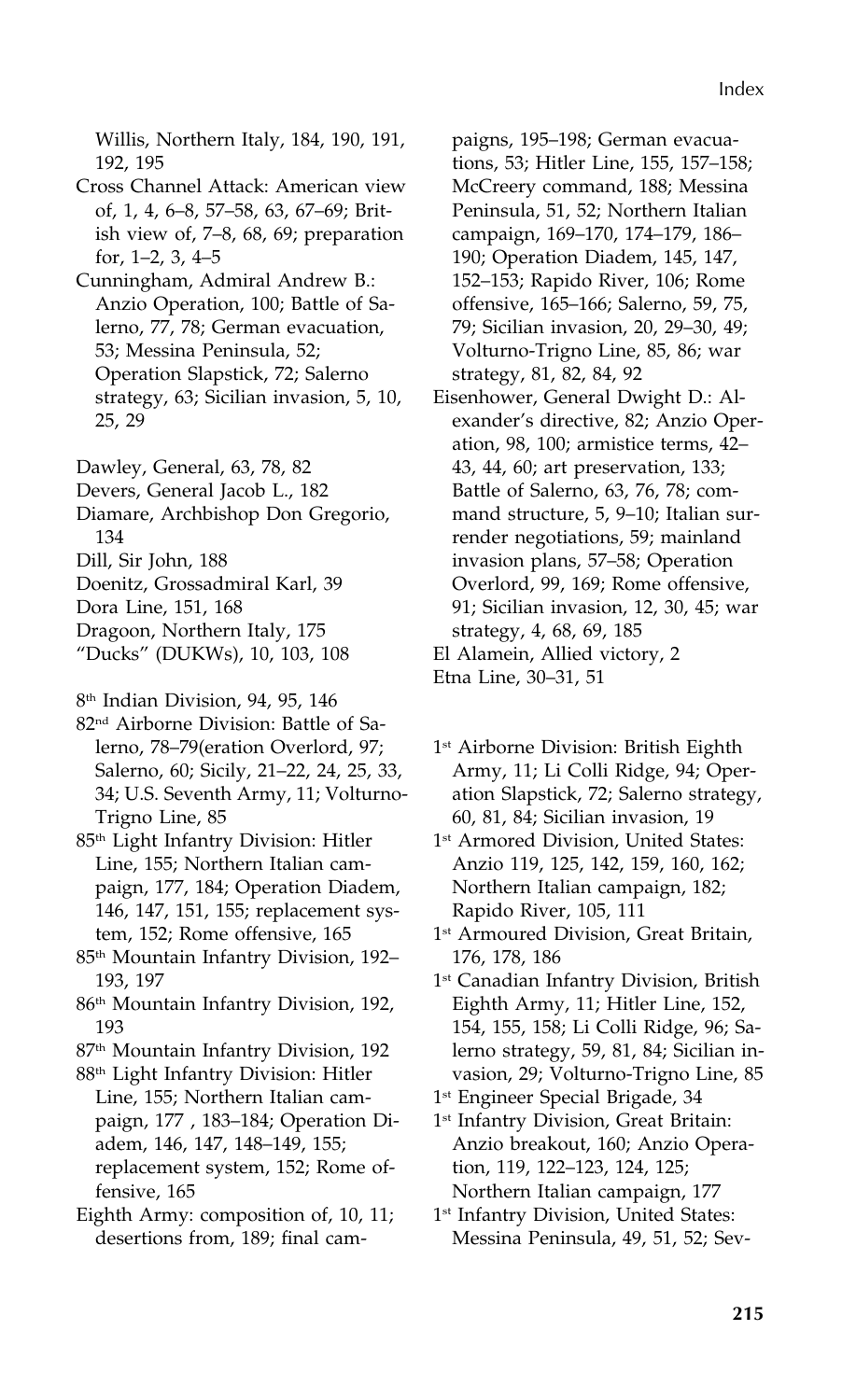Willis, Northern Italy, 184, 190, 191, 192, 195

Cross Channel Attack: American view of, 1, 4, 6–8, 57–58, 63, 67–69; British view of, 7–8, 68, 69; preparation for, 1–2, 3, 4–5

Cunningham, Admiral Andrew B.: Anzio Operation, 100; Battle of Salerno, 77, 78; German evacuation, 53; Messina Peninsula, 52; Operation Slapstick, 72; Salerno strategy, 63; Sicilian invasion, 5, 10, 25, 29

Dawley, General, 63, 78, 82

Devers, General Jacob L., 182

Diamare, Archbishop Don Gregorio, 134

Dill, Sir John, 188

Doenitz, Grossadmiral Karl, 39

Dora Line, 151, 168

Dragoon, Northern Italy, 175

"Ducks" (DUKWs), 10, 103, 108

8th Indian Division, 94, 95, 146

82nd Airborne Division: Battle of Salerno, 78–79(eration Overlord, 97; Salerno, 60; Sicily, 21–22, 24, 25, 33, 34; U.S. Seventh Army, 11; Volturno-Trigno Line, 85

85th Light Infantry Division: Hitler Line, 155; Northern Italian campaign, 177, 184; Operation Diadem, 146, 147, 151, 155; replacement system, 152; Rome offensive, 165

85th Mountain Infantry Division, 192–193, 197

86th Mountain Infantry Division, 192, 193

87th Mountain Infantry Division, 192

88th Light Infantry Division: Hitler Line, 155; Northern Italian campaign, 177 , 183–184; Operation Diadem, 146, 147, 148–149, 155; replacement system, 152; Rome offensive, 165

Eighth Army: composition of, 10, 11; desertions from, 189; final campaigns, 195–198; German evacuations, 53; Hitler Line, 155, 157–158; McCreery command, 188; Messina Peninsula, 51, 52; Northern Italian campaign, 169–170, 174–179, 186–190; Operation Diadem, 145, 147, 152–153; Rapido River, 106; Rome offensive, 165–166; Salerno, 59, 75, 79; Sicilian invasion, 20, 29–30, 49; Volturno-Trigno Line, 85, 86; war strategy, 81, 82, 84, 92

Eisenhower, General Dwight D.: Alexander's directive, 82; Anzio Operation, 98, 100; armistice terms, 42–43, 44, 60; art preservation, 133; Battle of Salerno, 63, 76, 78; command structure, 5, 9–10; Italian surrender negotiations, 59; mainland invasion plans, 57–58; Operation Overlord, 99, 169; Rome offensive, 91; Sicilian invasion, 12, 30, 45; war strategy, 4, 68, 69, 185

El Alamein, Allied victory, 2

Etna Line, 30–31, 51

1st Airborne Division: British Eighth Army, 11; Li Colli Ridge, 94; Operation Slapstick, 72; Salerno strategy, 60, 81, 84; Sicilian invasion, 19

1st Armored Division, United States: Anzio 119, 125, 142, 159, 160, 162; Northern Italian campaign, 182; Rapido River, 105, 111

1st Armoured Division, Great Britain, 176, 178, 186

1st Canadian Infantry Division, British Eighth Army, 11; Hitler Line, 152, 154, 155, 158; Li Colli Ridge, 96; Salerno strategy, 59, 81, 84; Sicilian invasion, 29; Volturno-Trigno Line, 85

1st Engineer Special Brigade, 34

1st Infantry Division, Great Britain: Anzio breakout, 160; Anzio Operation, 119, 122–123, 124, 125; Northern Italian campaign, 177

1st Infantry Division, United States: Messina Peninsula, 49, 51, 52; Sev-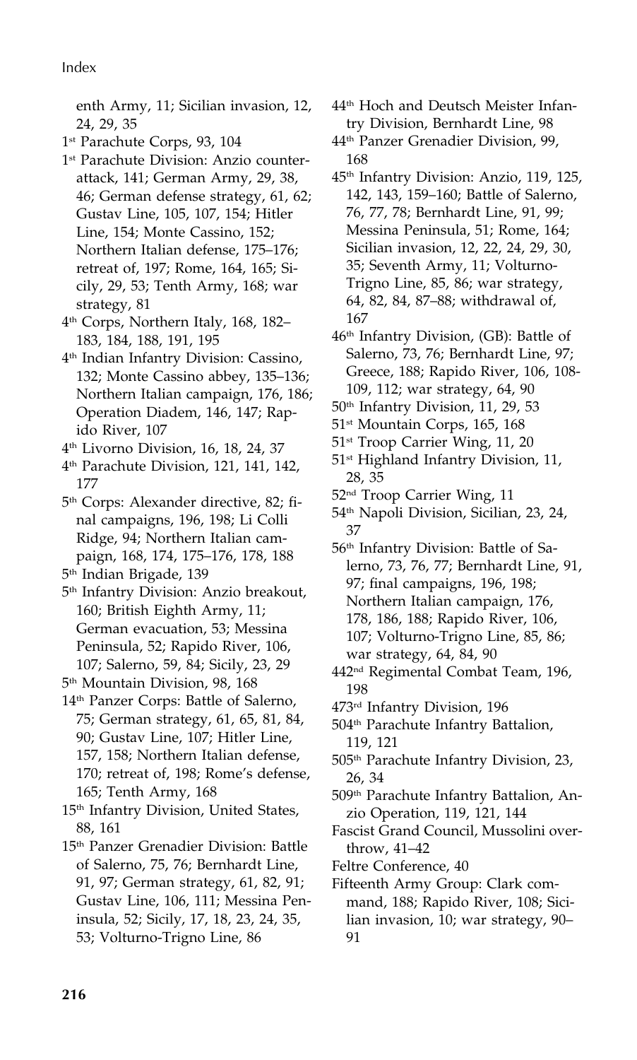enth Army, 11; Sicilian invasion, 12, 24, 29, 35

1st Parachute Corps, 93, 104

1st Parachute Division: Anzio counterattack, 141; German Army, 29, 38, 46; German defense strategy, 61, 62; Gustav Line, 105, 107, 154; Hitler Line, 154; Monte Cassino, 152; Northern Italian defense, 175–176; retreat of, 197; Rome, 164, 165; Sicily, 29, 53; Tenth Army, 168; war strategy, 81

4th Corps, Northern Italy, 168, 182–183, 184, 188, 191, 195

4th Indian Infantry Division: Cassino, 132; Monte Cassino abbey, 135–136; Northern Italian campaign, 176, 186; Operation Diadem, 146, 147; Rapido River, 107

4th Livorno Division, 16, 18, 24, 37

4th Parachute Division, 121, 141, 142, 177

5th Corps: Alexander directive, 82; final campaigns, 196, 198; Li Colli Ridge, 94; Northern Italian campaign, 168, 174, 175–176, 178, 188

5th Indian Brigade, 139

5th Infantry Division: Anzio breakout, 160; British Eighth Army, 11; German evacuation, 53; Messina Peninsula, 52; Rapido River, 106, 107; Salerno, 59, 84; Sicily, 23, 29

5th Mountain Division, 98, 168

14th Panzer Corps: Battle of Salerno, 75; German strategy, 61, 65, 81, 84, 90; Gustav Line, 107; Hitler Line, 157, 158; Northern Italian defense, 170; retreat of, 198; Rome's defense, 165; Tenth Army, 168

15th Infantry Division, United States, 88, 161

15th Panzer Grenadier Division: Battle of Salerno, 75, 76; Bernhardt Line, 91, 97; German strategy, 61, 82, 91; Gustav Line, 106, 111; Messina Peninsula, 52; Sicily, 17, 18, 23, 24, 35, 53; Volturno-Trigno Line, 86

44th Hoch and Deutsch Meister Infantry Division, Bernhardt Line, 98

44th Panzer Grenadier Division, 99, 168

45th Infantry Division: Anzio, 119, 125, 142, 143, 159–160; Battle of Salerno, 76, 77, 78; Bernhardt Line, 91, 99; Messina Peninsula, 51; Rome, 164; Sicilian invasion, 12, 22, 24, 29, 30, 35; Seventh Army, 11; Volturno-Trigno Line, 85, 86; war strategy, 64, 82, 84, 87–88; withdrawal of, 167

46th Infantry Division, (GB): Battle of Salerno, 73, 76; Bernhardt Line, 97; Greece, 188; Rapido River, 106, 108-109, 112; war strategy, 64, 90

50th Infantry Division, 11, 29, 53

51st Mountain Corps, 165, 168

51st Troop Carrier Wing, 11, 20

51st Highland Infantry Division, 11, 28, 35

52nd Troop Carrier Wing, 11

54th Napoli Division, Sicilian, 23, 24, 37

56th Infantry Division: Battle of Salerno, 73, 76, 77; Bernhardt Line, 91, 97; final campaigns, 196, 198; Northern Italian campaign, 176, 178, 186, 188; Rapido River, 106, 107; Volturno-Trigno Line, 85, 86; war strategy, 64, 84, 90

442nd Regimental Combat Team, 196, 198

473rd Infantry Division, 196

504th Parachute Infantry Battalion, 119, 121

505th Parachute Infantry Division, 23, 26, 34

509th Parachute Infantry Battalion, Anzio Operation, 119, 121, 144

Fascist Grand Council, Mussolini overthrow, 41–42

Feltre Conference, 40

Fifteenth Army Group: Clark command, 188; Rapido River, 108; Sicilian invasion, 10; war strategy, 90–91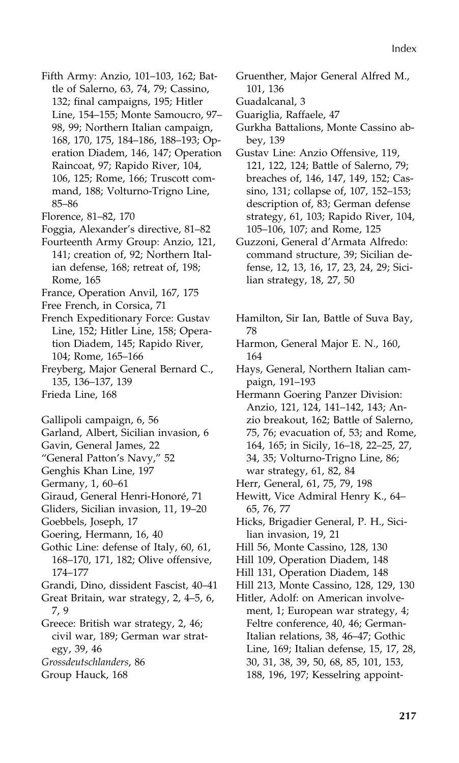Fifth Army: Anzio, 101–103, 162; Battle of Salerno, 63, 74, 79; Cassino, 132; final campaigns, 195; Hitler Line, 154–155; Monte Samoucro, 97–98, 99; Northern Italian campaign, 168, 170, 175, 184–186, 188–193; Operation Diadem, 146, 147; Operation Raincoat, 97; Rapido River, 104, 106, 125; Rome, 166; Truscott command, 188; Volturno-Trigno Line, 85–86

Florence, 81–82, 170

Foggia, Alexander's directive, 81–82

Fourteenth Army Group: Anzio, 121, 141; creation of, 92; Northern Italian defense, 168; retreat of, 198; Rome, 165

France, Operation Anvil, 167, 175

Free French, in Corsica, 71

French Expeditionary Force: Gustav Line, 152; Hitler Line, 158; Operation Diadem, 145; Rapido River, 104; Rome, 165–166

Freyberg, Major General Bernard C., 135, 136–137, 139

Frieda Line, 168

Gallipoli campaign, 6, 56

Garland, Albert, Sicilian invasion, 6

Gavin, General James, 22

"General Patton's Navy," 52

Genghis Khan Line, 197

Germany, 1, 60–61

Giraud, General Henri-Honoré, 71

Gliders, Sicilian invasion, 11, 19–20

Goebbels, Joseph, 17

Goering, Hermann, 16, 40

Gothic Line: defense of Italy, 60, 61, 168–170, 171, 182; Olive offensive, 174–177

Grandi, Dino, dissident Fascist, 40–41

Great Britain, war strategy, 2, 4–5, 6, 7, 9

Greece: British war strategy, 2, 46; civil war, 189; German war strategy, 39, 46

*Grossdeutschlanders*, 86

Group Hauck, 168

Gruenther, Major General Alfred M., 101, 136

Guadalcanal, 3

Guariglia, Raffaele, 47

Gurkha Battalions, Monte Cassino abbey, 139

Gustav Line: Anzio Offensive, 119, 121, 122, 124; Battle of Salerno, 79; breaches of, 146, 147, 149, 152; Cassino, 131; collapse of, 107, 152–153; description of, 83; German defense strategy, 61, 103; Rapido River, 104, 105–106, 107; and Rome, 125

Guzzoni, General d'Armata Alfredo: command structure, 39; Sicilian defense, 12, 13, 16, 17, 23, 24, 29; Sicilian strategy, 18, 27, 50

Hamilton, Sir Ian, Battle of Suva Bay, 78

Harmon, General Major E. N., 160, 164

Hays, General, Northern Italian campaign, 191–193

Hermann Goering Panzer Division: Anzio, 121, 124, 141–142, 143; Anzio breakout, 162; Battle of Salerno, 75, 76; evacuation of, 53; and Rome, 164, 165; in Sicily, 16–18, 22–25, 27, 34, 35; Volturno-Trigno Line, 86; war strategy, 61, 82, 84

Herr, General, 61, 75, 79, 198

Hewitt, Vice Admiral Henry K., 64–65, 76, 77

Hicks, Brigadier General, P. H., Sicilian invasion, 19, 21

Hill 56, Monte Cassino, 128, 130

Hill 109, Operation Diadem, 148

Hill 131, Operation Diadem, 148

Hill 213, Monte Cassino, 128, 129, 130

Hitler, Adolf: on American involvement, 1; European war strategy, 4; Feltre conference, 40, 46; German-Italian relations, 38, 46–47; Gothic Line, 169; Italian defense, 15, 17, 28, 30, 31, 38, 39, 50, 68, 85, 101, 153, 188, 196, 197; Kesselring appoint-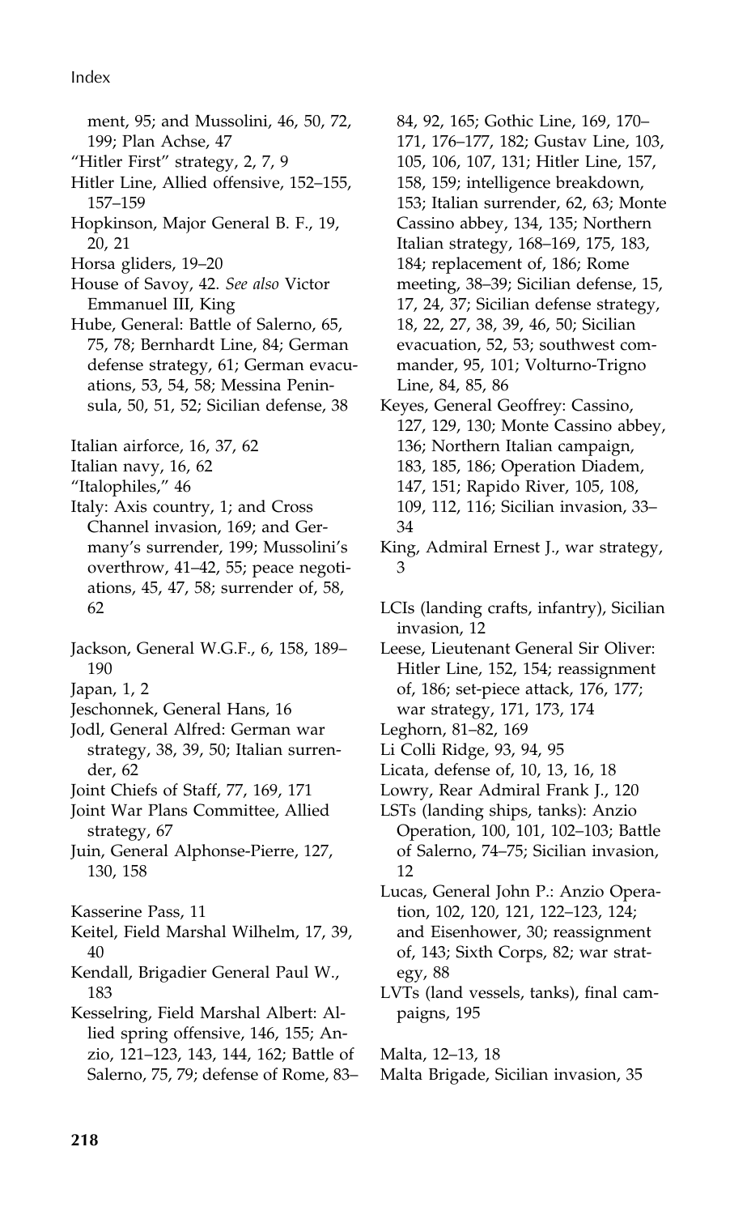ment, 95; and Mussolini, 46, 50, 72, 199; Plan Achse, 47

"Hitler First" strategy, 2, 7, 9

Hitler Line, Allied offensive, 152–155, 157–159

Hopkinson, Major General B. F., 19, 20, 21

Horsa gliders, 19–20

House of Savoy, 42. *See also* Victor Emmanuel III, King

Hube, General: Battle of Salerno, 65, 75, 78; Bernhardt Line, 84; German defense strategy, 61; German evacuations, 53, 54, 58; Messina Peninsula, 50, 51, 52; Sicilian defense, 38

Italian airforce, 16, 37, 62

Italian navy, 16, 62

"Italophiles," 46

Italy: Axis country, 1; and Cross Channel invasion, 169; and Germany's surrender, 199; Mussolini's overthrow, 41–42, 55; peace negotiations, 45, 47, 58; surrender of, 58, 62

Jackson, General W.G.F., 6, 158, 189–190

Japan, 1, 2

Jeschonnek, General Hans, 16

Jodl, General Alfred: German war strategy, 38, 39, 50; Italian surrender, 62

Joint Chiefs of Staff, 77, 169, 171

Joint War Plans Committee, Allied strategy, 67

Juin, General Alphonse-Pierre, 127, 130, 158

Kasserine Pass, 11

Keitel, Field Marshal Wilhelm, 17, 39, 40

Kendall, Brigadier General Paul W., 183

Kesselring, Field Marshal Albert: Allied spring offensive, 146, 155; Anzio, 121–123, 143, 144, 162; Battle of Salerno, 75, 79; defense of Rome, 83–84, 92, 165; Gothic Line, 169, 170–171, 176–177, 182; Gustav Line, 103, 105, 106, 107, 131; Hitler Line, 157, 158, 159; intelligence breakdown, 153; Italian surrender, 62, 63; Monte Cassino abbey, 134, 135; Northern Italian strategy, 168–169, 175, 183, 184; replacement of, 186; Rome meeting, 38–39; Sicilian defense, 15, 17, 24, 37; Sicilian defense strategy, 18, 22, 27, 38, 39, 46, 50; Sicilian evacuation, 52, 53; southwest commander, 95, 101; Volturno-Trigno Line, 84, 85, 86

Keyes, General Geoffrey: Cassino, 127, 129, 130; Monte Cassino abbey, 136; Northern Italian campaign, 183, 185, 186; Operation Diadem, 147, 151; Rapido River, 105, 108, 109, 112, 116; Sicilian invasion, 33–34

King, Admiral Ernest J., war strategy, 3

LCIs (landing crafts, infantry), Sicilian invasion, 12

Leese, Lieutenant General Sir Oliver: Hitler Line, 152, 154; reassignment of, 186; set-piece attack, 176, 177; war strategy, 171, 173, 174

Leghorn, 81–82, 169

Li Colli Ridge, 93, 94, 95

Licata, defense of, 10, 13, 16, 18

Lowry, Rear Admiral Frank J., 120

LSTs (landing ships, tanks): Anzio Operation, 100, 101, 102–103; Battle of Salerno, 74–75; Sicilian invasion, 12

Lucas, General John P.: Anzio Operation, 102, 120, 121, 122–123, 124; and Eisenhower, 30; reassignment of, 143; Sixth Corps, 82; war strategy, 88

LVTs (land vessels, tanks), final campaigns, 195

Malta, 12–13, 18

Malta Brigade, Sicilian invasion, 35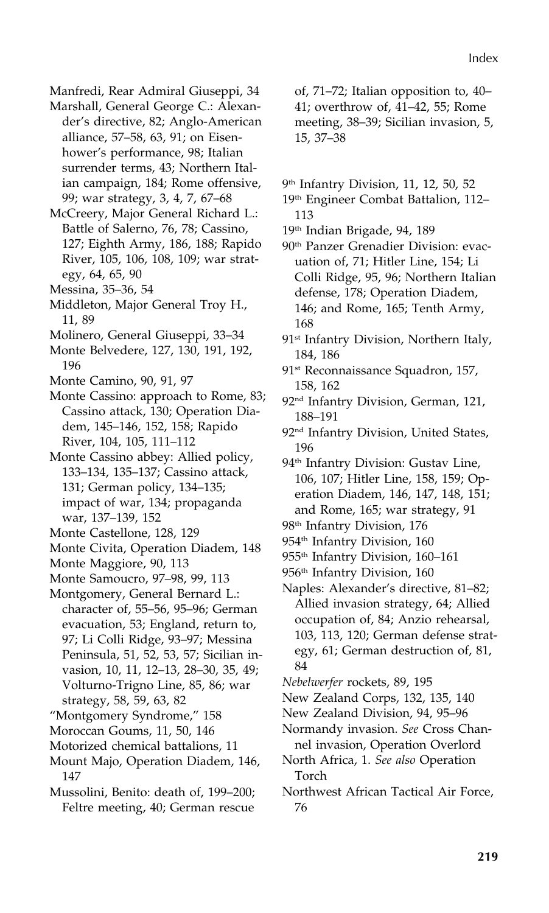Manfredi, Rear Admiral Giuseppi, 34

Marshall, General George C.: Alexander's directive, 82; Anglo-American alliance, 57–58, 63, 91; on Eisenhower's performance, 98; Italian surrender terms, 43; Northern Italian campaign, 184; Rome offensive, 99; war strategy, 3, 4, 7, 67–68

McCreery, Major General Richard L.: Battle of Salerno, 76, 78; Cassino, 127; Eighth Army, 186, 188; Rapido River, 105, 106, 108, 109; war strategy, 64, 65, 90

Messina, 35–36, 54

Middleton, Major General Troy H., 11, 89

Molinero, General Giuseppi, 33–34

Monte Belvedere, 127, 130, 191, 192, 196

Monte Camino, 90, 91, 97

Monte Cassino: approach to Rome, 83; Cassino attack, 130; Operation Diadem, 145–146, 152, 158; Rapido River, 104, 105, 111–112

Monte Cassino abbey: Allied policy, 133–134, 135–137; Cassino attack, 131; German policy, 134–135; impact of war, 134; propaganda war, 137–139, 152

Monte Castellone, 128, 129

Monte Civita, Operation Diadem, 148

Monte Maggiore, 90, 113

Monte Samoucro, 97–98, 99, 113

Montgomery, General Bernard L.: character of, 55–56, 95–96; German evacuation, 53; England, return to, 97; Li Colli Ridge, 93–97; Messina Peninsula, 51, 52, 53, 57; Sicilian invasion, 10, 11, 12–13, 28–30, 35, 49; Volturno-Trigno Line, 85, 86; war strategy, 58, 59, 63, 82

"Montgomery Syndrome," 158

Moroccan Goums, 11, 50, 146

Motorized chemical battalions, 11

Mount Majo, Operation Diadem, 146, 147

Mussolini, Benito: death of, 199–200; Feltre meeting, 40; German rescue of, 71–72; Italian opposition to, 40–41; overthrow of, 41–42, 55; Rome meeting, 38–39; Sicilian invasion, 5, 15, 37–38

9th Infantry Division, 11, 12, 50, 52

19th Engineer Combat Battalion, 112–113

19th Indian Brigade, 94, 189

90th Panzer Grenadier Division: evacuation of, 71; Hitler Line, 154; Li Colli Ridge, 95, 96; Northern Italian defense, 178; Operation Diadem, 146; and Rome, 165; Tenth Army, 168

91st Infantry Division, Northern Italy, 184, 186

91st Reconnaissance Squadron, 157, 158, 162

92nd Infantry Division, German, 121, 188–191

92nd Infantry Division, United States, 196

94th Infantry Division: Gustav Line, 106, 107; Hitler Line, 158, 159; Operation Diadem, 146, 147, 148, 151; and Rome, 165; war strategy, 91

98th Infantry Division, 176

954th Infantry Division, 160

955th Infantry Division, 160–161

956th Infantry Division, 160

Naples: Alexander's directive, 81–82; Allied invasion strategy, 64; Allied occupation of, 84; Anzio rehearsal, 103, 113, 120; German defense strategy, 61; German destruction of, 81, 84

*Nebelwerfer* rockets, 89, 195

New Zealand Corps, 132, 135, 140

New Zealand Division, 94, 95–96

Normandy invasion. *See* Cross Channel invasion, Operation Overlord

North Africa, 1. *See also* Operation Torch

Northwest African Tactical Air Force, 76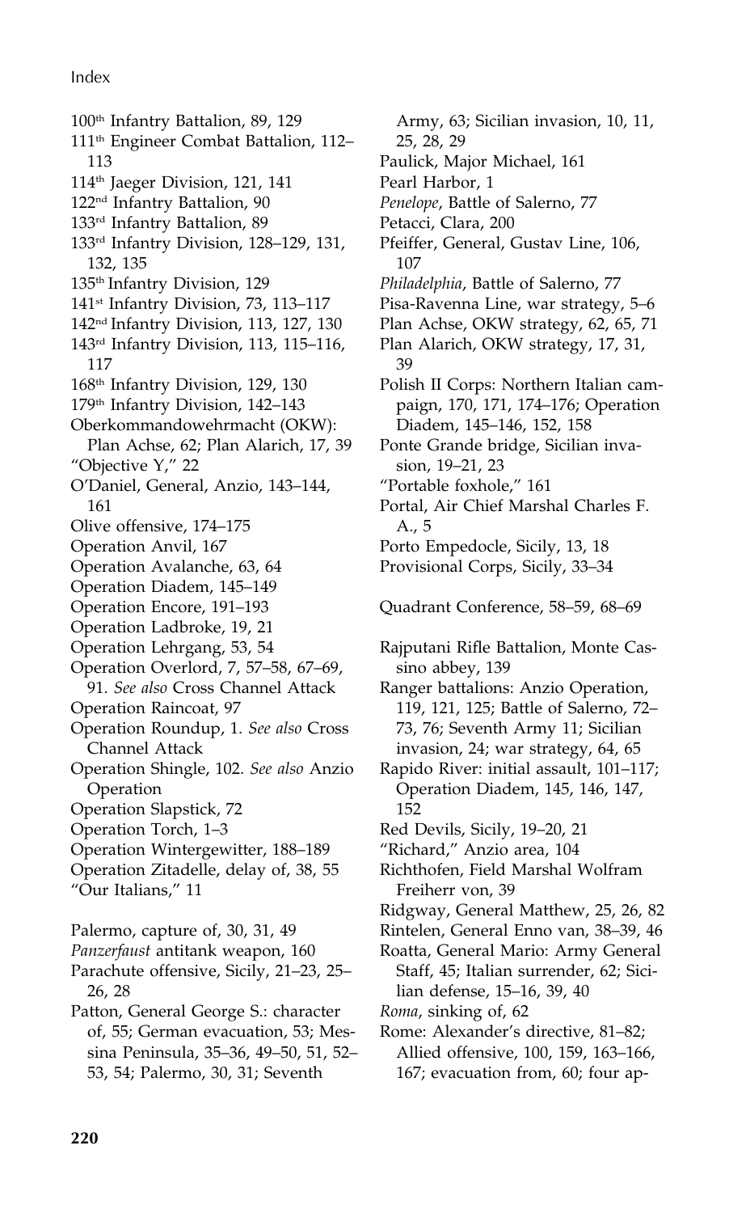100th Infantry Battalion, 89, 129
111th Engineer Combat Battalion, 112–113
114th Jaeger Division, 121, 141
122nd Infantry Battalion, 90
133rd Infantry Battalion, 89
133rd Infantry Division, 128–129, 131, 132, 135
135th Infantry Division, 129
141st Infantry Division, 73, 113–117
142nd Infantry Division, 113, 127, 130
143rd Infantry Division, 113, 115–116, 117
168th Infantry Division, 129, 130
179th Infantry Division, 142–143
Oberkommandowehrmacht (OKW): Plan Achse, 62; Plan Alarich, 17, 39
"Objective Y," 22
O'Daniel, General, Anzio, 143–144, 161
Olive offensive, 174–175
Operation Anvil, 167
Operation Avalanche, 63, 64
Operation Diadem, 145–149
Operation Encore, 191–193
Operation Ladbroke, 19, 21
Operation Lehrgang, 53, 54
Operation Overlord, 7, 57–58, 67–69, 91. *See also* Cross Channel Attack
Operation Raincoat, 97
Operation Roundup, 1. *See also* Cross Channel Attack
Operation Shingle, 102. *See also* Anzio Operation
Operation Slapstick, 72
Operation Torch, 1–3
Operation Wintergewitter, 188–189
Operation Zitadelle, delay of, 38, 55
"Our Italians," 11

Palermo, capture of, 30, 31, 49
*Panzerfaust* antitank weapon, 160
Parachute offensive, Sicily, 21–23, 25–26, 28
Patton, General George S.: character of, 55; German evacuation, 53; Messina Peninsula, 35–36, 49–50, 51, 52–53, 54; Palermo, 30, 31; Seventh Army, 63; Sicilian invasion, 10, 11, 25, 28, 29
Paulick, Major Michael, 161
Pearl Harbor, 1
*Penelope*, Battle of Salerno, 77
Petacci, Clara, 200
Pfeiffer, General, Gustav Line, 106, 107
*Philadelphia*, Battle of Salerno, 77
Pisa-Ravenna Line, war strategy, 5–6
Plan Achse, OKW strategy, 62, 65, 71
Plan Alarich, OKW strategy, 17, 31, 39
Polish II Corps: Northern Italian campaign, 170, 171, 174–176; Operation Diadem, 145–146, 152, 158
Ponte Grande bridge, Sicilian invasion, 19–21, 23
"Portable foxhole," 161
Portal, Air Chief Marshal Charles F. A., 5
Porto Empedocle, Sicily, 13, 18
Provisional Corps, Sicily, 33–34

Quadrant Conference, 58–59, 68–69

Rajputani Rifle Battalion, Monte Cassino abbey, 139
Ranger battalions: Anzio Operation, 119, 121, 125; Battle of Salerno, 72–73, 76; Seventh Army 11; Sicilian invasion, 24; war strategy, 64, 65
Rapido River: initial assault, 101–117; Operation Diadem, 145, 146, 147, 152
Red Devils, Sicily, 19–20, 21
"Richard," Anzio area, 104
Richthofen, Field Marshal Wolfram Freiherr von, 39
Ridgway, General Matthew, 25, 26, 82
Rintelen, General Enno van, 38–39, 46
Roatta, General Mario: Army General Staff, 45; Italian surrender, 62; Sicilian defense, 15–16, 39, 40
*Roma*, sinking of, 62
Rome: Alexander's directive, 81–82; Allied offensive, 100, 159, 163–166, 167; evacuation from, 60; four ap-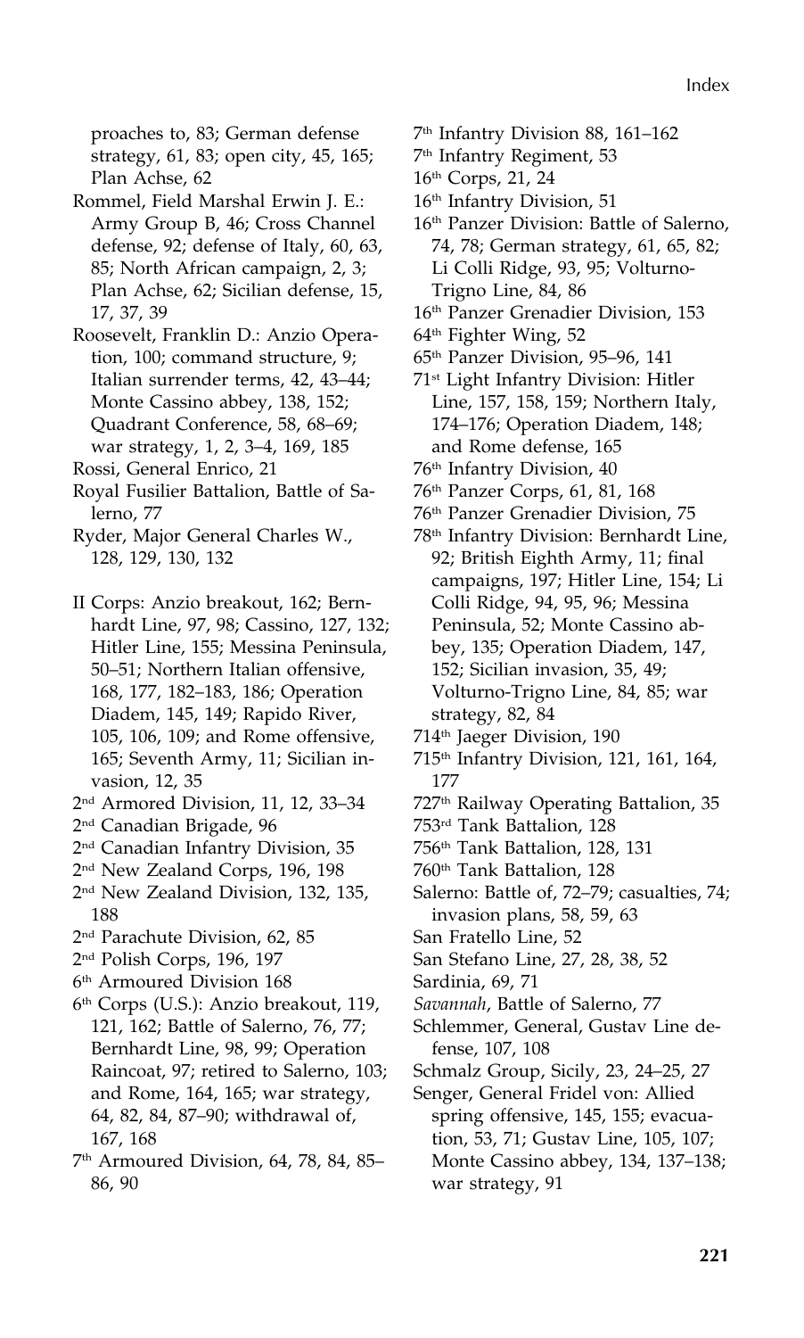proaches to, 83; German defense strategy, 61, 83; open city, 45, 165; Plan Achse, 62

Rommel, Field Marshal Erwin J. E.: Army Group B, 46; Cross Channel defense, 92; defense of Italy, 60, 63, 85; North African campaign, 2, 3; Plan Achse, 62; Sicilian defense, 15, 17, 37, 39

Roosevelt, Franklin D.: Anzio Operation, 100; command structure, 9; Italian surrender terms, 42, 43–44; Monte Cassino abbey, 138, 152; Quadrant Conference, 58, 68–69; war strategy, 1, 2, 3–4, 169, 185

Rossi, General Enrico, 21

Royal Fusilier Battalion, Battle of Salerno, 77

Ryder, Major General Charles W., 128, 129, 130, 132

II Corps: Anzio breakout, 162; Bernhardt Line, 97, 98; Cassino, 127, 132; Hitler Line, 155; Messina Peninsula, 50–51; Northern Italian offensive, 168, 177, 182–183, 186; Operation Diadem, 145, 149; Rapido River, 105, 106, 109; and Rome offensive, 165; Seventh Army, 11; Sicilian invasion, 12, 35

2nd Armored Division, 11, 12, 33–34

2nd Canadian Brigade, 96

2nd Canadian Infantry Division, 35

2nd New Zealand Corps, 196, 198

2nd New Zealand Division, 132, 135, 188

2nd Parachute Division, 62, 85

2nd Polish Corps, 196, 197

6th Armoured Division 168

6th Corps (U.S.): Anzio breakout, 119, 121, 162; Battle of Salerno, 76, 77; Bernhardt Line, 98, 99; Operation Raincoat, 97; retired to Salerno, 103; and Rome, 164, 165; war strategy, 64, 82, 84, 87–90; withdrawal of, 167, 168

7th Armoured Division, 64, 78, 84, 85–86, 90

7th Infantry Division 88, 161–162

7th Infantry Regiment, 53

16th Corps, 21, 24

16th Infantry Division, 51

16th Panzer Division: Battle of Salerno, 74, 78; German strategy, 61, 65, 82; Li Colli Ridge, 93, 95; Volturno-Trigno Line, 84, 86

16th Panzer Grenadier Division, 153

64th Fighter Wing, 52

65th Panzer Division, 95–96, 141

71st Light Infantry Division: Hitler Line, 157, 158, 159; Northern Italy, 174–176; Operation Diadem, 148; and Rome defense, 165

76th Infantry Division, 40

76th Panzer Corps, 61, 81, 168

76th Panzer Grenadier Division, 75

78th Infantry Division: Bernhardt Line, 92; British Eighth Army, 11; final campaigns, 197; Hitler Line, 154; Li Colli Ridge, 94, 95, 96; Messina Peninsula, 52; Monte Cassino abbey, 135; Operation Diadem, 147, 152; Sicilian invasion, 35, 49; Volturno-Trigno Line, 84, 85; war strategy, 82, 84

714th Jaeger Division, 190

715th Infantry Division, 121, 161, 164, 177

727th Railway Operating Battalion, 35

753rd Tank Battalion, 128

756th Tank Battalion, 128, 131

760th Tank Battalion, 128

Salerno: Battle of, 72–79; casualties, 74; invasion plans, 58, 59, 63

San Fratello Line, 52

San Stefano Line, 27, 28, 38, 52

Sardinia, 69, 71

*Savannah*, Battle of Salerno, 77

Schlemmer, General, Gustav Line defense, 107, 108

Schmalz Group, Sicily, 23, 24–25, 27

Senger, General Fridel von: Allied spring offensive, 145, 155; evacuation, 53, 71; Gustav Line, 105, 107; Monte Cassino abbey, 134, 137–138; war strategy, 91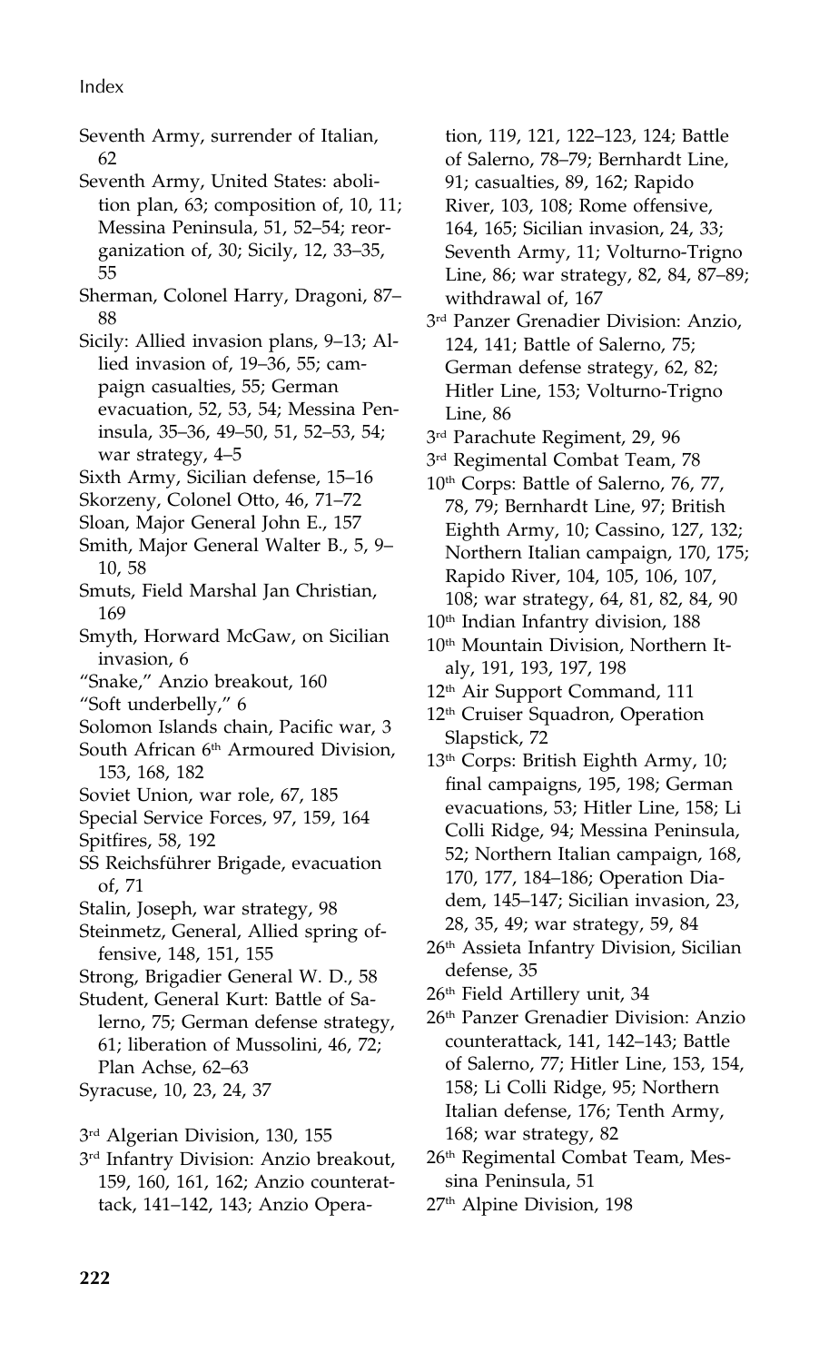Seventh Army, surrender of Italian, 62

Seventh Army, United States: abolition plan, 63; composition of, 10, 11; Messina Peninsula, 51, 52–54; reorganization of, 30; Sicily, 12, 33–35, 55

Sherman, Colonel Harry, Dragoni, 87–88

Sicily: Allied invasion plans, 9–13; Allied invasion of, 19–36, 55; campaign casualties, 55; German evacuation, 52, 53, 54; Messina Peninsula, 35–36, 49–50, 51, 52–53, 54; war strategy, 4–5

Sixth Army, Sicilian defense, 15–16

Skorzeny, Colonel Otto, 46, 71–72

Sloan, Major General John E., 157

Smith, Major General Walter B., 5, 9–10, 58

Smuts, Field Marshal Jan Christian, 169

Smyth, Howard McGaw, on Sicilian invasion, 6

"Snake," Anzio breakout, 160

"Soft underbelly," 6

Solomon Islands chain, Pacific war, 3

South African 6th Armoured Division, 153, 168, 182

Soviet Union, war role, 67, 185

Special Service Forces, 97, 159, 164

Spitfires, 58, 192

SS Reichsführer Brigade, evacuation of, 71

Stalin, Joseph, war strategy, 98

Steinmetz, General, Allied spring offensive, 148, 151, 155

Strong, Brigadier General W. D., 58

Student, General Kurt: Battle of Salerno, 75; German defense strategy, 61; liberation of Mussolini, 46, 72; Plan Achse, 62–63

Syracuse, 10, 23, 24, 37

3rd Algerian Division, 130, 155

3rd Infantry Division: Anzio breakout, 159, 160, 161, 162; Anzio counterattack, 141–142, 143; Anzio Operation, 119, 121, 122–123, 124; Battle of Salerno, 78–79; Bernhardt Line, 91; casualties, 89, 162; Rapido River, 103, 108; Rome offensive, 164, 165; Sicilian invasion, 24, 33; Seventh Army, 11; Volturno-Trigno Line, 86; war strategy, 82, 84, 87–89; withdrawal of, 167

3rd Panzer Grenadier Division: Anzio, 124, 141; Battle of Salerno, 75; German defense strategy, 62, 82; Hitler Line, 153; Volturno-Trigno Line, 86

3rd Parachute Regiment, 29, 96

3rd Regimental Combat Team, 78

10th Corps: Battle of Salerno, 76, 77, 78, 79; Bernhardt Line, 97; British Eighth Army, 10; Cassino, 127, 132; Northern Italian campaign, 170, 175; Rapido River, 104, 105, 106, 107, 108; war strategy, 64, 81, 82, 84, 90

10th Indian Infantry division, 188

10th Mountain Division, Northern Italy, 191, 193, 197, 198

12th Air Support Command, 111

12th Cruiser Squadron, Operation Slapstick, 72

13th Corps: British Eighth Army, 10; final campaigns, 195, 198; German evacuations, 53; Hitler Line, 158; Li Colli Ridge, 94; Messina Peninsula, 52; Northern Italian campaign, 168, 170, 177, 184–186; Operation Diadem, 145–147; Sicilian invasion, 23, 28, 35, 49; war strategy, 59, 84

26th Assieta Infantry Division, Sicilian defense, 35

26th Field Artillery unit, 34

26th Panzer Grenadier Division: Anzio counterattack, 141, 142–143; Battle of Salerno, 77; Hitler Line, 153, 154, 158; Li Colli Ridge, 95; Northern Italian defense, 176; Tenth Army, 168; war strategy, 82

26th Regimental Combat Team, Messina Peninsula, 51

27th Alpine Division, 198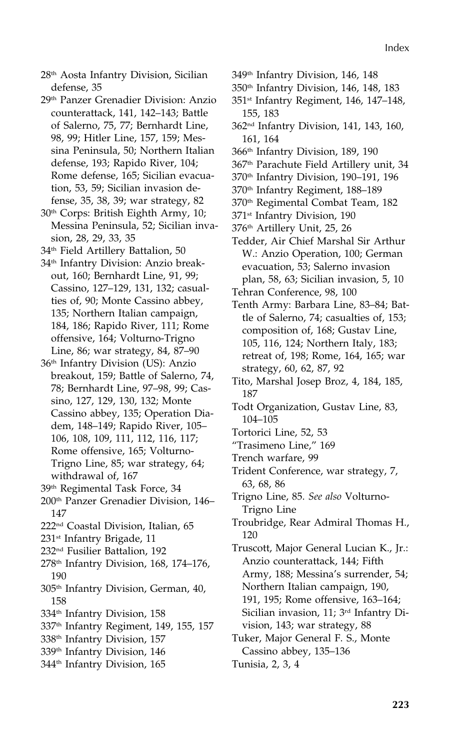28th Aosta Infantry Division, Sicilian defense, 35

29th Panzer Grenadier Division: Anzio counterattack, 141, 142–143; Battle of Salerno, 75, 77; Bernhardt Line, 98, 99; Hitler Line, 157, 159; Messina Peninsula, 50; Northern Italian defense, 193; Rapido River, 104; Rome defense, 165; Sicilian evacuation, 53, 59; Sicilian invasion defense, 35, 38, 39; war strategy, 82

30th Corps: British Eighth Army, 10; Messina Peninsula, 52; Sicilian invasion, 28, 29, 33, 35

34th Field Artillery Battalion, 50

34th Infantry Division: Anzio breakout, 160; Bernhardt Line, 91, 99; Cassino, 127–129, 131, 132; casualties of, 90; Monte Cassino abbey, 135; Northern Italian campaign, 184, 186; Rapido River, 111; Rome offensive, 164; Volturno-Trigno Line, 86; war strategy, 84, 87–90

36th Infantry Division (US): Anzio breakout, 159; Battle of Salerno, 74, 78; Bernhardt Line, 97–98, 99; Cassino, 127, 129, 130, 132; Monte Cassino abbey, 135; Operation Diadem, 148–149; Rapido River, 105–106, 108, 109, 111, 112, 116, 117; Rome offensive, 165; Volturno-Trigno Line, 85; war strategy, 64; withdrawal of, 167

39th Regimental Task Force, 34

200th Panzer Grenadier Division, 146–147

222nd Coastal Division, Italian, 65

231st Infantry Brigade, 11

232nd Fusilier Battalion, 192

278th Infantry Division, 168, 174–176, 190

305th Infantry Division, German, 40, 158

334th Infantry Division, 158

337th Infantry Regiment, 149, 155, 157

338th Infantry Division, 157

339th Infantry Division, 146

344th Infantry Division, 165

349th Infantry Division, 146, 148

350th Infantry Division, 146, 148, 183

351st Infantry Regiment, 146, 147–148, 155, 183

362nd Infantry Division, 141, 143, 160, 161, 164

366th Infantry Division, 189, 190

367th Parachute Field Artillery unit, 34

370th Infantry Division, 190–191, 196

370th Infantry Regiment, 188–189

370th Regimental Combat Team, 182

371st Infantry Division, 190

376th Artillery Unit, 25, 26

Tedder, Air Chief Marshal Sir Arthur W.: Anzio Operation, 100; German evacuation, 53; Salerno invasion plan, 58, 63; Sicilian invasion, 5, 10

Tehran Conference, 98, 100

Tenth Army: Barbara Line, 83–84; Battle of Salerno, 74; casualties of, 153; composition of, 168; Gustav Line, 105, 116, 124; Northern Italy, 183; retreat of, 198; Rome, 164, 165; war strategy, 60, 62, 87, 92

Tito, Marshal Josep Broz, 4, 184, 185, 187

Todt Organization, Gustav Line, 83, 104–105

Tortorici Line, 52, 53

"Trasimeno Line," 169

Trench warfare, 99

Trident Conference, war strategy, 7, 63, 68, 86

Trigno Line, 85. *See also* Volturno-Trigno Line

Troubridge, Rear Admiral Thomas H., 120

Truscott, Major General Lucian K., Jr.: Anzio counterattack, 144; Fifth Army, 188; Messina's surrender, 54; Northern Italian campaign, 190, 191, 195; Rome offensive, 163–164; Sicilian invasion, 11; 3rd Infantry Division, 143; war strategy, 88

Tuker, Major General F. S., Monte Cassino abbey, 135–136

Tunisia, 2, 3, 4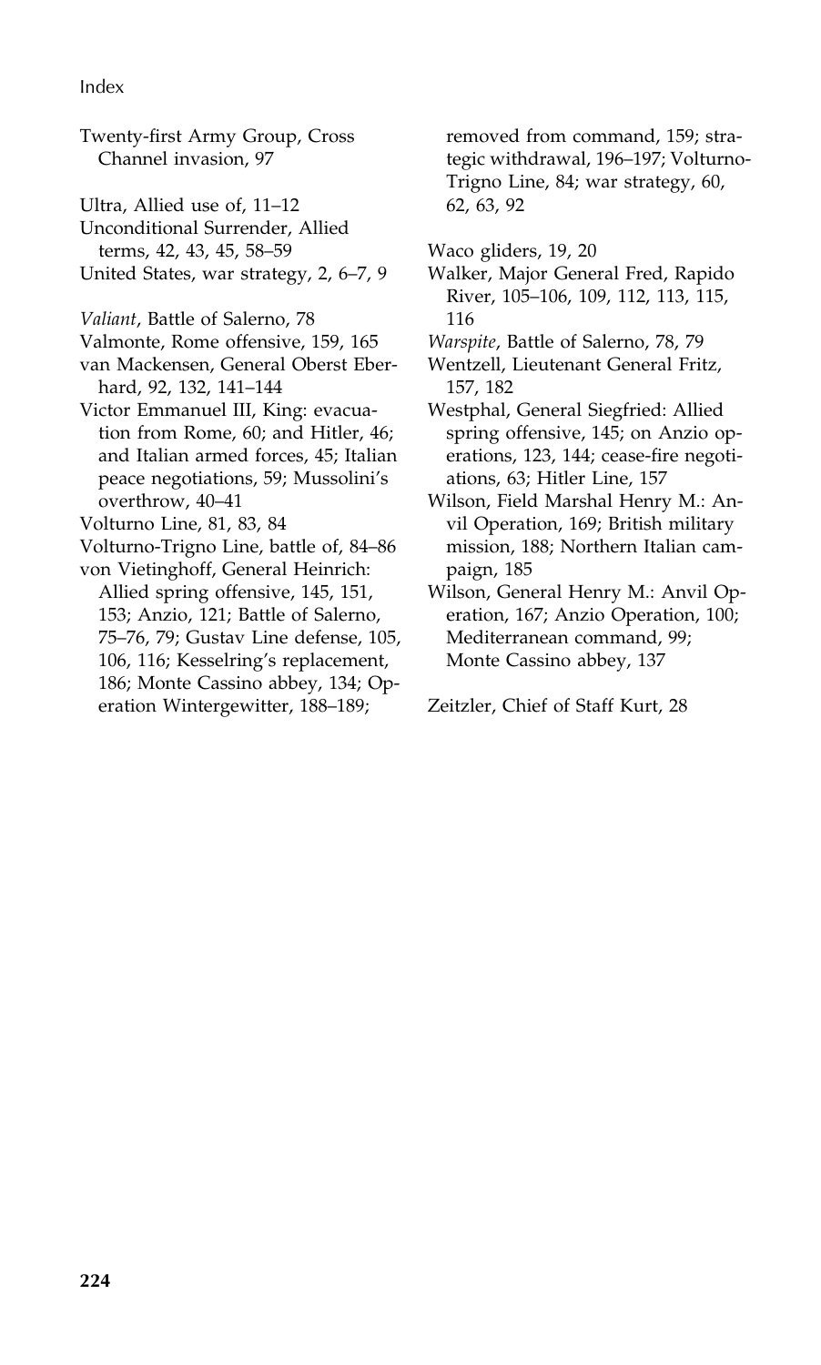Twenty-first Army Group, Cross Channel invasion, 97

Ultra, Allied use of, 11–12
Unconditional Surrender, Allied terms, 42, 43, 45, 58–59
United States, war strategy, 2, 6–7, 9

*Valiant*, Battle of Salerno, 78
Valmonte, Rome offensive, 159, 165
van Mackensen, General Oberst Eberhard, 92, 132, 141–144
Victor Emmanuel III, King: evacuation from Rome, 60; and Hitler, 46; and Italian armed forces, 45; Italian peace negotiations, 59; Mussolini's overthrow, 40–41
Volturno Line, 81, 83, 84
Volturno-Trigno Line, battle of, 84–86
von Vietinghoff, General Heinrich: Allied spring offensive, 145, 151, 153; Anzio, 121; Battle of Salerno, 75–76, 79; Gustav Line defense, 105, 106, 116; Kesselring's replacement, 186; Monte Cassino abbey, 134; Operation Wintergewitter, 188–189; removed from command, 159; strategic withdrawal, 196–197; Volturno-Trigno Line, 84; war strategy, 60, 62, 63, 92

Waco gliders, 19, 20
Walker, Major General Fred, Rapido River, 105–106, 109, 112, 113, 115, 116
*Warspite*, Battle of Salerno, 78, 79
Wentzell, Lieutenant General Fritz, 157, 182
Westphal, General Siegfried: Allied spring offensive, 145; on Anzio operations, 123, 144; cease-fire negotiations, 63; Hitler Line, 157
Wilson, Field Marshal Henry M.: Anvil Operation, 169; British military mission, 188; Northern Italian campaign, 185
Wilson, General Henry M.: Anvil Operation, 167; Anzio Operation, 100; Mediterranean command, 99; Monte Cassino abbey, 137

Zeitzler, Chief of Staff Kurt, 28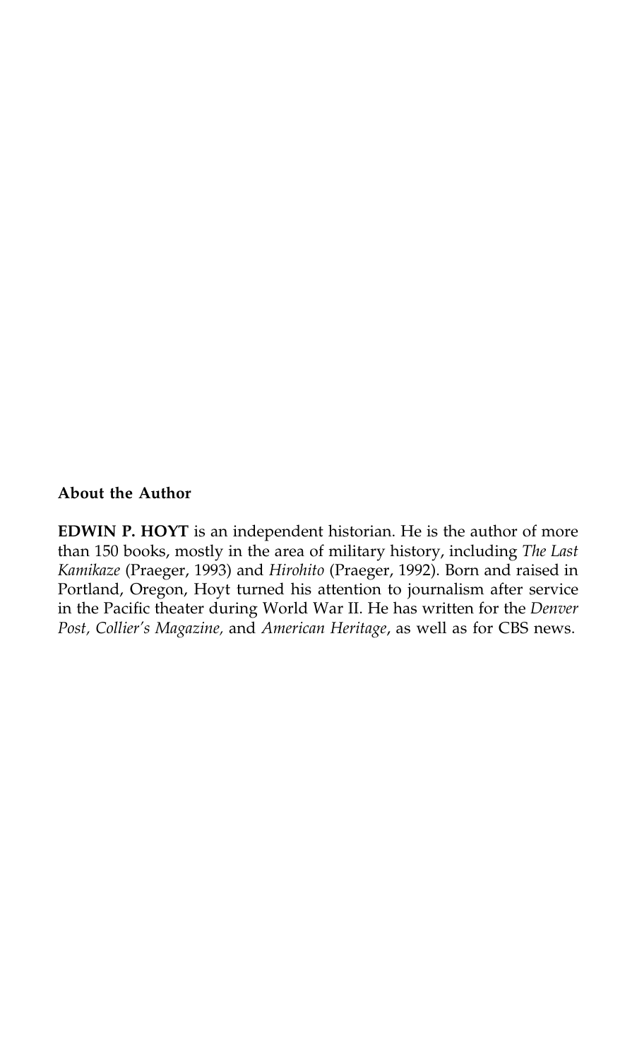**About the Author**

**EDWIN P. HOYT** is an independent historian. He is the author of more than 150 books, mostly in the area of military history, including *The Last Kamikaze* (Praeger, 1993) and *Hirohito* (Praeger, 1992). Born and raised in Portland, Oregon, Hoyt turned his attention to journalism after service in the Pacific theater during World War II. He has written for the *Denver Post, Collier's Magazine,* and *American Heritage*, as well as for CBS news.